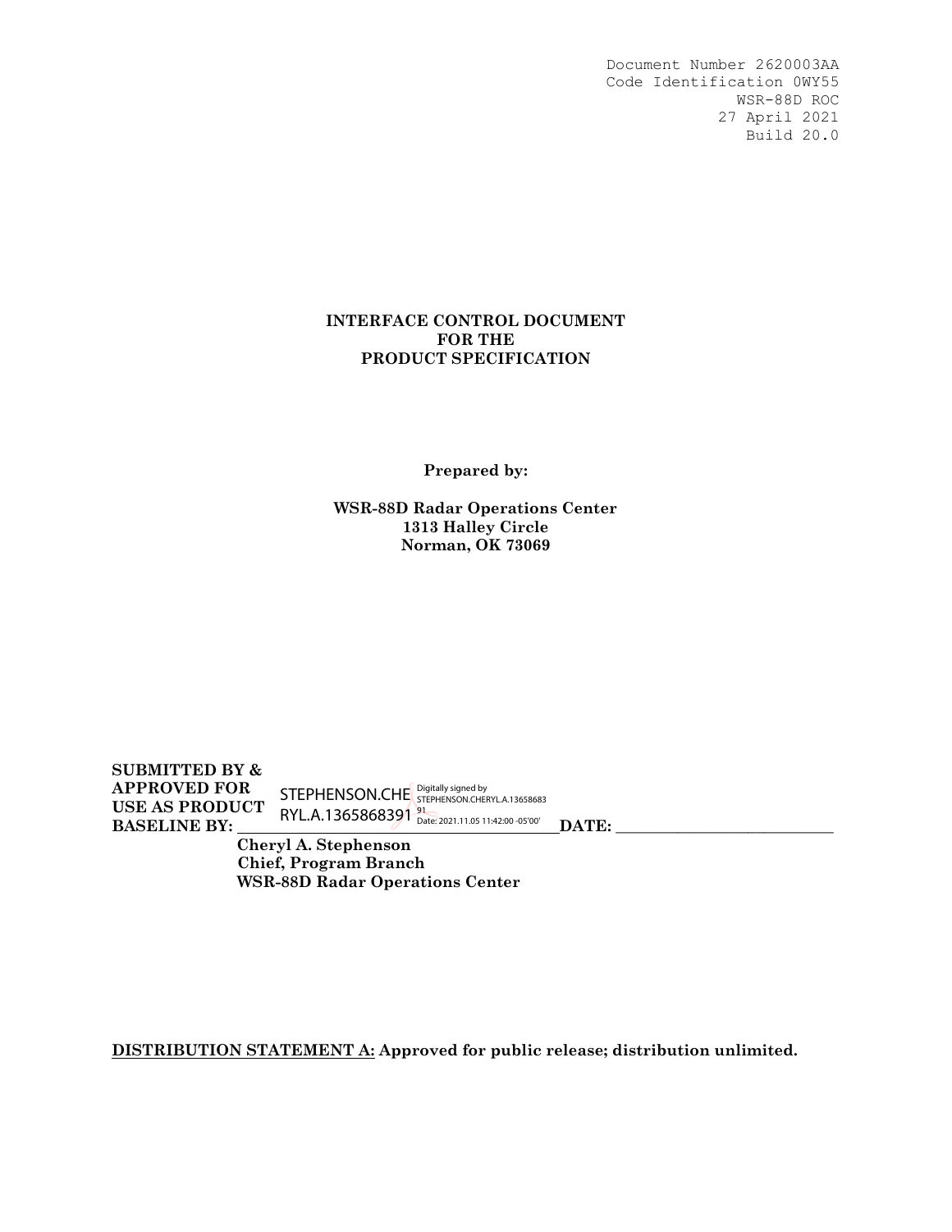Document Number 2620003AA
Code Identification 0WY55
WSR-88D ROC
27 April 2021
Build 20.0

# INTERFACE CONTROL DOCUMENT FOR THE PRODUCT SPECIFICATION

**Prepared by:**

**WSR-88D Radar Operations Center**
**1313 Halley Circle**
**Norman, OK 73069**

**SUBMITTED BY & APPROVED FOR USE AS PRODUCT BASELINE BY:** STEPHENSON.CHERYL.A.1365868391 Digitally signed by STEPHENSON.CHERYL.A.1365868391 Date: 2021.11.05 11:42:00 -05'00' **DATE:** ____________________

**Cheryl A. Stephenson**
**Chief, Program Branch**
**WSR-88D Radar Operations Center**

**DISTRIBUTION STATEMENT A: Approved for public release; distribution unlimited.**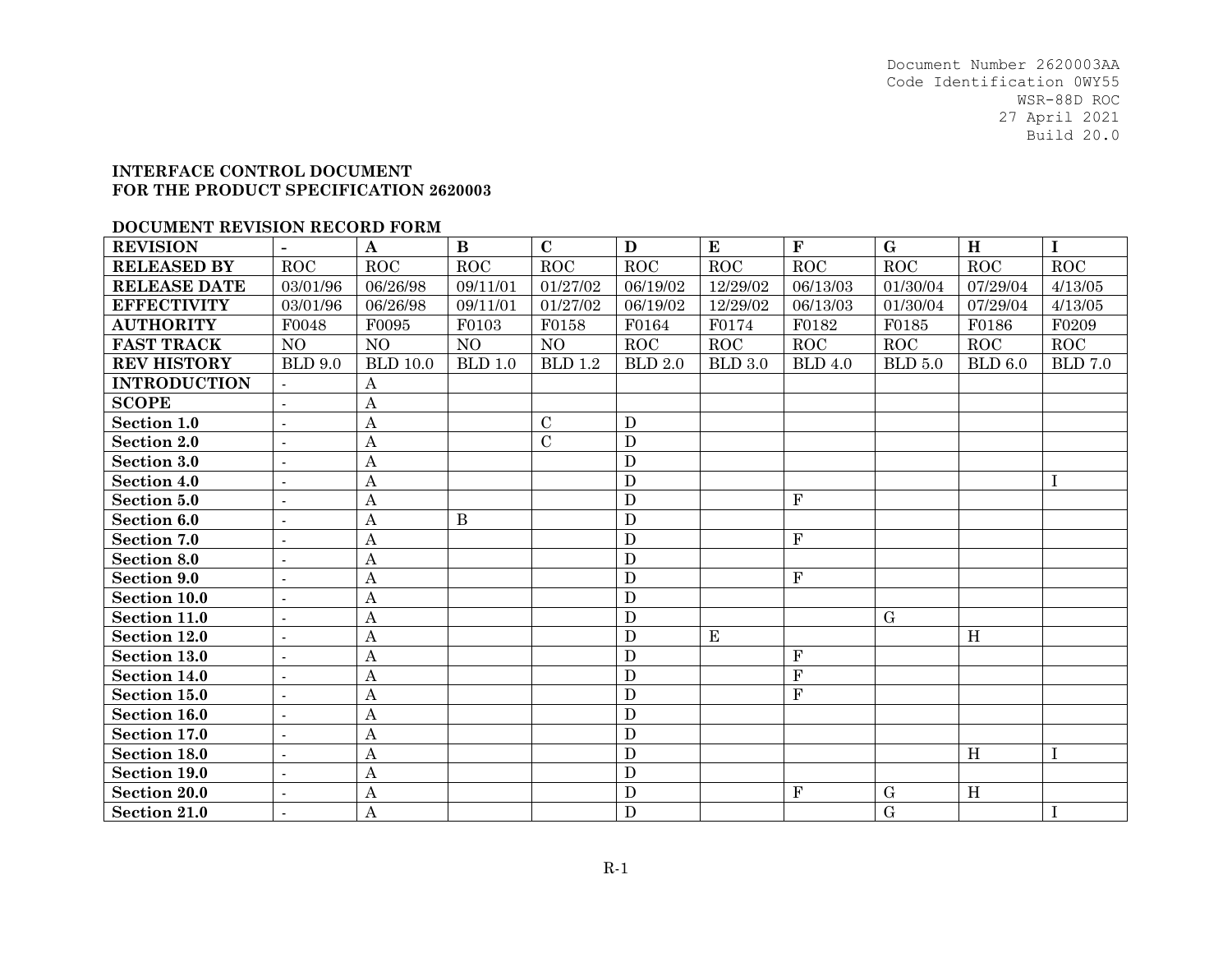Document Number 2620003AA
Code Identification 0WY55
WSR-88D ROC
27 April 2021
Build 20.0

**INTERFACE CONTROL DOCUMENT**
**FOR THE PRODUCT SPECIFICATION 2620003**

**DOCUMENT REVISION RECORD FORM**

| **REVISION** | - | **A** | **B** | **C** | **D** | **E** | **F** | **G** | **H** | **I** |
|---|---|---|---|---|---|---|---|---|---|---|
| **RELEASED BY** | ROC | ROC | ROC | ROC | ROC | ROC | ROC | ROC | ROC | ROC |
| **RELEASE DATE** | 03/01/96 | 06/26/98 | 09/11/01 | 01/27/02 | 06/19/02 | 12/29/02 | 06/13/03 | 01/30/04 | 07/29/04 | 4/13/05 |
| **EFFECTIVITY** | 03/01/96 | 06/26/98 | 09/11/01 | 01/27/02 | 06/19/02 | 12/29/02 | 06/13/03 | 01/30/04 | 07/29/04 | 4/13/05 |
| **AUTHORITY** | F0048 | F0095 | F0103 | F0158 | F0164 | F0174 | F0182 | F0185 | F0186 | F0209 |
| **FAST TRACK** | NO | NO | NO | NO | ROC | ROC | ROC | ROC | ROC | ROC |
| **REV HISTORY** | BLD 9.0 | BLD 10.0 | BLD 1.0 | BLD 1.2 | BLD 2.0 | BLD 3.0 | BLD 4.0 | BLD 5.0 | BLD 6.0 | BLD 7.0 |
| **INTRODUCTION** | - | A | | | | | | | | |
| **SCOPE** | - | A | | | | | | | | |
| **Section 1.0** | - | A | | C | D | | | | | |
| **Section 2.0** | - | A | | C | D | | | | | |
| **Section 3.0** | - | A | | | D | | | | | |
| **Section 4.0** | - | A | | | D | | | | | I |
| **Section 5.0** | - | A | | | D | | F | | | |
| **Section 6.0** | - | A | B | | D | | | | | |
| **Section 7.0** | - | A | | | D | | F | | | |
| **Section 8.0** | - | A | | | D | | | | | |
| **Section 9.0** | - | A | | | D | | F | | | |
| **Section 10.0** | - | A | | | D | | | | | |
| **Section 11.0** | - | A | | | D | | | G | | |
| **Section 12.0** | - | A | | | D | E | | | H | |
| **Section 13.0** | - | A | | | D | | F | | | |
| **Section 14.0** | - | A | | | D | | F | | | |
| **Section 15.0** | - | A | | | D | | F | | | |
| **Section 16.0** | - | A | | | D | | | | | |
| **Section 17.0** | - | A | | | D | | | | | |
| **Section 18.0** | - | A | | | D | | | | H | I |
| **Section 19.0** | - | A | | | D | | | | | |
| **Section 20.0** | - | A | | | D | | F | G | H | |
| **Section 21.0** | - | A | | | D | | | G | | I |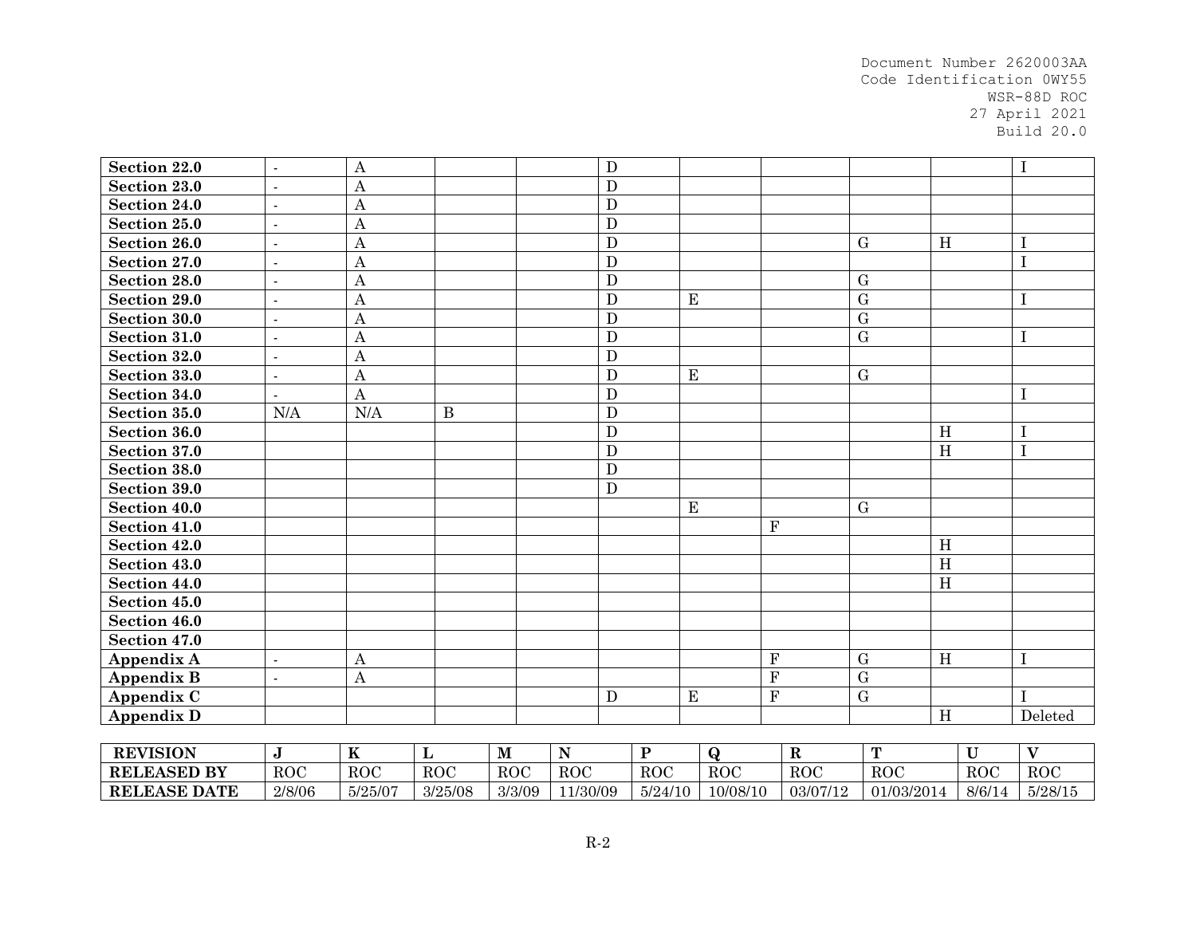| | | | | | | | | | | |
|---|---|---|---|---|---|---|---|---|---|---|
| **Section 22.0** | - | A | | | D | | | | | I |
| **Section 23.0** | - | A | | | D | | | | | |
| **Section 24.0** | - | A | | | D | | | | | |
| **Section 25.0** | - | A | | | D | | | | | |
| **Section 26.0** | - | A | | | D | | | G | H | I |
| **Section 27.0** | - | A | | | D | | | | | I |
| **Section 28.0** | - | A | | | D | | | G | | |
| **Section 29.0** | - | A | | | D | E | | G | | I |
| **Section 30.0** | - | A | | | D | | | G | | |
| **Section 31.0** | - | A | | | D | | | G | | I |
| **Section 32.0** | - | A | | | D | | | | | |
| **Section 33.0** | - | A | | | D | E | | G | | |
| **Section 34.0** | - | A | | | D | | | | | I |
| **Section 35.0** | N/A | N/A | B | | D | | | | | |
| **Section 36.0** | | | | | D | | | | H | I |
| **Section 37.0** | | | | | D | | | | H | I |
| **Section 38.0** | | | | | D | | | | | |
| **Section 39.0** | | | | | D | | | | | |
| **Section 40.0** | | | | | | E | | G | | |
| **Section 41.0** | | | | | | | F | | | |
| **Section 42.0** | | | | | | | | | H | |
| **Section 43.0** | | | | | | | | | H | |
| **Section 44.0** | | | | | | | | | H | |
| **Section 45.0** | | | | | | | | | | |
| **Section 46.0** | | | | | | | | | | |
| **Section 47.0** | | | | | | | | | | |
| **Appendix A** | - | A | | | | | F | G | H | I |
| **Appendix B** | - | A | | | | | F | G | | |
| **Appendix C** | | | | | D | E | F | G | | I |
| **Appendix D** | | | | | | | | | H | Deleted |

| **REVISION** | **J** | **K** | **L** | **M** | **N** | **P** | **Q** | **R** | **T** | **U** | **V** |
|---|---|---|---|---|---|---|---|---|---|---|---|
| **RELEASED BY** | ROC | ROC | ROC | ROC | ROC | ROC | ROC | ROC | ROC | ROC | ROC |
| **RELEASE DATE** | 2/8/06 | 5/25/07 | 3/25/08 | 3/3/09 | 11/30/09 | 5/24/10 | 10/08/10 | 03/07/12 | 01/03/2014 | 8/6/14 | 5/28/15 |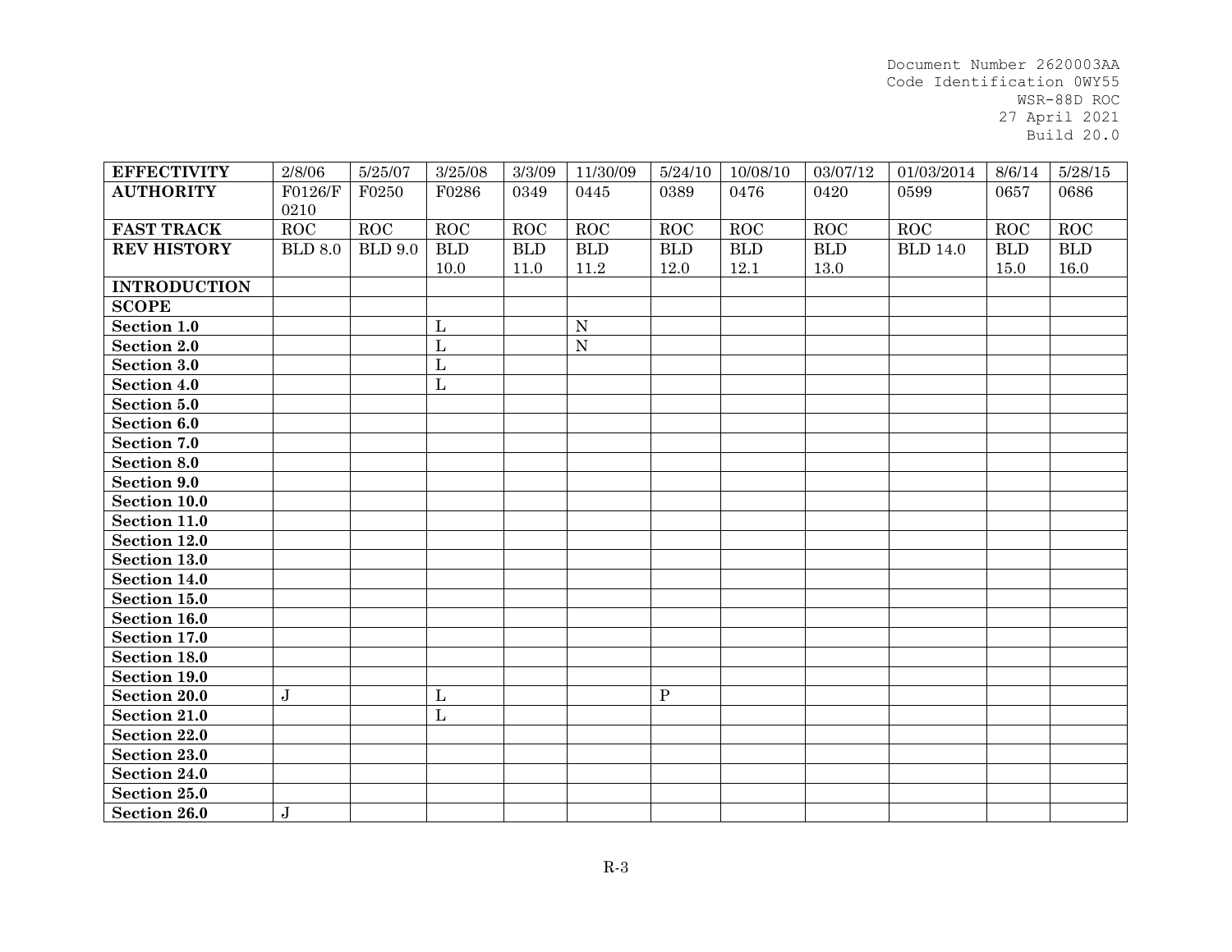| EFFECTIVITY | 2/8/06 | 5/25/07 | 3/25/08 | 3/3/09 | 11/30/09 | 5/24/10 | 10/08/10 | 03/07/12 | 01/03/2014 | 8/6/14 | 5/28/15 |
|---|---|---|---|---|---|---|---|---|---|---|---|
| **AUTHORITY** | F0126/F 0210 | F0250 | F0286 | 0349 | 0445 | 0389 | 0476 | 0420 | 0599 | 0657 | 0686 |
| **FAST TRACK** | ROC | ROC | ROC | ROC | ROC | ROC | ROC | ROC | ROC | ROC | ROC |
| **REV HISTORY** | BLD 8.0 | BLD 9.0 | BLD 10.0 | BLD 11.0 | BLD 11.2 | BLD 12.0 | BLD 12.1 | BLD 13.0 | BLD 14.0 | BLD 15.0 | BLD 16.0 |
| **INTRODUCTION** | | | | | | | | | | | |
| **SCOPE** | | | | | | | | | | | |
| **Section 1.0** | | | L | | N | | | | | | |
| **Section 2.0** | | | L | | N | | | | | | |
| **Section 3.0** | | | L | | | | | | | | |
| **Section 4.0** | | | L | | | | | | | | |
| **Section 5.0** | | | | | | | | | | | |
| **Section 6.0** | | | | | | | | | | | |
| **Section 7.0** | | | | | | | | | | | |
| **Section 8.0** | | | | | | | | | | | |
| **Section 9.0** | | | | | | | | | | | |
| **Section 10.0** | | | | | | | | | | | |
| **Section 11.0** | | | | | | | | | | | |
| **Section 12.0** | | | | | | | | | | | |
| **Section 13.0** | | | | | | | | | | | |
| **Section 14.0** | | | | | | | | | | | |
| **Section 15.0** | | | | | | | | | | | |
| **Section 16.0** | | | | | | | | | | | |
| **Section 17.0** | | | | | | | | | | | |
| **Section 18.0** | | | | | | | | | | | |
| **Section 19.0** | | | | | | | | | | | |
| **Section 20.0** | J | | L | | | P | | | | | |
| **Section 21.0** | | | L | | | | | | | | |
| **Section 22.0** | | | | | | | | | | | |
| **Section 23.0** | | | | | | | | | | | |
| **Section 24.0** | | | | | | | | | | | |
| **Section 25.0** | | | | | | | | | | | |
| **Section 26.0** | J | | | | | | | | | | |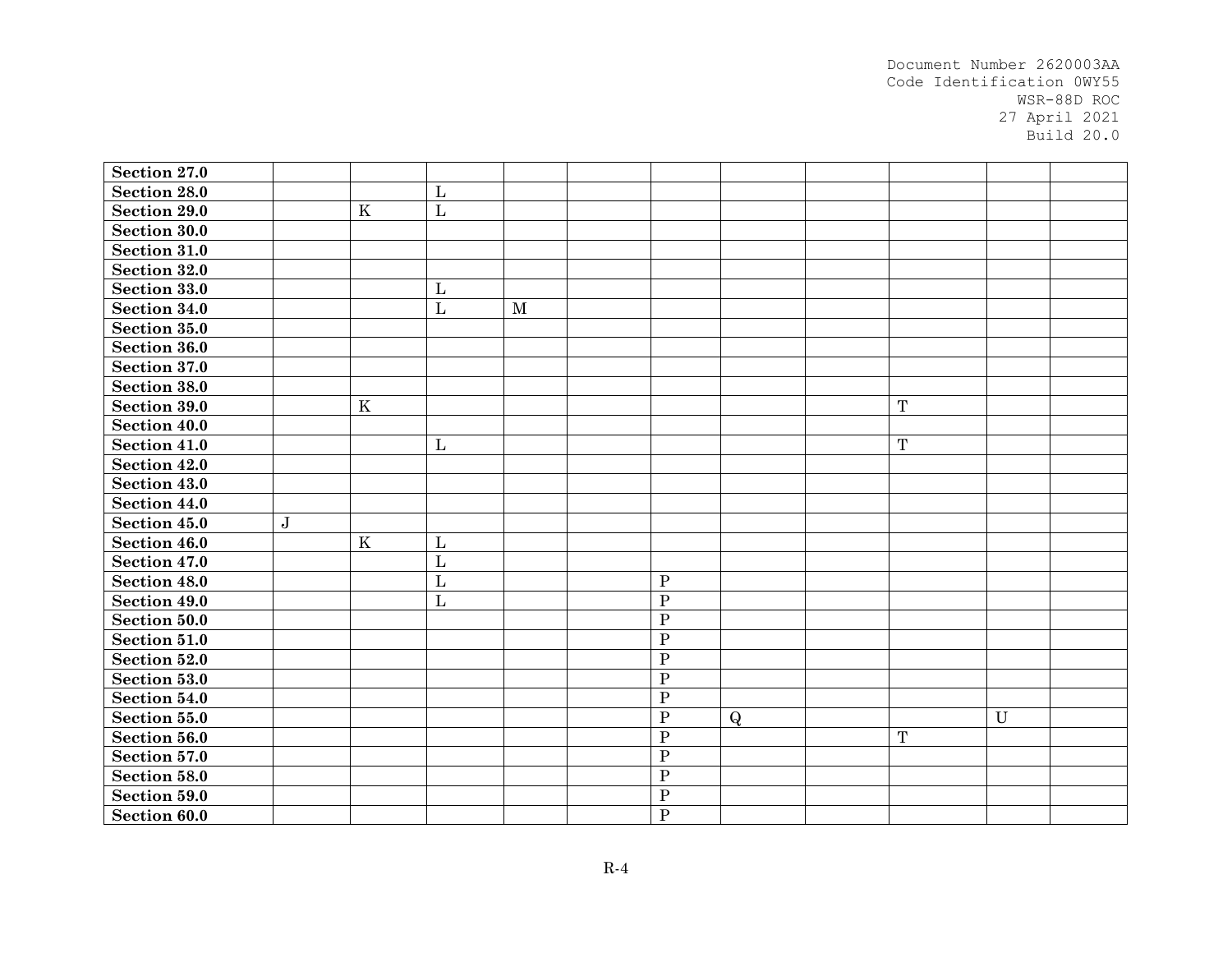| | | | | | | | | | | | |
|---|---|---|---|---|---|---|---|---|---|---|---|
| **Section 27.0** | | | | | | | | | | | |
| **Section 28.0** | | | L | | | | | | | | |
| **Section 29.0** | | K | L | | | | | | | | |
| **Section 30.0** | | | | | | | | | | | |
| **Section 31.0** | | | | | | | | | | | |
| **Section 32.0** | | | | | | | | | | | |
| **Section 33.0** | | | L | | | | | | | | |
| **Section 34.0** | | | L | M | | | | | | | |
| **Section 35.0** | | | | | | | | | | | |
| **Section 36.0** | | | | | | | | | | | |
| **Section 37.0** | | | | | | | | | | | |
| **Section 38.0** | | | | | | | | | | | |
| **Section 39.0** | | K | | | | | | | T | | |
| **Section 40.0** | | | | | | | | | | | |
| **Section 41.0** | | | L | | | | | | T | | |
| **Section 42.0** | | | | | | | | | | | |
| **Section 43.0** | | | | | | | | | | | |
| **Section 44.0** | | | | | | | | | | | |
| **Section 45.0** | J | | | | | | | | | | |
| **Section 46.0** | | K | L | | | | | | | | |
| **Section 47.0** | | | L | | | | | | | | |
| **Section 48.0** | | | L | | | P | | | | | |
| **Section 49.0** | | | L | | | P | | | | | |
| **Section 50.0** | | | | | | P | | | | | |
| **Section 51.0** | | | | | | P | | | | | |
| **Section 52.0** | | | | | | P | | | | | |
| **Section 53.0** | | | | | | P | | | | | |
| **Section 54.0** | | | | | | P | | | | | |
| **Section 55.0** | | | | | | P | Q | | | U | |
| **Section 56.0** | | | | | | P | | | T | | |
| **Section 57.0** | | | | | | P | | | | | |
| **Section 58.0** | | | | | | P | | | | | |
| **Section 59.0** | | | | | | P | | | | | |
| **Section 60.0** | | | | | | P | | | | | |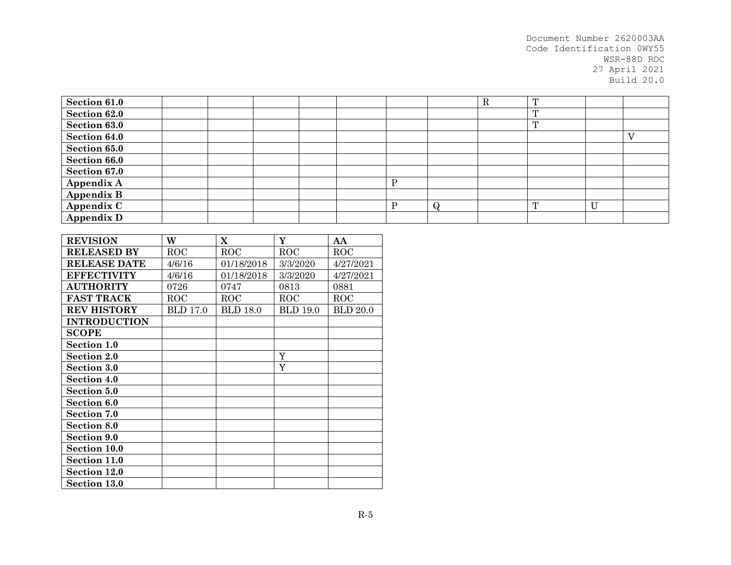| | | | | | | | | | | | |
|---|---|---|---|---|---|---|---|---|---|---|---|
| **Section 61.0** | | | | | | | | R | T | | |
| **Section 62.0** | | | | | | | | | T | | |
| **Section 63.0** | | | | | | | | | T | | |
| **Section 64.0** | | | | | | | | | | | V |
| **Section 65.0** | | | | | | | | | | | |
| **Section 66.0** | | | | | | | | | | | |
| **Section 67.0** | | | | | | | | | | | |
| **Appendix A** | | | | | | P | | | | | |
| **Appendix B** | | | | | | | | | | | |
| **Appendix C** | | | | | | P | Q | | T | U | |
| **Appendix D** | | | | | | | | | | | |

| **REVISION** | **W** | **X** | **Y** | **AA** |
|---|---|---|---|---|
| **RELEASED BY** | ROC | ROC | ROC | ROC |
| **RELEASE DATE** | 4/6/16 | 01/18/2018 | 3/3/2020 | 4/27/2021 |
| **EFFECTIVITY** | 4/6/16 | 01/18/2018 | 3/3/2020 | 4/27/2021 |
| **AUTHORITY** | 0726 | 0747 | 0813 | 0881 |
| **FAST TRACK** | ROC | ROC | ROC | ROC |
| **REV HISTORY** | BLD 17.0 | BLD 18.0 | BLD 19.0 | BLD 20.0 |
| **INTRODUCTION** | | | | |
| **SCOPE** | | | | |
| **Section 1.0** | | | | |
| **Section 2.0** | | | Y | |
| **Section 3.0** | | | Y | |
| **Section 4.0** | | | | |
| **Section 5.0** | | | | |
| **Section 6.0** | | | | |
| **Section 7.0** | | | | |
| **Section 8.0** | | | | |
| **Section 9.0** | | | | |
| **Section 10.0** | | | | |
| **Section 11.0** | | | | |
| **Section 12.0** | | | | |
| **Section 13.0** | | | | |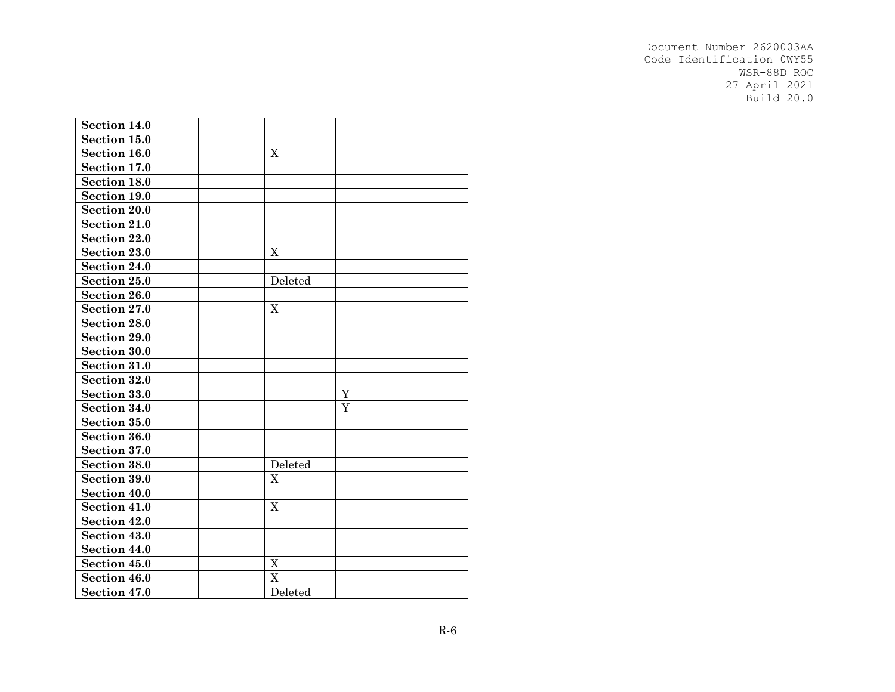| | | | | |
|---|---|---|---|---|
| **Section 14.0** | | | | |
| **Section 15.0** | | | | |
| **Section 16.0** | | X | | |
| **Section 17.0** | | | | |
| **Section 18.0** | | | | |
| **Section 19.0** | | | | |
| **Section 20.0** | | | | |
| **Section 21.0** | | | | |
| **Section 22.0** | | | | |
| **Section 23.0** | | X | | |
| **Section 24.0** | | | | |
| **Section 25.0** | | Deleted | | |
| **Section 26.0** | | | | |
| **Section 27.0** | | X | | |
| **Section 28.0** | | | | |
| **Section 29.0** | | | | |
| **Section 30.0** | | | | |
| **Section 31.0** | | | | |
| **Section 32.0** | | | | |
| **Section 33.0** | | | Y | |
| **Section 34.0** | | | Y | |
| **Section 35.0** | | | | |
| **Section 36.0** | | | | |
| **Section 37.0** | | | | |
| **Section 38.0** | | Deleted | | |
| **Section 39.0** | | X | | |
| **Section 40.0** | | | | |
| **Section 41.0** | | X | | |
| **Section 42.0** | | | | |
| **Section 43.0** | | | | |
| **Section 44.0** | | | | |
| **Section 45.0** | | X | | |
| **Section 46.0** | | X | | |
| **Section 47.0** | | Deleted | | |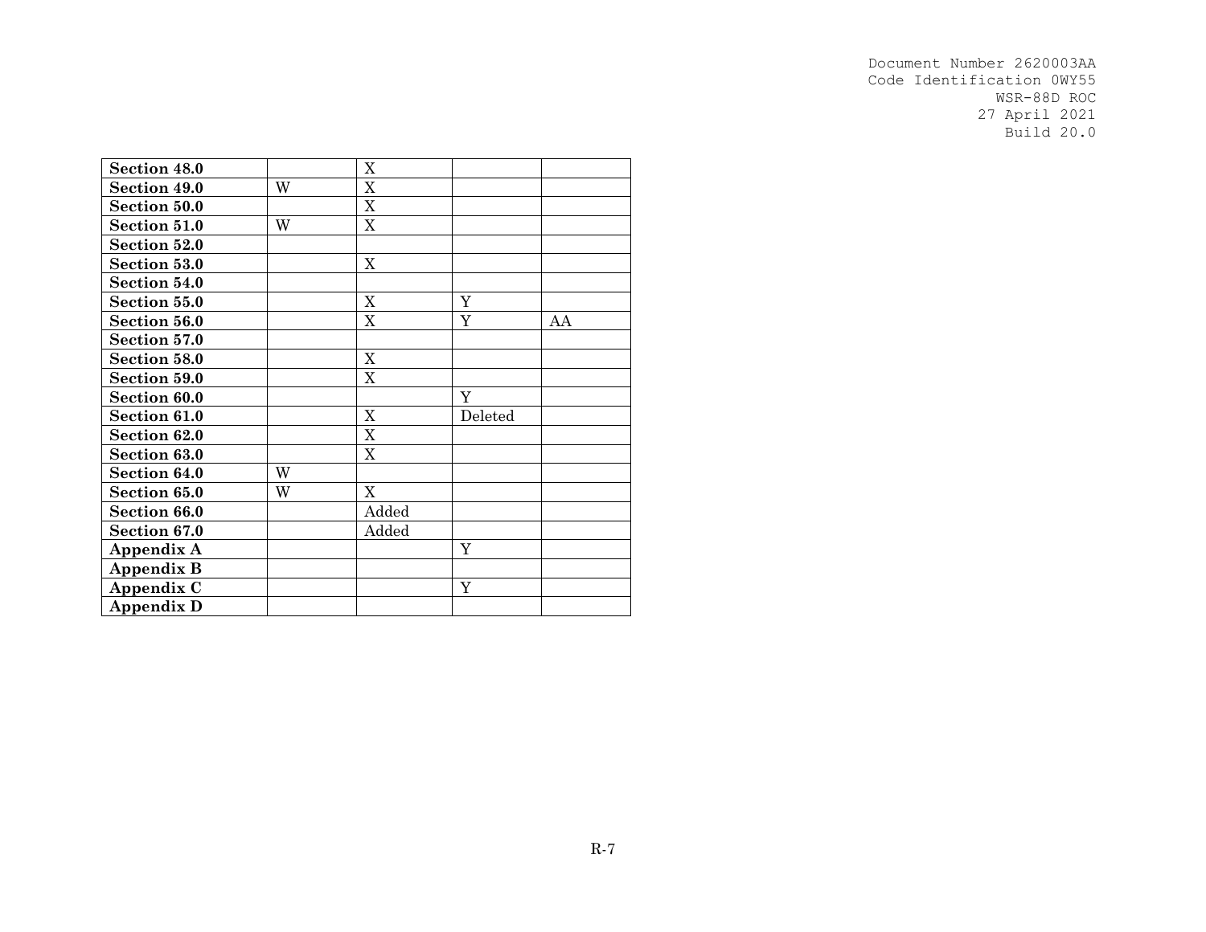| **Section 48.0** | | X | | |
|---|---|---|---|---|
| **Section 49.0** | W | X | | |
| **Section 50.0** | | X | | |
| **Section 51.0** | W | X | | |
| **Section 52.0** | | | | |
| **Section 53.0** | | X | | |
| **Section 54.0** | | | | |
| **Section 55.0** | | X | Y | |
| **Section 56.0** | | X | Y | AA |
| **Section 57.0** | | | | |
| **Section 58.0** | | X | | |
| **Section 59.0** | | X | | |
| **Section 60.0** | | | Y | |
| **Section 61.0** | | X | Deleted | |
| **Section 62.0** | | X | | |
| **Section 63.0** | | X | | |
| **Section 64.0** | W | | | |
| **Section 65.0** | W | X | | |
| **Section 66.0** | | Added | | |
| **Section 67.0** | | Added | | |
| **Appendix A** | | | Y | |
| **Appendix B** | | | | |
| **Appendix C** | | | Y | |
| **Appendix D** | | | | |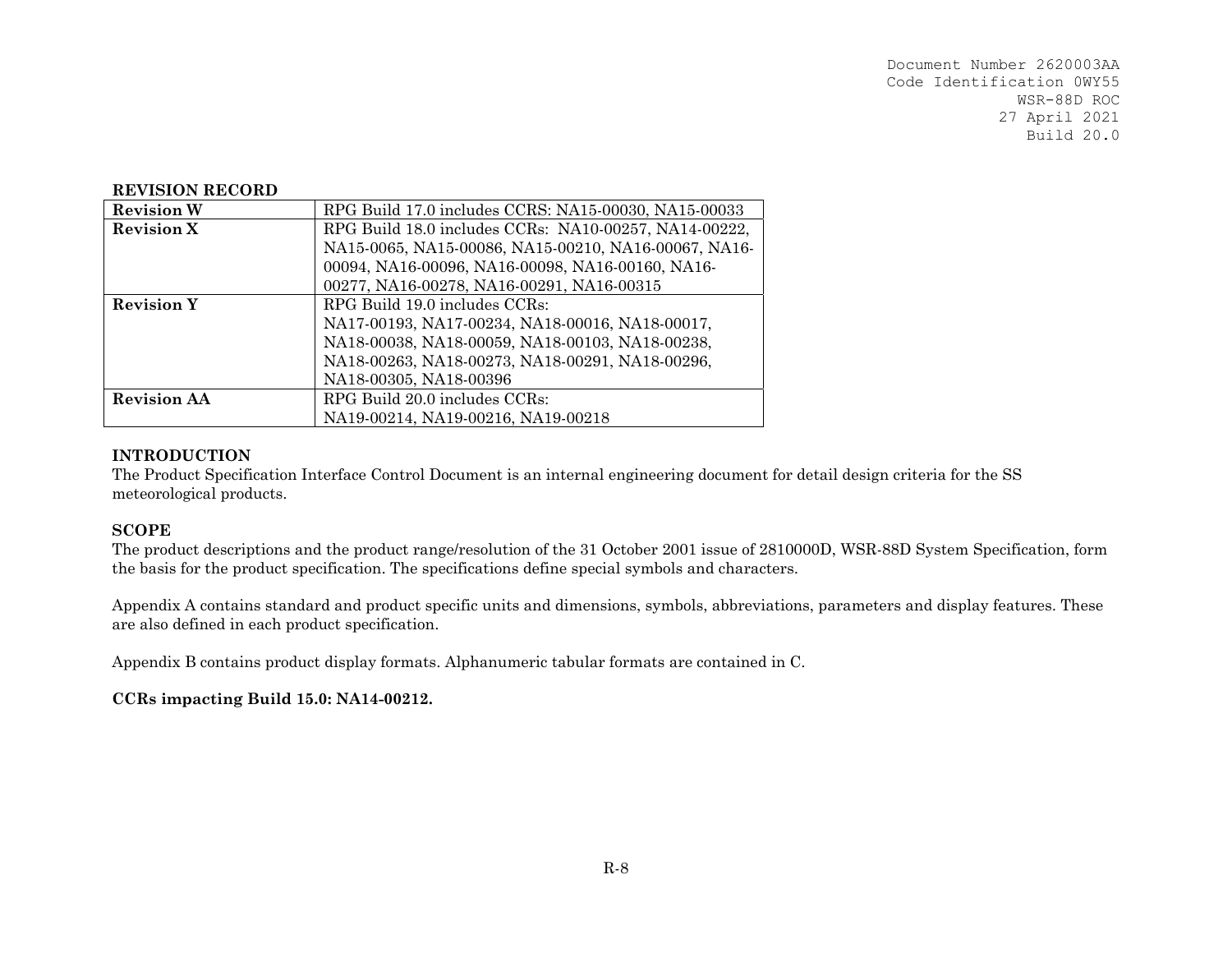**REVISION RECORD**

| Revision W | RPG Build 17.0 includes CCRS: NA15-00030, NA15-00033 |
|---|---|
| **Revision X** | RPG Build 18.0 includes CCRs: NA10-00257, NA14-00222, NA15-0065, NA15-00086, NA15-00210, NA16-00067, NA16-00094, NA16-00096, NA16-00098, NA16-00160, NA16-00277, NA16-00278, NA16-00291, NA16-00315 |
| **Revision Y** | RPG Build 19.0 includes CCRs: NA17-00193, NA17-00234, NA18-00016, NA18-00017, NA18-00038, NA18-00059, NA18-00103, NA18-00238, NA18-00263, NA18-00273, NA18-00291, NA18-00296, NA18-00305, NA18-00396 |
| **Revision AA** | RPG Build 20.0 includes CCRs: NA19-00214, NA19-00216, NA19-00218 |

**INTRODUCTION**

The Product Specification Interface Control Document is an internal engineering document for detail design criteria for the SS meteorological products.

**SCOPE**

The product descriptions and the product range/resolution of the 31 October 2001 issue of 2810000D, WSR-88D System Specification, form the basis for the product specification. The specifications define special symbols and characters.

Appendix A contains standard and product specific units and dimensions, symbols, abbreviations, parameters and display features. These are also defined in each product specification.

Appendix B contains product display formats. Alphanumeric tabular formats are contained in C.

**CCRs impacting Build 15.0: NA14-00212.**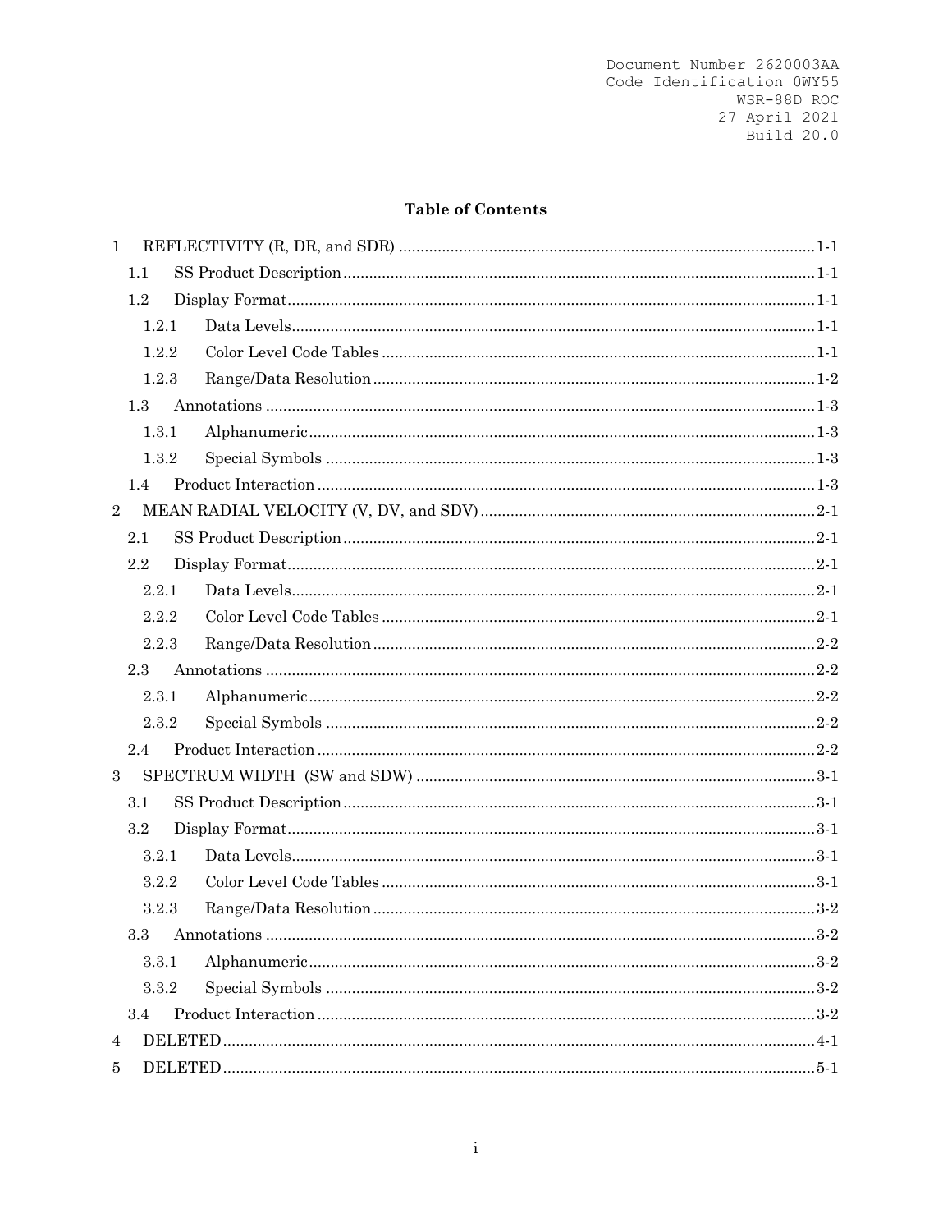Document Number 2620003AA
Code Identification 0WY55
WSR-88D ROC
27 April 2021
Build 20.0

## Table of Contents

1 REFLECTIVITY (R, DR, and SDR) ....................................................... 1-1
 1.1 SS Product Description ....................................................... 1-1
 1.2 Display Format ....................................................... 1-1
  1.2.1 Data Levels ....................................................... 1-1
  1.2.2 Color Level Code Tables ....................................................... 1-1
  1.2.3 Range/Data Resolution ....................................................... 1-2
 1.3 Annotations ....................................................... 1-3
  1.3.1 Alphanumeric ....................................................... 1-3
  1.3.2 Special Symbols ....................................................... 1-3
 1.4 Product Interaction ....................................................... 1-3
2 MEAN RADIAL VELOCITY (V, DV, and SDV) ....................................................... 2-1
 2.1 SS Product Description ....................................................... 2-1
 2.2 Display Format ....................................................... 2-1
  2.2.1 Data Levels ....................................................... 2-1
  2.2.2 Color Level Code Tables ....................................................... 2-1
  2.2.3 Range/Data Resolution ....................................................... 2-2
 2.3 Annotations ....................................................... 2-2
  2.3.1 Alphanumeric ....................................................... 2-2
  2.3.2 Special Symbols ....................................................... 2-2
 2.4 Product Interaction ....................................................... 2-2
3 SPECTRUM WIDTH (SW and SDW) ....................................................... 3-1
 3.1 SS Product Description ....................................................... 3-1
 3.2 Display Format ....................................................... 3-1
  3.2.1 Data Levels ....................................................... 3-1
  3.2.2 Color Level Code Tables ....................................................... 3-1
  3.2.3 Range/Data Resolution ....................................................... 3-2
 3.3 Annotations ....................................................... 3-2
  3.3.1 Alphanumeric ....................................................... 3-2
  3.3.2 Special Symbols ....................................................... 3-2
 3.4 Product Interaction ....................................................... 3-2
4 DELETED ....................................................... 4-1
5 DELETED ....................................................... 5-1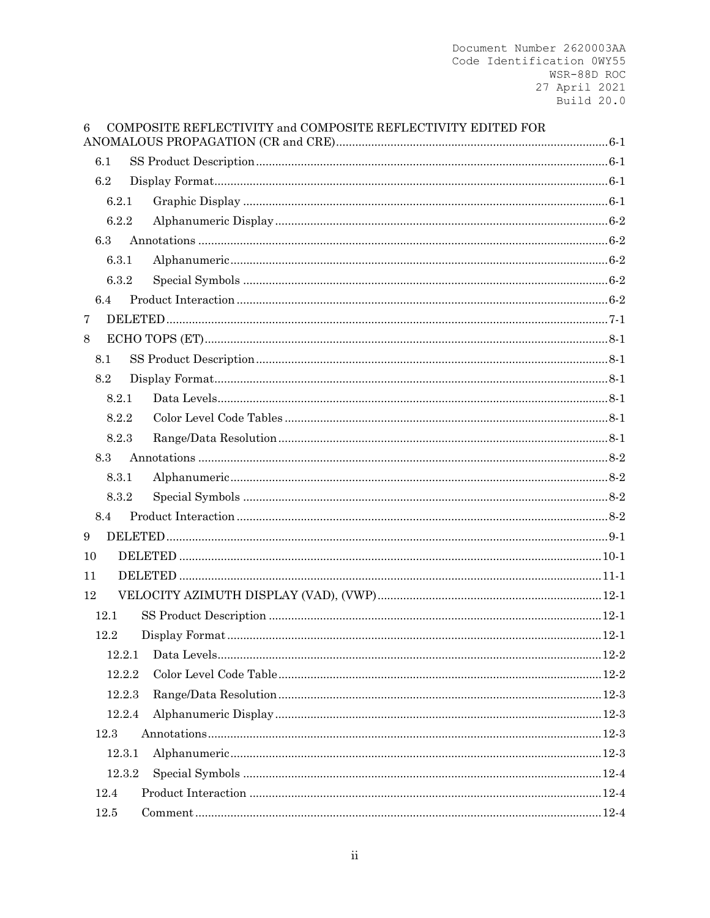6 COMPOSITE REFLECTIVITY and COMPOSITE REFLECTIVITY EDITED FOR ANOMALOUS PROPAGATION (CR and CRE) ... 6-1

- 6.1 SS Product Description ... 6-1
- 6.2 Display Format ... 6-1
  - 6.2.1 Graphic Display ... 6-1
  - 6.2.2 Alphanumeric Display ... 6-2
- 6.3 Annotations ... 6-2
  - 6.3.1 Alphanumeric ... 6-2
  - 6.3.2 Special Symbols ... 6-2
- 6.4 Product Interaction ... 6-2

7 DELETED ... 7-1

8 ECHO TOPS (ET) ... 8-1

- 8.1 SS Product Description ... 8-1
- 8.2 Display Format ... 8-1
  - 8.2.1 Data Levels ... 8-1
  - 8.2.2 Color Level Code Tables ... 8-1
  - 8.2.3 Range/Data Resolution ... 8-1
- 8.3 Annotations ... 8-2
  - 8.3.1 Alphanumeric ... 8-2
  - 8.3.2 Special Symbols ... 8-2
- 8.4 Product Interaction ... 8-2

9 DELETED ... 9-1

10 DELETED ... 10-1

11 DELETED ... 11-1

12 VELOCITY AZIMUTH DISPLAY (VAD), (VWP) ... 12-1

- 12.1 SS Product Description ... 12-1
- 12.2 Display Format ... 12-1
  - 12.2.1 Data Levels ... 12-2
  - 12.2.2 Color Level Code Table ... 12-2
  - 12.2.3 Range/Data Resolution ... 12-3
  - 12.2.4 Alphanumeric Display ... 12-3
- 12.3 Annotations ... 12-3
  - 12.3.1 Alphanumeric ... 12-3
  - 12.3.2 Special Symbols ... 12-4
- 12.4 Product Interaction ... 12-4
- 12.5 Comment ... 12-4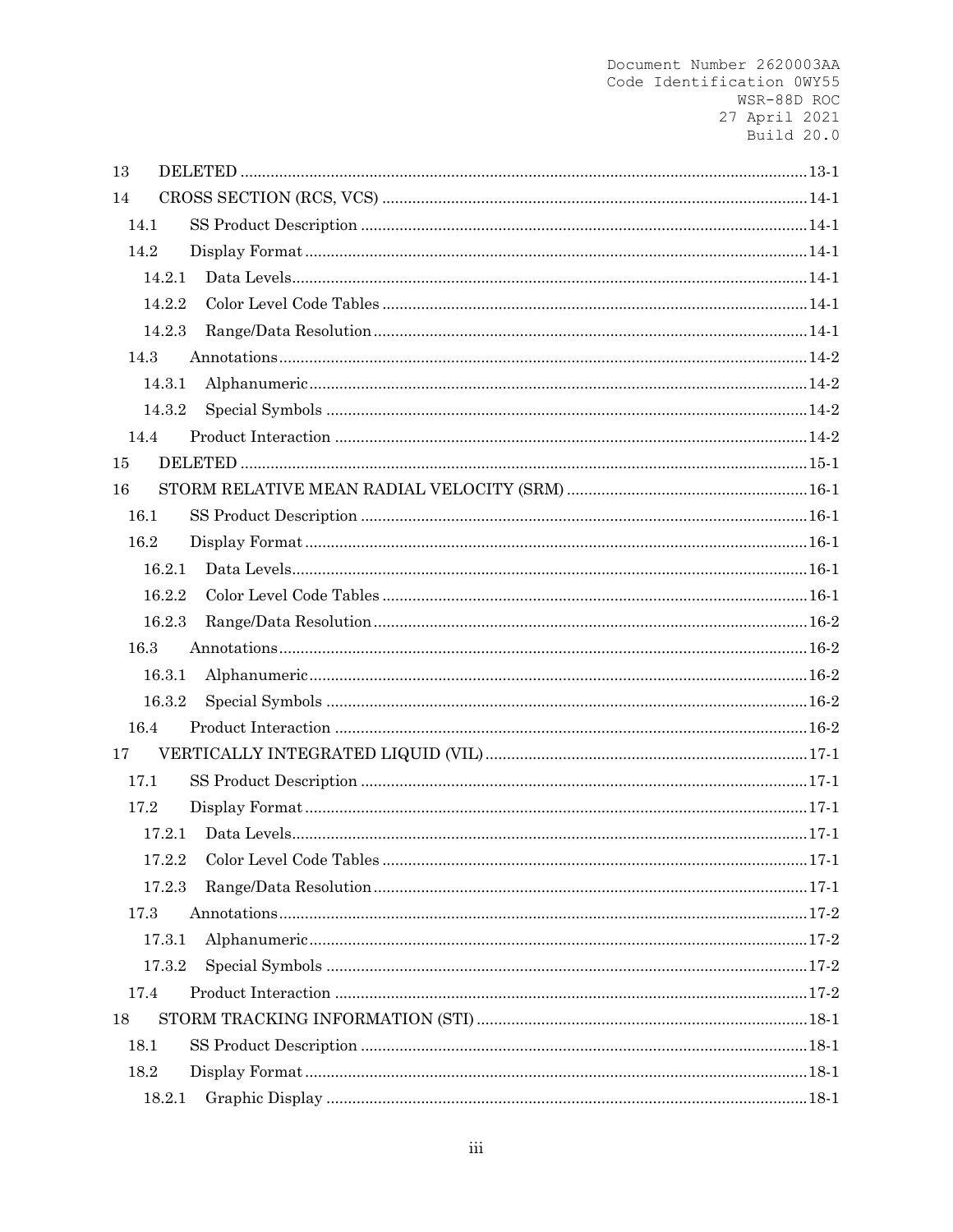13 DELETED .......... 13-1

14 CROSS SECTION (RCS, VCS) .......... 14-1

- 14.1 SS Product Description .......... 14-1
- 14.2 Display Format .......... 14-1
  - 14.2.1 Data Levels .......... 14-1
  - 14.2.2 Color Level Code Tables .......... 14-1
  - 14.2.3 Range/Data Resolution .......... 14-1
- 14.3 Annotations .......... 14-2
  - 14.3.1 Alphanumeric .......... 14-2
  - 14.3.2 Special Symbols .......... 14-2
- 14.4 Product Interaction .......... 14-2

15 DELETED .......... 15-1

16 STORM RELATIVE MEAN RADIAL VELOCITY (SRM) .......... 16-1

- 16.1 SS Product Description .......... 16-1
- 16.2 Display Format .......... 16-1
  - 16.2.1 Data Levels .......... 16-1
  - 16.2.2 Color Level Code Tables .......... 16-1
  - 16.2.3 Range/Data Resolution .......... 16-2
- 16.3 Annotations .......... 16-2
  - 16.3.1 Alphanumeric .......... 16-2
  - 16.3.2 Special Symbols .......... 16-2
- 16.4 Product Interaction .......... 16-2

17 VERTICALLY INTEGRATED LIQUID (VIL) .......... 17-1

- 17.1 SS Product Description .......... 17-1
- 17.2 Display Format .......... 17-1
  - 17.2.1 Data Levels .......... 17-1
  - 17.2.2 Color Level Code Tables .......... 17-1
  - 17.2.3 Range/Data Resolution .......... 17-1
- 17.3 Annotations .......... 17-2
  - 17.3.1 Alphanumeric .......... 17-2
  - 17.3.2 Special Symbols .......... 17-2
- 17.4 Product Interaction .......... 17-2

18 STORM TRACKING INFORMATION (STI) .......... 18-1

- 18.1 SS Product Description .......... 18-1
- 18.2 Display Format .......... 18-1
  - 18.2.1 Graphic Display .......... 18-1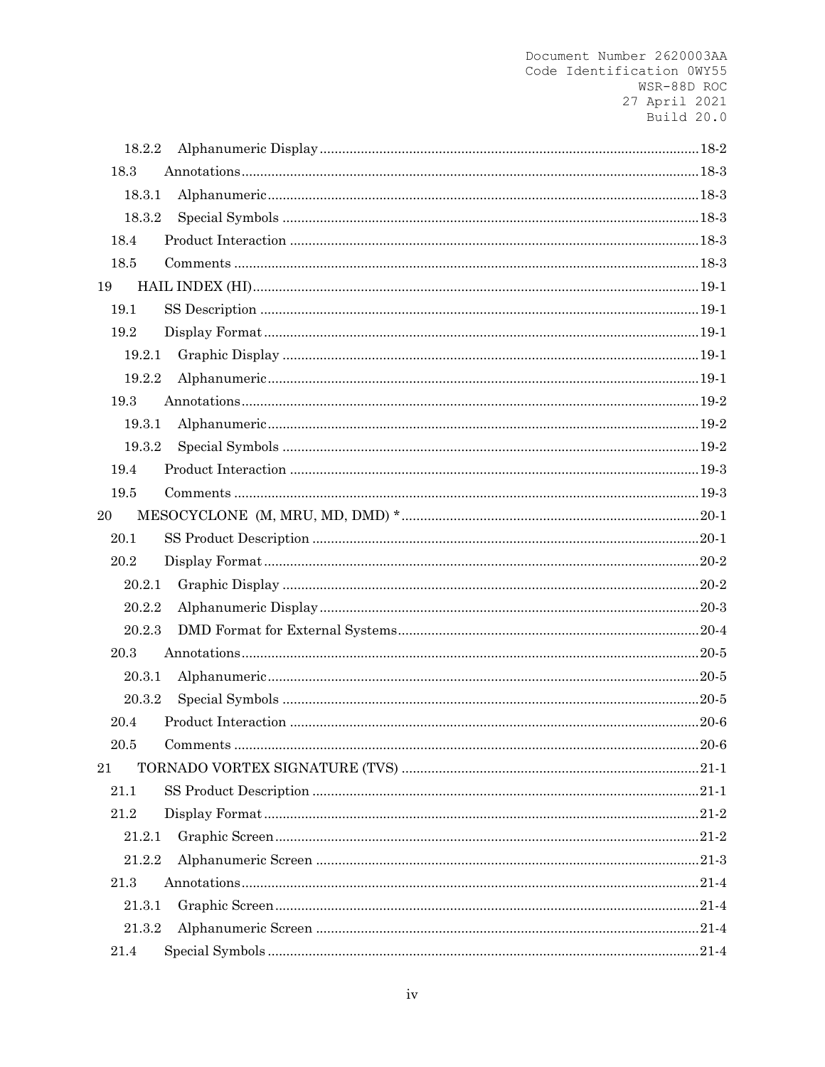18.2.2 Alphanumeric Display ........ 18-2
18.3 Annotations ........ 18-3
18.3.1 Alphanumeric ........ 18-3
18.3.2 Special Symbols ........ 18-3
18.4 Product Interaction ........ 18-3
18.5 Comments ........ 18-3
19 HAIL INDEX (HI) ........ 19-1
19.1 SS Description ........ 19-1
19.2 Display Format ........ 19-1
19.2.1 Graphic Display ........ 19-1
19.2.2 Alphanumeric ........ 19-1
19.3 Annotations ........ 19-2
19.3.1 Alphanumeric ........ 19-2
19.3.2 Special Symbols ........ 19-2
19.4 Product Interaction ........ 19-3
19.5 Comments ........ 19-3
20 MESOCYCLONE (M, MRU, MD, DMD) * ........ 20-1
20.1 SS Product Description ........ 20-1
20.2 Display Format ........ 20-2
20.2.1 Graphic Display ........ 20-2
20.2.2 Alphanumeric Display ........ 20-3
20.2.3 DMD Format for External Systems ........ 20-4
20.3 Annotations ........ 20-5
20.3.1 Alphanumeric ........ 20-5
20.3.2 Special Symbols ........ 20-5
20.4 Product Interaction ........ 20-6
20.5 Comments ........ 20-6
21 TORNADO VORTEX SIGNATURE (TVS) ........ 21-1
21.1 SS Product Description ........ 21-1
21.2 Display Format ........ 21-2
21.2.1 Graphic Screen ........ 21-2
21.2.2 Alphanumeric Screen ........ 21-3
21.3 Annotations ........ 21-4
21.3.1 Graphic Screen ........ 21-4
21.3.2 Alphanumeric Screen ........ 21-4
21.4 Special Symbols ........ 21-4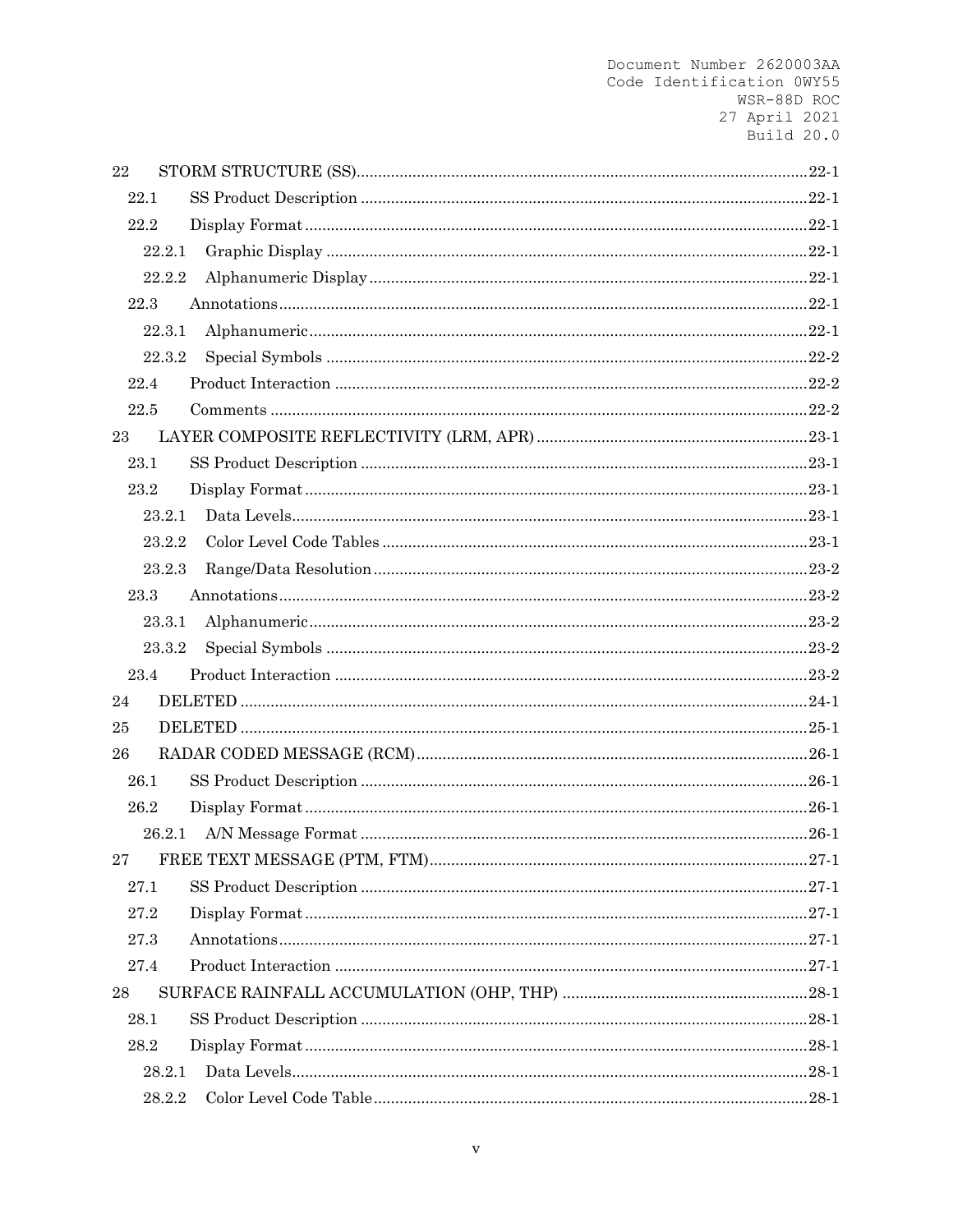22 STORM STRUCTURE (SS) ........ 22-1
  22.1 SS Product Description ........ 22-1
  22.2 Display Format ........ 22-1
    22.2.1 Graphic Display ........ 22-1
    22.2.2 Alphanumeric Display ........ 22-1
  22.3 Annotations ........ 22-1
    22.3.1 Alphanumeric ........ 22-1
    22.3.2 Special Symbols ........ 22-2
  22.4 Product Interaction ........ 22-2
  22.5 Comments ........ 22-2
23 LAYER COMPOSITE REFLECTIVITY (LRM, APR) ........ 23-1
  23.1 SS Product Description ........ 23-1
  23.2 Display Format ........ 23-1
    23.2.1 Data Levels ........ 23-1
    23.2.2 Color Level Code Tables ........ 23-1
    23.2.3 Range/Data Resolution ........ 23-2
  23.3 Annotations ........ 23-2
    23.3.1 Alphanumeric ........ 23-2
    23.3.2 Special Symbols ........ 23-2
  23.4 Product Interaction ........ 23-2
24 DELETED ........ 24-1
25 DELETED ........ 25-1
26 RADAR CODED MESSAGE (RCM) ........ 26-1
  26.1 SS Product Description ........ 26-1
  26.2 Display Format ........ 26-1
    26.2.1 A/N Message Format ........ 26-1
27 FREE TEXT MESSAGE (PTM, FTM) ........ 27-1
  27.1 SS Product Description ........ 27-1
  27.2 Display Format ........ 27-1
  27.3 Annotations ........ 27-1
  27.4 Product Interaction ........ 27-1
28 SURFACE RAINFALL ACCUMULATION (OHP, THP) ........ 28-1
  28.1 SS Product Description ........ 28-1
  28.2 Display Format ........ 28-1
    28.2.1 Data Levels ........ 28-1
    28.2.2 Color Level Code Table ........ 28-1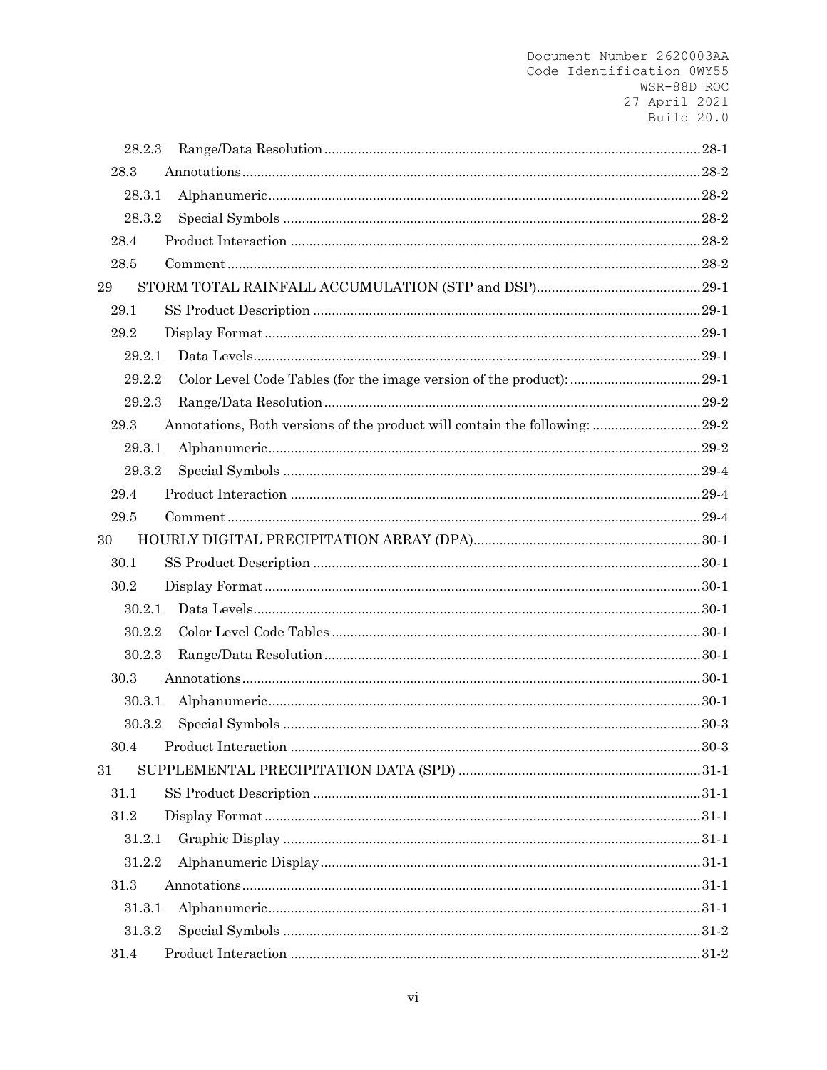| | | |
|---|---|---|
| 28.2.3 | Range/Data Resolution | 28-1 |
| 28.3 | Annotations | 28-2 |
| 28.3.1 | Alphanumeric | 28-2 |
| 28.3.2 | Special Symbols | 28-2 |
| 28.4 | Product Interaction | 28-2 |
| 28.5 | Comment | 28-2 |
| 29 | STORM TOTAL RAINFALL ACCUMULATION (STP and DSP) | 29-1 |
| 29.1 | SS Product Description | 29-1 |
| 29.2 | Display Format | 29-1 |
| 29.2.1 | Data Levels | 29-1 |
| 29.2.2 | Color Level Code Tables (for the image version of the product): | 29-1 |
| 29.2.3 | Range/Data Resolution | 29-2 |
| 29.3 | Annotations, Both versions of the product will contain the following: | 29-2 |
| 29.3.1 | Alphanumeric | 29-2 |
| 29.3.2 | Special Symbols | 29-4 |
| 29.4 | Product Interaction | 29-4 |
| 29.5 | Comment | 29-4 |
| 30 | HOURLY DIGITAL PRECIPITATION ARRAY (DPA) | 30-1 |
| 30.1 | SS Product Description | 30-1 |
| 30.2 | Display Format | 30-1 |
| 30.2.1 | Data Levels | 30-1 |
| 30.2.2 | Color Level Code Tables | 30-1 |
| 30.2.3 | Range/Data Resolution | 30-1 |
| 30.3 | Annotations | 30-1 |
| 30.3.1 | Alphanumeric | 30-1 |
| 30.3.2 | Special Symbols | 30-3 |
| 30.4 | Product Interaction | 30-3 |
| 31 | SUPPLEMENTAL PRECIPITATION DATA (SPD) | 31-1 |
| 31.1 | SS Product Description | 31-1 |
| 31.2 | Display Format | 31-1 |
| 31.2.1 | Graphic Display | 31-1 |
| 31.2.2 | Alphanumeric Display | 31-1 |
| 31.3 | Annotations | 31-1 |
| 31.3.1 | Alphanumeric | 31-1 |
| 31.3.2 | Special Symbols | 31-2 |
| 31.4 | Product Interaction | 31-2 |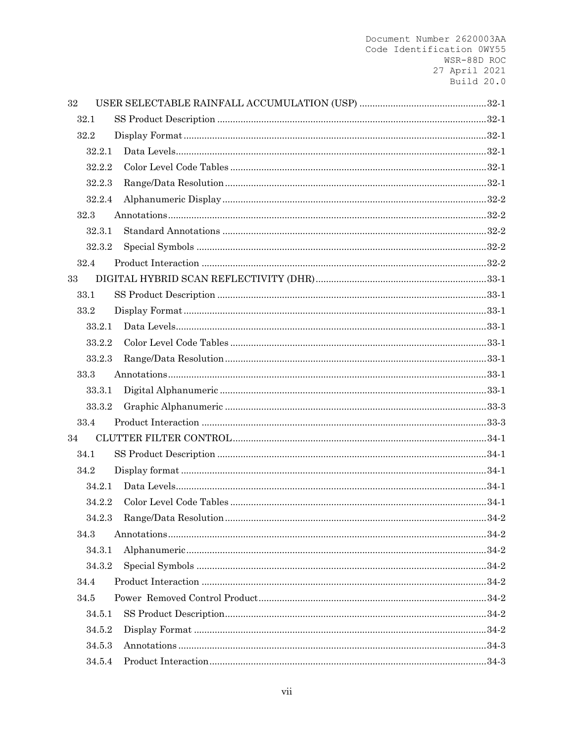| | | |
|---|---|---|
| 32 | USER SELECTABLE RAINFALL ACCUMULATION (USP) | 32-1 |
| 32.1 | SS Product Description | 32-1 |
| 32.2 | Display Format | 32-1 |
| 32.2.1 | Data Levels | 32-1 |
| 32.2.2 | Color Level Code Tables | 32-1 |
| 32.2.3 | Range/Data Resolution | 32-1 |
| 32.2.4 | Alphanumeric Display | 32-2 |
| 32.3 | Annotations | 32-2 |
| 32.3.1 | Standard Annotations | 32-2 |
| 32.3.2 | Special Symbols | 32-2 |
| 32.4 | Product Interaction | 32-2 |
| 33 | DIGITAL HYBRID SCAN REFLECTIVITY (DHR) | 33-1 |
| 33.1 | SS Product Description | 33-1 |
| 33.2 | Display Format | 33-1 |
| 33.2.1 | Data Levels | 33-1 |
| 33.2.2 | Color Level Code Tables | 33-1 |
| 33.2.3 | Range/Data Resolution | 33-1 |
| 33.3 | Annotations | 33-1 |
| 33.3.1 | Digital Alphanumeric | 33-1 |
| 33.3.2 | Graphic Alphanumeric | 33-3 |
| 33.4 | Product Interaction | 33-3 |
| 34 | CLUTTER FILTER CONTROL | 34-1 |
| 34.1 | SS Product Description | 34-1 |
| 34.2 | Display format | 34-1 |
| 34.2.1 | Data Levels | 34-1 |
| 34.2.2 | Color Level Code Tables | 34-1 |
| 34.2.3 | Range/Data Resolution | 34-2 |
| 34.3 | Annotations | 34-2 |
| 34.3.1 | Alphanumeric | 34-2 |
| 34.3.2 | Special Symbols | 34-2 |
| 34.4 | Product Interaction | 34-2 |
| 34.5 | Power Removed Control Product | 34-2 |
| 34.5.1 | SS Product Description | 34-2 |
| 34.5.2 | Display Format | 34-2 |
| 34.5.3 | Annotations | 34-3 |
| 34.5.4 | Product Interaction | 34-3 |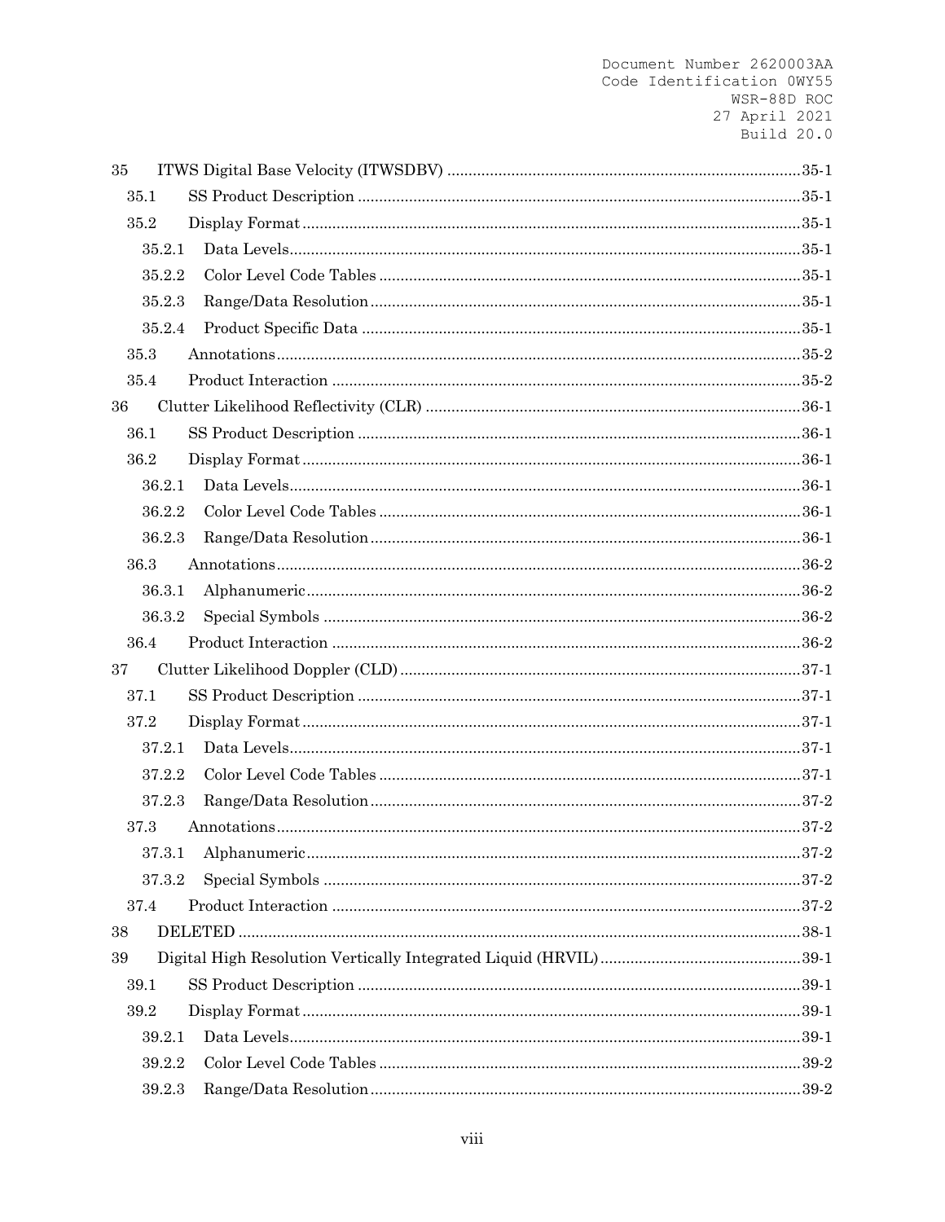35 ITWS Digital Base Velocity (ITWSDBV) ....................................................................................35-1
  35.1 SS Product Description ......................................................................................35-1
  35.2 Display Format ....................................................................................................35-1
    35.2.1 Data Levels......................................................................................................35-1
    35.2.2 Color Level Code Tables ..................................................................................35-1
    35.2.3 Range/Data Resolution ....................................................................................35-1
    35.2.4 Product Specific Data ......................................................................................35-1
  35.3 Annotations..........................................................................................................35-2
  35.4 Product Interaction .............................................................................................35-2
36 Clutter Likelihood Reflectivity (CLR) ........................................................................36-1
  36.1 SS Product Description ......................................................................................36-1
  36.2 Display Format ....................................................................................................36-1
    36.2.1 Data Levels......................................................................................................36-1
    36.2.2 Color Level Code Tables ..................................................................................36-1
    36.2.3 Range/Data Resolution ....................................................................................36-1
  36.3 Annotations..........................................................................................................36-2
    36.3.1 Alphanumeric...................................................................................................36-2
    36.3.2 Special Symbols ...............................................................................................36-2
  36.4 Product Interaction .............................................................................................36-2
37 Clutter Likelihood Doppler (CLD) .............................................................................37-1
  37.1 SS Product Description ......................................................................................37-1
  37.2 Display Format ....................................................................................................37-1
    37.2.1 Data Levels......................................................................................................37-1
    37.2.2 Color Level Code Tables ..................................................................................37-1
    37.2.3 Range/Data Resolution ....................................................................................37-2
  37.3 Annotations..........................................................................................................37-2
    37.3.1 Alphanumeric...................................................................................................37-2
    37.3.2 Special Symbols ...............................................................................................37-2
  37.4 Product Interaction .............................................................................................37-2
38 DELETED ....................................................................................................................38-1
39 Digital High Resolution Vertically Integrated Liquid (HRVIL) ...............................39-1
  39.1 SS Product Description ......................................................................................39-1
  39.2 Display Format ....................................................................................................39-1
    39.2.1 Data Levels......................................................................................................39-1
    39.2.2 Color Level Code Tables ..................................................................................39-2
    39.2.3 Range/Data Resolution ....................................................................................39-2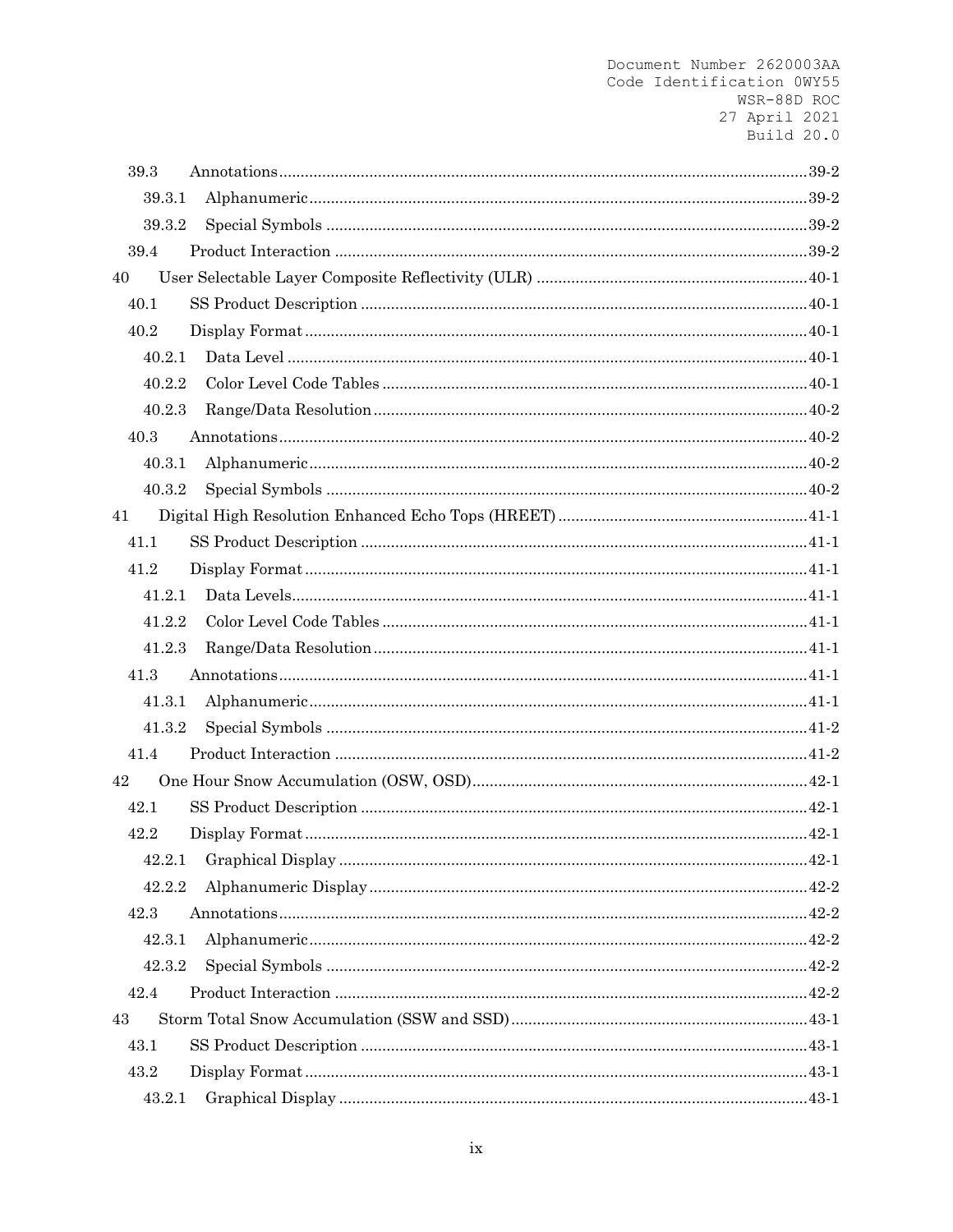39.3 Annotations ... 39-2

39.3.1 Alphanumeric ... 39-2

39.3.2 Special Symbols ... 39-2

39.4 Product Interaction ... 39-2

40 User Selectable Layer Composite Reflectivity (ULR) ... 40-1

40.1 SS Product Description ... 40-1

40.2 Display Format ... 40-1

40.2.1 Data Level ... 40-1

40.2.2 Color Level Code Tables ... 40-1

40.2.3 Range/Data Resolution ... 40-2

40.3 Annotations ... 40-2

40.3.1 Alphanumeric ... 40-2

40.3.2 Special Symbols ... 40-2

41 Digital High Resolution Enhanced Echo Tops (HREET) ... 41-1

41.1 SS Product Description ... 41-1

41.2 Display Format ... 41-1

41.2.1 Data Levels ... 41-1

41.2.2 Color Level Code Tables ... 41-1

41.2.3 Range/Data Resolution ... 41-1

41.3 Annotations ... 41-1

41.3.1 Alphanumeric ... 41-1

41.3.2 Special Symbols ... 41-2

41.4 Product Interaction ... 41-2

42 One Hour Snow Accumulation (OSW, OSD) ... 42-1

42.1 SS Product Description ... 42-1

42.2 Display Format ... 42-1

42.2.1 Graphical Display ... 42-1

42.2.2 Alphanumeric Display ... 42-2

42.3 Annotations ... 42-2

42.3.1 Alphanumeric ... 42-2

42.3.2 Special Symbols ... 42-2

42.4 Product Interaction ... 42-2

43 Storm Total Snow Accumulation (SSW and SSD) ... 43-1

43.1 SS Product Description ... 43-1

43.2 Display Format ... 43-1

43.2.1 Graphical Display ... 43-1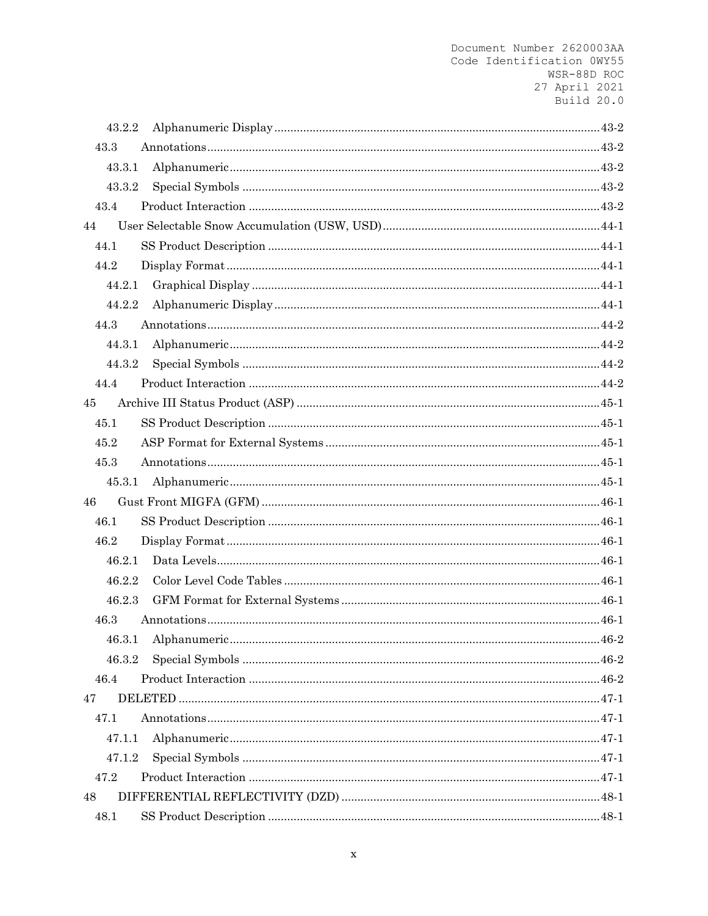43.2.2 Alphanumeric Display ....................................................................................................43-2

43.3 Annotations.........................................................................................................................43-2

43.3.1 Alphanumeric..................................................................................................................43-2

43.3.2 Special Symbols ..............................................................................................................43-2

43.4 Product Interaction ............................................................................................................43-2

44 User Selectable Snow Accumulation (USW, USD)..................................................................44-1

44.1 SS Product Description ......................................................................................................44-1

44.2 Display Format...................................................................................................................44-1

44.2.1 Graphical Display ...........................................................................................................44-1

44.2.2 Alphanumeric Display ....................................................................................................44-1

44.3 Annotations.........................................................................................................................44-2

44.3.1 Alphanumeric..................................................................................................................44-2

44.3.2 Special Symbols ..............................................................................................................44-2

44.4 Product Interaction ............................................................................................................44-2

45 Archive III Status Product (ASP) .............................................................................................45-1

45.1 SS Product Description ......................................................................................................45-1

45.2 ASP Format for External Systems ....................................................................................45-1

45.3 Annotations.........................................................................................................................45-1

45.3.1 Alphanumeric..................................................................................................................45-1

46 Gust Front MIGFA (GFM) ........................................................................................................46-1

46.1 SS Product Description ......................................................................................................46-1

46.2 Display Format...................................................................................................................46-1

46.2.1 Data Levels......................................................................................................................46-1

46.2.2 Color Level Code Tables .................................................................................................46-1

46.2.3 GFM Format for External Systems ................................................................................46-1

46.3 Annotations.........................................................................................................................46-1

46.3.1 Alphanumeric..................................................................................................................46-2

46.3.2 Special Symbols ..............................................................................................................46-2

46.4 Product Interaction ............................................................................................................46-2

47 DELETED ..................................................................................................................................47-1

47.1 Annotations.........................................................................................................................47-1

47.1.1 Alphanumeric..................................................................................................................47-1

47.1.2 Special Symbols ..............................................................................................................47-1

47.2 Product Interaction ............................................................................................................47-1

48 DIFFERENTIAL REFLECTIVITY (DZD) ...............................................................................48-1

48.1 SS Product Description ......................................................................................................48-1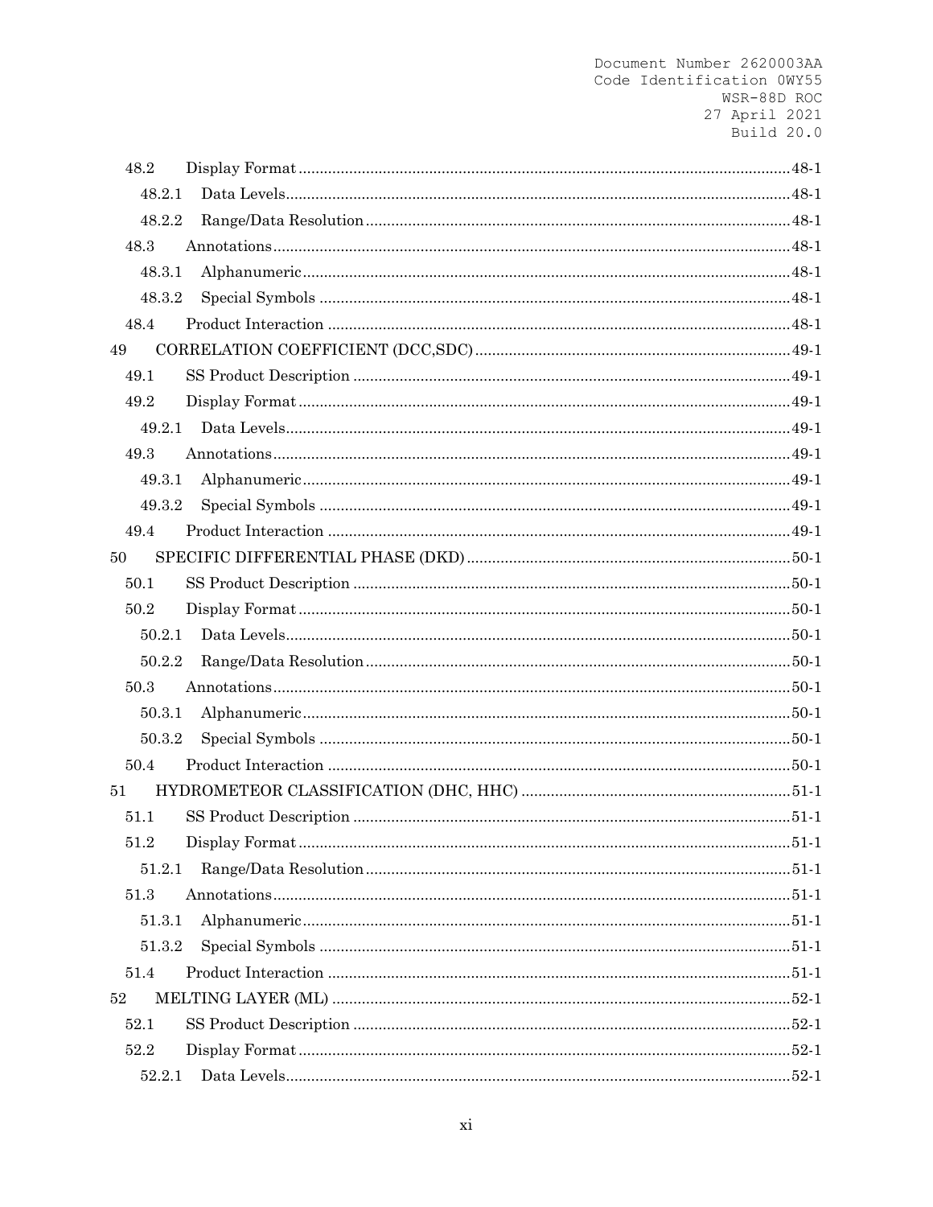48.2 Display Format ........ 48-1

48.2.1 Data Levels ........ 48-1

48.2.2 Range/Data Resolution ........ 48-1

48.3 Annotations ........ 48-1

48.3.1 Alphanumeric ........ 48-1

48.3.2 Special Symbols ........ 48-1

48.4 Product Interaction ........ 48-1

49 CORRELATION COEFFICIENT (DCC,SDC) ........ 49-1

49.1 SS Product Description ........ 49-1

49.2 Display Format ........ 49-1

49.2.1 Data Levels ........ 49-1

49.3 Annotations ........ 49-1

49.3.1 Alphanumeric ........ 49-1

49.3.2 Special Symbols ........ 49-1

49.4 Product Interaction ........ 49-1

50 SPECIFIC DIFFERENTIAL PHASE (DKD) ........ 50-1

50.1 SS Product Description ........ 50-1

50.2 Display Format ........ 50-1

50.2.1 Data Levels ........ 50-1

50.2.2 Range/Data Resolution ........ 50-1

50.3 Annotations ........ 50-1

50.3.1 Alphanumeric ........ 50-1

50.3.2 Special Symbols ........ 50-1

50.4 Product Interaction ........ 50-1

51 HYDROMETEOR CLASSIFICATION (DHC, HHC) ........ 51-1

51.1 SS Product Description ........ 51-1

51.2 Display Format ........ 51-1

51.2.1 Range/Data Resolution ........ 51-1

51.3 Annotations ........ 51-1

51.3.1 Alphanumeric ........ 51-1

51.3.2 Special Symbols ........ 51-1

51.4 Product Interaction ........ 51-1

52 MELTING LAYER (ML) ........ 52-1

52.1 SS Product Description ........ 52-1

52.2 Display Format ........ 52-1

52.2.1 Data Levels ........ 52-1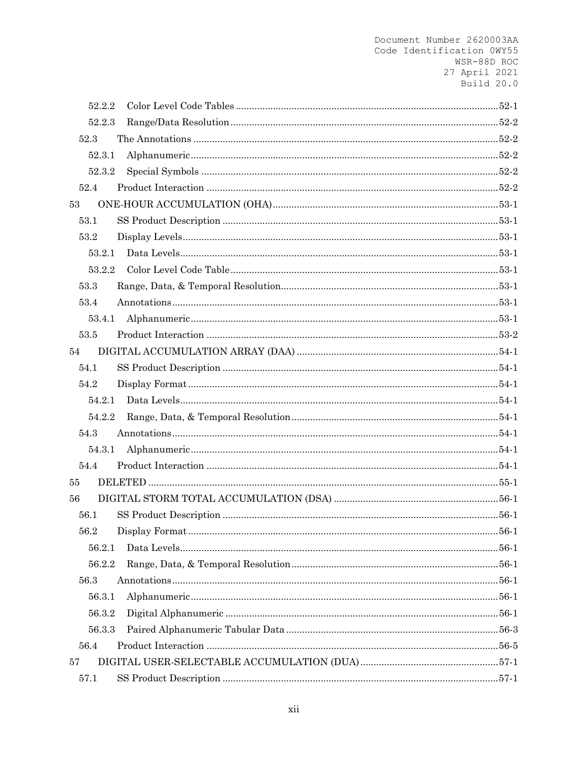52.2.2 Color Level Code Tables ....... 52-1
52.2.3 Range/Data Resolution ....... 52-2
52.3 The Annotations ....... 52-2
52.3.1 Alphanumeric ....... 52-2
52.3.2 Special Symbols ....... 52-2
52.4 Product Interaction ....... 52-2
53 ONE-HOUR ACCUMULATION (OHA) ....... 53-1
53.1 SS Product Description ....... 53-1
53.2 Display Levels ....... 53-1
53.2.1 Data Levels ....... 53-1
53.2.2 Color Level Code Table ....... 53-1
53.3 Range, Data, & Temporal Resolution ....... 53-1
53.4 Annotations ....... 53-1
53.4.1 Alphanumeric ....... 53-1
53.5 Product Interaction ....... 53-2
54 DIGITAL ACCUMULATION ARRAY (DAA) ....... 54-1
54.1 SS Product Description ....... 54-1
54.2 Display Format ....... 54-1
54.2.1 Data Levels ....... 54-1
54.2.2 Range, Data, & Temporal Resolution ....... 54-1
54.3 Annotations ....... 54-1
54.3.1 Alphanumeric ....... 54-1
54.4 Product Interaction ....... 54-1
55 DELETED ....... 55-1
56 DIGITAL STORM TOTAL ACCUMULATION (DSA) ....... 56-1
56.1 SS Product Description ....... 56-1
56.2 Display Format ....... 56-1
56.2.1 Data Levels ....... 56-1
56.2.2 Range, Data, & Temporal Resolution ....... 56-1
56.3 Annotations ....... 56-1
56.3.1 Alphanumeric ....... 56-1
56.3.2 Digital Alphanumeric ....... 56-1
56.3.3 Paired Alphanumeric Tabular Data ....... 56-3
56.4 Product Interaction ....... 56-5
57 DIGITAL USER-SELECTABLE ACCUMULATION (DUA) ....... 57-1
57.1 SS Product Description ....... 57-1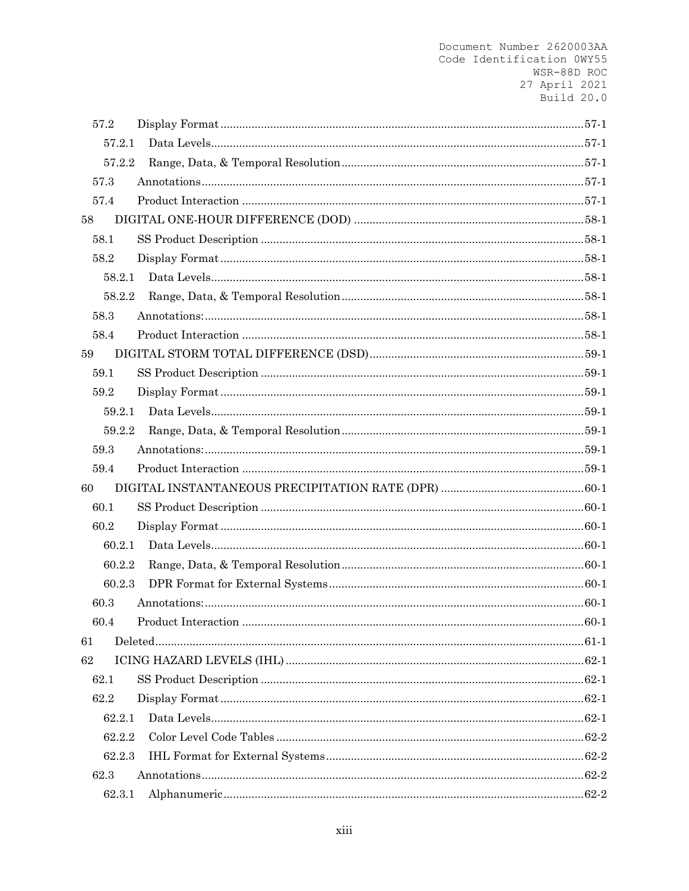| | | |
|---|---|---|
| 57.2 | Display Format | 57-1 |
| 57.2.1 | Data Levels | 57-1 |
| 57.2.2 | Range, Data, & Temporal Resolution | 57-1 |
| 57.3 | Annotations | 57-1 |
| 57.4 | Product Interaction | 57-1 |
| 58 | DIGITAL ONE-HOUR DIFFERENCE (DOD) | 58-1 |
| 58.1 | SS Product Description | 58-1 |
| 58.2 | Display Format | 58-1 |
| 58.2.1 | Data Levels | 58-1 |
| 58.2.2 | Range, Data, & Temporal Resolution | 58-1 |
| 58.3 | Annotations: | 58-1 |
| 58.4 | Product Interaction | 58-1 |
| 59 | DIGITAL STORM TOTAL DIFFERENCE (DSD) | 59-1 |
| 59.1 | SS Product Description | 59-1 |
| 59.2 | Display Format | 59-1 |
| 59.2.1 | Data Levels | 59-1 |
| 59.2.2 | Range, Data, & Temporal Resolution | 59-1 |
| 59.3 | Annotations: | 59-1 |
| 59.4 | Product Interaction | 59-1 |
| 60 | DIGITAL INSTANTANEOUS PRECIPITATION RATE (DPR) | 60-1 |
| 60.1 | SS Product Description | 60-1 |
| 60.2 | Display Format | 60-1 |
| 60.2.1 | Data Levels | 60-1 |
| 60.2.2 | Range, Data, & Temporal Resolution | 60-1 |
| 60.2.3 | DPR Format for External Systems | 60-1 |
| 60.3 | Annotations: | 60-1 |
| 60.4 | Product Interaction | 60-1 |
| 61 | Deleted | 61-1 |
| 62 | ICING HAZARD LEVELS (IHL) | 62-1 |
| 62.1 | SS Product Description | 62-1 |
| 62.2 | Display Format | 62-1 |
| 62.2.1 | Data Levels | 62-1 |
| 62.2.2 | Color Level Code Tables | 62-2 |
| 62.2.3 | IHL Format for External Systems | 62-2 |
| 62.3 | Annotations | 62-2 |
| 62.3.1 | Alphanumeric | 62-2 |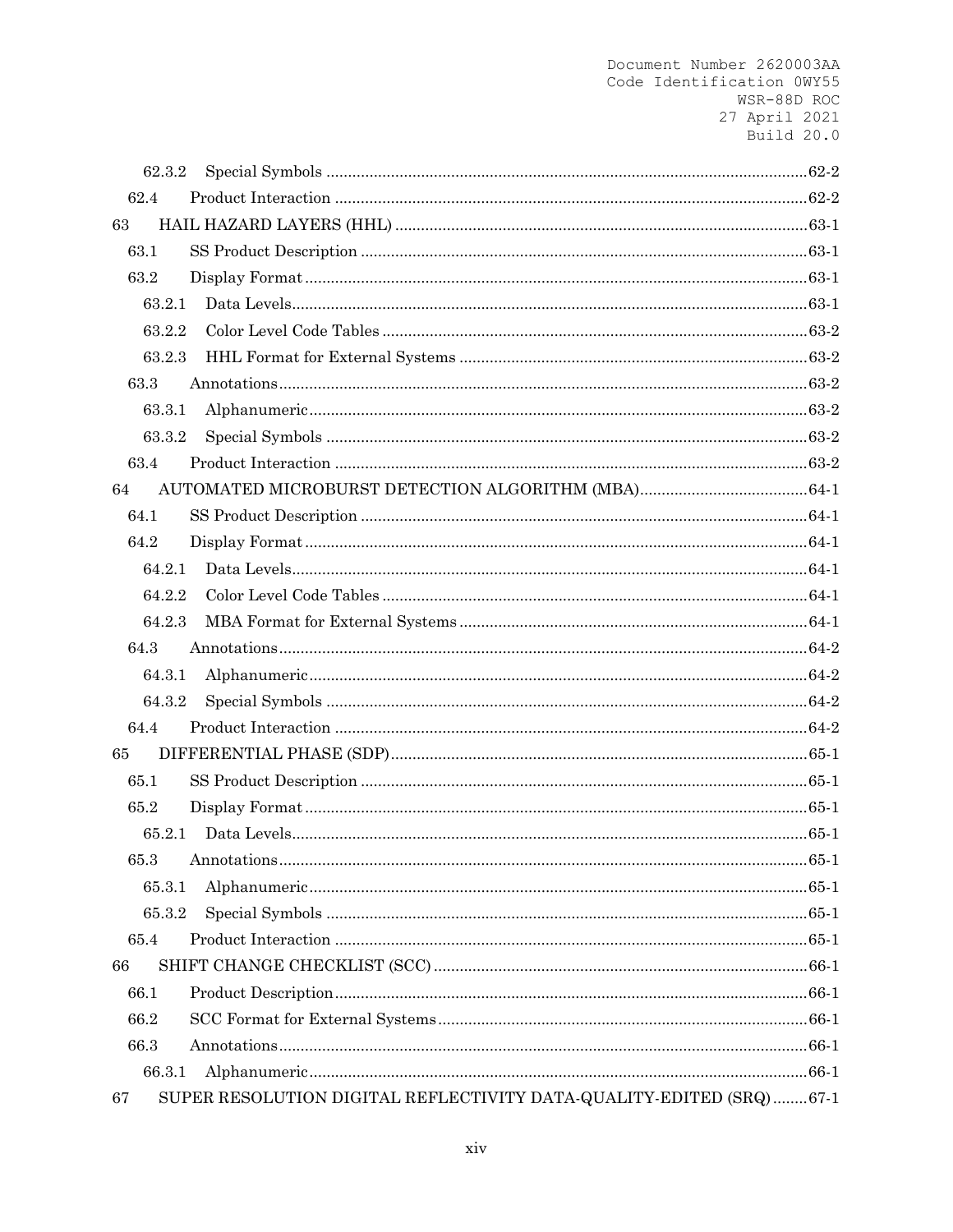62.3.2 Special Symbols ....................................................................................................62-2

62.4 Product Interaction ..................................................................................................62-2

63 HAIL HAZARD LAYERS (HHL) ...................................................................................63-1

63.1 SS Product Description ............................................................................................63-1

63.2 Display Format .........................................................................................................63-1

63.2.1 Data Levels............................................................................................................63-1

63.2.2 Color Level Code Tables .......................................................................................63-2

63.2.3 HHL Format for External Systems ......................................................................63-2

63.3 Annotations...............................................................................................................63-2

63.3.1 Alphanumeric........................................................................................................63-2

63.3.2 Special Symbols ....................................................................................................63-2

63.4 Product Interaction ..................................................................................................63-2

64 AUTOMATED MICROBURST DETECTION ALGORITHM (MBA)...........................64-1

64.1 SS Product Description ............................................................................................64-1

64.2 Display Format .........................................................................................................64-1

64.2.1 Data Levels............................................................................................................64-1

64.2.2 Color Level Code Tables .......................................................................................64-1

64.2.3 MBA Format for External Systems .....................................................................64-1

64.3 Annotations...............................................................................................................64-2

64.3.1 Alphanumeric........................................................................................................64-2

64.3.2 Special Symbols ....................................................................................................64-2

64.4 Product Interaction ..................................................................................................64-2

65 DIFFERENTIAL PHASE (SDP).....................................................................................65-1

65.1 SS Product Description ............................................................................................65-1

65.2 Display Format .........................................................................................................65-1

65.2.1 Data Levels............................................................................................................65-1

65.3 Annotations...............................................................................................................65-1

65.3.1 Alphanumeric........................................................................................................65-1

65.3.2 Special Symbols ....................................................................................................65-1

65.4 Product Interaction ..................................................................................................65-1

66 SHIFT CHANGE CHECKLIST (SCC) ...........................................................................66-1

66.1 Product Description..................................................................................................66-1

66.2 SCC Format for External Systems..........................................................................66-1

66.3 Annotations...............................................................................................................66-1

66.3.1 Alphanumeric........................................................................................................66-1

67 SUPER RESOLUTION DIGITAL REFLECTIVITY DATA-QUALITY-EDITED (SRQ)........67-1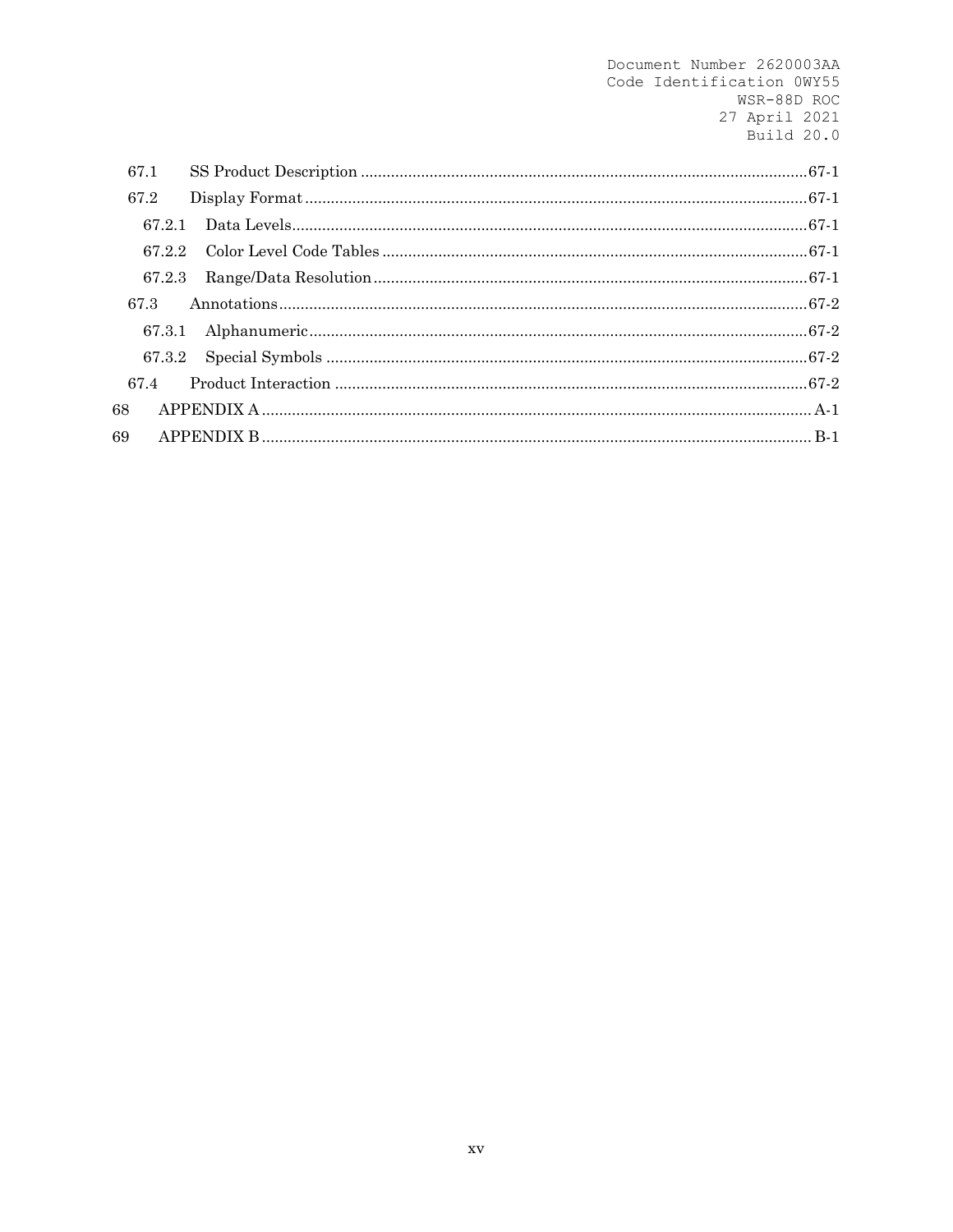67.1 SS Product Description ....................................................................................................67-1

67.2 Display Format ...................................................................................................................67-1

67.2.1 Data Levels.......................................................................................................................67-1

67.2.2 Color Level Code Tables .................................................................................................67-1

67.2.3 Range/Data Resolution ...................................................................................................67-1

67.3 Annotations .........................................................................................................................67-2

67.3.1 Alphanumeric ..................................................................................................................67-2

67.3.2 Special Symbols ..............................................................................................................67-2

67.4 Product Interaction ............................................................................................................67-2

68 APPENDIX A ............................................................................................................................. A-1

69 APPENDIX B ............................................................................................................................. B-1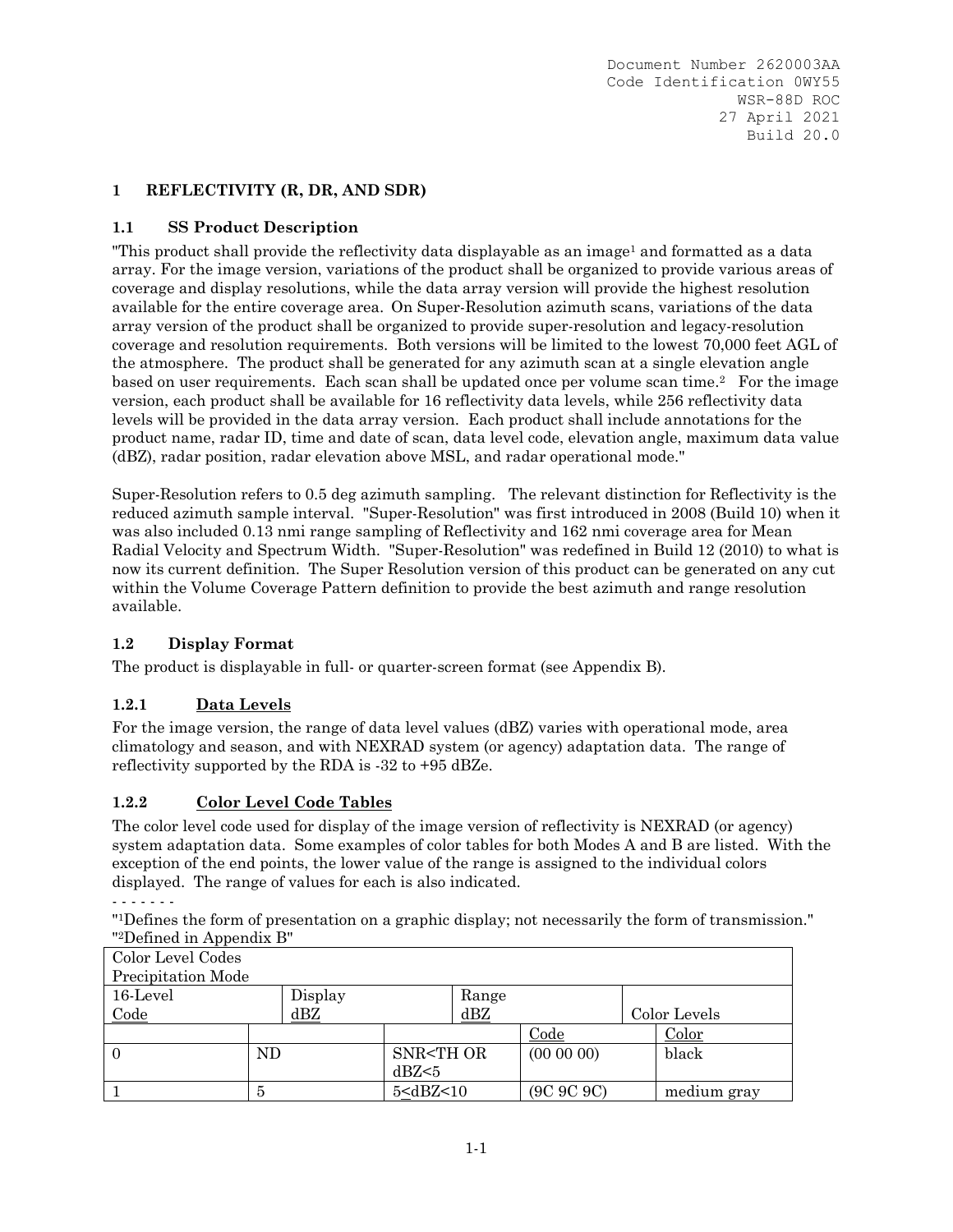# 1 REFLECTIVITY (R, DR, AND SDR)

## 1.1 SS Product Description

"This product shall provide the reflectivity data displayable as an image[1] and formatted as a data array. For the image version, variations of the product shall be organized to provide various areas of coverage and display resolutions, while the data array version will provide the highest resolution available for the entire coverage area. On Super-Resolution azimuth scans, variations of the data array version of the product shall be organized to provide super-resolution and legacy-resolution coverage and resolution requirements. Both versions will be limited to the lowest 70,000 feet AGL of the atmosphere. The product shall be generated for any azimuth scan at a single elevation angle based on user requirements. Each scan shall be updated once per volume scan time.[2] For the image version, each product shall be available for 16 reflectivity data levels, while 256 reflectivity data levels will be provided in the data array version. Each product shall include annotations for the product name, radar ID, time and date of scan, data level code, elevation angle, maximum data value (dBZ), radar position, radar elevation above MSL, and radar operational mode."

Super-Resolution refers to 0.5 deg azimuth sampling. The relevant distinction for Reflectivity is the reduced azimuth sample interval. "Super-Resolution" was first introduced in 2008 (Build 10) when it was also included 0.13 nmi range sampling of Reflectivity and 162 nmi coverage area for Mean Radial Velocity and Spectrum Width. "Super-Resolution" was redefined in Build 12 (2010) to what is now its current definition. The Super Resolution version of this product can be generated on any cut within the Volume Coverage Pattern definition to provide the best azimuth and range resolution available.

## 1.2 Display Format

The product is displayable in full- or quarter-screen format (see Appendix B).

### 1.2.1 Data Levels

For the image version, the range of data level values (dBZ) varies with operational mode, area climatology and season, and with NEXRAD system (or agency) adaptation data. The range of reflectivity supported by the RDA is -32 to +95 dBZe.

### 1.2.2 Color Level Code Tables

The color level code used for display of the image version of reflectivity is NEXRAD (or agency) system adaptation data. Some examples of color tables for both Modes A and B are listed. With the exception of the end points, the lower value of the range is assigned to the individual colors displayed. The range of values for each is also indicated.

- - - - - - -

"[1]Defines the form of presentation on a graphic display; not necessarily the form of transmission."
"[2]Defined in Appendix B"

| Color Level Codes Precipitation Mode | | | | |
|---|---|---|---|---|
| 16-Level Code | Display dBZ | Range dBZ | Color Levels | |
| | | | Code | Color |
| 0 | ND | SNR<TH OR dBZ<5 | (00 00 00) | black |
| 1 | 5 | 5≤dBZ<10 | (9C 9C 9C) | medium gray |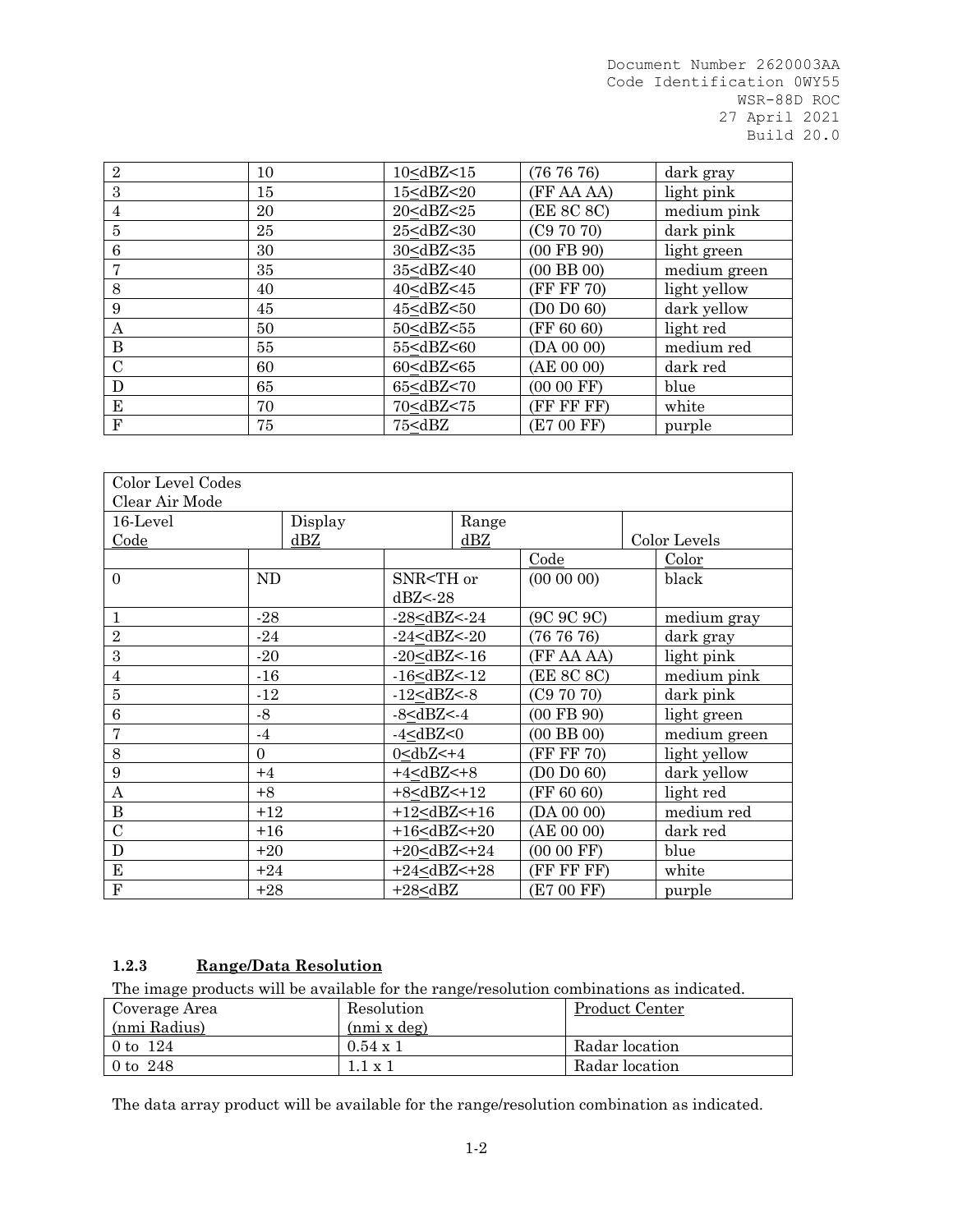| | | | | |
|---|---|---|---|---|
| 2 | 10 | 10≤dBZ<15 | (76 76 76) | dark gray |
| 3 | 15 | 15≤dBZ<20 | (FF AA AA) | light pink |
| 4 | 20 | 20≤dBZ<25 | (EE 8C 8C) | medium pink |
| 5 | 25 | 25≤dBZ<30 | (C9 70 70) | dark pink |
| 6 | 30 | 30≤dBZ<35 | (00 FB 90) | light green |
| 7 | 35 | 35≤dBZ<40 | (00 BB 00) | medium green |
| 8 | 40 | 40≤dBZ<45 | (FF FF 70) | light yellow |
| 9 | 45 | 45≤dBZ<50 | (D0 D0 60) | dark yellow |
| A | 50 | 50≤dBZ<55 | (FF 60 60) | light red |
| B | 55 | 55≤dBZ<60 | (DA 00 00) | medium red |
| C | 60 | 60≤dBZ<65 | (AE 00 00) | dark red |
| D | 65 | 65≤dBZ<70 | (00 00 FF) | blue |
| E | 70 | 70≤dBZ<75 | (FF FF FF) | white |
| F | 75 | 75≤dBZ | (E7 00 FF) | purple |

| Color Level Codes<br>Clear Air Mode | | | | |
|---|---|---|---|---|
| 16-Level<br>Code | Display<br>dBZ | Range<br>dBZ | Color Levels | |
| | | | Code | Color |
| 0 | ND | SNR<TH or dBZ<-28 | (00 00 00) | black |
| 1 | -28 | -28≤dBZ<-24 | (9C 9C 9C) | medium gray |
| 2 | -24 | -24≤dBZ<-20 | (76 76 76) | dark gray |
| 3 | -20 | -20≤dBZ<-16 | (FF AA AA) | light pink |
| 4 | -16 | -16≤dBZ<-12 | (EE 8C 8C) | medium pink |
| 5 | -12 | -12≤dBZ<-8 | (C9 70 70) | dark pink |
| 6 | -8 | -8≤dBZ<-4 | (00 FB 90) | light green |
| 7 | -4 | -4≤dBZ<0 | (00 BB 00) | medium green |
| 8 | 0 | 0≤dbZ<+4 | (FF FF 70) | light yellow |
| 9 | +4 | +4≤dBZ<+8 | (D0 D0 60) | dark yellow |
| A | +8 | +8≤dBZ<+12 | (FF 60 60) | light red |
| B | +12 | +12≤dBZ<+16 | (DA 00 00) | medium red |
| C | +16 | +16≤dBZ<+20 | (AE 00 00) | dark red |
| D | +20 | +20≤dBZ<+24 | (00 00 FF) | blue |
| E | +24 | +24≤dBZ<+28 | (FF FF FF) | white |
| F | +28 | +28≤dBZ | (E7 00 FF) | purple |

### 1.2.3 Range/Data Resolution

The image products will be available for the range/resolution combinations as indicated.

| Coverage Area (nmi Radius) | Resolution (nmi x deg) | Product Center |
|---|---|---|
| 0 to 124 | 0.54 x 1 | Radar location |
| 0 to 248 | 1.1 x 1 | Radar location |

The data array product will be available for the range/resolution combination as indicated.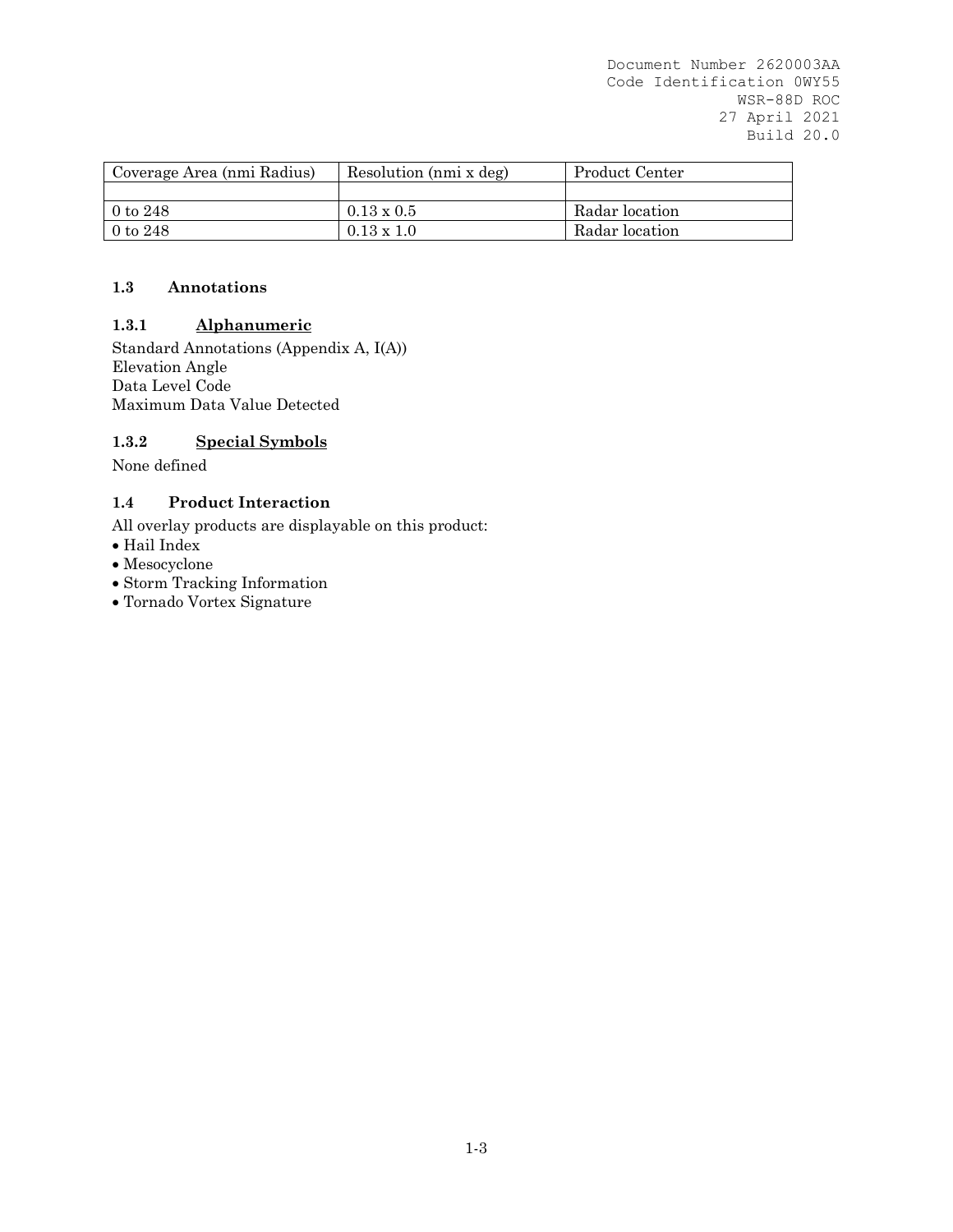| Coverage Area (nmi Radius) | Resolution (nmi x deg) | Product Center |
|---|---|---|
| | | |
| 0 to 248 | 0.13 x 0.5 | Radar location |
| 0 to 248 | 0.13 x 1.0 | Radar location |

### 1.3 Annotations

#### 1.3.1 Alphanumeric

Standard Annotations (Appendix A, I(A))
Elevation Angle
Data Level Code
Maximum Data Value Detected

#### 1.3.2 Special Symbols

None defined

### 1.4 Product Interaction

All overlay products are displayable on this product:

- Hail Index
- Mesocyclone
- Storm Tracking Information
- Tornado Vortex Signature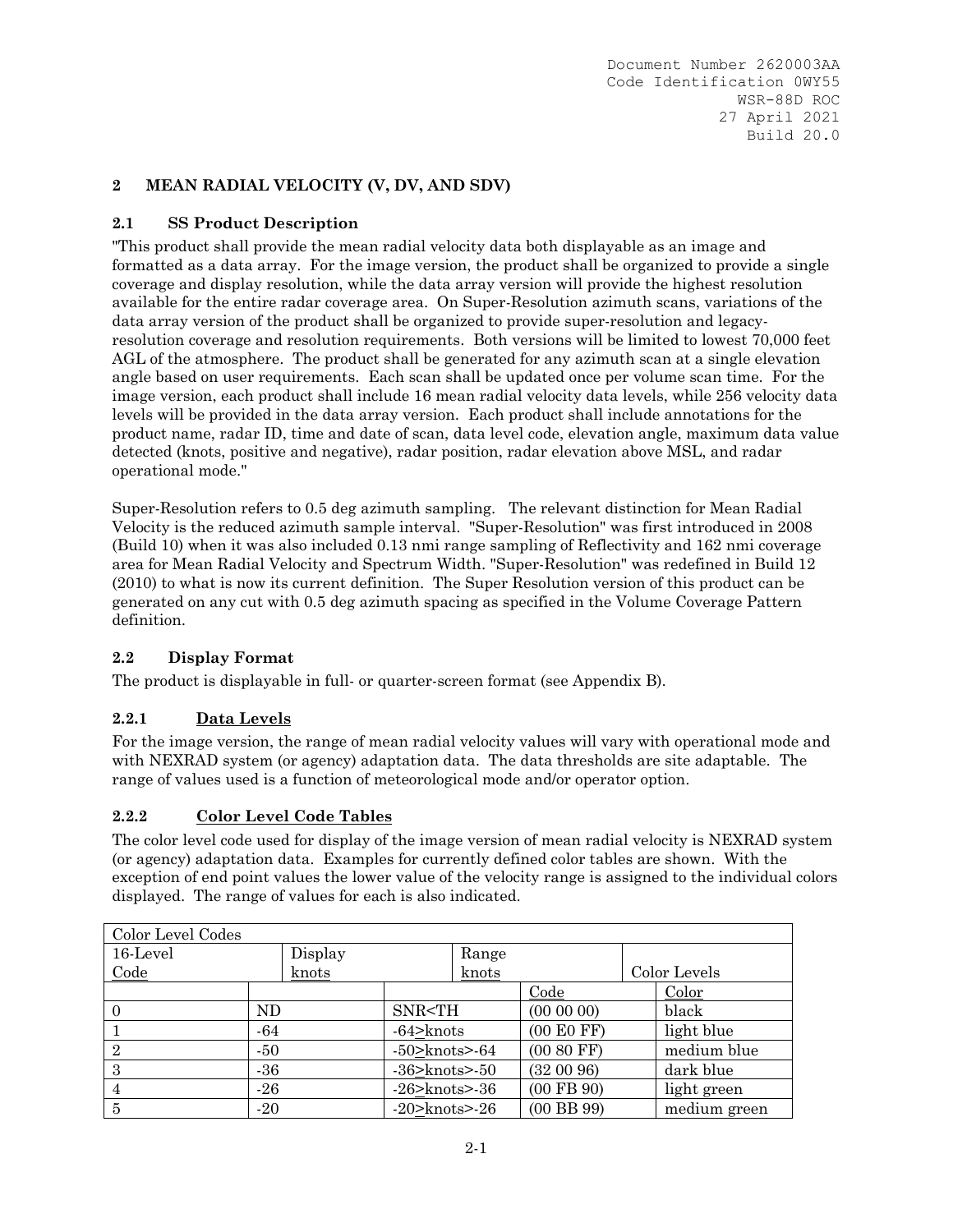## 2 MEAN RADIAL VELOCITY (V, DV, AND SDV)

### 2.1 SS Product Description

"This product shall provide the mean radial velocity data both displayable as an image and formatted as a data array. For the image version, the product shall be organized to provide a single coverage and display resolution, while the data array version will provide the highest resolution available for the entire radar coverage area. On Super-Resolution azimuth scans, variations of the data array version of the product shall be organized to provide super-resolution and legacy-resolution coverage and resolution requirements. Both versions will be limited to lowest 70,000 feet AGL of the atmosphere. The product shall be generated for any azimuth scan at a single elevation angle based on user requirements. Each scan shall be updated once per volume scan time. For the image version, each product shall include 16 mean radial velocity data levels, while 256 velocity data levels will be provided in the data array version. Each product shall include annotations for the product name, radar ID, time and date of scan, data level code, elevation angle, maximum data value detected (knots, positive and negative), radar position, radar elevation above MSL, and radar operational mode."

Super-Resolution refers to 0.5 deg azimuth sampling. The relevant distinction for Mean Radial Velocity is the reduced azimuth sample interval. "Super-Resolution" was first introduced in 2008 (Build 10) when it was also included 0.13 nmi range sampling of Reflectivity and 162 nmi coverage area for Mean Radial Velocity and Spectrum Width. "Super-Resolution" was redefined in Build 12 (2010) to what is now its current definition. The Super Resolution version of this product can be generated on any cut with 0.5 deg azimuth spacing as specified in the Volume Coverage Pattern definition.

### 2.2 Display Format

The product is displayable in full- or quarter-screen format (see Appendix B).

#### 2.2.1 Data Levels

For the image version, the range of mean radial velocity values will vary with operational mode and with NEXRAD system (or agency) adaptation data. The data thresholds are site adaptable. The range of values used is a function of meteorological mode and/or operator option.

#### 2.2.2 Color Level Code Tables

The color level code used for display of the image version of mean radial velocity is NEXRAD system (or agency) adaptation data. Examples for currently defined color tables are shown. With the exception of end point values the lower value of the velocity range is assigned to the individual colors displayed. The range of values for each is also indicated.

| Color Level Codes | | | | |
|---|---|---|---|---|
| 16-Level Code | Display knots | Range knots | Color Levels | |
| | | | Code | Color |
| 0 | ND | SNR<TH | (00 00 00) | black |
| 1 | -64 | -64≥knots | (00 E0 FF) | light blue |
| 2 | -50 | -50≥knots>-64 | (00 80 FF) | medium blue |
| 3 | -36 | -36≥knots>-50 | (32 00 96) | dark blue |
| 4 | -26 | -26≥knots>-36 | (00 FB 90) | light green |
| 5 | -20 | -20≥knots>-26 | (00 BB 99) | medium green |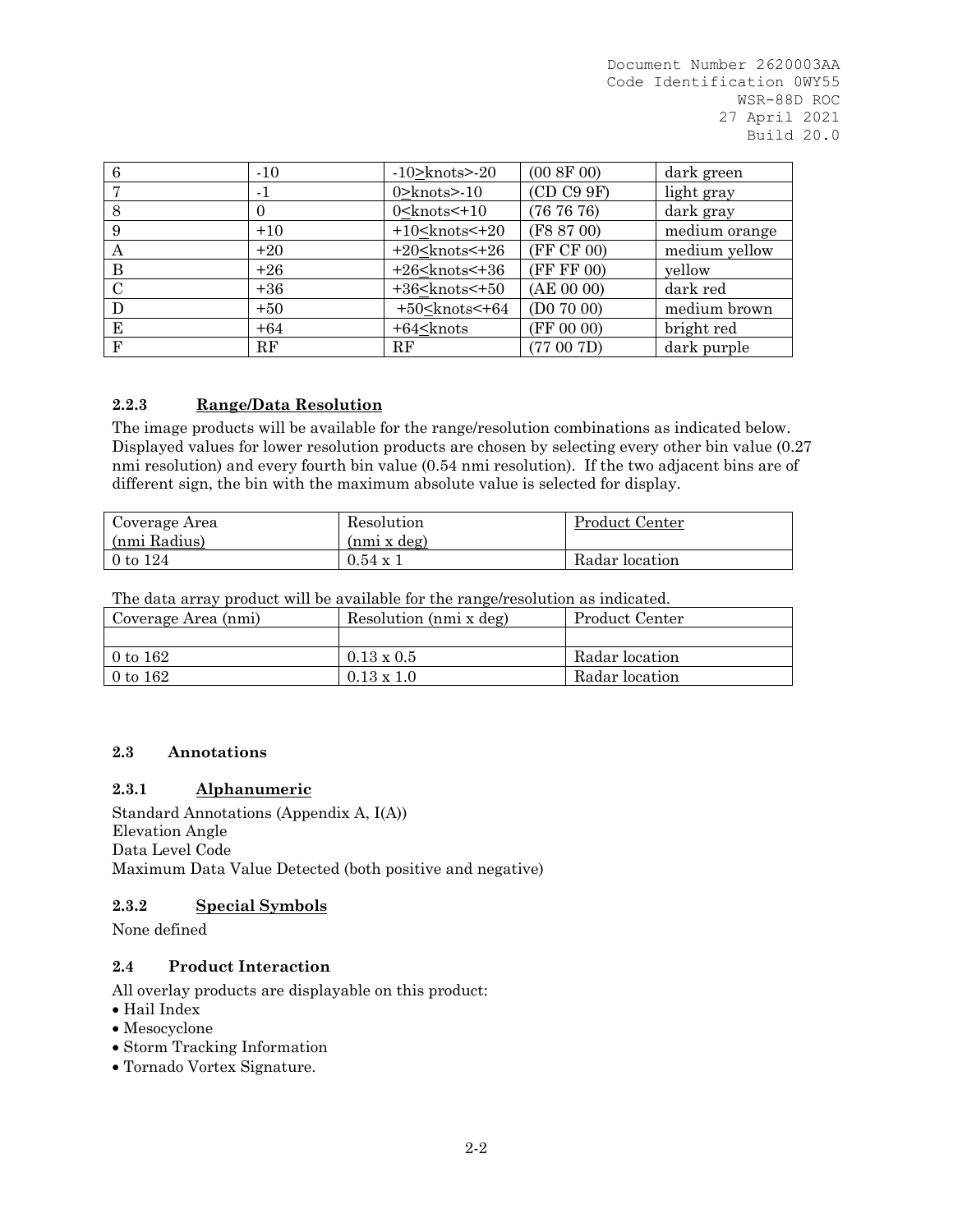| 6 | -10 | -10≥knots>-20 | (00 8F 00) | dark green |
|---|---|---|---|---|
| 7 | -1 | 0≥knots>-10 | (CD C9 9F) | light gray |
| 8 | 0 | 0≤knots<+10 | (76 76 76) | dark gray |
| 9 | +10 | +10≤knots<+20 | (F8 87 00) | medium orange |
| A | +20 | +20≤knots<+26 | (FF CF 00) | medium yellow |
| B | +26 | +26≤knots<+36 | (FF FF 00) | yellow |
| C | +36 | +36≤knots<+50 | (AE 00 00) | dark red |
| D | +50 | +50≤knots<+64 | (D0 70 00) | medium brown |
| E | +64 | +64≤knots | (FF 00 00) | bright red |
| F | RF | RF | (77 00 7D) | dark purple |

### 2.2.3 Range/Data Resolution

The image products will be available for the range/resolution combinations as indicated below. Displayed values for lower resolution products are chosen by selecting every other bin value (0.27 nmi resolution) and every fourth bin value (0.54 nmi resolution). If the two adjacent bins are of different sign, the bin with the maximum absolute value is selected for display.

| Coverage Area (nmi Radius) | Resolution (nmi x deg) | Product Center |
|---|---|---|
| 0 to 124 | 0.54 x 1 | Radar location |

The data array product will be available for the range/resolution as indicated.

| Coverage Area (nmi) | Resolution (nmi x deg) | Product Center |
|---|---|---|
| | | |
| 0 to 162 | 0.13 x 0.5 | Radar location |
| 0 to 162 | 0.13 x 1.0 | Radar location |

## 2.3 Annotations

### 2.3.1 Alphanumeric

Standard Annotations (Appendix A, I(A))
Elevation Angle
Data Level Code
Maximum Data Value Detected (both positive and negative)

### 2.3.2 Special Symbols

None defined

## 2.4 Product Interaction

All overlay products are displayable on this product:

- Hail Index
- Mesocyclone
- Storm Tracking Information
- Tornado Vortex Signature.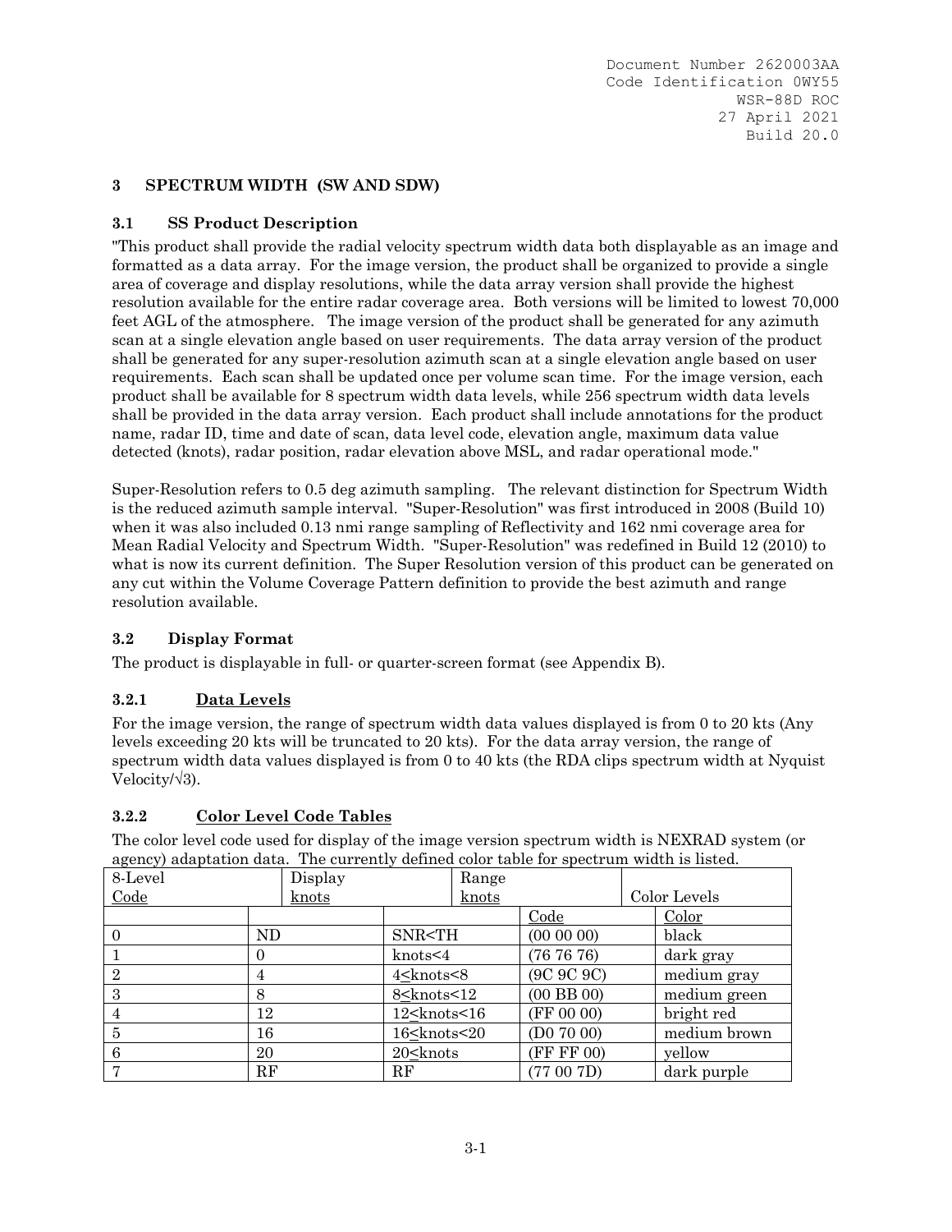# 3 SPECTRUM WIDTH (SW AND SDW)

## 3.1 SS Product Description

"This product shall provide the radial velocity spectrum width data both displayable as an image and formatted as a data array. For the image version, the product shall be organized to provide a single area of coverage and display resolutions, while the data array version shall provide the highest resolution available for the entire radar coverage area. Both versions will be limited to lowest 70,000 feet AGL of the atmosphere. The image version of the product shall be generated for any azimuth scan at a single elevation angle based on user requirements. The data array version of the product shall be generated for any super-resolution azimuth scan at a single elevation angle based on user requirements. Each scan shall be updated once per volume scan time. For the image version, each product shall be available for 8 spectrum width data levels, while 256 spectrum width data levels shall be provided in the data array version. Each product shall include annotations for the product name, radar ID, time and date of scan, data level code, elevation angle, maximum data value detected (knots), radar position, radar elevation above MSL, and radar operational mode."

Super-Resolution refers to 0.5 deg azimuth sampling. The relevant distinction for Spectrum Width is the reduced azimuth sample interval. "Super-Resolution" was first introduced in 2008 (Build 10) when it was also included 0.13 nmi range sampling of Reflectivity and 162 nmi coverage area for Mean Radial Velocity and Spectrum Width. "Super-Resolution" was redefined in Build 12 (2010) to what is now its current definition. The Super Resolution version of this product can be generated on any cut within the Volume Coverage Pattern definition to provide the best azimuth and range resolution available.

## 3.2 Display Format

The product is displayable in full- or quarter-screen format (see Appendix B).

### 3.2.1 Data Levels

For the image version, the range of spectrum width data values displayed is from 0 to 20 kts (Any levels exceeding 20 kts will be truncated to 20 kts). For the data array version, the range of spectrum width data values displayed is from 0 to 40 kts (the RDA clips spectrum width at Nyquist Velocity/√3).

### 3.2.2 Color Level Code Tables

The color level code used for display of the image version spectrum width is NEXRAD system (or agency) adaptation data. The currently defined color table for spectrum width is listed.

| 8-Level Code | Display knots | Range knots | Color Levels | |
|---|---|---|---|---|
| | | | Code | Color |
| 0 | ND | SNR<TH | (00 00 00) | black |
| 1 | 0 | knots<4 | (76 76 76) | dark gray |
| 2 | 4 | 4≤knots<8 | (9C 9C 9C) | medium gray |
| 3 | 8 | 8≤knots<12 | (00 BB 00) | medium green |
| 4 | 12 | 12≤knots<16 | (FF 00 00) | bright red |
| 5 | 16 | 16≤knots<20 | (D0 70 00) | medium brown |
| 6 | 20 | 20≤knots | (FF FF 00) | yellow |
| 7 | RF | RF | (77 00 7D) | dark purple |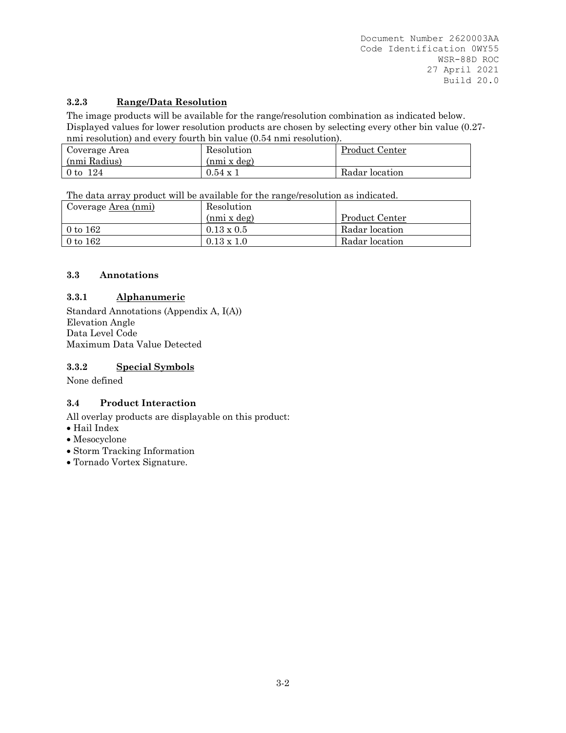### 3.2.3 Range/Data Resolution

The image products will be available for the range/resolution combination as indicated below. Displayed values for lower resolution products are chosen by selecting every other bin value (0.27-nmi resolution) and every fourth bin value (0.54 nmi resolution).

| Coverage Area (nmi Radius) | Resolution (nmi x deg) | Product Center |
|---|---|---|
| 0 to 124 | 0.54 x 1 | Radar location |

The data array product will be available for the range/resolution as indicated.

| Coverage Area (nmi) | Resolution (nmi x deg) | Product Center |
|---|---|---|
| 0 to 162 | 0.13 x 0.5 | Radar location |
| 0 to 162 | 0.13 x 1.0 | Radar location |

## 3.3 Annotations

### 3.3.1 Alphanumeric

Standard Annotations (Appendix A, I(A))
Elevation Angle
Data Level Code
Maximum Data Value Detected

### 3.3.2 Special Symbols

None defined

## 3.4 Product Interaction

All overlay products are displayable on this product:

- Hail Index
- Mesocyclone
- Storm Tracking Information
- Tornado Vortex Signature.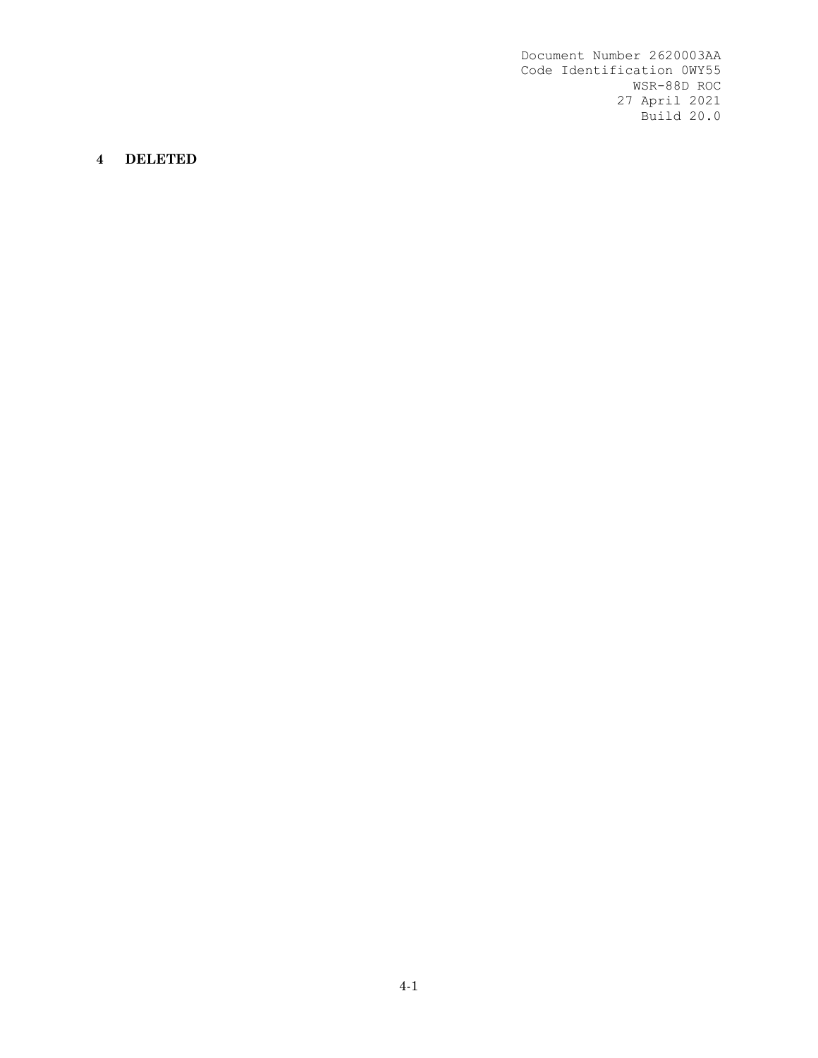# 4 DELETED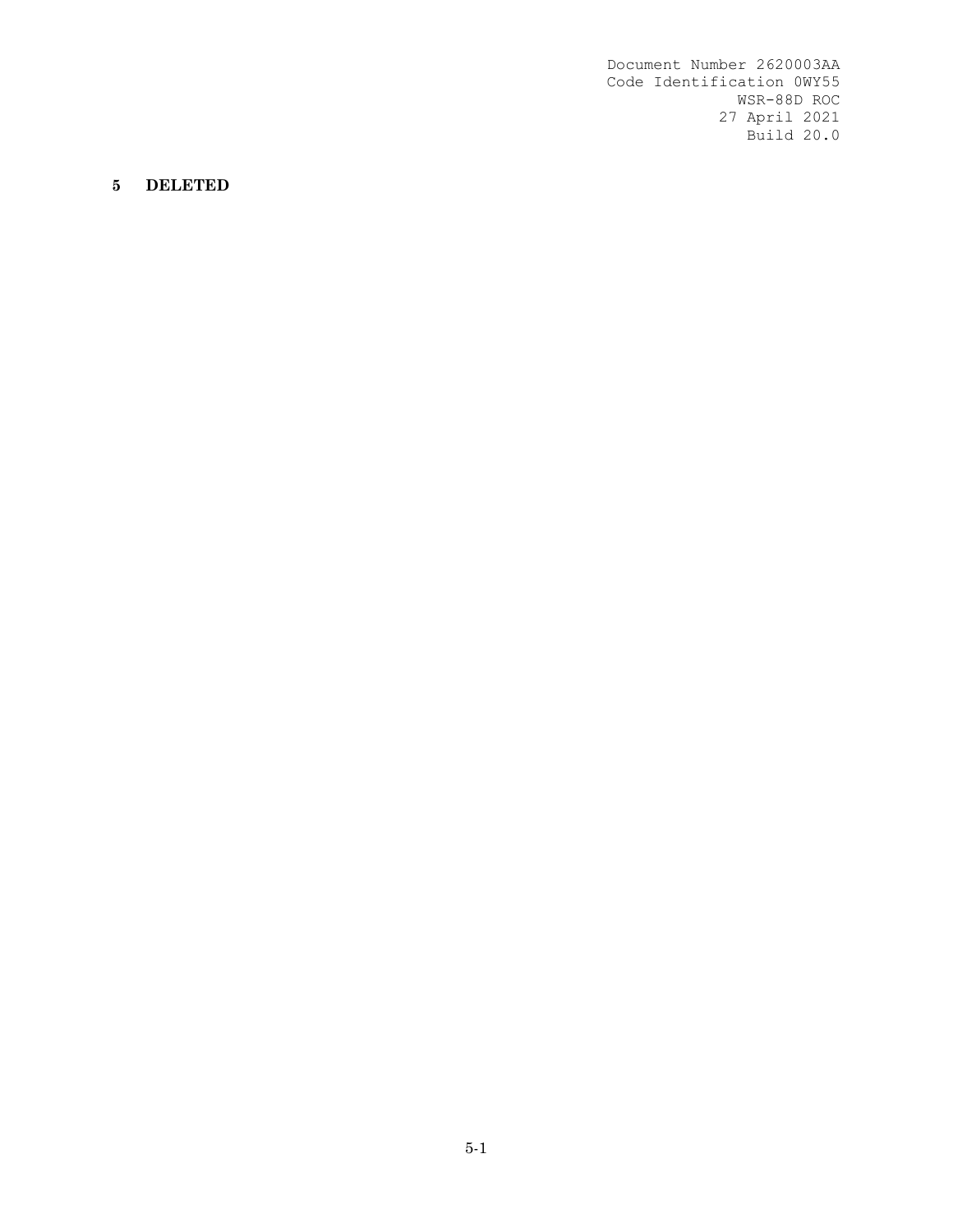# 5 DELETED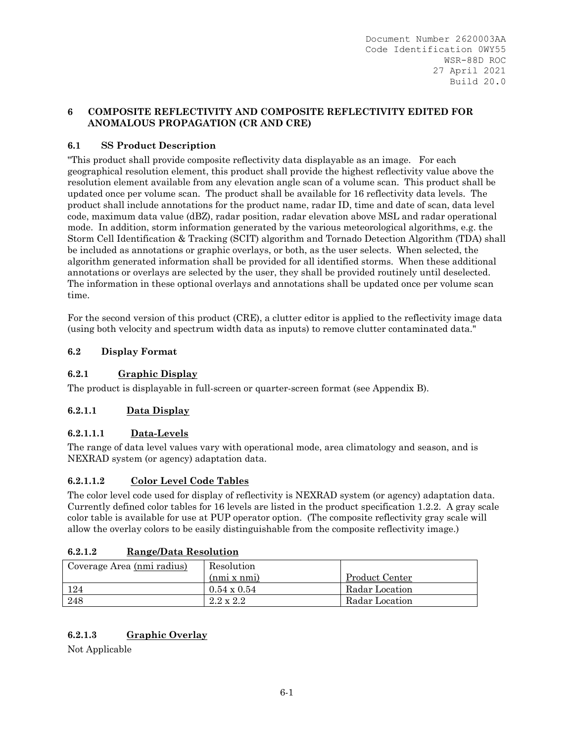# 6 COMPOSITE REFLECTIVITY AND COMPOSITE REFLECTIVITY EDITED FOR ANOMALOUS PROPAGATION (CR AND CRE)

## 6.1 SS Product Description

"This product shall provide composite reflectivity data displayable as an image. For each geographical resolution element, this product shall provide the highest reflectivity value above the resolution element available from any elevation angle scan of a volume scan. This product shall be updated once per volume scan. The product shall be available for 16 reflectivity data levels. The product shall include annotations for the product name, radar ID, time and date of scan, data level code, maximum data value (dBZ), radar position, radar elevation above MSL and radar operational mode. In addition, storm information generated by the various meteorological algorithms, e.g. the Storm Cell Identification & Tracking (SCIT) algorithm and Tornado Detection Algorithm (TDA) shall be included as annotations or graphic overlays, or both, as the user selects. When selected, the algorithm generated information shall be provided for all identified storms. When these additional annotations or overlays are selected by the user, they shall be provided routinely until deselected. The information in these optional overlays and annotations shall be updated once per volume scan time.

For the second version of this product (CRE), a clutter editor is applied to the reflectivity image data (using both velocity and spectrum width data as inputs) to remove clutter contaminated data."

## 6.2 Display Format

### 6.2.1 Graphic Display

The product is displayable in full-screen or quarter-screen format (see Appendix B).

#### 6.2.1.1 Data Display

##### 6.2.1.1.1 Data-Levels

The range of data level values vary with operational mode, area climatology and season, and is NEXRAD system (or agency) adaptation data.

##### 6.2.1.1.2 Color Level Code Tables

The color level code used for display of reflectivity is NEXRAD system (or agency) adaptation data. Currently defined color tables for 16 levels are listed in the product specification 1.2.2. A gray scale color table is available for use at PUP operator option. (The composite reflectivity gray scale will allow the overlay colors to be easily distinguishable from the composite reflectivity image.)

#### 6.2.1.2 Range/Data Resolution

| Coverage Area (nmi radius) | Resolution (nmi x nmi) | Product Center |
|---|---|---|
| 124 | 0.54 x 0.54 | Radar Location |
| 248 | 2.2 x 2.2 | Radar Location |

#### 6.2.1.3 Graphic Overlay

Not Applicable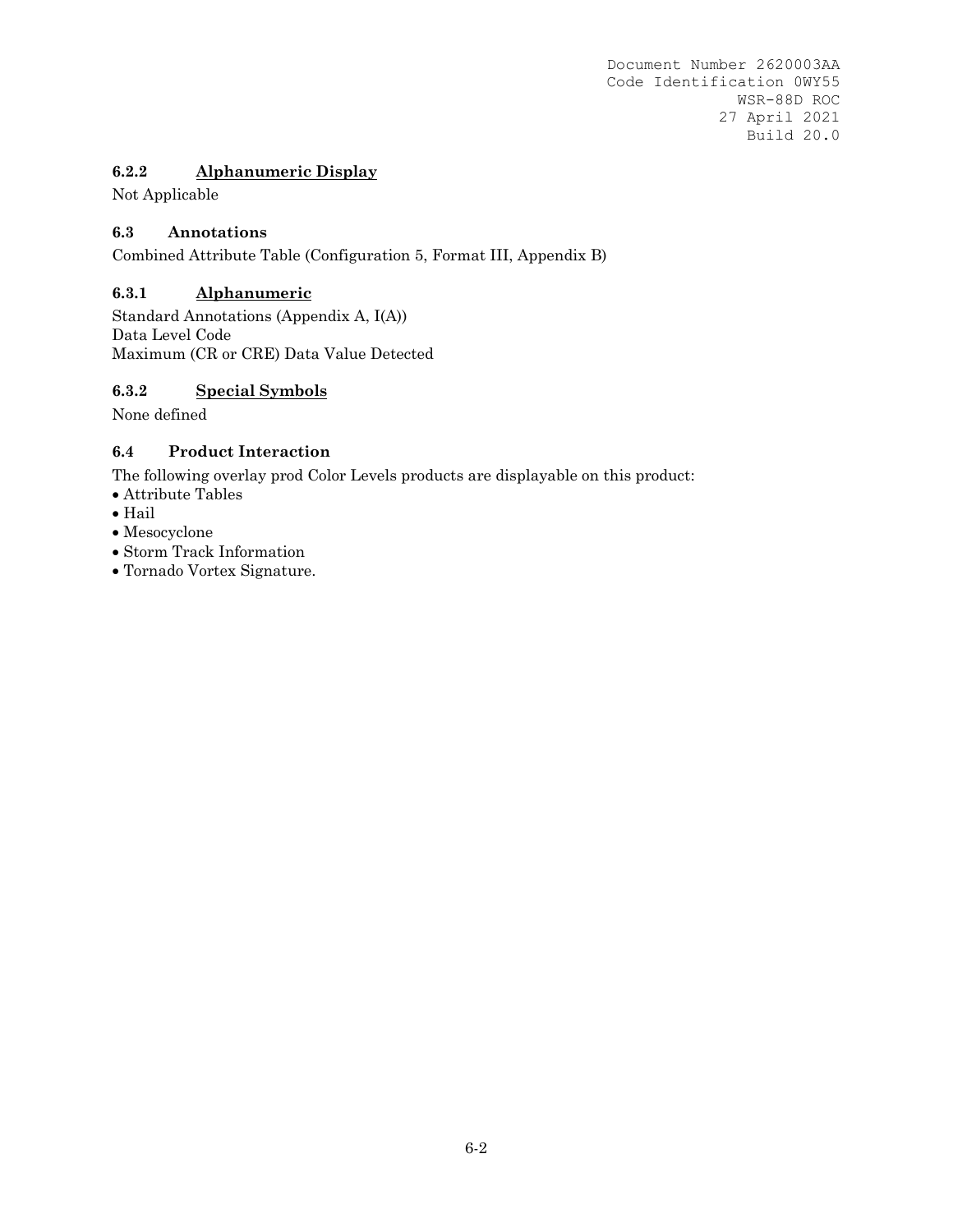#### 6.2.2 Alphanumeric Display

Not Applicable

### 6.3 Annotations

Combined Attribute Table (Configuration 5, Format III, Appendix B)

#### 6.3.1 Alphanumeric

Standard Annotations (Appendix A, I(A))
Data Level Code
Maximum (CR or CRE) Data Value Detected

#### 6.3.2 Special Symbols

None defined

### 6.4 Product Interaction

The following overlay prod Color Levels products are displayable on this product:

- Attribute Tables
- Hail
- Mesocyclone
- Storm Track Information
- Tornado Vortex Signature.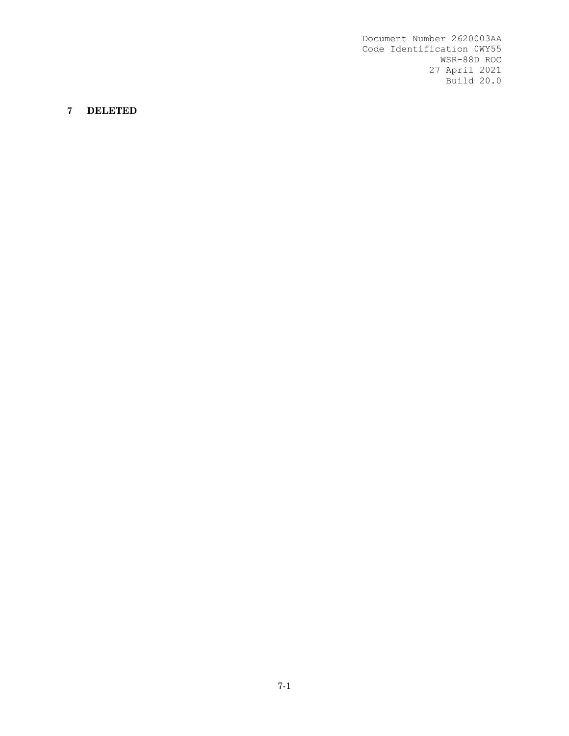# 7 DELETED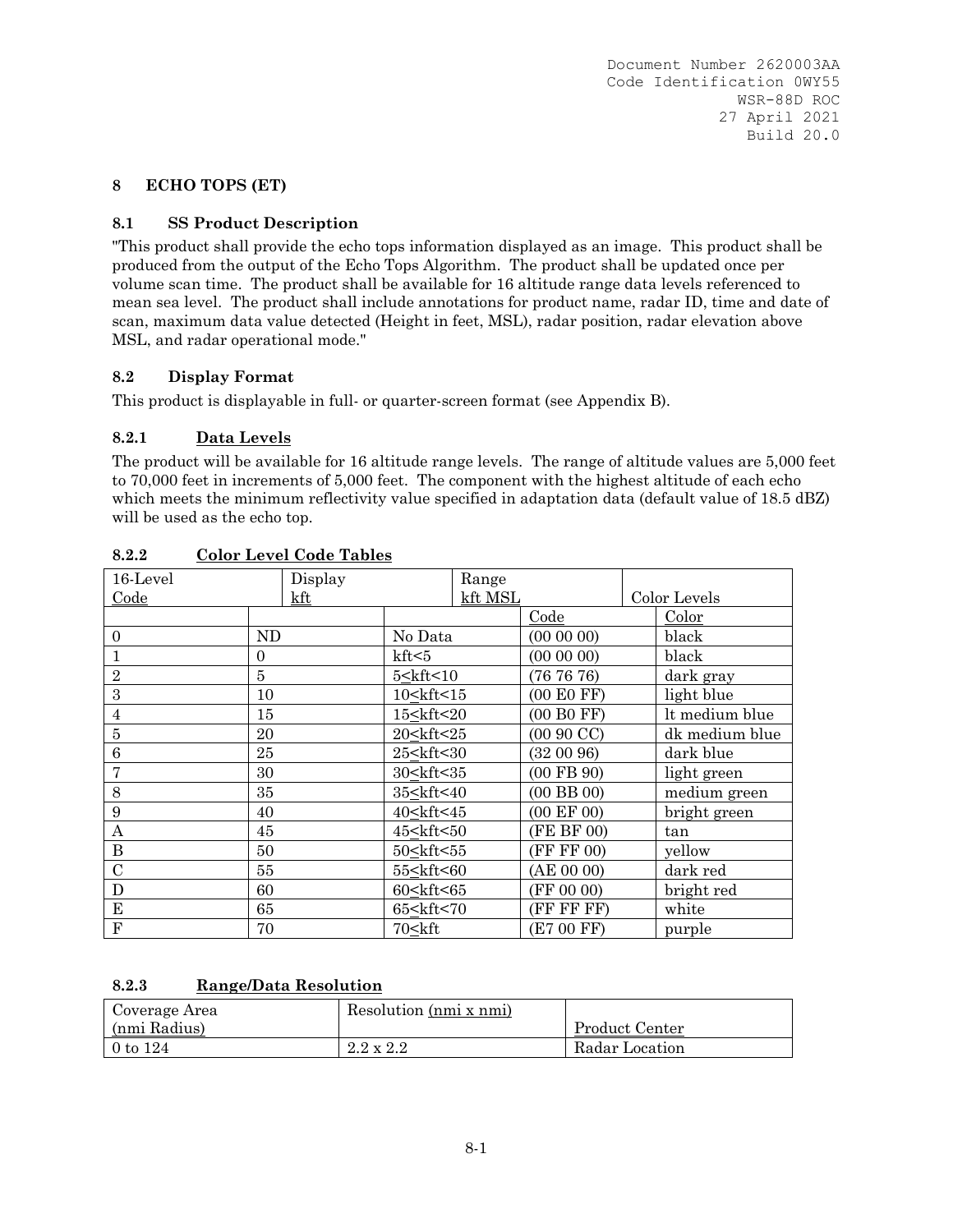## 8 ECHO TOPS (ET)

### 8.1 SS Product Description

"This product shall provide the echo tops information displayed as an image. This product shall be produced from the output of the Echo Tops Algorithm. The product shall be updated once per volume scan time. The product shall be available for 16 altitude range data levels referenced to mean sea level. The product shall include annotations for product name, radar ID, time and date of scan, maximum data value detected (Height in feet, MSL), radar position, radar elevation above MSL, and radar operational mode."

### 8.2 Display Format

This product is displayable in full- or quarter-screen format (see Appendix B).

#### 8.2.1 Data Levels

The product will be available for 16 altitude range levels. The range of altitude values are 5,000 feet to 70,000 feet in increments of 5,000 feet. The component with the highest altitude of each echo which meets the minimum reflectivity value specified in adaptation data (default value of 18.5 dBZ) will be used as the echo top.

#### 8.2.2 Color Level Code Tables

| 16-Level Code | Display kft | Range kft MSL | Color Levels | |
|---|---|---|---|---|
| | | | Code | Color |
| 0 | ND | No Data | (00 00 00) | black |
| 1 | 0 | kft<5 | (00 00 00) | black |
| 2 | 5 | 5≤kft<10 | (76 76 76) | dark gray |
| 3 | 10 | 10≤kft<15 | (00 E0 FF) | light blue |
| 4 | 15 | 15≤kft<20 | (00 B0 FF) | lt medium blue |
| 5 | 20 | 20≤kft<25 | (00 90 CC) | dk medium blue |
| 6 | 25 | 25≤kft<30 | (32 00 96) | dark blue |
| 7 | 30 | 30≤kft<35 | (00 FB 90) | light green |
| 8 | 35 | 35≤kft<40 | (00 BB 00) | medium green |
| 9 | 40 | 40≤kft<45 | (00 EF 00) | bright green |
| A | 45 | 45≤kft<50 | (FE BF 00) | tan |
| B | 50 | 50≤kft<55 | (FF FF 00) | yellow |
| C | 55 | 55≤kft<60 | (AE 00 00) | dark red |
| D | 60 | 60≤kft<65 | (FF 00 00) | bright red |
| E | 65 | 65≤kft<70 | (FF FF FF) | white |
| F | 70 | 70≤kft | (E7 00 FF) | purple |

#### 8.2.3 Range/Data Resolution

| Coverage Area (nmi Radius) | Resolution (nmi x nmi) | Product Center |
|---|---|---|
| 0 to 124 | 2.2 x 2.2 | Radar Location |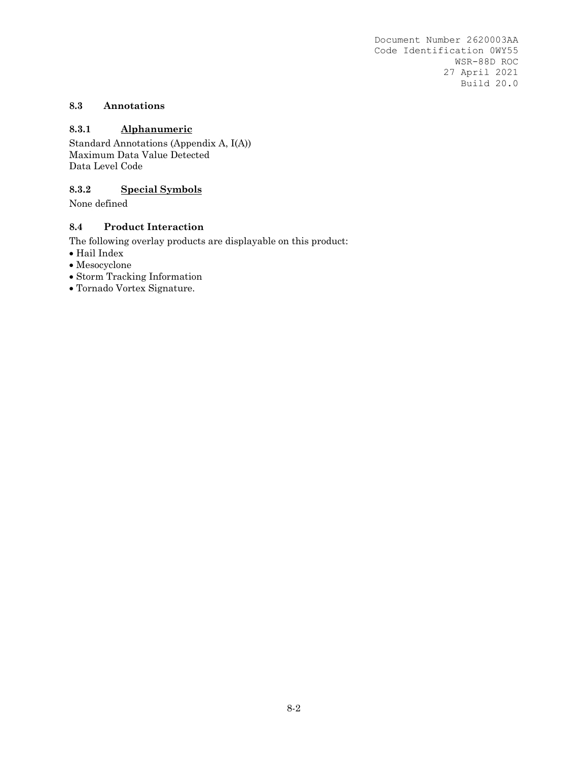### 8.3 Annotations

#### 8.3.1 Alphanumeric

Standard Annotations (Appendix A, I(A))
Maximum Data Value Detected
Data Level Code

#### 8.3.2 Special Symbols

None defined

### 8.4 Product Interaction

The following overlay products are displayable on this product:

- Hail Index
- Mesocyclone
- Storm Tracking Information
- Tornado Vortex Signature.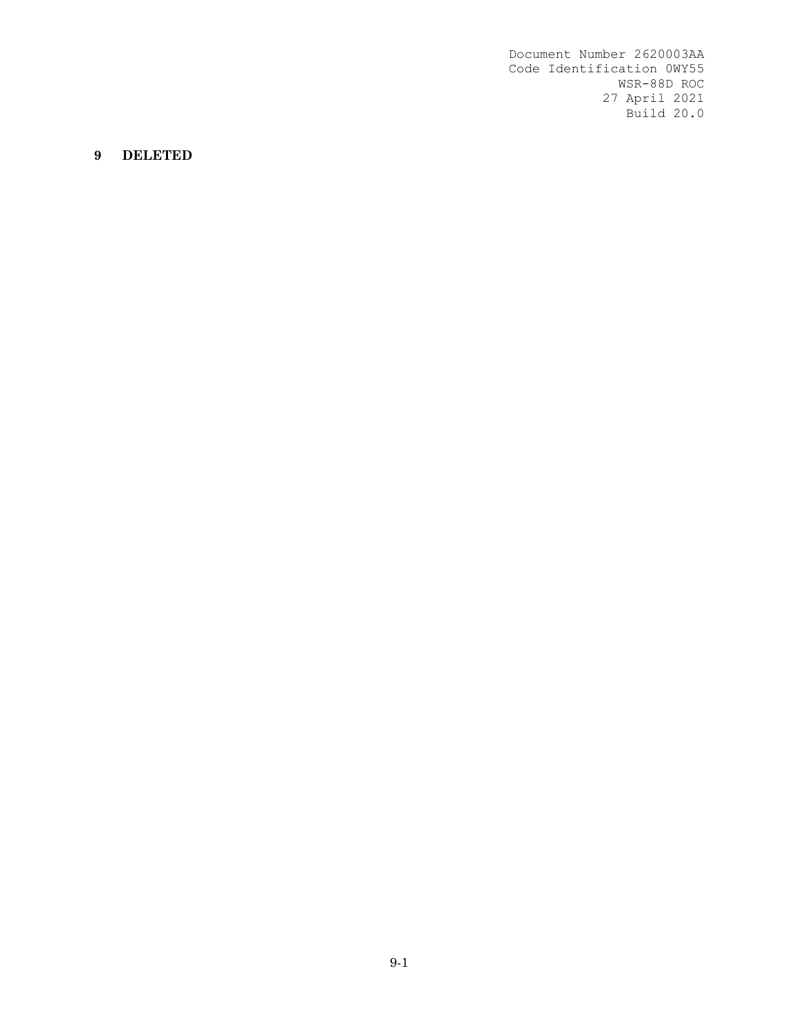# 9 DELETED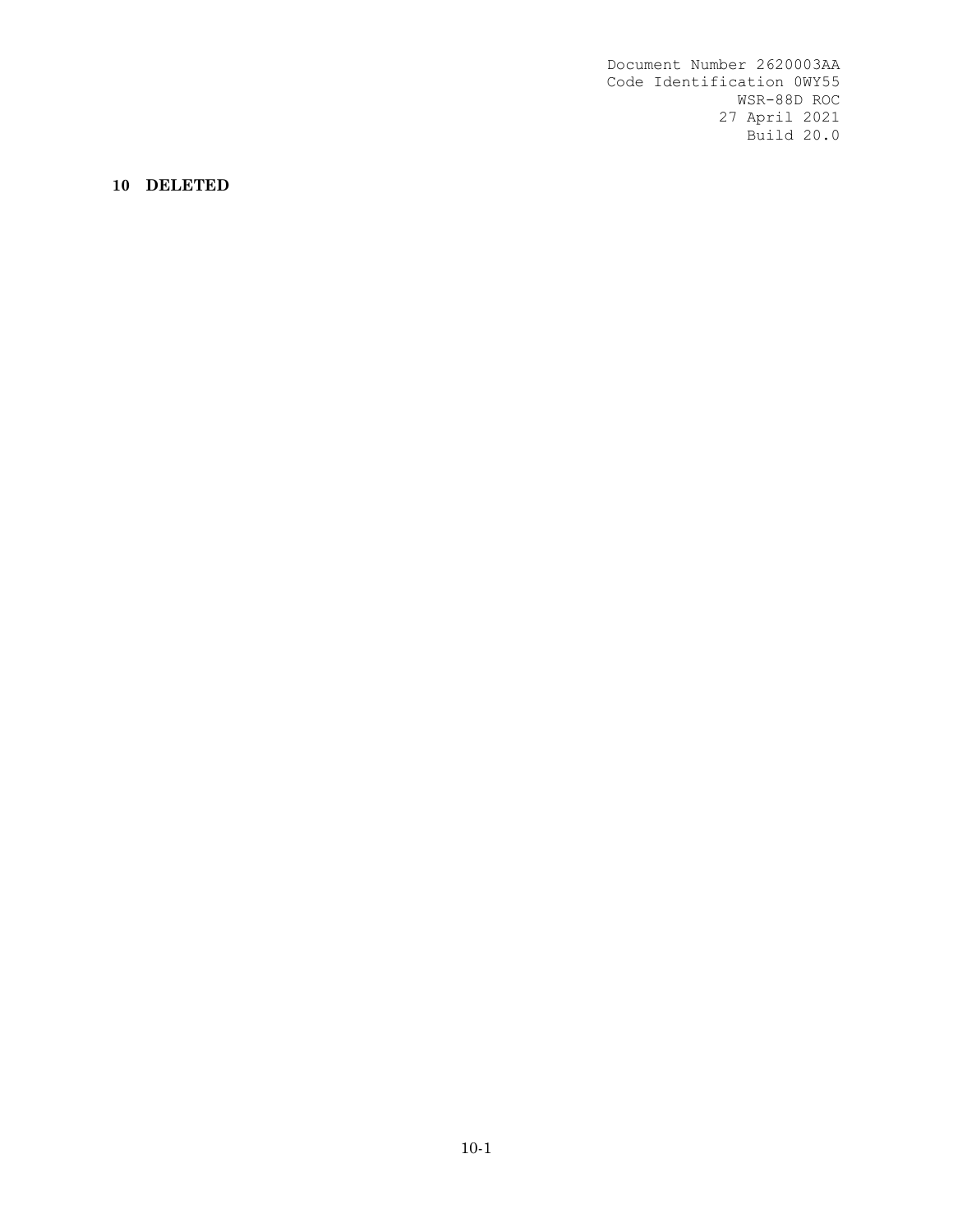# 10 DELETED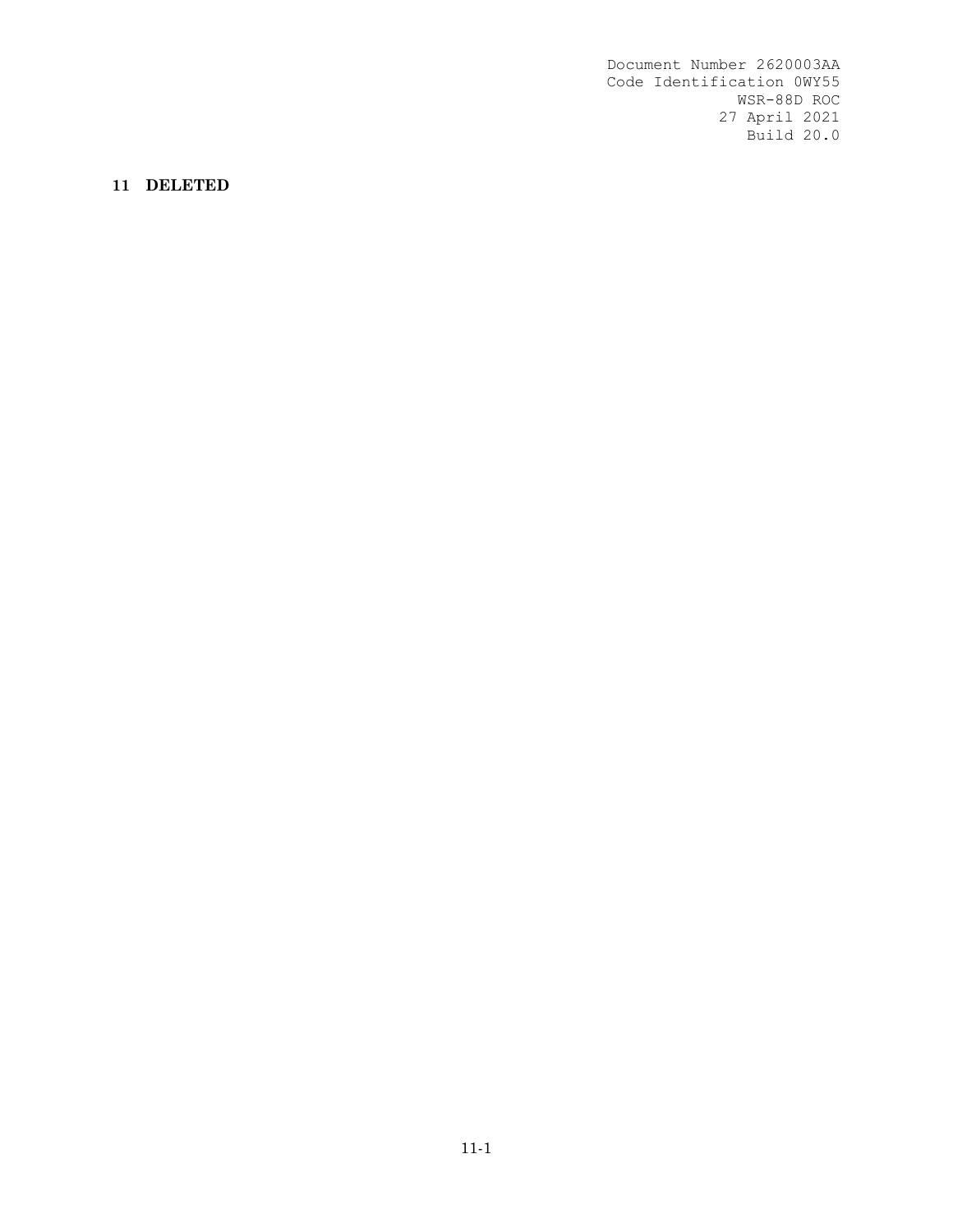# 11 DELETED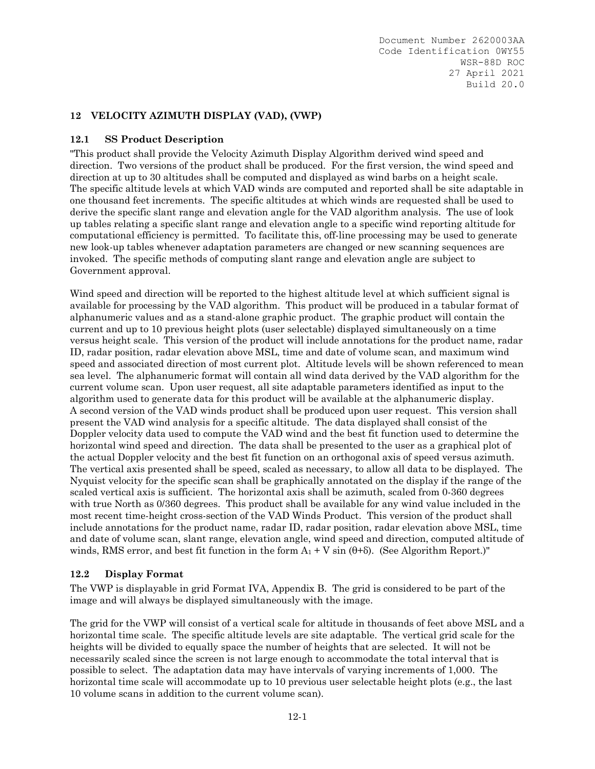## 12 VELOCITY AZIMUTH DISPLAY (VAD), (VWP)

### 12.1 SS Product Description

"This product shall provide the Velocity Azimuth Display Algorithm derived wind speed and direction. Two versions of the product shall be produced. For the first version, the wind speed and direction at up to 30 altitudes shall be computed and displayed as wind barbs on a height scale. The specific altitude levels at which VAD winds are computed and reported shall be site adaptable in one thousand feet increments. The specific altitudes at which winds are requested shall be used to derive the specific slant range and elevation angle for the VAD algorithm analysis. The use of look up tables relating a specific slant range and elevation angle to a specific wind reporting altitude for computational efficiency is permitted. To facilitate this, off-line processing may be used to generate new look-up tables whenever adaptation parameters are changed or new scanning sequences are invoked. The specific methods of computing slant range and elevation angle are subject to Government approval.

Wind speed and direction will be reported to the highest altitude level at which sufficient signal is available for processing by the VAD algorithm. This product will be produced in a tabular format of alphanumeric values and as a stand-alone graphic product. The graphic product will contain the current and up to 10 previous height plots (user selectable) displayed simultaneously on a time versus height scale. This version of the product will include annotations for the product name, radar ID, radar position, radar elevation above MSL, time and date of volume scan, and maximum wind speed and associated direction of most current plot. Altitude levels will be shown referenced to mean sea level. The alphanumeric format will contain all wind data derived by the VAD algorithm for the current volume scan. Upon user request, all site adaptable parameters identified as input to the algorithm used to generate data for this product will be available at the alphanumeric display. A second version of the VAD winds product shall be produced upon user request. This version shall present the VAD wind analysis for a specific altitude. The data displayed shall consist of the Doppler velocity data used to compute the VAD wind and the best fit function used to determine the horizontal wind speed and direction. The data shall be presented to the user as a graphical plot of the actual Doppler velocity and the best fit function on an orthogonal axis of speed versus azimuth. The vertical axis presented shall be speed, scaled as necessary, to allow all data to be displayed. The Nyquist velocity for the specific scan shall be graphically annotated on the display if the range of the scaled vertical axis is sufficient. The horizontal axis shall be azimuth, scaled from 0-360 degrees with true North as 0/360 degrees. This product shall be available for any wind value included in the most recent time-height cross-section of the VAD Winds Product. This version of the product shall include annotations for the product name, radar ID, radar position, radar elevation above MSL, time and date of volume scan, slant range, elevation angle, wind speed and direction, computed altitude of winds, RMS error, and best fit function in the form $A_1 + V \sin(\theta+\delta)$. (See Algorithm Report.)"

### 12.2 Display Format

The VWP is displayable in grid Format IVA, Appendix B. The grid is considered to be part of the image and will always be displayed simultaneously with the image.

The grid for the VWP will consist of a vertical scale for altitude in thousands of feet above MSL and a horizontal time scale. The specific altitude levels are site adaptable. The vertical grid scale for the heights will be divided to equally space the number of heights that are selected. It will not be necessarily scaled since the screen is not large enough to accommodate the total interval that is possible to select. The adaptation data may have intervals of varying increments of 1,000. The horizontal time scale will accommodate up to 10 previous user selectable height plots (e.g., the last 10 volume scans in addition to the current volume scan).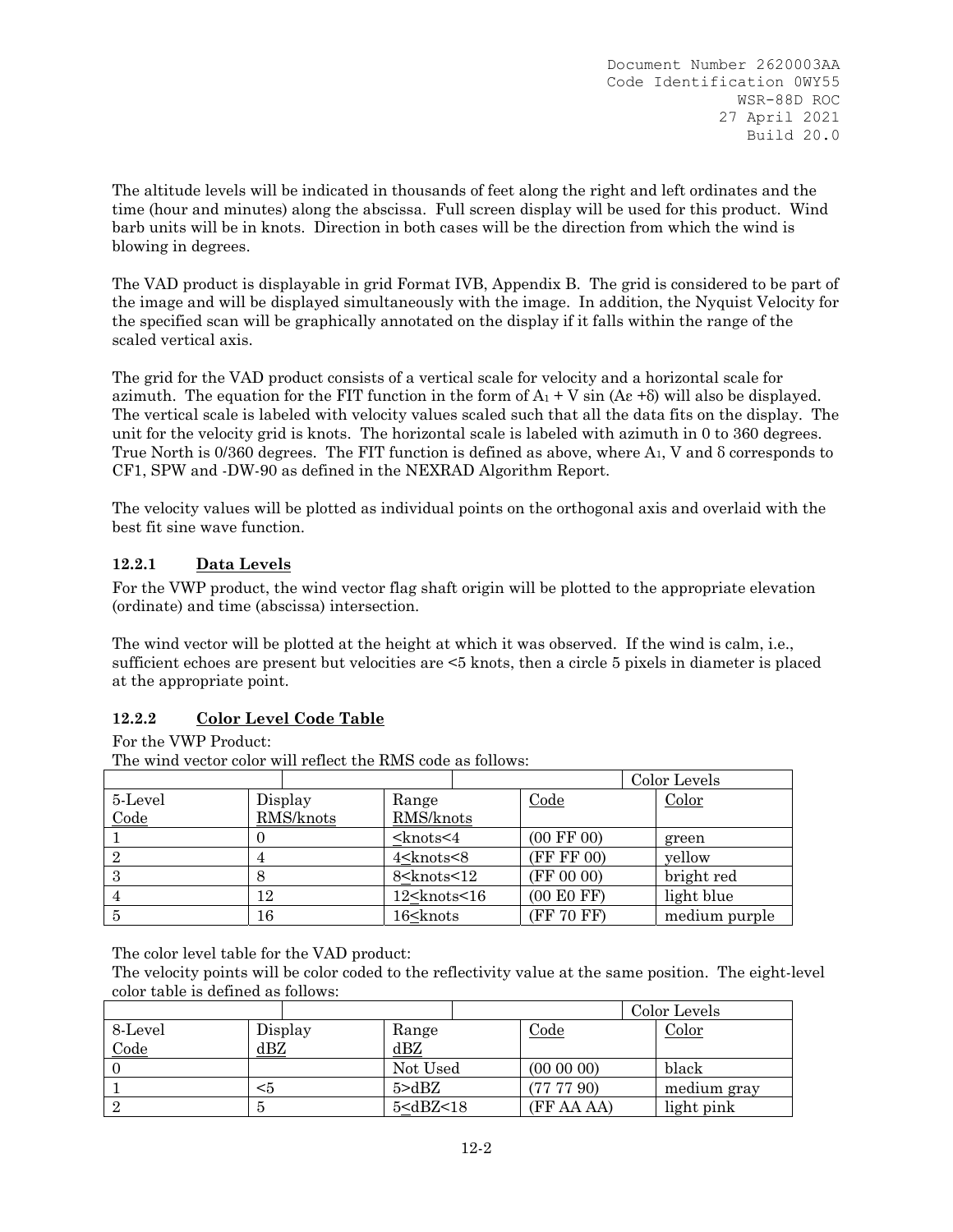The altitude levels will be indicated in thousands of feet along the right and left ordinates and the time (hour and minutes) along the abscissa. Full screen display will be used for this product. Wind barb units will be in knots. Direction in both cases will be the direction from which the wind is blowing in degrees.

The VAD product is displayable in grid Format IVB, Appendix B. The grid is considered to be part of the image and will be displayed simultaneously with the image. In addition, the Nyquist Velocity for the specified scan will be graphically annotated on the display if it falls within the range of the scaled vertical axis.

The grid for the VAD product consists of a vertical scale for velocity and a horizontal scale for azimuth. The equation for the FIT function in the form of $A_1 + V \sin(A\varepsilon + \delta)$ will also be displayed. The vertical scale is labeled with velocity values scaled such that all the data fits on the display. The unit for the velocity grid is knots. The horizontal scale is labeled with azimuth in 0 to 360 degrees. True North is 0/360 degrees. The FIT function is defined as above, where $A_1$, V and $\delta$ corresponds to CF1, SPW and -DW-90 as defined in the NEXRAD Algorithm Report.

The velocity values will be plotted as individual points on the orthogonal axis and overlaid with the best fit sine wave function.

### 12.2.1 Data Levels

For the VWP product, the wind vector flag shaft origin will be plotted to the appropriate elevation (ordinate) and time (abscissa) intersection.

The wind vector will be plotted at the height at which it was observed. If the wind is calm, i.e., sufficient echoes are present but velocities are <5 knots, then a circle 5 pixels in diameter is placed at the appropriate point.

### 12.2.2 Color Level Code Table

For the VWP Product:

The wind vector color will reflect the RMS code as follows:

| | | | Color Levels | |
|---|---|---|---|---|
| 5-Level Code | Display RMS/knots | Range RMS/knots | Code | Color |
| 1 | 0 | ≤knots<4 | (00 FF 00) | green |
| 2 | 4 | 4≤knots<8 | (FF FF 00) | yellow |
| 3 | 8 | 8≤knots<12 | (FF 00 00) | bright red |
| 4 | 12 | 12≤knots<16 | (00 E0 FF) | light blue |
| 5 | 16 | 16≤knots | (FF 70 FF) | medium purple |

The color level table for the VAD product:

The velocity points will be color coded to the reflectivity value at the same position. The eight-level color table is defined as follows:

| | | | Color Levels | |
|---|---|---|---|---|
| 8-Level Code | Display dBZ | Range dBZ | Code | Color |
| 0 | | Not Used | (00 00 00) | black |
| 1 | <5 | 5>dBZ | (77 77 90) | medium gray |
| 2 | 5 | 5≤dBZ<18 | (FF AA AA) | light pink |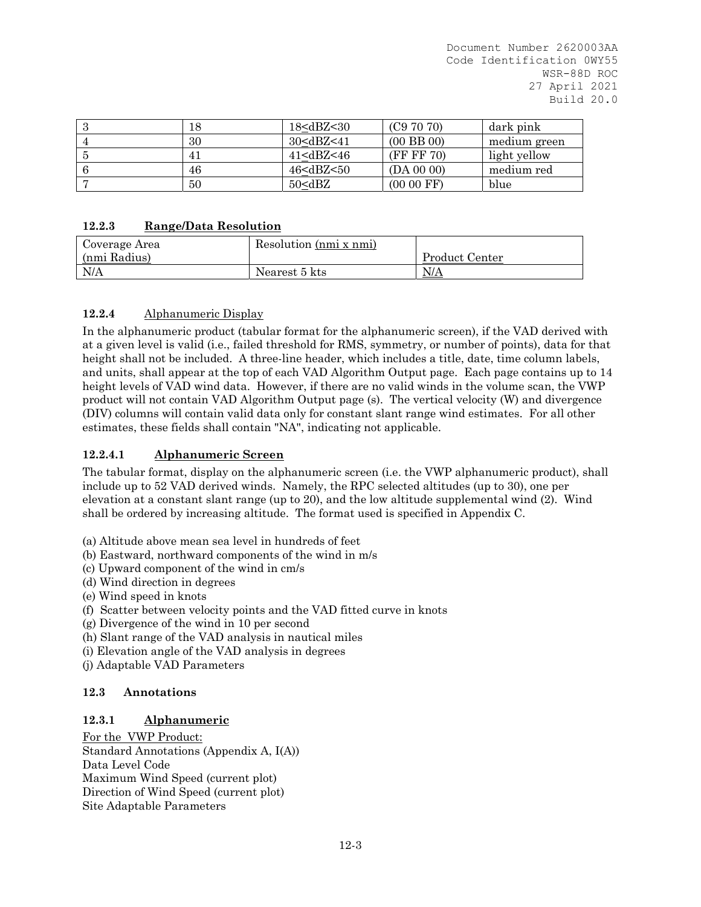| 3 | 18 | 18≤dBZ<30 | (C9 70 70) | dark pink |
|---|---|---|---|---|
| 4 | 30 | 30≤dBZ<41 | (00 BB 00) | medium green |
| 5 | 41 | 41≤dBZ<46 | (FF FF 70) | light yellow |
| 6 | 46 | 46≤dBZ<50 | (DA 00 00) | medium red |
| 7 | 50 | 50≤dBZ | (00 00 FF) | blue |

#### 12.2.3 Range/Data Resolution

| Coverage Area (nmi Radius) | Resolution (nmi x nmi) | Product Center |
|---|---|---|
| N/A | Nearest 5 kts | N/A |

#### 12.2.4 Alphanumeric Display

In the alphanumeric product (tabular format for the alphanumeric screen), if the VAD derived with at a given level is valid (i.e., failed threshold for RMS, symmetry, or number of points), data for that height shall not be included. A three-line header, which includes a title, date, time column labels, and units, shall appear at the top of each VAD Algorithm Output page. Each page contains up to 14 height levels of VAD wind data. However, if there are no valid winds in the volume scan, the VWP product will not contain VAD Algorithm Output page (s). The vertical velocity (W) and divergence (DIV) columns will contain valid data only for constant slant range wind estimates. For all other estimates, these fields shall contain "NA", indicating not applicable.

##### 12.2.4.1 Alphanumeric Screen

The tabular format, display on the alphanumeric screen (i.e. the VWP alphanumeric product), shall include up to 52 VAD derived winds. Namely, the RPC selected altitudes (up to 30), one per elevation at a constant slant range (up to 20), and the low altitude supplemental wind (2). Wind shall be ordered by increasing altitude. The format used is specified in Appendix C.

(a) Altitude above mean sea level in hundreds of feet
(b) Eastward, northward components of the wind in m/s
(c) Upward component of the wind in cm/s
(d) Wind direction in degrees
(e) Wind speed in knots
(f) Scatter between velocity points and the VAD fitted curve in knots
(g) Divergence of the wind in 10 per second
(h) Slant range of the VAD analysis in nautical miles
(i) Elevation angle of the VAD analysis in degrees
(j) Adaptable VAD Parameters

### 12.3 Annotations

#### 12.3.1 Alphanumeric

For the VWP Product:
Standard Annotations (Appendix A, I(A))
Data Level Code
Maximum Wind Speed (current plot)
Direction of Wind Speed (current plot)
Site Adaptable Parameters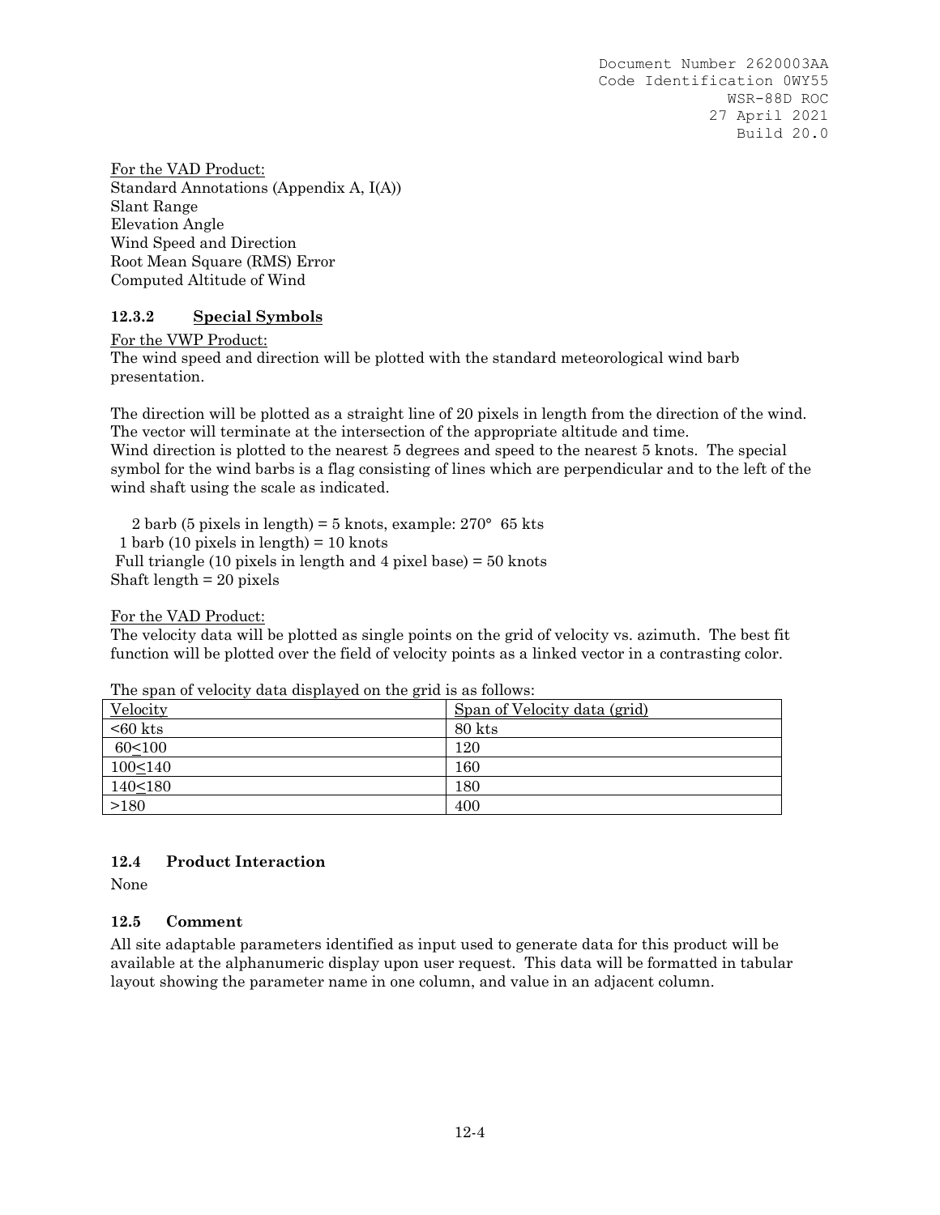For the VAD Product:
Standard Annotations (Appendix A, I(A))
Slant Range
Elevation Angle
Wind Speed and Direction
Root Mean Square (RMS) Error
Computed Altitude of Wind

### 12.3.2 Special Symbols

For the VWP Product:
The wind speed and direction will be plotted with the standard meteorological wind barb presentation.

The direction will be plotted as a straight line of 20 pixels in length from the direction of the wind. The vector will terminate at the intersection of the appropriate altitude and time.
Wind direction is plotted to the nearest 5 degrees and speed to the nearest 5 knots. The special symbol for the wind barbs is a flag consisting of lines which are perpendicular and to the left of the wind shaft using the scale as indicated.

2 barb (5 pixels in length) = 5 knots, example: 270° 65 kts
1 barb (10 pixels in length) = 10 knots
Full triangle (10 pixels in length and 4 pixel base) = 50 knots
Shaft length = 20 pixels

For the VAD Product:
The velocity data will be plotted as single points on the grid of velocity vs. azimuth. The best fit function will be plotted over the field of velocity points as a linked vector in a contrasting color.

The span of velocity data displayed on the grid is as follows:

| Velocity | Span of Velocity data (grid) |
|---|---|
| <60 kts | 80 kts |
| 60≤100 | 120 |
| 100≤140 | 160 |
| 140≤180 | 180 |
| >180 | 400 |

## 12.4 Product Interaction

None

## 12.5 Comment

All site adaptable parameters identified as input used to generate data for this product will be available at the alphanumeric display upon user request. This data will be formatted in tabular layout showing the parameter name in one column, and value in an adjacent column.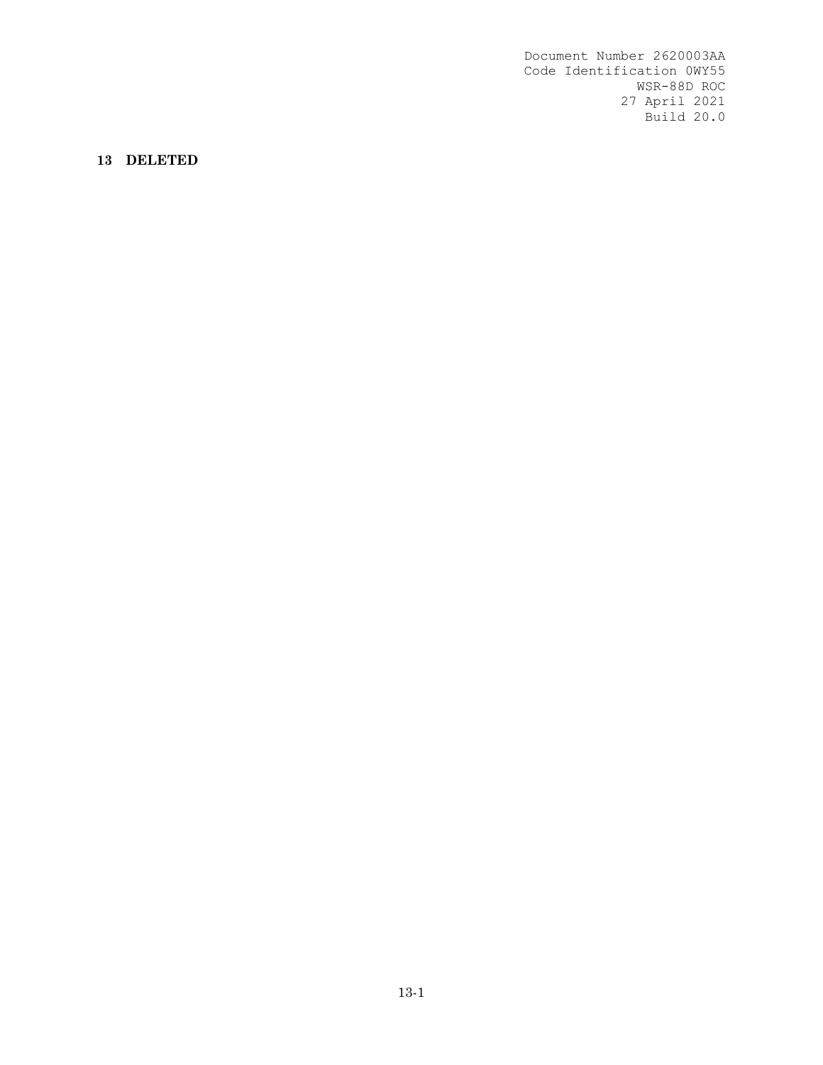# 13 DELETED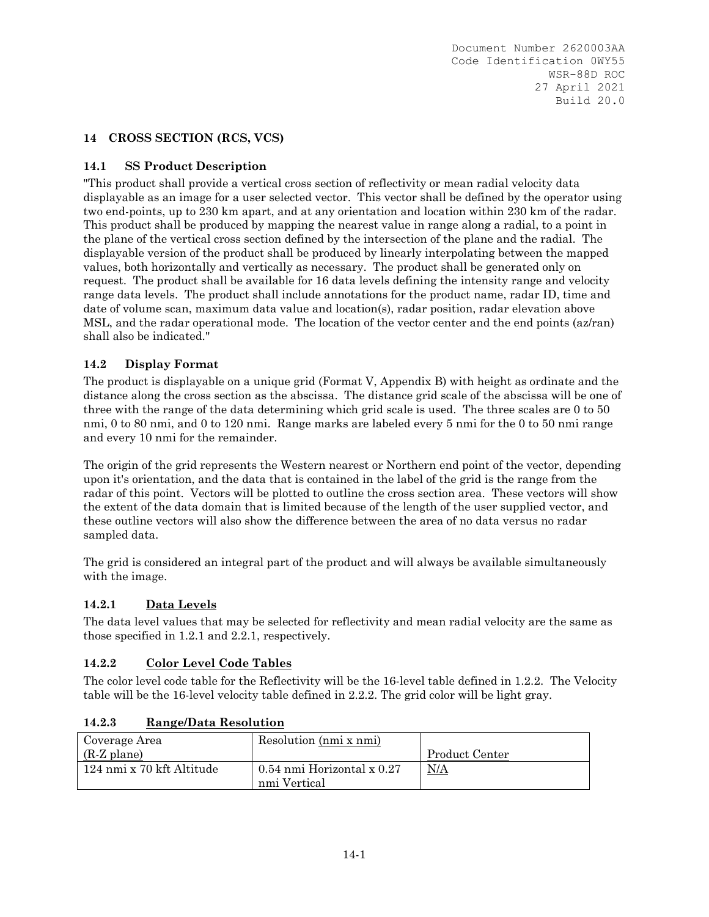## 14 CROSS SECTION (RCS, VCS)

### 14.1 SS Product Description

"This product shall provide a vertical cross section of reflectivity or mean radial velocity data displayable as an image for a user selected vector. This vector shall be defined by the operator using two end-points, up to 230 km apart, and at any orientation and location within 230 km of the radar. This product shall be produced by mapping the nearest value in range along a radial, to a point in the plane of the vertical cross section defined by the intersection of the plane and the radial. The displayable version of the product shall be produced by linearly interpolating between the mapped values, both horizontally and vertically as necessary. The product shall be generated only on request. The product shall be available for 16 data levels defining the intensity range and velocity range data levels. The product shall include annotations for the product name, radar ID, time and date of volume scan, maximum data value and location(s), radar position, radar elevation above MSL, and the radar operational mode. The location of the vector center and the end points (az/ran) shall also be indicated."

### 14.2 Display Format

The product is displayable on a unique grid (Format V, Appendix B) with height as ordinate and the distance along the cross section as the abscissa. The distance grid scale of the abscissa will be one of three with the range of the data determining which grid scale is used. The three scales are 0 to 50 nmi, 0 to 80 nmi, and 0 to 120 nmi. Range marks are labeled every 5 nmi for the 0 to 50 nmi range and every 10 nmi for the remainder.

The origin of the grid represents the Western nearest or Northern end point of the vector, depending upon it's orientation, and the data that is contained in the label of the grid is the range from the radar of this point. Vectors will be plotted to outline the cross section area. These vectors will show the extent of the data domain that is limited because of the length of the user supplied vector, and these outline vectors will also show the difference between the area of no data versus no radar sampled data.

The grid is considered an integral part of the product and will always be available simultaneously with the image.

#### 14.2.1 Data Levels

The data level values that may be selected for reflectivity and mean radial velocity are the same as those specified in 1.2.1 and 2.2.1, respectively.

#### 14.2.2 Color Level Code Tables

The color level code table for the Reflectivity will be the 16-level table defined in 1.2.2. The Velocity table will be the 16-level velocity table defined in 2.2.2. The grid color will be light gray.

#### 14.2.3 Range/Data Resolution

| Coverage Area (R-Z plane) | Resolution (nmi x nmi) | Product Center |
|---|---|---|
| 124 nmi x 70 kft Altitude | 0.54 nmi Horizontal x 0.27 nmi Vertical | N/A |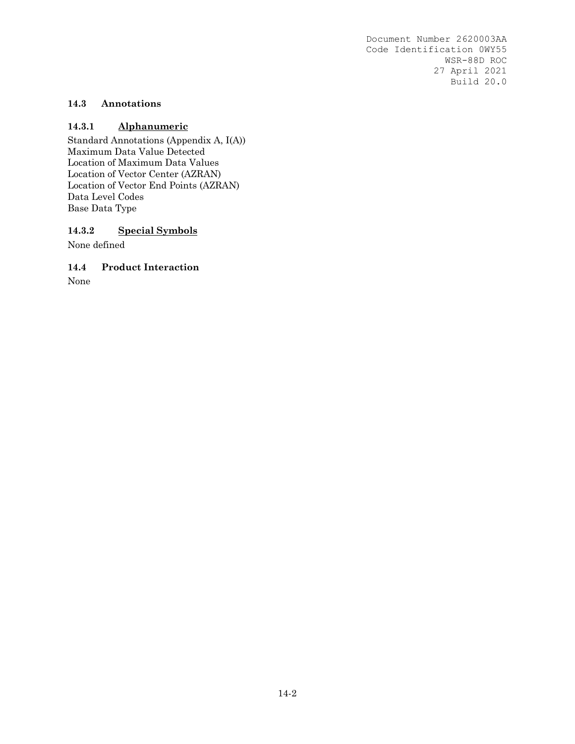### 14.3 Annotations

#### 14.3.1 <u>Alphanumeric</u>

Standard Annotations (Appendix A, I(A))
Maximum Data Value Detected
Location of Maximum Data Values
Location of Vector Center (AZRAN)
Location of Vector End Points (AZRAN)
Data Level Codes
Base Data Type

#### 14.3.2 <u>Special Symbols</u>

None defined

### 14.4 Product Interaction

None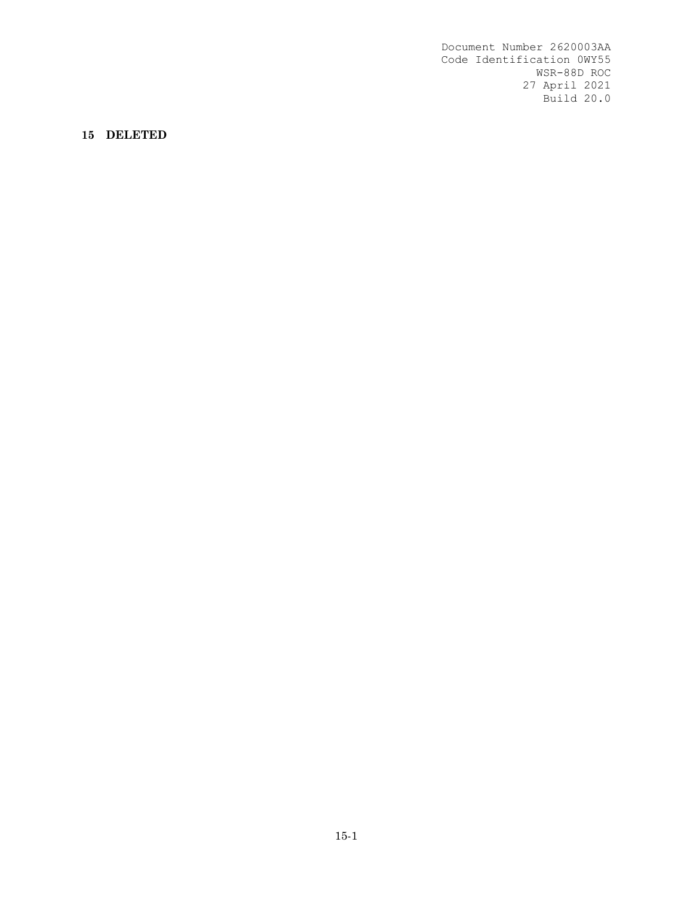# 15 DELETED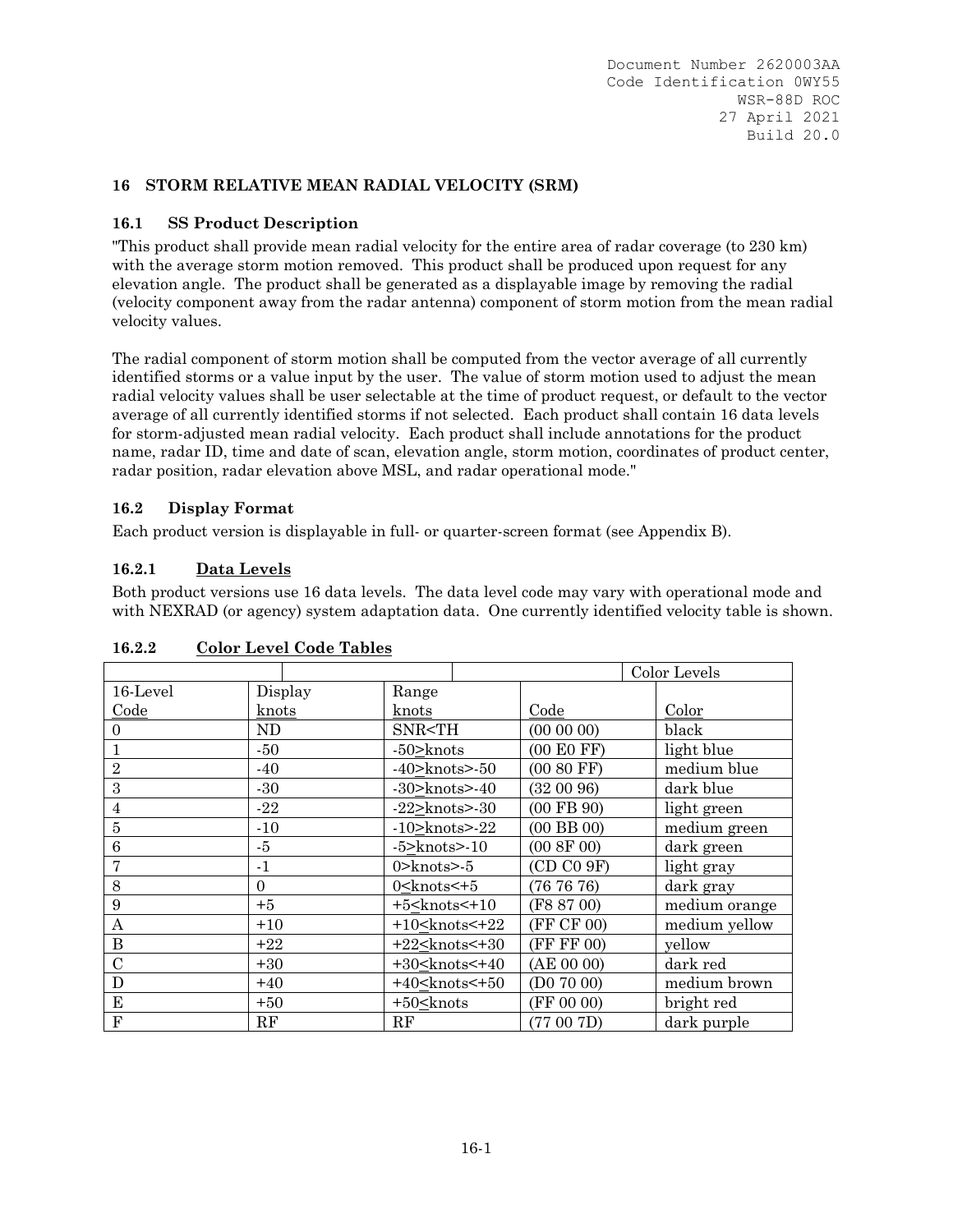## 16 STORM RELATIVE MEAN RADIAL VELOCITY (SRM)

### 16.1 SS Product Description

"This product shall provide mean radial velocity for the entire area of radar coverage (to 230 km) with the average storm motion removed. This product shall be produced upon request for any elevation angle. The product shall be generated as a displayable image by removing the radial (velocity component away from the radar antenna) component of storm motion from the mean radial velocity values.

The radial component of storm motion shall be computed from the vector average of all currently identified storms or a value input by the user. The value of storm motion used to adjust the mean radial velocity values shall be user selectable at the time of product request, or default to the vector average of all currently identified storms if not selected. Each product shall contain 16 data levels for storm-adjusted mean radial velocity. Each product shall include annotations for the product name, radar ID, time and date of scan, elevation angle, storm motion, coordinates of product center, radar position, radar elevation above MSL, and radar operational mode."

### 16.2 Display Format

Each product version is displayable in full- or quarter-screen format (see Appendix B).

#### 16.2.1 Data Levels

Both product versions use 16 data levels. The data level code may vary with operational mode and with NEXRAD (or agency) system adaptation data. One currently identified velocity table is shown.

#### 16.2.2 Color Level Code Tables

| | | | | Color Levels |
|---|---|---|---|---|
| 16-Level Code | Display knots | Range knots | Code | Color |
| 0 | ND | SNR<TH | (00 00 00) | black |
| 1 | -50 | -50≥knots | (00 E0 FF) | light blue |
| 2 | -40 | -40≥knots>-50 | (00 80 FF) | medium blue |
| 3 | -30 | -30≥knots>-40 | (32 00 96) | dark blue |
| 4 | -22 | -22≥knots>-30 | (00 FB 90) | light green |
| 5 | -10 | -10≥knots>-22 | (00 BB 00) | medium green |
| 6 | -5 | -5≥knots>-10 | (00 8F 00) | dark green |
| 7 | -1 | 0>knots>-5 | (CD C0 9F) | light gray |
| 8 | 0 | 0≤knots<+5 | (76 76 76) | dark gray |
| 9 | +5 | +5≤knots<+10 | (F8 87 00) | medium orange |
| A | +10 | +10≤knots<+22 | (FF CF 00) | medium yellow |
| B | +22 | +22≤knots<+30 | (FF FF 00) | yellow |
| C | +30 | +30≤knots<+40 | (AE 00 00) | dark red |
| D | +40 | +40≤knots<+50 | (D0 70 00) | medium brown |
| E | +50 | +50≤knots | (FF 00 00) | bright red |
| F | RF | RF | (77 00 7D) | dark purple |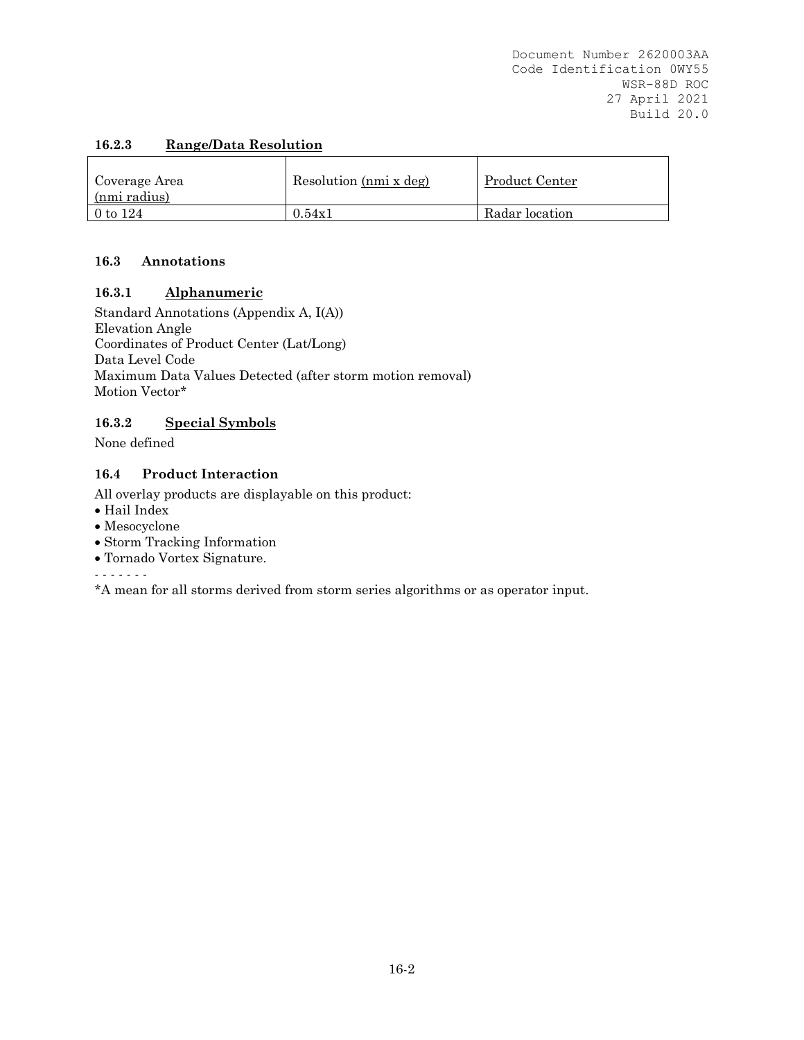### 16.2.3 Range/Data Resolution

| Coverage Area (nmi radius) | Resolution (nmi x deg) | Product Center |
|---|---|---|
| 0 to 124 | 0.54x1 | Radar location |

## 16.3 Annotations

### 16.3.1 Alphanumeric

Standard Annotations (Appendix A, I(A))
Elevation Angle
Coordinates of Product Center (Lat/Long)
Data Level Code
Maximum Data Values Detected (after storm motion removal)
Motion Vector*

### 16.3.2 Special Symbols

None defined

## 16.4 Product Interaction

All overlay products are displayable on this product:

- Hail Index
- Mesocyclone
- Storm Tracking Information
- Tornado Vortex Signature.

\- - - - - - -

*A mean for all storms derived from storm series algorithms or as operator input.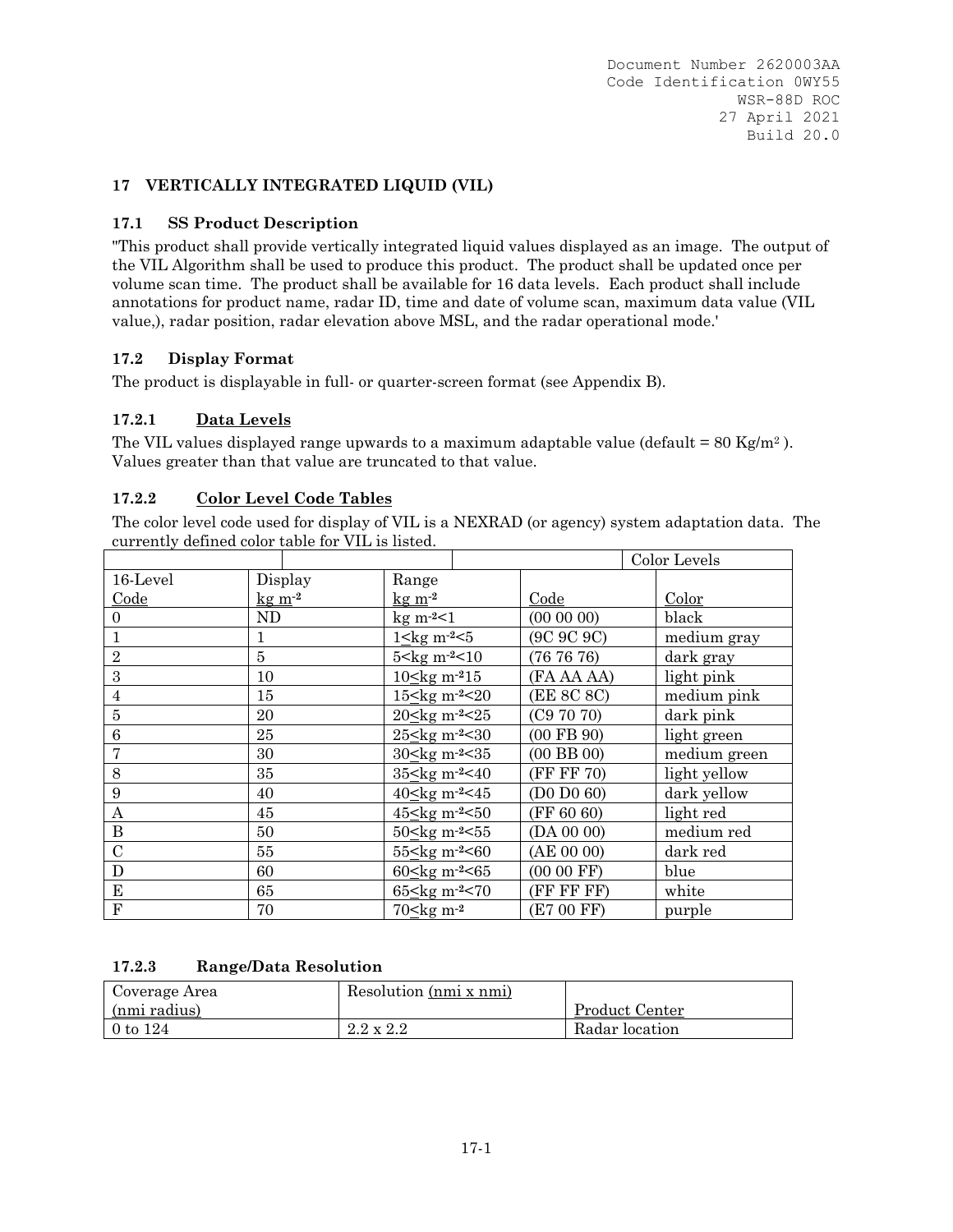## 17 VERTICALLY INTEGRATED LIQUID (VIL)

### 17.1 SS Product Description

"This product shall provide vertically integrated liquid values displayed as an image. The output of the VIL Algorithm shall be used to produce this product. The product shall be updated once per volume scan time. The product shall be available for 16 data levels. Each product shall include annotations for product name, radar ID, time and date of volume scan, maximum data value (VIL value,), radar position, radar elevation above MSL, and the radar operational mode.'

### 17.2 Display Format

The product is displayable in full- or quarter-screen format (see Appendix B).

#### 17.2.1 Data Levels

The VIL values displayed range upwards to a maximum adaptable value (default = 80 Kg/m$^2$ ). Values greater than that value are truncated to that value.

#### 17.2.2 Color Level Code Tables

The color level code used for display of VIL is a NEXRAD (or agency) system adaptation data. The currently defined color table for VIL is listed.

| | | | | Color Levels |
|---|---|---|---|---|
| 16-Level Code | Display kg m$^{-2}$ | Range kg m$^{-2}$ | Code | Color |
| 0 | ND | kg m$^{-2}$<1 | (00 00 00) | black |
| 1 | 1 | 1≤kg m$^{-2}$<5 | (9C 9C 9C) | medium gray |
| 2 | 5 | 5<kg m$^{-2}$<10 | (76 76 76) | dark gray |
| 3 | 10 | 10≤kg m$^{-2}$15 | (FA AA AA) | light pink |
| 4 | 15 | 15≤kg m$^{-2}$<20 | (EE 8C 8C) | medium pink |
| 5 | 20 | 20≤kg m$^{-2}$<25 | (C9 70 70) | dark pink |
| 6 | 25 | 25≤kg m$^{-2}$<30 | (00 FB 90) | light green |
| 7 | 30 | 30≤kg m$^{-2}$<35 | (00 BB 00) | medium green |
| 8 | 35 | 35≤kg m$^{-2}$<40 | (FF FF 70) | light yellow |
| 9 | 40 | 40≤kg m$^{-2}$<45 | (D0 D0 60) | dark yellow |
| A | 45 | 45≤kg m$^{-2}$<50 | (FF 60 60) | light red |
| B | 50 | 50≤kg m$^{-2}$<55 | (DA 00 00) | medium red |
| C | 55 | 55≤kg m$^{-2}$<60 | (AE 00 00) | dark red |
| D | 60 | 60≤kg m$^{-2}$<65 | (00 00 FF) | blue |
| E | 65 | 65≤kg m$^{-2}$<70 | (FF FF FF) | white |
| F | 70 | 70≤kg m$^{-2}$ | (E7 00 FF) | purple |

#### 17.2.3 Range/Data Resolution

| Coverage Area (nmi radius) | Resolution (nmi x nmi) | Product Center |
|---|---|---|
| 0 to 124 | 2.2 x 2.2 | Radar location |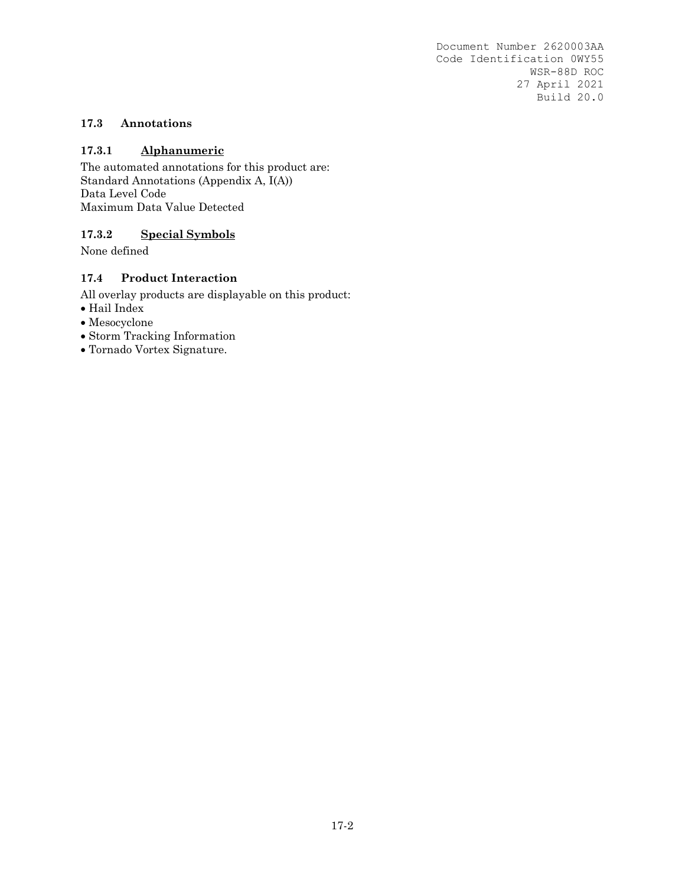### 17.3 Annotations

#### 17.3.1 Alphanumeric

The automated annotations for this product are:
Standard Annotations (Appendix A, I(A))
Data Level Code
Maximum Data Value Detected

#### 17.3.2 Special Symbols

None defined

### 17.4 Product Interaction

All overlay products are displayable on this product:

- Hail Index
- Mesocyclone
- Storm Tracking Information
- Tornado Vortex Signature.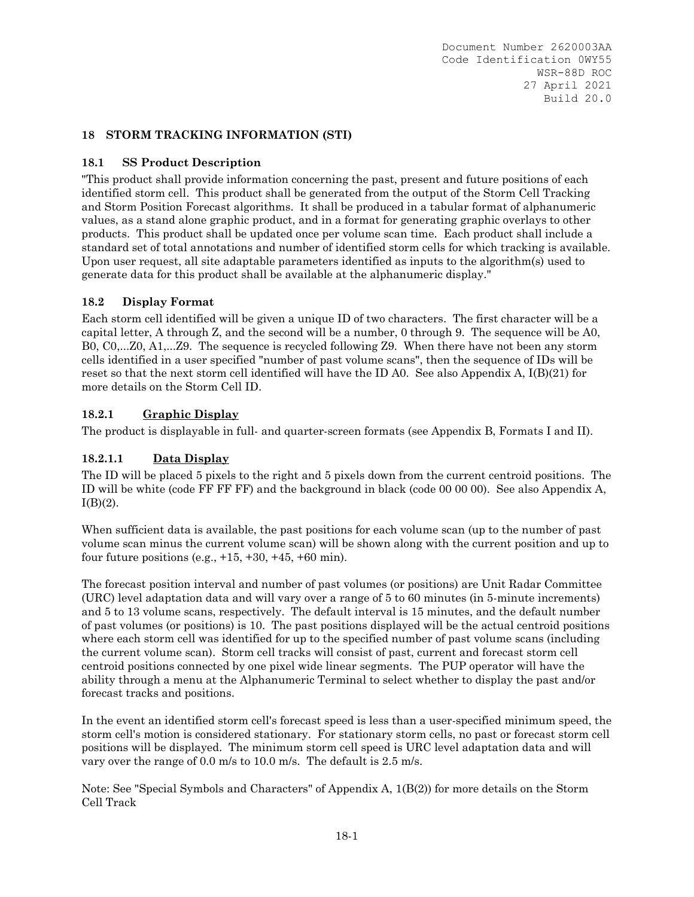# 18 STORM TRACKING INFORMATION (STI)

## 18.1 SS Product Description

"This product shall provide information concerning the past, present and future positions of each identified storm cell. This product shall be generated from the output of the Storm Cell Tracking and Storm Position Forecast algorithms. It shall be produced in a tabular format of alphanumeric values, as a stand alone graphic product, and in a format for generating graphic overlays to other products. This product shall be updated once per volume scan time. Each product shall include a standard set of total annotations and number of identified storm cells for which tracking is available. Upon user request, all site adaptable parameters identified as inputs to the algorithm(s) used to generate data for this product shall be available at the alphanumeric display."

## 18.2 Display Format

Each storm cell identified will be given a unique ID of two characters. The first character will be a capital letter, A through Z, and the second will be a number, 0 through 9. The sequence will be A0, B0, C0,...Z0, A1,...Z9. The sequence is recycled following Z9. When there have not been any storm cells identified in a user specified "number of past volume scans", then the sequence of IDs will be reset so that the next storm cell identified will have the ID A0. See also Appendix A, I(B)(21) for more details on the Storm Cell ID.

### 18.2.1 Graphic Display

The product is displayable in full- and quarter-screen formats (see Appendix B, Formats I and II).

#### 18.2.1.1 Data Display

The ID will be placed 5 pixels to the right and 5 pixels down from the current centroid positions. The ID will be white (code FF FF FF) and the background in black (code 00 00 00). See also Appendix A, I(B)(2).

When sufficient data is available, the past positions for each volume scan (up to the number of past volume scan minus the current volume scan) will be shown along with the current position and up to four future positions (e.g., +15, +30, +45, +60 min).

The forecast position interval and number of past volumes (or positions) are Unit Radar Committee (URC) level adaptation data and will vary over a range of 5 to 60 minutes (in 5-minute increments) and 5 to 13 volume scans, respectively. The default interval is 15 minutes, and the default number of past volumes (or positions) is 10. The past positions displayed will be the actual centroid positions where each storm cell was identified for up to the specified number of past volume scans (including the current volume scan). Storm cell tracks will consist of past, current and forecast storm cell centroid positions connected by one pixel wide linear segments. The PUP operator will have the ability through a menu at the Alphanumeric Terminal to select whether to display the past and/or forecast tracks and positions.

In the event an identified storm cell's forecast speed is less than a user-specified minimum speed, the storm cell's motion is considered stationary. For stationary storm cells, no past or forecast storm cell positions will be displayed. The minimum storm cell speed is URC level adaptation data and will vary over the range of 0.0 m/s to 10.0 m/s. The default is 2.5 m/s.

Note: See "Special Symbols and Characters" of Appendix A, 1(B(2)) for more details on the Storm Cell Track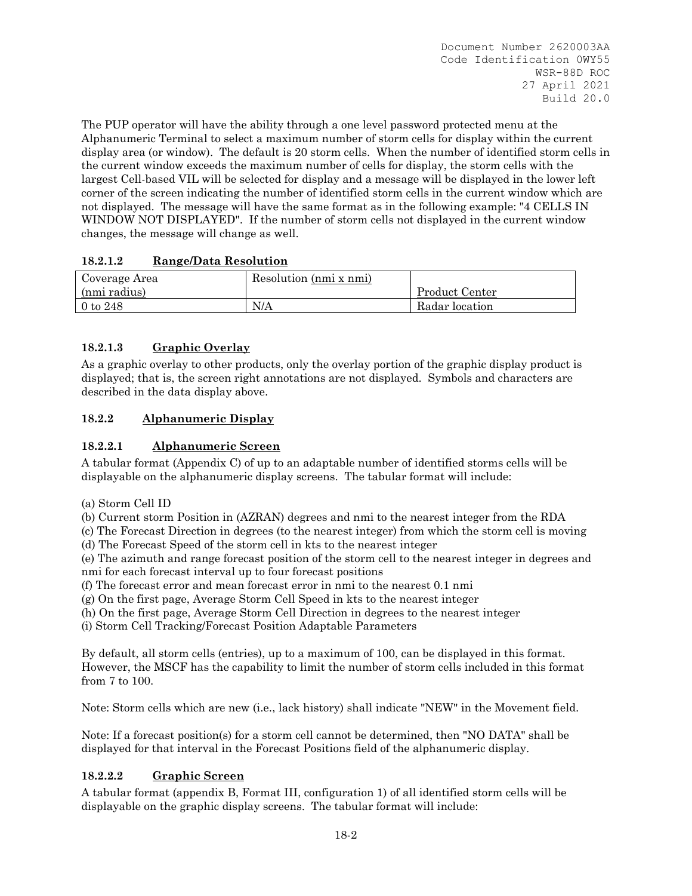The PUP operator will have the ability through a one level password protected menu at the Alphanumeric Terminal to select a maximum number of storm cells for display within the current display area (or window). The default is 20 storm cells. When the number of identified storm cells in the current window exceeds the maximum number of cells for display, the storm cells with the largest Cell-based VIL will be selected for display and a message will be displayed in the lower left corner of the screen indicating the number of identified storm cells in the current window which are not displayed. The message will have the same format as in the following example: "4 CELLS IN WINDOW NOT DISPLAYED". If the number of storm cells not displayed in the current window changes, the message will change as well.

#### 18.2.1.2 Range/Data Resolution

| Coverage Area (nmi radius) | Resolution (nmi x nmi) | Product Center |
|---|---|---|
| 0 to 248 | N/A | Radar location |

#### 18.2.1.3 Graphic Overlay

As a graphic overlay to other products, only the overlay portion of the graphic display product is displayed; that is, the screen right annotations are not displayed. Symbols and characters are described in the data display above.

### 18.2.2 Alphanumeric Display

#### 18.2.2.1 Alphanumeric Screen

A tabular format (Appendix C) of up to an adaptable number of identified storms cells will be displayable on the alphanumeric display screens. The tabular format will include:

(a) Storm Cell ID
(b) Current storm Position in (AZRAN) degrees and nmi to the nearest integer from the RDA
(c) The Forecast Direction in degrees (to the nearest integer) from which the storm cell is moving
(d) The Forecast Speed of the storm cell in kts to the nearest integer
(e) The azimuth and range forecast position of the storm cell to the nearest integer in degrees and nmi for each forecast interval up to four forecast positions
(f) The forecast error and mean forecast error in nmi to the nearest 0.1 nmi
(g) On the first page, Average Storm Cell Speed in kts to the nearest integer
(h) On the first page, Average Storm Cell Direction in degrees to the nearest integer
(i) Storm Cell Tracking/Forecast Position Adaptable Parameters

By default, all storm cells (entries), up to a maximum of 100, can be displayed in this format. However, the MSCF has the capability to limit the number of storm cells included in this format from 7 to 100.

Note: Storm cells which are new (i.e., lack history) shall indicate "NEW" in the Movement field.

Note: If a forecast position(s) for a storm cell cannot be determined, then "NO DATA" shall be displayed for that interval in the Forecast Positions field of the alphanumeric display.

#### 18.2.2.2 Graphic Screen

A tabular format (appendix B, Format III, configuration 1) of all identified storm cells will be displayable on the graphic display screens. The tabular format will include: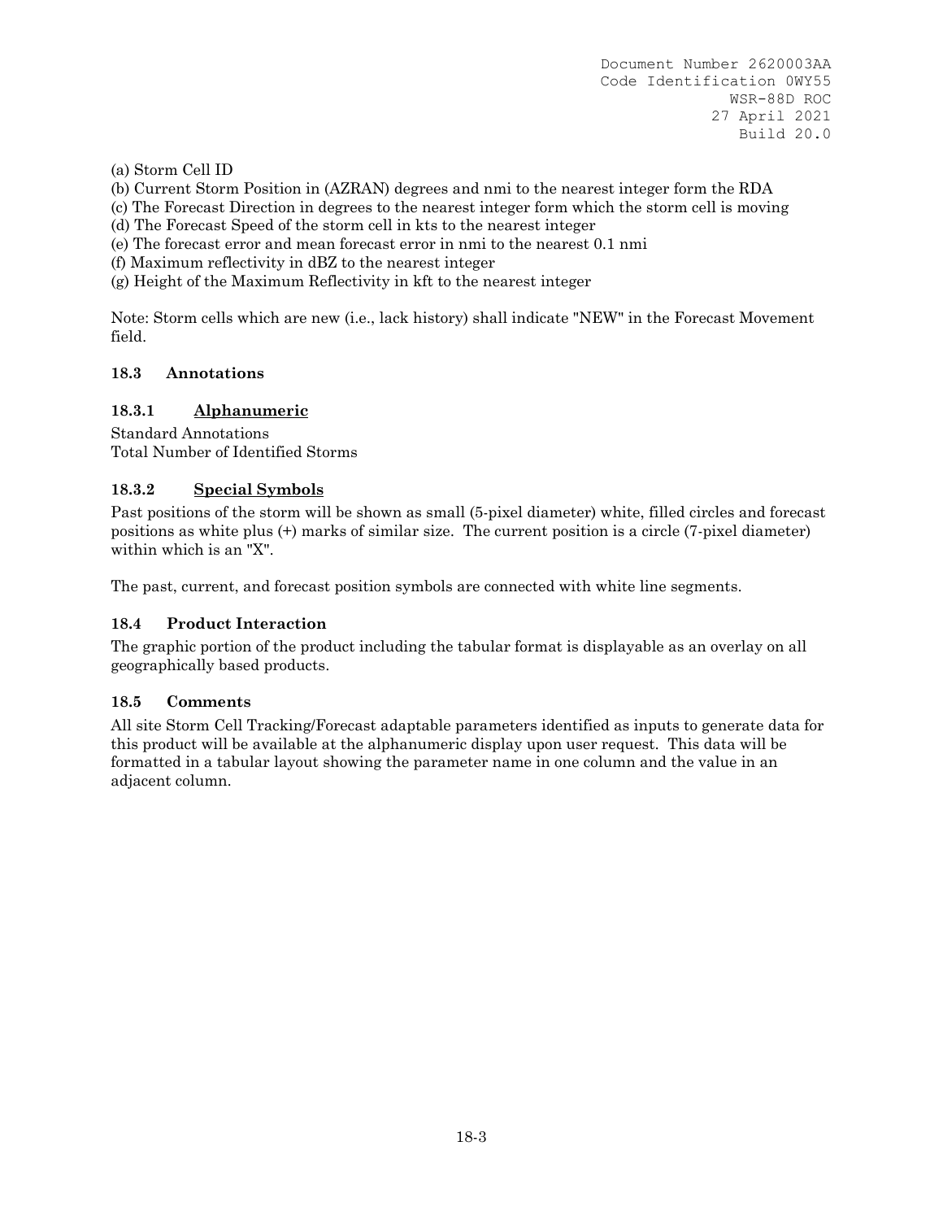(a) Storm Cell ID
(b) Current Storm Position in (AZRAN) degrees and nmi to the nearest integer form the RDA
(c) The Forecast Direction in degrees to the nearest integer form which the storm cell is moving
(d) The Forecast Speed of the storm cell in kts to the nearest integer
(e) The forecast error and mean forecast error in nmi to the nearest 0.1 nmi
(f) Maximum reflectivity in dBZ to the nearest integer
(g) Height of the Maximum Reflectivity in kft to the nearest integer

Note: Storm cells which are new (i.e., lack history) shall indicate "NEW" in the Forecast Movement field.

### 18.3 Annotations

#### 18.3.1 Alphanumeric

Standard Annotations
Total Number of Identified Storms

#### 18.3.2 Special Symbols

Past positions of the storm will be shown as small (5-pixel diameter) white, filled circles and forecast positions as white plus (+) marks of similar size. The current position is a circle (7-pixel diameter) within which is an "X".

The past, current, and forecast position symbols are connected with white line segments.

### 18.4 Product Interaction

The graphic portion of the product including the tabular format is displayable as an overlay on all geographically based products.

### 18.5 Comments

All site Storm Cell Tracking/Forecast adaptable parameters identified as inputs to generate data for this product will be available at the alphanumeric display upon user request. This data will be formatted in a tabular layout showing the parameter name in one column and the value in an adjacent column.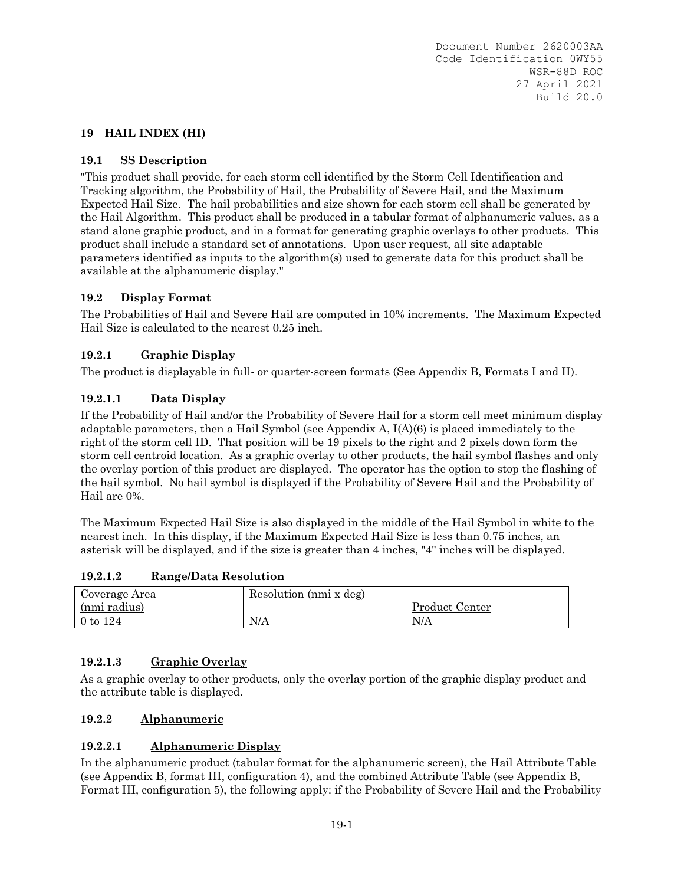# 19 HAIL INDEX (HI)

## 19.1 SS Description

"This product shall provide, for each storm cell identified by the Storm Cell Identification and Tracking algorithm, the Probability of Hail, the Probability of Severe Hail, and the Maximum Expected Hail Size. The hail probabilities and size shown for each storm cell shall be generated by the Hail Algorithm. This product shall be produced in a tabular format of alphanumeric values, as a stand alone graphic product, and in a format for generating graphic overlays to other products. This product shall include a standard set of annotations. Upon user request, all site adaptable parameters identified as inputs to the algorithm(s) used to generate data for this product shall be available at the alphanumeric display."

## 19.2 Display Format

The Probabilities of Hail and Severe Hail are computed in 10% increments. The Maximum Expected Hail Size is calculated to the nearest 0.25 inch.

### 19.2.1 Graphic Display

The product is displayable in full- or quarter-screen formats (See Appendix B, Formats I and II).

#### 19.2.1.1 Data Display

If the Probability of Hail and/or the Probability of Severe Hail for a storm cell meet minimum display adaptable parameters, then a Hail Symbol (see Appendix A, I(A)(6) is placed immediately to the right of the storm cell ID. That position will be 19 pixels to the right and 2 pixels down form the storm cell centroid location. As a graphic overlay to other products, the hail symbol flashes and only the overlay portion of this product are displayed. The operator has the option to stop the flashing of the hail symbol. No hail symbol is displayed if the Probability of Severe Hail and the Probability of Hail are 0%.

The Maximum Expected Hail Size is also displayed in the middle of the Hail Symbol in white to the nearest inch. In this display, if the Maximum Expected Hail Size is less than 0.75 inches, an asterisk will be displayed, and if the size is greater than 4 inches, "4" inches will be displayed.

#### 19.2.1.2 Range/Data Resolution

| Coverage Area (nmi radius) | Resolution (nmi x deg) | Product Center |
|---|---|---|
| 0 to 124 | N/A | N/A |

#### 19.2.1.3 Graphic Overlay

As a graphic overlay to other products, only the overlay portion of the graphic display product and the attribute table is displayed.

### 19.2.2 Alphanumeric

#### 19.2.2.1 Alphanumeric Display

In the alphanumeric product (tabular format for the alphanumeric screen), the Hail Attribute Table (see Appendix B, format III, configuration 4), and the combined Attribute Table (see Appendix B, Format III, configuration 5), the following apply: if the Probability of Severe Hail and the Probability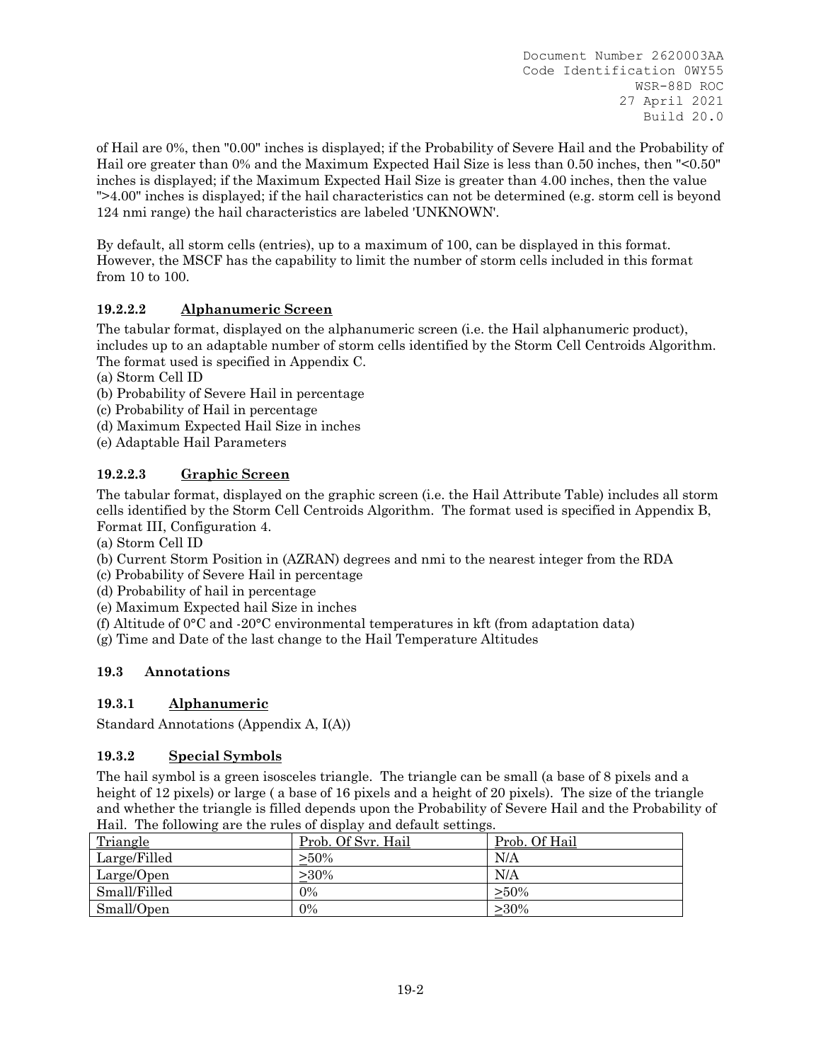of Hail are 0%, then "0.00" inches is displayed; if the Probability of Severe Hail and the Probability of Hail ore greater than 0% and the Maximum Expected Hail Size is less than 0.50 inches, then "<0.50" inches is displayed; if the Maximum Expected Hail Size is greater than 4.00 inches, then the value ">4.00" inches is displayed; if the hail characteristics can not be determined (e.g. storm cell is beyond 124 nmi range) the hail characteristics are labeled 'UNKNOWN'.

By default, all storm cells (entries), up to a maximum of 100, can be displayed in this format. However, the MSCF has the capability to limit the number of storm cells included in this format from 10 to 100.

#### 19.2.2.2 Alphanumeric Screen

The tabular format, displayed on the alphanumeric screen (i.e. the Hail alphanumeric product), includes up to an adaptable number of storm cells identified by the Storm Cell Centroids Algorithm. The format used is specified in Appendix C.

(a) Storm Cell ID
(b) Probability of Severe Hail in percentage
(c) Probability of Hail in percentage
(d) Maximum Expected Hail Size in inches
(e) Adaptable Hail Parameters

#### 19.2.2.3 Graphic Screen

The tabular format, displayed on the graphic screen (i.e. the Hail Attribute Table) includes all storm cells identified by the Storm Cell Centroids Algorithm. The format used is specified in Appendix B, Format III, Configuration 4.

(a) Storm Cell ID
(b) Current Storm Position in (AZRAN) degrees and nmi to the nearest integer from the RDA
(c) Probability of Severe Hail in percentage
(d) Probability of hail in percentage
(e) Maximum Expected hail Size in inches
(f) Altitude of 0°C and -20°C environmental temperatures in kft (from adaptation data)
(g) Time and Date of the last change to the Hail Temperature Altitudes

## 19.3 Annotations

### 19.3.1 Alphanumeric

Standard Annotations (Appendix A, I(A))

### 19.3.2 Special Symbols

The hail symbol is a green isosceles triangle. The triangle can be small (a base of 8 pixels and a height of 12 pixels) or large ( a base of 16 pixels and a height of 20 pixels). The size of the triangle and whether the triangle is filled depends upon the Probability of Severe Hail and the Probability of Hail. The following are the rules of display and default settings.

| Triangle | Prob. Of Svr. Hail | Prob. Of Hail |
|---|---|---|
| Large/Filled | ≥50% | N/A |
| Large/Open | ≥30% | N/A |
| Small/Filled | 0% | ≥50% |
| Small/Open | 0% | ≥30% |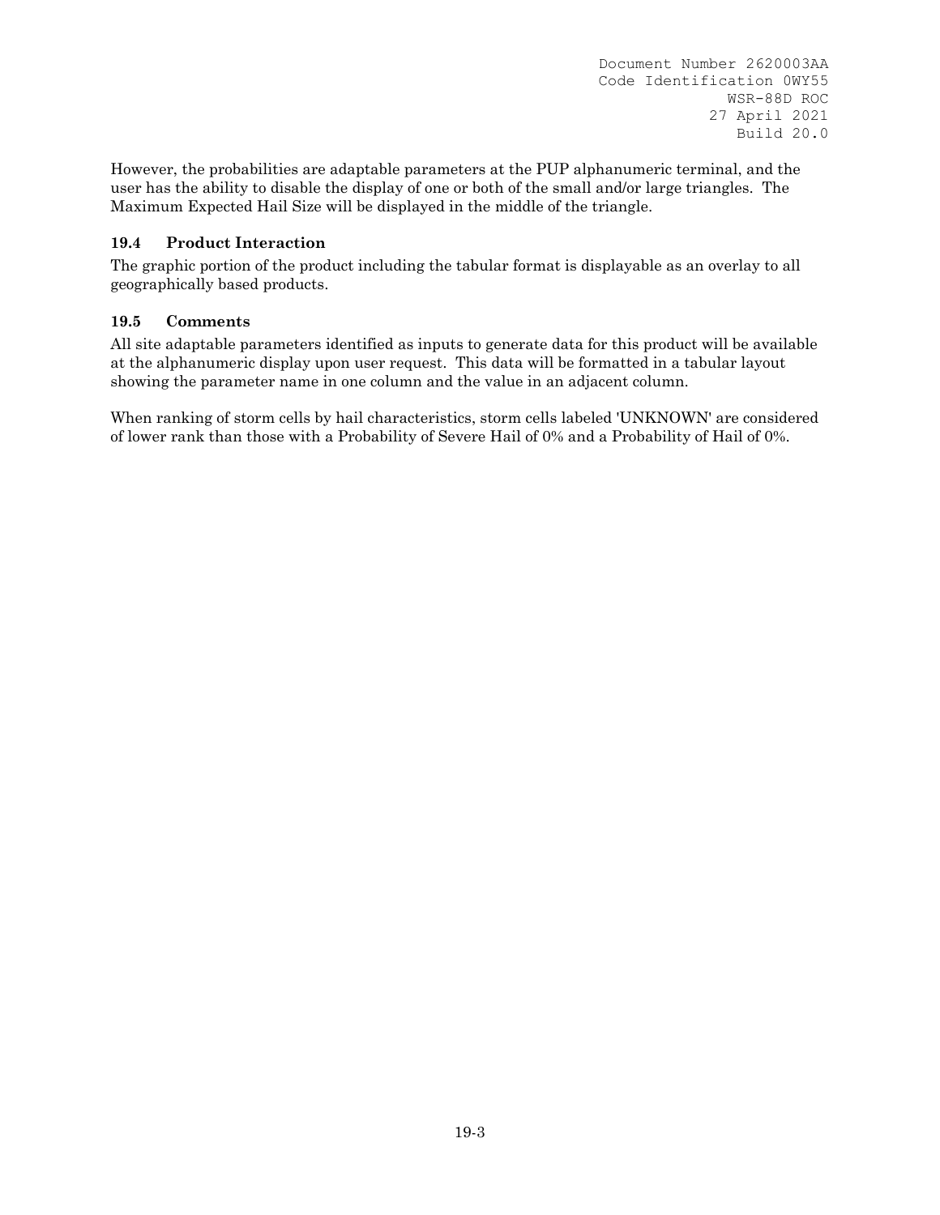However, the probabilities are adaptable parameters at the PUP alphanumeric terminal, and the user has the ability to disable the display of one or both of the small and/or large triangles. The Maximum Expected Hail Size will be displayed in the middle of the triangle.

### 19.4 Product Interaction

The graphic portion of the product including the tabular format is displayable as an overlay to all geographically based products.

### 19.5 Comments

All site adaptable parameters identified as inputs to generate data for this product will be available at the alphanumeric display upon user request. This data will be formatted in a tabular layout showing the parameter name in one column and the value in an adjacent column.

When ranking of storm cells by hail characteristics, storm cells labeled 'UNKNOWN' are considered of lower rank than those with a Probability of Severe Hail of 0% and a Probability of Hail of 0%.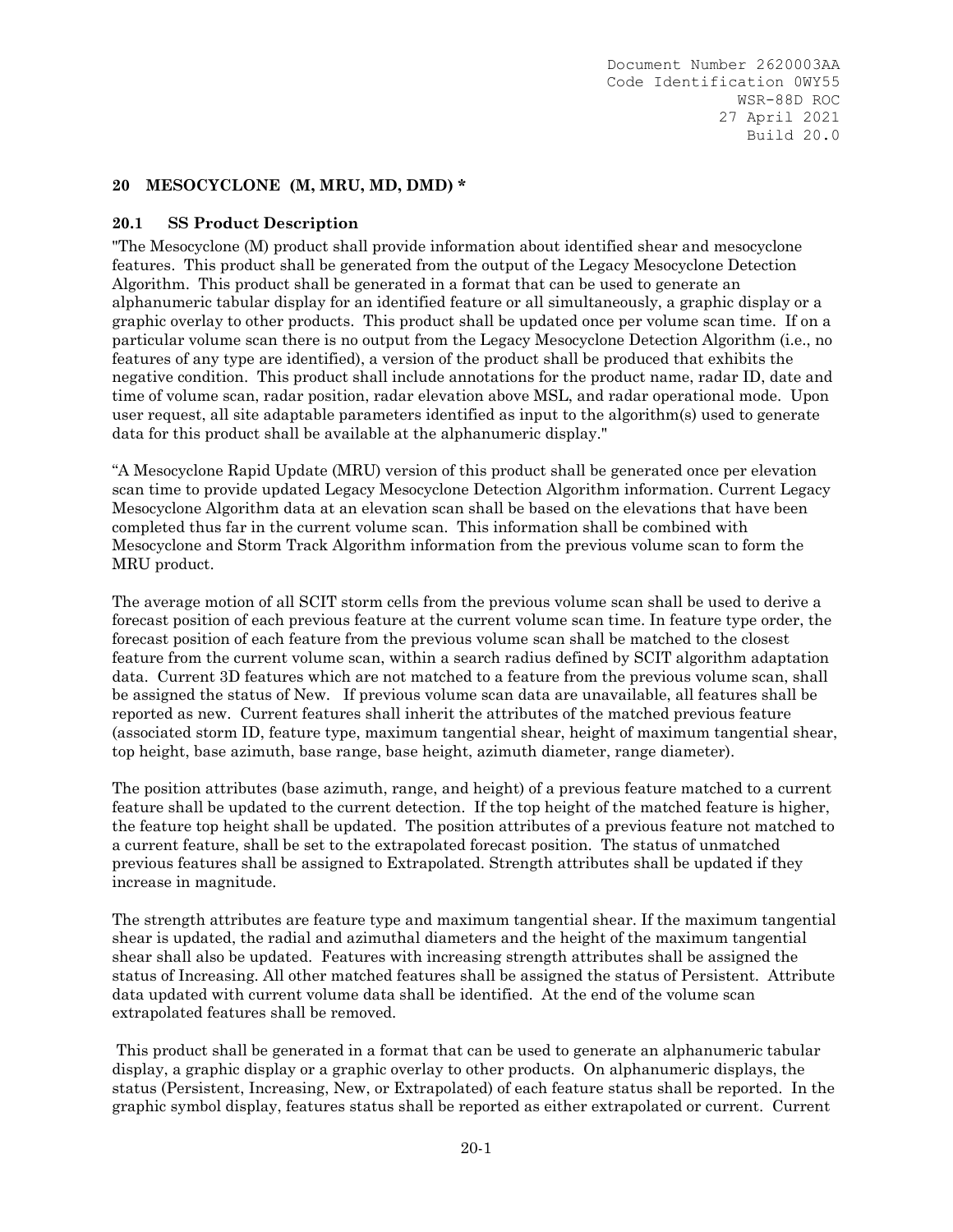## 20 MESOCYCLONE (M, MRU, MD, DMD) *

### 20.1 SS Product Description

"The Mesocyclone (M) product shall provide information about identified shear and mesocyclone features. This product shall be generated from the output of the Legacy Mesocyclone Detection Algorithm. This product shall be generated in a format that can be used to generate an alphanumeric tabular display for an identified feature or all simultaneously, a graphic display or a graphic overlay to other products. This product shall be updated once per volume scan time. If on a particular volume scan there is no output from the Legacy Mesocyclone Detection Algorithm (i.e., no features of any type are identified), a version of the product shall be produced that exhibits the negative condition. This product shall include annotations for the product name, radar ID, date and time of volume scan, radar position, radar elevation above MSL, and radar operational mode. Upon user request, all site adaptable parameters identified as input to the algorithm(s) used to generate data for this product shall be available at the alphanumeric display."

"A Mesocyclone Rapid Update (MRU) version of this product shall be generated once per elevation scan time to provide updated Legacy Mesocyclone Detection Algorithm information. Current Legacy Mesocyclone Algorithm data at an elevation scan shall be based on the elevations that have been completed thus far in the current volume scan. This information shall be combined with Mesocyclone and Storm Track Algorithm information from the previous volume scan to form the MRU product.

The average motion of all SCIT storm cells from the previous volume scan shall be used to derive a forecast position of each previous feature at the current volume scan time. In feature type order, the forecast position of each feature from the previous volume scan shall be matched to the closest feature from the current volume scan, within a search radius defined by SCIT algorithm adaptation data. Current 3D features which are not matched to a feature from the previous volume scan, shall be assigned the status of New. If previous volume scan data are unavailable, all features shall be reported as new. Current features shall inherit the attributes of the matched previous feature (associated storm ID, feature type, maximum tangential shear, height of maximum tangential shear, top height, base azimuth, base range, base height, azimuth diameter, range diameter).

The position attributes (base azimuth, range, and height) of a previous feature matched to a current feature shall be updated to the current detection. If the top height of the matched feature is higher, the feature top height shall be updated. The position attributes of a previous feature not matched to a current feature, shall be set to the extrapolated forecast position. The status of unmatched previous features shall be assigned to Extrapolated. Strength attributes shall be updated if they increase in magnitude.

The strength attributes are feature type and maximum tangential shear. If the maximum tangential shear is updated, the radial and azimuthal diameters and the height of the maximum tangential shear shall also be updated. Features with increasing strength attributes shall be assigned the status of Increasing. All other matched features shall be assigned the status of Persistent. Attribute data updated with current volume data shall be identified. At the end of the volume scan extrapolated features shall be removed.

This product shall be generated in a format that can be used to generate an alphanumeric tabular display, a graphic display or a graphic overlay to other products. On alphanumeric displays, the status (Persistent, Increasing, New, or Extrapolated) of each feature status shall be reported. In the graphic symbol display, features status shall be reported as either extrapolated or current. Current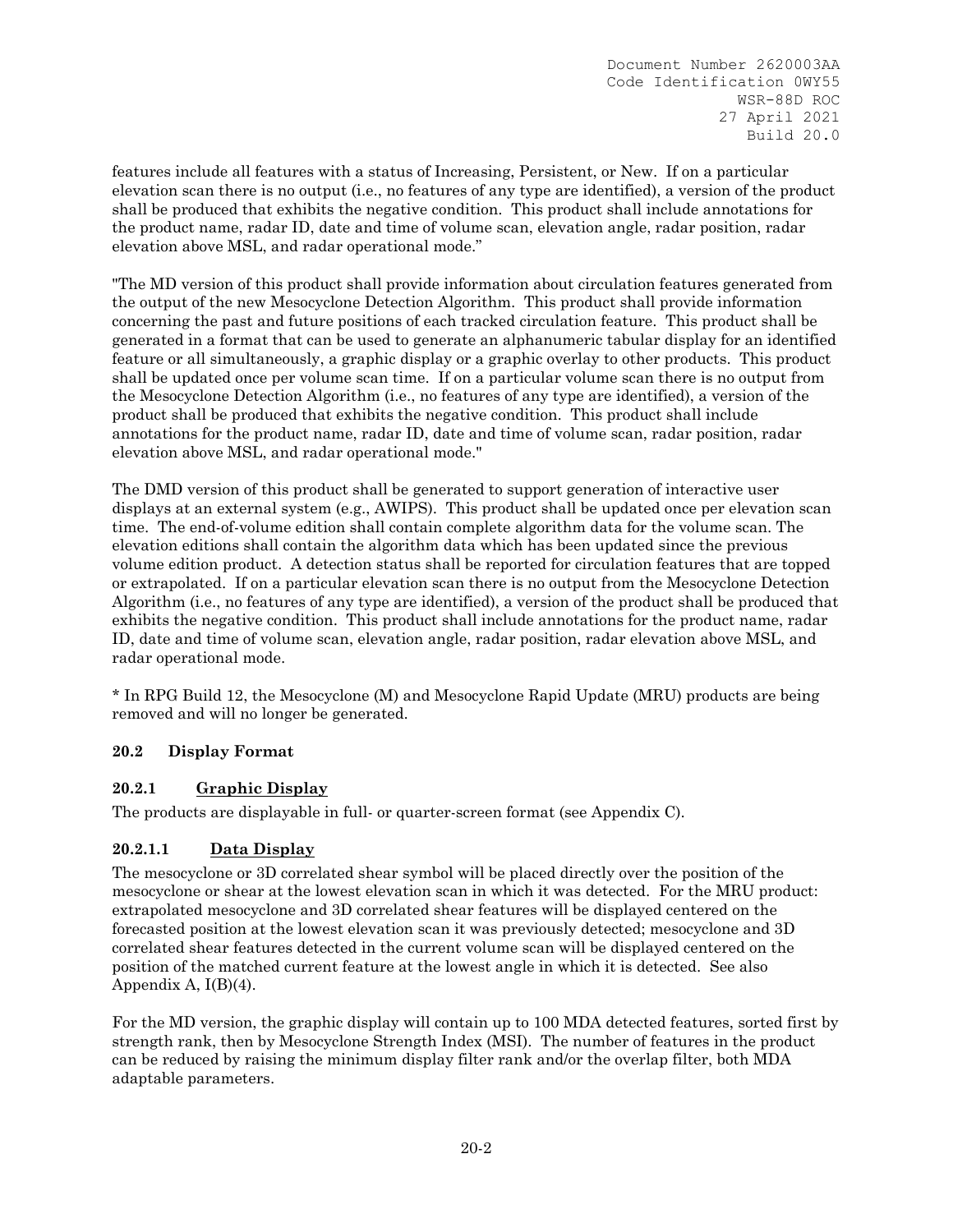features include all features with a status of Increasing, Persistent, or New. If on a particular elevation scan there is no output (i.e., no features of any type are identified), a version of the product shall be produced that exhibits the negative condition. This product shall include annotations for the product name, radar ID, date and time of volume scan, elevation angle, radar position, radar elevation above MSL, and radar operational mode."

"The MD version of this product shall provide information about circulation features generated from the output of the new Mesocyclone Detection Algorithm. This product shall provide information concerning the past and future positions of each tracked circulation feature. This product shall be generated in a format that can be used to generate an alphanumeric tabular display for an identified feature or all simultaneously, a graphic display or a graphic overlay to other products. This product shall be updated once per volume scan time. If on a particular volume scan there is no output from the Mesocyclone Detection Algorithm (i.e., no features of any type are identified), a version of the product shall be produced that exhibits the negative condition. This product shall include annotations for the product name, radar ID, date and time of volume scan, radar position, radar elevation above MSL, and radar operational mode."

The DMD version of this product shall be generated to support generation of interactive user displays at an external system (e.g., AWIPS). This product shall be updated once per elevation scan time. The end-of-volume edition shall contain complete algorithm data for the volume scan. The elevation editions shall contain the algorithm data which has been updated since the previous volume edition product. A detection status shall be reported for circulation features that are topped or extrapolated. If on a particular elevation scan there is no output from the Mesocyclone Detection Algorithm (i.e., no features of any type are identified), a version of the product shall be produced that exhibits the negative condition. This product shall include annotations for the product name, radar ID, date and time of volume scan, elevation angle, radar position, radar elevation above MSL, and radar operational mode.

* In RPG Build 12, the Mesocyclone (M) and Mesocyclone Rapid Update (MRU) products are being removed and will no longer be generated.

## 20.2 Display Format

### 20.2.1 Graphic Display

The products are displayable in full- or quarter-screen format (see Appendix C).

#### 20.2.1.1 Data Display

The mesocyclone or 3D correlated shear symbol will be placed directly over the position of the mesocyclone or shear at the lowest elevation scan in which it was detected. For the MRU product: extrapolated mesocyclone and 3D correlated shear features will be displayed centered on the forecasted position at the lowest elevation scan it was previously detected; mesocyclone and 3D correlated shear features detected in the current volume scan will be displayed centered on the position of the matched current feature at the lowest angle in which it is detected. See also Appendix A, I(B)(4).

For the MD version, the graphic display will contain up to 100 MDA detected features, sorted first by strength rank, then by Mesocyclone Strength Index (MSI). The number of features in the product can be reduced by raising the minimum display filter rank and/or the overlap filter, both MDA adaptable parameters.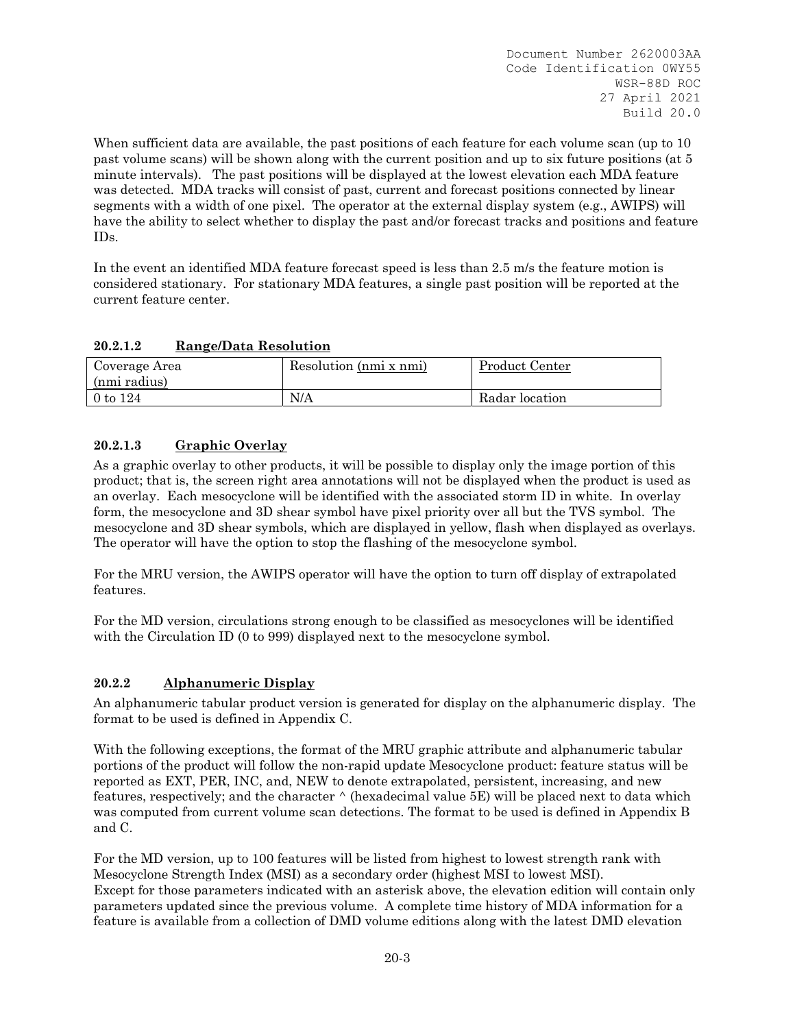When sufficient data are available, the past positions of each feature for each volume scan (up to 10 past volume scans) will be shown along with the current position and up to six future positions (at 5 minute intervals). The past positions will be displayed at the lowest elevation each MDA feature was detected. MDA tracks will consist of past, current and forecast positions connected by linear segments with a width of one pixel. The operator at the external display system (e.g., AWIPS) will have the ability to select whether to display the past and/or forecast tracks and positions and feature IDs.

In the event an identified MDA feature forecast speed is less than 2.5 m/s the feature motion is considered stationary. For stationary MDA features, a single past position will be reported at the current feature center.

#### 20.2.1.2 Range/Data Resolution

| Coverage Area (nmi radius) | Resolution (nmi x nmi) | Product Center |
|---|---|---|
| 0 to 124 | N/A | Radar location |

#### 20.2.1.3 Graphic Overlay

As a graphic overlay to other products, it will be possible to display only the image portion of this product; that is, the screen right area annotations will not be displayed when the product is used as an overlay. Each mesocyclone will be identified with the associated storm ID in white. In overlay form, the mesocyclone and 3D shear symbol have pixel priority over all but the TVS symbol. The mesocyclone and 3D shear symbols, which are displayed in yellow, flash when displayed as overlays. The operator will have the option to stop the flashing of the mesocyclone symbol.

For the MRU version, the AWIPS operator will have the option to turn off display of extrapolated features.

For the MD version, circulations strong enough to be classified as mesocyclones will be identified with the Circulation ID (0 to 999) displayed next to the mesocyclone symbol.

### 20.2.2 Alphanumeric Display

An alphanumeric tabular product version is generated for display on the alphanumeric display. The format to be used is defined in Appendix C.

With the following exceptions, the format of the MRU graphic attribute and alphanumeric tabular portions of the product will follow the non-rapid update Mesocyclone product: feature status will be reported as EXT, PER, INC, and, NEW to denote extrapolated, persistent, increasing, and new features, respectively; and the character ^ (hexadecimal value 5E) will be placed next to data which was computed from current volume scan detections. The format to be used is defined in Appendix B and C.

For the MD version, up to 100 features will be listed from highest to lowest strength rank with Mesocyclone Strength Index (MSI) as a secondary order (highest MSI to lowest MSI).
Except for those parameters indicated with an asterisk above, the elevation edition will contain only parameters updated since the previous volume. A complete time history of MDA information for a feature is available from a collection of DMD volume editions along with the latest DMD elevation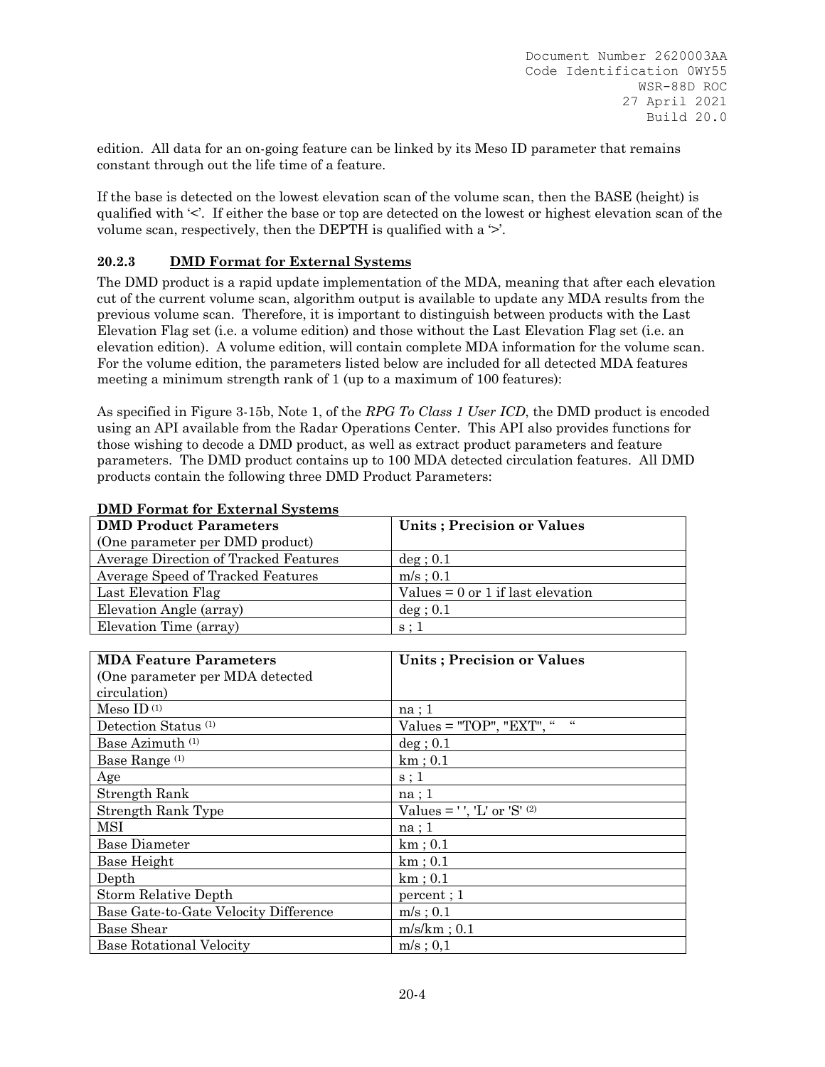edition. All data for an on-going feature can be linked by its Meso ID parameter that remains constant through out the life time of a feature.

If the base is detected on the lowest elevation scan of the volume scan, then the BASE (height) is qualified with '<'. If either the base or top are detected on the lowest or highest elevation scan of the volume scan, respectively, then the DEPTH is qualified with a '>'.

### 20.2.3 DMD Format for External Systems

The DMD product is a rapid update implementation of the MDA, meaning that after each elevation cut of the current volume scan, algorithm output is available to update any MDA results from the previous volume scan. Therefore, it is important to distinguish between products with the Last Elevation Flag set (i.e. a volume edition) and those without the Last Elevation Flag set (i.e. an elevation edition). A volume edition, will contain complete MDA information for the volume scan. For the volume edition, the parameters listed below are included for all detected MDA features meeting a minimum strength rank of 1 (up to a maximum of 100 features):

As specified in Figure 3-15b, Note 1, of the *RPG To Class 1 User ICD*, the DMD product is encoded using an API available from the Radar Operations Center. This API also provides functions for those wishing to decode a DMD product, as well as extract product parameters and feature parameters. The DMD product contains up to 100 MDA detected circulation features. All DMD products contain the following three DMD Product Parameters:

**DMD Format for External Systems**

| **DMD Product Parameters** (One parameter per DMD product) | **Units ; Precision or Values** |
|---|---|
| Average Direction of Tracked Features | deg ; 0.1 |
| Average Speed of Tracked Features | m/s ; 0.1 |
| Last Elevation Flag | Values = 0 or 1 if last elevation |
| Elevation Angle (array) | deg ; 0.1 |
| Elevation Time (array) | s ; 1 |

| **MDA Feature Parameters** (One parameter per MDA detected circulation) | **Units ; Precision or Values** |
|---|---|
| Meso ID (1) | na ; 1 |
| Detection Status (1) | Values = "TOP", "EXT", " " |
| Base Azimuth (1) | deg ; 0.1 |
| Base Range (1) | km ; 0.1 |
| Age | s ; 1 |
| Strength Rank | na ; 1 |
| Strength Rank Type | Values = ' ', 'L' or 'S' (2) |
| MSI | na ; 1 |
| Base Diameter | km ; 0.1 |
| Base Height | km ; 0.1 |
| Depth | km ; 0.1 |
| Storm Relative Depth | percent ; 1 |
| Base Gate-to-Gate Velocity Difference | m/s ; 0.1 |
| Base Shear | m/s/km ; 0.1 |
| Base Rotational Velocity | m/s ; 0,1 |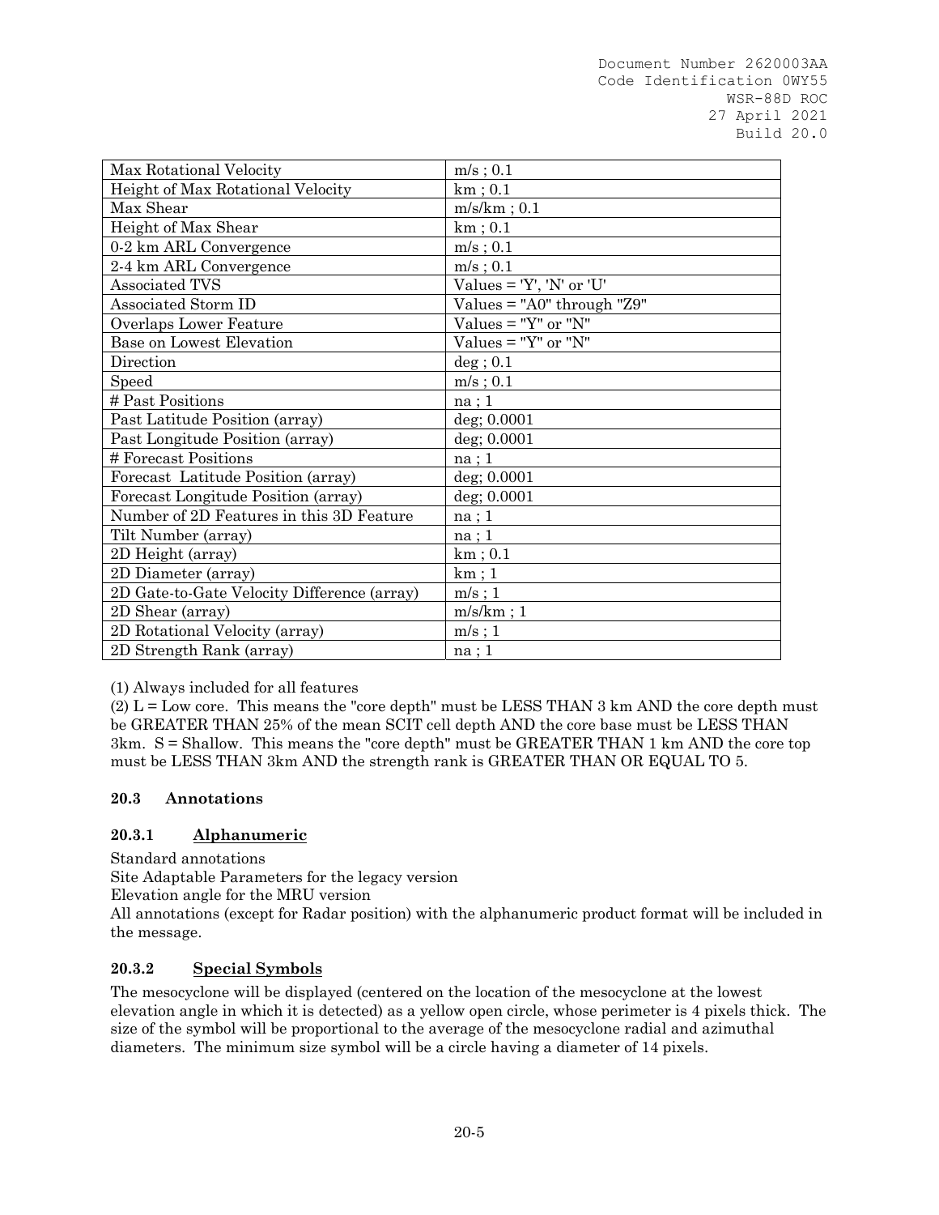| Max Rotational Velocity | m/s ; 0.1 |
|---|---|
| Height of Max Rotational Velocity | km ; 0.1 |
| Max Shear | m/s/km ; 0.1 |
| Height of Max Shear | km ; 0.1 |
| 0-2 km ARL Convergence | m/s ; 0.1 |
| 2-4 km ARL Convergence | m/s ; 0.1 |
| Associated TVS | Values = 'Y', 'N' or 'U' |
| Associated Storm ID | Values = "A0" through "Z9" |
| Overlaps Lower Feature | Values = "Y" or "N" |
| Base on Lowest Elevation | Values = "Y" or "N" |
| Direction | deg ; 0.1 |
| Speed | m/s ; 0.1 |
| # Past Positions | na ; 1 |
| Past Latitude Position (array) | deg; 0.0001 |
| Past Longitude Position (array) | deg; 0.0001 |
| # Forecast Positions | na ; 1 |
| Forecast Latitude Position (array) | deg; 0.0001 |
| Forecast Longitude Position (array) | deg; 0.0001 |
| Number of 2D Features in this 3D Feature | na ; 1 |
| Tilt Number (array) | na ; 1 |
| 2D Height (array) | km ; 0.1 |
| 2D Diameter (array) | km ; 1 |
| 2D Gate-to-Gate Velocity Difference (array) | m/s ; 1 |
| 2D Shear (array) | m/s/km ; 1 |
| 2D Rotational Velocity (array) | m/s ; 1 |
| 2D Strength Rank (array) | na ; 1 |

(1) Always included for all features

(2) L = Low core. This means the "core depth" must be LESS THAN 3 km AND the core depth must be GREATER THAN 25% of the mean SCIT cell depth AND the core base must be LESS THAN 3km. S = Shallow. This means the "core depth" must be GREATER THAN 1 km AND the core top must be LESS THAN 3km AND the strength rank is GREATER THAN OR EQUAL TO 5.

### 20.3 Annotations

#### 20.3.1 Alphanumeric

Standard annotations

Site Adaptable Parameters for the legacy version

Elevation angle for the MRU version

All annotations (except for Radar position) with the alphanumeric product format will be included in the message.

#### 20.3.2 Special Symbols

The mesocyclone will be displayed (centered on the location of the mesocyclone at the lowest elevation angle in which it is detected) as a yellow open circle, whose perimeter is 4 pixels thick. The size of the symbol will be proportional to the average of the mesocyclone radial and azimuthal diameters. The minimum size symbol will be a circle having a diameter of 14 pixels.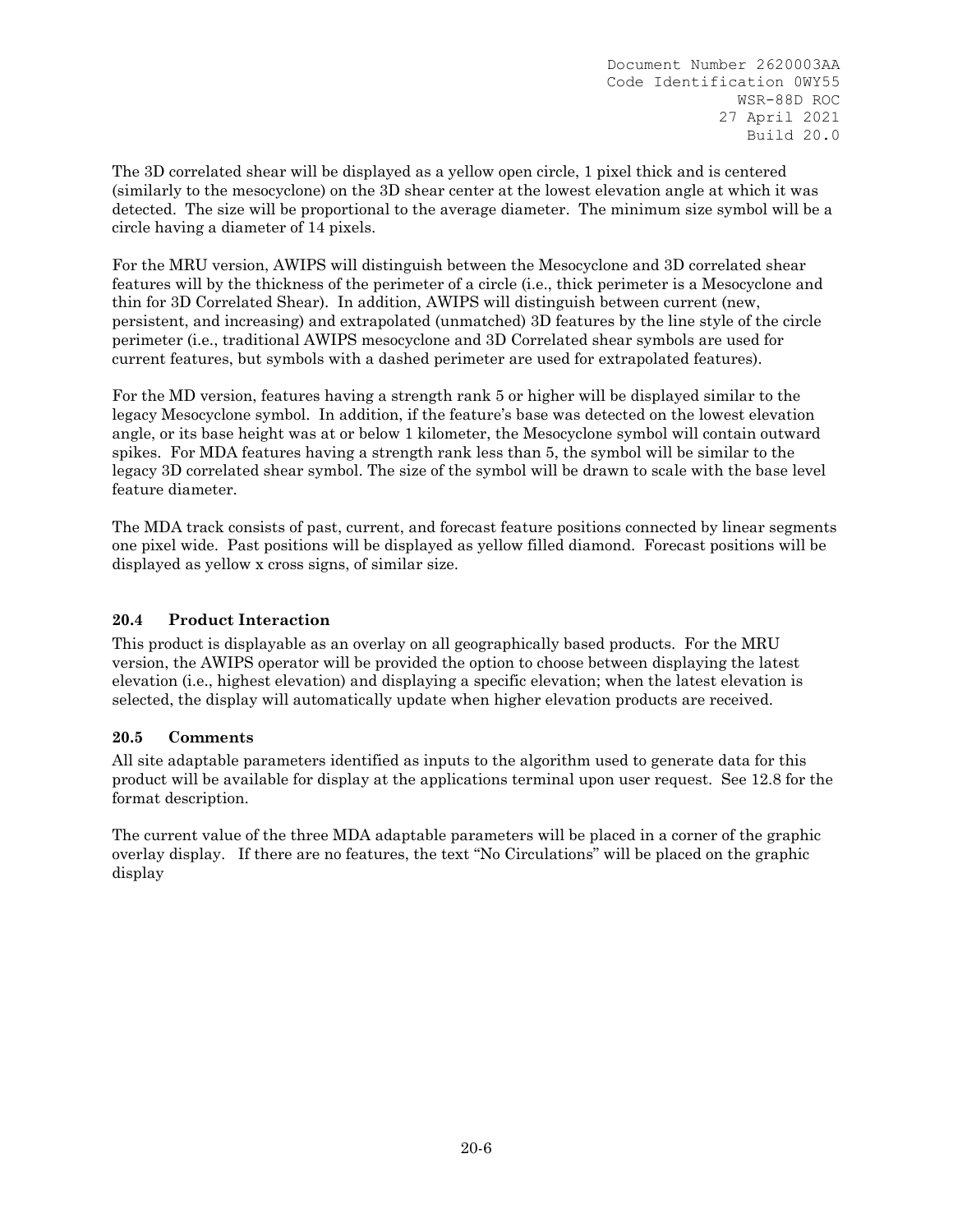The 3D correlated shear will be displayed as a yellow open circle, 1 pixel thick and is centered (similarly to the mesocyclone) on the 3D shear center at the lowest elevation angle at which it was detected. The size will be proportional to the average diameter. The minimum size symbol will be a circle having a diameter of 14 pixels.

For the MRU version, AWIPS will distinguish between the Mesocyclone and 3D correlated shear features will by the thickness of the perimeter of a circle (i.e., thick perimeter is a Mesocyclone and thin for 3D Correlated Shear). In addition, AWIPS will distinguish between current (new, persistent, and increasing) and extrapolated (unmatched) 3D features by the line style of the circle perimeter (i.e., traditional AWIPS mesocyclone and 3D Correlated shear symbols are used for current features, but symbols with a dashed perimeter are used for extrapolated features).

For the MD version, features having a strength rank 5 or higher will be displayed similar to the legacy Mesocyclone symbol. In addition, if the feature's base was detected on the lowest elevation angle, or its base height was at or below 1 kilometer, the Mesocyclone symbol will contain outward spikes. For MDA features having a strength rank less than 5, the symbol will be similar to the legacy 3D correlated shear symbol. The size of the symbol will be drawn to scale with the base level feature diameter.

The MDA track consists of past, current, and forecast feature positions connected by linear segments one pixel wide. Past positions will be displayed as yellow filled diamond. Forecast positions will be displayed as yellow x cross signs, of similar size.

### 20.4 Product Interaction

This product is displayable as an overlay on all geographically based products. For the MRU version, the AWIPS operator will be provided the option to choose between displaying the latest elevation (i.e., highest elevation) and displaying a specific elevation; when the latest elevation is selected, the display will automatically update when higher elevation products are received.

### 20.5 Comments

All site adaptable parameters identified as inputs to the algorithm used to generate data for this product will be available for display at the applications terminal upon user request. See 12.8 for the format description.

The current value of the three MDA adaptable parameters will be placed in a corner of the graphic overlay display. If there are no features, the text "No Circulations" will be placed on the graphic display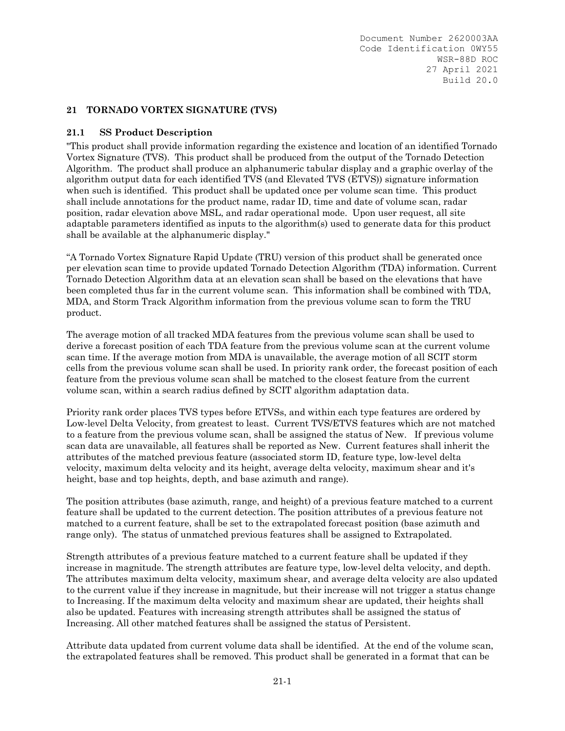## 21 TORNADO VORTEX SIGNATURE (TVS)

### 21.1 SS Product Description

"This product shall provide information regarding the existence and location of an identified Tornado Vortex Signature (TVS). This product shall be produced from the output of the Tornado Detection Algorithm. The product shall produce an alphanumeric tabular display and a graphic overlay of the algorithm output data for each identified TVS (and Elevated TVS (ETVS)) signature information when such is identified. This product shall be updated once per volume scan time. This product shall include annotations for the product name, radar ID, time and date of volume scan, radar position, radar elevation above MSL, and radar operational mode. Upon user request, all site adaptable parameters identified as inputs to the algorithm(s) used to generate data for this product shall be available at the alphanumeric display."

"A Tornado Vortex Signature Rapid Update (TRU) version of this product shall be generated once per elevation scan time to provide updated Tornado Detection Algorithm (TDA) information. Current Tornado Detection Algorithm data at an elevation scan shall be based on the elevations that have been completed thus far in the current volume scan. This information shall be combined with TDA, MDA, and Storm Track Algorithm information from the previous volume scan to form the TRU product.

The average motion of all tracked MDA features from the previous volume scan shall be used to derive a forecast position of each TDA feature from the previous volume scan at the current volume scan time. If the average motion from MDA is unavailable, the average motion of all SCIT storm cells from the previous volume scan shall be used. In priority rank order, the forecast position of each feature from the previous volume scan shall be matched to the closest feature from the current volume scan, within a search radius defined by SCIT algorithm adaptation data.

Priority rank order places TVS types before ETVSs, and within each type features are ordered by Low-level Delta Velocity, from greatest to least. Current TVS/ETVS features which are not matched to a feature from the previous volume scan, shall be assigned the status of New. If previous volume scan data are unavailable, all features shall be reported as New. Current features shall inherit the attributes of the matched previous feature (associated storm ID, feature type, low-level delta velocity, maximum delta velocity and its height, average delta velocity, maximum shear and it's height, base and top heights, depth, and base azimuth and range).

The position attributes (base azimuth, range, and height) of a previous feature matched to a current feature shall be updated to the current detection. The position attributes of a previous feature not matched to a current feature, shall be set to the extrapolated forecast position (base azimuth and range only). The status of unmatched previous features shall be assigned to Extrapolated.

Strength attributes of a previous feature matched to a current feature shall be updated if they increase in magnitude. The strength attributes are feature type, low-level delta velocity, and depth. The attributes maximum delta velocity, maximum shear, and average delta velocity are also updated to the current value if they increase in magnitude, but their increase will not trigger a status change to Increasing. If the maximum delta velocity and maximum shear are updated, their heights shall also be updated. Features with increasing strength attributes shall be assigned the status of Increasing. All other matched features shall be assigned the status of Persistent.

Attribute data updated from current volume data shall be identified. At the end of the volume scan, the extrapolated features shall be removed. This product shall be generated in a format that can be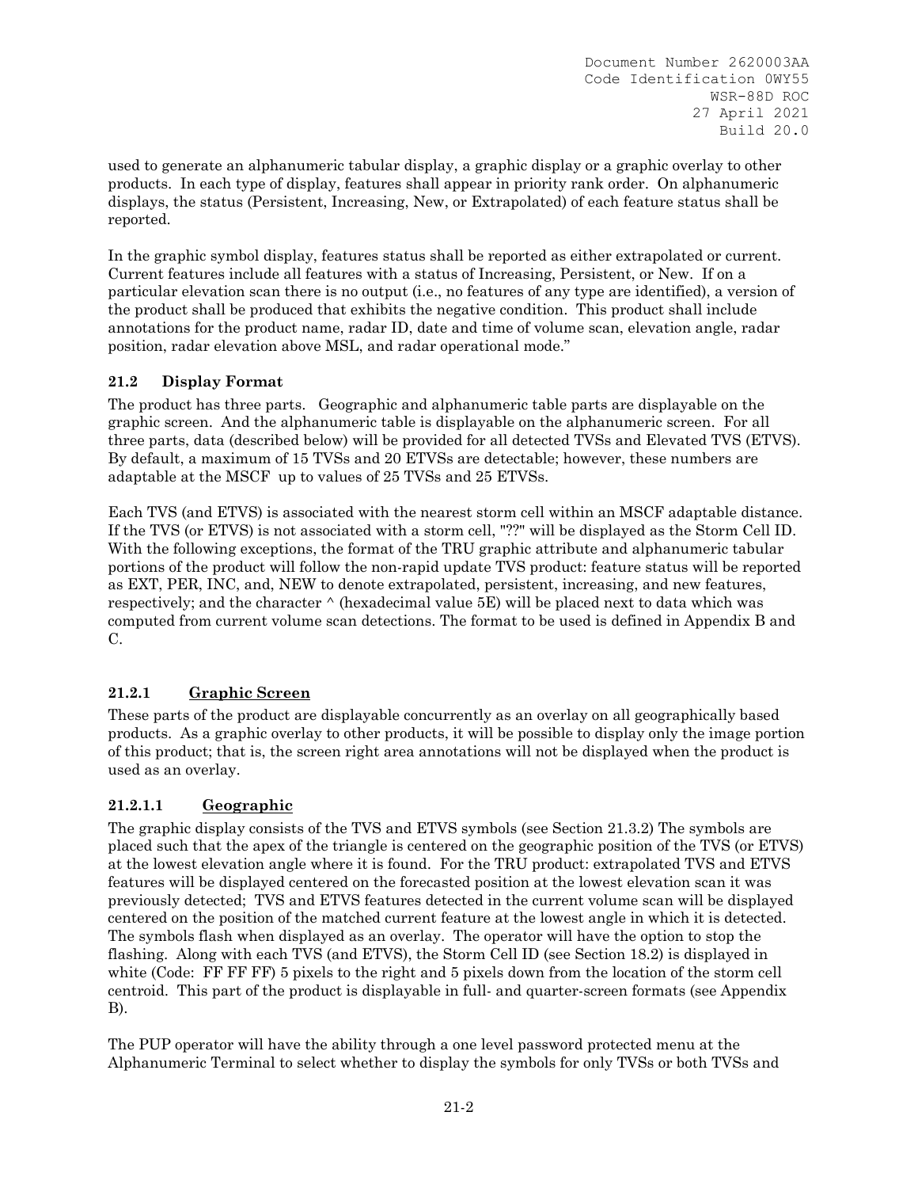used to generate an alphanumeric tabular display, a graphic display or a graphic overlay to other products. In each type of display, features shall appear in priority rank order. On alphanumeric displays, the status (Persistent, Increasing, New, or Extrapolated) of each feature status shall be reported.

In the graphic symbol display, features status shall be reported as either extrapolated or current. Current features include all features with a status of Increasing, Persistent, or New. If on a particular elevation scan there is no output (i.e., no features of any type are identified), a version of the product shall be produced that exhibits the negative condition. This product shall include annotations for the product name, radar ID, date and time of volume scan, elevation angle, radar position, radar elevation above MSL, and radar operational mode."

### 21.2 Display Format

The product has three parts. Geographic and alphanumeric table parts are displayable on the graphic screen. And the alphanumeric table is displayable on the alphanumeric screen. For all three parts, data (described below) will be provided for all detected TVSs and Elevated TVS (ETVS). By default, a maximum of 15 TVSs and 20 ETVSs are detectable; however, these numbers are adaptable at the MSCF up to values of 25 TVSs and 25 ETVSs.

Each TVS (and ETVS) is associated with the nearest storm cell within an MSCF adaptable distance. If the TVS (or ETVS) is not associated with a storm cell, "??" will be displayed as the Storm Cell ID. With the following exceptions, the format of the TRU graphic attribute and alphanumeric tabular portions of the product will follow the non-rapid update TVS product: feature status will be reported as EXT, PER, INC, and, NEW to denote extrapolated, persistent, increasing, and new features, respectively; and the character ^ (hexadecimal value 5E) will be placed next to data which was computed from current volume scan detections. The format to be used is defined in Appendix B and C.

#### 21.2.1 <u>Graphic Screen</u>

These parts of the product are displayable concurrently as an overlay on all geographically based products. As a graphic overlay to other products, it will be possible to display only the image portion of this product; that is, the screen right area annotations will not be displayed when the product is used as an overlay.

##### 21.2.1.1 <u>Geographic</u>

The graphic display consists of the TVS and ETVS symbols (see Section 21.3.2) The symbols are placed such that the apex of the triangle is centered on the geographic position of the TVS (or ETVS) at the lowest elevation angle where it is found. For the TRU product: extrapolated TVS and ETVS features will be displayed centered on the forecasted position at the lowest elevation scan it was previously detected; TVS and ETVS features detected in the current volume scan will be displayed centered on the position of the matched current feature at the lowest angle in which it is detected. The symbols flash when displayed as an overlay. The operator will have the option to stop the flashing. Along with each TVS (and ETVS), the Storm Cell ID (see Section 18.2) is displayed in white (Code: FF FF FF) 5 pixels to the right and 5 pixels down from the location of the storm cell centroid. This part of the product is displayable in full- and quarter-screen formats (see Appendix B).

The PUP operator will have the ability through a one level password protected menu at the Alphanumeric Terminal to select whether to display the symbols for only TVSs or both TVSs and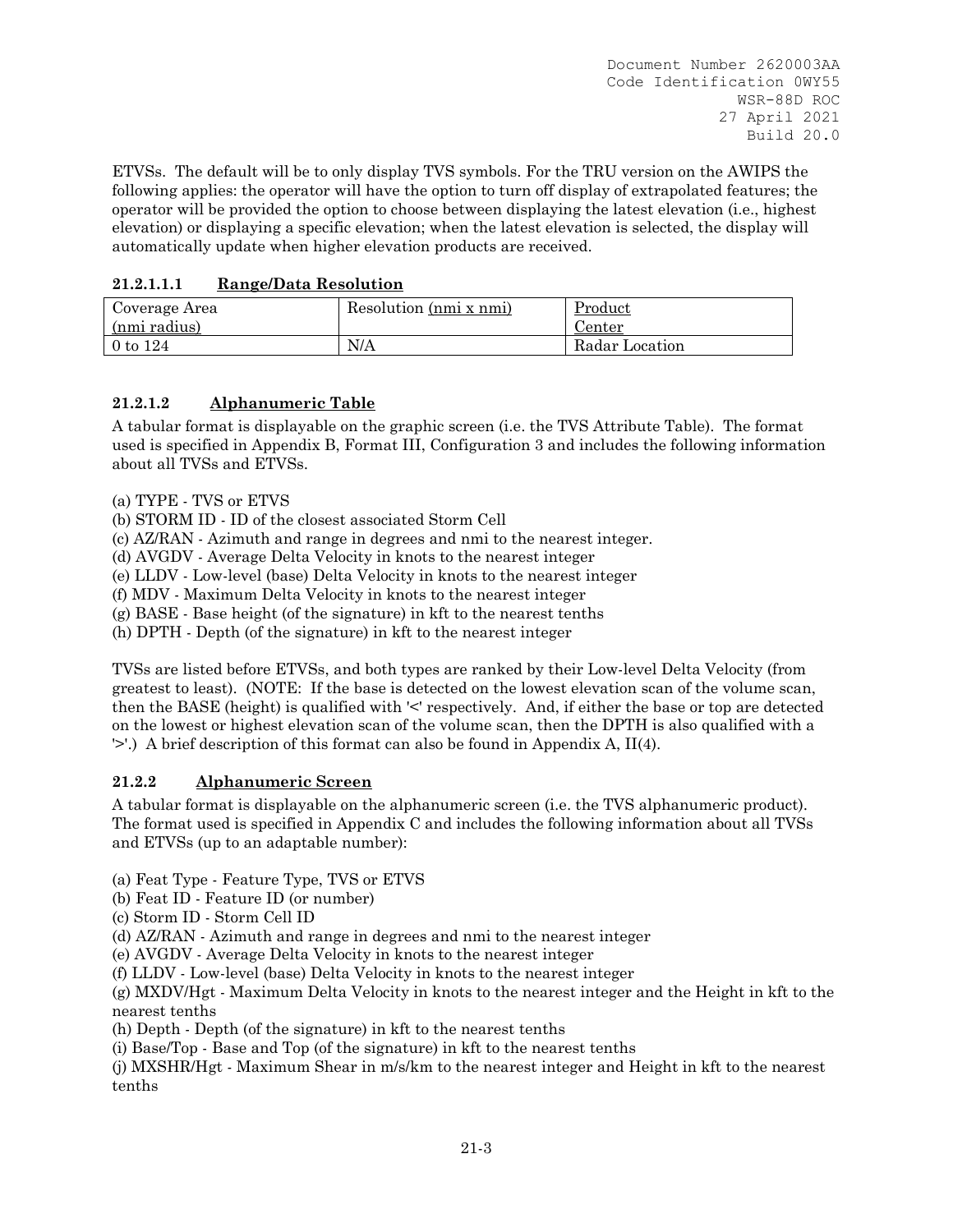ETVSs. The default will be to only display TVS symbols. For the TRU version on the AWIPS the following applies: the operator will have the option to turn off display of extrapolated features; the operator will be provided the option to choose between displaying the latest elevation (i.e., highest elevation) or displaying a specific elevation; when the latest elevation is selected, the display will automatically update when higher elevation products are received.

#### 21.2.1.1.1 Range/Data Resolution

| Coverage Area (nmi radius) | Resolution (nmi x nmi) | Product Center |
|---|---|---|
| 0 to 124 | N/A | Radar Location |

### 21.2.1.2 Alphanumeric Table

A tabular format is displayable on the graphic screen (i.e. the TVS Attribute Table). The format used is specified in Appendix B, Format III, Configuration 3 and includes the following information about all TVSs and ETVSs.

(a) TYPE - TVS or ETVS
(b) STORM ID - ID of the closest associated Storm Cell
(c) AZ/RAN - Azimuth and range in degrees and nmi to the nearest integer.
(d) AVGDV - Average Delta Velocity in knots to the nearest integer
(e) LLDV - Low-level (base) Delta Velocity in knots to the nearest integer
(f) MDV - Maximum Delta Velocity in knots to the nearest integer
(g) BASE - Base height (of the signature) in kft to the nearest tenths
(h) DPTH - Depth (of the signature) in kft to the nearest integer

TVSs are listed before ETVSs, and both types are ranked by their Low-level Delta Velocity (from greatest to least). (NOTE: If the base is detected on the lowest elevation scan of the volume scan, then the BASE (height) is qualified with '<' respectively. And, if either the base or top are detected on the lowest or highest elevation scan of the volume scan, then the DPTH is also qualified with a '>'.) A brief description of this format can also be found in Appendix A, II(4).

### 21.2.2 Alphanumeric Screen

A tabular format is displayable on the alphanumeric screen (i.e. the TVS alphanumeric product). The format used is specified in Appendix C and includes the following information about all TVSs and ETVSs (up to an adaptable number):

(a) Feat Type - Feature Type, TVS or ETVS
(b) Feat ID - Feature ID (or number)
(c) Storm ID - Storm Cell ID
(d) AZ/RAN - Azimuth and range in degrees and nmi to the nearest integer
(e) AVGDV - Average Delta Velocity in knots to the nearest integer
(f) LLDV - Low-level (base) Delta Velocity in knots to the nearest integer
(g) MXDV/Hgt - Maximum Delta Velocity in knots to the nearest integer and the Height in kft to the nearest tenths
(h) Depth - Depth (of the signature) in kft to the nearest tenths
(i) Base/Top - Base and Top (of the signature) in kft to the nearest tenths
(j) MXSHR/Hgt - Maximum Shear in m/s/km to the nearest integer and Height in kft to the nearest tenths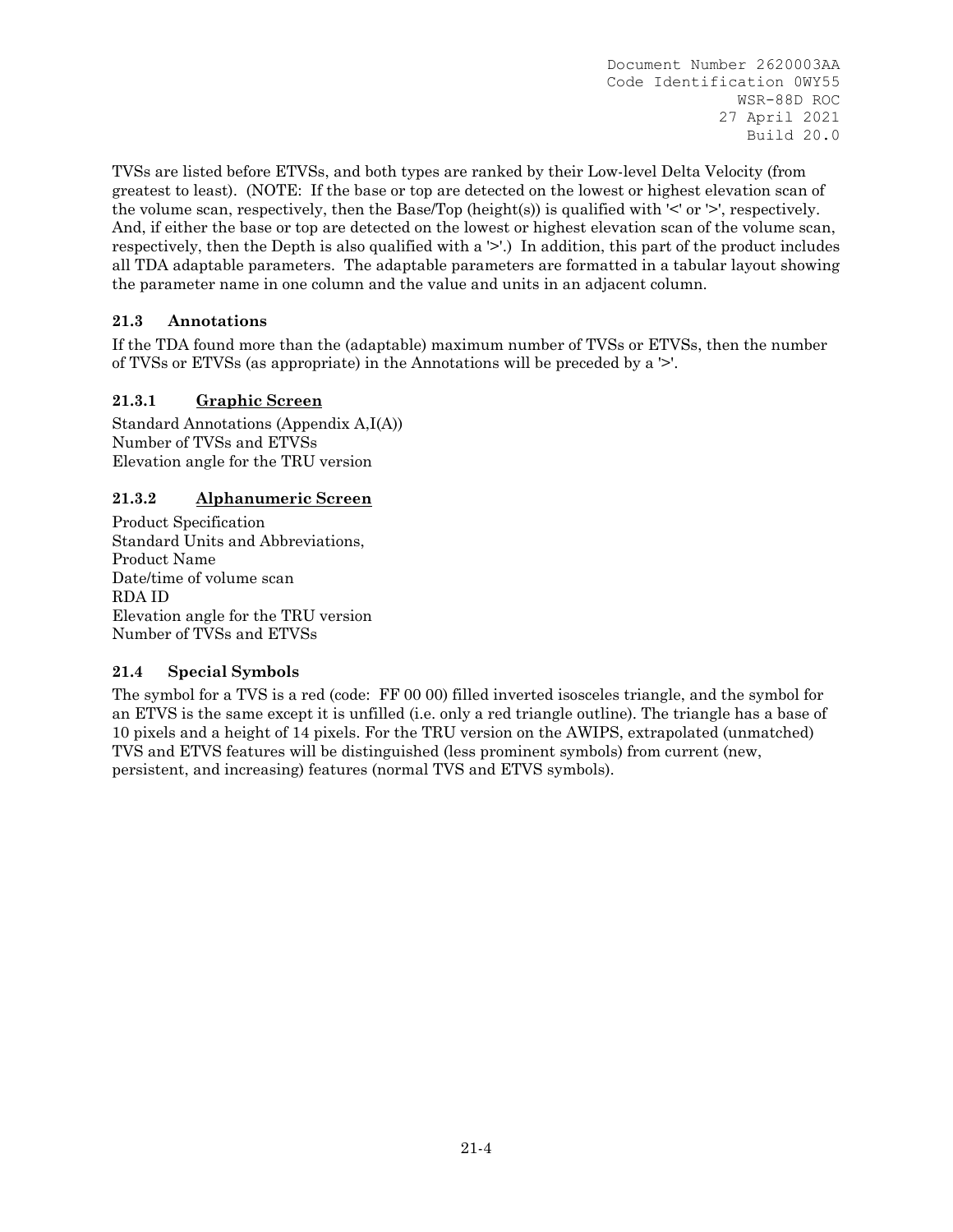TVSs are listed before ETVSs, and both types are ranked by their Low-level Delta Velocity (from greatest to least). (NOTE: If the base or top are detected on the lowest or highest elevation scan of the volume scan, respectively, then the Base/Top (height(s)) is qualified with '<' or '>', respectively. And, if either the base or top are detected on the lowest or highest elevation scan of the volume scan, respectively, then the Depth is also qualified with a '>'.) In addition, this part of the product includes all TDA adaptable parameters. The adaptable parameters are formatted in a tabular layout showing the parameter name in one column and the value and units in an adjacent column.

## 21.3 Annotations

If the TDA found more than the (adaptable) maximum number of TVSs or ETVSs, then the number of TVSs or ETVSs (as appropriate) in the Annotations will be preceded by a '>'.

### 21.3.1 Graphic Screen

Standard Annotations (Appendix A,I(A))
Number of TVSs and ETVSs
Elevation angle for the TRU version

### 21.3.2 Alphanumeric Screen

Product Specification
Standard Units and Abbreviations,
Product Name
Date/time of volume scan
RDA ID
Elevation angle for the TRU version
Number of TVSs and ETVSs

## 21.4 Special Symbols

The symbol for a TVS is a red (code: FF 00 00) filled inverted isosceles triangle, and the symbol for an ETVS is the same except it is unfilled (i.e. only a red triangle outline). The triangle has a base of 10 pixels and a height of 14 pixels. For the TRU version on the AWIPS, extrapolated (unmatched) TVS and ETVS features will be distinguished (less prominent symbols) from current (new, persistent, and increasing) features (normal TVS and ETVS symbols).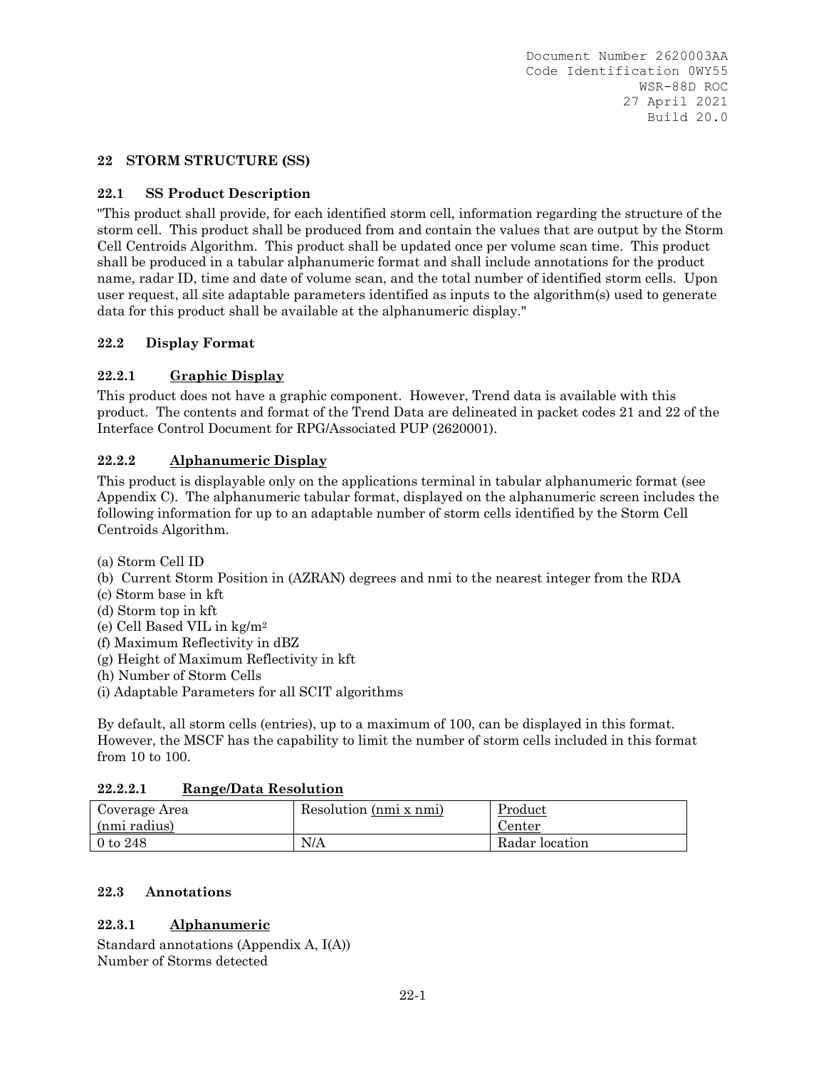## 22 STORM STRUCTURE (SS)

### 22.1 SS Product Description

"This product shall provide, for each identified storm cell, information regarding the structure of the storm cell. This product shall be produced from and contain the values that are output by the Storm Cell Centroids Algorithm. This product shall be updated once per volume scan time. This product shall be produced in a tabular alphanumeric format and shall include annotations for the product name, radar ID, time and date of volume scan, and the total number of identified storm cells. Upon user request, all site adaptable parameters identified as inputs to the algorithm(s) used to generate data for this product shall be available at the alphanumeric display."

### 22.2 Display Format

#### 22.2.1 Graphic Display

This product does not have a graphic component. However, Trend data is available with this product. The contents and format of the Trend Data are delineated in packet codes 21 and 22 of the Interface Control Document for RPG/Associated PUP (2620001).

#### 22.2.2 Alphanumeric Display

This product is displayable only on the applications terminal in tabular alphanumeric format (see Appendix C). The alphanumeric tabular format, displayed on the alphanumeric screen includes the following information for up to an adaptable number of storm cells identified by the Storm Cell Centroids Algorithm.

(a) Storm Cell ID
(b) Current Storm Position in (AZRAN) degrees and nmi to the nearest integer from the RDA
(c) Storm base in kft
(d) Storm top in kft
(e) Cell Based VIL in kg/m$^2$
(f) Maximum Reflectivity in dBZ
(g) Height of Maximum Reflectivity in kft
(h) Number of Storm Cells
(i) Adaptable Parameters for all SCIT algorithms

By default, all storm cells (entries), up to a maximum of 100, can be displayed in this format. However, the MSCF has the capability to limit the number of storm cells included in this format from 10 to 100.

##### 22.2.2.1 Range/Data Resolution

| Coverage Area (nmi radius) | Resolution (nmi x nmi) | Product Center |
|---|---|---|
| 0 to 248 | N/A | Radar location |

### 22.3 Annotations

#### 22.3.1 Alphanumeric

Standard annotations (Appendix A, I(A))
Number of Storms detected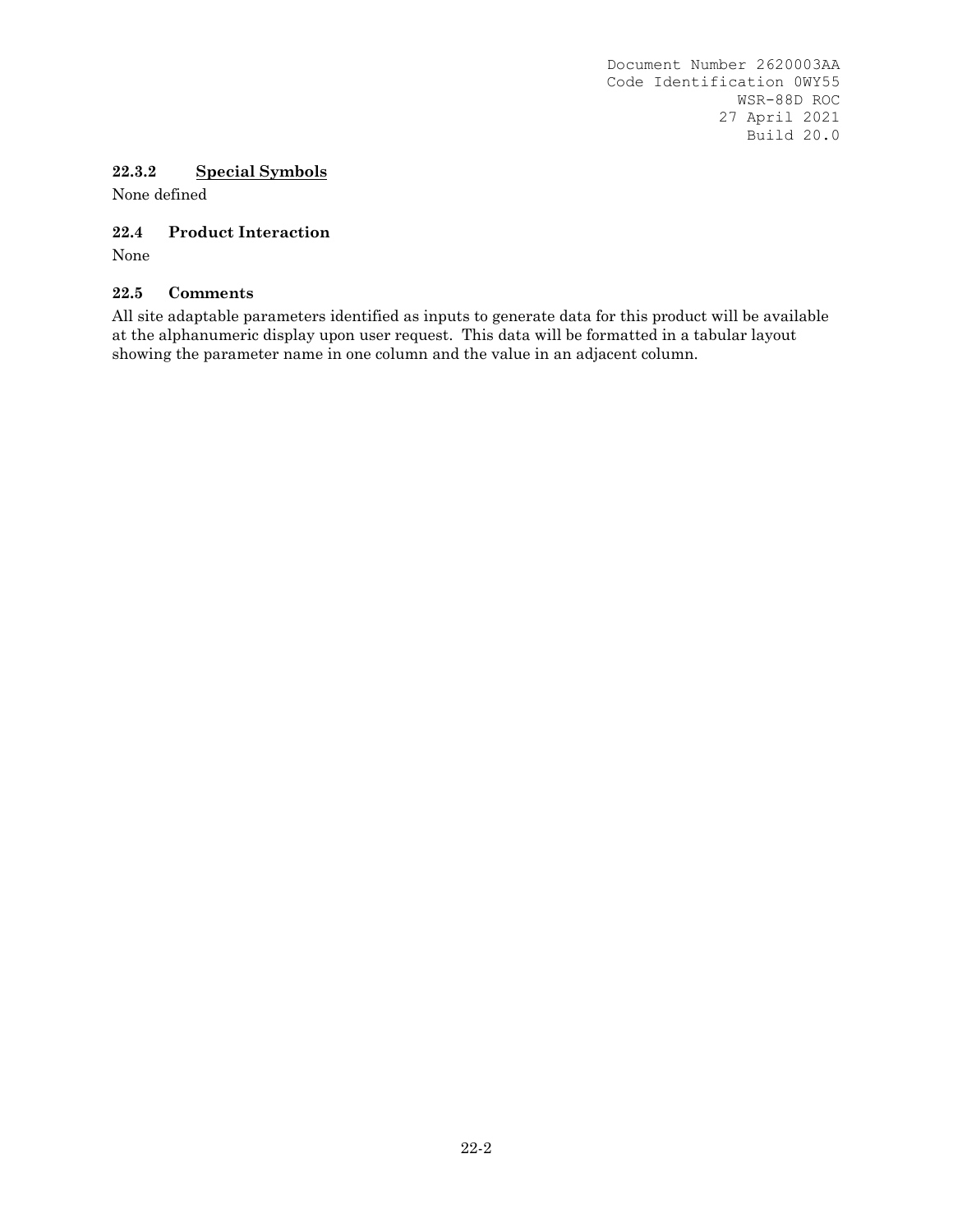#### 22.3.2 Special Symbols

None defined

### 22.4 Product Interaction

None

### 22.5 Comments

All site adaptable parameters identified as inputs to generate data for this product will be available at the alphanumeric display upon user request. This data will be formatted in a tabular layout showing the parameter name in one column and the value in an adjacent column.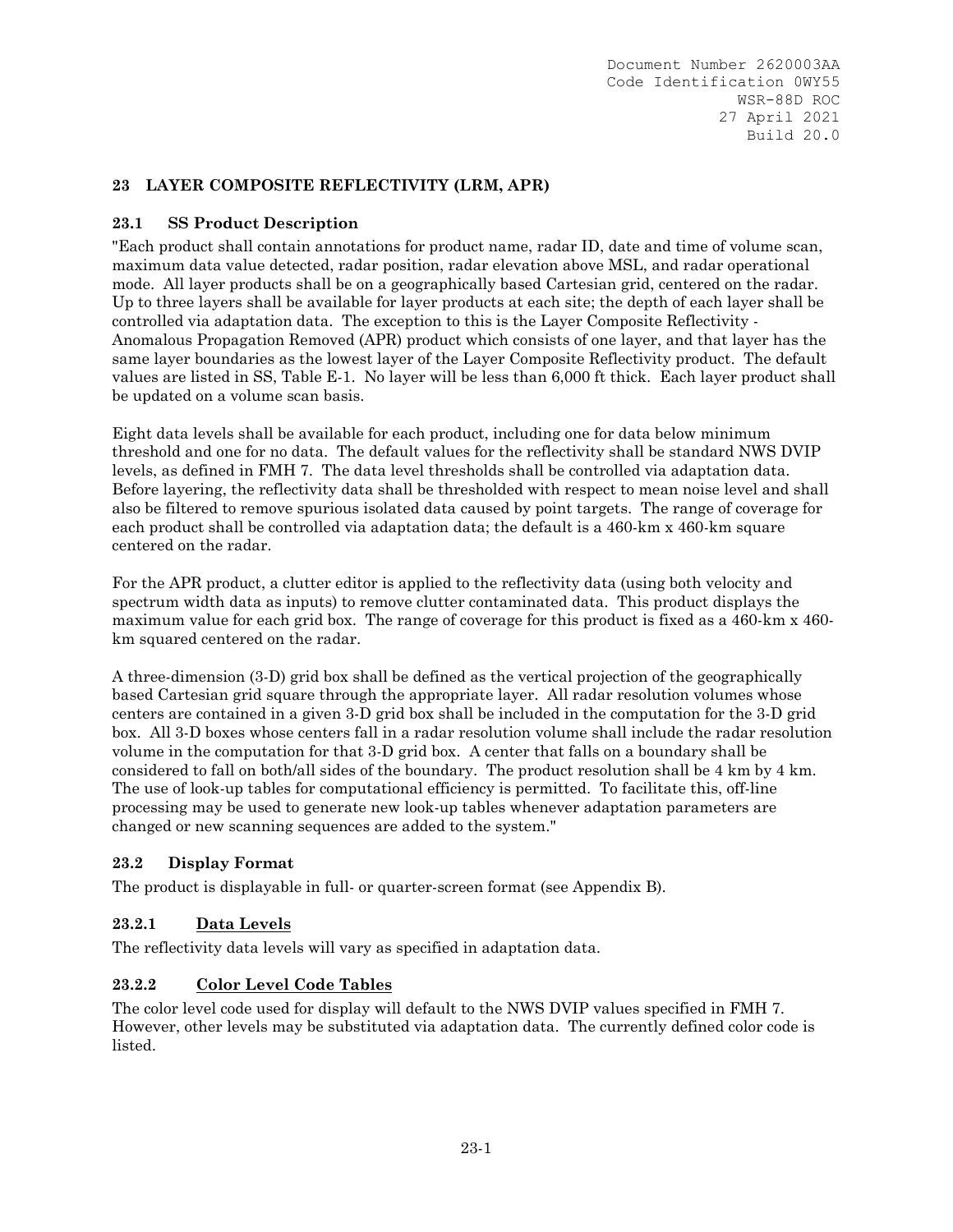## 23 LAYER COMPOSITE REFLECTIVITY (LRM, APR)

### 23.1 SS Product Description

"Each product shall contain annotations for product name, radar ID, date and time of volume scan, maximum data value detected, radar position, radar elevation above MSL, and radar operational mode. All layer products shall be on a geographically based Cartesian grid, centered on the radar. Up to three layers shall be available for layer products at each site; the depth of each layer shall be controlled via adaptation data. The exception to this is the Layer Composite Reflectivity - Anomalous Propagation Removed (APR) product which consists of one layer, and that layer has the same layer boundaries as the lowest layer of the Layer Composite Reflectivity product. The default values are listed in SS, Table E-1. No layer will be less than 6,000 ft thick. Each layer product shall be updated on a volume scan basis.

Eight data levels shall be available for each product, including one for data below minimum threshold and one for no data. The default values for the reflectivity shall be standard NWS DVIP levels, as defined in FMH 7. The data level thresholds shall be controlled via adaptation data. Before layering, the reflectivity data shall be thresholded with respect to mean noise level and shall also be filtered to remove spurious isolated data caused by point targets. The range of coverage for each product shall be controlled via adaptation data; the default is a 460-km x 460-km square centered on the radar.

For the APR product, a clutter editor is applied to the reflectivity data (using both velocity and spectrum width data as inputs) to remove clutter contaminated data. This product displays the maximum value for each grid box. The range of coverage for this product is fixed as a 460-km x 460-km squared centered on the radar.

A three-dimension (3-D) grid box shall be defined as the vertical projection of the geographically based Cartesian grid square through the appropriate layer. All radar resolution volumes whose centers are contained in a given 3-D grid box shall be included in the computation for the 3-D grid box. All 3-D boxes whose centers fall in a radar resolution volume shall include the radar resolution volume in the computation for that 3-D grid box. A center that falls on a boundary shall be considered to fall on both/all sides of the boundary. The product resolution shall be 4 km by 4 km. The use of look-up tables for computational efficiency is permitted. To facilitate this, off-line processing may be used to generate new look-up tables whenever adaptation parameters are changed or new scanning sequences are added to the system."

### 23.2 Display Format

The product is displayable in full- or quarter-screen format (see Appendix B).

#### 23.2.1 Data Levels

The reflectivity data levels will vary as specified in adaptation data.

#### 23.2.2 Color Level Code Tables

The color level code used for display will default to the NWS DVIP values specified in FMH 7. However, other levels may be substituted via adaptation data. The currently defined color code is listed.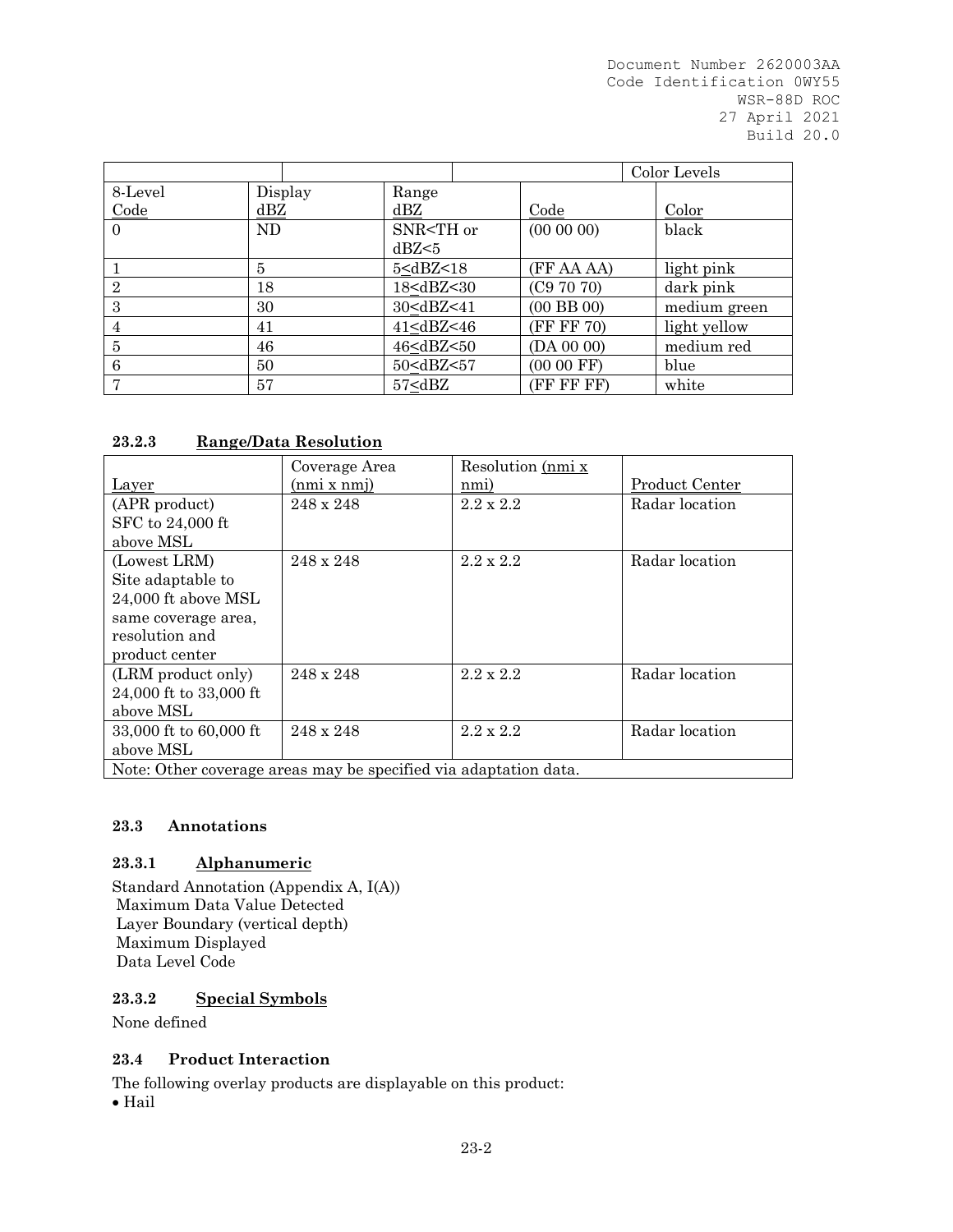| | | | | Color Levels |
|---|---|---|---|---|
| 8-Level Code | Display dBZ | Range dBZ | Code | Color |
| 0 | ND | SNR<TH or dBZ<5 | (00 00 00) | black |
| 1 | 5 | 5≤dBZ<18 | (FF AA AA) | light pink |
| 2 | 18 | 18≤dBZ<30 | (C9 70 70) | dark pink |
| 3 | 30 | 30≤dBZ<41 | (00 BB 00) | medium green |
| 4 | 41 | 41≤dBZ<46 | (FF FF 70) | light yellow |
| 5 | 46 | 46≤dBZ<50 | (DA 00 00) | medium red |
| 6 | 50 | 50≤dBZ<57 | (00 00 FF) | blue |
| 7 | 57 | 57≤dBZ | (FF FF FF) | white |

#### 23.2.3 Range/Data Resolution

| Layer | Coverage Area (nmi x nmj) | Resolution (nmi x nmi) | Product Center |
|---|---|---|---|
| (APR product) SFC to 24,000 ft above MSL | 248 x 248 | 2.2 x 2.2 | Radar location |
| (Lowest LRM) Site adaptable to 24,000 ft above MSL same coverage area, resolution and product center | 248 x 248 | 2.2 x 2.2 | Radar location |
| (LRM product only) 24,000 ft to 33,000 ft above MSL | 248 x 248 | 2.2 x 2.2 | Radar location |
| 33,000 ft to 60,000 ft above MSL | 248 x 248 | 2.2 x 2.2 | Radar location |
| Note: Other coverage areas may be specified via adaptation data. | | | |

### 23.3 Annotations

#### 23.3.1 Alphanumeric

Standard Annotation (Appendix A, I(A))
Maximum Data Value Detected
Layer Boundary (vertical depth)
Maximum Displayed
Data Level Code

#### 23.3.2 Special Symbols

None defined

### 23.4 Product Interaction

The following overlay products are displayable on this product:

- Hail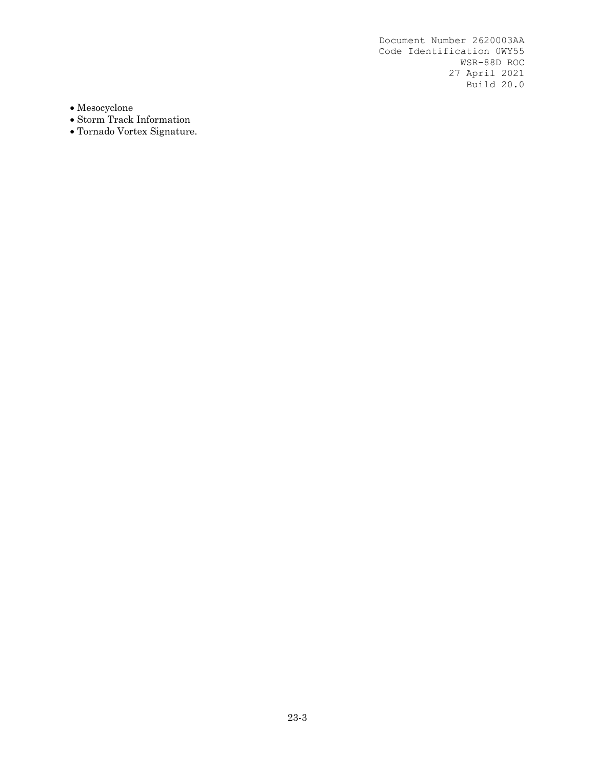- Mesocyclone
- Storm Track Information
- Tornado Vortex Signature.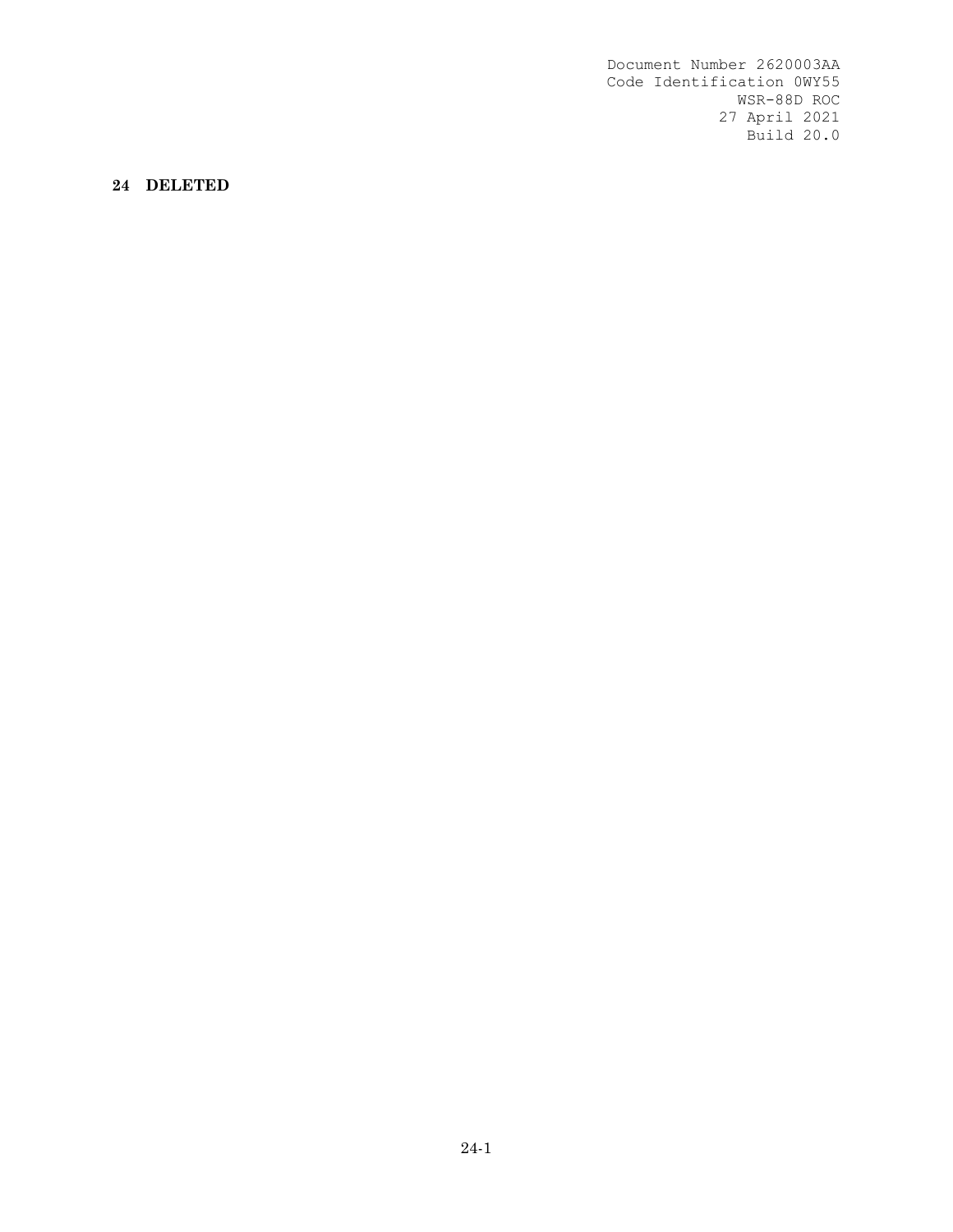# 24 DELETED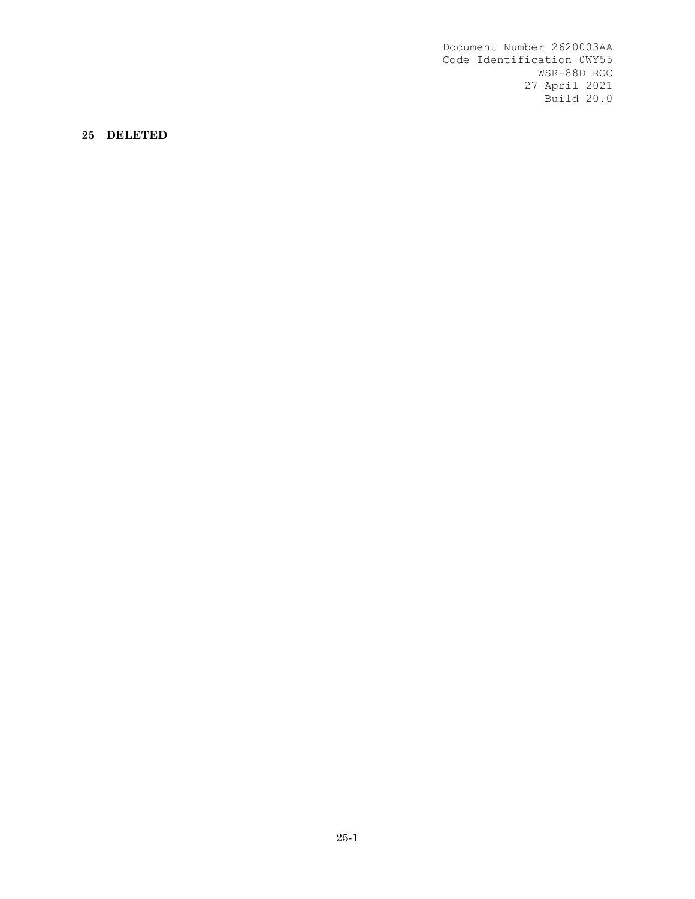# 25 DELETED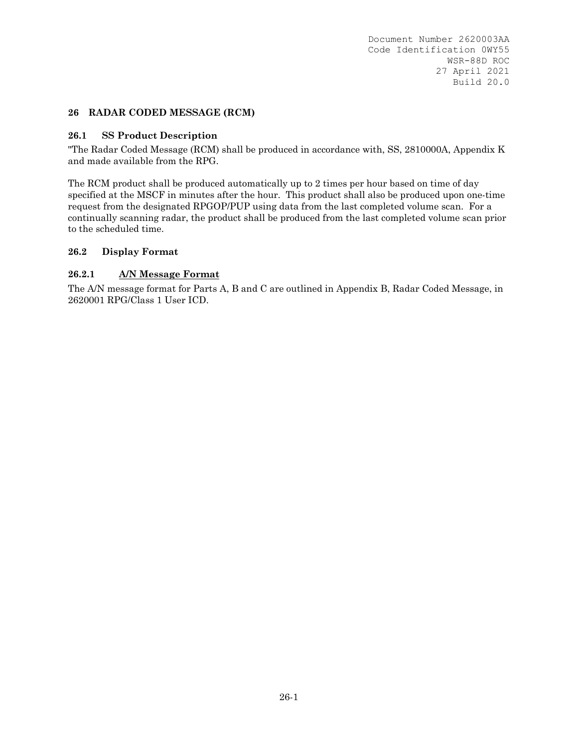# 26 RADAR CODED MESSAGE (RCM)

## 26.1 SS Product Description

"The Radar Coded Message (RCM) shall be produced in accordance with, SS, 2810000A, Appendix K and made available from the RPG.

The RCM product shall be produced automatically up to 2 times per hour based on time of day specified at the MSCF in minutes after the hour. This product shall also be produced upon one-time request from the designated RPGOP/PUP using data from the last completed volume scan. For a continually scanning radar, the product shall be produced from the last completed volume scan prior to the scheduled time.

## 26.2 Display Format

### 26.2.1 A/N Message Format

The A/N message format for Parts A, B and C are outlined in Appendix B, Radar Coded Message, in 2620001 RPG/Class 1 User ICD.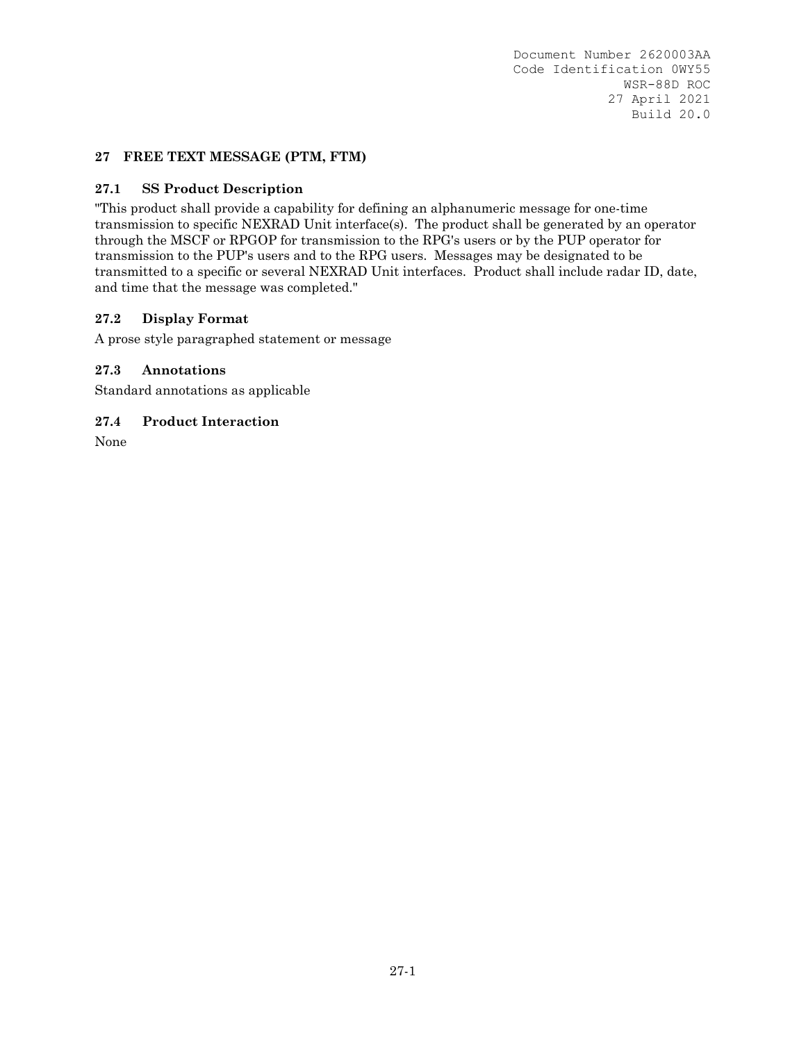## 27 FREE TEXT MESSAGE (PTM, FTM)

### 27.1 SS Product Description

"This product shall provide a capability for defining an alphanumeric message for one-time transmission to specific NEXRAD Unit interface(s). The product shall be generated by an operator through the MSCF or RPGOP for transmission to the RPG's users or by the PUP operator for transmission to the PUP's users and to the RPG users. Messages may be designated to be transmitted to a specific or several NEXRAD Unit interfaces. Product shall include radar ID, date, and time that the message was completed."

### 27.2 Display Format

A prose style paragraphed statement or message

### 27.3 Annotations

Standard annotations as applicable

### 27.4 Product Interaction

None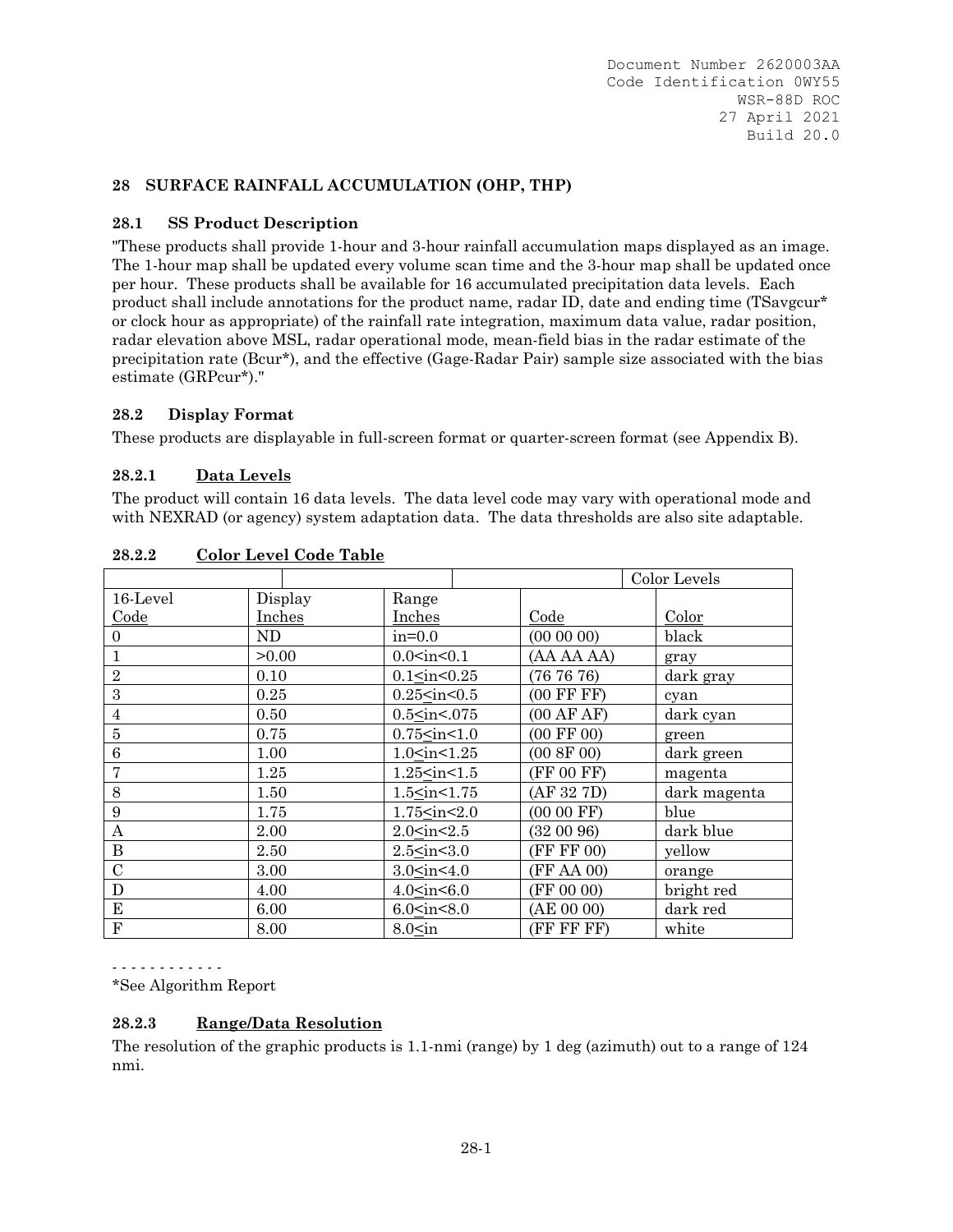## 28 SURFACE RAINFALL ACCUMULATION (OHP, THP)

### 28.1 SS Product Description

"These products shall provide 1-hour and 3-hour rainfall accumulation maps displayed as an image. The 1-hour map shall be updated every volume scan time and the 3-hour map shall be updated once per hour. These products shall be available for 16 accumulated precipitation data levels. Each product shall include annotations for the product name, radar ID, date and ending time (TSavgcur* or clock hour as appropriate) of the rainfall rate integration, maximum data value, radar position, radar elevation above MSL, radar operational mode, mean-field bias in the radar estimate of the precipitation rate (Bcur*), and the effective (Gage-Radar Pair) sample size associated with the bias estimate (GRPcur*)."

### 28.2 Display Format

These products are displayable in full-screen format or quarter-screen format (see Appendix B).

#### 28.2.1 Data Levels

The product will contain 16 data levels. The data level code may vary with operational mode and with NEXRAD (or agency) system adaptation data. The data thresholds are also site adaptable.

#### 28.2.2 Color Level Code Table

| | | | Color Levels | |
|---|---|---|---|---|
| 16-Level Code | Display Inches | Range Inches | Code | Color |
| 0 | ND | in=0.0 | (00 00 00) | black |
| 1 | >0.00 | 0.0<in<0.1 | (AA AA AA) | gray |
| 2 | 0.10 | 0.1≤in<0.25 | (76 76 76) | dark gray |
| 3 | 0.25 | 0.25≤in<0.5 | (00 FF FF) | cyan |
| 4 | 0.50 | 0.5≤in<.075 | (00 AF AF) | dark cyan |
| 5 | 0.75 | 0.75≤in<1.0 | (00 FF 00) | green |
| 6 | 1.00 | 1.0≤in<1.25 | (00 8F 00) | dark green |
| 7 | 1.25 | 1.25≤in<1.5 | (FF 00 FF) | magenta |
| 8 | 1.50 | 1.5≤in<1.75 | (AF 32 7D) | dark magenta |
| 9 | 1.75 | 1.75≤in<2.0 | (00 00 FF) | blue |
| A | 2.00 | 2.0≤in<2.5 | (32 00 96) | dark blue |
| B | 2.50 | 2.5≤in<3.0 | (FF FF 00) | yellow |
| C | 3.00 | 3.0≤in<4.0 | (FF AA 00) | orange |
| D | 4.00 | 4.0≤in<6.0 | (FF 00 00) | bright red |
| E | 6.00 | 6.0≤in<8.0 | (AE 00 00) | dark red |
| F | 8.00 | 8.0≤in | (FF FF FF) | white |

- - - - - - - - - - - -

*See Algorithm Report

#### 28.2.3 Range/Data Resolution

The resolution of the graphic products is 1.1-nmi (range) by 1 deg (azimuth) out to a range of 124 nmi.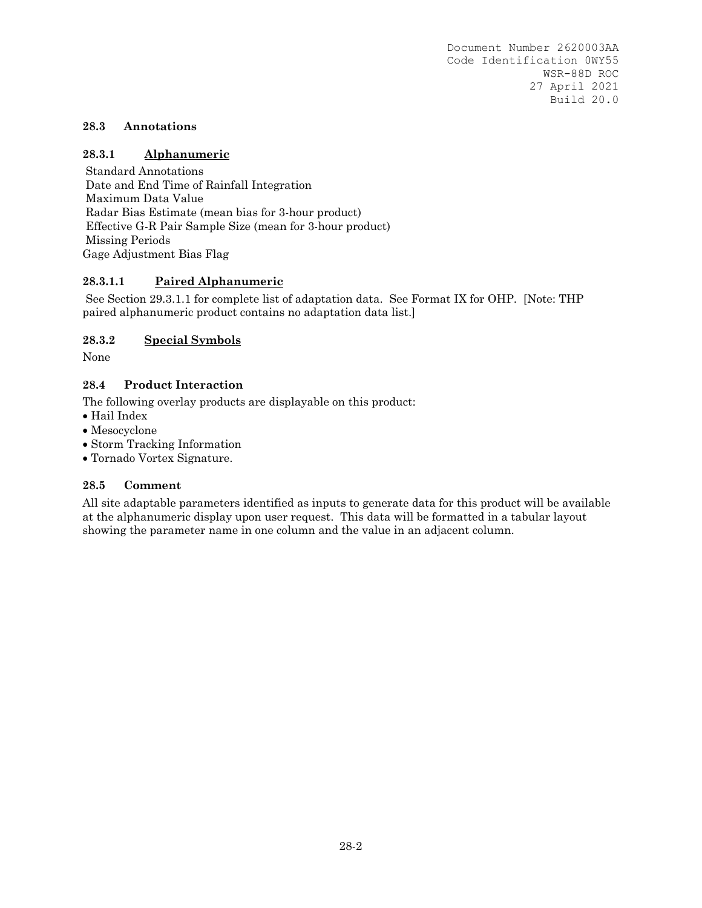### 28.3 Annotations

#### 28.3.1 Alphanumeric

Standard Annotations
Date and End Time of Rainfall Integration
Maximum Data Value
Radar Bias Estimate (mean bias for 3-hour product)
Effective G-R Pair Sample Size (mean for 3-hour product)
Missing Periods
Gage Adjustment Bias Flag

##### 28.3.1.1 Paired Alphanumeric

See Section 29.3.1.1 for complete list of adaptation data. See Format IX for OHP. [Note: THP paired alphanumeric product contains no adaptation data list.]

#### 28.3.2 Special Symbols

None

### 28.4 Product Interaction

The following overlay products are displayable on this product:

- Hail Index
- Mesocyclone
- Storm Tracking Information
- Tornado Vortex Signature.

### 28.5 Comment

All site adaptable parameters identified as inputs to generate data for this product will be available at the alphanumeric display upon user request. This data will be formatted in a tabular layout showing the parameter name in one column and the value in an adjacent column.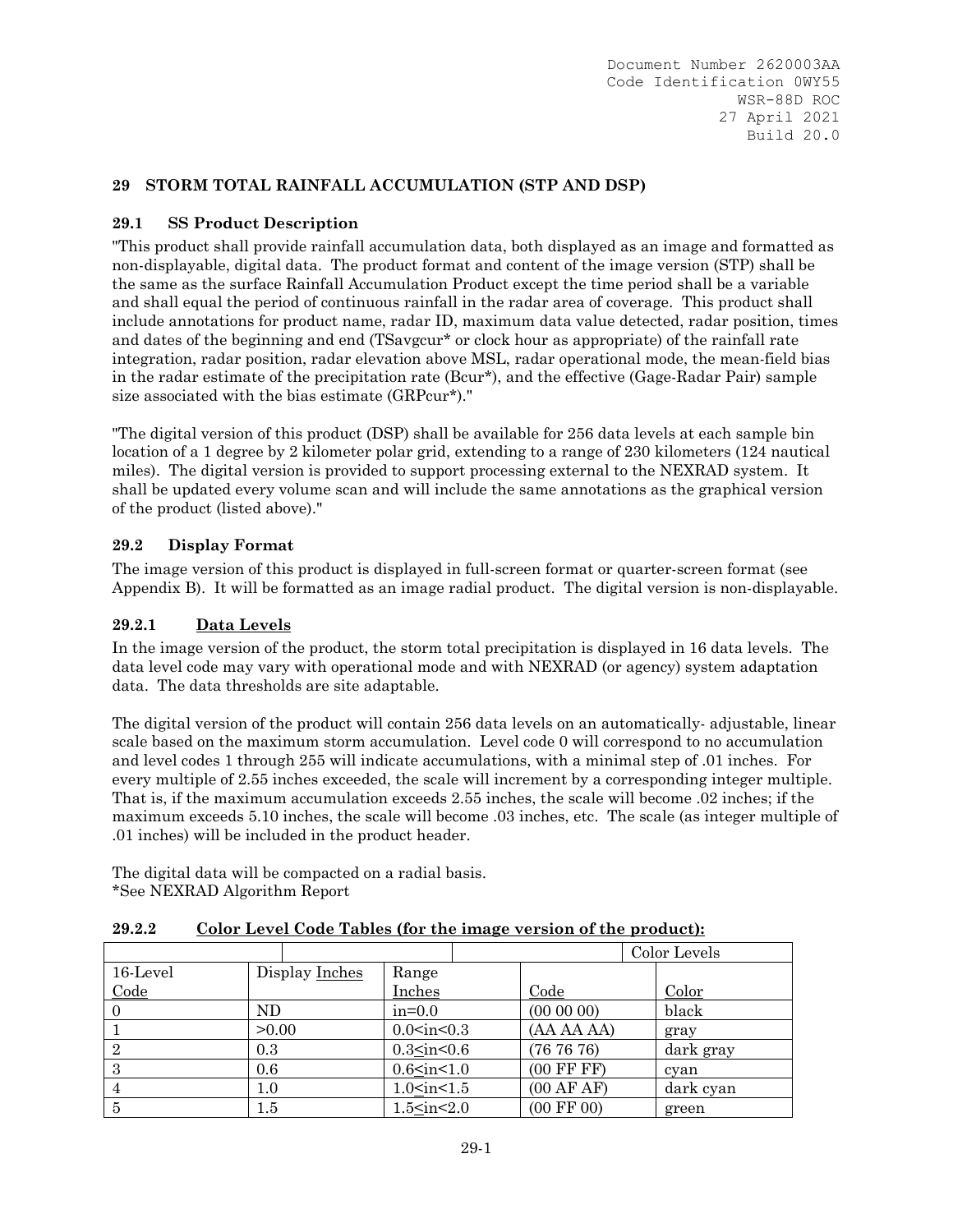## 29 STORM TOTAL RAINFALL ACCUMULATION (STP AND DSP)

### 29.1 SS Product Description

"This product shall provide rainfall accumulation data, both displayed as an image and formatted as non-displayable, digital data. The product format and content of the image version (STP) shall be the same as the surface Rainfall Accumulation Product except the time period shall be a variable and shall equal the period of continuous rainfall in the radar area of coverage. This product shall include annotations for product name, radar ID, maximum data value detected, radar position, times and dates of the beginning and end (TSavgcur* or clock hour as appropriate) of the rainfall rate integration, radar position, radar elevation above MSL, radar operational mode, the mean-field bias in the radar estimate of the precipitation rate (Bcur*), and the effective (Gage-Radar Pair) sample size associated with the bias estimate (GRPcur*)."

"The digital version of this product (DSP) shall be available for 256 data levels at each sample bin location of a 1 degree by 2 kilometer polar grid, extending to a range of 230 kilometers (124 nautical miles). The digital version is provided to support processing external to the NEXRAD system. It shall be updated every volume scan and will include the same annotations as the graphical version of the product (listed above)."

### 29.2 Display Format

The image version of this product is displayed in full-screen format or quarter-screen format (see Appendix B). It will be formatted as an image radial product. The digital version is non-displayable.

#### 29.2.1 Data Levels

In the image version of the product, the storm total precipitation is displayed in 16 data levels. The data level code may vary with operational mode and with NEXRAD (or agency) system adaptation data. The data thresholds are site adaptable.

The digital version of the product will contain 256 data levels on an automatically- adjustable, linear scale based on the maximum storm accumulation. Level code 0 will correspond to no accumulation and level codes 1 through 255 will indicate accumulations, with a minimal step of .01 inches. For every multiple of 2.55 inches exceeded, the scale will increment by a corresponding integer multiple. That is, if the maximum accumulation exceeds 2.55 inches, the scale will become .02 inches; if the maximum exceeds 5.10 inches, the scale will become .03 inches, etc. The scale (as integer multiple of .01 inches) will be included in the product header.

The digital data will be compacted on a radial basis.
*See NEXRAD Algorithm Report

#### 29.2.2 Color Level Code Tables (for the image version of the product):

| | | | Color Levels | |
|---|---|---|---|---|
| 16-Level Code | Display Inches | Range Inches | Code | Color |
| 0 | ND | in=0.0 | (00 00 00) | black |
| 1 | >0.00 | 0.0<in<0.3 | (AA AA AA) | gray |
| 2 | 0.3 | 0.3≤in<0.6 | (76 76 76) | dark gray |
| 3 | 0.6 | 0.6≤in<1.0 | (00 FF FF) | cyan |
| 4 | 1.0 | 1.0≤in<1.5 | (00 AF AF) | dark cyan |
| 5 | 1.5 | 1.5≤in<2.0 | (00 FF 00) | green |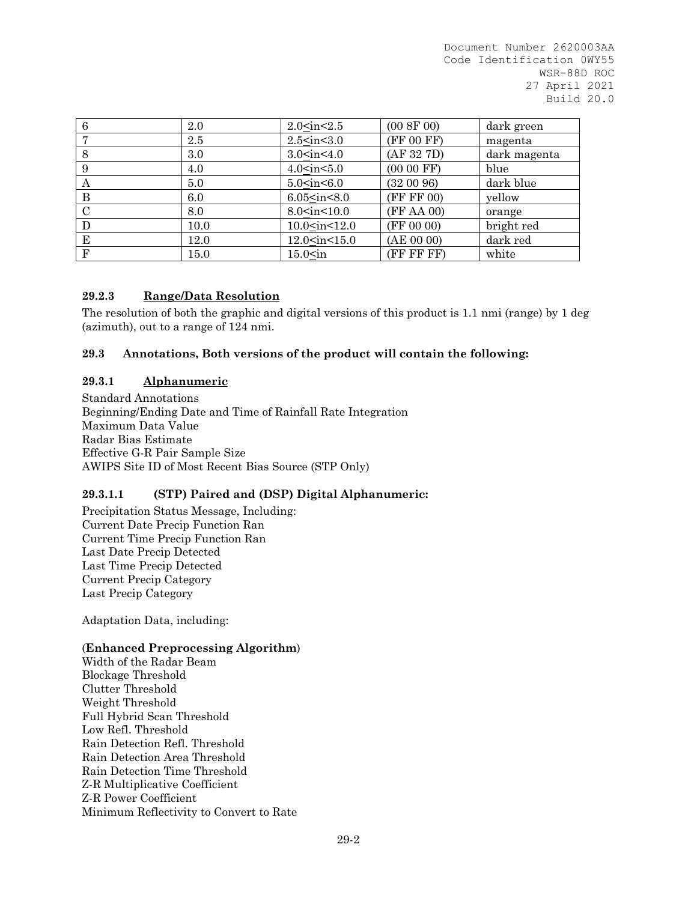| 6 | 2.0 | 2.0≤in<2.5 | (00 8F 00) | dark green |
|---|---|---|---|---|
| 7 | 2.5 | 2.5≤in<3.0 | (FF 00 FF) | magenta |
| 8 | 3.0 | 3.0≤in<4.0 | (AF 32 7D) | dark magenta |
| 9 | 4.0 | 4.0≤in<5.0 | (00 00 FF) | blue |
| A | 5.0 | 5.0≤in<6.0 | (32 00 96) | dark blue |
| B | 6.0 | 6.05≤in<8.0 | (FF FF 00) | yellow |
| C | 8.0 | 8.0≤in<10.0 | (FF AA 00) | orange |
| D | 10.0 | 10.0≤in<12.0 | (FF 00 00) | bright red |
| E | 12.0 | 12.0≤in<15.0 | (AE 00 00) | dark red |
| F | 15.0 | 15.0≤in | (FF FF FF) | white |

### 29.2.3 Range/Data Resolution

The resolution of both the graphic and digital versions of this product is 1.1 nmi (range) by 1 deg (azimuth), out to a range of 124 nmi.

## 29.3 Annotations, Both versions of the product will contain the following:

### 29.3.1 Alphanumeric

Standard Annotations
Beginning/Ending Date and Time of Rainfall Rate Integration
Maximum Data Value
Radar Bias Estimate
Effective G-R Pair Sample Size
AWIPS Site ID of Most Recent Bias Source (STP Only)

#### 29.3.1.1 (STP) Paired and (DSP) Digital Alphanumeric:

Precipitation Status Message, Including:
Current Date Precip Function Ran
Current Time Precip Function Ran
Last Date Precip Detected
Last Time Precip Detected
Current Precip Category
Last Precip Category

Adaptation Data, including:

(**Enhanced Preprocessing Algorithm**)
Width of the Radar Beam
Blockage Threshold
Clutter Threshold
Weight Threshold
Full Hybrid Scan Threshold
Low Refl. Threshold
Rain Detection Refl. Threshold
Rain Detection Area Threshold
Rain Detection Time Threshold
Z-R Multiplicative Coefficient
Z-R Power Coefficient
Minimum Reflectivity to Convert to Rate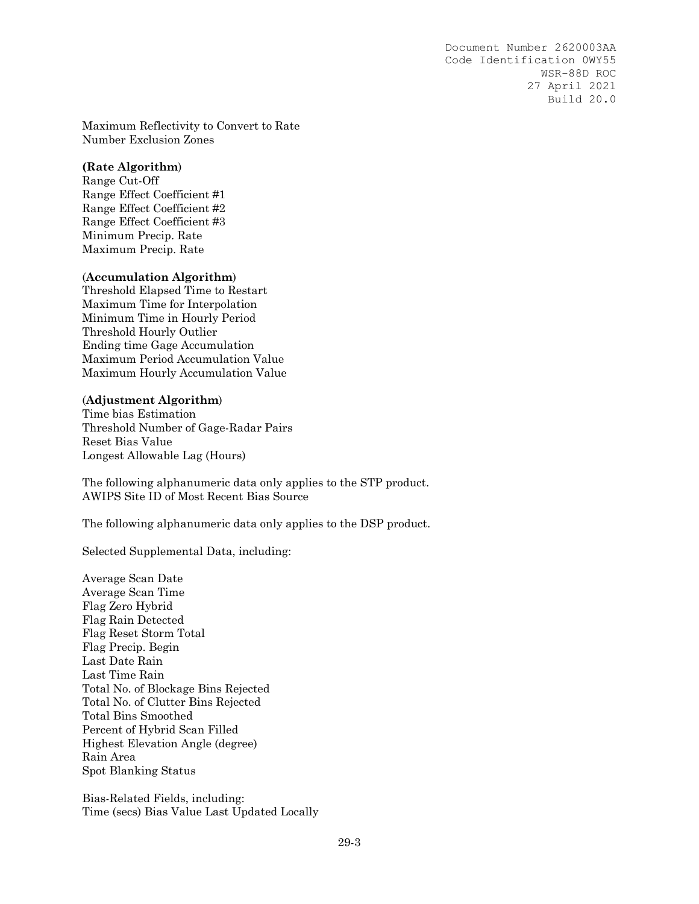Maximum Reflectivity to Convert to Rate
Number Exclusion Zones

**(Rate Algorithm)**
Range Cut-Off
Range Effect Coefficient #1
Range Effect Coefficient #2
Range Effect Coefficient #3
Minimum Precip. Rate
Maximum Precip. Rate

**(Accumulation Algorithm)**
Threshold Elapsed Time to Restart
Maximum Time for Interpolation
Minimum Time in Hourly Period
Threshold Hourly Outlier
Ending time Gage Accumulation
Maximum Period Accumulation Value
Maximum Hourly Accumulation Value

**(Adjustment Algorithm)**
Time bias Estimation
Threshold Number of Gage-Radar Pairs
Reset Bias Value
Longest Allowable Lag (Hours)

The following alphanumeric data only applies to the STP product.
AWIPS Site ID of Most Recent Bias Source

The following alphanumeric data only applies to the DSP product.

Selected Supplemental Data, including:

Average Scan Date
Average Scan Time
Flag Zero Hybrid
Flag Rain Detected
Flag Reset Storm Total
Flag Precip. Begin
Last Date Rain
Last Time Rain
Total No. of Blockage Bins Rejected
Total No. of Clutter Bins Rejected
Total Bins Smoothed
Percent of Hybrid Scan Filled
Highest Elevation Angle (degree)
Rain Area
Spot Blanking Status

Bias-Related Fields, including:
Time (secs) Bias Value Last Updated Locally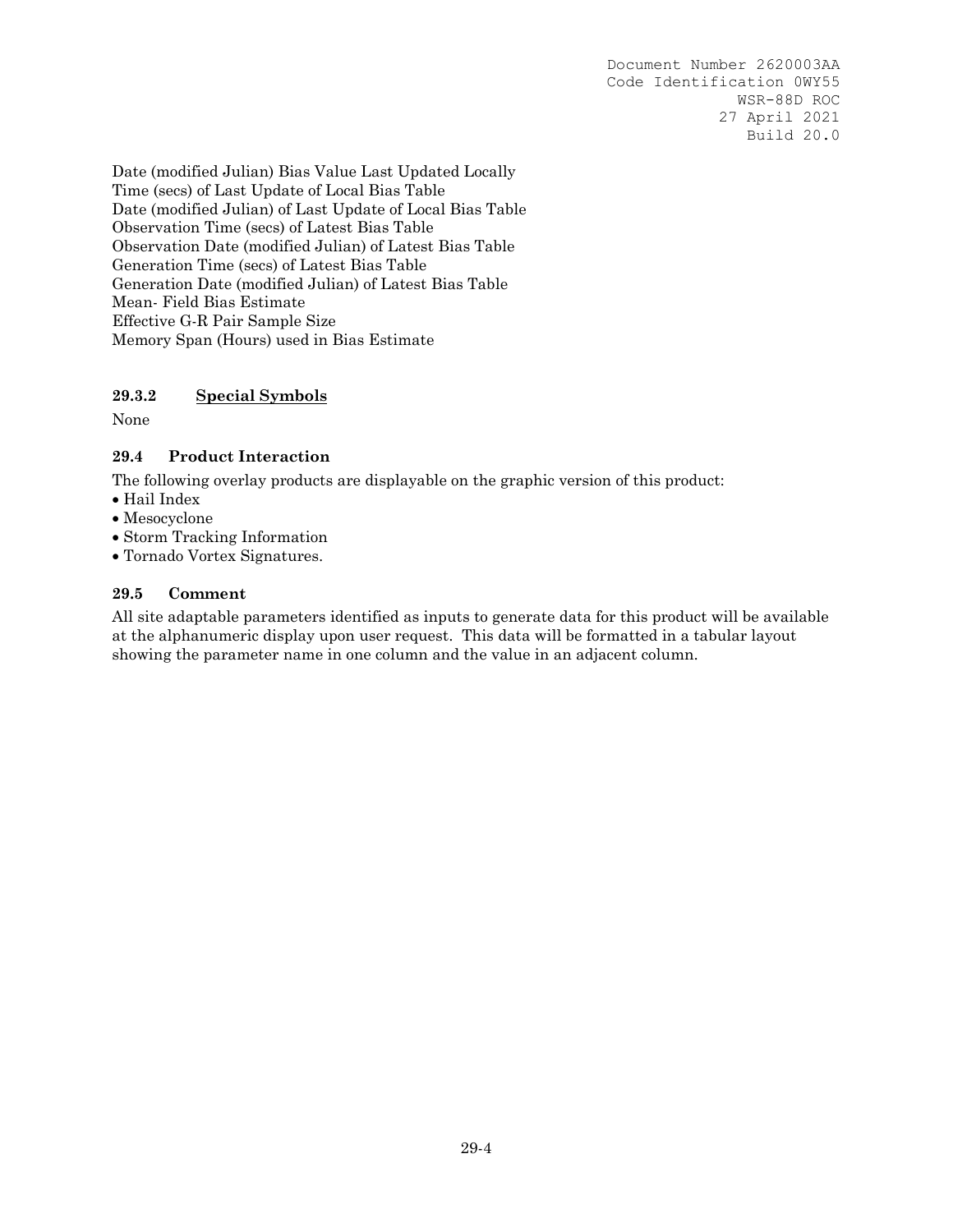Date (modified Julian) Bias Value Last Updated Locally
Time (secs) of Last Update of Local Bias Table
Date (modified Julian) of Last Update of Local Bias Table
Observation Time (secs) of Latest Bias Table
Observation Date (modified Julian) of Latest Bias Table
Generation Time (secs) of Latest Bias Table
Generation Date (modified Julian) of Latest Bias Table
Mean- Field Bias Estimate
Effective G-R Pair Sample Size
Memory Span (Hours) used in Bias Estimate

#### 29.3.2 Special Symbols

None

### 29.4 Product Interaction

The following overlay products are displayable on the graphic version of this product:

- Hail Index
- Mesocyclone
- Storm Tracking Information
- Tornado Vortex Signatures.

### 29.5 Comment

All site adaptable parameters identified as inputs to generate data for this product will be available at the alphanumeric display upon user request. This data will be formatted in a tabular layout showing the parameter name in one column and the value in an adjacent column.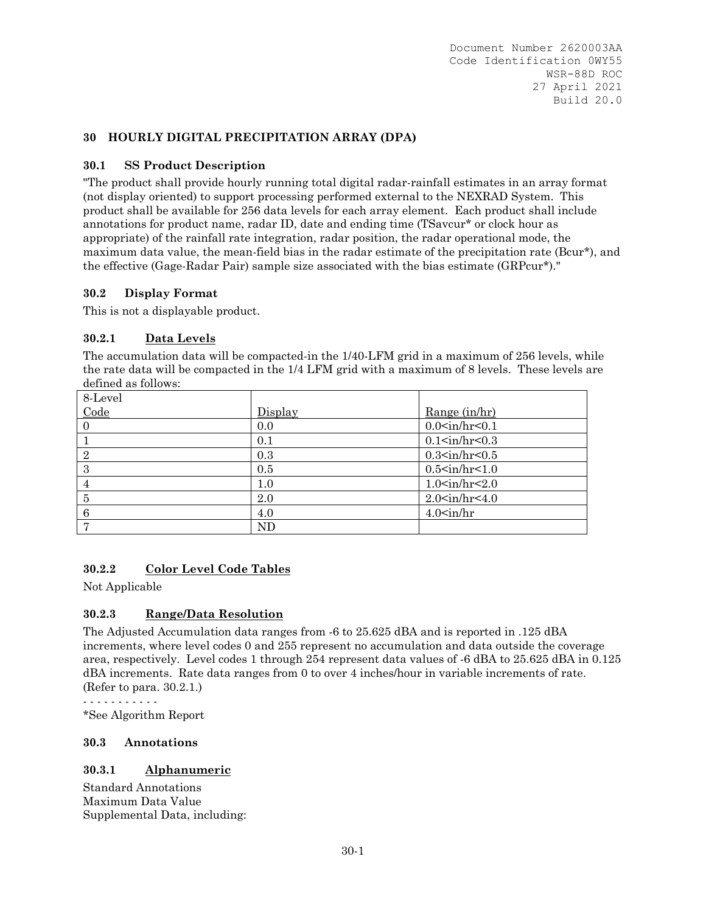## 30 HOURLY DIGITAL PRECIPITATION ARRAY (DPA)

### 30.1 SS Product Description

"The product shall provide hourly running total digital radar-rainfall estimates in an array format (not display oriented) to support processing performed external to the NEXRAD System. This product shall be available for 256 data levels for each array element. Each product shall include annotations for product name, radar ID, date and ending time (TSavcur* or clock hour as appropriate) of the rainfall rate integration, radar position, the radar operational mode, the maximum data value, the mean-field bias in the radar estimate of the precipitation rate (Bcur*), and the effective (Gage-Radar Pair) sample size associated with the bias estimate (GRPcur*)."

### 30.2 Display Format

This is not a displayable product.

#### 30.2.1 Data Levels

The accumulation data will be compacted-in the 1/40-LFM grid in a maximum of 256 levels, while the rate data will be compacted in the 1/4 LFM grid with a maximum of 8 levels. These levels are defined as follows:

| 8-Level Code | Display | Range (in/hr) |
|---|---|---|
| 0 | 0.0 | 0.0<in/hr<0.1 |
| 1 | 0.1 | 0.1<in/hr<0.3 |
| 2 | 0.3 | 0.3<in/hr<0.5 |
| 3 | 0.5 | 0.5<in/hr<1.0 |
| 4 | 1.0 | 1.0<in/hr<2.0 |
| 5 | 2.0 | 2.0<in/hr<4.0 |
| 6 | 4.0 | 4.0<in/hr |
| 7 | ND | |

#### 30.2.2 Color Level Code Tables

Not Applicable

#### 30.2.3 Range/Data Resolution

The Adjusted Accumulation data ranges from -6 to 25.625 dBA and is reported in .125 dBA increments, where level codes 0 and 255 represent no accumulation and data outside the coverage area, respectively. Level codes 1 through 254 represent data values of -6 dBA to 25.625 dBA in 0.125 dBA increments. Rate data ranges from 0 to over 4 inches/hour in variable increments of rate. (Refer to para. 30.2.1.)

- - - - - - - - - - -

*See Algorithm Report

### 30.3 Annotations

#### 30.3.1 Alphanumeric

Standard Annotations
Maximum Data Value
Supplemental Data, including: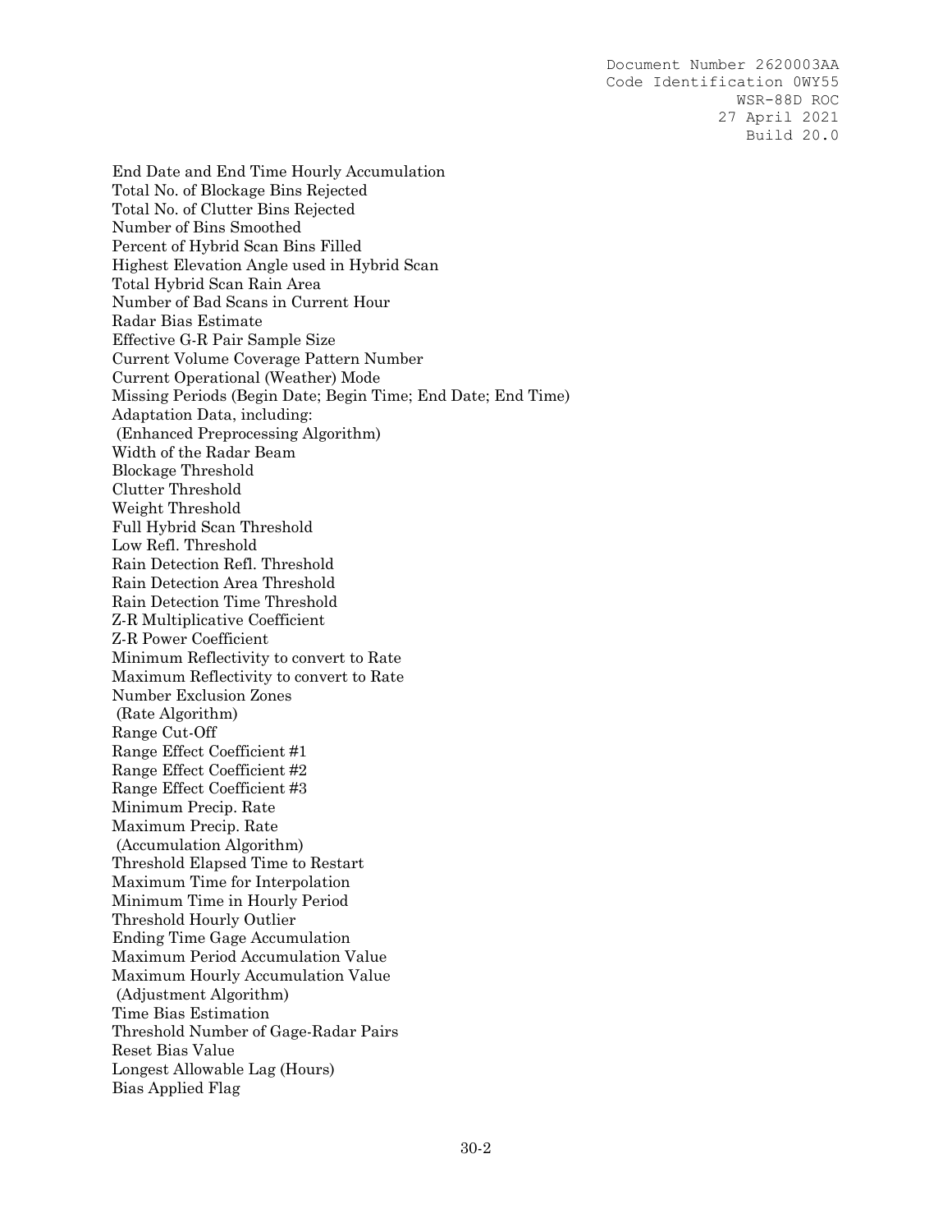End Date and End Time Hourly Accumulation
Total No. of Blockage Bins Rejected
Total No. of Clutter Bins Rejected
Number of Bins Smoothed
Percent of Hybrid Scan Bins Filled
Highest Elevation Angle used in Hybrid Scan
Total Hybrid Scan Rain Area
Number of Bad Scans in Current Hour
Radar Bias Estimate
Effective G-R Pair Sample Size
Current Volume Coverage Pattern Number
Current Operational (Weather) Mode
Missing Periods (Begin Date; Begin Time; End Date; End Time)
Adaptation Data, including:
 (Enhanced Preprocessing Algorithm)
Width of the Radar Beam
Blockage Threshold
Clutter Threshold
Weight Threshold
Full Hybrid Scan Threshold
Low Refl. Threshold
Rain Detection Refl. Threshold
Rain Detection Area Threshold
Rain Detection Time Threshold
Z-R Multiplicative Coefficient
Z-R Power Coefficient
Minimum Reflectivity to convert to Rate
Maximum Reflectivity to convert to Rate
Number Exclusion Zones
 (Rate Algorithm)
Range Cut-Off
Range Effect Coefficient #1
Range Effect Coefficient #2
Range Effect Coefficient #3
Minimum Precip. Rate
Maximum Precip. Rate
 (Accumulation Algorithm)
Threshold Elapsed Time to Restart
Maximum Time for Interpolation
Minimum Time in Hourly Period
Threshold Hourly Outlier
Ending Time Gage Accumulation
Maximum Period Accumulation Value
Maximum Hourly Accumulation Value
 (Adjustment Algorithm)
Time Bias Estimation
Threshold Number of Gage-Radar Pairs
Reset Bias Value
Longest Allowable Lag (Hours)
Bias Applied Flag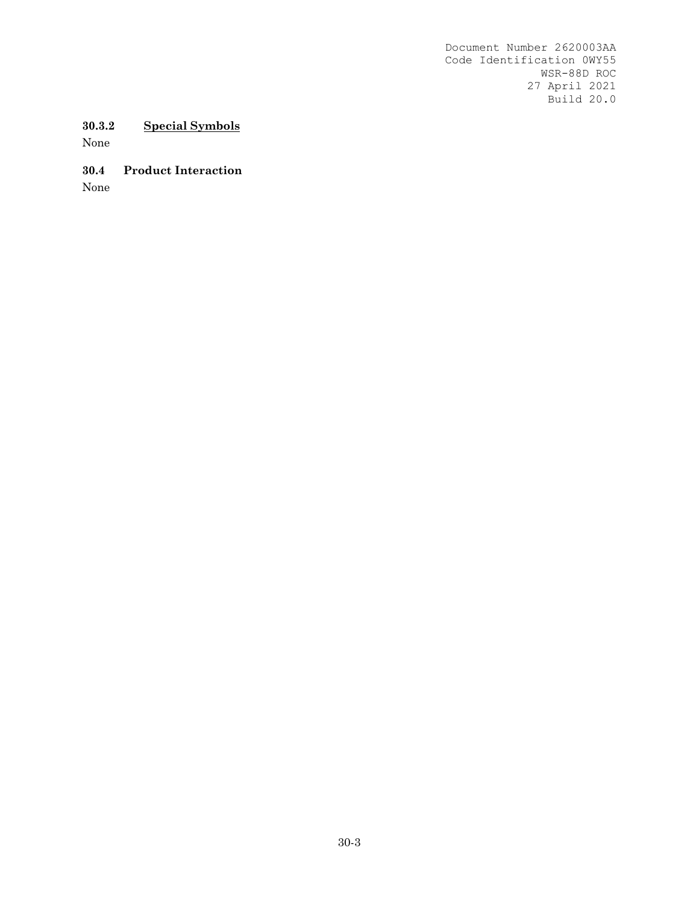#### 30.3.2 Special Symbols

None

### 30.4 Product Interaction

None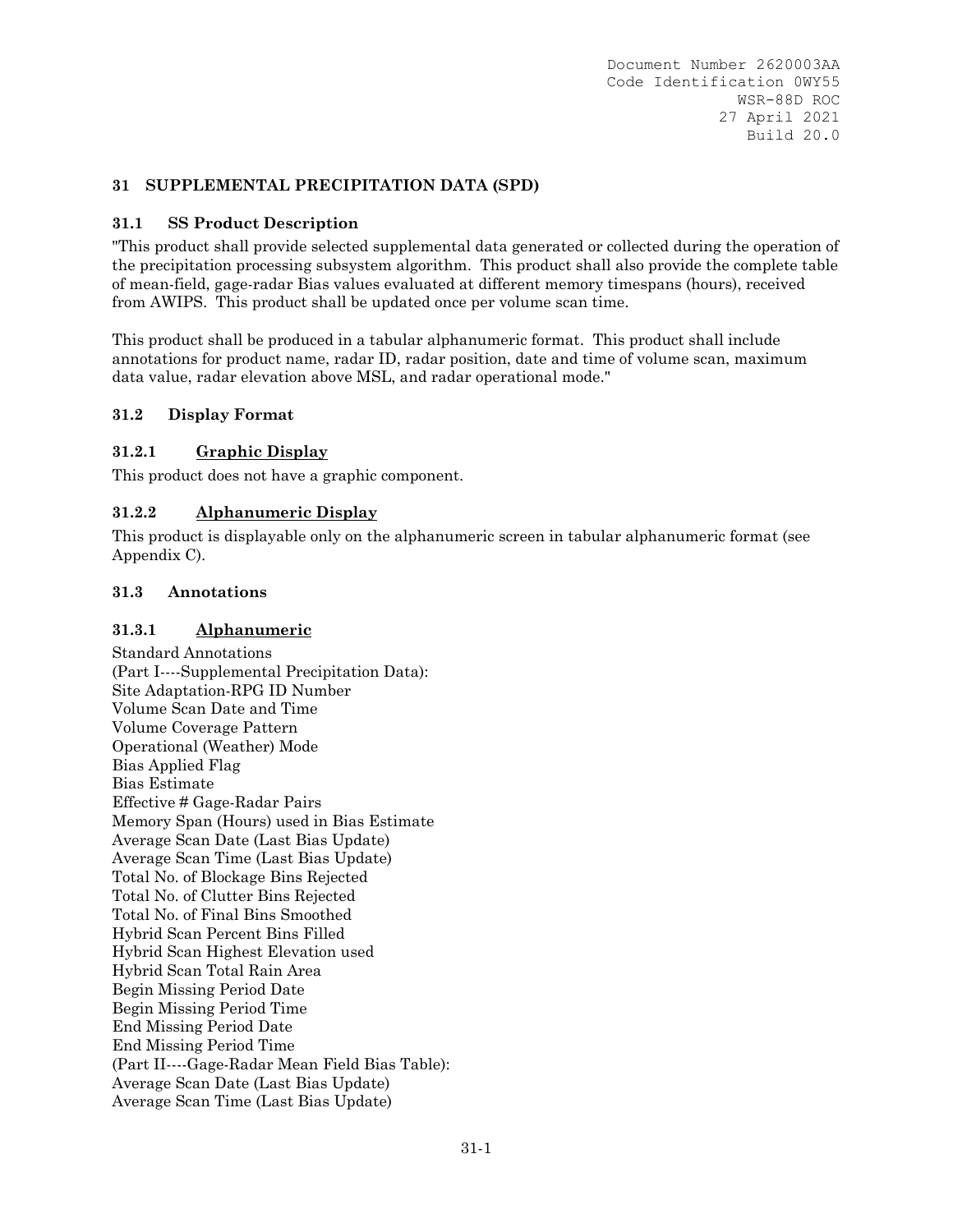# 31 SUPPLEMENTAL PRECIPITATION DATA (SPD)

## 31.1 SS Product Description

"This product shall provide selected supplemental data generated or collected during the operation of the precipitation processing subsystem algorithm. This product shall also provide the complete table of mean-field, gage-radar Bias values evaluated at different memory timespans (hours), received from AWIPS. This product shall be updated once per volume scan time.

This product shall be produced in a tabular alphanumeric format. This product shall include annotations for product name, radar ID, radar position, date and time of volume scan, maximum data value, radar elevation above MSL, and radar operational mode."

## 31.2 Display Format

### 31.2.1 <u>Graphic Display</u>

This product does not have a graphic component.

### 31.2.2 <u>Alphanumeric Display</u>

This product is displayable only on the alphanumeric screen in tabular alphanumeric format (see Appendix C).

## 31.3 Annotations

### 31.3.1 <u>Alphanumeric</u>

Standard Annotations
(Part I----Supplemental Precipitation Data):
Site Adaptation-RPG ID Number
Volume Scan Date and Time
Volume Coverage Pattern
Operational (Weather) Mode
Bias Applied Flag
Bias Estimate
Effective # Gage-Radar Pairs
Memory Span (Hours) used in Bias Estimate
Average Scan Date (Last Bias Update)
Average Scan Time (Last Bias Update)
Total No. of Blockage Bins Rejected
Total No. of Clutter Bins Rejected
Total No. of Final Bins Smoothed
Hybrid Scan Percent Bins Filled
Hybrid Scan Highest Elevation used
Hybrid Scan Total Rain Area
Begin Missing Period Date
Begin Missing Period Time
End Missing Period Date
End Missing Period Time
(Part II----Gage-Radar Mean Field Bias Table):
Average Scan Date (Last Bias Update)
Average Scan Time (Last Bias Update)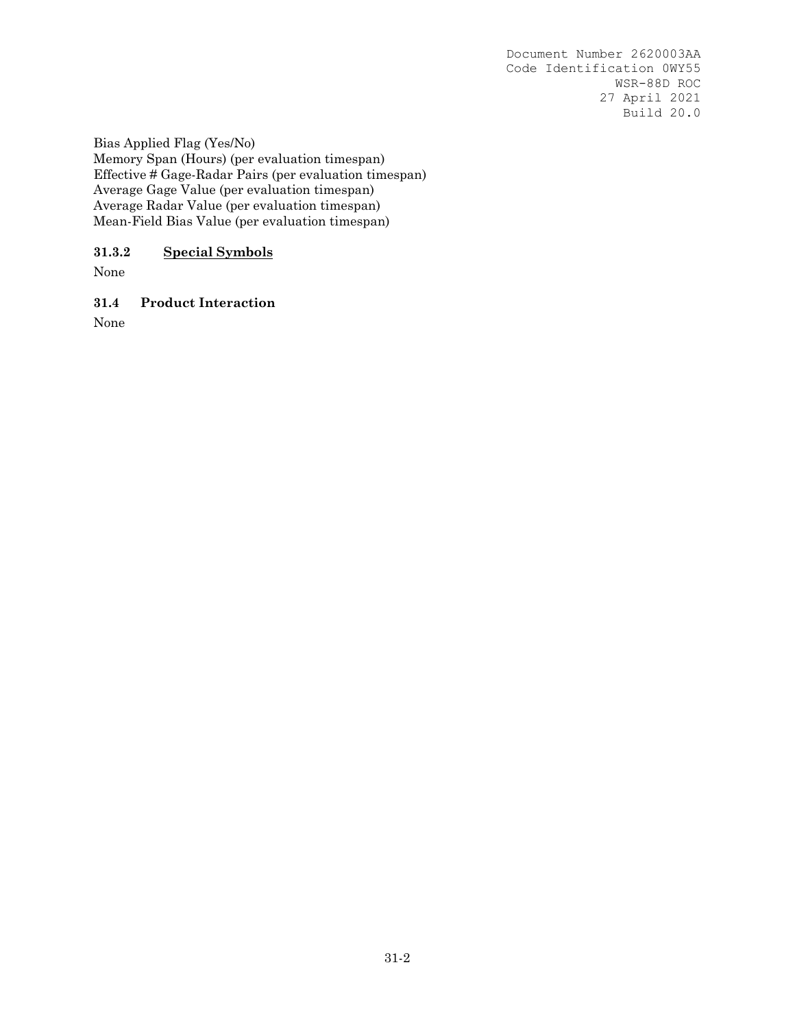Bias Applied Flag (Yes/No)
Memory Span (Hours) (per evaluation timespan)
Effective # Gage-Radar Pairs (per evaluation timespan)
Average Gage Value (per evaluation timespan)
Average Radar Value (per evaluation timespan)
Mean-Field Bias Value (per evaluation timespan)

#### 31.3.2 Special Symbols

None

### 31.4 Product Interaction

None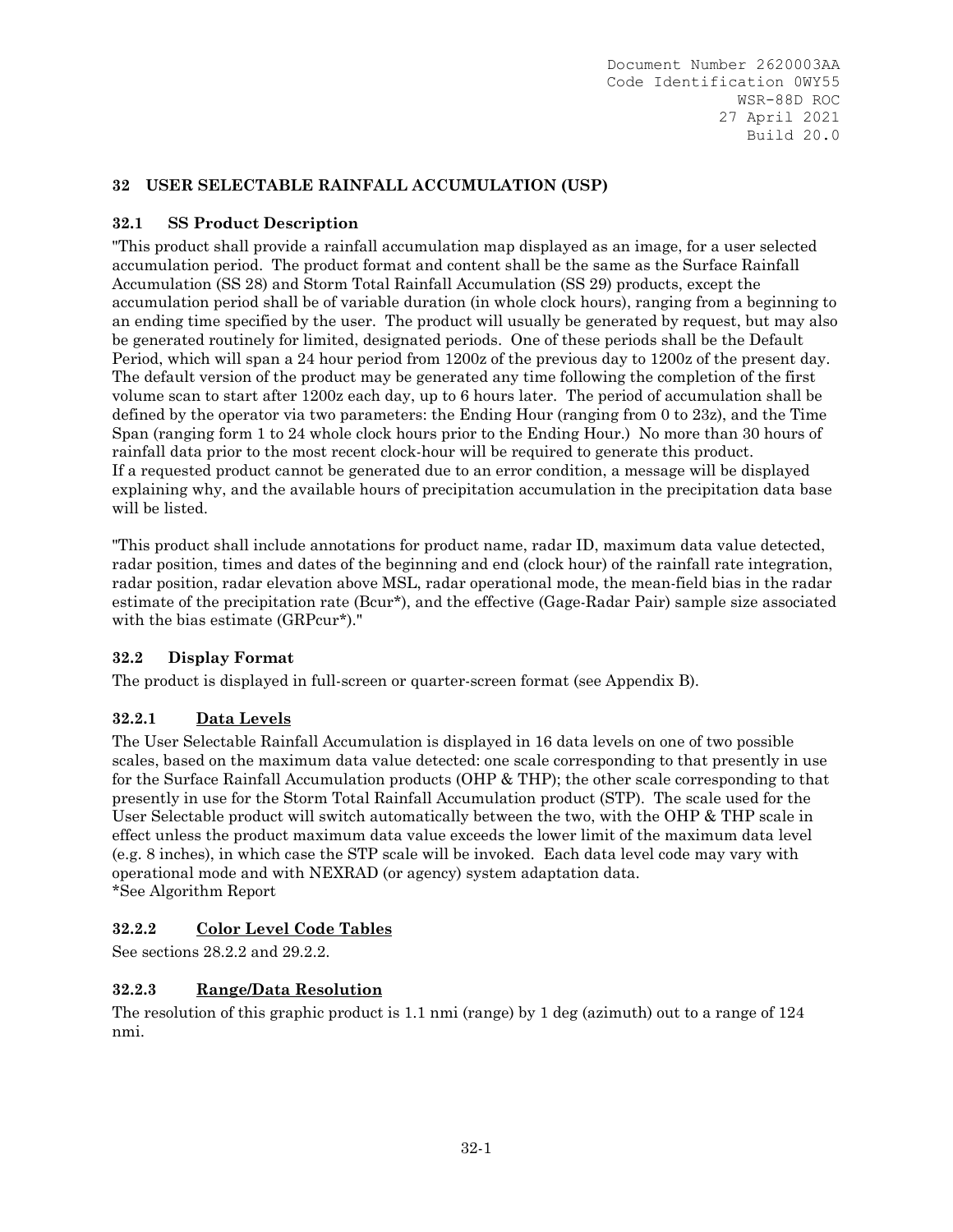## 32 USER SELECTABLE RAINFALL ACCUMULATION (USP)

### 32.1 SS Product Description

"This product shall provide a rainfall accumulation map displayed as an image, for a user selected accumulation period. The product format and content shall be the same as the Surface Rainfall Accumulation (SS 28) and Storm Total Rainfall Accumulation (SS 29) products, except the accumulation period shall be of variable duration (in whole clock hours), ranging from a beginning to an ending time specified by the user. The product will usually be generated by request, but may also be generated routinely for limited, designated periods. One of these periods shall be the Default Period, which will span a 24 hour period from 1200z of the previous day to 1200z of the present day. The default version of the product may be generated any time following the completion of the first volume scan to start after 1200z each day, up to 6 hours later. The period of accumulation shall be defined by the operator via two parameters: the Ending Hour (ranging from 0 to 23z), and the Time Span (ranging form 1 to 24 whole clock hours prior to the Ending Hour.) No more than 30 hours of rainfall data prior to the most recent clock-hour will be required to generate this product. If a requested product cannot be generated due to an error condition, a message will be displayed explaining why, and the available hours of precipitation accumulation in the precipitation data base will be listed.

"This product shall include annotations for product name, radar ID, maximum data value detected, radar position, times and dates of the beginning and end (clock hour) of the rainfall rate integration, radar position, radar elevation above MSL, radar operational mode, the mean-field bias in the radar estimate of the precipitation rate (Bcur*), and the effective (Gage-Radar Pair) sample size associated with the bias estimate (GRPcur*)."

### 32.2 Display Format

The product is displayed in full-screen or quarter-screen format (see Appendix B).

#### 32.2.1 Data Levels

The User Selectable Rainfall Accumulation is displayed in 16 data levels on one of two possible scales, based on the maximum data value detected: one scale corresponding to that presently in use for the Surface Rainfall Accumulation products (OHP & THP); the other scale corresponding to that presently in use for the Storm Total Rainfall Accumulation product (STP). The scale used for the User Selectable product will switch automatically between the two, with the OHP & THP scale in effect unless the product maximum data value exceeds the lower limit of the maximum data level (e.g. 8 inches), in which case the STP scale will be invoked. Each data level code may vary with operational mode and with NEXRAD (or agency) system adaptation data.

*See Algorithm Report

#### 32.2.2 Color Level Code Tables

See sections 28.2.2 and 29.2.2.

#### 32.2.3 Range/Data Resolution

The resolution of this graphic product is 1.1 nmi (range) by 1 deg (azimuth) out to a range of 124 nmi.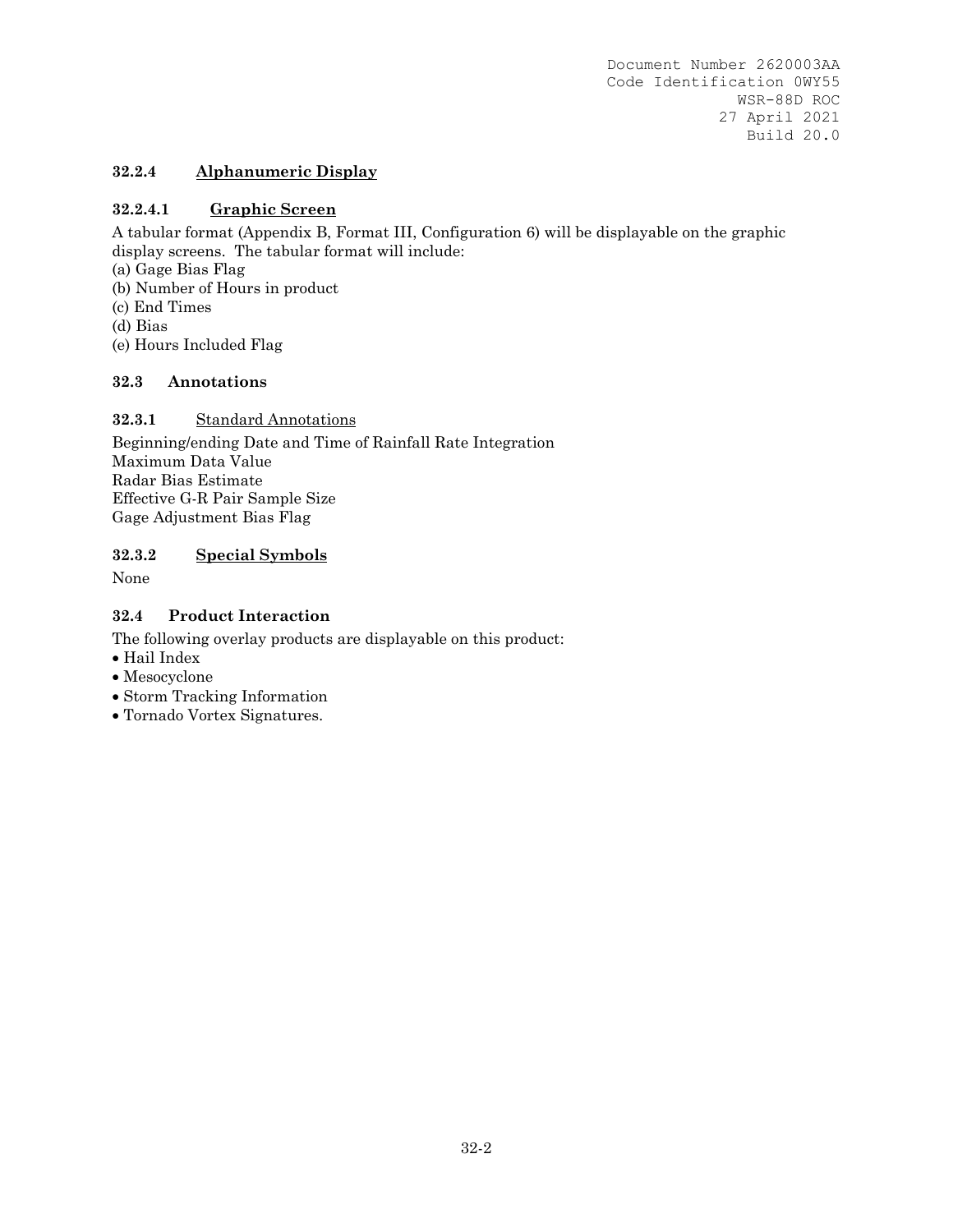#### 32.2.4 Alphanumeric Display

##### 32.2.4.1 Graphic Screen

A tabular format (Appendix B, Format III, Configuration 6) will be displayable on the graphic display screens. The tabular format will include:

(a) Gage Bias Flag
(b) Number of Hours in product
(c) End Times
(d) Bias
(e) Hours Included Flag

### 32.3 Annotations

#### 32.3.1 Standard Annotations

Beginning/ending Date and Time of Rainfall Rate Integration
Maximum Data Value
Radar Bias Estimate
Effective G-R Pair Sample Size
Gage Adjustment Bias Flag

#### 32.3.2 Special Symbols

None

### 32.4 Product Interaction

The following overlay products are displayable on this product:

- Hail Index
- Mesocyclone
- Storm Tracking Information
- Tornado Vortex Signatures.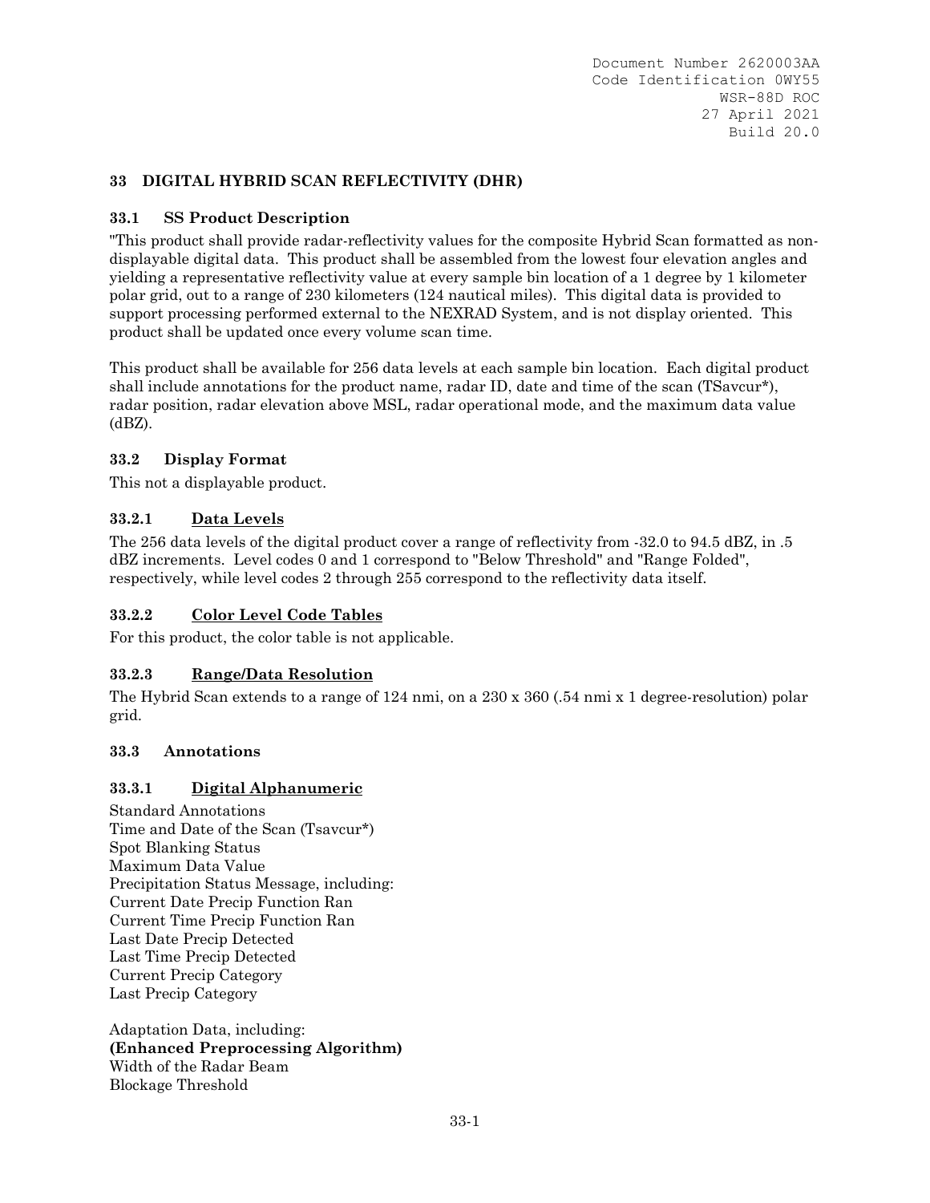# 33 DIGITAL HYBRID SCAN REFLECTIVITY (DHR)

## 33.1 SS Product Description

"This product shall provide radar-reflectivity values for the composite Hybrid Scan formatted as non-displayable digital data. This product shall be assembled from the lowest four elevation angles and yielding a representative reflectivity value at every sample bin location of a 1 degree by 1 kilometer polar grid, out to a range of 230 kilometers (124 nautical miles). This digital data is provided to support processing performed external to the NEXRAD System, and is not display oriented. This product shall be updated once every volume scan time.

This product shall be available for 256 data levels at each sample bin location. Each digital product shall include annotations for the product name, radar ID, date and time of the scan (TSavcur*), radar position, radar elevation above MSL, radar operational mode, and the maximum data value (dBZ).

## 33.2 Display Format

This not a displayable product.

### 33.2.1 Data Levels

The 256 data levels of the digital product cover a range of reflectivity from -32.0 to 94.5 dBZ, in .5 dBZ increments. Level codes 0 and 1 correspond to "Below Threshold" and "Range Folded", respectively, while level codes 2 through 255 correspond to the reflectivity data itself.

### 33.2.2 Color Level Code Tables

For this product, the color table is not applicable.

### 33.2.3 Range/Data Resolution

The Hybrid Scan extends to a range of 124 nmi, on a 230 x 360 (.54 nmi x 1 degree-resolution) polar grid.

## 33.3 Annotations

### 33.3.1 Digital Alphanumeric

Standard Annotations
Time and Date of the Scan (Tsavcur*)
Spot Blanking Status
Maximum Data Value
Precipitation Status Message, including:
Current Date Precip Function Ran
Current Time Precip Function Ran
Last Date Precip Detected
Last Time Precip Detected
Current Precip Category
Last Precip Category

Adaptation Data, including:
**(Enhanced Preprocessing Algorithm)**
Width of the Radar Beam
Blockage Threshold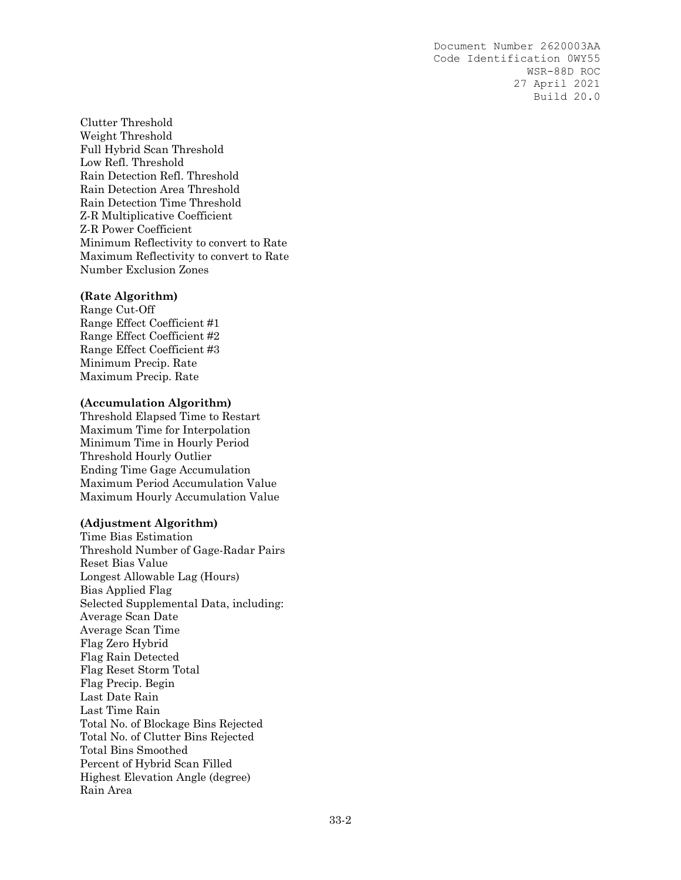Clutter Threshold
Weight Threshold
Full Hybrid Scan Threshold
Low Refl. Threshold
Rain Detection Refl. Threshold
Rain Detection Area Threshold
Rain Detection Time Threshold
Z-R Multiplicative Coefficient
Z-R Power Coefficient
Minimum Reflectivity to convert to Rate
Maximum Reflectivity to convert to Rate
Number Exclusion Zones

**(Rate Algorithm)**
Range Cut-Off
Range Effect Coefficient #1
Range Effect Coefficient #2
Range Effect Coefficient #3
Minimum Precip. Rate
Maximum Precip. Rate

**(Accumulation Algorithm)**
Threshold Elapsed Time to Restart
Maximum Time for Interpolation
Minimum Time in Hourly Period
Threshold Hourly Outlier
Ending Time Gage Accumulation
Maximum Period Accumulation Value
Maximum Hourly Accumulation Value

**(Adjustment Algorithm)**
Time Bias Estimation
Threshold Number of Gage-Radar Pairs
Reset Bias Value
Longest Allowable Lag (Hours)
Bias Applied Flag
Selected Supplemental Data, including:
Average Scan Date
Average Scan Time
Flag Zero Hybrid
Flag Rain Detected
Flag Reset Storm Total
Flag Precip. Begin
Last Date Rain
Last Time Rain
Total No. of Blockage Bins Rejected
Total No. of Clutter Bins Rejected
Total Bins Smoothed
Percent of Hybrid Scan Filled
Highest Elevation Angle (degree)
Rain Area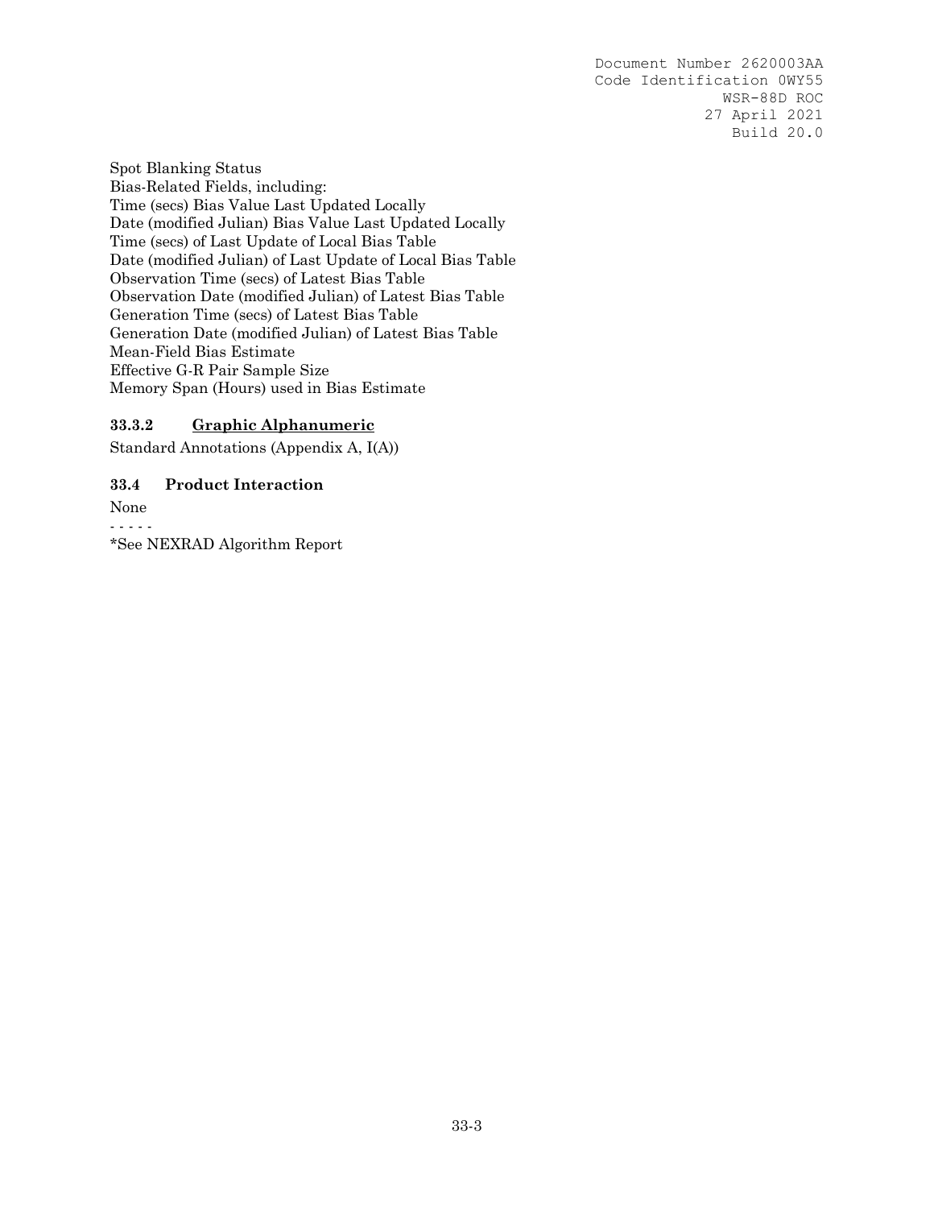Spot Blanking Status
Bias-Related Fields, including:
Time (secs) Bias Value Last Updated Locally
Date (modified Julian) Bias Value Last Updated Locally
Time (secs) of Last Update of Local Bias Table
Date (modified Julian) of Last Update of Local Bias Table
Observation Time (secs) of Latest Bias Table
Observation Date (modified Julian) of Latest Bias Table
Generation Time (secs) of Latest Bias Table
Generation Date (modified Julian) of Latest Bias Table
Mean-Field Bias Estimate
Effective G-R Pair Sample Size
Memory Span (Hours) used in Bias Estimate

#### 33.3.2 Graphic Alphanumeric

Standard Annotations (Appendix A, I(A))

### 33.4 Product Interaction

None

- - - - -

*See NEXRAD Algorithm Report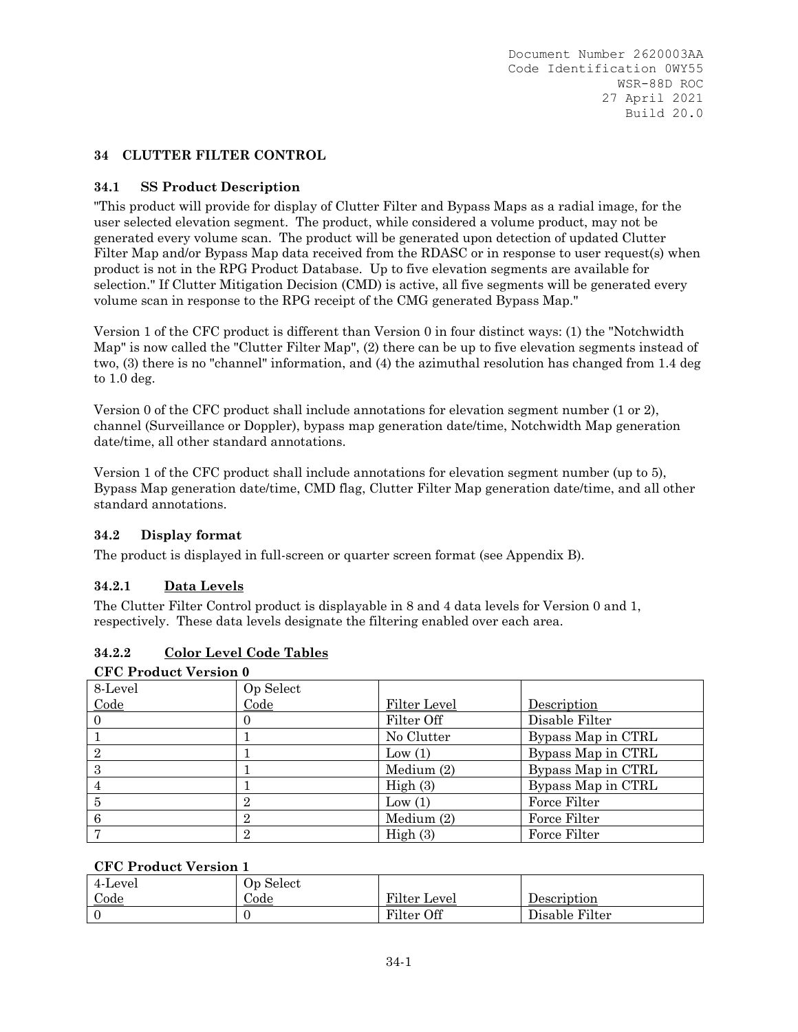## 34 CLUTTER FILTER CONTROL

### 34.1 SS Product Description

"This product will provide for display of Clutter Filter and Bypass Maps as a radial image, for the user selected elevation segment. The product, while considered a volume product, may not be generated every volume scan. The product will be generated upon detection of updated Clutter Filter Map and/or Bypass Map data received from the RDASC or in response to user request(s) when product is not in the RPG Product Database. Up to five elevation segments are available for selection." If Clutter Mitigation Decision (CMD) is active, all five segments will be generated every volume scan in response to the RPG receipt of the CMG generated Bypass Map."

Version 1 of the CFC product is different than Version 0 in four distinct ways: (1) the "Notchwidth Map" is now called the "Clutter Filter Map", (2) there can be up to five elevation segments instead of two, (3) there is no "channel" information, and (4) the azimuthal resolution has changed from 1.4 deg to 1.0 deg.

Version 0 of the CFC product shall include annotations for elevation segment number (1 or 2), channel (Surveillance or Doppler), bypass map generation date/time, Notchwidth Map generation date/time, all other standard annotations.

Version 1 of the CFC product shall include annotations for elevation segment number (up to 5), Bypass Map generation date/time, CMD flag, Clutter Filter Map generation date/time, and all other standard annotations.

### 34.2 Display format

The product is displayed in full-screen or quarter screen format (see Appendix B).

#### 34.2.1 Data Levels

The Clutter Filter Control product is displayable in 8 and 4 data levels for Version 0 and 1, respectively. These data levels designate the filtering enabled over each area.

#### 34.2.2 Color Level Code Tables

**CFC Product Version 0**

| 8-Level Code | Op Select Code | Filter Level | Description |
|---|---|---|---|
| 0 | 0 | Filter Off | Disable Filter |
| 1 | 1 | No Clutter | Bypass Map in CTRL |
| 2 | 1 | Low (1) | Bypass Map in CTRL |
| 3 | 1 | Medium (2) | Bypass Map in CTRL |
| 4 | 1 | High (3) | Bypass Map in CTRL |
| 5 | 2 | Low (1) | Force Filter |
| 6 | 2 | Medium (2) | Force Filter |
| 7 | 2 | High (3) | Force Filter |

**CFC Product Version 1**

| 4-Level Code | Op Select Code | Filter Level | Description |
|---|---|---|---|
| 0 | 0 | Filter Off | Disable Filter |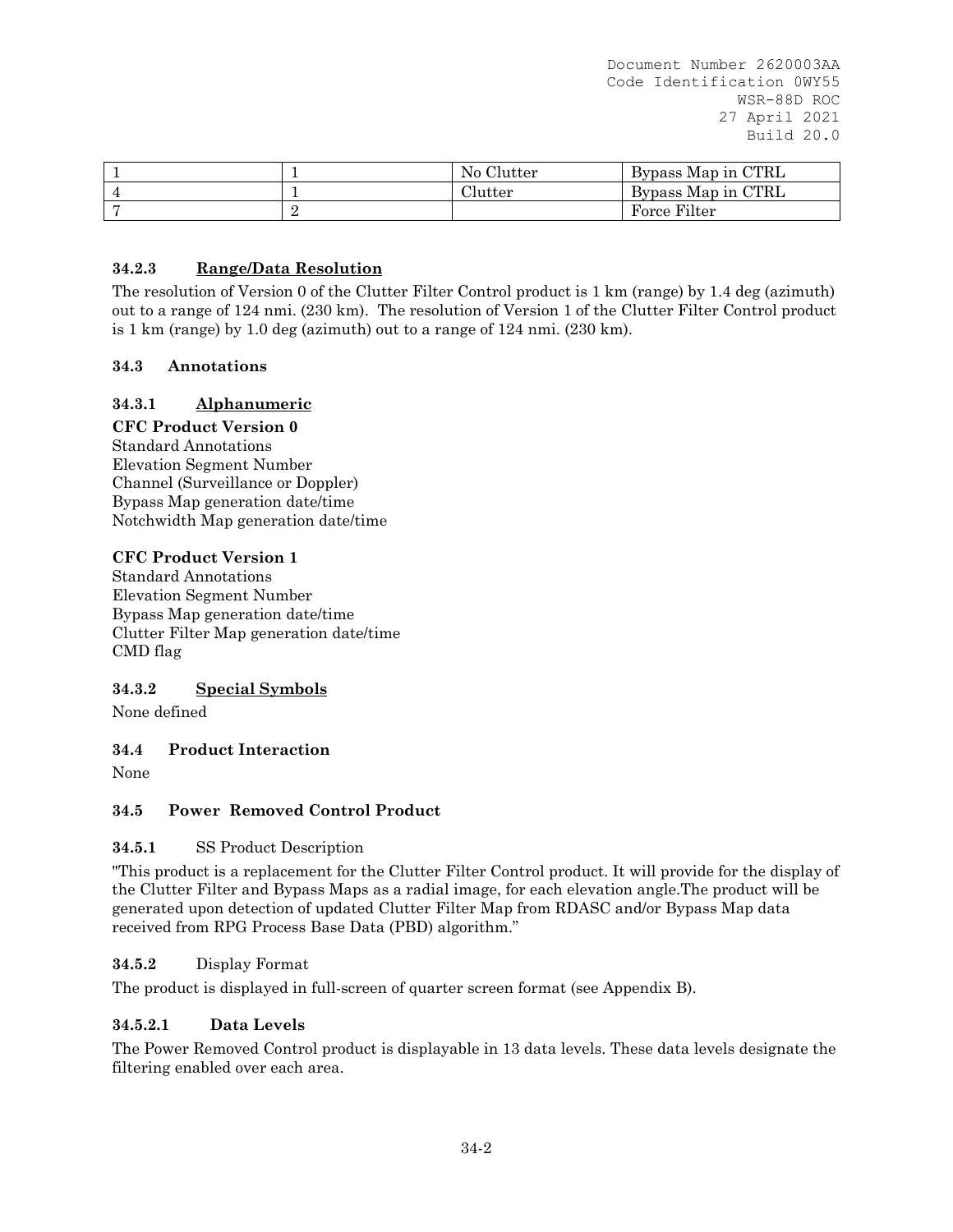| | | | |
|---|---|---|---|
| 1 | 1 | No Clutter | Bypass Map in CTRL |
| 4 | 1 | Clutter | Bypass Map in CTRL |
| 7 | 2 | | Force Filter |

#### 34.2.3 Range/Data Resolution

The resolution of Version 0 of the Clutter Filter Control product is 1 km (range) by 1.4 deg (azimuth) out to a range of 124 nmi. (230 km). The resolution of Version 1 of the Clutter Filter Control product is 1 km (range) by 1.0 deg (azimuth) out to a range of 124 nmi. (230 km).

### 34.3 Annotations

#### 34.3.1 Alphanumeric

**CFC Product Version 0**
Standard Annotations
Elevation Segment Number
Channel (Surveillance or Doppler)
Bypass Map generation date/time
Notchwidth Map generation date/time

**CFC Product Version 1**
Standard Annotations
Elevation Segment Number
Bypass Map generation date/time
Clutter Filter Map generation date/time
CMD flag

#### 34.3.2 Special Symbols

None defined

### 34.4 Product Interaction

None

### 34.5 Power Removed Control Product

#### 34.5.1 SS Product Description

"This product is a replacement for the Clutter Filter Control product. It will provide for the display of the Clutter Filter and Bypass Maps as a radial image, for each elevation angle.The product will be generated upon detection of updated Clutter Filter Map from RDASC and/or Bypass Map data received from RPG Process Base Data (PBD) algorithm."

#### 34.5.2 Display Format

The product is displayed in full-screen of quarter screen format (see Appendix B).

##### 34.5.2.1 Data Levels

The Power Removed Control product is displayable in 13 data levels. These data levels designate the filtering enabled over each area.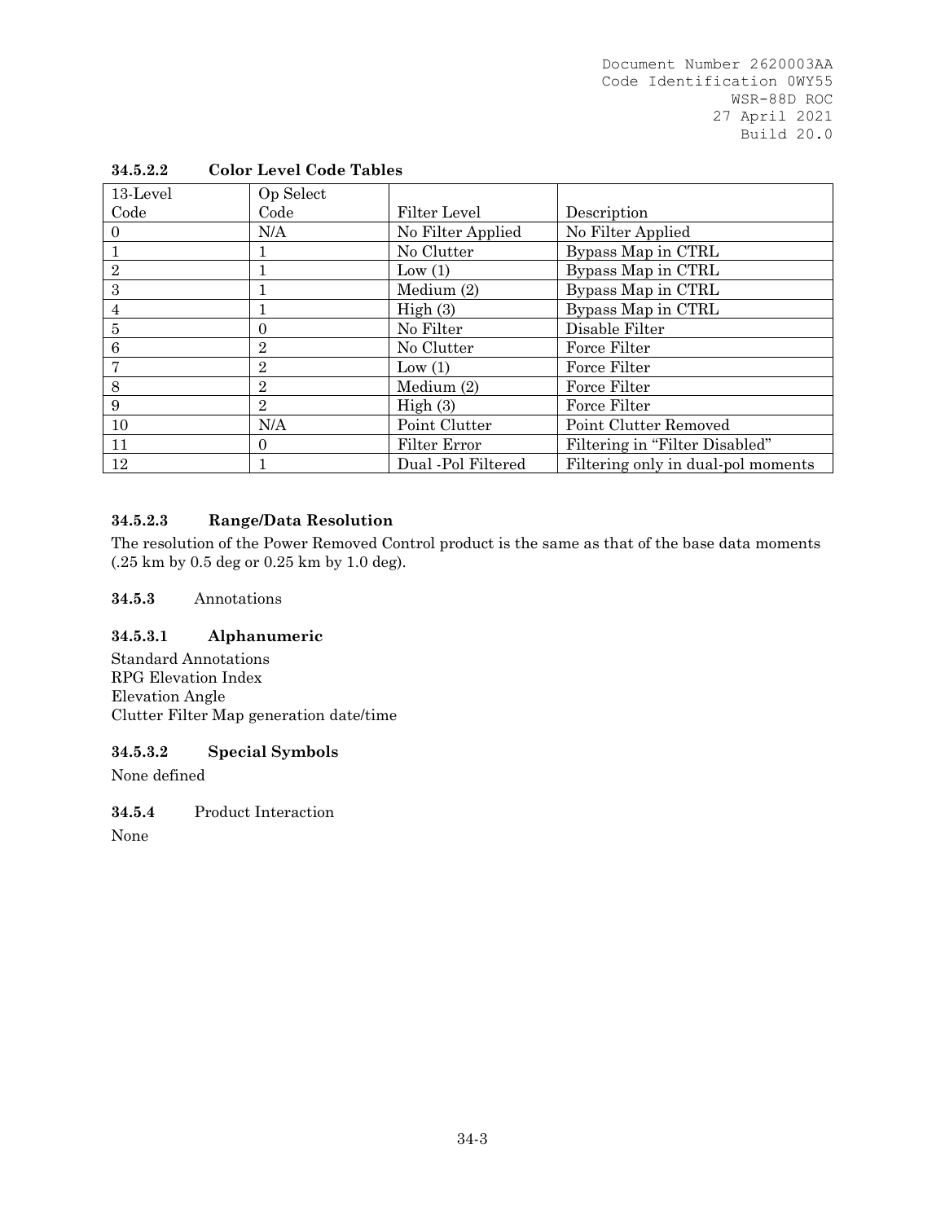#### 34.5.2.2 Color Level Code Tables

| 13-Level Code | Op Select Code | Filter Level | Description |
|---|---|---|---|
| 0 | N/A | No Filter Applied | No Filter Applied |
| 1 | 1 | No Clutter | Bypass Map in CTRL |
| 2 | 1 | Low (1) | Bypass Map in CTRL |
| 3 | 1 | Medium (2) | Bypass Map in CTRL |
| 4 | 1 | High (3) | Bypass Map in CTRL |
| 5 | 0 | No Filter | Disable Filter |
| 6 | 2 | No Clutter | Force Filter |
| 7 | 2 | Low (1) | Force Filter |
| 8 | 2 | Medium (2) | Force Filter |
| 9 | 2 | High (3) | Force Filter |
| 10 | N/A | Point Clutter | Point Clutter Removed |
| 11 | 0 | Filter Error | Filtering in "Filter Disabled" |
| 12 | 1 | Dual -Pol Filtered | Filtering only in dual-pol moments |

#### 34.5.2.3 Range/Data Resolution

The resolution of the Power Removed Control product is the same as that of the base data moments (.25 km by 0.5 deg or 0.25 km by 1.0 deg).

### 34.5.3 Annotations

#### 34.5.3.1 Alphanumeric

Standard Annotations
RPG Elevation Index
Elevation Angle
Clutter Filter Map generation date/time

#### 34.5.3.2 Special Symbols

None defined

### 34.5.4 Product Interaction

None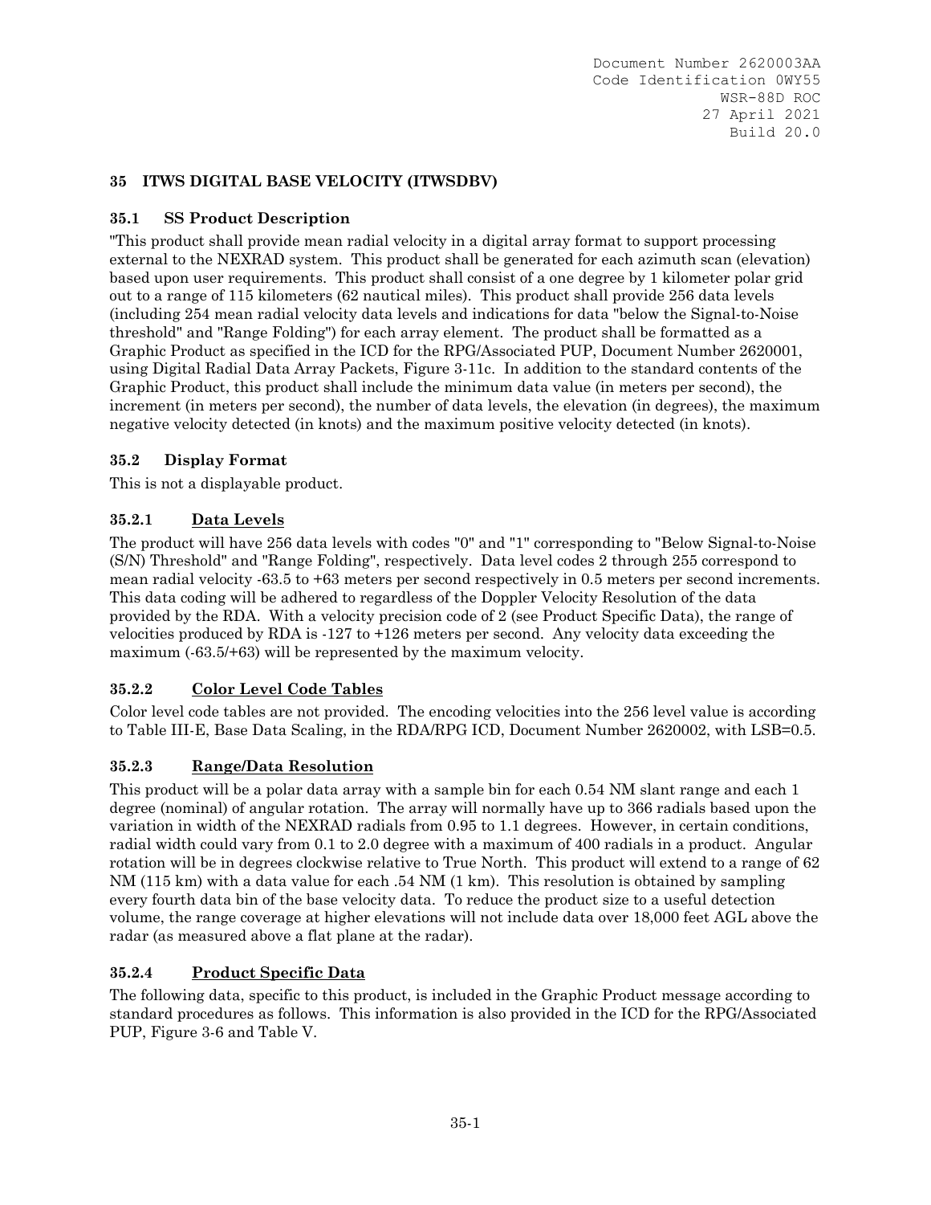# 35 ITWS DIGITAL BASE VELOCITY (ITWSDBV)

## 35.1 SS Product Description

"This product shall provide mean radial velocity in a digital array format to support processing external to the NEXRAD system. This product shall be generated for each azimuth scan (elevation) based upon user requirements. This product shall consist of a one degree by 1 kilometer polar grid out to a range of 115 kilometers (62 nautical miles). This product shall provide 256 data levels (including 254 mean radial velocity data levels and indications for data "below the Signal-to-Noise threshold" and "Range Folding") for each array element. The product shall be formatted as a Graphic Product as specified in the ICD for the RPG/Associated PUP, Document Number 2620001, using Digital Radial Data Array Packets, Figure 3-11c. In addition to the standard contents of the Graphic Product, this product shall include the minimum data value (in meters per second), the increment (in meters per second), the number of data levels, the elevation (in degrees), the maximum negative velocity detected (in knots) and the maximum positive velocity detected (in knots).

## 35.2 Display Format

This is not a displayable product.

### 35.2.1 Data Levels

The product will have 256 data levels with codes "0" and "1" corresponding to "Below Signal-to-Noise (S/N) Threshold" and "Range Folding", respectively. Data level codes 2 through 255 correspond to mean radial velocity -63.5 to +63 meters per second respectively in 0.5 meters per second increments. This data coding will be adhered to regardless of the Doppler Velocity Resolution of the data provided by the RDA. With a velocity precision code of 2 (see Product Specific Data), the range of velocities produced by RDA is -127 to +126 meters per second. Any velocity data exceeding the maximum (-63.5/+63) will be represented by the maximum velocity.

### 35.2.2 Color Level Code Tables

Color level code tables are not provided. The encoding velocities into the 256 level value is according to Table III-E, Base Data Scaling, in the RDA/RPG ICD, Document Number 2620002, with LSB=0.5.

### 35.2.3 Range/Data Resolution

This product will be a polar data array with a sample bin for each 0.54 NM slant range and each 1 degree (nominal) of angular rotation. The array will normally have up to 366 radials based upon the variation in width of the NEXRAD radials from 0.95 to 1.1 degrees. However, in certain conditions, radial width could vary from 0.1 to 2.0 degree with a maximum of 400 radials in a product. Angular rotation will be in degrees clockwise relative to True North. This product will extend to a range of 62 NM (115 km) with a data value for each .54 NM (1 km). This resolution is obtained by sampling every fourth data bin of the base velocity data. To reduce the product size to a useful detection volume, the range coverage at higher elevations will not include data over 18,000 feet AGL above the radar (as measured above a flat plane at the radar).

### 35.2.4 Product Specific Data

The following data, specific to this product, is included in the Graphic Product message according to standard procedures as follows. This information is also provided in the ICD for the RPG/Associated PUP, Figure 3-6 and Table V.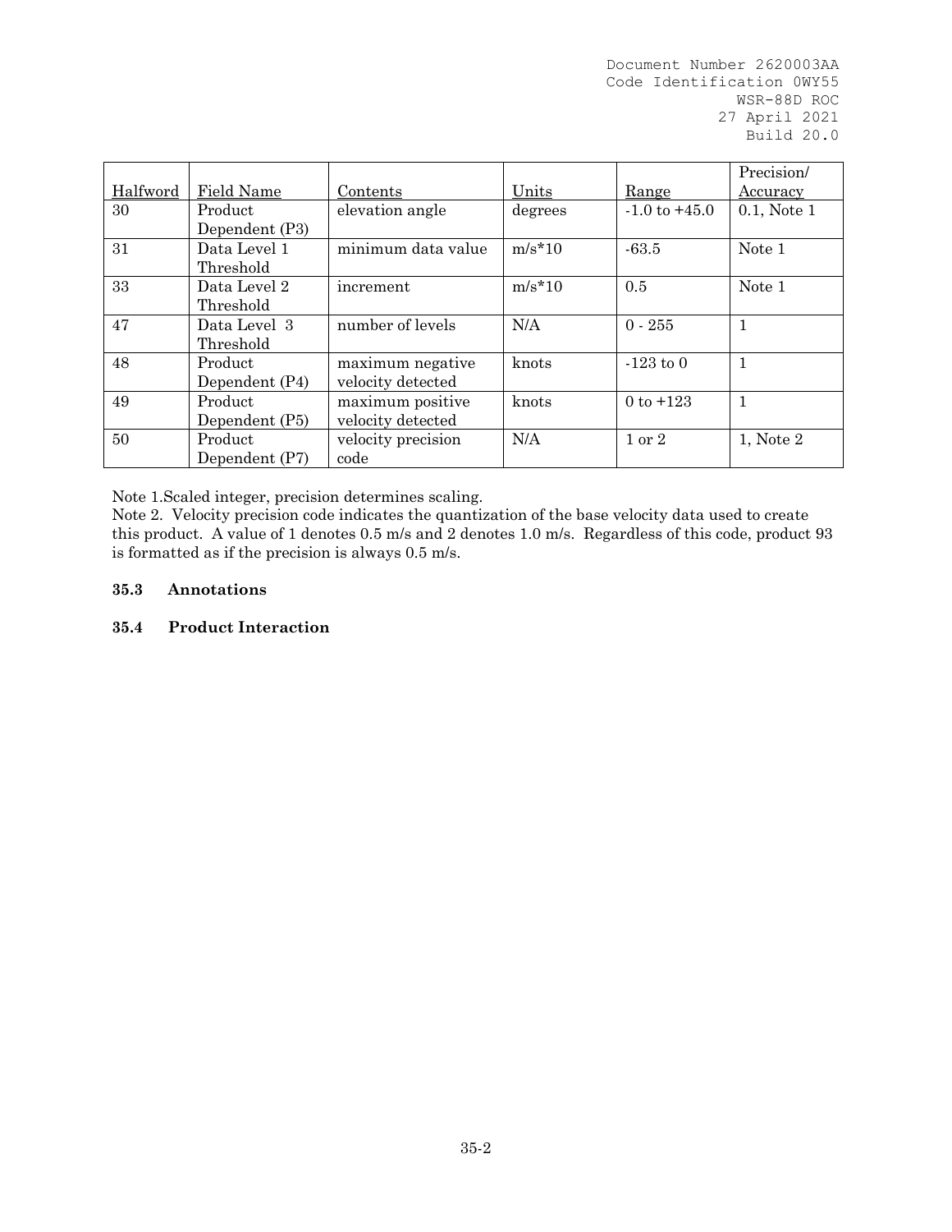| Halfword | Field Name | Contents | Units | Range | Precision/ Accuracy |
|---|---|---|---|---|---|
| 30 | Product Dependent (P3) | elevation angle | degrees | -1.0 to +45.0 | 0.1, Note 1 |
| 31 | Data Level 1 Threshold | minimum data value | m/s*10 | -63.5 | Note 1 |
| 33 | Data Level 2 Threshold | increment | m/s*10 | 0.5 | Note 1 |
| 47 | Data Level 3 Threshold | number of levels | N/A | 0 - 255 | 1 |
| 48 | Product Dependent (P4) | maximum negative velocity detected | knots | -123 to 0 | 1 |
| 49 | Product Dependent (P5) | maximum positive velocity detected | knots | 0 to +123 | 1 |
| 50 | Product Dependent (P7) | velocity precision code | N/A | 1 or 2 | 1, Note 2 |

Note 1.Scaled integer, precision determines scaling.
Note 2. Velocity precision code indicates the quantization of the base velocity data used to create this product. A value of 1 denotes 0.5 m/s and 2 denotes 1.0 m/s. Regardless of this code, product 93 is formatted as if the precision is always 0.5 m/s.

### 35.3 Annotations

### 35.4 Product Interaction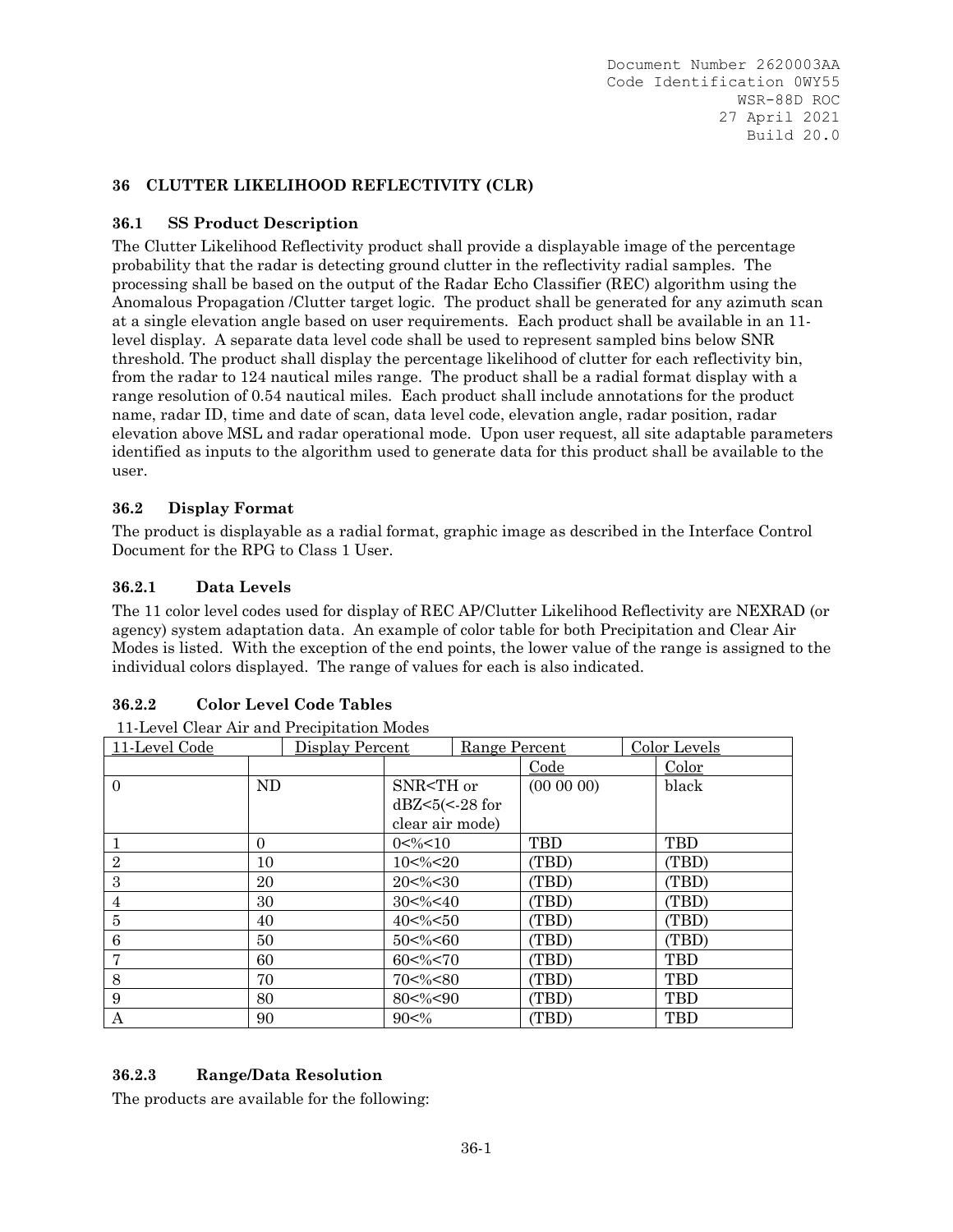## 36 CLUTTER LIKELIHOOD REFLECTIVITY (CLR)

### 36.1 SS Product Description

The Clutter Likelihood Reflectivity product shall provide a displayable image of the percentage probability that the radar is detecting ground clutter in the reflectivity radial samples. The processing shall be based on the output of the Radar Echo Classifier (REC) algorithm using the Anomalous Propagation /Clutter target logic. The product shall be generated for any azimuth scan at a single elevation angle based on user requirements. Each product shall be available in an 11-level display. A separate data level code shall be used to represent sampled bins below SNR threshold. The product shall display the percentage likelihood of clutter for each reflectivity bin, from the radar to 124 nautical miles range. The product shall be a radial format display with a range resolution of 0.54 nautical miles. Each product shall include annotations for the product name, radar ID, time and date of scan, data level code, elevation angle, radar position, radar elevation above MSL and radar operational mode. Upon user request, all site adaptable parameters identified as inputs to the algorithm used to generate data for this product shall be available to the user.

### 36.2 Display Format

The product is displayable as a radial format, graphic image as described in the Interface Control Document for the RPG to Class 1 User.

#### 36.2.1 Data Levels

The 11 color level codes used for display of REC AP/Clutter Likelihood Reflectivity are NEXRAD (or agency) system adaptation data. An example of color table for both Precipitation and Clear Air Modes is listed. With the exception of the end points, the lower value of the range is assigned to the individual colors displayed. The range of values for each is also indicated.

#### 36.2.2 Color Level Code Tables

11-Level Clear Air and Precipitation Modes

| 11-Level Code | Display Percent | Range Percent | Color Levels | |
|---|---|---|---|---|
| | | | Code | Color |
| 0 | ND | SNR<TH or dBZ<5(<-28 for clear air mode) | (00 00 00) | black |
| 1 | 0 | 0<%<10 | TBD | TBD |
| 2 | 10 | 10<%<20 | (TBD) | (TBD) |
| 3 | 20 | 20<%<30 | (TBD) | (TBD) |
| 4 | 30 | 30<%<40 | (TBD) | (TBD) |
| 5 | 40 | 40<%<50 | (TBD) | (TBD) |
| 6 | 50 | 50<%<60 | (TBD) | (TBD) |
| 7 | 60 | 60<%<70 | (TBD) | TBD |
| 8 | 70 | 70<%<80 | (TBD) | TBD |
| 9 | 80 | 80<%<90 | (TBD) | TBD |
| A | 90 | 90<% | (TBD) | TBD |

#### 36.2.3 Range/Data Resolution

The products are available for the following: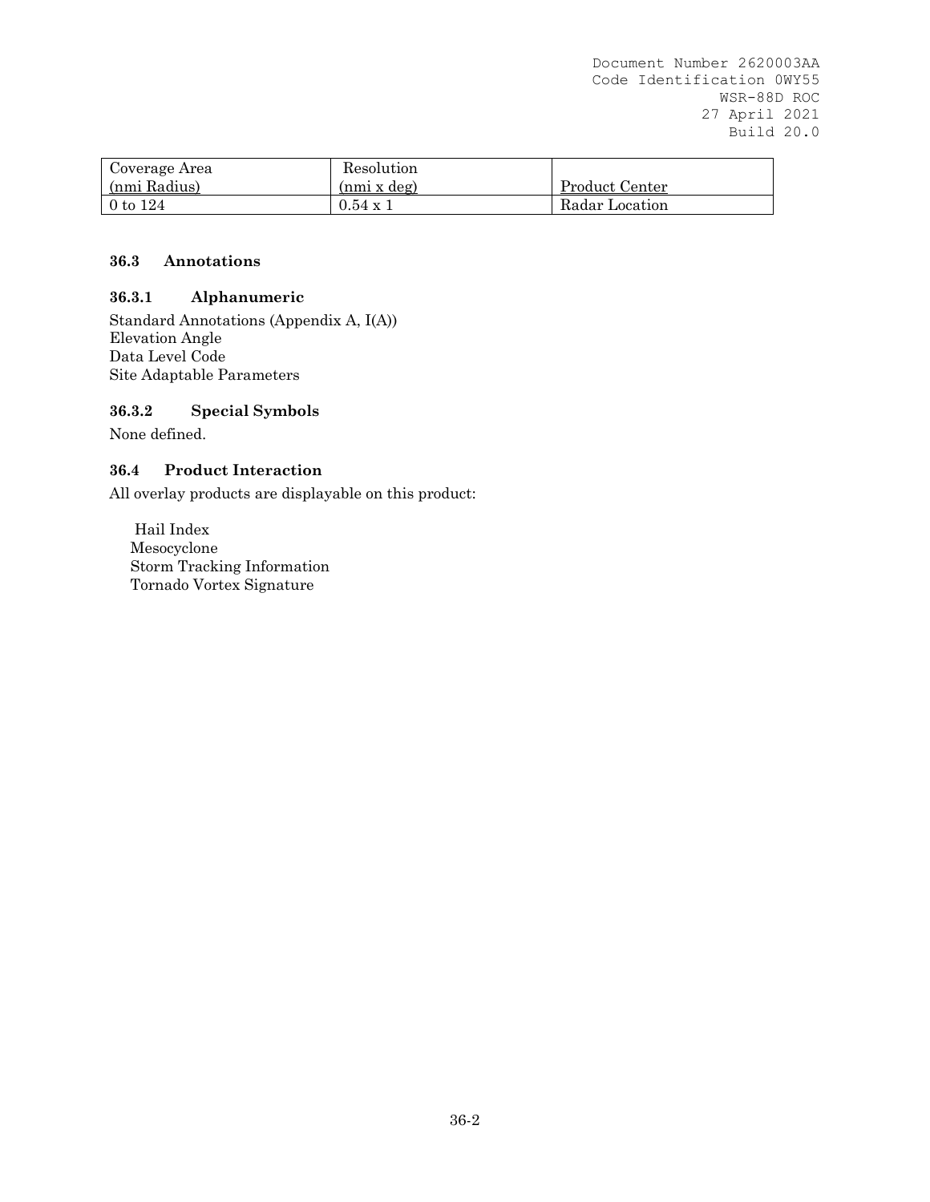| Coverage Area (nmi Radius) | Resolution (nmi x deg) | Product Center |
|---|---|---|
| 0 to 124 | 0.54 x 1 | Radar Location |

### 36.3 Annotations

#### 36.3.1 Alphanumeric

Standard Annotations (Appendix A, I(A))
Elevation Angle
Data Level Code
Site Adaptable Parameters

#### 36.3.2 Special Symbols

None defined.

### 36.4 Product Interaction

All overlay products are displayable on this product:

Hail Index
Mesocyclone
Storm Tracking Information
Tornado Vortex Signature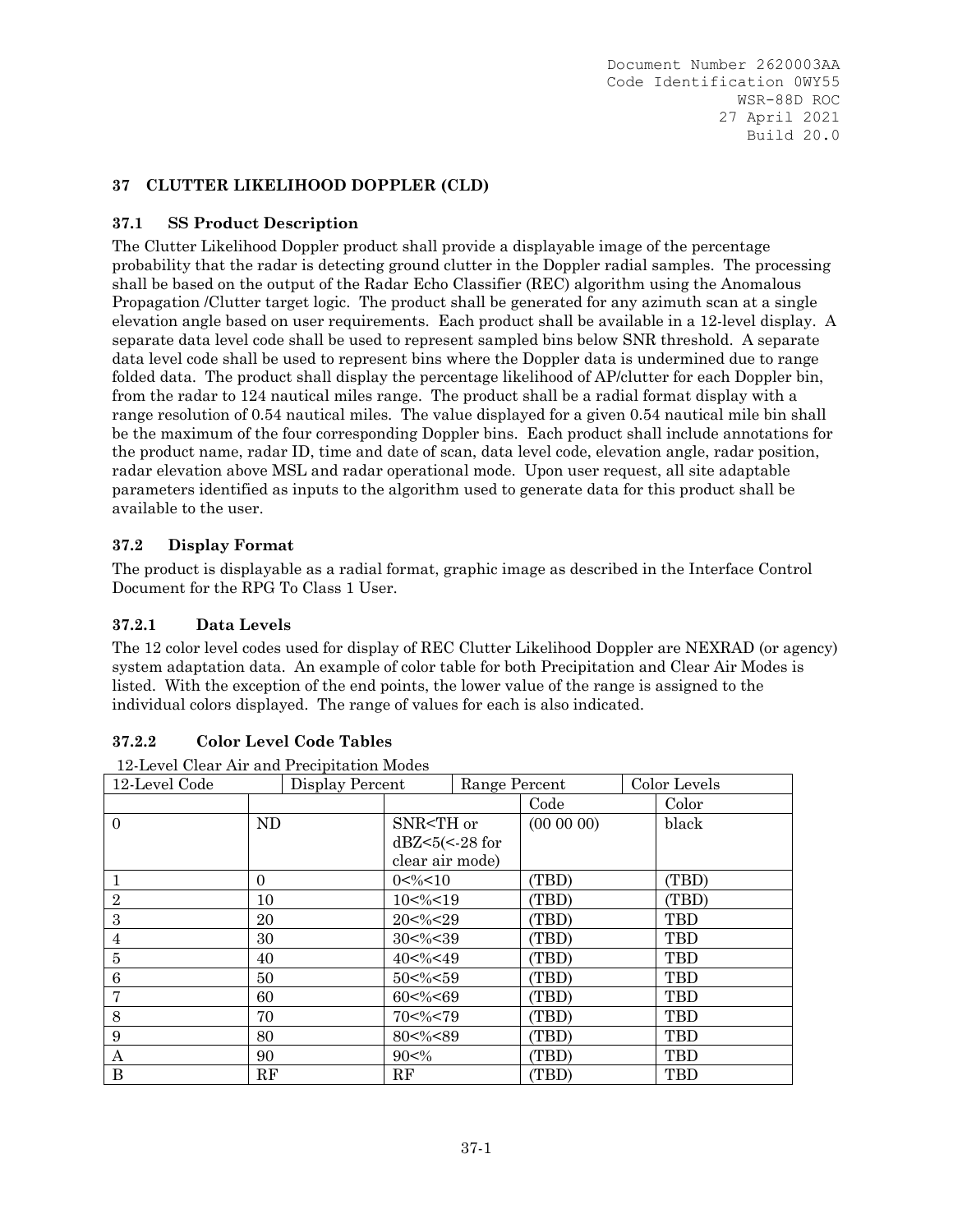## 37 CLUTTER LIKELIHOOD DOPPLER (CLD)

### 37.1 SS Product Description

The Clutter Likelihood Doppler product shall provide a displayable image of the percentage probability that the radar is detecting ground clutter in the Doppler radial samples. The processing shall be based on the output of the Radar Echo Classifier (REC) algorithm using the Anomalous Propagation /Clutter target logic. The product shall be generated for any azimuth scan at a single elevation angle based on user requirements. Each product shall be available in a 12-level display. A separate data level code shall be used to represent sampled bins below SNR threshold. A separate data level code shall be used to represent bins where the Doppler data is undermined due to range folded data. The product shall display the percentage likelihood of AP/clutter for each Doppler bin, from the radar to 124 nautical miles range. The product shall be a radial format display with a range resolution of 0.54 nautical miles. The value displayed for a given 0.54 nautical mile bin shall be the maximum of the four corresponding Doppler bins. Each product shall include annotations for the product name, radar ID, time and date of scan, data level code, elevation angle, radar position, radar elevation above MSL and radar operational mode. Upon user request, all site adaptable parameters identified as inputs to the algorithm used to generate data for this product shall be available to the user.

### 37.2 Display Format

The product is displayable as a radial format, graphic image as described in the Interface Control Document for the RPG To Class 1 User.

#### 37.2.1 Data Levels

The 12 color level codes used for display of REC Clutter Likelihood Doppler are NEXRAD (or agency) system adaptation data. An example of color table for both Precipitation and Clear Air Modes is listed. With the exception of the end points, the lower value of the range is assigned to the individual colors displayed. The range of values for each is also indicated.

#### 37.2.2 Color Level Code Tables

12-Level Clear Air and Precipitation Modes

| 12-Level Code | Display Percent | Range Percent | Color Levels | |
|---|---|---|---|---|
| | | | Code | Color |
| 0 | ND | SNR<TH or dBZ<5(<-28 for clear air mode) | (00 00 00) | black |
| 1 | 0 | 0<%<10 | (TBD) | (TBD) |
| 2 | 10 | 10<%<19 | (TBD) | (TBD) |
| 3 | 20 | 20<%<29 | (TBD) | TBD |
| 4 | 30 | 30<%<39 | (TBD) | TBD |
| 5 | 40 | 40<%<49 | (TBD) | TBD |
| 6 | 50 | 50<%<59 | (TBD) | TBD |
| 7 | 60 | 60<%<69 | (TBD) | TBD |
| 8 | 70 | 70<%<79 | (TBD) | TBD |
| 9 | 80 | 80<%<89 | (TBD) | TBD |
| A | 90 | 90<% | (TBD) | TBD |
| B | RF | RF | (TBD) | TBD |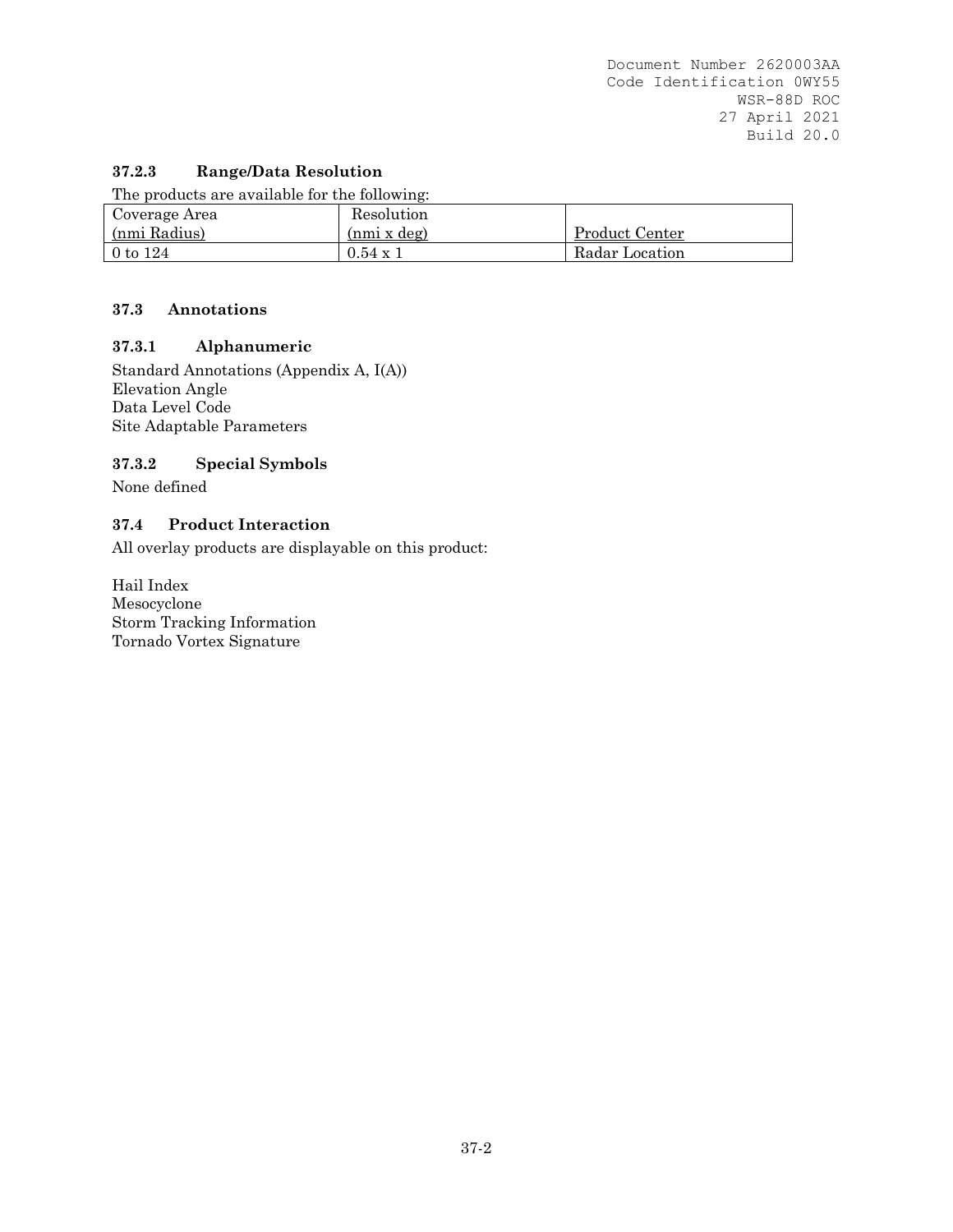### 37.2.3 Range/Data Resolution

The products are available for the following:

| Coverage Area (nmi Radius) | Resolution (nmi x deg) | Product Center |
|---|---|---|
| 0 to 124 | 0.54 x 1 | Radar Location |

## 37.3 Annotations

### 37.3.1 Alphanumeric

Standard Annotations (Appendix A, I(A))
Elevation Angle
Data Level Code
Site Adaptable Parameters

### 37.3.2 Special Symbols

None defined

## 37.4 Product Interaction

All overlay products are displayable on this product:

Hail Index
Mesocyclone
Storm Tracking Information
Tornado Vortex Signature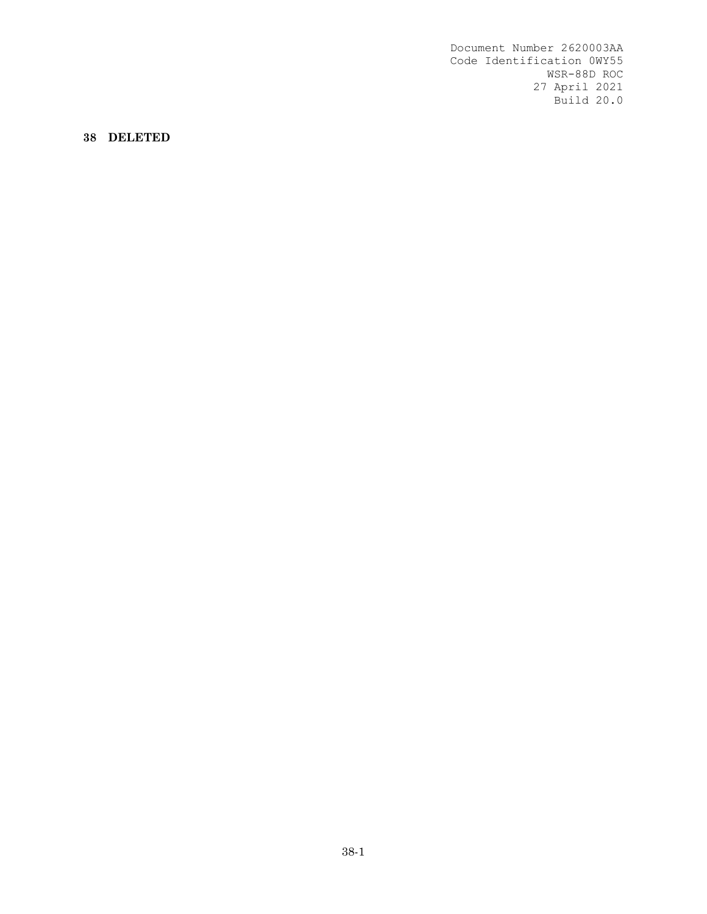# 38 DELETED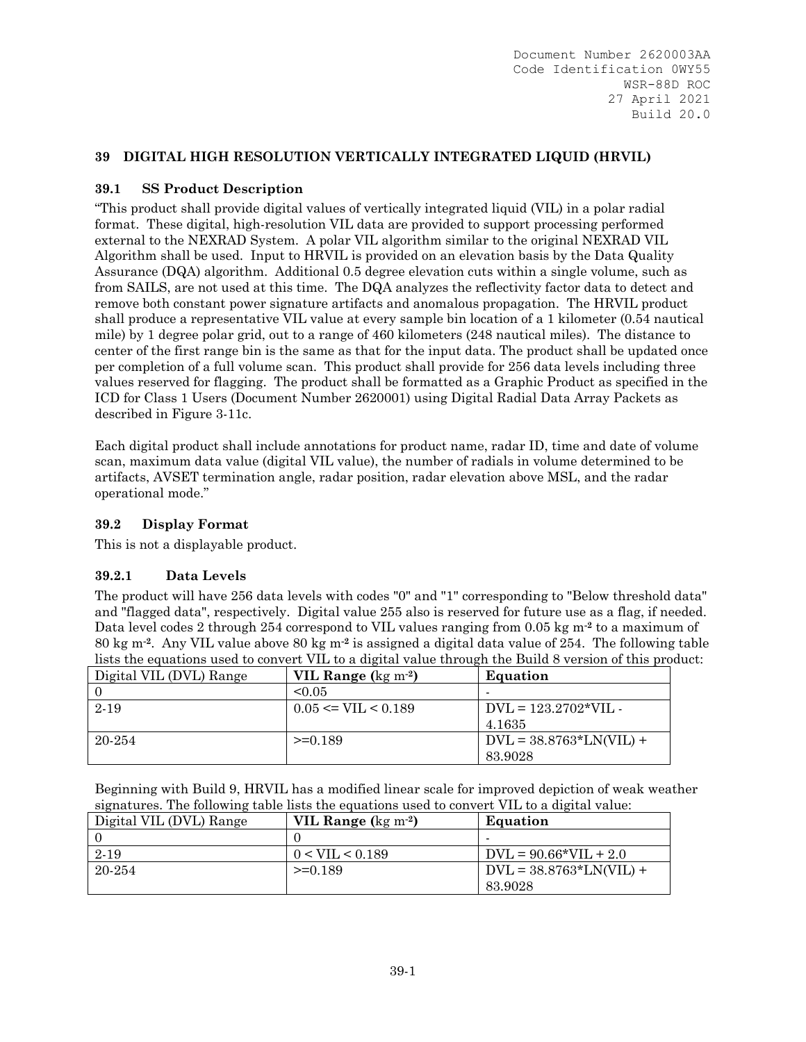## 39 DIGITAL HIGH RESOLUTION VERTICALLY INTEGRATED LIQUID (HRVIL)

### 39.1 SS Product Description

"This product shall provide digital values of vertically integrated liquid (VIL) in a polar radial format. These digital, high-resolution VIL data are provided to support processing performed external to the NEXRAD System. A polar VIL algorithm similar to the original NEXRAD VIL Algorithm shall be used. Input to HRVIL is provided on an elevation basis by the Data Quality Assurance (DQA) algorithm. Additional 0.5 degree elevation cuts within a single volume, such as from SAILS, are not used at this time. The DQA analyzes the reflectivity factor data to detect and remove both constant power signature artifacts and anomalous propagation. The HRVIL product shall produce a representative VIL value at every sample bin location of a 1 kilometer (0.54 nautical mile) by 1 degree polar grid, out to a range of 460 kilometers (248 nautical miles). The distance to center of the first range bin is the same as that for the input data. The product shall be updated once per completion of a full volume scan. This product shall provide for 256 data levels including three values reserved for flagging. The product shall be formatted as a Graphic Product as specified in the ICD for Class 1 Users (Document Number 2620001) using Digital Radial Data Array Packets as described in Figure 3-11c.

Each digital product shall include annotations for product name, radar ID, time and date of volume scan, maximum data value (digital VIL value), the number of radials in volume determined to be artifacts, AVSET termination angle, radar position, radar elevation above MSL, and the radar operational mode."

### 39.2 Display Format

This is not a displayable product.

#### 39.2.1 Data Levels

The product will have 256 data levels with codes "0" and "1" corresponding to "Below threshold data" and "flagged data", respectively. Digital value 255 also is reserved for future use as a flag, if needed. Data level codes 2 through 254 correspond to VIL values ranging from 0.05 kg m$^{-2}$ to a maximum of 80 kg m$^{-2}$. Any VIL value above 80 kg m$^{-2}$ is assigned a digital data value of 254. The following table lists the equations used to convert VIL to a digital value through the Build 8 version of this product:

| Digital VIL (DVL) Range | **VIL Range (**kg m$^{-2}$**)** | **Equation** |
|---|---|---|
| 0 | <0.05 | - |
| 2-19 | 0.05 <= VIL < 0.189 | DVL = 123.2702*VIL - 4.1635 |
| 20-254 | >=0.189 | DVL = 38.8763*LN(VIL) + 83.9028 |

Beginning with Build 9, HRVIL has a modified linear scale for improved depiction of weak weather signatures. The following table lists the equations used to convert VIL to a digital value:

| Digital VIL (DVL) Range | **VIL Range (**kg m$^{-2}$**)** | **Equation** |
|---|---|---|
| 0 | 0 | - |
| 2-19 | 0 < VIL < 0.189 | DVL = 90.66*VIL + 2.0 |
| 20-254 | >=0.189 | DVL = 38.8763*LN(VIL) + 83.9028 |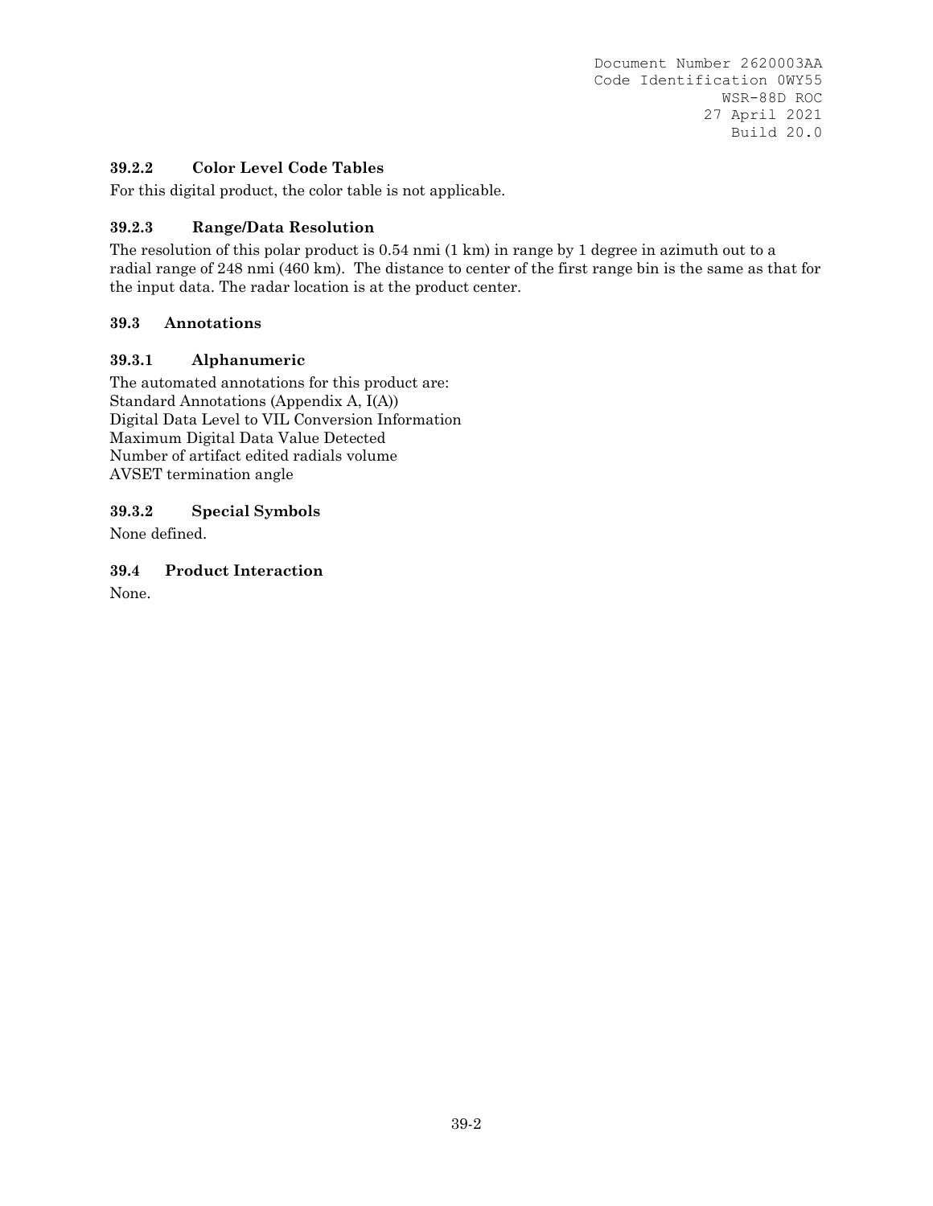### 39.2.2 Color Level Code Tables

For this digital product, the color table is not applicable.

### 39.2.3 Range/Data Resolution

The resolution of this polar product is 0.54 nmi (1 km) in range by 1 degree in azimuth out to a radial range of 248 nmi (460 km). The distance to center of the first range bin is the same as that for the input data. The radar location is at the product center.

## 39.3 Annotations

### 39.3.1 Alphanumeric

The automated annotations for this product are:
Standard Annotations (Appendix A, I(A))
Digital Data Level to VIL Conversion Information
Maximum Digital Data Value Detected
Number of artifact edited radials volume
AVSET termination angle

### 39.3.2 Special Symbols

None defined.

## 39.4 Product Interaction

None.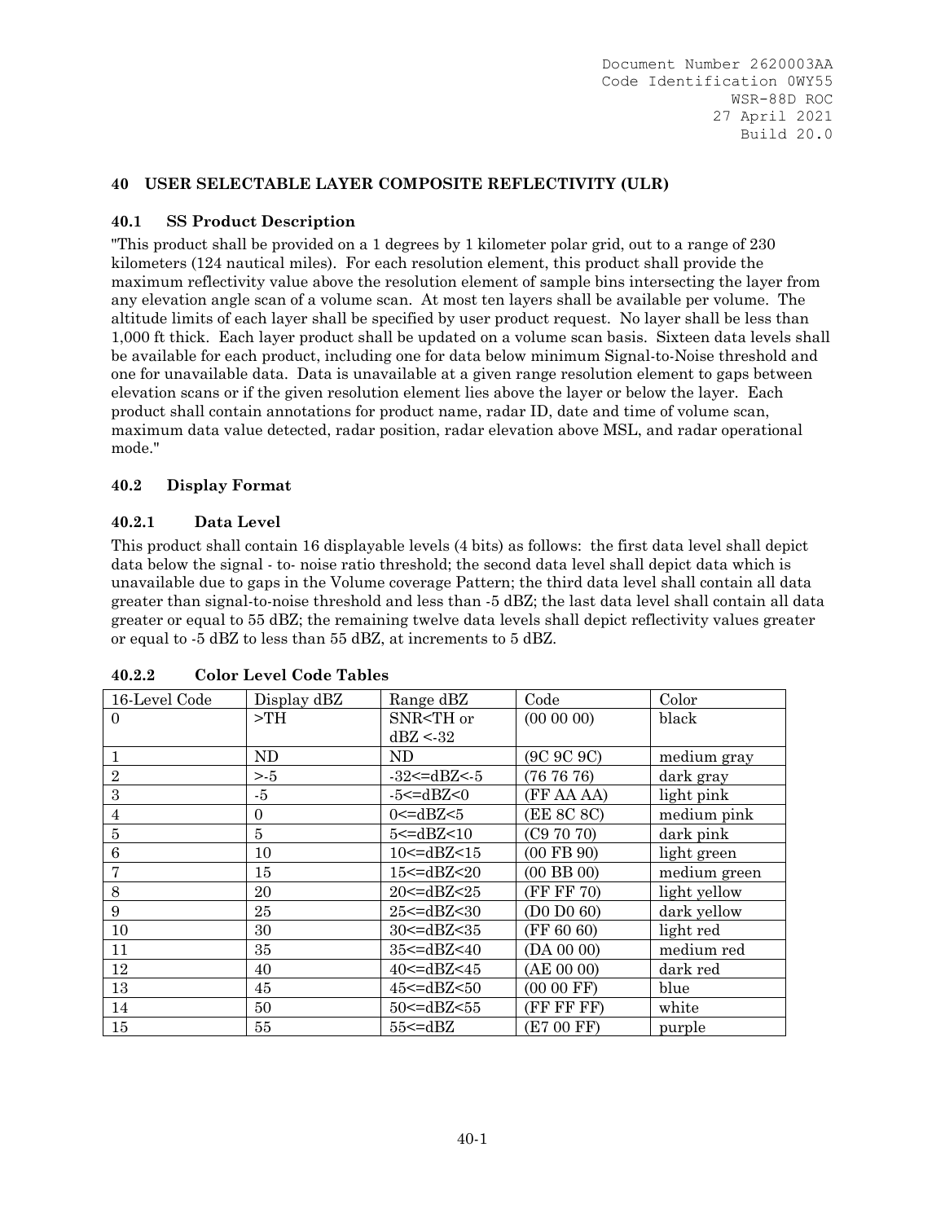## 40 USER SELECTABLE LAYER COMPOSITE REFLECTIVITY (ULR)

### 40.1 SS Product Description

"This product shall be provided on a 1 degrees by 1 kilometer polar grid, out to a range of 230 kilometers (124 nautical miles). For each resolution element, this product shall provide the maximum reflectivity value above the resolution element of sample bins intersecting the layer from any elevation angle scan of a volume scan. At most ten layers shall be available per volume. The altitude limits of each layer shall be specified by user product request. No layer shall be less than 1,000 ft thick. Each layer product shall be updated on a volume scan basis. Sixteen data levels shall be available for each product, including one for data below minimum Signal-to-Noise threshold and one for unavailable data. Data is unavailable at a given range resolution element to gaps between elevation scans or if the given resolution element lies above the layer or below the layer. Each product shall contain annotations for product name, radar ID, date and time of volume scan, maximum data value detected, radar position, radar elevation above MSL, and radar operational mode."

### 40.2 Display Format

#### 40.2.1 Data Level

This product shall contain 16 displayable levels (4 bits) as follows: the first data level shall depict data below the signal - to- noise ratio threshold; the second data level shall depict data which is unavailable due to gaps in the Volume coverage Pattern; the third data level shall contain all data greater than signal-to-noise threshold and less than -5 dBZ; the last data level shall contain all data greater or equal to 55 dBZ; the remaining twelve data levels shall depict reflectivity values greater or equal to -5 dBZ to less than 55 dBZ, at increments to 5 dBZ.

#### 40.2.2 Color Level Code Tables

| 16-Level Code | Display dBZ | Range dBZ | Code | Color |
|---|---|---|---|---|
| 0 | >TH | SNR<TH or dBZ <-32 | (00 00 00) | black |
| 1 | ND | ND | (9C 9C 9C) | medium gray |
| 2 | >-5 | -32<=dBZ<-5 | (76 76 76) | dark gray |
| 3 | -5 | -5<=dBZ<0 | (FF AA AA) | light pink |
| 4 | 0 | 0<=dBZ<5 | (EE 8C 8C) | medium pink |
| 5 | 5 | 5<=dBZ<10 | (C9 70 70) | dark pink |
| 6 | 10 | 10<=dBZ<15 | (00 FB 90) | light green |
| 7 | 15 | 15<=dBZ<20 | (00 BB 00) | medium green |
| 8 | 20 | 20<=dBZ<25 | (FF FF 70) | light yellow |
| 9 | 25 | 25<=dBZ<30 | (D0 D0 60) | dark yellow |
| 10 | 30 | 30<=dBZ<35 | (FF 60 60) | light red |
| 11 | 35 | 35<=dBZ<40 | (DA 00 00) | medium red |
| 12 | 40 | 40<=dBZ<45 | (AE 00 00) | dark red |
| 13 | 45 | 45<=dBZ<50 | (00 00 FF) | blue |
| 14 | 50 | 50<=dBZ<55 | (FF FF FF) | white |
| 15 | 55 | 55<=dBZ | (E7 00 FF) | purple |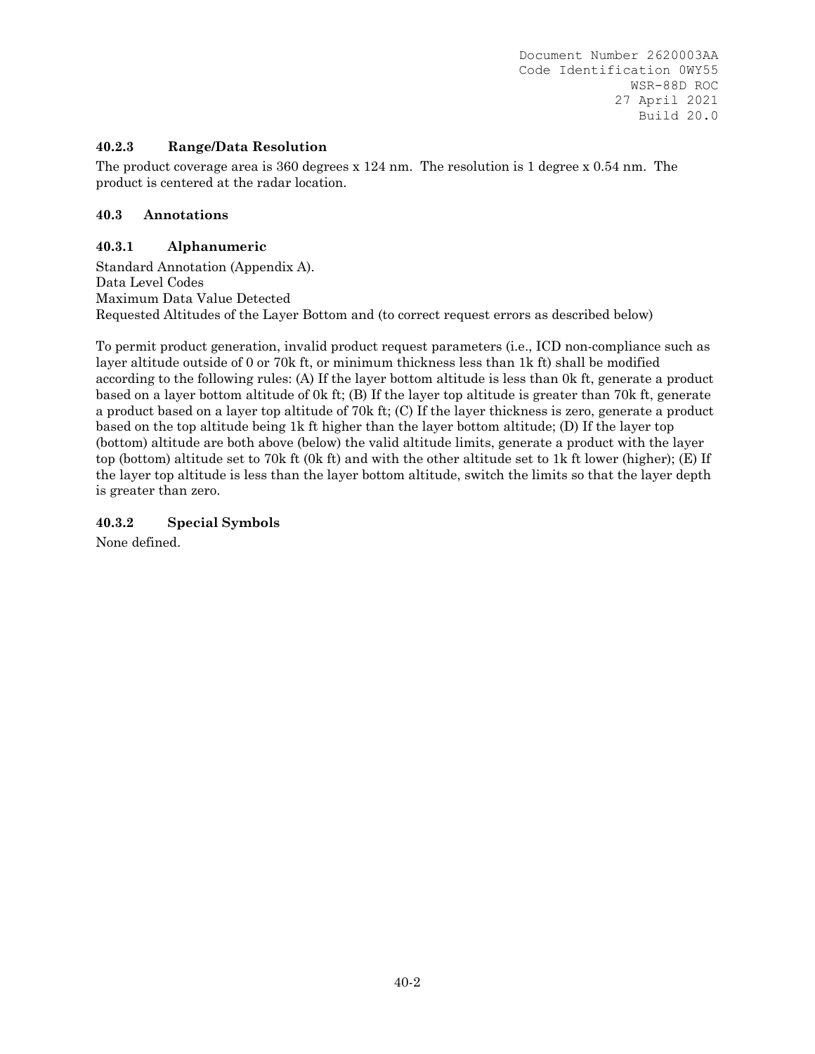### 40.2.3 Range/Data Resolution

The product coverage area is 360 degrees x 124 nm. The resolution is 1 degree x 0.54 nm. The product is centered at the radar location.

## 40.3 Annotations

### 40.3.1 Alphanumeric

Standard Annotation (Appendix A).
Data Level Codes
Maximum Data Value Detected
Requested Altitudes of the Layer Bottom and (to correct request errors as described below)

To permit product generation, invalid product request parameters (i.e., ICD non-compliance such as layer altitude outside of 0 or 70k ft, or minimum thickness less than 1k ft) shall be modified according to the following rules: (A) If the layer bottom altitude is less than 0k ft, generate a product based on a layer bottom altitude of 0k ft; (B) If the layer top altitude is greater than 70k ft, generate a product based on a layer top altitude of 70k ft; (C) If the layer thickness is zero, generate a product based on the top altitude being 1k ft higher than the layer bottom altitude; (D) If the layer top (bottom) altitude are both above (below) the valid altitude limits, generate a product with the layer top (bottom) altitude set to 70k ft (0k ft) and with the other altitude set to 1k ft lower (higher); (E) If the layer top altitude is less than the layer bottom altitude, switch the limits so that the layer depth is greater than zero.

### 40.3.2 Special Symbols

None defined.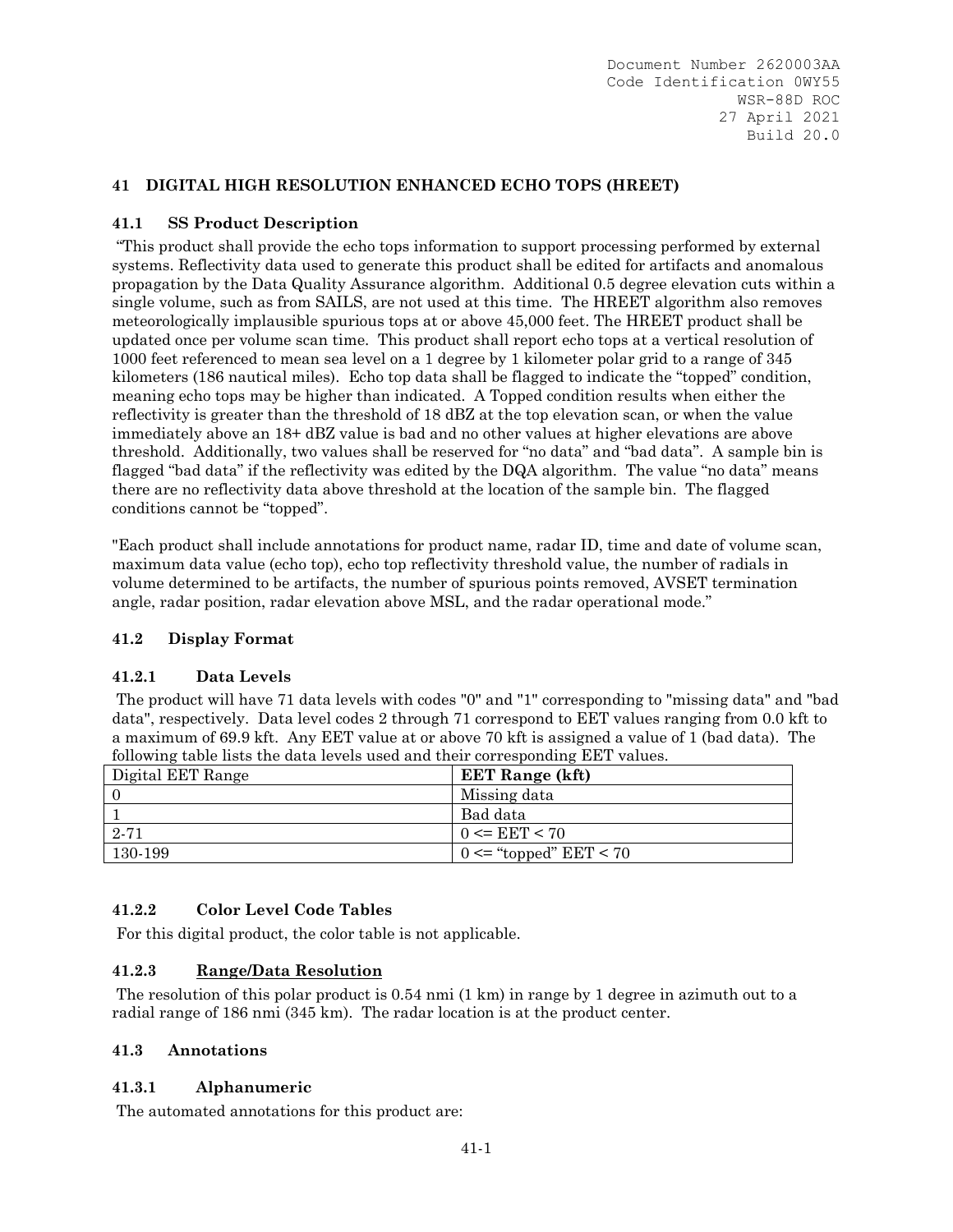## 41 DIGITAL HIGH RESOLUTION ENHANCED ECHO TOPS (HREET)

### 41.1 SS Product Description

"This product shall provide the echo tops information to support processing performed by external systems. Reflectivity data used to generate this product shall be edited for artifacts and anomalous propagation by the Data Quality Assurance algorithm. Additional 0.5 degree elevation cuts within a single volume, such as from SAILS, are not used at this time. The HREET algorithm also removes meteorologically implausible spurious tops at or above 45,000 feet. The HREET product shall be updated once per volume scan time. This product shall report echo tops at a vertical resolution of 1000 feet referenced to mean sea level on a 1 degree by 1 kilometer polar grid to a range of 345 kilometers (186 nautical miles). Echo top data shall be flagged to indicate the "topped" condition, meaning echo tops may be higher than indicated. A Topped condition results when either the reflectivity is greater than the threshold of 18 dBZ at the top elevation scan, or when the value immediately above an 18+ dBZ value is bad and no other values at higher elevations are above threshold. Additionally, two values shall be reserved for "no data" and "bad data". A sample bin is flagged "bad data" if the reflectivity was edited by the DQA algorithm. The value "no data" means there are no reflectivity data above threshold at the location of the sample bin. The flagged conditions cannot be "topped".

"Each product shall include annotations for product name, radar ID, time and date of volume scan, maximum data value (echo top), echo top reflectivity threshold value, the number of radials in volume determined to be artifacts, the number of spurious points removed, AVSET termination angle, radar position, radar elevation above MSL, and the radar operational mode."

### 41.2 Display Format

#### 41.2.1 Data Levels

The product will have 71 data levels with codes "0" and "1" corresponding to "missing data" and "bad data", respectively. Data level codes 2 through 71 correspond to EET values ranging from 0.0 kft to a maximum of 69.9 kft. Any EET value at or above 70 kft is assigned a value of 1 (bad data). The following table lists the data levels used and their corresponding EET values.

| Digital EET Range | **EET Range (kft)** |
|---|---|
| 0 | Missing data |
| 1 | Bad data |
| 2-71 | 0 <= EET < 70 |
| 130-199 | 0 <= "topped" EET < 70 |

#### 41.2.2 Color Level Code Tables

For this digital product, the color table is not applicable.

#### 41.2.3 Range/Data Resolution

The resolution of this polar product is 0.54 nmi (1 km) in range by 1 degree in azimuth out to a radial range of 186 nmi (345 km). The radar location is at the product center.

### 41.3 Annotations

#### 41.3.1 Alphanumeric

The automated annotations for this product are: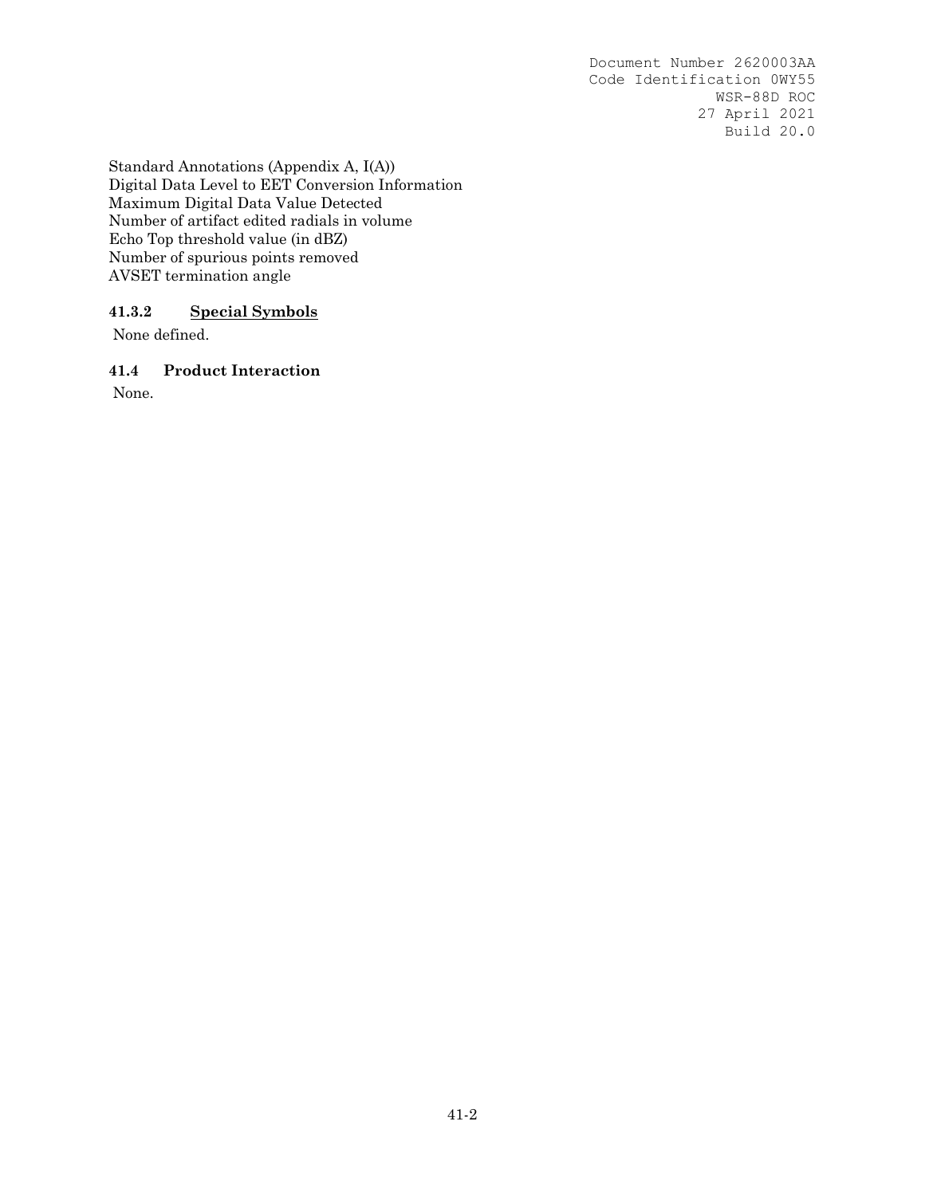Standard Annotations (Appendix A, I(A))
Digital Data Level to EET Conversion Information
Maximum Digital Data Value Detected
Number of artifact edited radials in volume
Echo Top threshold value (in dBZ)
Number of spurious points removed
AVSET termination angle

#### 41.3.2 Special Symbols

None defined.

### 41.4 Product Interaction

None.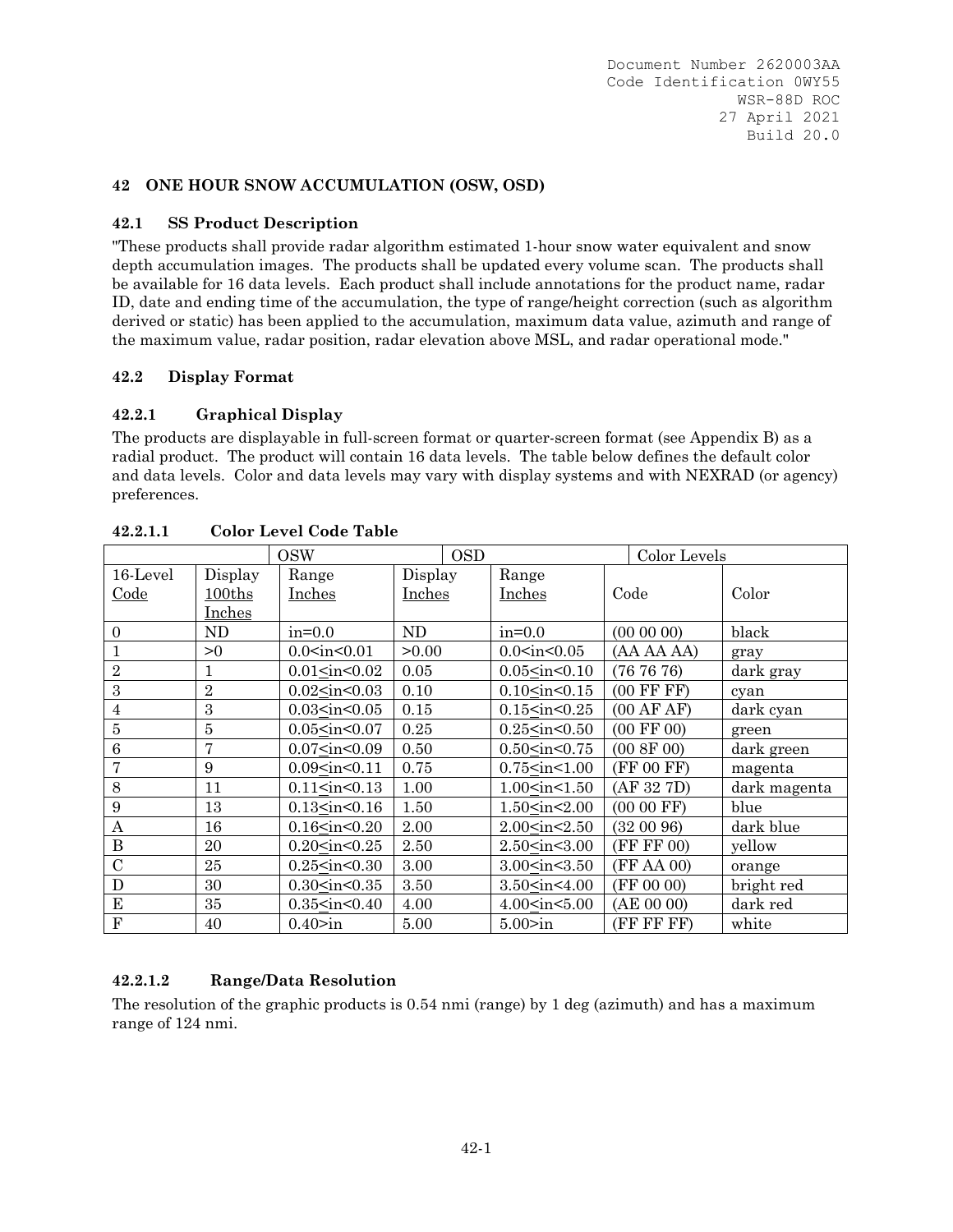## 42 ONE HOUR SNOW ACCUMULATION (OSW, OSD)

### 42.1 SS Product Description

"These products shall provide radar algorithm estimated 1-hour snow water equivalent and snow depth accumulation images. The products shall be updated every volume scan. The products shall be available for 16 data levels. Each product shall include annotations for the product name, radar ID, date and ending time of the accumulation, the type of range/height correction (such as algorithm derived or static) has been applied to the accumulation, maximum data value, azimuth and range of the maximum value, radar position, radar elevation above MSL, and radar operational mode."

### 42.2 Display Format

#### 42.2.1 Graphical Display

The products are displayable in full-screen format or quarter-screen format (see Appendix B) as a radial product. The product will contain 16 data levels. The table below defines the default color and data levels. Color and data levels may vary with display systems and with NEXRAD (or agency) preferences.

##### 42.2.1.1 Color Level Code Table

| | OSW | | OSD | | Color Levels | |
|---|---|---|---|---|---|---|
| 16-Level Code | Display 100ths Inches | Range Inches | Display Inches | Range Inches | Code | Color |
| 0 | ND | in=0.0 | ND | in=0.0 | (00 00 00) | black |
| 1 | >0 | 0.0<in<0.01 | >0.00 | 0.0<in<0.05 | (AA AA AA) | gray |
| 2 | 1 | 0.01≤in<0.02 | 0.05 | 0.05≤in<0.10 | (76 76 76) | dark gray |
| 3 | 2 | 0.02≤in<0.03 | 0.10 | 0.10≤in<0.15 | (00 FF FF) | cyan |
| 4 | 3 | 0.03≤in<0.05 | 0.15 | 0.15≤in<0.25 | (00 AF AF) | dark cyan |
| 5 | 5 | 0.05≤in<0.07 | 0.25 | 0.25≤in<0.50 | (00 FF 00) | green |
| 6 | 7 | 0.07≤in<0.09 | 0.50 | 0.50≤in<0.75 | (00 8F 00) | dark green |
| 7 | 9 | 0.09≤in<0.11 | 0.75 | 0.75≤in<1.00 | (FF 00 FF) | magenta |
| 8 | 11 | 0.11≤in<0.13 | 1.00 | 1.00≤in<1.50 | (AF 32 7D) | dark magenta |
| 9 | 13 | 0.13≤in<0.16 | 1.50 | 1.50≤in<2.00 | (00 00 FF) | blue |
| A | 16 | 0.16≤in<0.20 | 2.00 | 2.00≤in<2.50 | (32 00 96) | dark blue |
| B | 20 | 0.20≤in<0.25 | 2.50 | 2.50≤in<3.00 | (FF FF 00) | yellow |
| C | 25 | 0.25≤in<0.30 | 3.00 | 3.00≤in<3.50 | (FF AA 00) | orange |
| D | 30 | 0.30≤in<0.35 | 3.50 | 3.50≤in<4.00 | (FF 00 00) | bright red |
| E | 35 | 0.35≤in<0.40 | 4.00 | 4.00≤in<5.00 | (AE 00 00) | dark red |
| F | 40 | 0.40>in | 5.00 | 5.00>in | (FF FF FF) | white |

##### 42.2.1.2 Range/Data Resolution

The resolution of the graphic products is 0.54 nmi (range) by 1 deg (azimuth) and has a maximum range of 124 nmi.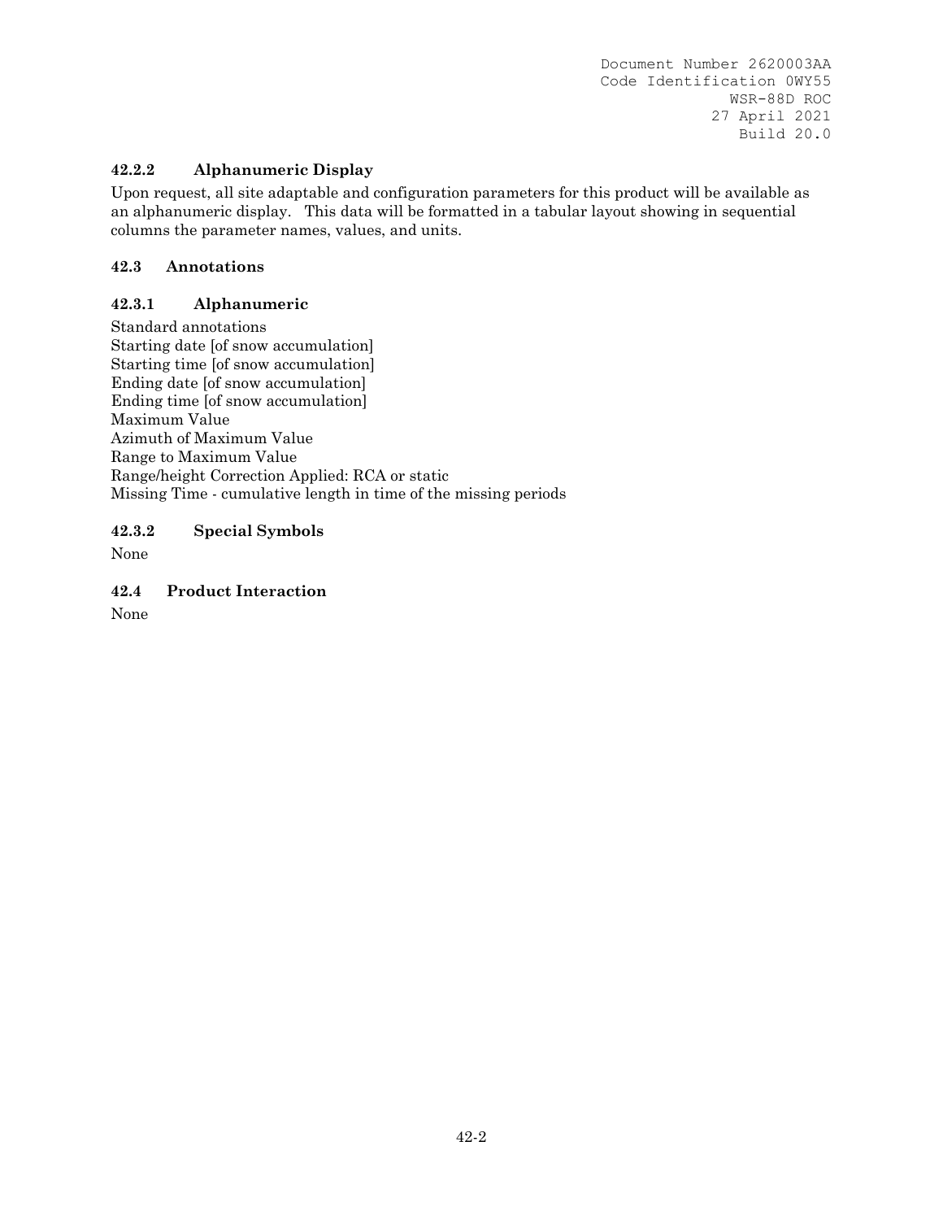#### 42.2.2 Alphanumeric Display

Upon request, all site adaptable and configuration parameters for this product will be available as an alphanumeric display. This data will be formatted in a tabular layout showing in sequential columns the parameter names, values, and units.

### 42.3 Annotations

#### 42.3.1 Alphanumeric

Standard annotations
Starting date [of snow accumulation]
Starting time [of snow accumulation]
Ending date [of snow accumulation]
Ending time [of snow accumulation]
Maximum Value
Azimuth of Maximum Value
Range to Maximum Value
Range/height Correction Applied: RCA or static
Missing Time - cumulative length in time of the missing periods

#### 42.3.2 Special Symbols

None

### 42.4 Product Interaction

None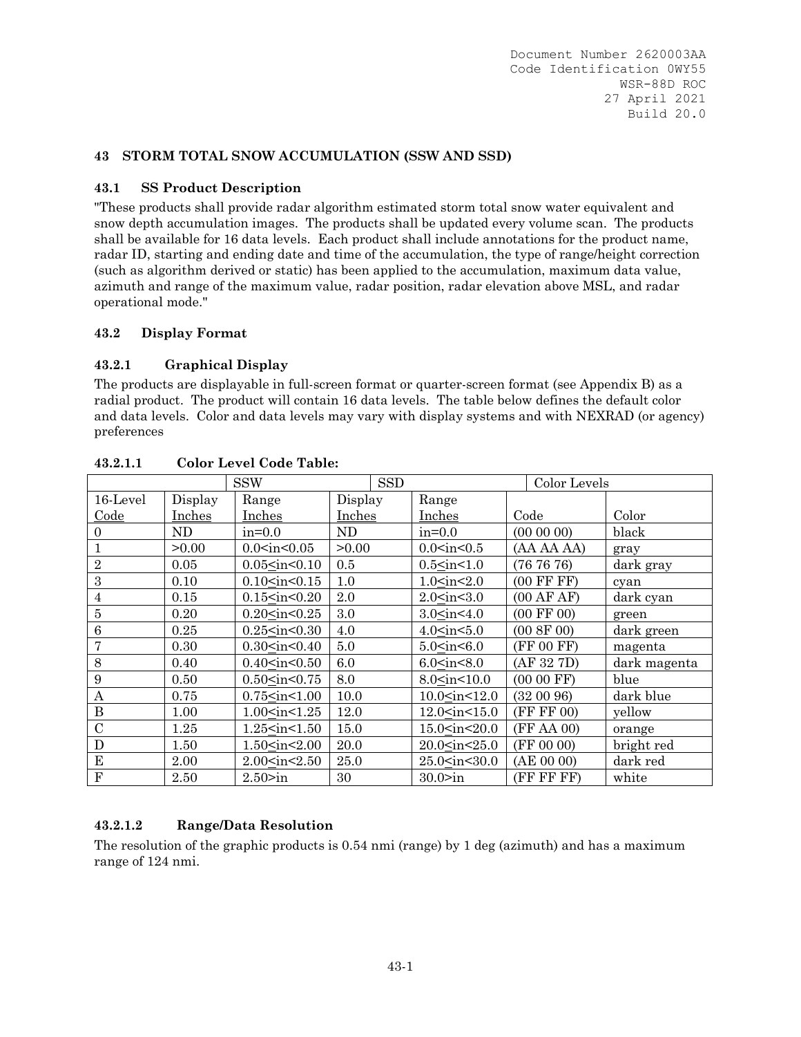## 43 STORM TOTAL SNOW ACCUMULATION (SSW AND SSD)

### 43.1 SS Product Description

"These products shall provide radar algorithm estimated storm total snow water equivalent and snow depth accumulation images. The products shall be updated every volume scan. The products shall be available for 16 data levels. Each product shall include annotations for the product name, radar ID, starting and ending date and time of the accumulation, the type of range/height correction (such as algorithm derived or static) has been applied to the accumulation, maximum data value, azimuth and range of the maximum value, radar position, radar elevation above MSL, and radar operational mode."

### 43.2 Display Format

#### 43.2.1 Graphical Display

The products are displayable in full-screen format or quarter-screen format (see Appendix B) as a radial product. The product will contain 16 data levels. The table below defines the default color and data levels. Color and data levels may vary with display systems and with NEXRAD (or agency) preferences

##### 43.2.1.1 Color Level Code Table:

| | SSW | | SSD | | Color Levels | |
|---|---|---|---|---|---|---|
| 16-Level Code | Display Inches | Range Inches | Display Inches | Range Inches | Code | Color |
| 0 | ND | in=0.0 | ND | in=0.0 | (00 00 00) | black |
| 1 | >0.00 | 0.0<in<0.05 | >0.00 | 0.0<in<0.5 | (AA AA AA) | gray |
| 2 | 0.05 | 0.05≤in<0.10 | 0.5 | 0.5≤in<1.0 | (76 76 76) | dark gray |
| 3 | 0.10 | 0.10≤in<0.15 | 1.0 | 1.0≤in<2.0 | (00 FF FF) | cyan |
| 4 | 0.15 | 0.15≤in<0.20 | 2.0 | 2.0≤in<3.0 | (00 AF AF) | dark cyan |
| 5 | 0.20 | 0.20≤in<0.25 | 3.0 | 3.0≤in<4.0 | (00 FF 00) | green |
| 6 | 0.25 | 0.25≤in<0.30 | 4.0 | 4.0≤in<5.0 | (00 8F 00) | dark green |
| 7 | 0.30 | 0.30≤in<0.40 | 5.0 | 5.0≤in<6.0 | (FF 00 FF) | magenta |
| 8 | 0.40 | 0.40≤in<0.50 | 6.0 | 6.0≤in<8.0 | (AF 32 7D) | dark magenta |
| 9 | 0.50 | 0.50≤in<0.75 | 8.0 | 8.0≤in<10.0 | (00 00 FF) | blue |
| A | 0.75 | 0.75≤in<1.00 | 10.0 | 10.0≤in<12.0 | (32 00 96) | dark blue |
| B | 1.00 | 1.00≤in<1.25 | 12.0 | 12.0≤in<15.0 | (FF FF 00) | yellow |
| C | 1.25 | 1.25≤in<1.50 | 15.0 | 15.0≤in<20.0 | (FF AA 00) | orange |
| D | 1.50 | 1.50≤in<2.00 | 20.0 | 20.0≤in<25.0 | (FF 00 00) | bright red |
| E | 2.00 | 2.00≤in<2.50 | 25.0 | 25.0≤in<30.0 | (AE 00 00) | dark red |
| F | 2.50 | 2.50>in | 30 | 30.0>in | (FF FF FF) | white |

##### 43.2.1.2 Range/Data Resolution

The resolution of the graphic products is 0.54 nmi (range) by 1 deg (azimuth) and has a maximum range of 124 nmi.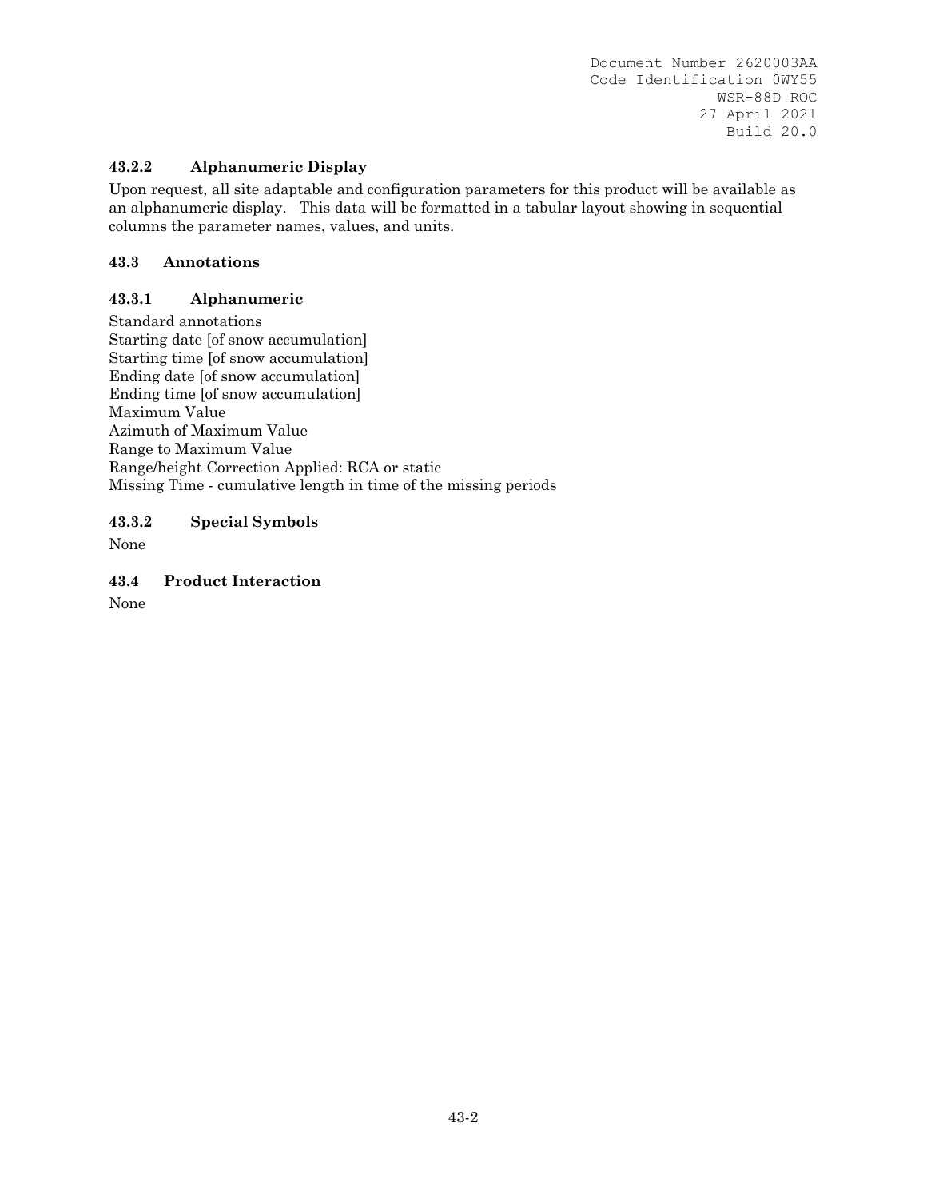#### 43.2.2 Alphanumeric Display

Upon request, all site adaptable and configuration parameters for this product will be available as an alphanumeric display. This data will be formatted in a tabular layout showing in sequential columns the parameter names, values, and units.

### 43.3 Annotations

#### 43.3.1 Alphanumeric

Standard annotations
Starting date [of snow accumulation]
Starting time [of snow accumulation]
Ending date [of snow accumulation]
Ending time [of snow accumulation]
Maximum Value
Azimuth of Maximum Value
Range to Maximum Value
Range/height Correction Applied: RCA or static
Missing Time - cumulative length in time of the missing periods

#### 43.3.2 Special Symbols

None

### 43.4 Product Interaction

None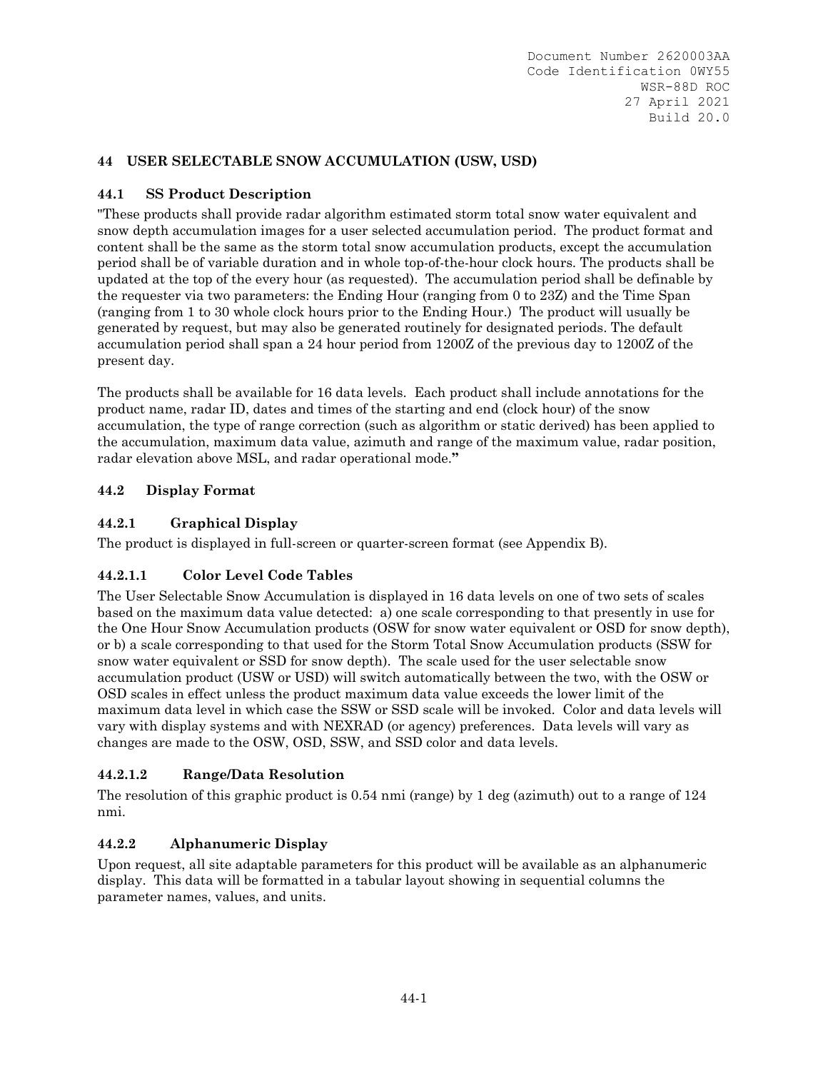## 44 USER SELECTABLE SNOW ACCUMULATION (USW, USD)

### 44.1 SS Product Description

"These products shall provide radar algorithm estimated storm total snow water equivalent and snow depth accumulation images for a user selected accumulation period. The product format and content shall be the same as the storm total snow accumulation products, except the accumulation period shall be of variable duration and in whole top-of-the-hour clock hours. The products shall be updated at the top of the every hour (as requested). The accumulation period shall be definable by the requester via two parameters: the Ending Hour (ranging from 0 to 23Z) and the Time Span (ranging from 1 to 30 whole clock hours prior to the Ending Hour.) The product will usually be generated by request, but may also be generated routinely for designated periods. The default accumulation period shall span a 24 hour period from 1200Z of the previous day to 1200Z of the present day.

The products shall be available for 16 data levels. Each product shall include annotations for the product name, radar ID, dates and times of the starting and end (clock hour) of the snow accumulation, the type of range correction (such as algorithm or static derived) has been applied to the accumulation, maximum data value, azimuth and range of the maximum value, radar position, radar elevation above MSL, and radar operational mode."

### 44.2 Display Format

#### 44.2.1 Graphical Display

The product is displayed in full-screen or quarter-screen format (see Appendix B).

##### 44.2.1.1 Color Level Code Tables

The User Selectable Snow Accumulation is displayed in 16 data levels on one of two sets of scales based on the maximum data value detected: a) one scale corresponding to that presently in use for the One Hour Snow Accumulation products (OSW for snow water equivalent or OSD for snow depth), or b) a scale corresponding to that used for the Storm Total Snow Accumulation products (SSW for snow water equivalent or SSD for snow depth). The scale used for the user selectable snow accumulation product (USW or USD) will switch automatically between the two, with the OSW or OSD scales in effect unless the product maximum data value exceeds the lower limit of the maximum data level in which case the SSW or SSD scale will be invoked. Color and data levels will vary with display systems and with NEXRAD (or agency) preferences. Data levels will vary as changes are made to the OSW, OSD, SSW, and SSD color and data levels.

##### 44.2.1.2 Range/Data Resolution

The resolution of this graphic product is 0.54 nmi (range) by 1 deg (azimuth) out to a range of 124 nmi.

#### 44.2.2 Alphanumeric Display

Upon request, all site adaptable parameters for this product will be available as an alphanumeric display. This data will be formatted in a tabular layout showing in sequential columns the parameter names, values, and units.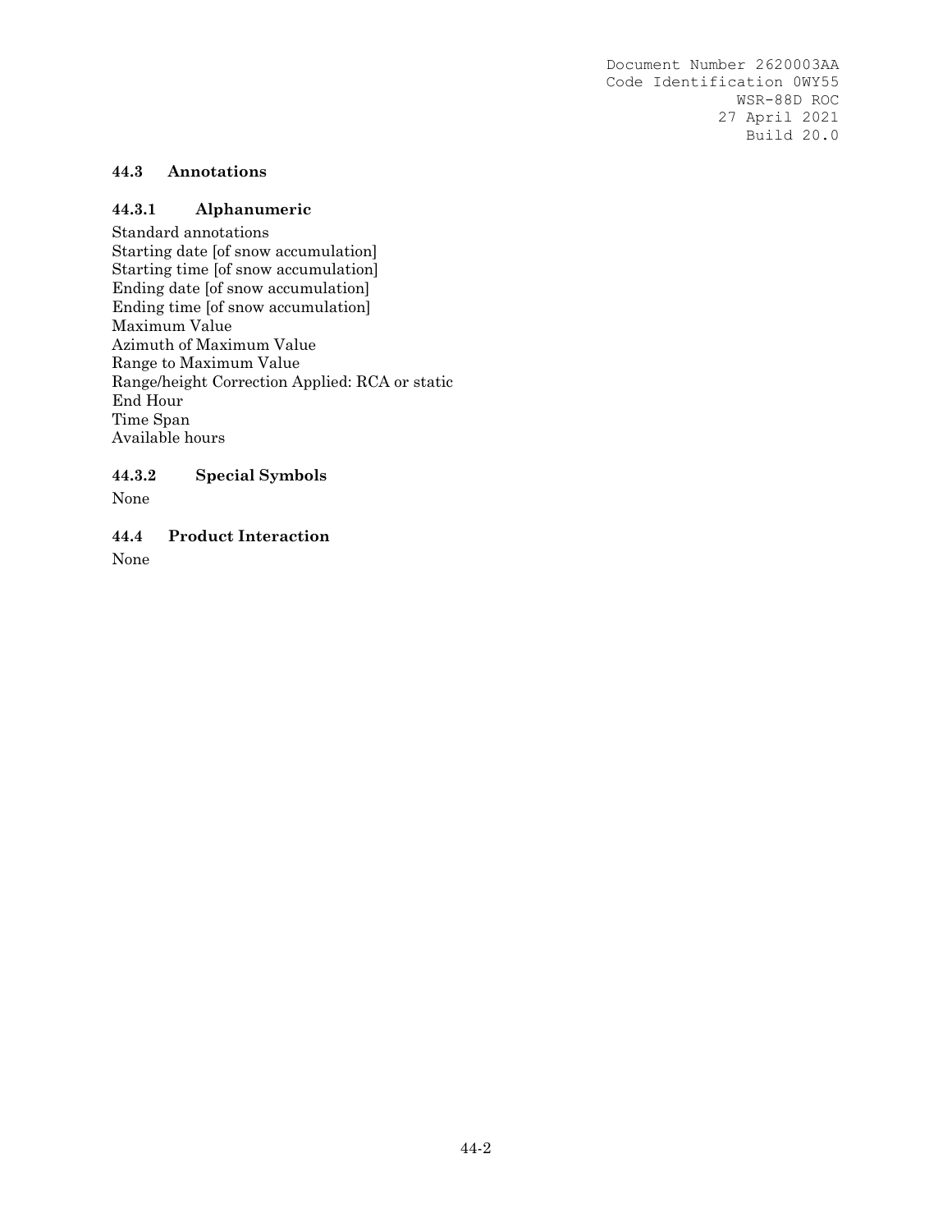### 44.3 Annotations

#### 44.3.1 Alphanumeric

Standard annotations
Starting date [of snow accumulation]
Starting time [of snow accumulation]
Ending date [of snow accumulation]
Ending time [of snow accumulation]
Maximum Value
Azimuth of Maximum Value
Range to Maximum Value
Range/height Correction Applied: RCA or static
End Hour
Time Span
Available hours

#### 44.3.2 Special Symbols

None

### 44.4 Product Interaction

None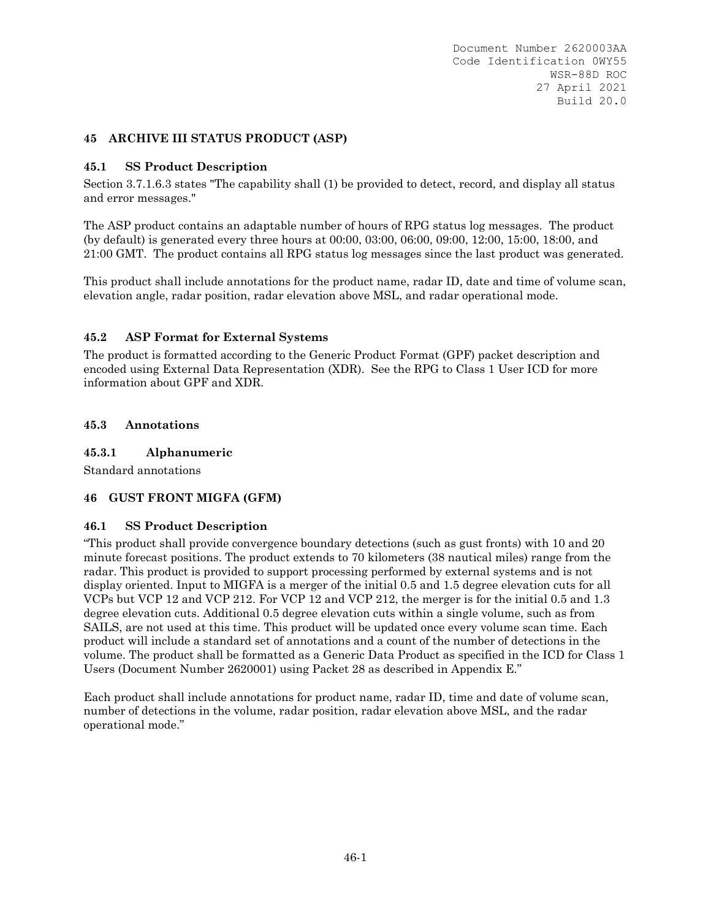## 45 ARCHIVE III STATUS PRODUCT (ASP)

### 45.1 SS Product Description

Section 3.7.1.6.3 states "The capability shall (1) be provided to detect, record, and display all status and error messages."

The ASP product contains an adaptable number of hours of RPG status log messages. The product (by default) is generated every three hours at 00:00, 03:00, 06:00, 09:00, 12:00, 15:00, 18:00, and 21:00 GMT. The product contains all RPG status log messages since the last product was generated.

This product shall include annotations for the product name, radar ID, date and time of volume scan, elevation angle, radar position, radar elevation above MSL, and radar operational mode.

### 45.2 ASP Format for External Systems

The product is formatted according to the Generic Product Format (GPF) packet description and encoded using External Data Representation (XDR). See the RPG to Class 1 User ICD for more information about GPF and XDR.

### 45.3 Annotations

#### 45.3.1 Alphanumeric

Standard annotations

## 46 GUST FRONT MIGFA (GFM)

### 46.1 SS Product Description

"This product shall provide convergence boundary detections (such as gust fronts) with 10 and 20 minute forecast positions. The product extends to 70 kilometers (38 nautical miles) range from the radar. This product is provided to support processing performed by external systems and is not display oriented. Input to MIGFA is a merger of the initial 0.5 and 1.5 degree elevation cuts for all VCPs but VCP 12 and VCP 212. For VCP 12 and VCP 212, the merger is for the initial 0.5 and 1.3 degree elevation cuts. Additional 0.5 degree elevation cuts within a single volume, such as from SAILS, are not used at this time. This product will be updated once every volume scan time. Each product will include a standard set of annotations and a count of the number of detections in the volume. The product shall be formatted as a Generic Data Product as specified in the ICD for Class 1 Users (Document Number 2620001) using Packet 28 as described in Appendix E."

Each product shall include annotations for product name, radar ID, time and date of volume scan, number of detections in the volume, radar position, radar elevation above MSL, and the radar operational mode."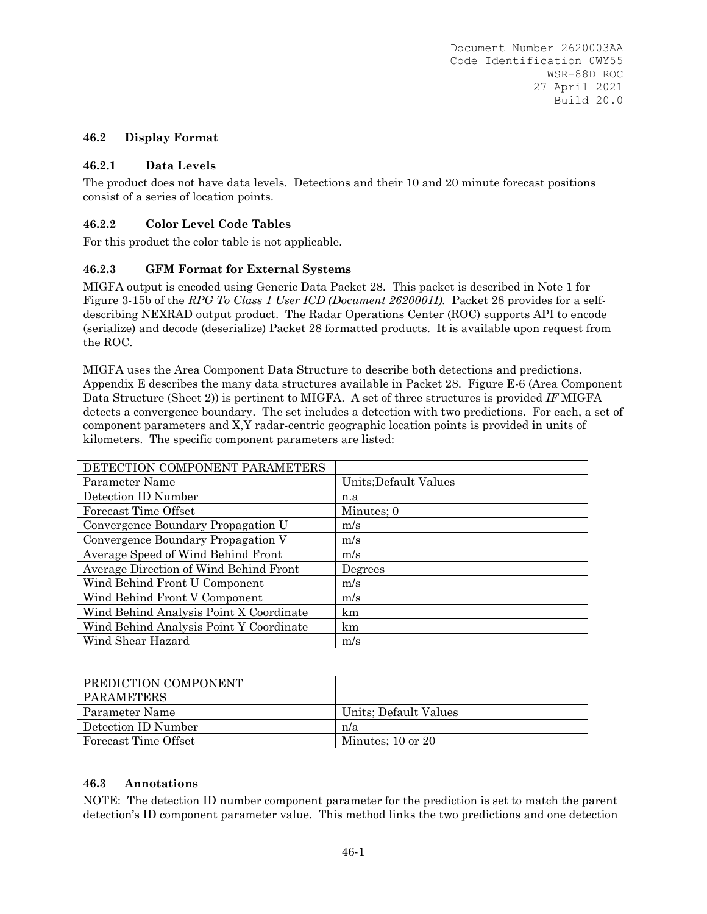### 46.2 Display Format

#### 46.2.1 Data Levels

The product does not have data levels. Detections and their 10 and 20 minute forecast positions consist of a series of location points.

#### 46.2.2 Color Level Code Tables

For this product the color table is not applicable.

#### 46.2.3 GFM Format for External Systems

MIGFA output is encoded using Generic Data Packet 28. This packet is described in Note 1 for Figure 3-15b of the *RPG To Class 1 User ICD (Document 2620001I).* Packet 28 provides for a self-describing NEXRAD output product. The Radar Operations Center (ROC) supports API to encode (serialize) and decode (deserialize) Packet 28 formatted products. It is available upon request from the ROC.

MIGFA uses the Area Component Data Structure to describe both detections and predictions. Appendix E describes the many data structures available in Packet 28. Figure E-6 (Area Component Data Structure (Sheet 2)) is pertinent to MIGFA. A set of three structures is provided *IF* MIGFA detects a convergence boundary. The set includes a detection with two predictions. For each, a set of component parameters and X,Y radar-centric geographic location points is provided in units of kilometers. The specific component parameters are listed:

| DETECTION COMPONENT PARAMETERS | |
|---|---|
| Parameter Name | Units;Default Values |
| Detection ID Number | n.a |
| Forecast Time Offset | Minutes; 0 |
| Convergence Boundary Propagation U | m/s |
| Convergence Boundary Propagation V | m/s |
| Average Speed of Wind Behind Front | m/s |
| Average Direction of Wind Behind Front | Degrees |
| Wind Behind Front U Component | m/s |
| Wind Behind Front V Component | m/s |
| Wind Behind Analysis Point X Coordinate | km |
| Wind Behind Analysis Point Y Coordinate | km |
| Wind Shear Hazard | m/s |

| PREDICTION COMPONENT PARAMETERS | |
|---|---|
| Parameter Name | Units; Default Values |
| Detection ID Number | n/a |
| Forecast Time Offset | Minutes; 10 or 20 |

### 46.3 Annotations

NOTE: The detection ID number component parameter for the prediction is set to match the parent detection's ID component parameter value. This method links the two predictions and one detection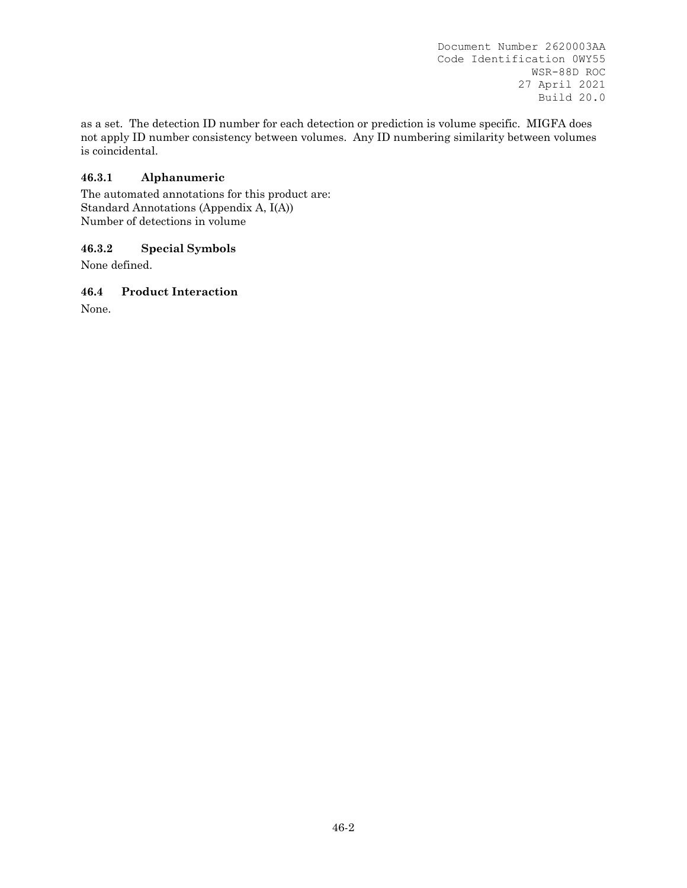as a set. The detection ID number for each detection or prediction is volume specific. MIGFA does not apply ID number consistency between volumes. Any ID numbering similarity between volumes is coincidental.

### 46.3.1 Alphanumeric

The automated annotations for this product are:
Standard Annotations (Appendix A, I(A))
Number of detections in volume

### 46.3.2 Special Symbols

None defined.

## 46.4 Product Interaction

None.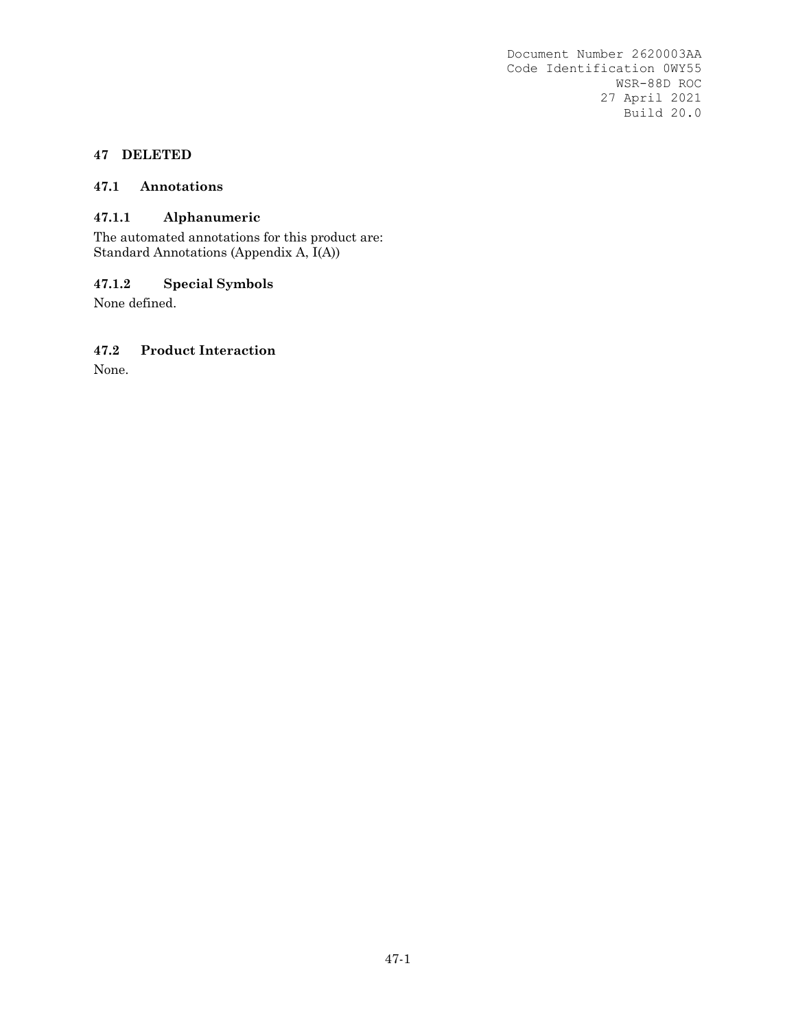# 47 DELETED

## 47.1 Annotations

### 47.1.1 Alphanumeric

The automated annotations for this product are:
Standard Annotations (Appendix A, I(A))

### 47.1.2 Special Symbols

None defined.

## 47.2 Product Interaction

None.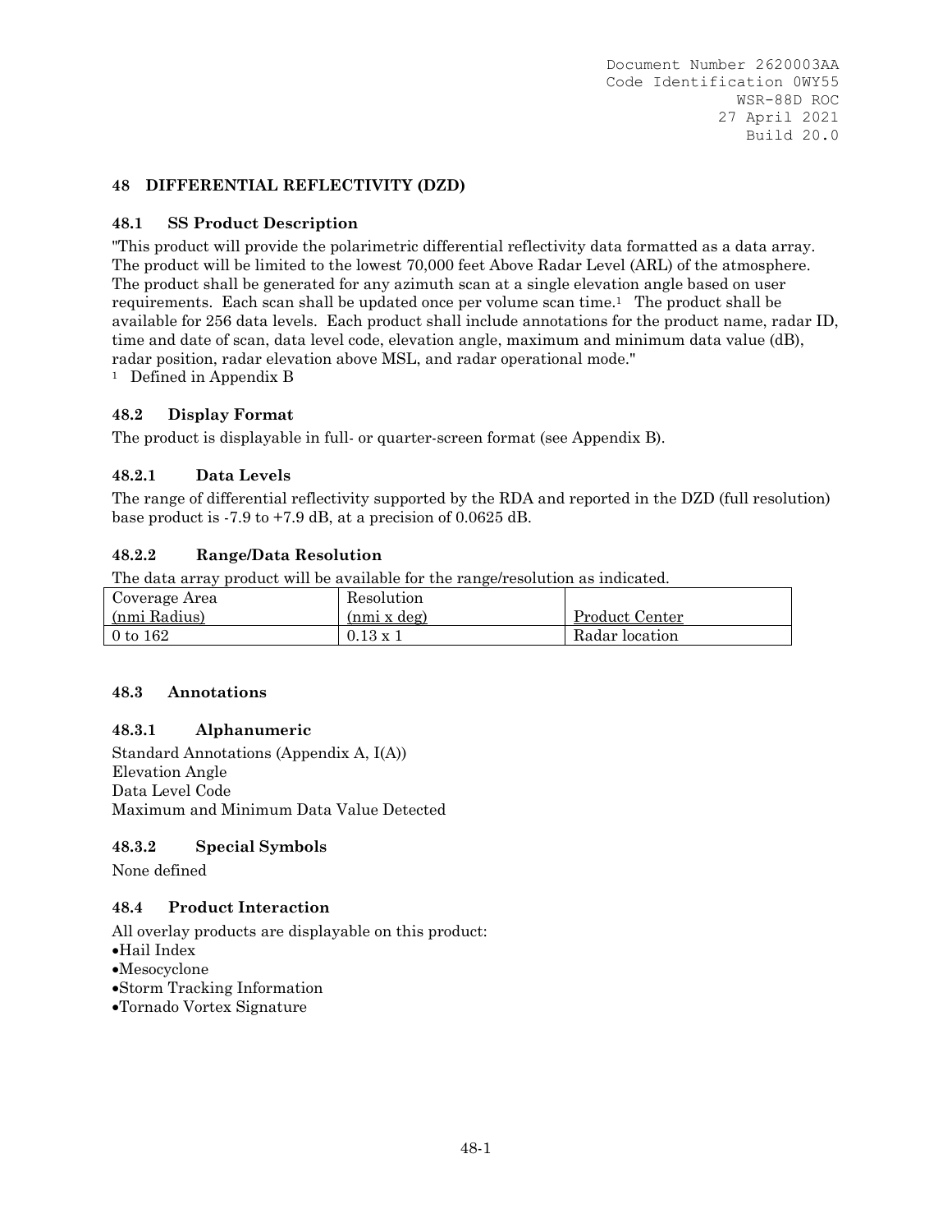# 48 DIFFERENTIAL REFLECTIVITY (DZD)

## 48.1 SS Product Description

"This product will provide the polarimetric differential reflectivity data formatted as a data array. The product will be limited to the lowest 70,000 feet Above Radar Level (ARL) of the atmosphere. The product shall be generated for any azimuth scan at a single elevation angle based on user requirements. Each scan shall be updated once per volume scan time.[1] The product shall be available for 256 data levels. Each product shall include annotations for the product name, radar ID, time and date of scan, data level code, elevation angle, maximum and minimum data value (dB), radar position, radar elevation above MSL, and radar operational mode."

[1] Defined in Appendix B

## 48.2 Display Format

The product is displayable in full- or quarter-screen format (see Appendix B).

### 48.2.1 Data Levels

The range of differential reflectivity supported by the RDA and reported in the DZD (full resolution) base product is -7.9 to +7.9 dB, at a precision of 0.0625 dB.

### 48.2.2 Range/Data Resolution

The data array product will be available for the range/resolution as indicated.

| Coverage Area (nmi Radius) | Resolution (nmi x deg) | Product Center |
|---|---|---|
| 0 to 162 | 0.13 x 1 | Radar location |

## 48.3 Annotations

### 48.3.1 Alphanumeric

Standard Annotations (Appendix A, I(A))
Elevation Angle
Data Level Code
Maximum and Minimum Data Value Detected

### 48.3.2 Special Symbols

None defined

## 48.4 Product Interaction

All overlay products are displayable on this product:

- Hail Index
- Mesocyclone
- Storm Tracking Information
- Tornado Vortex Signature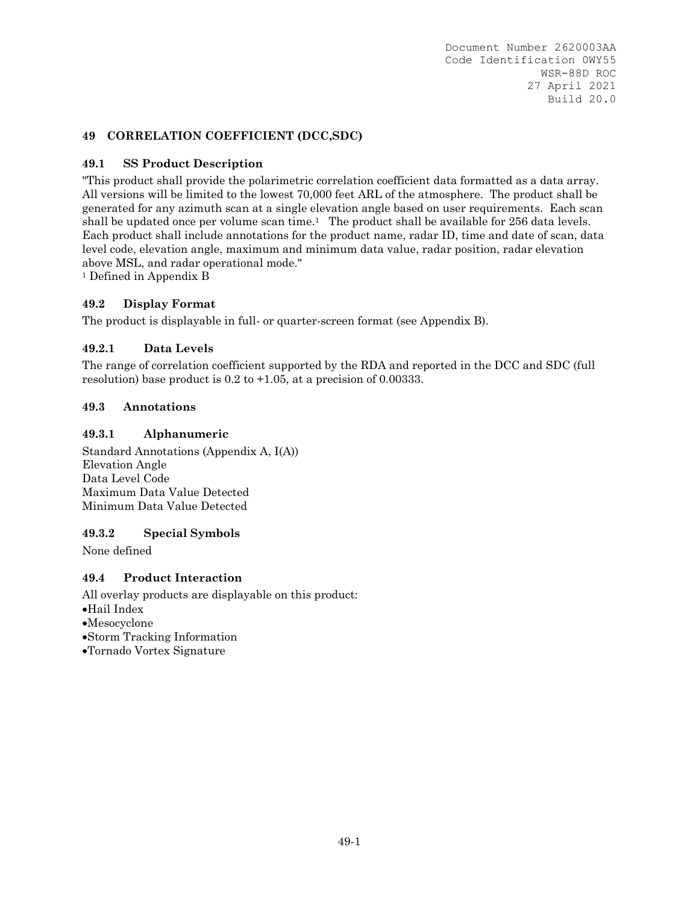## 49 CORRELATION COEFFICIENT (DCC,SDC)

### 49.1 SS Product Description

"This product shall provide the polarimetric correlation coefficient data formatted as a data array. All versions will be limited to the lowest 70,000 feet ARL of the atmosphere. The product shall be generated for any azimuth scan at a single elevation angle based on user requirements. Each scan shall be updated once per volume scan time.[1] The product shall be available for 256 data levels. Each product shall include annotations for the product name, radar ID, time and date of scan, data level code, elevation angle, maximum and minimum data value, radar position, radar elevation above MSL, and radar operational mode."

[1] Defined in Appendix B

### 49.2 Display Format

The product is displayable in full- or quarter-screen format (see Appendix B).

#### 49.2.1 Data Levels

The range of correlation coefficient supported by the RDA and reported in the DCC and SDC (full resolution) base product is 0.2 to +1.05, at a precision of 0.00333.

### 49.3 Annotations

#### 49.3.1 Alphanumeric

Standard Annotations (Appendix A, I(A))
Elevation Angle
Data Level Code
Maximum Data Value Detected
Minimum Data Value Detected

#### 49.3.2 Special Symbols

None defined

### 49.4 Product Interaction

All overlay products are displayable on this product:

- Hail Index
- Mesocyclone
- Storm Tracking Information
- Tornado Vortex Signature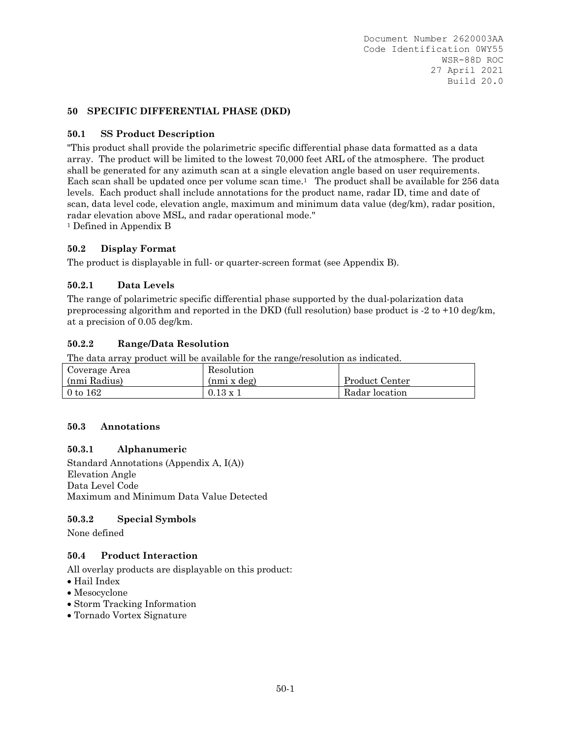## 50 SPECIFIC DIFFERENTIAL PHASE (DKD)

### 50.1 SS Product Description

"This product shall provide the polarimetric specific differential phase data formatted as a data array. The product will be limited to the lowest 70,000 feet ARL of the atmosphere. The product shall be generated for any azimuth scan at a single elevation angle based on user requirements. Each scan shall be updated once per volume scan time.[1] The product shall be available for 256 data levels. Each product shall include annotations for the product name, radar ID, time and date of scan, data level code, elevation angle, maximum and minimum data value (deg/km), radar position, radar elevation above MSL, and radar operational mode."

[1] Defined in Appendix B

### 50.2 Display Format

The product is displayable in full- or quarter-screen format (see Appendix B).

#### 50.2.1 Data Levels

The range of polarimetric specific differential phase supported by the dual-polarization data preprocessing algorithm and reported in the DKD (full resolution) base product is -2 to +10 deg/km, at a precision of 0.05 deg/km.

#### 50.2.2 Range/Data Resolution

The data array product will be available for the range/resolution as indicated.

| Coverage Area (nmi Radius) | Resolution (nmi x deg) | Product Center |
|---|---|---|
| 0 to 162 | 0.13 x 1 | Radar location |

### 50.3 Annotations

#### 50.3.1 Alphanumeric

Standard Annotations (Appendix A, I(A))
Elevation Angle
Data Level Code
Maximum and Minimum Data Value Detected

#### 50.3.2 Special Symbols

None defined

### 50.4 Product Interaction

All overlay products are displayable on this product:

- Hail Index
- Mesocyclone
- Storm Tracking Information
- Tornado Vortex Signature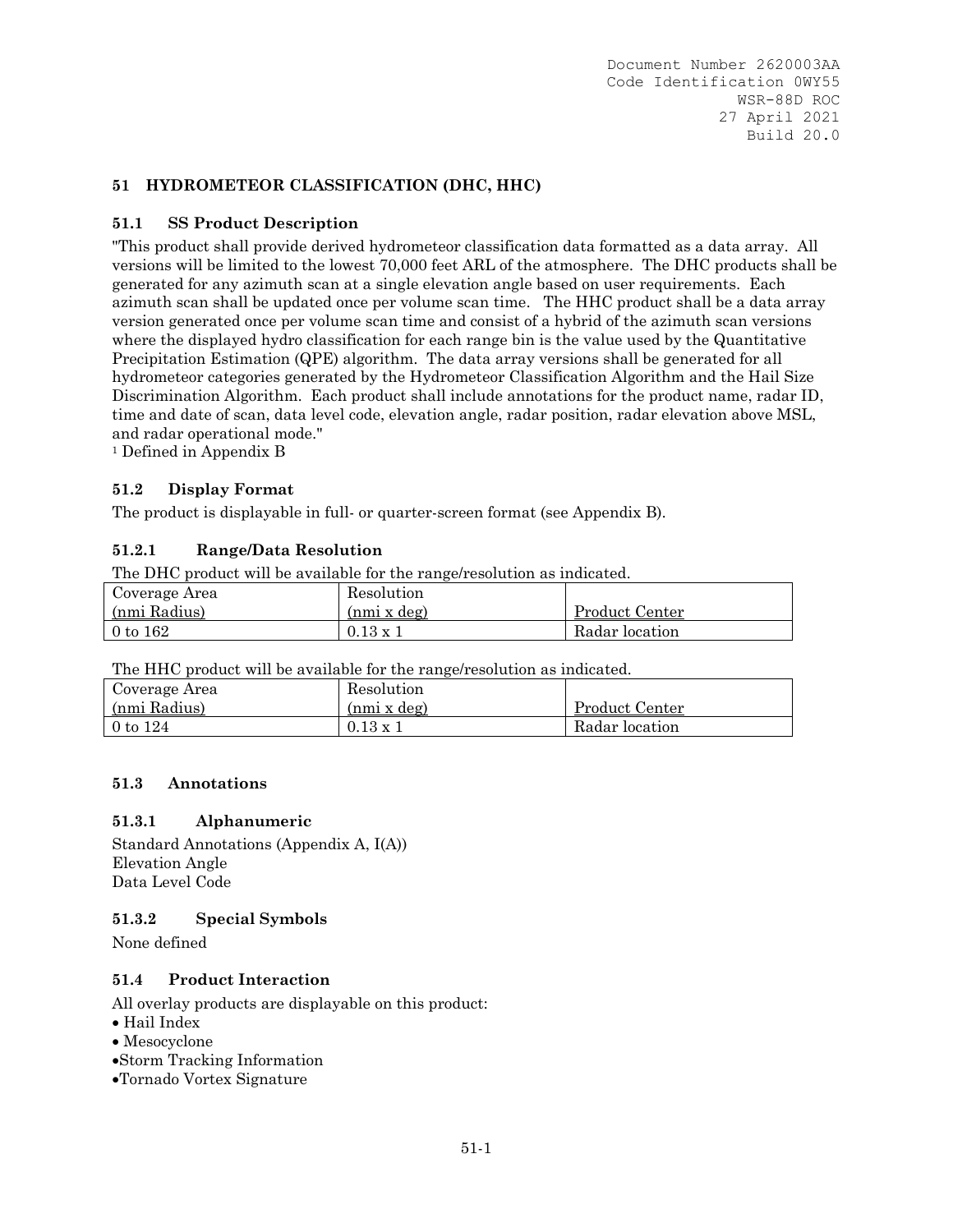## 51 HYDROMETEOR CLASSIFICATION (DHC, HHC)

### 51.1 SS Product Description

"This product shall provide derived hydrometeor classification data formatted as a data array. All versions will be limited to the lowest 70,000 feet ARL of the atmosphere. The DHC products shall be generated for any azimuth scan at a single elevation angle based on user requirements. Each azimuth scan shall be updated once per volume scan time. The HHC product shall be a data array version generated once per volume scan time and consist of a hybrid of the azimuth scan versions where the displayed hydro classification for each range bin is the value used by the Quantitative Precipitation Estimation (QPE) algorithm. The data array versions shall be generated for all hydrometeor categories generated by the Hydrometeor Classification Algorithm and the Hail Size Discrimination Algorithm. Each product shall include annotations for the product name, radar ID, time and date of scan, data level code, elevation angle, radar position, radar elevation above MSL, and radar operational mode."

[1] Defined in Appendix B

### 51.2 Display Format

The product is displayable in full- or quarter-screen format (see Appendix B).

#### 51.2.1 Range/Data Resolution

The DHC product will be available for the range/resolution as indicated.

| Coverage Area (nmi Radius) | Resolution (nmi x deg) | Product Center |
|---|---|---|
| 0 to 162 | 0.13 x 1 | Radar location |

The HHC product will be available for the range/resolution as indicated.

| Coverage Area (nmi Radius) | Resolution (nmi x deg) | Product Center |
|---|---|---|
| 0 to 124 | 0.13 x 1 | Radar location |

### 51.3 Annotations

#### 51.3.1 Alphanumeric

Standard Annotations (Appendix A, I(A))
Elevation Angle
Data Level Code

#### 51.3.2 Special Symbols

None defined

### 51.4 Product Interaction

All overlay products are displayable on this product:

- Hail Index
- Mesocyclone
- Storm Tracking Information
- Tornado Vortex Signature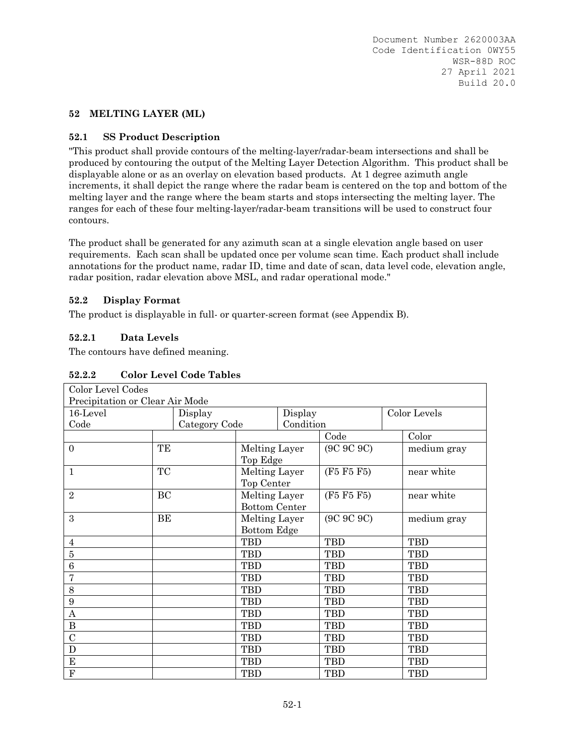## 52 MELTING LAYER (ML)

### 52.1 SS Product Description

"This product shall provide contours of the melting-layer/radar-beam intersections and shall be produced by contouring the output of the Melting Layer Detection Algorithm. This product shall be displayable alone or as an overlay on elevation based products. At 1 degree azimuth angle increments, it shall depict the range where the radar beam is centered on the top and bottom of the melting layer and the range where the beam starts and stops intersecting the melting layer. The ranges for each of these four melting-layer/radar-beam transitions will be used to construct four contours.

The product shall be generated for any azimuth scan at a single elevation angle based on user requirements. Each scan shall be updated once per volume scan time. Each product shall include annotations for the product name, radar ID, time and date of scan, data level code, elevation angle, radar position, radar elevation above MSL, and radar operational mode."

### 52.2 Display Format

The product is displayable in full- or quarter-screen format (see Appendix B).

#### 52.2.1 Data Levels

The contours have defined meaning.

#### 52.2.2 Color Level Code Tables

| Color Level Codes<br>Precipitation or Clear Air Mode | | | | |
|---|---|---|---|---|
| 16-Level Code | Display Category Code | Display Condition | Color Levels | |
| | | | Code | Color |
| 0 | TE | Melting Layer Top Edge | (9C 9C 9C) | medium gray |
| 1 | TC | Melting Layer Top Center | (F5 F5 F5) | near white |
| 2 | BC | Melting Layer Bottom Center | (F5 F5 F5) | near white |
| 3 | BE | Melting Layer Bottom Edge | (9C 9C 9C) | medium gray |
| 4 | | TBD | TBD | TBD |
| 5 | | TBD | TBD | TBD |
| 6 | | TBD | TBD | TBD |
| 7 | | TBD | TBD | TBD |
| 8 | | TBD | TBD | TBD |
| 9 | | TBD | TBD | TBD |
| A | | TBD | TBD | TBD |
| B | | TBD | TBD | TBD |
| C | | TBD | TBD | TBD |
| D | | TBD | TBD | TBD |
| E | | TBD | TBD | TBD |
| F | | TBD | TBD | TBD |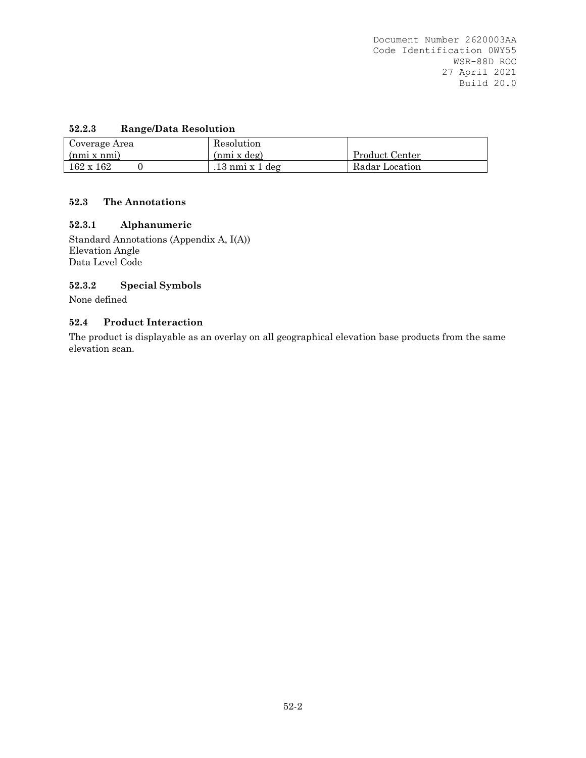#### 52.2.3 Range/Data Resolution

| Coverage Area (nmi x nmi) | Resolution (nmi x deg) | Product Center |
|---|---|---|
| 162 x 162 0 | .13 nmi x 1 deg | Radar Location |

### 52.3 The Annotations

#### 52.3.1 Alphanumeric

Standard Annotations (Appendix A, I(A))
Elevation Angle
Data Level Code

#### 52.3.2 Special Symbols

None defined

### 52.4 Product Interaction

The product is displayable as an overlay on all geographical elevation base products from the same elevation scan.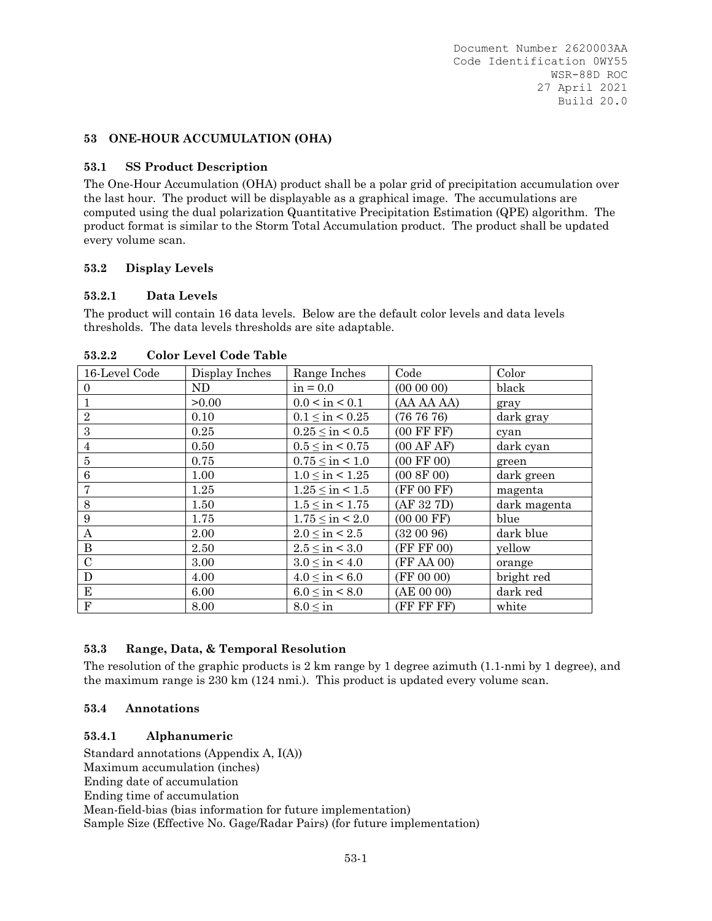## 53 ONE-HOUR ACCUMULATION (OHA)

### 53.1 SS Product Description

The One-Hour Accumulation (OHA) product shall be a polar grid of precipitation accumulation over the last hour. The product will be displayable as a graphical image. The accumulations are computed using the dual polarization Quantitative Precipitation Estimation (QPE) algorithm. The product format is similar to the Storm Total Accumulation product. The product shall be updated every volume scan.

### 53.2 Display Levels

#### 53.2.1 Data Levels

The product will contain 16 data levels. Below are the default color levels and data levels thresholds. The data levels thresholds are site adaptable.

#### 53.2.2 Color Level Code Table

| 16-Level Code | Display Inches | Range Inches | Code | Color |
|---|---|---|---|---|
| 0 | ND | in = 0.0 | (00 00 00) | black |
| 1 | >0.00 | 0.0 < in < 0.1 | (AA AA AA) | gray |
| 2 | 0.10 | 0.1 ≤ in < 0.25 | (76 76 76) | dark gray |
| 3 | 0.25 | 0.25 ≤ in < 0.5 | (00 FF FF) | cyan |
| 4 | 0.50 | 0.5 ≤ in < 0.75 | (00 AF AF) | dark cyan |
| 5 | 0.75 | 0.75 ≤ in < 1.0 | (00 FF 00) | green |
| 6 | 1.00 | 1.0 ≤ in < 1.25 | (00 8F 00) | dark green |
| 7 | 1.25 | 1.25 ≤ in < 1.5 | (FF 00 FF) | magenta |
| 8 | 1.50 | 1.5 ≤ in < 1.75 | (AF 32 7D) | dark magenta |
| 9 | 1.75 | 1.75 ≤ in < 2.0 | (00 00 FF) | blue |
| A | 2.00 | 2.0 ≤ in < 2.5 | (32 00 96) | dark blue |
| B | 2.50 | 2.5 ≤ in < 3.0 | (FF FF 00) | yellow |
| C | 3.00 | 3.0 ≤ in < 4.0 | (FF AA 00) | orange |
| D | 4.00 | 4.0 ≤ in < 6.0 | (FF 00 00) | bright red |
| E | 6.00 | 6.0 ≤ in < 8.0 | (AE 00 00) | dark red |
| F | 8.00 | 8.0 ≤ in | (FF FF FF) | white |

### 53.3 Range, Data, & Temporal Resolution

The resolution of the graphic products is 2 km range by 1 degree azimuth (1.1-nmi by 1 degree), and the maximum range is 230 km (124 nmi.). This product is updated every volume scan.

### 53.4 Annotations

#### 53.4.1 Alphanumeric

Standard annotations (Appendix A, I(A))
Maximum accumulation (inches)
Ending date of accumulation
Ending time of accumulation
Mean-field-bias (bias information for future implementation)
Sample Size (Effective No. Gage/Radar Pairs) (for future implementation)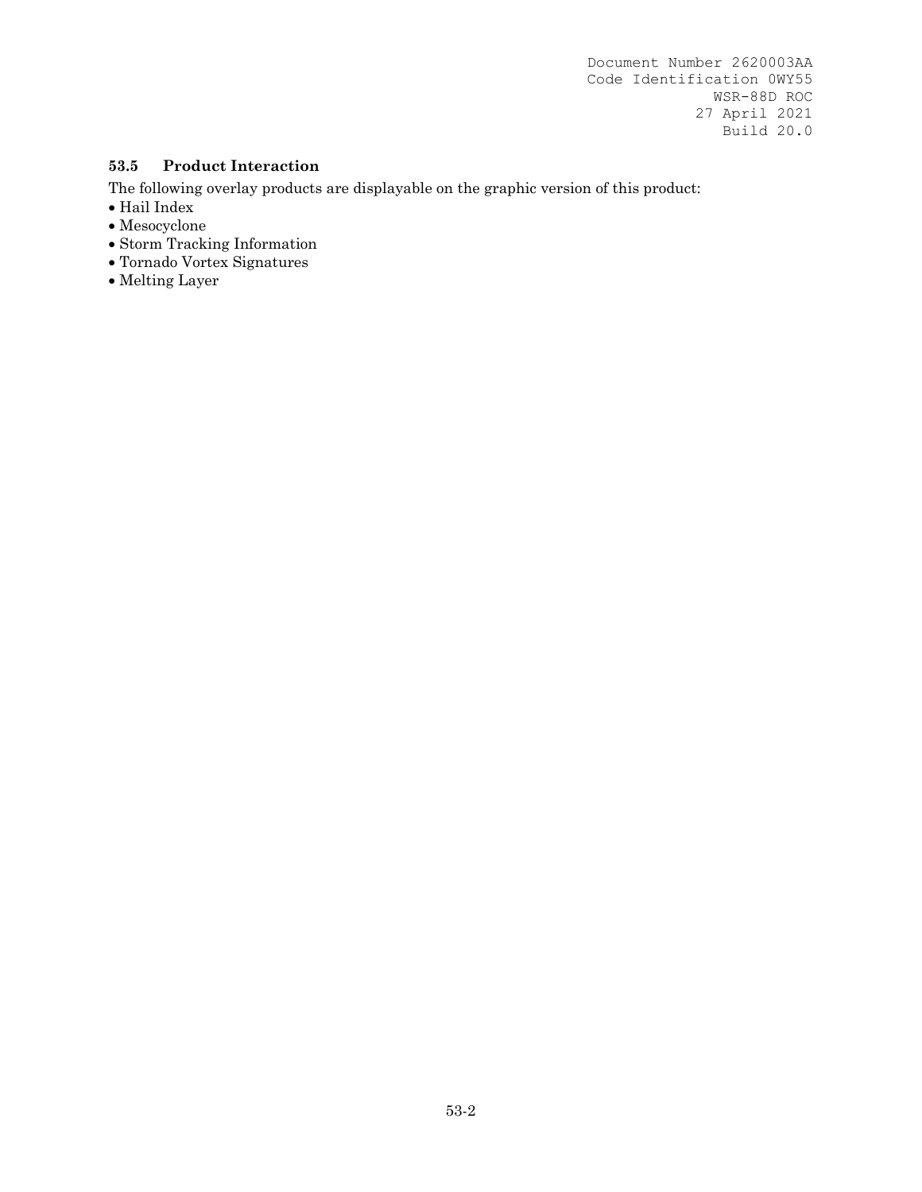### 53.5 Product Interaction

The following overlay products are displayable on the graphic version of this product:

- Hail Index
- Mesocyclone
- Storm Tracking Information
- Tornado Vortex Signatures
- Melting Layer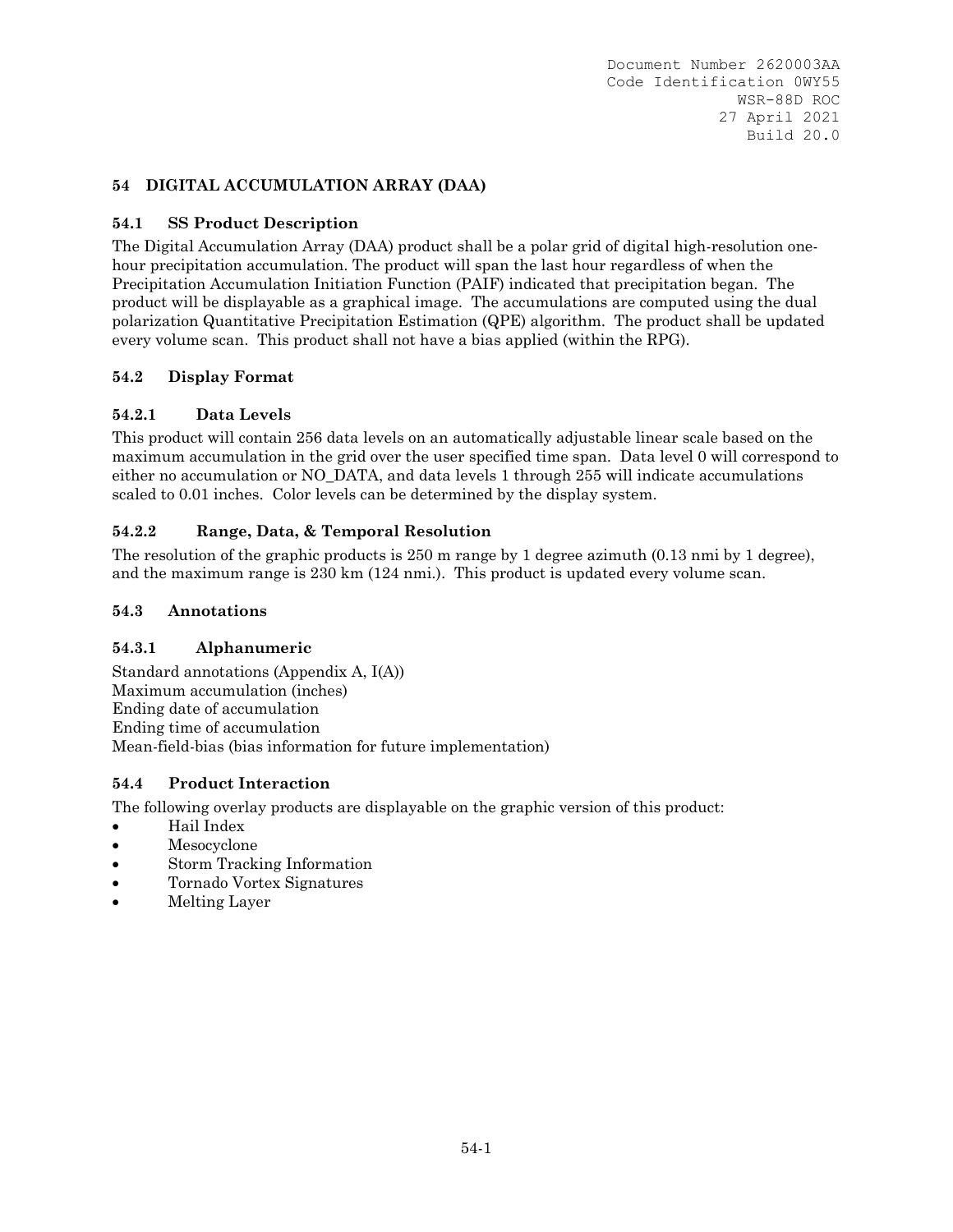## 54 DIGITAL ACCUMULATION ARRAY (DAA)

### 54.1 SS Product Description

The Digital Accumulation Array (DAA) product shall be a polar grid of digital high-resolution one-hour precipitation accumulation. The product will span the last hour regardless of when the Precipitation Accumulation Initiation Function (PAIF) indicated that precipitation began. The product will be displayable as a graphical image. The accumulations are computed using the dual polarization Quantitative Precipitation Estimation (QPE) algorithm. The product shall be updated every volume scan. This product shall not have a bias applied (within the RPG).

### 54.2 Display Format

#### 54.2.1 Data Levels

This product will contain 256 data levels on an automatically adjustable linear scale based on the maximum accumulation in the grid over the user specified time span. Data level 0 will correspond to either no accumulation or NO_DATA, and data levels 1 through 255 will indicate accumulations scaled to 0.01 inches. Color levels can be determined by the display system.

#### 54.2.2 Range, Data, & Temporal Resolution

The resolution of the graphic products is 250 m range by 1 degree azimuth (0.13 nmi by 1 degree), and the maximum range is 230 km (124 nmi.). This product is updated every volume scan.

### 54.3 Annotations

#### 54.3.1 Alphanumeric

Standard annotations (Appendix A, I(A))
Maximum accumulation (inches)
Ending date of accumulation
Ending time of accumulation
Mean-field-bias (bias information for future implementation)

### 54.4 Product Interaction

The following overlay products are displayable on the graphic version of this product:

- Hail Index
- Mesocyclone
- Storm Tracking Information
- Tornado Vortex Signatures
- Melting Layer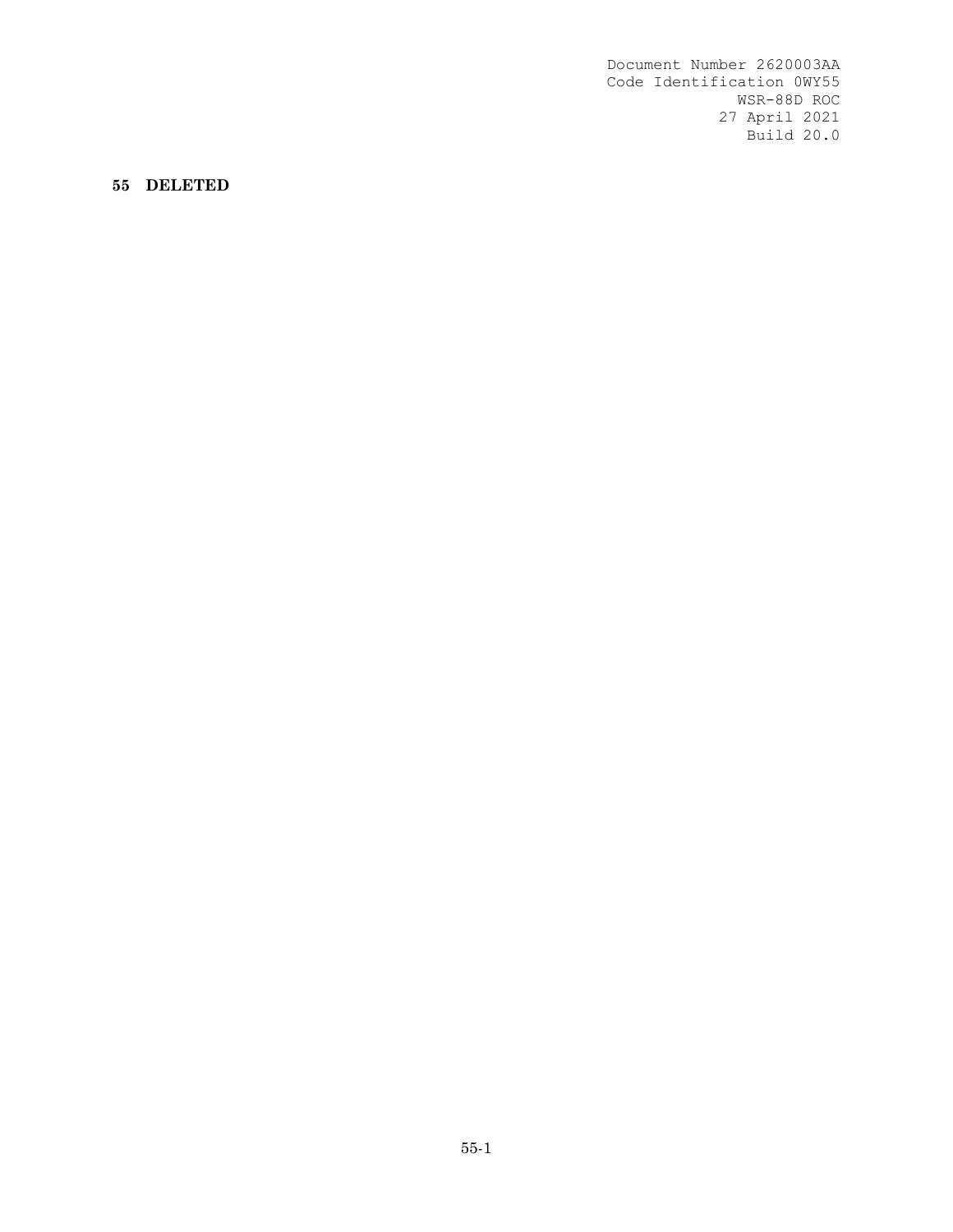# 55 DELETED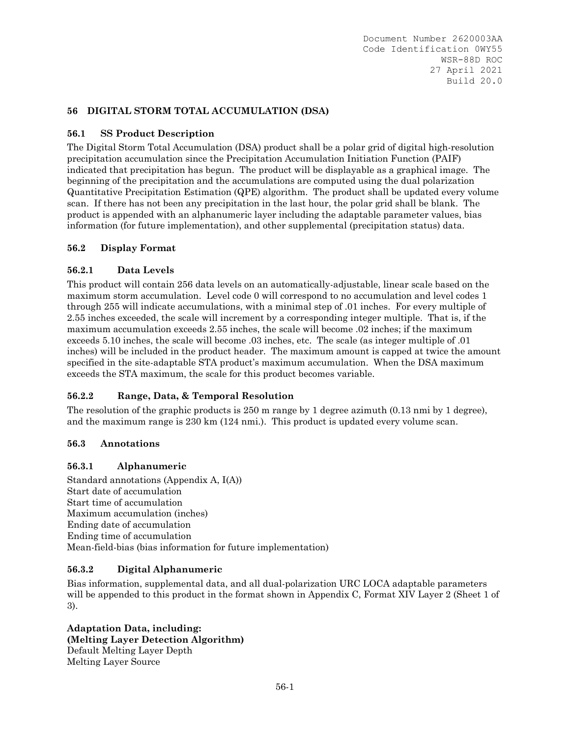## 56 DIGITAL STORM TOTAL ACCUMULATION (DSA)

### 56.1 SS Product Description

The Digital Storm Total Accumulation (DSA) product shall be a polar grid of digital high-resolution precipitation accumulation since the Precipitation Accumulation Initiation Function (PAIF) indicated that precipitation has begun. The product will be displayable as a graphical image. The beginning of the precipitation and the accumulations are computed using the dual polarization Quantitative Precipitation Estimation (QPE) algorithm. The product shall be updated every volume scan. If there has not been any precipitation in the last hour, the polar grid shall be blank. The product is appended with an alphanumeric layer including the adaptable parameter values, bias information (for future implementation), and other supplemental (precipitation status) data.

### 56.2 Display Format

#### 56.2.1 Data Levels

This product will contain 256 data levels on an automatically-adjustable, linear scale based on the maximum storm accumulation. Level code 0 will correspond to no accumulation and level codes 1 through 255 will indicate accumulations, with a minimal step of .01 inches. For every multiple of 2.55 inches exceeded, the scale will increment by a corresponding integer multiple. That is, if the maximum accumulation exceeds 2.55 inches, the scale will become .02 inches; if the maximum exceeds 5.10 inches, the scale will become .03 inches, etc. The scale (as integer multiple of .01 inches) will be included in the product header. The maximum amount is capped at twice the amount specified in the site-adaptable STA product's maximum accumulation. When the DSA maximum exceeds the STA maximum, the scale for this product becomes variable.

#### 56.2.2 Range, Data, & Temporal Resolution

The resolution of the graphic products is 250 m range by 1 degree azimuth (0.13 nmi by 1 degree), and the maximum range is 230 km (124 nmi.). This product is updated every volume scan.

### 56.3 Annotations

#### 56.3.1 Alphanumeric

Standard annotations (Appendix A, I(A))
Start date of accumulation
Start time of accumulation
Maximum accumulation (inches)
Ending date of accumulation
Ending time of accumulation
Mean-field-bias (bias information for future implementation)

#### 56.3.2 Digital Alphanumeric

Bias information, supplemental data, and all dual-polarization URC LOCA adaptable parameters will be appended to this product in the format shown in Appendix C, Format XIV Layer 2 (Sheet 1 of 3).

**Adaptation Data, including:**
**(Melting Layer Detection Algorithm)**
Default Melting Layer Depth
Melting Layer Source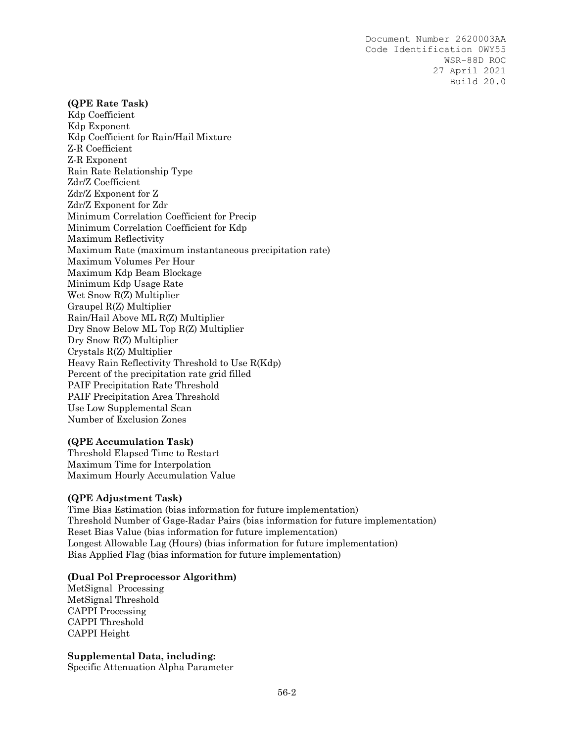**(QPE Rate Task)**
Kdp Coefficient
Kdp Exponent
Kdp Coefficient for Rain/Hail Mixture
Z-R Coefficient
Z-R Exponent
Rain Rate Relationship Type
Zdr/Z Coefficient
Zdr/Z Exponent for Z
Zdr/Z Exponent for Zdr
Minimum Correlation Coefficient for Precip
Minimum Correlation Coefficient for Kdp
Maximum Reflectivity
Maximum Rate (maximum instantaneous precipitation rate)
Maximum Volumes Per Hour
Maximum Kdp Beam Blockage
Minimum Kdp Usage Rate
Wet Snow R(Z) Multiplier
Graupel R(Z) Multiplier
Rain/Hail Above ML R(Z) Multiplier
Dry Snow Below ML Top R(Z) Multiplier
Dry Snow R(Z) Multiplier
Crystals R(Z) Multiplier
Heavy Rain Reflectivity Threshold to Use R(Kdp)
Percent of the precipitation rate grid filled
PAIF Precipitation Rate Threshold
PAIF Precipitation Area Threshold
Use Low Supplemental Scan
Number of Exclusion Zones

**(QPE Accumulation Task)**
Threshold Elapsed Time to Restart
Maximum Time for Interpolation
Maximum Hourly Accumulation Value

**(QPE Adjustment Task)**
Time Bias Estimation (bias information for future implementation)
Threshold Number of Gage-Radar Pairs (bias information for future implementation)
Reset Bias Value (bias information for future implementation)
Longest Allowable Lag (Hours) (bias information for future implementation)
Bias Applied Flag (bias information for future implementation)

**(Dual Pol Preprocessor Algorithm)**
MetSignal Processing
MetSignal Threshold
CAPPI Processing
CAPPI Threshold
CAPPI Height

**Supplemental Data, including:**
Specific Attenuation Alpha Parameter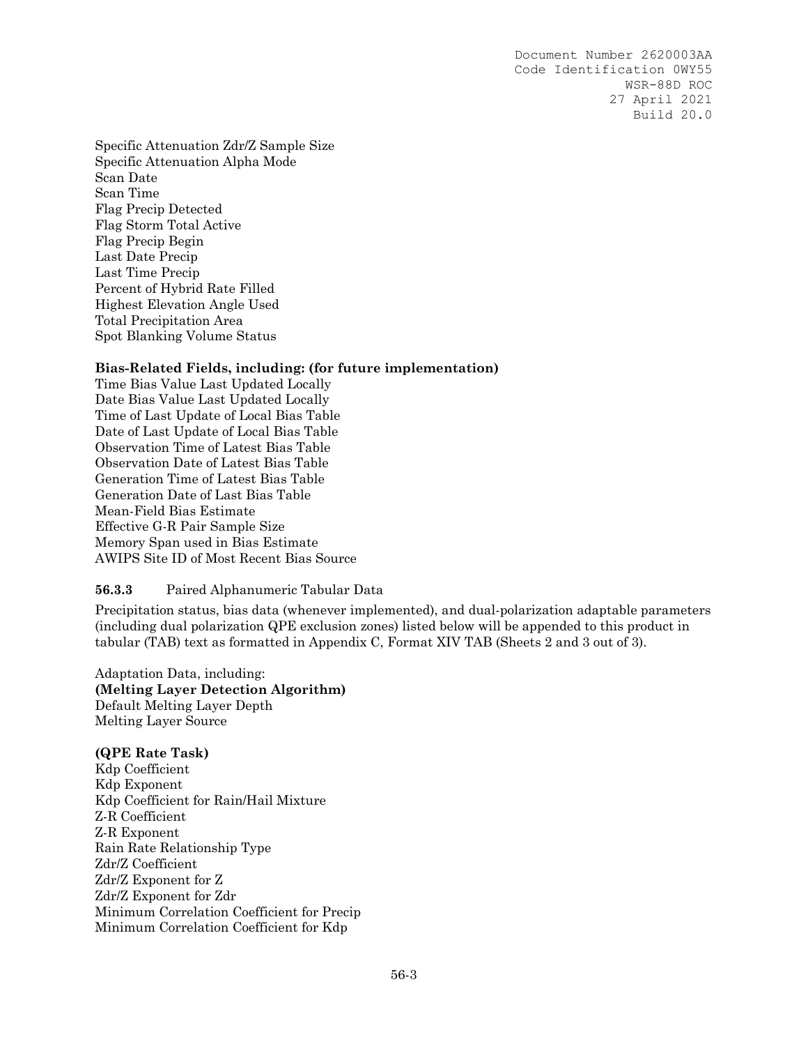Specific Attenuation Zdr/Z Sample Size
Specific Attenuation Alpha Mode
Scan Date
Scan Time
Flag Precip Detected
Flag Storm Total Active
Flag Precip Begin
Last Date Precip
Last Time Precip
Percent of Hybrid Rate Filled
Highest Elevation Angle Used
Total Precipitation Area
Spot Blanking Volume Status

**Bias-Related Fields, including: (for future implementation)**
Time Bias Value Last Updated Locally
Date Bias Value Last Updated Locally
Time of Last Update of Local Bias Table
Date of Last Update of Local Bias Table
Observation Time of Latest Bias Table
Observation Date of Latest Bias Table
Generation Time of Latest Bias Table
Generation Date of Last Bias Table
Mean-Field Bias Estimate
Effective G-R Pair Sample Size
Memory Span used in Bias Estimate
AWIPS Site ID of Most Recent Bias Source

### 56.3.3 Paired Alphanumeric Tabular Data

Precipitation status, bias data (whenever implemented), and dual-polarization adaptable parameters (including dual polarization QPE exclusion zones) listed below will be appended to this product in tabular (TAB) text as formatted in Appendix C, Format XIV TAB (Sheets 2 and 3 out of 3).

Adaptation Data, including:
**(Melting Layer Detection Algorithm)**
Default Melting Layer Depth
Melting Layer Source

**(QPE Rate Task)**
Kdp Coefficient
Kdp Exponent
Kdp Coefficient for Rain/Hail Mixture
Z-R Coefficient
Z-R Exponent
Rain Rate Relationship Type
Zdr/Z Coefficient
Zdr/Z Exponent for Z
Zdr/Z Exponent for Zdr
Minimum Correlation Coefficient for Precip
Minimum Correlation Coefficient for Kdp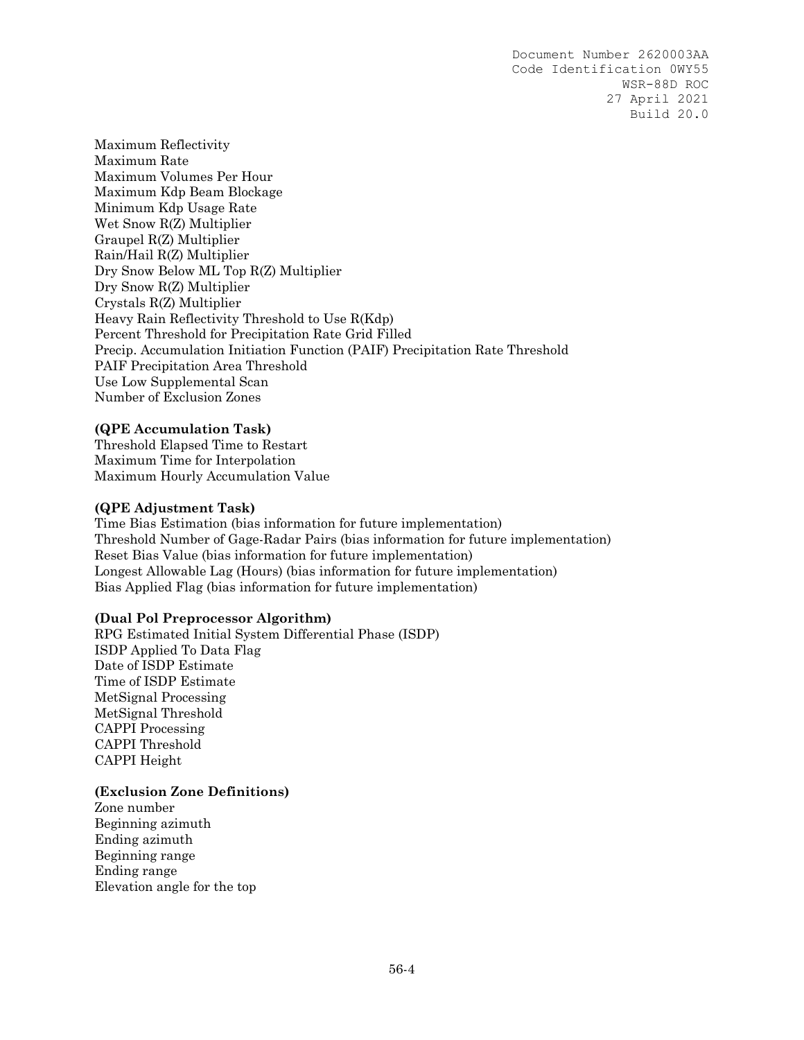Maximum Reflectivity
Maximum Rate
Maximum Volumes Per Hour
Maximum Kdp Beam Blockage
Minimum Kdp Usage Rate
Wet Snow R(Z) Multiplier
Graupel R(Z) Multiplier
Rain/Hail R(Z) Multiplier
Dry Snow Below ML Top R(Z) Multiplier
Dry Snow R(Z) Multiplier
Crystals R(Z) Multiplier
Heavy Rain Reflectivity Threshold to Use R(Kdp)
Percent Threshold for Precipitation Rate Grid Filled
Precip. Accumulation Initiation Function (PAIF) Precipitation Rate Threshold
PAIF Precipitation Area Threshold
Use Low Supplemental Scan
Number of Exclusion Zones

**(QPE Accumulation Task)**
Threshold Elapsed Time to Restart
Maximum Time for Interpolation
Maximum Hourly Accumulation Value

**(QPE Adjustment Task)**
Time Bias Estimation (bias information for future implementation)
Threshold Number of Gage-Radar Pairs (bias information for future implementation)
Reset Bias Value (bias information for future implementation)
Longest Allowable Lag (Hours) (bias information for future implementation)
Bias Applied Flag (bias information for future implementation)

**(Dual Pol Preprocessor Algorithm)**
RPG Estimated Initial System Differential Phase (ISDP)
ISDP Applied To Data Flag
Date of ISDP Estimate
Time of ISDP Estimate
MetSignal Processing
MetSignal Threshold
CAPPI Processing
CAPPI Threshold
CAPPI Height

**(Exclusion Zone Definitions)**
Zone number
Beginning azimuth
Ending azimuth
Beginning range
Ending range
Elevation angle for the top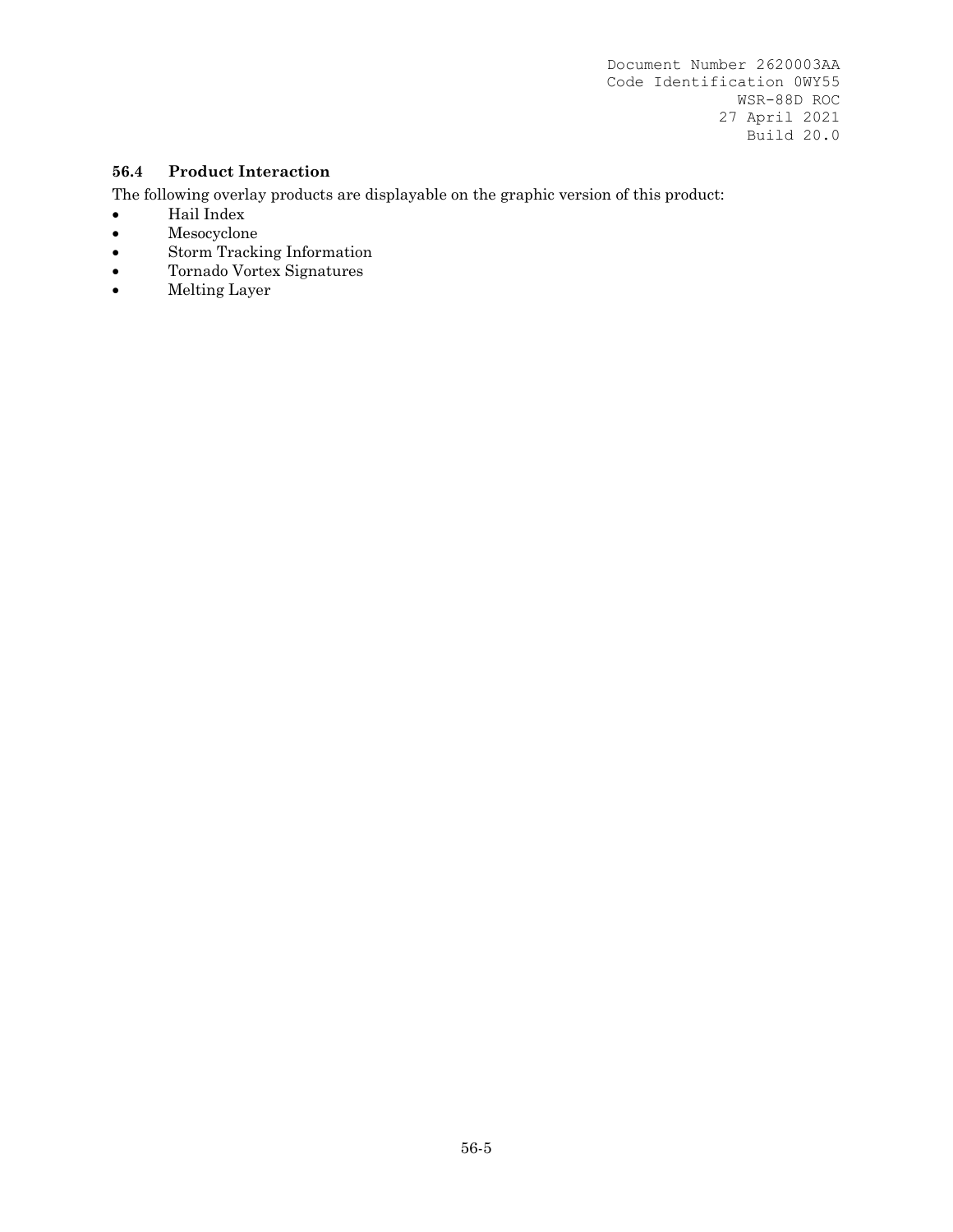### 56.4 Product Interaction

The following overlay products are displayable on the graphic version of this product:

- Hail Index
- Mesocyclone
- Storm Tracking Information
- Tornado Vortex Signatures
- Melting Layer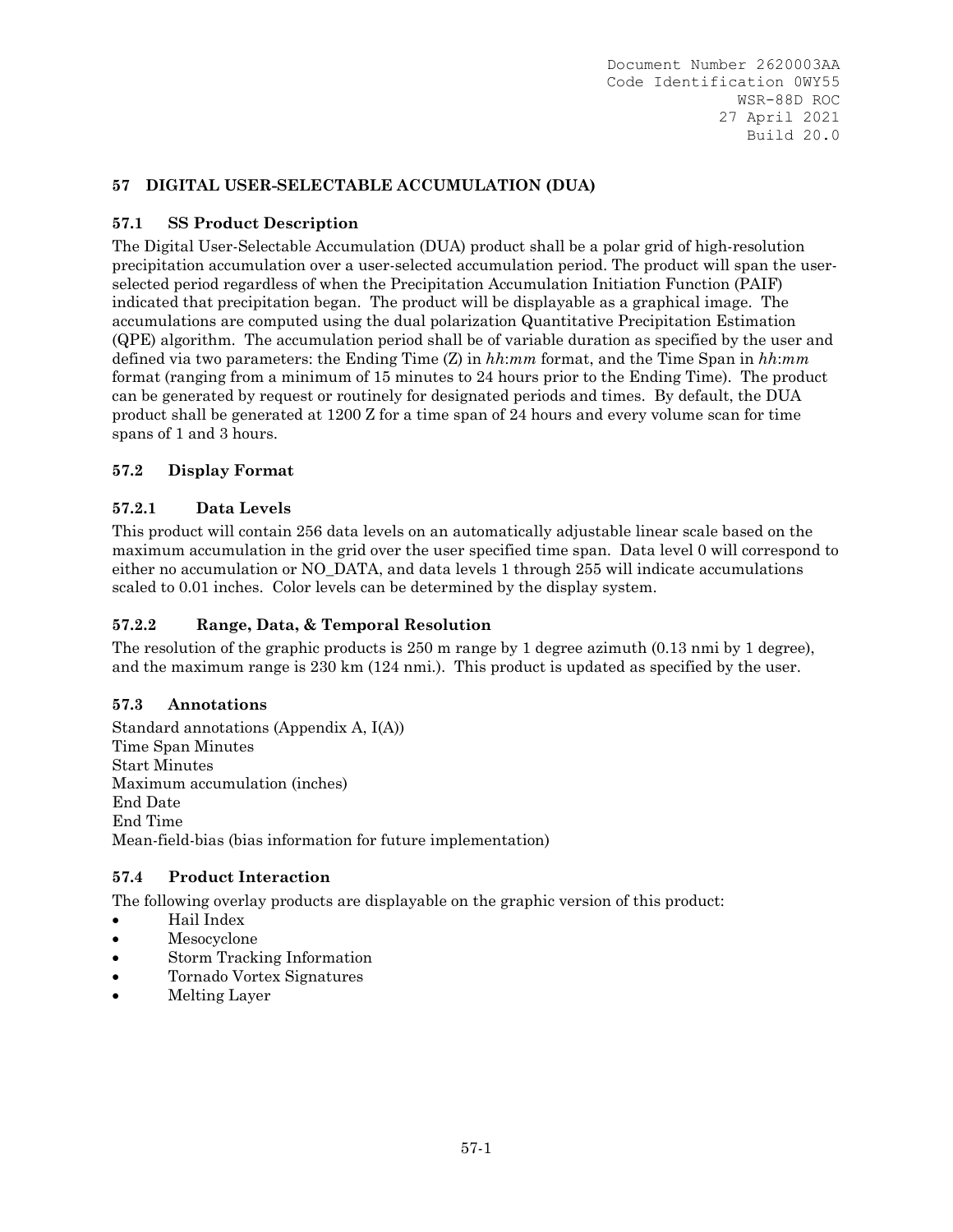# 57 DIGITAL USER-SELECTABLE ACCUMULATION (DUA)

## 57.1 SS Product Description

The Digital User-Selectable Accumulation (DUA) product shall be a polar grid of high-resolution precipitation accumulation over a user-selected accumulation period. The product will span the user-selected period regardless of when the Precipitation Accumulation Initiation Function (PAIF) indicated that precipitation began. The product will be displayable as a graphical image. The accumulations are computed using the dual polarization Quantitative Precipitation Estimation (QPE) algorithm. The accumulation period shall be of variable duration as specified by the user and defined via two parameters: the Ending Time (Z) in *hh*:*mm* format, and the Time Span in *hh*:*mm* format (ranging from a minimum of 15 minutes to 24 hours prior to the Ending Time). The product can be generated by request or routinely for designated periods and times. By default, the DUA product shall be generated at 1200 Z for a time span of 24 hours and every volume scan for time spans of 1 and 3 hours.

## 57.2 Display Format

### 57.2.1 Data Levels

This product will contain 256 data levels on an automatically adjustable linear scale based on the maximum accumulation in the grid over the user specified time span. Data level 0 will correspond to either no accumulation or NO_DATA, and data levels 1 through 255 will indicate accumulations scaled to 0.01 inches. Color levels can be determined by the display system.

### 57.2.2 Range, Data, & Temporal Resolution

The resolution of the graphic products is 250 m range by 1 degree azimuth (0.13 nmi by 1 degree), and the maximum range is 230 km (124 nmi.). This product is updated as specified by the user.

## 57.3 Annotations

Standard annotations (Appendix A, I(A))
Time Span Minutes
Start Minutes
Maximum accumulation (inches)
End Date
End Time
Mean-field-bias (bias information for future implementation)

## 57.4 Product Interaction

The following overlay products are displayable on the graphic version of this product:

- Hail Index
- Mesocyclone
- Storm Tracking Information
- Tornado Vortex Signatures
- Melting Layer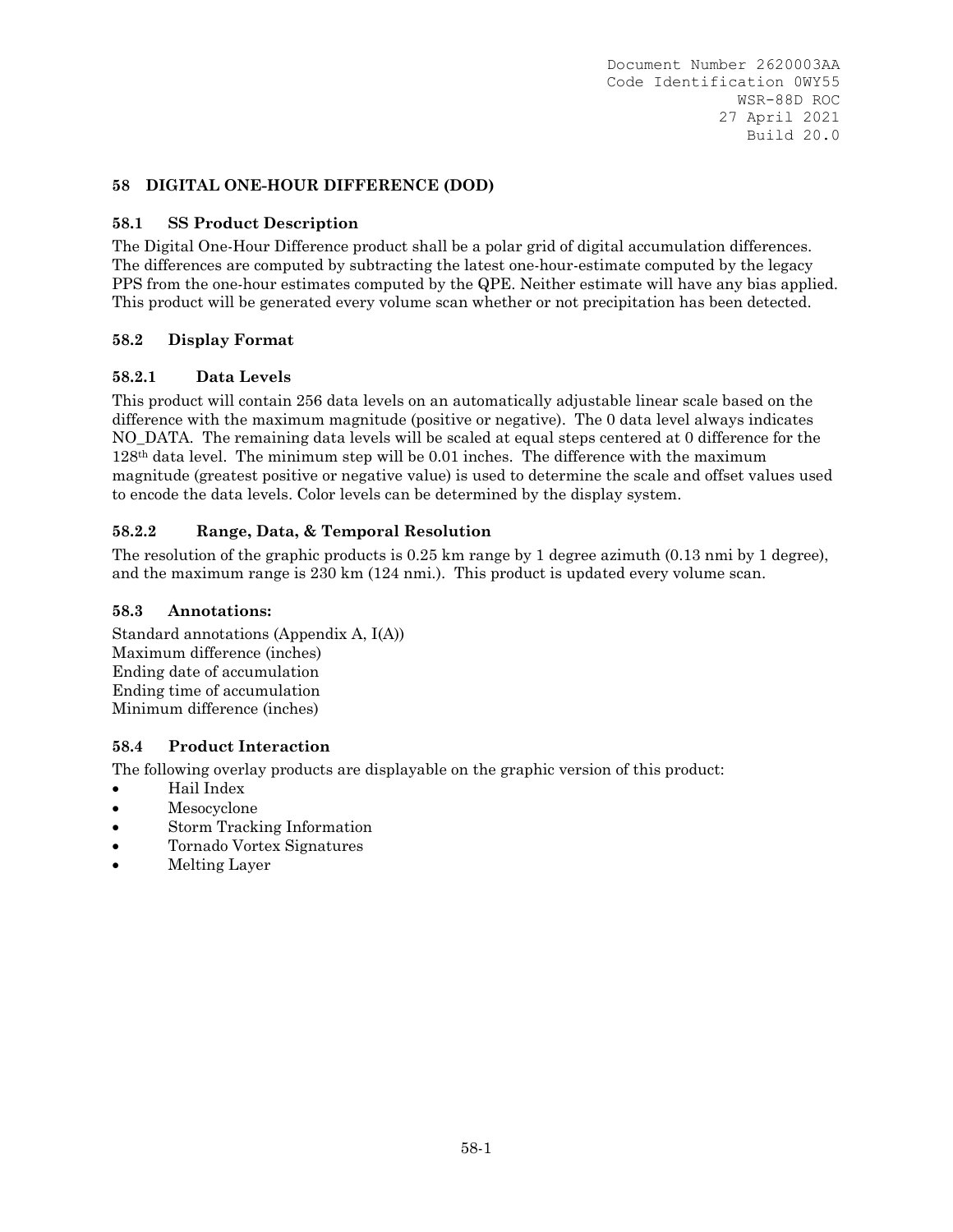# 58 DIGITAL ONE-HOUR DIFFERENCE (DOD)

## 58.1 SS Product Description

The Digital One-Hour Difference product shall be a polar grid of digital accumulation differences. The differences are computed by subtracting the latest one-hour-estimate computed by the legacy PPS from the one-hour estimates computed by the QPE. Neither estimate will have any bias applied. This product will be generated every volume scan whether or not precipitation has been detected.

## 58.2 Display Format

### 58.2.1 Data Levels

This product will contain 256 data levels on an automatically adjustable linear scale based on the difference with the maximum magnitude (positive or negative). The 0 data level always indicates NO_DATA. The remaining data levels will be scaled at equal steps centered at 0 difference for the 128th data level. The minimum step will be 0.01 inches. The difference with the maximum magnitude (greatest positive or negative value) is used to determine the scale and offset values used to encode the data levels. Color levels can be determined by the display system.

### 58.2.2 Range, Data, & Temporal Resolution

The resolution of the graphic products is 0.25 km range by 1 degree azimuth (0.13 nmi by 1 degree), and the maximum range is 230 km (124 nmi.). This product is updated every volume scan.

## 58.3 Annotations:

Standard annotations (Appendix A, I(A))
Maximum difference (inches)
Ending date of accumulation
Ending time of accumulation
Minimum difference (inches)

## 58.4 Product Interaction

The following overlay products are displayable on the graphic version of this product:

- Hail Index
- Mesocyclone
- Storm Tracking Information
- Tornado Vortex Signatures
- Melting Layer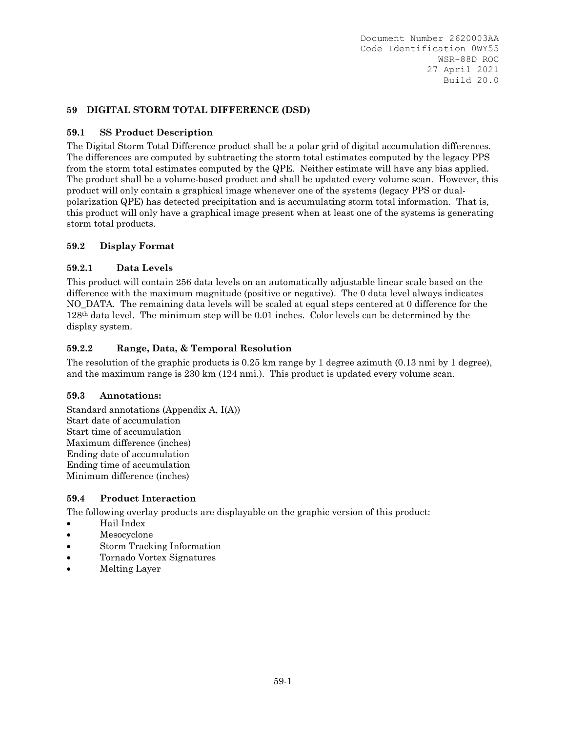# 59 DIGITAL STORM TOTAL DIFFERENCE (DSD)

## 59.1 SS Product Description

The Digital Storm Total Difference product shall be a polar grid of digital accumulation differences. The differences are computed by subtracting the storm total estimates computed by the legacy PPS from the storm total estimates computed by the QPE. Neither estimate will have any bias applied. The product shall be a volume-based product and shall be updated every volume scan. However, this product will only contain a graphical image whenever one of the systems (legacy PPS or dual-polarization QPE) has detected precipitation and is accumulating storm total information. That is, this product will only have a graphical image present when at least one of the systems is generating storm total products.

## 59.2 Display Format

### 59.2.1 Data Levels

This product will contain 256 data levels on an automatically adjustable linear scale based on the difference with the maximum magnitude (positive or negative). The 0 data level always indicates NO_DATA. The remaining data levels will be scaled at equal steps centered at 0 difference for the 128th data level. The minimum step will be 0.01 inches. Color levels can be determined by the display system.

### 59.2.2 Range, Data, & Temporal Resolution

The resolution of the graphic products is 0.25 km range by 1 degree azimuth (0.13 nmi by 1 degree), and the maximum range is 230 km (124 nmi.). This product is updated every volume scan.

## 59.3 Annotations:

Standard annotations (Appendix A, I(A))
Start date of accumulation
Start time of accumulation
Maximum difference (inches)
Ending date of accumulation
Ending time of accumulation
Minimum difference (inches)

## 59.4 Product Interaction

The following overlay products are displayable on the graphic version of this product:

- Hail Index
- Mesocyclone
- Storm Tracking Information
- Tornado Vortex Signatures
- Melting Layer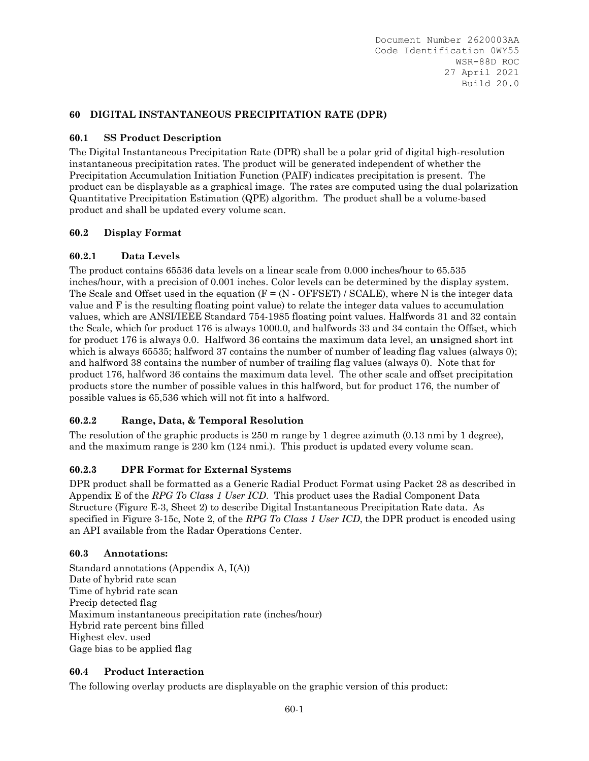# 60 DIGITAL INSTANTANEOUS PRECIPITATION RATE (DPR)

## 60.1 SS Product Description

The Digital Instantaneous Precipitation Rate (DPR) shall be a polar grid of digital high-resolution instantaneous precipitation rates. The product will be generated independent of whether the Precipitation Accumulation Initiation Function (PAIF) indicates precipitation is present. The product can be displayable as a graphical image. The rates are computed using the dual polarization Quantitative Precipitation Estimation (QPE) algorithm. The product shall be a volume-based product and shall be updated every volume scan.

## 60.2 Display Format

### 60.2.1 Data Levels

The product contains 65536 data levels on a linear scale from 0.000 inches/hour to 65.535 inches/hour, with a precision of 0.001 inches. Color levels can be determined by the display system. The Scale and Offset used in the equation (F = (N - OFFSET) / SCALE), where N is the integer data value and F is the resulting floating point value) to relate the integer data values to accumulation values, which are ANSI/IEEE Standard 754-1985 floating point values. Halfwords 31 and 32 contain the Scale, which for product 176 is always 1000.0, and halfwords 33 and 34 contain the Offset, which for product 176 is always 0.0. Halfword 36 contains the maximum data level, an **un**signed short int which is always 65535; halfword 37 contains the number of number of leading flag values (always 0); and halfword 38 contains the number of number of trailing flag values (always 0). Note that for product 176, halfword 36 contains the maximum data level. The other scale and offset precipitation products store the number of possible values in this halfword, but for product 176, the number of possible values is 65,536 which will not fit into a halfword.

### 60.2.2 Range, Data, & Temporal Resolution

The resolution of the graphic products is 250 m range by 1 degree azimuth (0.13 nmi by 1 degree), and the maximum range is 230 km (124 nmi.). This product is updated every volume scan.

### 60.2.3 DPR Format for External Systems

DPR product shall be formatted as a Generic Radial Product Format using Packet 28 as described in Appendix E of the *RPG To Class 1 User ICD*. This product uses the Radial Component Data Structure (Figure E-3, Sheet 2) to describe Digital Instantaneous Precipitation Rate data. As specified in Figure 3-15c, Note 2, of the *RPG To Class 1 User ICD*, the DPR product is encoded using an API available from the Radar Operations Center.

## 60.3 Annotations:

Standard annotations (Appendix A, I(A))
Date of hybrid rate scan
Time of hybrid rate scan
Precip detected flag
Maximum instantaneous precipitation rate (inches/hour)
Hybrid rate percent bins filled
Highest elev. used
Gage bias to be applied flag

## 60.4 Product Interaction

The following overlay products are displayable on the graphic version of this product: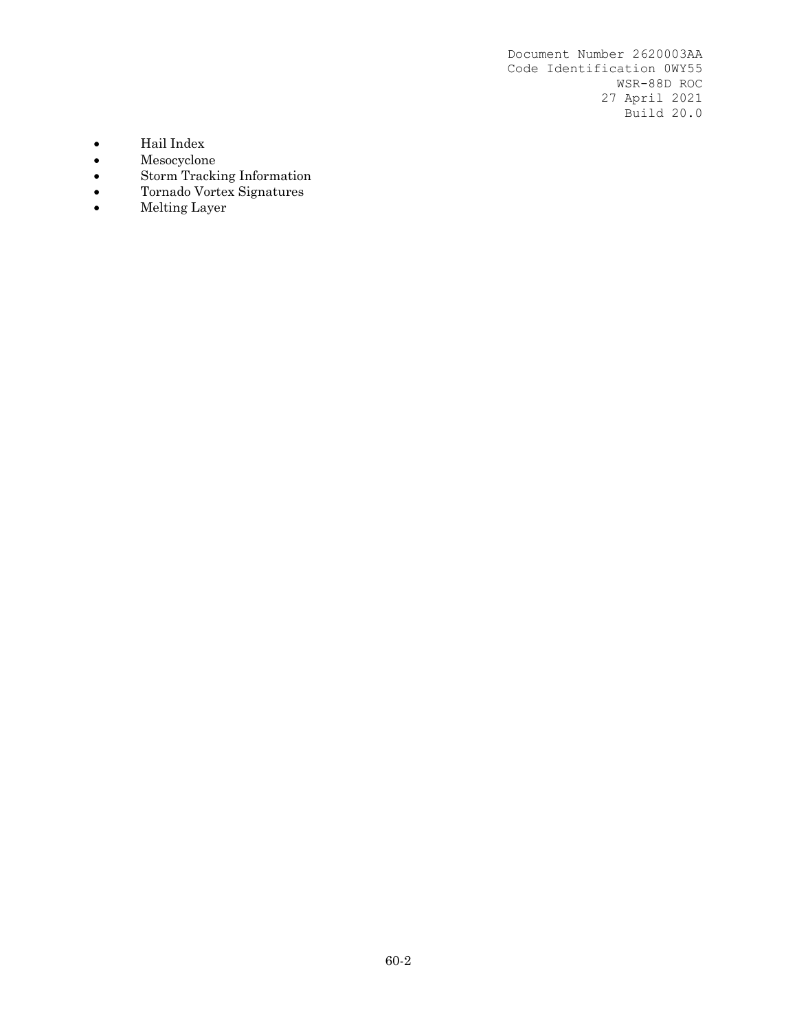- Hail Index
- Mesocyclone
- Storm Tracking Information
- Tornado Vortex Signatures
- Melting Layer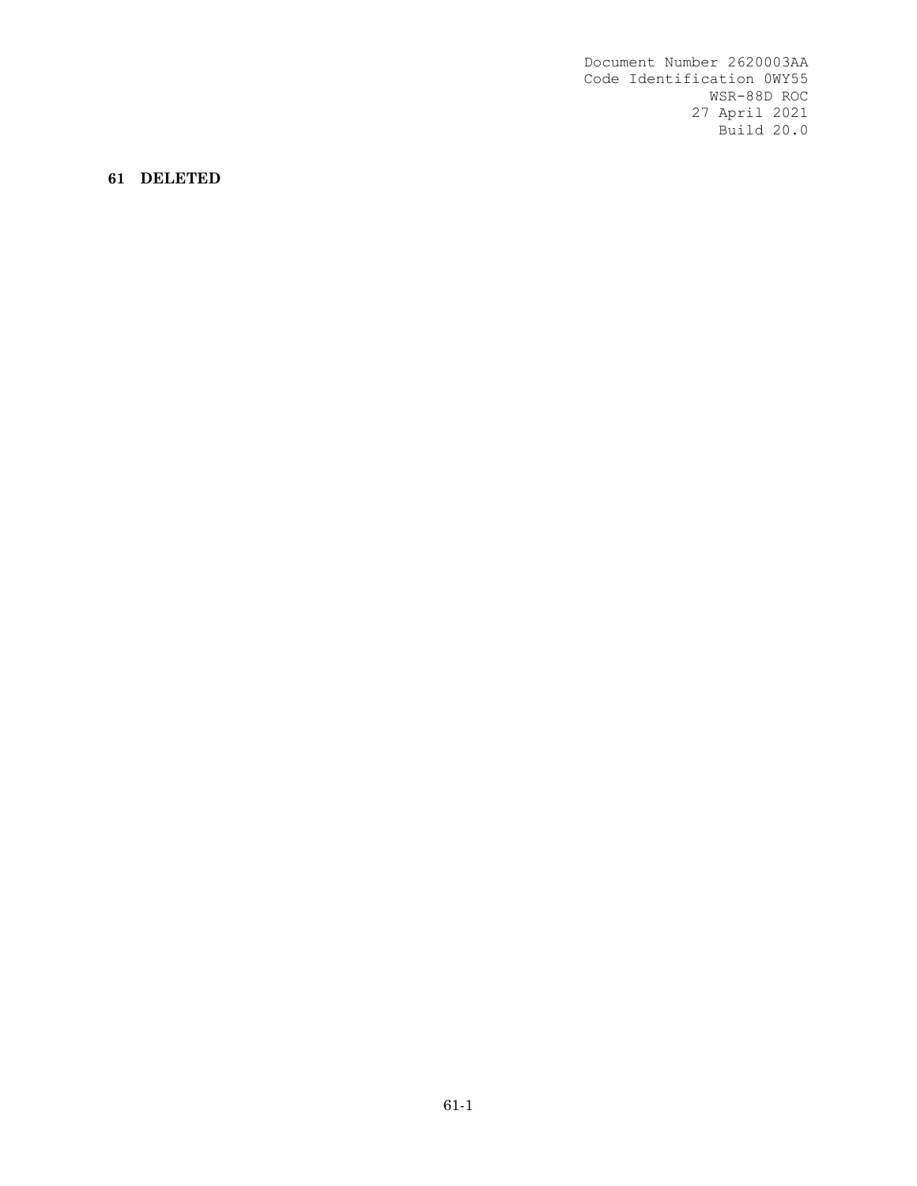# 61 DELETED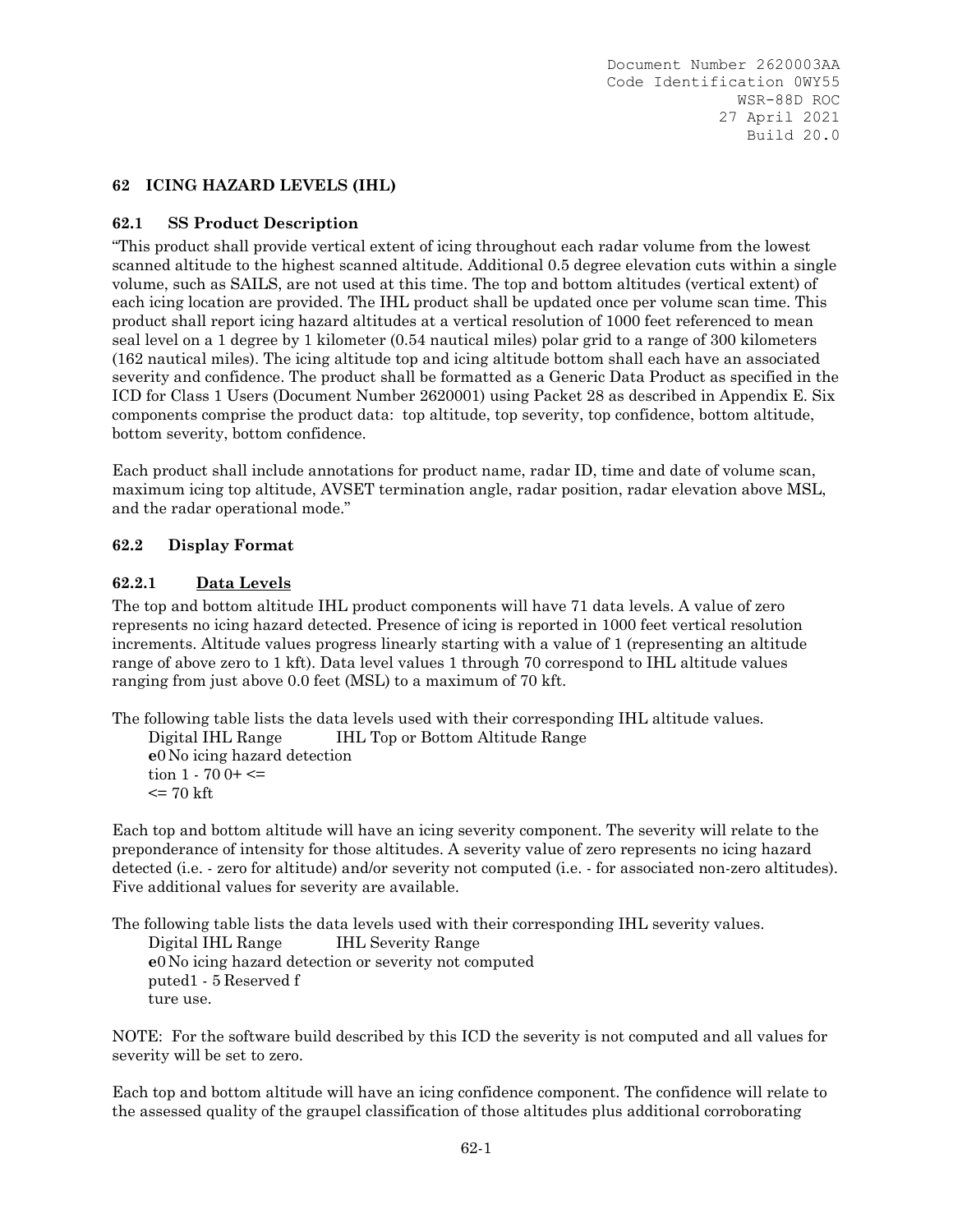## 62 ICING HAZARD LEVELS (IHL)

### 62.1 SS Product Description

"This product shall provide vertical extent of icing throughout each radar volume from the lowest scanned altitude to the highest scanned altitude. Additional 0.5 degree elevation cuts within a single volume, such as SAILS, are not used at this time. The top and bottom altitudes (vertical extent) of each icing location are provided. The IHL product shall be updated once per volume scan time. This product shall report icing hazard altitudes at a vertical resolution of 1000 feet referenced to mean seal level on a 1 degree by 1 kilometer (0.54 nautical miles) polar grid to a range of 300 kilometers (162 nautical miles). The icing altitude top and icing altitude bottom shall each have an associated severity and confidence. The product shall be formatted as a Generic Data Product as specified in the ICD for Class 1 Users (Document Number 2620001) using Packet 28 as described in Appendix E. Six components comprise the product data: top altitude, top severity, top confidence, bottom altitude, bottom severity, bottom confidence.

Each product shall include annotations for product name, radar ID, time and date of volume scan, maximum icing top altitude, AVSET termination angle, radar position, radar elevation above MSL, and the radar operational mode."

### 62.2 Display Format

#### 62.2.1 Data Levels

The top and bottom altitude IHL product components will have 71 data levels. A value of zero represents no icing hazard detected. Presence of icing is reported in 1000 feet vertical resolution increments. Altitude values progress linearly starting with a value of 1 (representing an altitude range of above zero to 1 kft). Data level values 1 through 70 correspond to IHL altitude values ranging from just above 0.0 feet (MSL) to a maximum of 70 kft.

The following table lists the data levels used with their corresponding IHL altitude values.

| Digital IHL Range | IHL Top or Bottom Altitude Range |
|---|---|
| 0 | No icing hazard detection |
| 1 - 70 | 0+ <= <= 70 kft |

Each top and bottom altitude will have an icing severity component. The severity will relate to the preponderance of intensity for those altitudes. A severity value of zero represents no icing hazard detected (i.e. - zero for altitude) and/or severity not computed (i.e. - for associated non-zero altitudes). Five additional values for severity are available.

The following table lists the data levels used with their corresponding IHL severity values.

| Digital IHL Range | IHL Severity Range |
|---|---|
| 0 | No icing hazard detection or severity not computed |
| 1 - 5 | Reserved for future use. |

NOTE: For the software build described by this ICD the severity is not computed and all values for severity will be set to zero.

Each top and bottom altitude will have an icing confidence component. The confidence will relate to the assessed quality of the graupel classification of those altitudes plus additional corroborating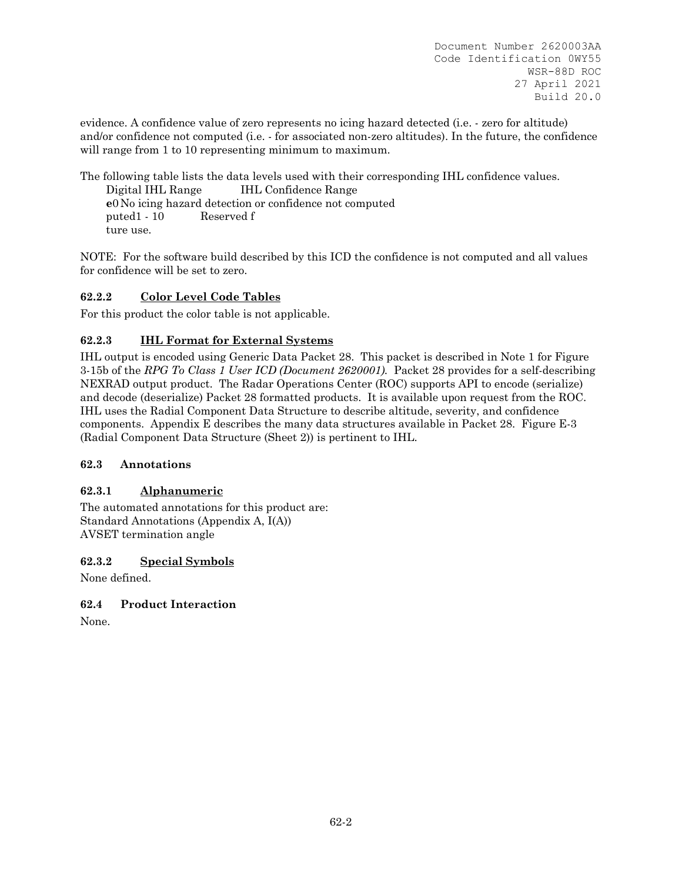evidence. A confidence value of zero represents no icing hazard detected (i.e. - zero for altitude) and/or confidence not computed (i.e. - for associated non-zero altitudes). In the future, the confidence will range from 1 to 10 representing minimum to maximum.

The following table lists the data levels used with their corresponding IHL confidence values.

| Digital IHL Range | IHL Confidence Range |
|---|---|
| e0 | No icing hazard detection or confidence not computed |
| puted1 - 10 | Reserved f ture use. |

NOTE: For the software build described by this ICD the confidence is not computed and all values for confidence will be set to zero.

### 62.2.2 Color Level Code Tables

For this product the color table is not applicable.

### 62.2.3 IHL Format for External Systems

IHL output is encoded using Generic Data Packet 28. This packet is described in Note 1 for Figure 3-15b of the *RPG To Class 1 User ICD (Document 2620001)*. Packet 28 provides for a self-describing NEXRAD output product. The Radar Operations Center (ROC) supports API to encode (serialize) and decode (deserialize) Packet 28 formatted products. It is available upon request from the ROC. IHL uses the Radial Component Data Structure to describe altitude, severity, and confidence components. Appendix E describes the many data structures available in Packet 28. Figure E-3 (Radial Component Data Structure (Sheet 2)) is pertinent to IHL.

## 62.3 Annotations

### 62.3.1 Alphanumeric

The automated annotations for this product are:
Standard Annotations (Appendix A, I(A))
AVSET termination angle

### 62.3.2 Special Symbols

None defined.

## 62.4 Product Interaction

None.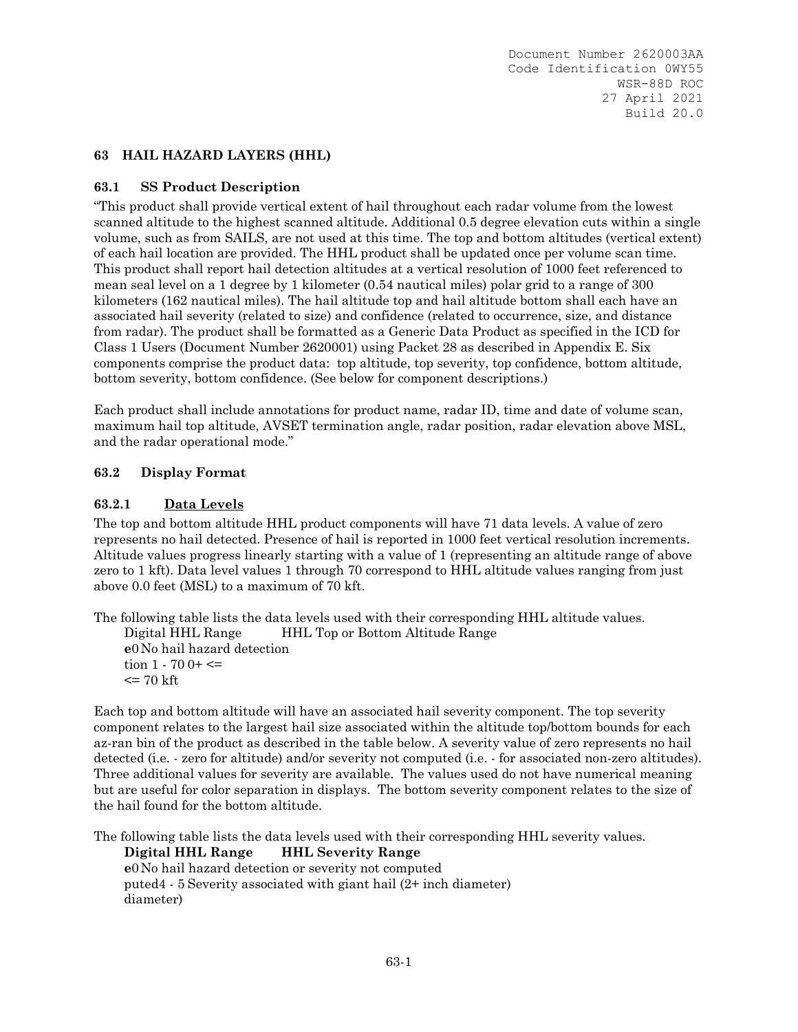## 63 HAIL HAZARD LAYERS (HHL)

### 63.1 SS Product Description

"This product shall provide vertical extent of hail throughout each radar volume from the lowest scanned altitude to the highest scanned altitude. Additional 0.5 degree elevation cuts within a single volume, such as from SAILS, are not used at this time. The top and bottom altitudes (vertical extent) of each hail location are provided. The HHL product shall be updated once per volume scan time. This product shall report hail detection altitudes at a vertical resolution of 1000 feet referenced to mean seal level on a 1 degree by 1 kilometer (0.54 nautical miles) polar grid to a range of 300 kilometers (162 nautical miles). The hail altitude top and hail altitude bottom shall each have an associated hail severity (related to size) and confidence (related to occurrence, size, and distance from radar). The product shall be formatted as a Generic Data Product as specified in the ICD for Class 1 Users (Document Number 2620001) using Packet 28 as described in Appendix E. Six components comprise the product data: top altitude, top severity, top confidence, bottom altitude, bottom severity, bottom confidence. (See below for component descriptions.)

Each product shall include annotations for product name, radar ID, time and date of volume scan, maximum hail top altitude, AVSET termination angle, radar position, radar elevation above MSL, and the radar operational mode."

### 63.2 Display Format

#### 63.2.1 Data Levels

The top and bottom altitude HHL product components will have 71 data levels. A value of zero represents no hail detected. Presence of hail is reported in 1000 feet vertical resolution increments. Altitude values progress linearly starting with a value of 1 (representing an altitude range of above zero to 1 kft). Data level values 1 through 70 correspond to HHL altitude values ranging from just above 0.0 feet (MSL) to a maximum of 70 kft.

The following table lists the data levels used with their corresponding HHL altitude values.

| Digital HHL Range | HHL Top or Bottom Altitude Range |
|---|---|
| 0 | No hail hazard detection |
| 1 - 70 | 0+ <= <= 70 kft |

Each top and bottom altitude will have an associated hail severity component. The top severity component relates to the largest hail size associated within the altitude top/bottom bounds for each az-ran bin of the product as described in the table below. A severity value of zero represents no hail detected (i.e. - zero for altitude) and/or severity not computed (i.e. - for associated non-zero altitudes). Three additional values for severity are available. The values used do not have numerical meaning but are useful for color separation in displays. The bottom severity component relates to the size of the hail found for the bottom altitude.

The following table lists the data levels used with their corresponding HHL severity values.

| **Digital HHL Range** | **HHL Severity Range** |
|---|---|
| 0 | No hail hazard detection or severity not computed |
| 4 - 5 | Severity associated with giant hail (2+ inch diameter) |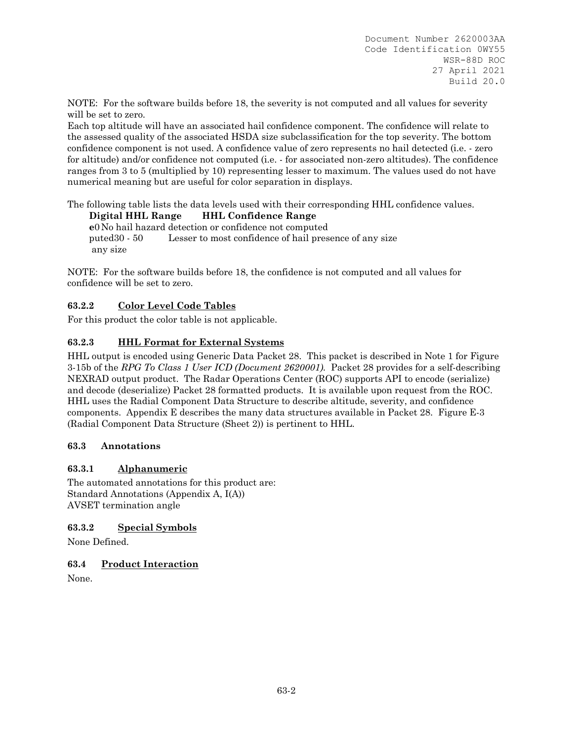NOTE: For the software builds before 18, the severity is not computed and all values for severity will be set to zero.

Each top altitude will have an associated hail confidence component. The confidence will relate to the assessed quality of the associated HSDA size subclassification for the top severity. The bottom confidence component is not used. A confidence value of zero represents no hail detected (i.e. - zero for altitude) and/or confidence not computed (i.e. - for associated non-zero altitudes). The confidence ranges from 3 to 5 (multiplied by 10) representing lesser to maximum. The values used do not have numerical meaning but are useful for color separation in displays.

The following table lists the data levels used with their corresponding HHL confidence values.

| Digital HHL Range | HHL Confidence Range |
|---|---|
| 0 | No hail hazard detection or confidence not computed |
| 30 - 50 | Lesser to most confidence of hail presence of any size |

NOTE: For the software builds before 18, the confidence is not computed and all values for confidence will be set to zero.

### 63.2.2 Color Level Code Tables

For this product the color table is not applicable.

### 63.2.3 HHL Format for External Systems

HHL output is encoded using Generic Data Packet 28. This packet is described in Note 1 for Figure 3-15b of the *RPG To Class 1 User ICD (Document 2620001).* Packet 28 provides for a self-describing NEXRAD output product. The Radar Operations Center (ROC) supports API to encode (serialize) and decode (deserialize) Packet 28 formatted products. It is available upon request from the ROC. HHL uses the Radial Component Data Structure to describe altitude, severity, and confidence components. Appendix E describes the many data structures available in Packet 28. Figure E-3 (Radial Component Data Structure (Sheet 2)) is pertinent to HHL.

## 63.3 Annotations

### 63.3.1 Alphanumeric

The automated annotations for this product are:
Standard Annotations (Appendix A, I(A))
AVSET termination angle

### 63.3.2 Special Symbols

None Defined.

## 63.4 Product Interaction

None.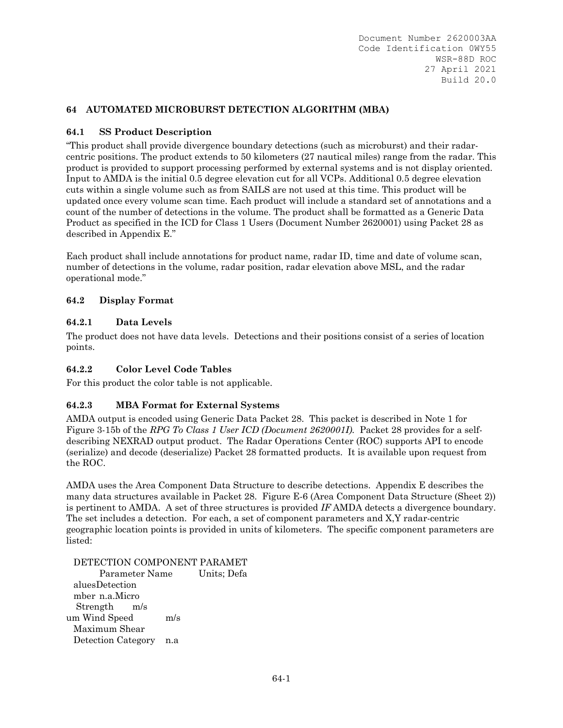# 64 AUTOMATED MICROBURST DETECTION ALGORITHM (MBA)

## 64.1 SS Product Description

"This product shall provide divergence boundary detections (such as microburst) and their radar-centric positions. The product extends to 50 kilometers (27 nautical miles) range from the radar. This product is provided to support processing performed by external systems and is not display oriented. Input to AMDA is the initial 0.5 degree elevation cut for all VCPs. Additional 0.5 degree elevation cuts within a single volume such as from SAILS are not used at this time. This product will be updated once every volume scan time. Each product will include a standard set of annotations and a count of the number of detections in the volume. The product shall be formatted as a Generic Data Product as specified in the ICD for Class 1 Users (Document Number 2620001) using Packet 28 as described in Appendix E."

Each product shall include annotations for product name, radar ID, time and date of volume scan, number of detections in the volume, radar position, radar elevation above MSL, and the radar operational mode."

## 64.2 Display Format

### 64.2.1 Data Levels

The product does not have data levels. Detections and their positions consist of a series of location points.

### 64.2.2 Color Level Code Tables

For this product the color table is not applicable.

### 64.2.3 MBA Format for External Systems

AMDA output is encoded using Generic Data Packet 28. This packet is described in Note 1 for Figure 3-15b of the *RPG To Class 1 User ICD (Document 2620001I).* Packet 28 provides for a self-describing NEXRAD output product. The Radar Operations Center (ROC) supports API to encode (serialize) and decode (deserialize) Packet 28 formatted products. It is available upon request from the ROC.

AMDA uses the Area Component Data Structure to describe detections. Appendix E describes the many data structures available in Packet 28. Figure E-6 (Area Component Data Structure (Sheet 2)) is pertinent to AMDA. A set of three structures is provided *IF* AMDA detects a divergence boundary. The set includes a detection. For each, a set of component parameters and X,Y radar-centric geographic location points is provided in units of kilometers. The specific component parameters are listed:

DETECTION COMPONENT PARAMET

| Parameter Name | Units; Defa |
|---|---|
| aluesDetection | |
| mber | n.a.Micro |
| Strength | m/s |
| um Wind Speed | m/s |
| Maximum Shear | |
| Detection Category | n.a |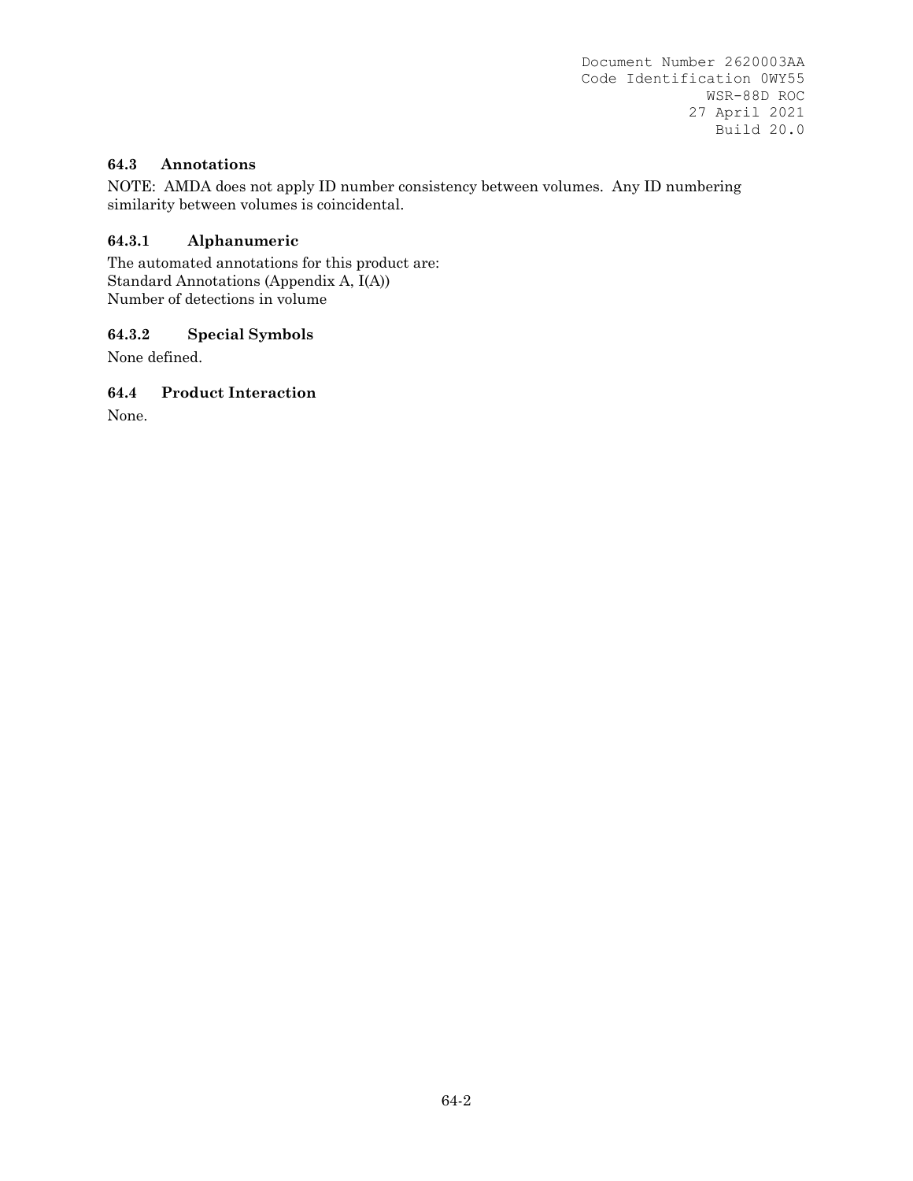### 64.3 Annotations

NOTE: AMDA does not apply ID number consistency between volumes. Any ID numbering similarity between volumes is coincidental.

#### 64.3.1 Alphanumeric

The automated annotations for this product are:
Standard Annotations (Appendix A, I(A))
Number of detections in volume

#### 64.3.2 Special Symbols

None defined.

### 64.4 Product Interaction

None.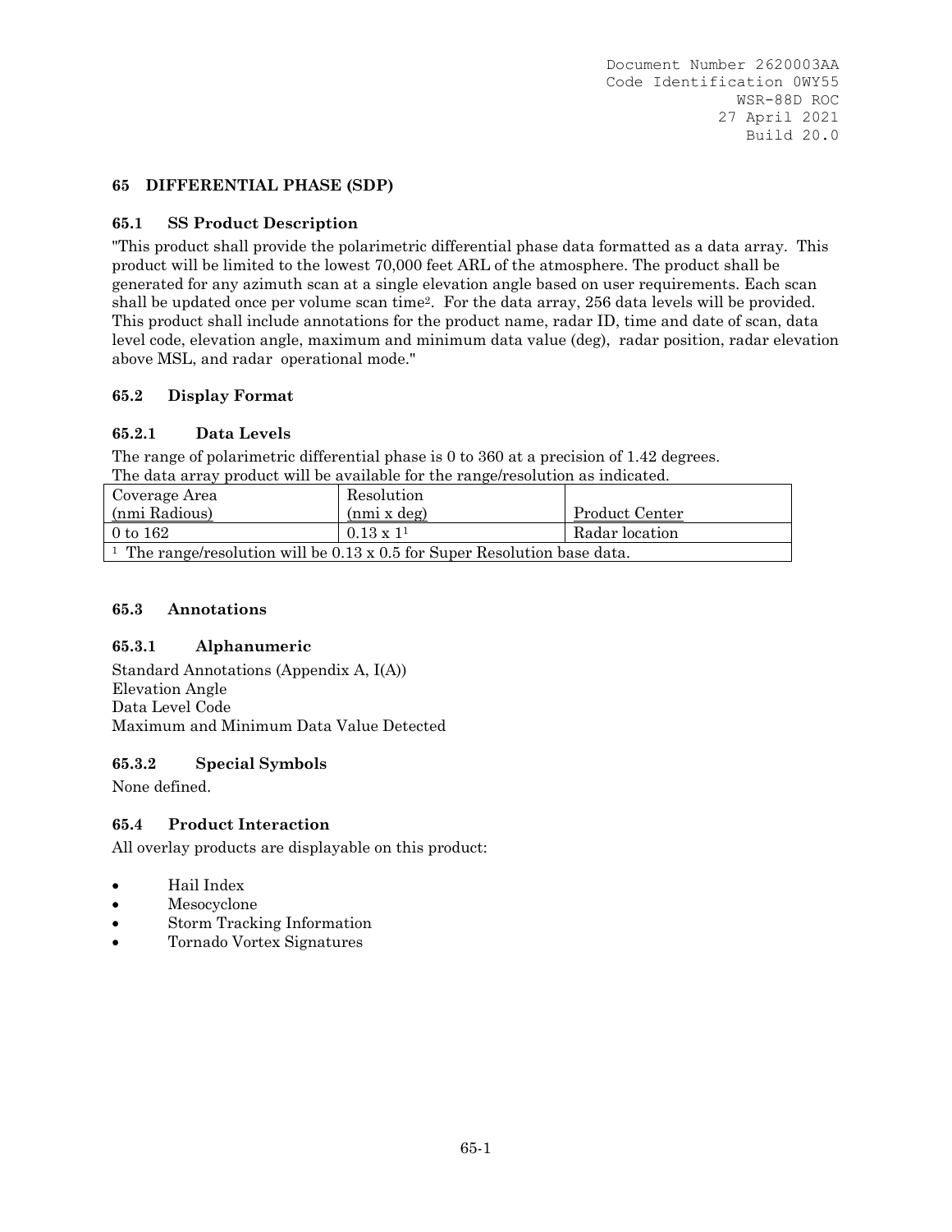## 65 DIFFERENTIAL PHASE (SDP)

### 65.1 SS Product Description

"This product shall provide the polarimetric differential phase data formatted as a data array. This product will be limited to the lowest 70,000 feet ARL of the atmosphere. The product shall be generated for any azimuth scan at a single elevation angle based on user requirements. Each scan shall be updated once per volume scan time[2]. For the data array, 256 data levels will be provided. This product shall include annotations for the product name, radar ID, time and date of scan, data level code, elevation angle, maximum and minimum data value (deg), radar position, radar elevation above MSL, and radar operational mode."

### 65.2 Display Format

#### 65.2.1 Data Levels

The range of polarimetric differential phase is 0 to 360 at a precision of 1.42 degrees.
The data array product will be available for the range/resolution as indicated.

| Coverage Area (nmi Radious) | Resolution (nmi x deg) | Product Center |
|---|---|---|
| 0 to 162 | 0.13 x 1[1] | Radar location |
| [1] The range/resolution will be 0.13 x 0.5 for Super Resolution base data. | | |

### 65.3 Annotations

#### 65.3.1 Alphanumeric

Standard Annotations (Appendix A, I(A))
Elevation Angle
Data Level Code
Maximum and Minimum Data Value Detected

#### 65.3.2 Special Symbols

None defined.

### 65.4 Product Interaction

All overlay products are displayable on this product:

- Hail Index
- Mesocyclone
- Storm Tracking Information
- Tornado Vortex Signatures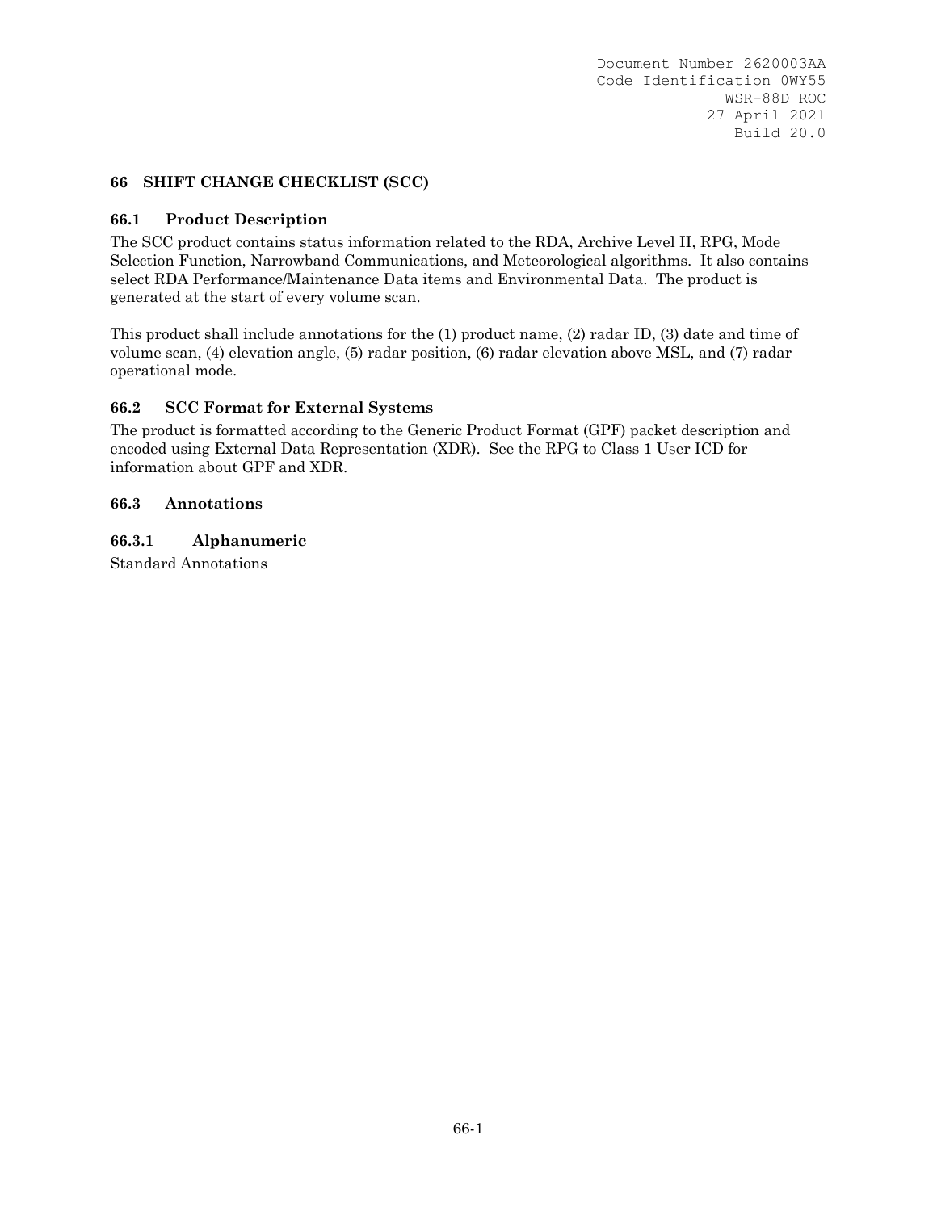## 66 SHIFT CHANGE CHECKLIST (SCC)

### 66.1 Product Description

The SCC product contains status information related to the RDA, Archive Level II, RPG, Mode Selection Function, Narrowband Communications, and Meteorological algorithms. It also contains select RDA Performance/Maintenance Data items and Environmental Data. The product is generated at the start of every volume scan.

This product shall include annotations for the (1) product name, (2) radar ID, (3) date and time of volume scan, (4) elevation angle, (5) radar position, (6) radar elevation above MSL, and (7) radar operational mode.

### 66.2 SCC Format for External Systems

The product is formatted according to the Generic Product Format (GPF) packet description and encoded using External Data Representation (XDR). See the RPG to Class 1 User ICD for information about GPF and XDR.

### 66.3 Annotations

#### 66.3.1 Alphanumeric

Standard Annotations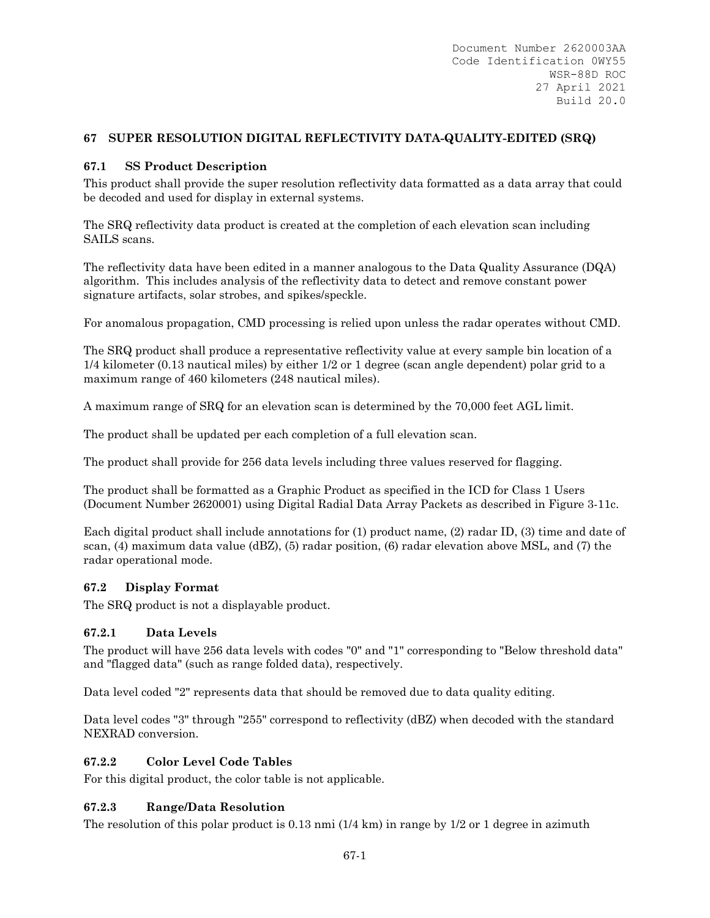## 67 SUPER RESOLUTION DIGITAL REFLECTIVITY DATA-QUALITY-EDITED (SRQ)

### 67.1 SS Product Description

This product shall provide the super resolution reflectivity data formatted as a data array that could be decoded and used for display in external systems.

The SRQ reflectivity data product is created at the completion of each elevation scan including SAILS scans.

The reflectivity data have been edited in a manner analogous to the Data Quality Assurance (DQA) algorithm. This includes analysis of the reflectivity data to detect and remove constant power signature artifacts, solar strobes, and spikes/speckle.

For anomalous propagation, CMD processing is relied upon unless the radar operates without CMD.

The SRQ product shall produce a representative reflectivity value at every sample bin location of a 1/4 kilometer (0.13 nautical miles) by either 1/2 or 1 degree (scan angle dependent) polar grid to a maximum range of 460 kilometers (248 nautical miles).

A maximum range of SRQ for an elevation scan is determined by the 70,000 feet AGL limit.

The product shall be updated per each completion of a full elevation scan.

The product shall provide for 256 data levels including three values reserved for flagging.

The product shall be formatted as a Graphic Product as specified in the ICD for Class 1 Users (Document Number 2620001) using Digital Radial Data Array Packets as described in Figure 3-11c.

Each digital product shall include annotations for (1) product name, (2) radar ID, (3) time and date of scan, (4) maximum data value (dBZ), (5) radar position, (6) radar elevation above MSL, and (7) the radar operational mode.

### 67.2 Display Format

The SRQ product is not a displayable product.

#### 67.2.1 Data Levels

The product will have 256 data levels with codes "0" and "1" corresponding to "Below threshold data" and "flagged data" (such as range folded data), respectively.

Data level coded "2" represents data that should be removed due to data quality editing.

Data level codes "3" through "255" correspond to reflectivity (dBZ) when decoded with the standard NEXRAD conversion.

#### 67.2.2 Color Level Code Tables

For this digital product, the color table is not applicable.

#### 67.2.3 Range/Data Resolution

The resolution of this polar product is 0.13 nmi (1/4 km) in range by 1/2 or 1 degree in azimuth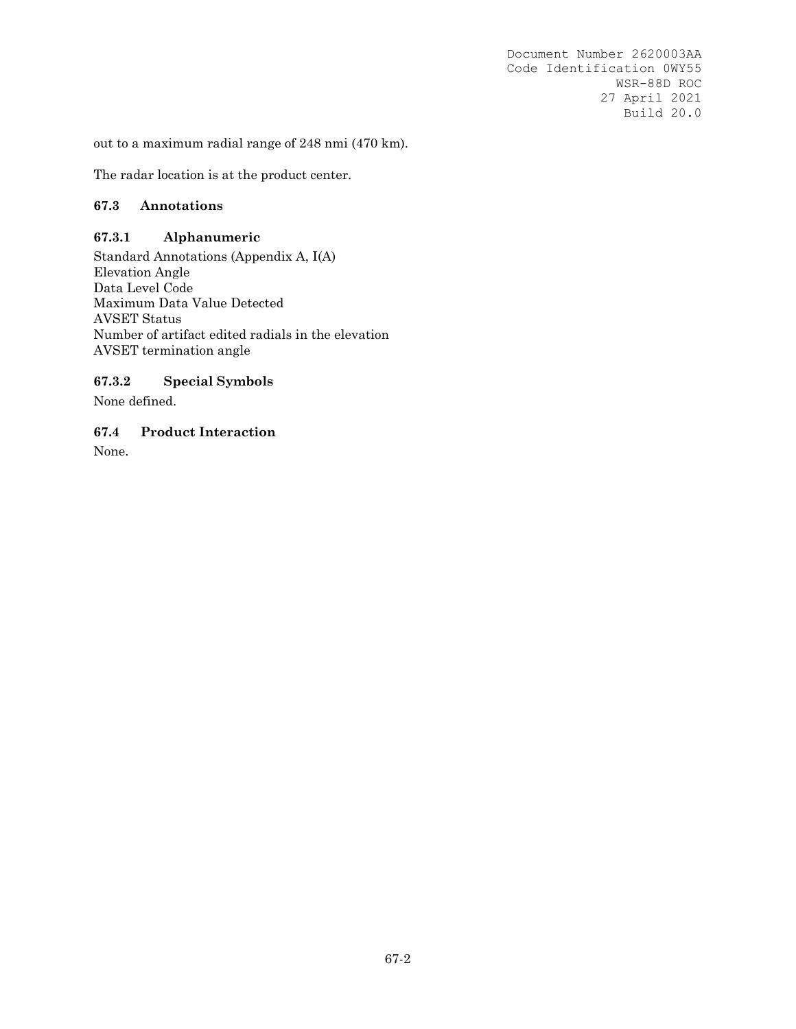out to a maximum radial range of 248 nmi (470 km).

The radar location is at the product center.

## 67.3 Annotations

### 67.3.1 Alphanumeric

Standard Annotations (Appendix A, I(A)
Elevation Angle
Data Level Code
Maximum Data Value Detected
AVSET Status
Number of artifact edited radials in the elevation
AVSET termination angle

### 67.3.2 Special Symbols

None defined.

## 67.4 Product Interaction

None.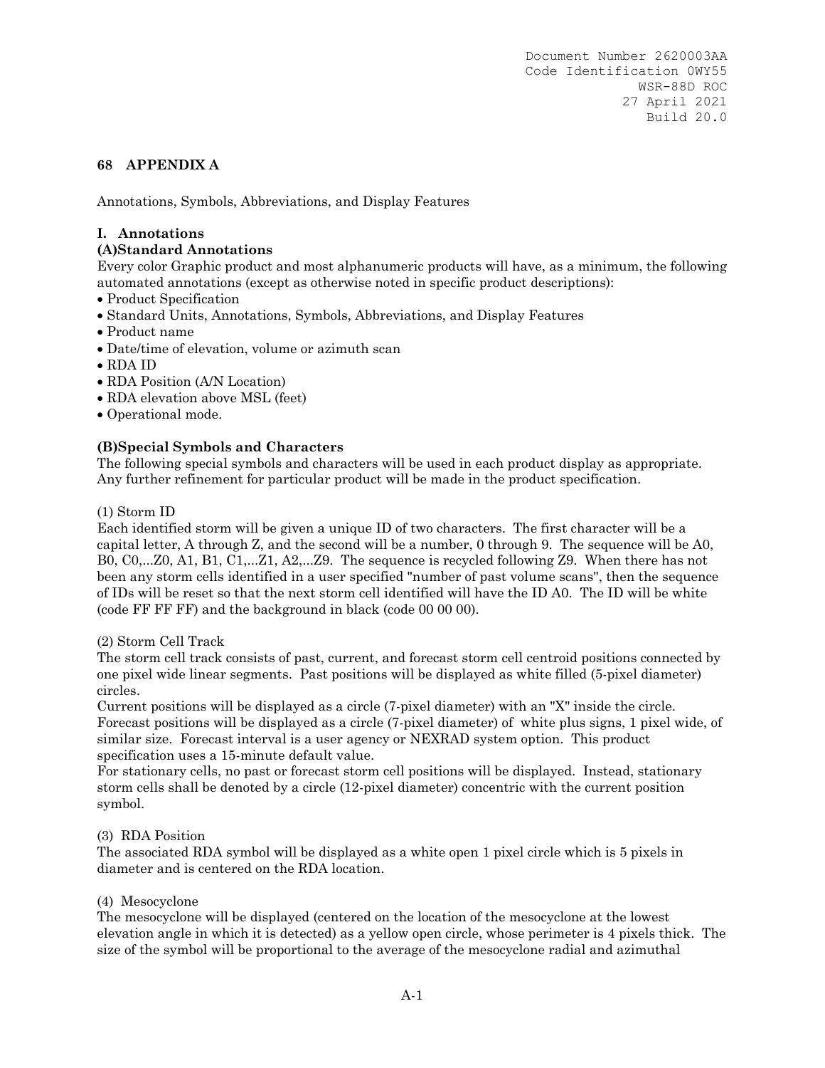# 68 APPENDIX A

Annotations, Symbols, Abbreviations, and Display Features

## I. Annotations

### (A)Standard Annotations

Every color Graphic product and most alphanumeric products will have, as a minimum, the following automated annotations (except as otherwise noted in specific product descriptions):

- Product Specification
- Standard Units, Annotations, Symbols, Abbreviations, and Display Features
- Product name
- Date/time of elevation, volume or azimuth scan
- RDA ID
- RDA Position (A/N Location)
- RDA elevation above MSL (feet)
- Operational mode.

### (B)Special Symbols and Characters

The following special symbols and characters will be used in each product display as appropriate. Any further refinement for particular product will be made in the product specification.

(1) Storm ID

Each identified storm will be given a unique ID of two characters. The first character will be a capital letter, A through Z, and the second will be a number, 0 through 9. The sequence will be A0, B0, C0,...Z0, A1, B1, C1,...Z1, A2,...Z9. The sequence is recycled following Z9. When there has not been any storm cells identified in a user specified "number of past volume scans", then the sequence of IDs will be reset so that the next storm cell identified will have the ID A0. The ID will be white (code FF FF FF) and the background in black (code 00 00 00).

(2) Storm Cell Track

The storm cell track consists of past, current, and forecast storm cell centroid positions connected by one pixel wide linear segments. Past positions will be displayed as white filled (5-pixel diameter) circles.

Current positions will be displayed as a circle (7-pixel diameter) with an "X" inside the circle. Forecast positions will be displayed as a circle (7-pixel diameter) of white plus signs, 1 pixel wide, of similar size. Forecast interval is a user agency or NEXRAD system option. This product specification uses a 15-minute default value.

For stationary cells, no past or forecast storm cell positions will be displayed. Instead, stationary storm cells shall be denoted by a circle (12-pixel diameter) concentric with the current position symbol.

(3) RDA Position

The associated RDA symbol will be displayed as a white open 1 pixel circle which is 5 pixels in diameter and is centered on the RDA location.

(4) Mesocyclone

The mesocyclone will be displayed (centered on the location of the mesocyclone at the lowest elevation angle in which it is detected) as a yellow open circle, whose perimeter is 4 pixels thick. The size of the symbol will be proportional to the average of the mesocyclone radial and azimuthal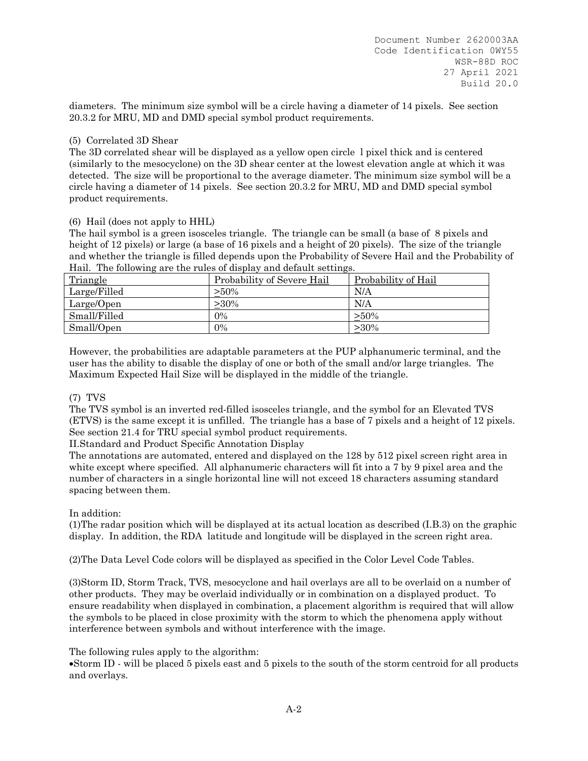diameters. The minimum size symbol will be a circle having a diameter of 14 pixels. See section 20.3.2 for MRU, MD and DMD special symbol product requirements.

(5) Correlated 3D Shear

The 3D correlated shear will be displayed as a yellow open circle 1 pixel thick and is centered (similarly to the mesocyclone) on the 3D shear center at the lowest elevation angle at which it was detected. The size will be proportional to the average diameter. The minimum size symbol will be a circle having a diameter of 14 pixels. See section 20.3.2 for MRU, MD and DMD special symbol product requirements.

(6) Hail (does not apply to HHL)

The hail symbol is a green isosceles triangle. The triangle can be small (a base of 8 pixels and height of 12 pixels) or large (a base of 16 pixels and a height of 20 pixels). The size of the triangle and whether the triangle is filled depends upon the Probability of Severe Hail and the Probability of Hail. The following are the rules of display and default settings.

| Triangle | Probability of Severe Hail | Probability of Hail |
|---|---|---|
| Large/Filled | ≥50% | N/A |
| Large/Open | ≥30% | N/A |
| Small/Filled | 0% | ≥50% |
| Small/Open | 0% | ≥30% |

However, the probabilities are adaptable parameters at the PUP alphanumeric terminal, and the user has the ability to disable the display of one or both of the small and/or large triangles. The Maximum Expected Hail Size will be displayed in the middle of the triangle.

(7) TVS

The TVS symbol is an inverted red-filled isosceles triangle, and the symbol for an Elevated TVS (ETVS) is the same except it is unfilled. The triangle has a base of 7 pixels and a height of 12 pixels. See section 21.4 for TRU special symbol product requirements.

II.Standard and Product Specific Annotation Display

The annotations are automated, entered and displayed on the 128 by 512 pixel screen right area in white except where specified. All alphanumeric characters will fit into a 7 by 9 pixel area and the number of characters in a single horizontal line will not exceed 18 characters assuming standard spacing between them.

In addition:

(1)The radar position which will be displayed at its actual location as described (I.B.3) on the graphic display. In addition, the RDA latitude and longitude will be displayed in the screen right area.

(2)The Data Level Code colors will be displayed as specified in the Color Level Code Tables.

(3)Storm ID, Storm Track, TVS, mesocyclone and hail overlays are all to be overlaid on a number of other products. They may be overlaid individually or in combination on a displayed product. To ensure readability when displayed in combination, a placement algorithm is required that will allow the symbols to be placed in close proximity with the storm to which the phenomena apply without interference between symbols and without interference with the image.

The following rules apply to the algorithm:

- Storm ID - will be placed 5 pixels east and 5 pixels to the south of the storm centroid for all products and overlays.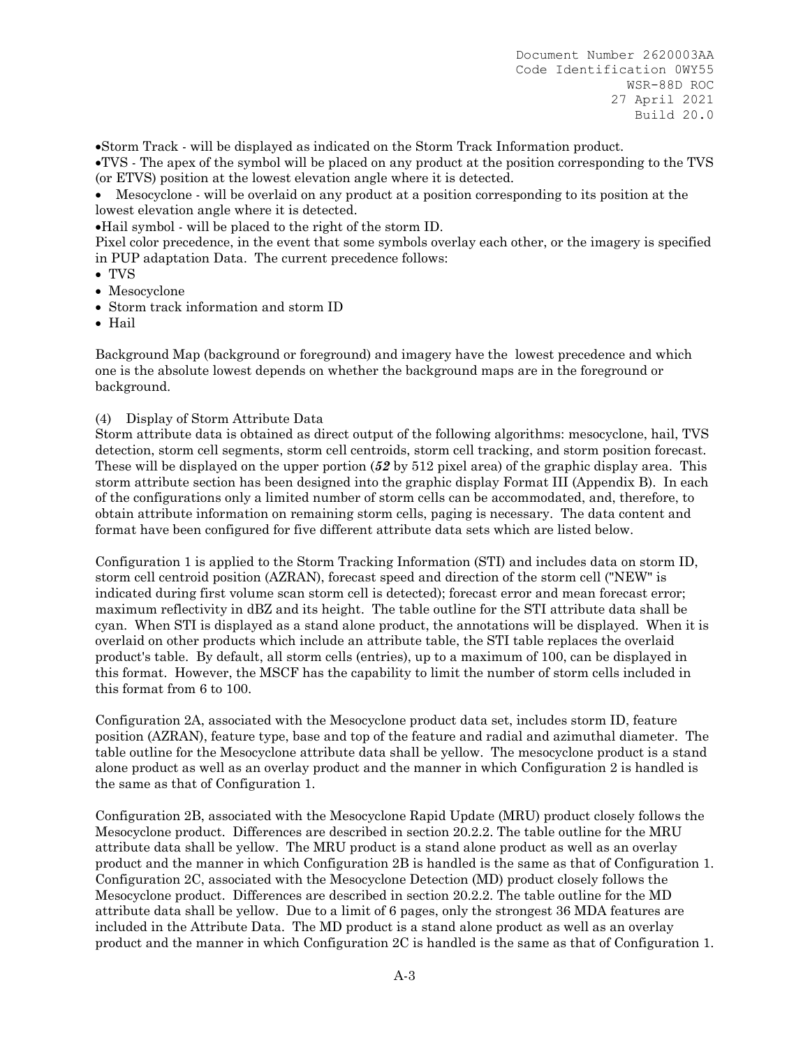- Storm Track - will be displayed as indicated on the Storm Track Information product.
- TVS - The apex of the symbol will be placed on any product at the position corresponding to the TVS (or ETVS) position at the lowest elevation angle where it is detected.
- Mesocyclone - will be overlaid on any product at a position corresponding to its position at the lowest elevation angle where it is detected.
- Hail symbol - will be placed to the right of the storm ID.

Pixel color precedence, in the event that some symbols overlay each other, or the imagery is specified in PUP adaptation Data. The current precedence follows:

- TVS
- Mesocyclone
- Storm track information and storm ID
- Hail

Background Map (background or foreground) and imagery have the lowest precedence and which one is the absolute lowest depends on whether the background maps are in the foreground or background.

(4) Display of Storm Attribute Data

Storm attribute data is obtained as direct output of the following algorithms: mesocyclone, hail, TVS detection, storm cell segments, storm cell centroids, storm cell tracking, and storm position forecast. These will be displayed on the upper portion (***52*** by 512 pixel area) of the graphic display area. This storm attribute section has been designed into the graphic display Format III (Appendix B). In each of the configurations only a limited number of storm cells can be accommodated, and, therefore, to obtain attribute information on remaining storm cells, paging is necessary. The data content and format have been configured for five different attribute data sets which are listed below.

Configuration 1 is applied to the Storm Tracking Information (STI) and includes data on storm ID, storm cell centroid position (AZRAN), forecast speed and direction of the storm cell ("NEW" is indicated during first volume scan storm cell is detected); forecast error and mean forecast error; maximum reflectivity in dBZ and its height. The table outline for the STI attribute data shall be cyan. When STI is displayed as a stand alone product, the annotations will be displayed. When it is overlaid on other products which include an attribute table, the STI table replaces the overlaid product's table. By default, all storm cells (entries), up to a maximum of 100, can be displayed in this format. However, the MSCF has the capability to limit the number of storm cells included in this format from 6 to 100.

Configuration 2A, associated with the Mesocyclone product data set, includes storm ID, feature position (AZRAN), feature type, base and top of the feature and radial and azimuthal diameter. The table outline for the Mesocyclone attribute data shall be yellow. The mesocyclone product is a stand alone product as well as an overlay product and the manner in which Configuration 2 is handled is the same as that of Configuration 1.

Configuration 2B, associated with the Mesocyclone Rapid Update (MRU) product closely follows the Mesocyclone product. Differences are described in section 20.2.2. The table outline for the MRU attribute data shall be yellow. The MRU product is a stand alone product as well as an overlay product and the manner in which Configuration 2B is handled is the same as that of Configuration 1. Configuration 2C, associated with the Mesocyclone Detection (MD) product closely follows the Mesocyclone product. Differences are described in section 20.2.2. The table outline for the MD attribute data shall be yellow. Due to a limit of 6 pages, only the strongest 36 MDA features are included in the Attribute Data. The MD product is a stand alone product as well as an overlay product and the manner in which Configuration 2C is handled is the same as that of Configuration 1.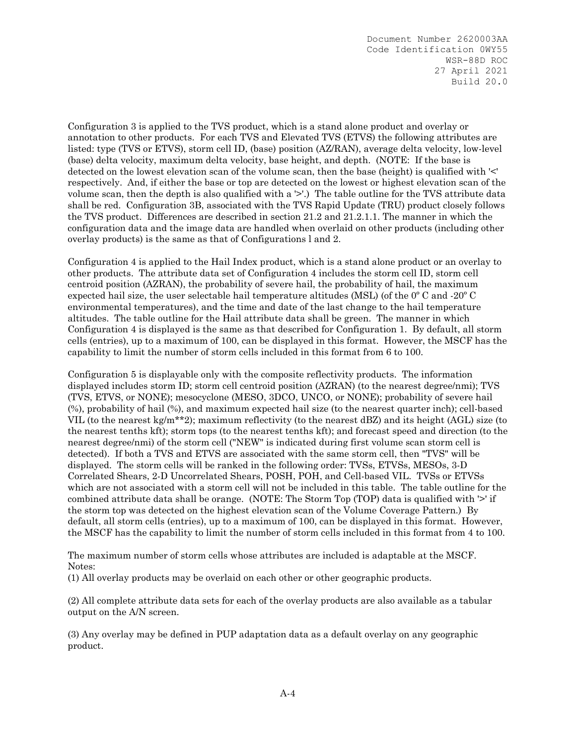Configuration 3 is applied to the TVS product, which is a stand alone product and overlay or annotation to other products. For each TVS and Elevated TVS (ETVS) the following attributes are listed: type (TVS or ETVS), storm cell ID, (base) position (AZ/RAN), average delta velocity, low-level (base) delta velocity, maximum delta velocity, base height, and depth. (NOTE: If the base is detected on the lowest elevation scan of the volume scan, then the base (height) is qualified with '<' respectively. And, if either the base or top are detected on the lowest or highest elevation scan of the volume scan, then the depth is also qualified with a '>'.) The table outline for the TVS attribute data shall be red. Configuration 3B, associated with the TVS Rapid Update (TRU) product closely follows the TVS product. Differences are described in section 21.2 and 21.2.1.1. The manner in which the configuration data and the image data are handled when overlaid on other products (including other overlay products) is the same as that of Configurations l and 2.

Configuration 4 is applied to the Hail Index product, which is a stand alone product or an overlay to other products. The attribute data set of Configuration 4 includes the storm cell ID, storm cell centroid position (AZRAN), the probability of severe hail, the probability of hail, the maximum expected hail size, the user selectable hail temperature altitudes (MSL) (of the 0º C and -20º C environmental temperatures), and the time and date of the last change to the hail temperature altitudes. The table outline for the Hail attribute data shall be green. The manner in which Configuration 4 is displayed is the same as that described for Configuration 1. By default, all storm cells (entries), up to a maximum of 100, can be displayed in this format. However, the MSCF has the capability to limit the number of storm cells included in this format from 6 to 100.

Configuration 5 is displayable only with the composite reflectivity products. The information displayed includes storm ID; storm cell centroid position (AZRAN) (to the nearest degree/nmi); TVS (TVS, ETVS, or NONE); mesocyclone (MESO, 3DCO, UNCO, or NONE); probability of severe hail (%), probability of hail (%), and maximum expected hail size (to the nearest quarter inch); cell-based VIL (to the nearest kg/m**2); maximum reflectivity (to the nearest dBZ) and its height (AGL) size (to the nearest tenths kft); storm tops (to the nearest tenths kft); and forecast speed and direction (to the nearest degree/nmi) of the storm cell ("NEW" is indicated during first volume scan storm cell is detected). If both a TVS and ETVS are associated with the same storm cell, then "TVS" will be displayed. The storm cells will be ranked in the following order: TVSs, ETVSs, MESOs, 3-D Correlated Shears, 2-D Uncorrelated Shears, POSH, POH, and Cell-based VIL. TVSs or ETVSs which are not associated with a storm cell will not be included in this table. The table outline for the combined attribute data shall be orange. (NOTE: The Storm Top (TOP) data is qualified with '>' if the storm top was detected on the highest elevation scan of the Volume Coverage Pattern.) By default, all storm cells (entries), up to a maximum of 100, can be displayed in this format. However, the MSCF has the capability to limit the number of storm cells included in this format from 4 to 100.

The maximum number of storm cells whose attributes are included is adaptable at the MSCF.
Notes:
(1) All overlay products may be overlaid on each other or other geographic products.

(2) All complete attribute data sets for each of the overlay products are also available as a tabular output on the A/N screen.

(3) Any overlay may be defined in PUP adaptation data as a default overlay on any geographic product.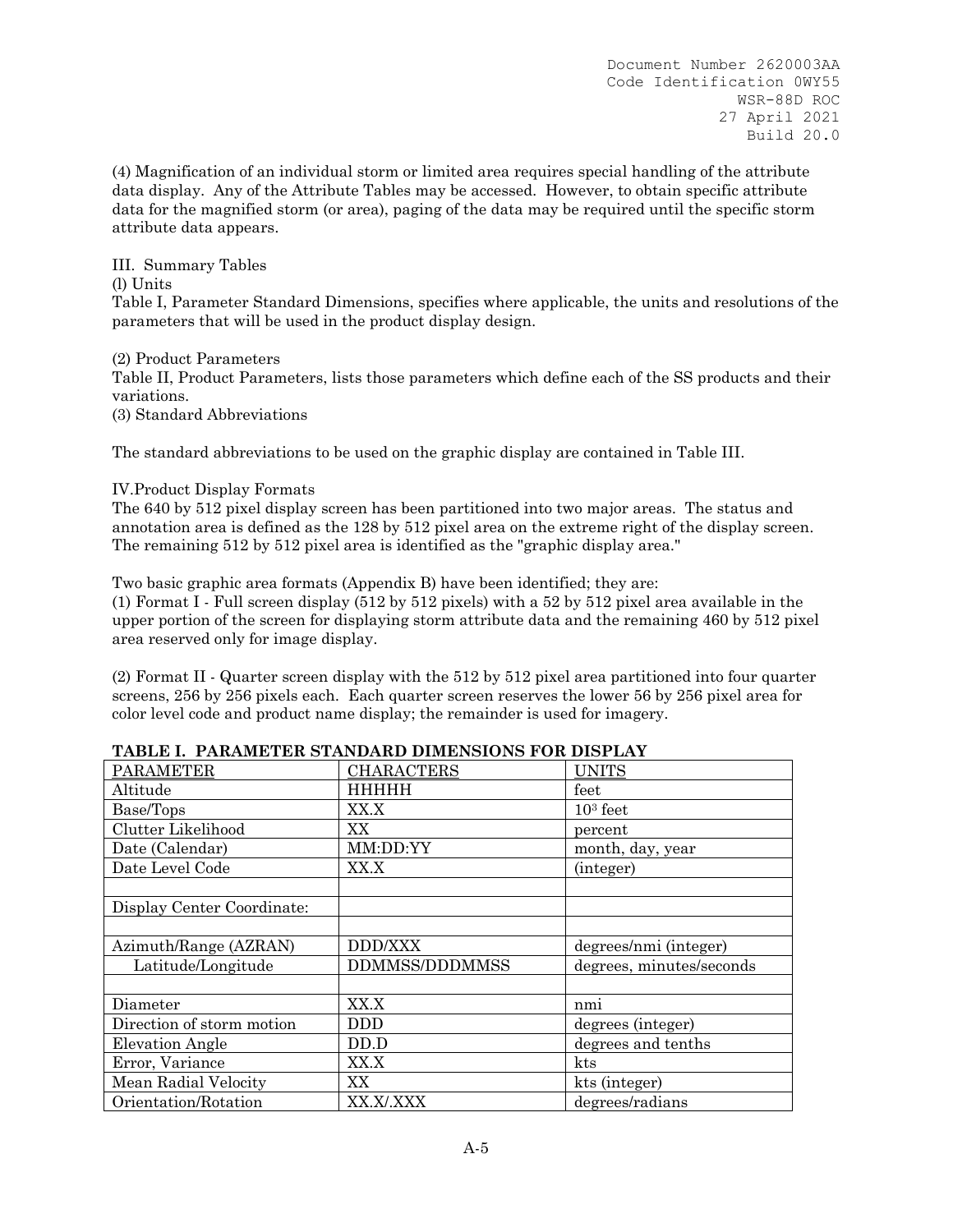(4) Magnification of an individual storm or limited area requires special handling of the attribute data display. Any of the Attribute Tables may be accessed. However, to obtain specific attribute data for the magnified storm (or area), paging of the data may be required until the specific storm attribute data appears.

III. Summary Tables

(l) Units

Table I, Parameter Standard Dimensions, specifies where applicable, the units and resolutions of the parameters that will be used in the product display design.

(2) Product Parameters

Table II, Product Parameters, lists those parameters which define each of the SS products and their variations.

(3) Standard Abbreviations

The standard abbreviations to be used on the graphic display are contained in Table III.

IV.Product Display Formats

The 640 by 512 pixel display screen has been partitioned into two major areas. The status and annotation area is defined as the 128 by 512 pixel area on the extreme right of the display screen. The remaining 512 by 512 pixel area is identified as the "graphic display area."

Two basic graphic area formats (Appendix B) have been identified; they are:

(1) Format I - Full screen display (512 by 512 pixels) with a 52 by 512 pixel area available in the upper portion of the screen for displaying storm attribute data and the remaining 460 by 512 pixel area reserved only for image display.

(2) Format II - Quarter screen display with the 512 by 512 pixel area partitioned into four quarter screens, 256 by 256 pixels each. Each quarter screen reserves the lower 56 by 256 pixel area for color level code and product name display; the remainder is used for imagery.

**TABLE I. PARAMETER STANDARD DIMENSIONS FOR DISPLAY**

| PARAMETER | CHARACTERS | UNITS |
|---|---|---|
| Altitude | HHHHH | feet |
| Base/Tops | XX.X | $10^3$ feet |
| Clutter Likelihood | XX | percent |
| Date (Calendar) | MM:DD:YY | month, day, year |
| Date Level Code | XX.X | (integer) |
| | | |
| Display Center Coordinate: | | |
| | | |
| Azimuth/Range (AZRAN) | DDD/XXX | degrees/nmi (integer) |
| Latitude/Longitude | DDMMSS/DDDMMSS | degrees, minutes/seconds |
| | | |
| Diameter | XX.X | nmi |
| Direction of storm motion | DDD | degrees (integer) |
| Elevation Angle | DD.D | degrees and tenths |
| Error, Variance | XX.X | kts |
| Mean Radial Velocity | XX | kts (integer) |
| Orientation/Rotation | XX.X/.XXX | degrees/radians |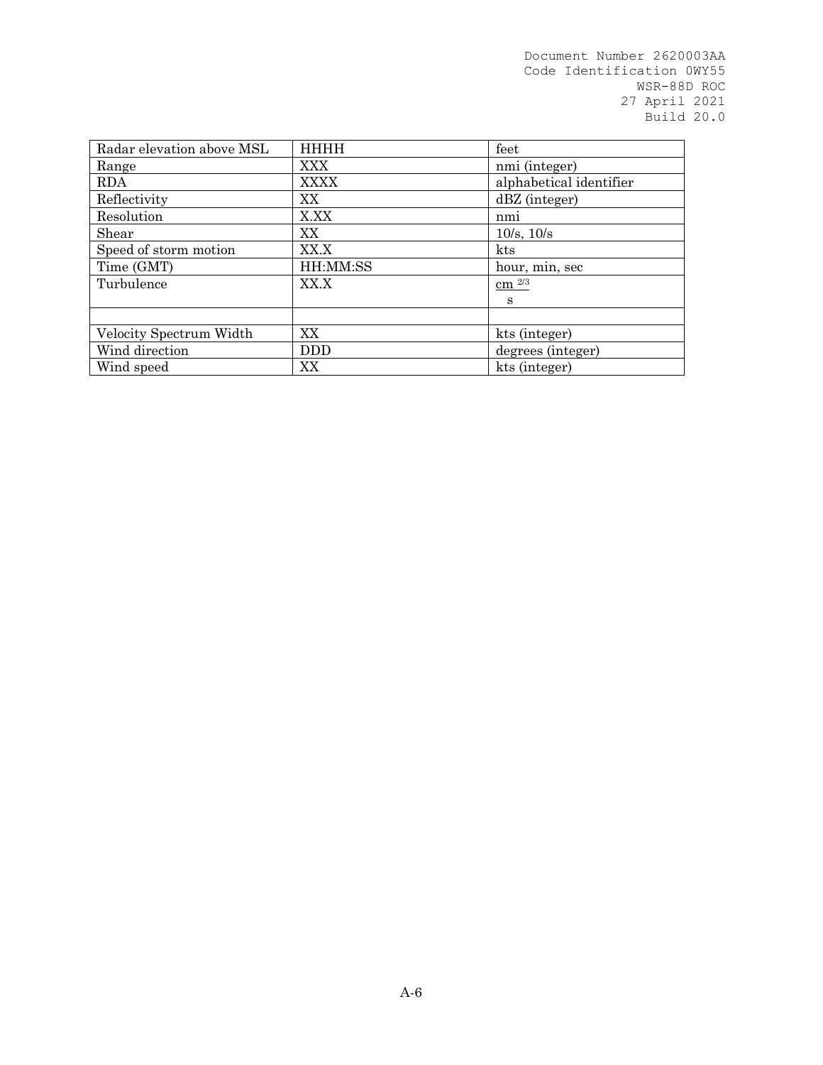| Radar elevation above MSL | HHHH | feet |
|---|---|---|
| Range | XXX | nmi (integer) |
| RDA | XXXX | alphabetical identifier |
| Reflectivity | XX | dBZ (integer) |
| Resolution | X.XX | nmi |
| Shear | XX | 10/s, 10/s |
| Speed of storm motion | XX.X | kts |
| Time (GMT) | HH:MM:SS | hour, min, sec |
| Turbulence | XX.X | $\frac{cm^{2/3}}{s}$ |
| | | |
| Velocity Spectrum Width | XX | kts (integer) |
| Wind direction | DDD | degrees (integer) |
| Wind speed | XX | kts (integer) |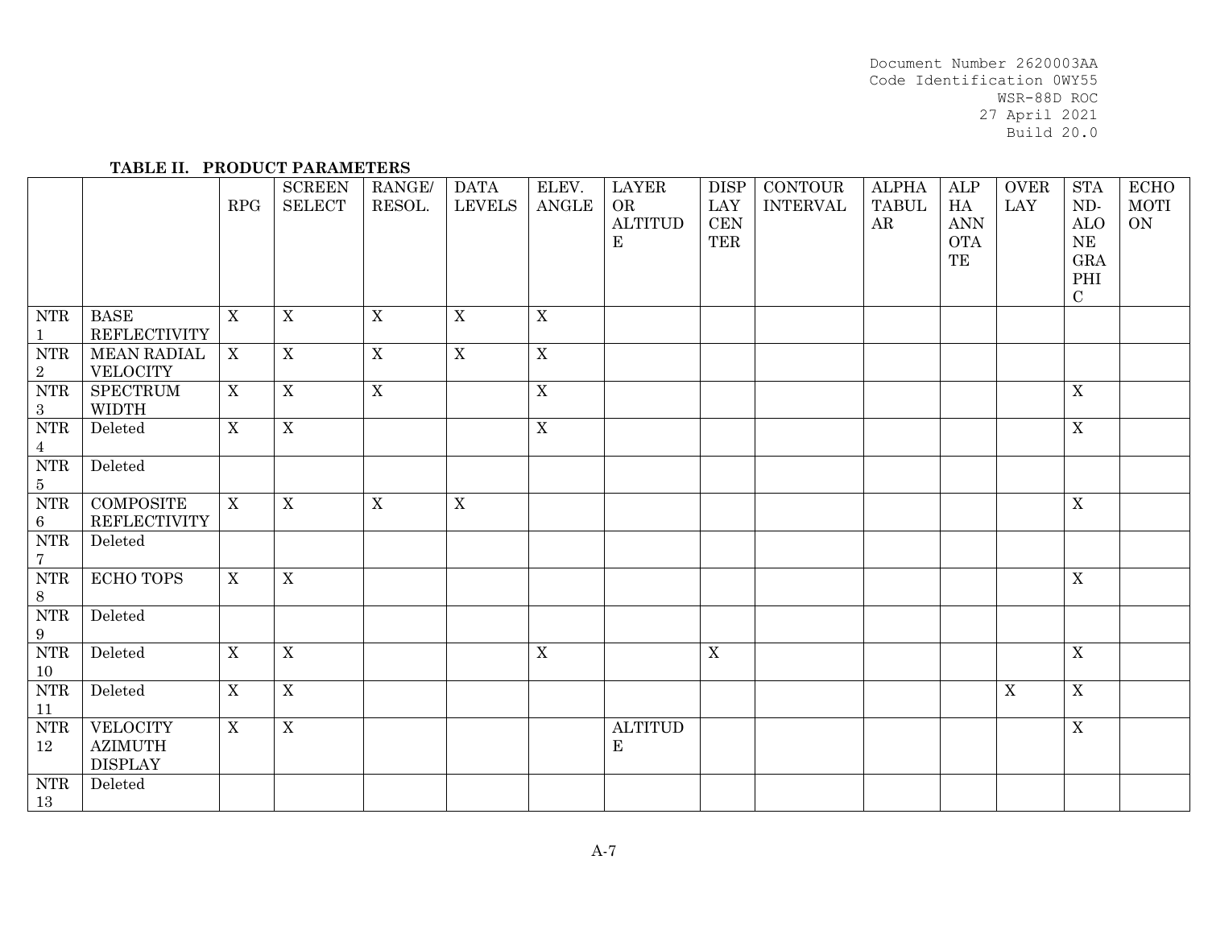**TABLE II. PRODUCT PARAMETERS**

| | | RPG | SCREEN SELECT | RANGE/ RESOL. | DATA LEVELS | ELEV. ANGLE | LAYER OR ALTITUDE | DISPLAY CENTER | CONTOUR INTERVAL | ALPHA TABULAR | ALPHA ANNOTATE | OVERLAY | STAND-ALONE GRAPHIC | ECHO MOTION |
|---|---|---|---|---|---|---|---|---|---|---|---|---|---|---|
| NTR 1 | BASE REFLECTIVITY | X | X | X | X | X | | | | | | | | |
| NTR 2 | MEAN RADIAL VELOCITY | X | X | X | X | X | | | | | | | | |
| NTR 3 | SPECTRUM WIDTH | X | X | X | | X | | | | | | | X | |
| NTR 4 | Deleted | X | X | | | X | | | | | | | X | |
| NTR 5 | Deleted | | | | | | | | | | | | | |
| NTR 6 | COMPOSITE REFLECTIVITY | X | X | X | X | | | | | | | | X | |
| NTR 7 | Deleted | | | | | | | | | | | | | |
| NTR 8 | ECHO TOPS | X | X | | | | | | | | | | X | |
| NTR 9 | Deleted | | | | | | | | | | | | | |
| NTR 10 | Deleted | X | X | | | X | | X | | | | | X | |
| NTR 11 | Deleted | X | X | | | | | | | | | X | X | |
| NTR 12 | VELOCITY AZIMUTH DISPLAY | X | X | | | | ALTITUDE | | | | | | X | |
| NTR 13 | Deleted | | | | | | | | | | | | | |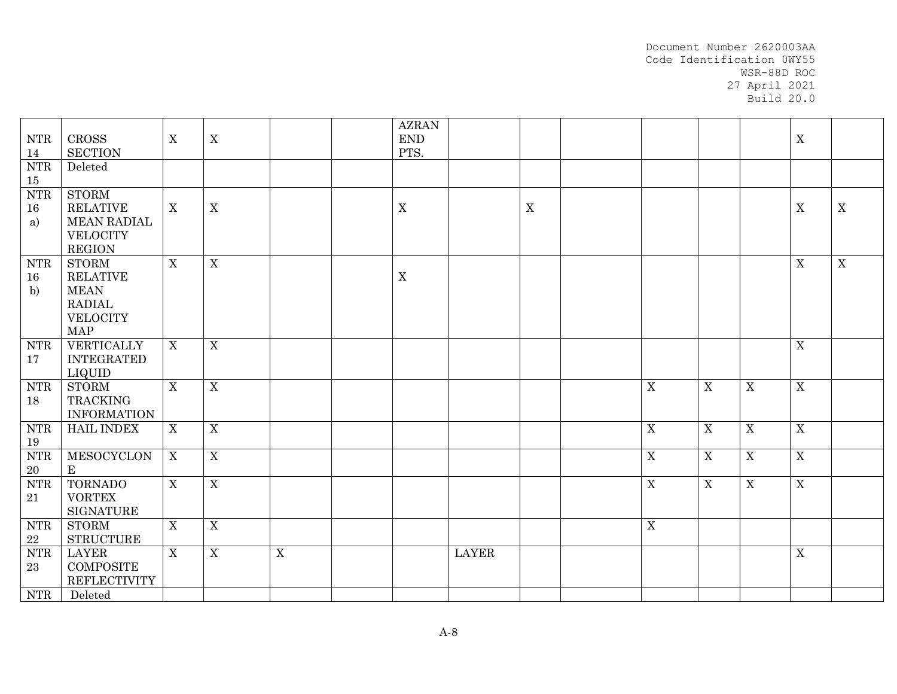| | | | | | | | | | | | | | | |
|---|---|---|---|---|---|---|---|---|---|---|---|---|---|---|
| NTR 14 | CROSS SECTION | X | X | | | AZRAN END PTS. | | | | | | | X | |
| NTR 15 | Deleted | | | | | | | | | | | | | |
| NTR 16 a) | STORM RELATIVE MEAN RADIAL VELOCITY REGION | X | X | | | X | | X | | | | | X | X |
| NTR 16 b) | STORM RELATIVE MEAN RADIAL VELOCITY MAP | X | X | | | X | | | | | | | X | X |
| NTR 17 | VERTICALLY INTEGRATED LIQUID | X | X | | | | | | | | | | X | |
| NTR 18 | STORM TRACKING INFORMATION | X | X | | | | | | | X | X | X | X | |
| NTR 19 | HAIL INDEX | X | X | | | | | | | X | X | X | X | |
| NTR 20 | MESOCYCLON E | X | X | | | | | | | X | X | X | X | |
| NTR 21 | TORNADO VORTEX SIGNATURE | X | X | | | | | | | X | X | X | X | |
| NTR 22 | STORM STRUCTURE | X | X | | | | | | | X | | | | |
| NTR 23 | LAYER COMPOSITE REFLECTIVITY | X | X | X | | | LAYER | | | | | | X | |
| NTR | Deleted | | | | | | | | | | | | | |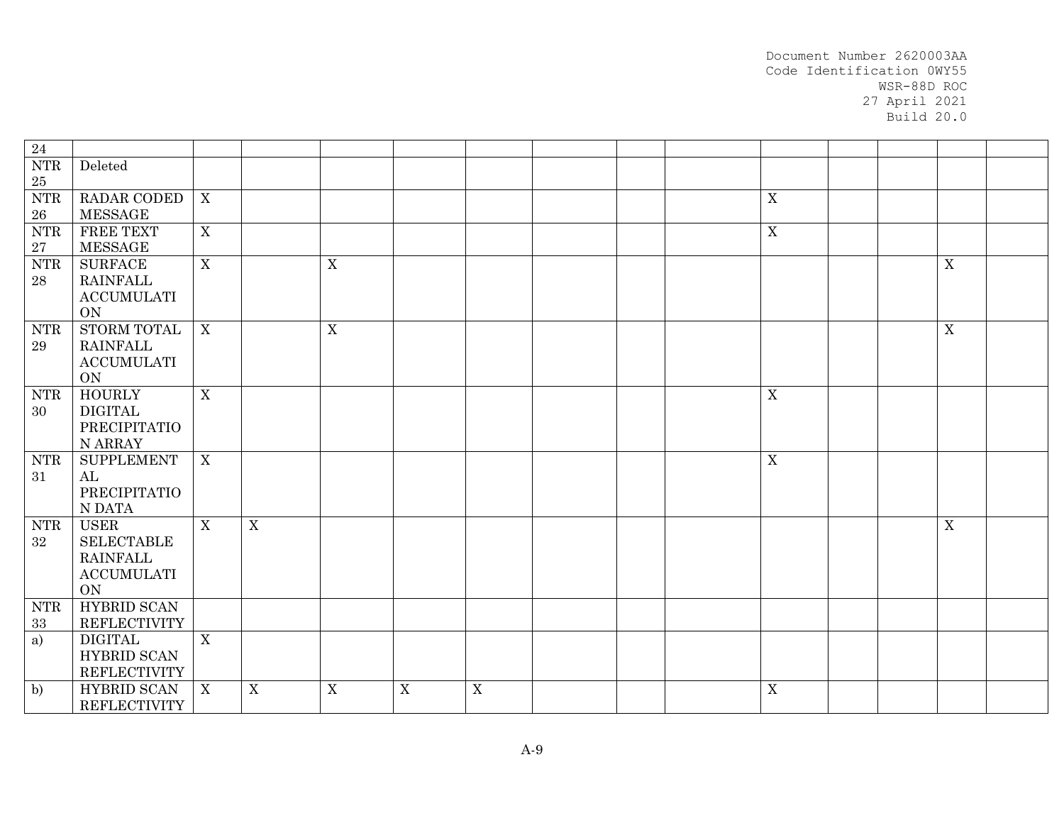| 24 | | | | | | | | | | | | | | |
|---|---|---|---|---|---|---|---|---|---|---|---|---|---|---|
| NTR 25 | Deleted | | | | | | | | | | | | | |
| NTR 26 | RADAR CODED MESSAGE | X | | | | | | | | X | | | | |
| NTR 27 | FREE TEXT MESSAGE | X | | | | | | | | X | | | | |
| NTR 28 | SURFACE RAINFALL ACCUMULATION | X | | X | | | | | | | | | X | |
| NTR 29 | STORM TOTAL RAINFALL ACCUMULATION | X | | X | | | | | | | | | X | |
| NTR 30 | HOURLY DIGITAL PRECIPITATION ARRAY | X | | | | | | | | X | | | | |
| NTR 31 | SUPPLEMENTAL PRECIPITATION DATA | X | | | | | | | | X | | | | |
| NTR 32 | USER SELECTABLE RAINFALL ACCUMULATION | X | X | | | | | | | | | | X | |
| NTR 33 | HYBRID SCAN REFLECTIVITY | | | | | | | | | | | | | |
| a) | DIGITAL HYBRID SCAN REFLECTIVITY | X | | | | | | | | | | | | |
| b) | HYBRID SCAN REFLECTIVITY | X | X | X | X | X | | | | X | | | | |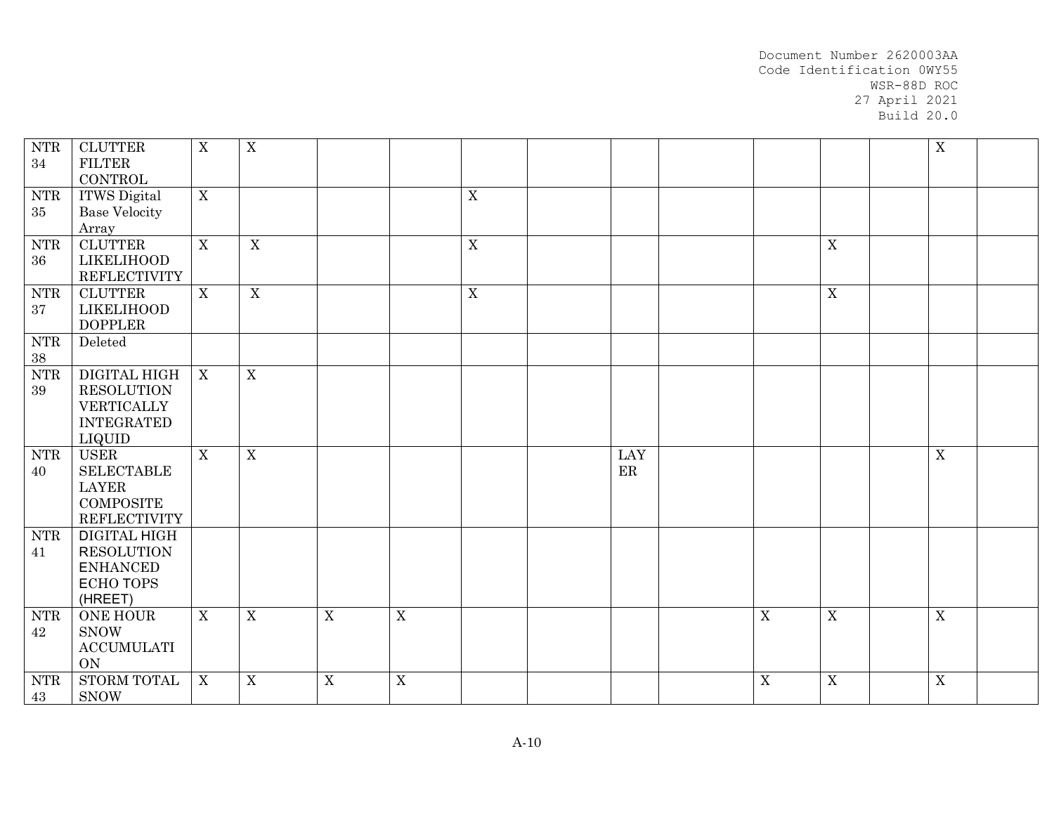| NTR 34 | CLUTTER FILTER CONTROL | X | X | | | | | | | | | | X | |
|---|---|---|---|---|---|---|---|---|---|---|---|---|---|---|
| NTR 35 | ITWS Digital Base Velocity Array | X | | | | X | | | | | | | | |
| NTR 36 | CLUTTER LIKELIHOOD REFLECTIVITY | X | X | | | X | | | | | X | | | |
| NTR 37 | CLUTTER LIKELIHOOD DOPPLER | X | X | | | X | | | | | X | | | |
| NTR 38 | Deleted | | | | | | | | | | | | | |
| NTR 39 | DIGITAL HIGH RESOLUTION VERTICALLY INTEGRATED LIQUID | X | X | | | | | | | | | | | |
| NTR 40 | USER SELECTABLE LAYER COMPOSITE REFLECTIVITY | X | X | | | | | LAYER | | | | | X | |
| NTR 41 | DIGITAL HIGH RESOLUTION ENHANCED ECHO TOPS (HREET) | | | | | | | | | | | | | |
| NTR 42 | ONE HOUR SNOW ACCUMULATION | X | X | X | X | | | | | X | X | | X | |
| NTR 43 | STORM TOTAL SNOW | X | X | X | X | | | | | X | X | | X | |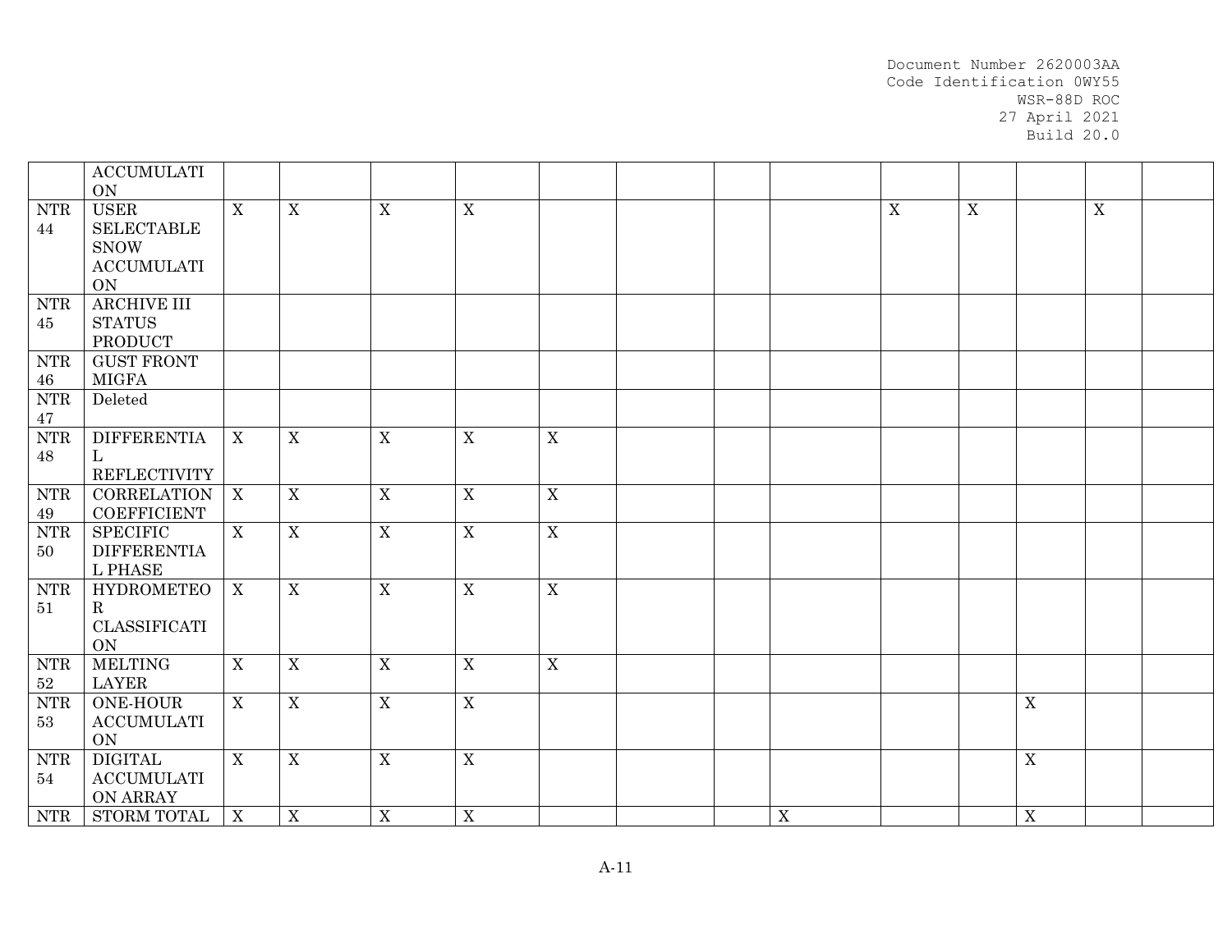| | | | | | | | | | | | | | | |
|---|---|---|---|---|---|---|---|---|---|---|---|---|---|---|
| | ACCUMULATION | | | | | | | | | | | | | |
| NTR 44 | USER SELECTABLE SNOW ACCUMULATION | X | X | X | X | | | | | X | X | | X | |
| NTR 45 | ARCHIVE III STATUS PRODUCT | | | | | | | | | | | | | |
| NTR 46 | GUST FRONT MIGFA | | | | | | | | | | | | | |
| NTR 47 | Deleted | | | | | | | | | | | | | |
| NTR 48 | DIFFERENTIAL REFLECTIVITY | X | X | X | X | X | | | | | | | | |
| NTR 49 | CORRELATION COEFFICIENT | X | X | X | X | X | | | | | | | | |
| NTR 50 | SPECIFIC DIFFERENTIAL PHASE | X | X | X | X | X | | | | | | | | |
| NTR 51 | HYDROMETEOR CLASSIFICATION | X | X | X | X | X | | | | | | | | |
| NTR 52 | MELTING LAYER | X | X | X | X | X | | | | | | | | |
| NTR 53 | ONE-HOUR ACCUMULATION | X | X | X | X | | | | | | | X | | |
| NTR 54 | DIGITAL ACCUMULATION ARRAY | X | X | X | X | | | | | | | X | | |
| NTR | STORM TOTAL | X | X | X | X | | | | X | | | X | | |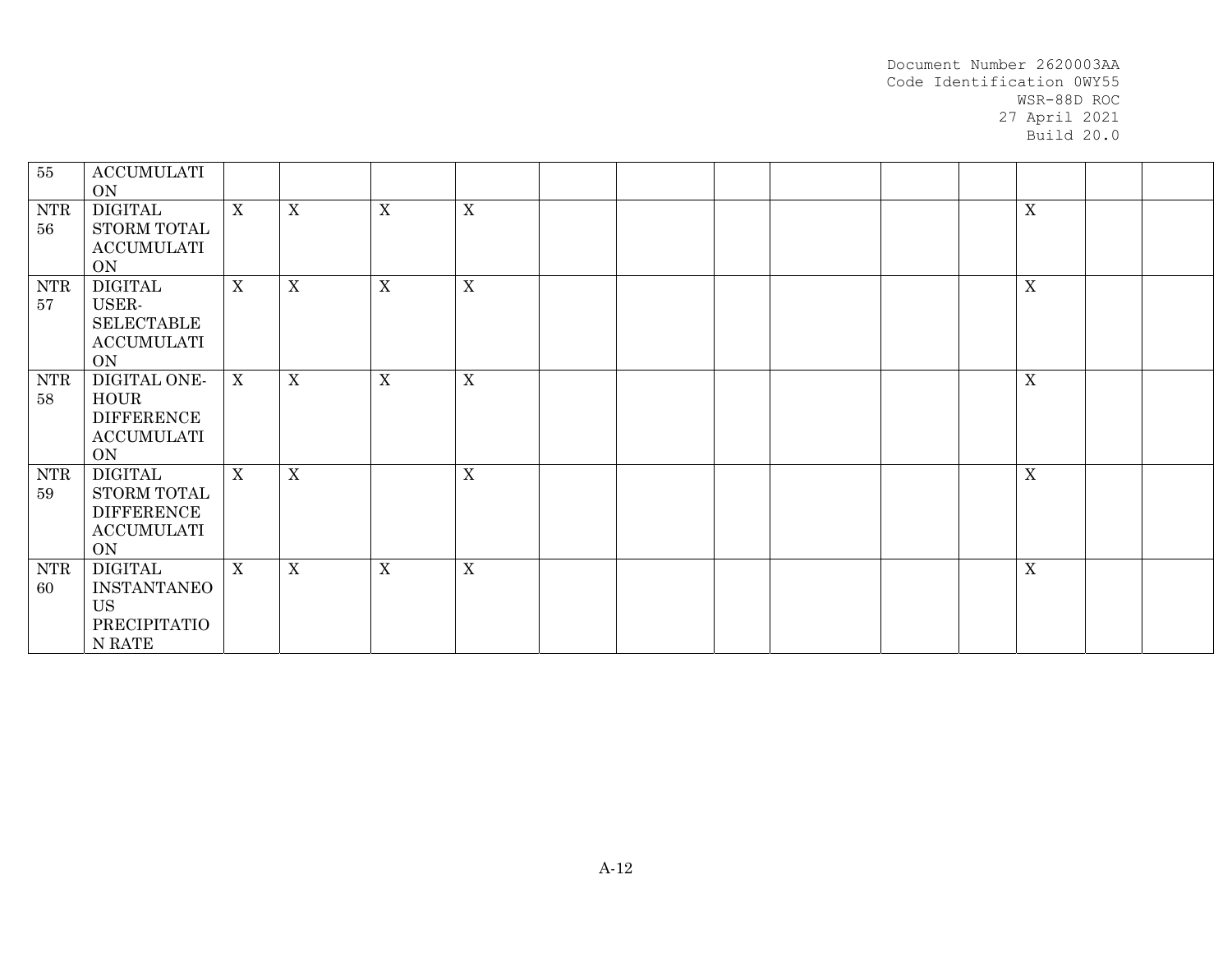| | | | | | | | | | | | | | | |
|---|---|---|---|---|---|---|---|---|---|---|---|---|---|---|
| 55 | ACCUMULATION | | | | | | | | | | | | | |
| NTR 56 | DIGITAL STORM TOTAL ACCUMULATION | X | X | X | X | | | | | | | X | | |
| NTR 57 | DIGITAL USER-SELECTABLE ACCUMULATION | X | X | X | X | | | | | | | X | | |
| NTR 58 | DIGITAL ONE-HOUR DIFFERENCE ACCUMULATION | X | X | X | X | | | | | | | X | | |
| NTR 59 | DIGITAL STORM TOTAL DIFFERENCE ACCUMULATION | X | X | | X | | | | | | | X | | |
| NTR 60 | DIGITAL INSTANTANEOUS PRECIPITATION RATE | X | X | X | X | | | | | | | X | | |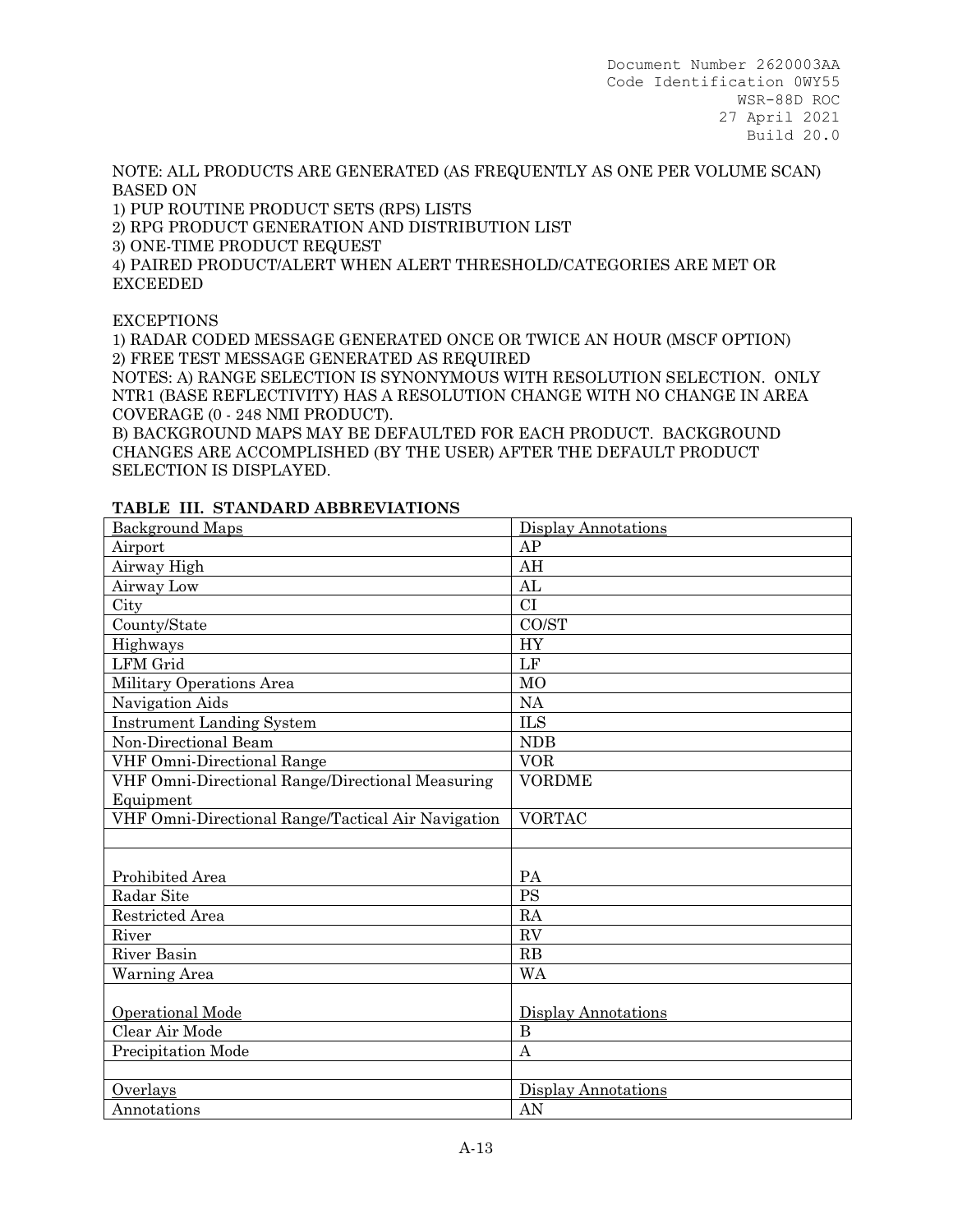NOTE: ALL PRODUCTS ARE GENERATED (AS FREQUENTLY AS ONE PER VOLUME SCAN) BASED ON
1) PUP ROUTINE PRODUCT SETS (RPS) LISTS
2) RPG PRODUCT GENERATION AND DISTRIBUTION LIST
3) ONE-TIME PRODUCT REQUEST
4) PAIRED PRODUCT/ALERT WHEN ALERT THRESHOLD/CATEGORIES ARE MET OR EXCEEDED

EXCEPTIONS
1) RADAR CODED MESSAGE GENERATED ONCE OR TWICE AN HOUR (MSCF OPTION)
2) FREE TEST MESSAGE GENERATED AS REQUIRED
NOTES: A) RANGE SELECTION IS SYNONYMOUS WITH RESOLUTION SELECTION. ONLY NTR1 (BASE REFLECTIVITY) HAS A RESOLUTION CHANGE WITH NO CHANGE IN AREA COVERAGE (0 - 248 NMI PRODUCT).
B) BACKGROUND MAPS MAY BE DEFAULTED FOR EACH PRODUCT. BACKGROUND CHANGES ARE ACCOMPLISHED (BY THE USER) AFTER THE DEFAULT PRODUCT SELECTION IS DISPLAYED.

**TABLE III. STANDARD ABBREVIATIONS**

| Background Maps | Display Annotations |
|---|---|
| Airport | AP |
| Airway High | AH |
| Airway Low | AL |
| City | CI |
| County/State | CO/ST |
| Highways | HY |
| LFM Grid | LF |
| Military Operations Area | MO |
| Navigation Aids | NA |
| Instrument Landing System | ILS |
| Non-Directional Beam | NDB |
| VHF Omni-Directional Range | VOR |
| VHF Omni-Directional Range/Directional Measuring Equipment | VORDME |
| VHF Omni-Directional Range/Tactical Air Navigation | VORTAC |
| | |
| Prohibited Area | PA |
| Radar Site | PS |
| Restricted Area | RA |
| River | RV |
| River Basin | RB |
| Warning Area | WA |
| Operational Mode | Display Annotations |
| Clear Air Mode | B |
| Precipitation Mode | A |
| | |
| Overlays | Display Annotations |
| Annotations | AN |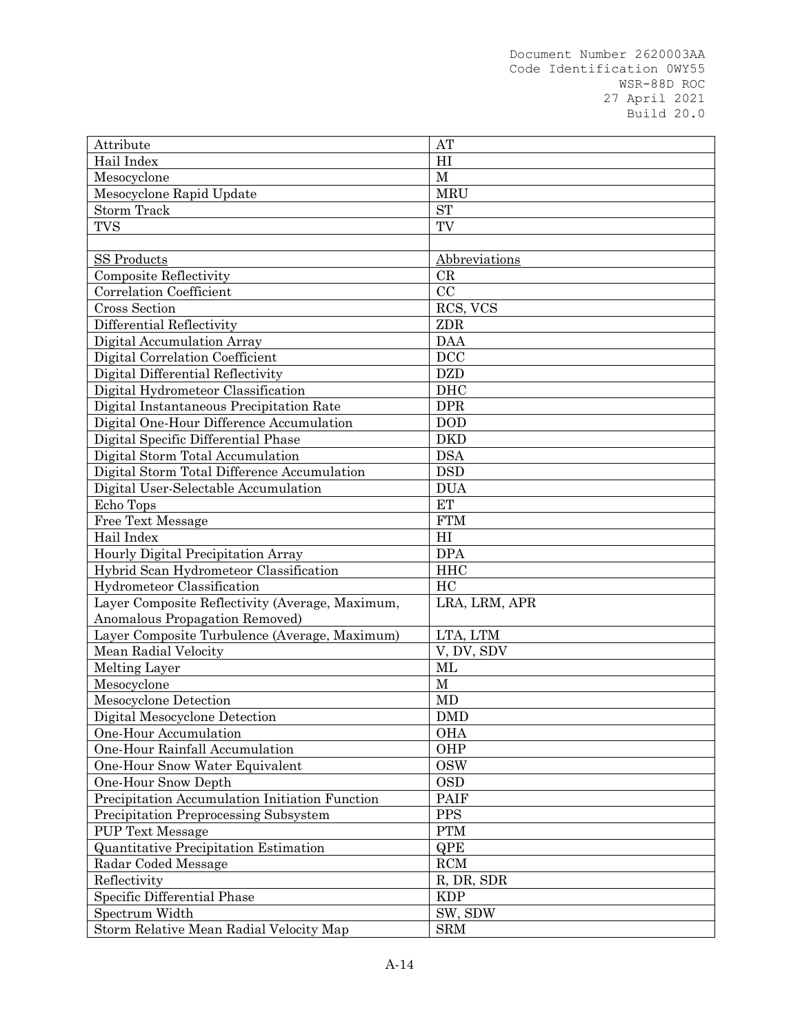| Attribute | AT |
| --- | --- |
| Hail Index | HI |
| Mesocyclone | M |
| Mesocyclone Rapid Update | MRU |
| Storm Track | ST |
| TVS | TV |
| | |
| SS Products | Abbreviations |
| Composite Reflectivity | CR |
| Correlation Coefficient | CC |
| Cross Section | RCS, VCS |
| Differential Reflectivity | ZDR |
| Digital Accumulation Array | DAA |
| Digital Correlation Coefficient | DCC |
| Digital Differential Reflectivity | DZD |
| Digital Hydrometeor Classification | DHC |
| Digital Instantaneous Precipitation Rate | DPR |
| Digital One-Hour Difference Accumulation | DOD |
| Digital Specific Differential Phase | DKD |
| Digital Storm Total Accumulation | DSA |
| Digital Storm Total Difference Accumulation | DSD |
| Digital User-Selectable Accumulation | DUA |
| Echo Tops | ET |
| Free Text Message | FTM |
| Hail Index | HI |
| Hourly Digital Precipitation Array | DPA |
| Hybrid Scan Hydrometeor Classification | HHC |
| Hydrometeor Classification | HC |
| Layer Composite Reflectivity (Average, Maximum, Anomalous Propagation Removed) | LRA, LRM, APR |
| Layer Composite Turbulence (Average, Maximum) | LTA, LTM |
| Mean Radial Velocity | V, DV, SDV |
| Melting Layer | ML |
| Mesocyclone | M |
| Mesocyclone Detection | MD |
| Digital Mesocyclone Detection | DMD |
| One-Hour Accumulation | OHA |
| One-Hour Rainfall Accumulation | OHP |
| One-Hour Snow Water Equivalent | OSW |
| One-Hour Snow Depth | OSD |
| Precipitation Accumulation Initiation Function | PAIF |
| Precipitation Preprocessing Subsystem | PPS |
| PUP Text Message | PTM |
| Quantitative Precipitation Estimation | QPE |
| Radar Coded Message | RCM |
| Reflectivity | R, DR, SDR |
| Specific Differential Phase | KDP |
| Spectrum Width | SW, SDW |
| Storm Relative Mean Radial Velocity Map | SRM |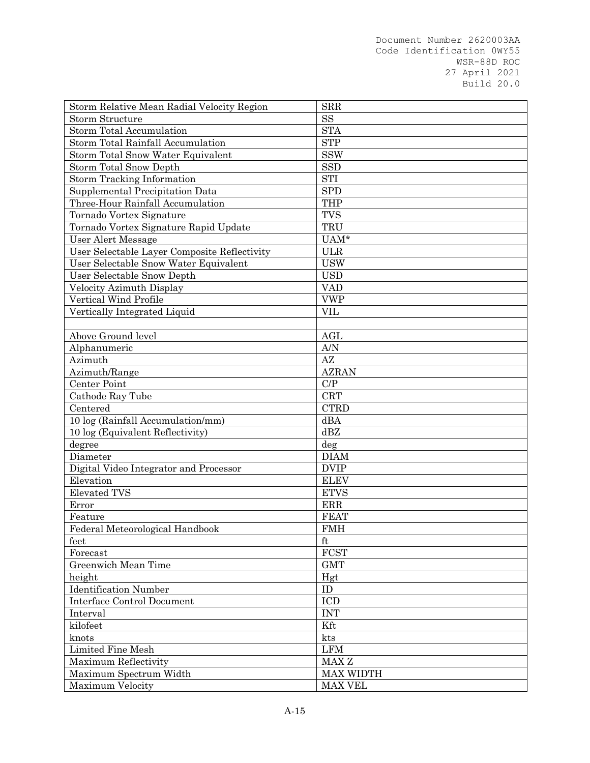| Storm Relative Mean Radial Velocity Region | SRR |
|---|---|
| Storm Structure | SS |
| Storm Total Accumulation | STA |
| Storm Total Rainfall Accumulation | STP |
| Storm Total Snow Water Equivalent | SSW |
| Storm Total Snow Depth | SSD |
| Storm Tracking Information | STI |
| Supplemental Precipitation Data | SPD |
| Three-Hour Rainfall Accumulation | THP |
| Tornado Vortex Signature | TVS |
| Tornado Vortex Signature Rapid Update | TRU |
| User Alert Message | UAM* |
| User Selectable Layer Composite Reflectivity | ULR |
| User Selectable Snow Water Equivalent | USW |
| User Selectable Snow Depth | USD |
| Velocity Azimuth Display | VAD |
| Vertical Wind Profile | VWP |
| Vertically Integrated Liquid | VIL |
| | |
| Above Ground level | AGL |
| Alphanumeric | A/N |
| Azimuth | AZ |
| Azimuth/Range | AZRAN |
| Center Point | C/P |
| Cathode Ray Tube | CRT |
| Centered | CTRD |
| 10 log (Rainfall Accumulation/mm) | dBA |
| 10 log (Equivalent Reflectivity) | dBZ |
| degree | deg |
| Diameter | DIAM |
| Digital Video Integrator and Processor | DVIP |
| Elevation | ELEV |
| Elevated TVS | ETVS |
| Error | ERR |
| Feature | FEAT |
| Federal Meteorological Handbook | FMH |
| feet | ft |
| Forecast | FCST |
| Greenwich Mean Time | GMT |
| height | Hgt |
| Identification Number | ID |
| Interface Control Document | ICD |
| Interval | INT |
| kilofeet | Kft |
| knots | kts |
| Limited Fine Mesh | LFM |
| Maximum Reflectivity | MAX Z |
| Maximum Spectrum Width | MAX WIDTH |
| Maximum Velocity | MAX VEL |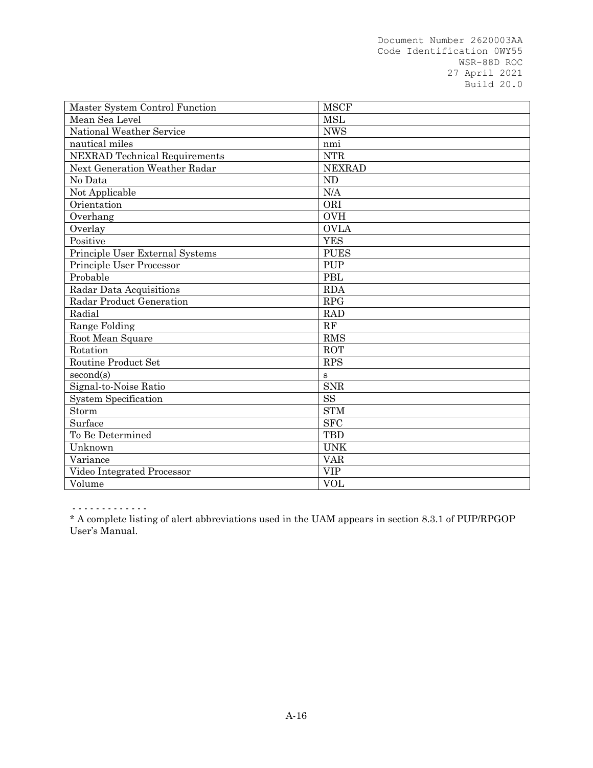| | |
|---|---|
| Master System Control Function | MSCF |
| Mean Sea Level | MSL |
| National Weather Service | NWS |
| nautical miles | nmi |
| NEXRAD Technical Requirements | NTR |
| Next Generation Weather Radar | NEXRAD |
| No Data | ND |
| Not Applicable | N/A |
| Orientation | ORI |
| Overhang | OVH |
| Overlay | OVLA |
| Positive | YES |
| Principle User External Systems | PUES |
| Principle User Processor | PUP |
| Probable | PBL |
| Radar Data Acquisitions | RDA |
| Radar Product Generation | RPG |
| Radial | RAD |
| Range Folding | RF |
| Root Mean Square | RMS |
| Rotation | ROT |
| Routine Product Set | RPS |
| second(s) | s |
| Signal-to-Noise Ratio | SNR |
| System Specification | SS |
| Storm | STM |
| Surface | SFC |
| To Be Determined | TBD |
| Unknown | UNK |
| Variance | VAR |
| Video Integrated Processor | VIP |
| Volume | VOL |

- - - - - - - - - - - - -

* A complete listing of alert abbreviations used in the UAM appears in section 8.3.1 of PUP/RPGOP User's Manual.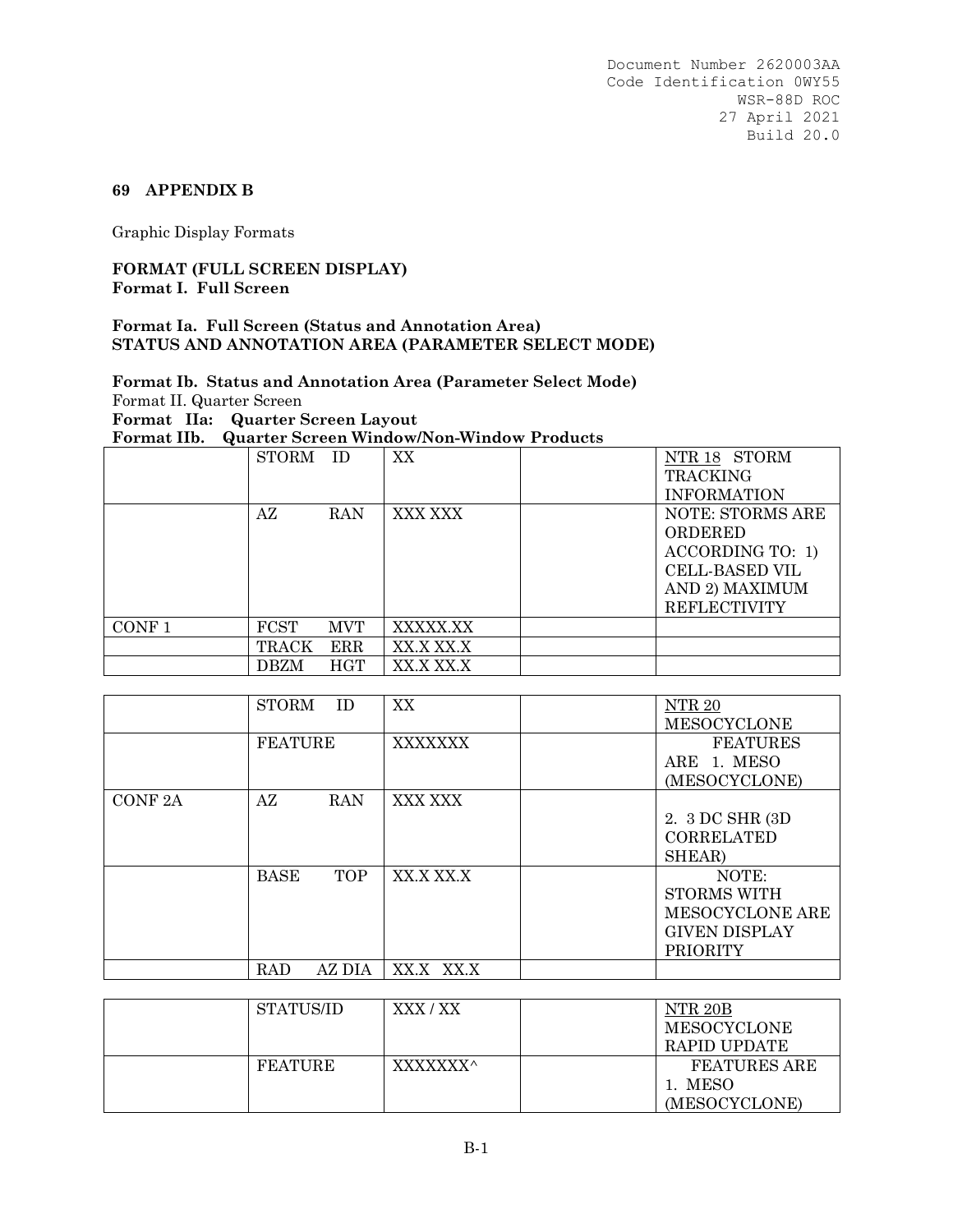## 69 APPENDIX B

Graphic Display Formats

**FORMAT (FULL SCREEN DISPLAY)**
**Format I. Full Screen**

**Format Ia. Full Screen (Status and Annotation Area)**
**STATUS AND ANNOTATION AREA (PARAMETER SELECT MODE)**

**Format Ib. Status and Annotation Area (Parameter Select Mode)**
Format II. Quarter Screen
**Format IIa: Quarter Screen Layout**
**Format IIb. Quarter Screen Window/Non-Window Products**

| | | | | |
|---|---|---|---|---|
| | STORM ID | XX | | NTR 18 STORM TRACKING INFORMATION |
| | AZ RAN | XXX XXX | | NOTE: STORMS ARE ORDERED ACCORDING TO: 1) CELL-BASED VIL AND 2) MAXIMUM REFLECTIVITY |
| CONF 1 | FCST MVT | XXXXX.XX | | |
| | TRACK ERR | XX.X XX.X | | |
| | DBZM HGT | XX.X XX.X | | |

| | | | | |
|---|---|---|---|---|
| | STORM ID | XX | | NTR 20 MESOCYCLONE |
| | FEATURE | XXXXXXX | | FEATURES ARE 1. MESO (MESOCYCLONE) |
| CONF 2A | AZ RAN | XXX XXX | | 2. 3 DC SHR (3D CORRELATED SHEAR) |
| | BASE TOP | XX.X XX.X | | NOTE: STORMS WITH MESOCYCLONE ARE GIVEN DISPLAY PRIORITY |
| | RAD AZ DIA | XX.X XX.X | | |

| | | | | |
|---|---|---|---|---|
| | STATUS/ID | XXX / XX | | NTR 20B MESOCYCLONE RAPID UPDATE |
| | FEATURE | XXXXXXX^ | | FEATURES ARE 1. MESO (MESOCYCLONE) |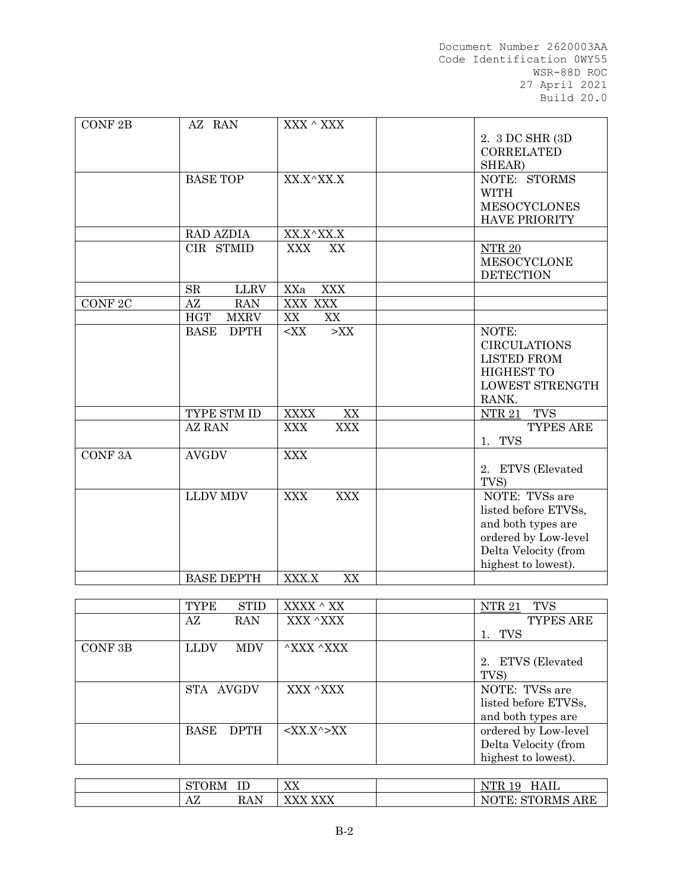| | | | | |
|---|---|---|---|---|
| CONF 2B | AZ RAN | XXX ^ XXX | | 2. 3 DC SHR (3D CORRELATED SHEAR) |
| | BASE TOP | XX.X^XX.X | | NOTE: STORMS WITH MESOCYCLONES HAVE PRIORITY |
| | RAD AZDIA | XX.X^XX.X | | |
| | CIR STMID | XXX XX | | NTR 20 MESOCYCLONE DETECTION |
| | SR LLRV | XXa XXX | | |
| CONF 2C | AZ RAN | XXX XXX | | |
| | HGT MXRV | XX XX | | |
| | BASE DPTH | <XX >XX | | NOTE: CIRCULATIONS LISTED FROM HIGHEST TO LOWEST STRENGTH RANK. |
| | TYPE STM ID | XXXX XX | | NTR 21 TVS |
| | AZ RAN | XXX XXX | | TYPES ARE 1. TVS |
| CONF 3A | AVGDV | XXX | | 2. ETVS (Elevated TVS) |
| | LLDV MDV | XXX XXX | | NOTE: TVSs are listed before ETVSs, and both types are ordered by Low-level Delta Velocity (from highest to lowest). |
| | BASE DEPTH | XXX.X XX | | |

| | | | | |
|---|---|---|---|---|
| | TYPE STID | XXXX ^ XX | | NTR 21 TVS |
| | AZ RAN | XXX ^XXX | | TYPES ARE 1. TVS |
| CONF 3B | LLDV MDV | ^XXX ^XXX | | 2. ETVS (Elevated TVS) |
| | STA AVGDV | XXX ^XXX | | NOTE: TVSs are listed before ETVSs, and both types are |
| | BASE DPTH | <XX.X^>XX | | ordered by Low-level Delta Velocity (from highest to lowest). |

| | | | | |
|---|---|---|---|---|
| | STORM ID | XX | | NTR 19 HAIL |
| | AZ RAN | XXX XXX | | NOTE: STORMS ARE |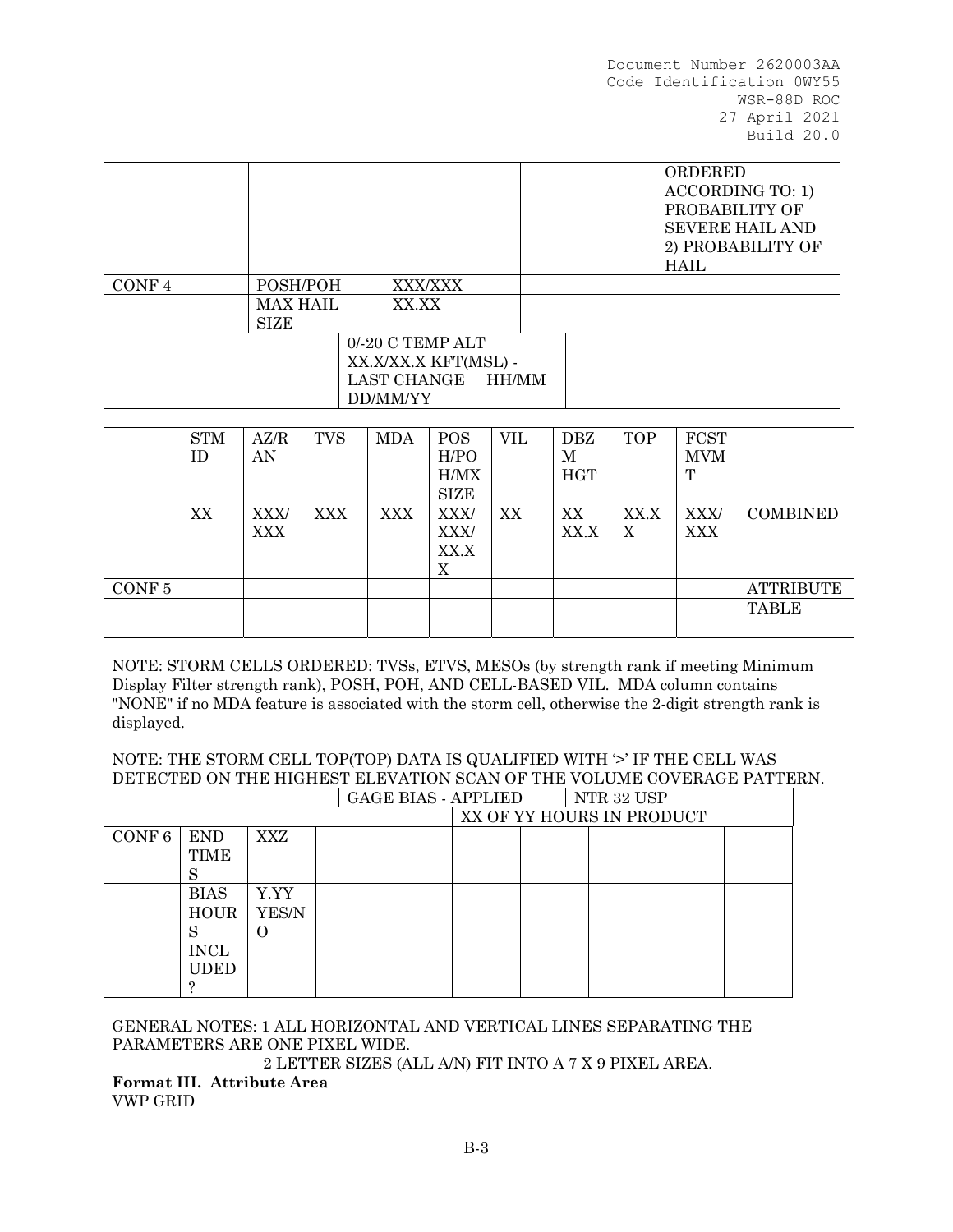| | | | | ORDERED ACCORDING TO: 1) PROBABILITY OF SEVERE HAIL AND 2) PROBABILITY OF HAIL |
|---|---|---|---|---|
| CONF 4 | POSH/POH | XXX/XXX | | |
| | MAX HAIL SIZE | XX.XX | | |
| | | 0/-20 C TEMP ALT XX.X/XX.X KFT(MSL) - LAST CHANGE HH/MM DD/MM/YY | | |

| | STM ID | AZ/RAN | TVS | MDA | POSH/POH/MXSIZE | VIL | DBZM HGT | TOP | FCST MVMT | |
|---|---|---|---|---|---|---|---|---|---|---|
| | XX | XXX/XXX | XXX | XXX | XXX/XXX/XX.XX | XX | XX XX.X | XX.X X | XXX/XXX | COMBINED |
| CONF 5 | | | | | | | | | | ATTRIBUTE |
| | | | | | | | | | | TABLE |
| | | | | | | | | | | |

NOTE: STORM CELLS ORDERED: TVSs, ETVS, MESOs (by strength rank if meeting Minimum Display Filter strength rank), POSH, POH, AND CELL-BASED VIL. MDA column contains "NONE" if no MDA feature is associated with the storm cell, otherwise the 2-digit strength rank is displayed.

NOTE: THE STORM CELL TOP(TOP) DATA IS QUALIFIED WITH '>' IF THE CELL WAS DETECTED ON THE HIGHEST ELEVATION SCAN OF THE VOLUME COVERAGE PATTERN.

| | | | GAGE BIAS - APPLIED | | | NTR 32 USP | | | | |
|---|---|---|---|---|---|---|---|---|---|---|
| | | | | | XX OF YY HOURS IN PRODUCT | | | | | |
| CONF 6 | END TIMES | XXZ | | | | | | | | |
| | BIAS | Y.YY | | | | | | | | |
| | HOURS INCLUDED? | YES/NO | | | | | | | | |

GENERAL NOTES: 1 ALL HORIZONTAL AND VERTICAL LINES SEPARATING THE PARAMETERS ARE ONE PIXEL WIDE.

2 LETTER SIZES (ALL A/N) FIT INTO A 7 X 9 PIXEL AREA.

**Format III. Attribute Area**

VWP GRID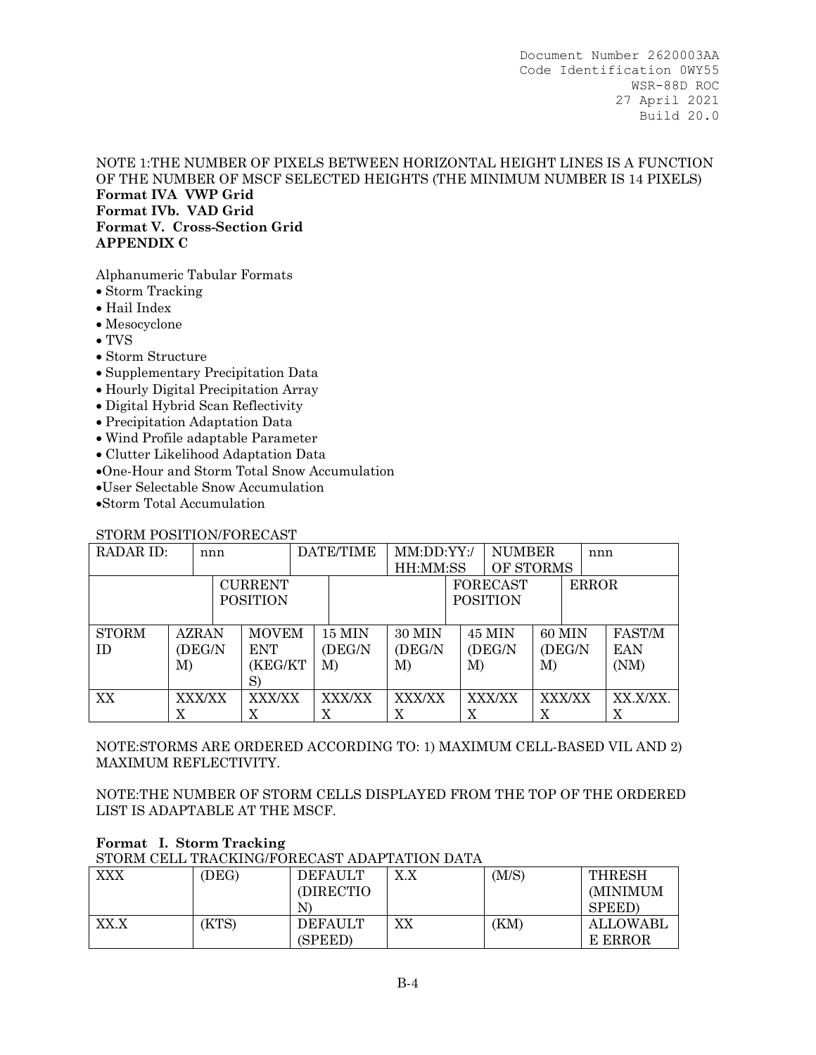NOTE 1:THE NUMBER OF PIXELS BETWEEN HORIZONTAL HEIGHT LINES IS A FUNCTION OF THE NUMBER OF MSCF SELECTED HEIGHTS (THE MINIMUM NUMBER IS 14 PIXELS)

**Format IVA VWP Grid**

**Format IVb. VAD Grid**

**Format V. Cross-Section Grid**

**APPENDIX C**

Alphanumeric Tabular Formats

- Storm Tracking
- Hail Index
- Mesocyclone
- TVS
- Storm Structure
- Supplementary Precipitation Data
- Hourly Digital Precipitation Array
- Digital Hybrid Scan Reflectivity
- Precipitation Adaptation Data
- Wind Profile adaptable Parameter
- Clutter Likelihood Adaptation Data
- One-Hour and Storm Total Snow Accumulation
- User Selectable Snow Accumulation
- Storm Total Accumulation

STORM POSITION/FORECAST

| RADAR ID: | nnn | | DATE/TIME | MM:DD:YY:/ HH:MM:SS | NUMBER OF STORMS | nnn |
|---|---|---|---|---|---|---|
| | | CURRENT POSITION | | FORECAST POSITION | | ERROR |
| STORM ID | AZRAN (DEG/NM) | MOVEMENT (KEG/KTS) | 15 MIN (DEG/NM) | 30 MIN (DEG/NM) | 45 MIN (DEG/NM) | 60 MIN (DEG/NM) | FAST/MEAN (NM) |
| XX | XXX/XXX | XXX/XXX | XXX/XXX | XXX/XXX | XXX/XXX | XXX/XXX | XX.X/XX.X |

NOTE:STORMS ARE ORDERED ACCORDING TO: 1) MAXIMUM CELL-BASED VIL AND 2) MAXIMUM REFLECTIVITY.

NOTE:THE NUMBER OF STORM CELLS DISPLAYED FROM THE TOP OF THE ORDERED LIST IS ADAPTABLE AT THE MSCF.

**Format I. Storm Tracking**

STORM CELL TRACKING/FORECAST ADAPTATION DATA

| XXX | (DEG) | DEFAULT (DIRECTION) | X.X | (M/S) | THRESH (MINIMUM SPEED) |
|---|---|---|---|---|---|
| XX.X | (KTS) | DEFAULT (SPEED) | XX | (KM) | ALLOWABLE ERROR |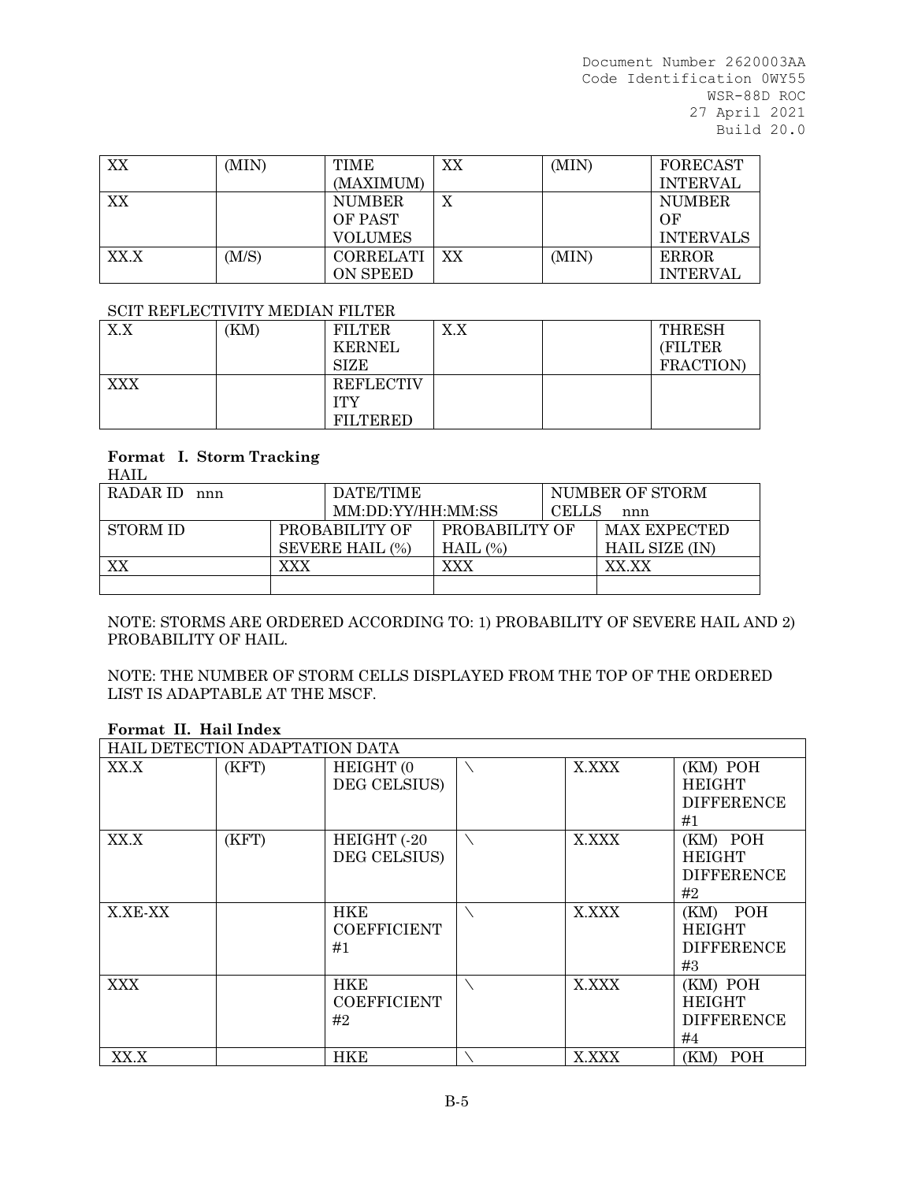| XX | (MIN) | TIME (MAXIMUM) | XX | (MIN) | FORECAST INTERVAL |
|---|---|---|---|---|---|
| XX | | NUMBER OF PAST VOLUMES | X | | NUMBER OF INTERVALS |
| XX.X | (M/S) | CORRELATION SPEED | XX | (MIN) | ERROR INTERVAL |

SCIT REFLECTIVITY MEDIAN FILTER

| X.X | (KM) | FILTER KERNEL SIZE | X.X | | THRESH (FILTER FRACTION) |
|---|---|---|---|---|---|
| XXX | | REFLECTIVITY FILTERED | | | |

**Format I. Storm Tracking**

HAIL

| RADAR ID nnn | | DATE/TIME MM:DD:YY/HH:MM:SS | NUMBER OF STORM CELLS nnn |
|---|---|---|---|
| STORM ID | PROBABILITY OF SEVERE HAIL (%) | PROBABILITY OF HAIL (%) | MAX EXPECTED HAIL SIZE (IN) |
| XX | XXX | XXX | XX.XX |
| | | | |

NOTE: STORMS ARE ORDERED ACCORDING TO: 1) PROBABILITY OF SEVERE HAIL AND 2) PROBABILITY OF HAIL.

NOTE: THE NUMBER OF STORM CELLS DISPLAYED FROM THE TOP OF THE ORDERED LIST IS ADAPTABLE AT THE MSCF.

**Format II. Hail Index**

| HAIL DETECTION ADAPTATION DATA | | | | | |
|---|---|---|---|---|---|
| XX.X | (KFT) | HEIGHT (0 DEG CELSIUS) | \ | X.XXX | (KM) POH HEIGHT DIFFERENCE #1 |
| XX.X | (KFT) | HEIGHT (-20 DEG CELSIUS) | \ | X.XXX | (KM) POH HEIGHT DIFFERENCE #2 |
| X.XE-XX | | HKE COEFFICIENT #1 | \ | X.XXX | (KM) POH HEIGHT DIFFERENCE #3 |
| XXX | | HKE COEFFICIENT #2 | \ | X.XXX | (KM) POH HEIGHT DIFFERENCE #4 |
| XX.X | | HKE | \ | X.XXX | (KM) POH |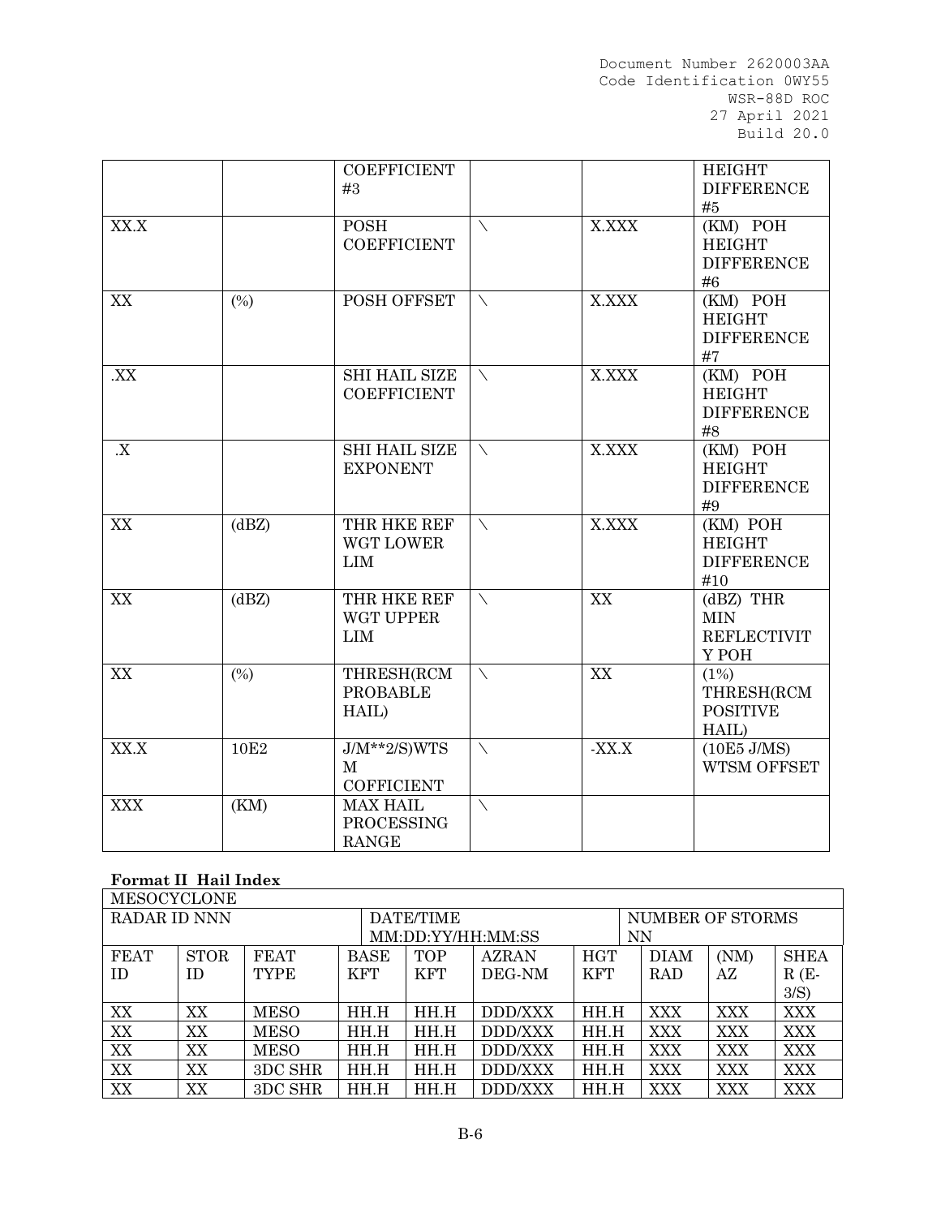|  |  | COEFFICIENT #3 |  |  | HEIGHT DIFFERENCE #5 |
|---|---|---|---|---|---|
| XX.X |  | POSH COEFFICIENT | \ | X.XXX | (KM) POH HEIGHT DIFFERENCE #6 |
| XX | (%) | POSH OFFSET | \ | X.XXX | (KM) POH HEIGHT DIFFERENCE #7 |
| .XX |  | SHI HAIL SIZE COEFFICIENT | \ | X.XXX | (KM) POH HEIGHT DIFFERENCE #8 |
| .X |  | SHI HAIL SIZE EXPONENT | \ | X.XXX | (KM) POH HEIGHT DIFFERENCE #9 |
| XX | (dBZ) | THR HKE REF WGT LOWER LIM | \ | X.XXX | (KM) POH HEIGHT DIFFERENCE #10 |
| XX | (dBZ) | THR HKE REF WGT UPPER LIM | \ | XX | (dBZ) THR MIN REFLECTIVITY POH |
| XX | (%) | THRESH(RCM PROBABLE HAIL) | \ | XX | (1%) THRESH(RCM POSITIVE HAIL) |
| XX.X | 10E2 | J/M**2/S)WTSM COFFICIENT | \ | -XX.X | (10E5 J/MS) WTSM OFFSET |
| XXX | (KM) | MAX HAIL PROCESSING RANGE | \ |  |  |

**Format II Hail Index**

| MESOCYCLONE | | | | | | | | | |
|---|---|---|---|---|---|---|---|---|---|
| RADAR ID NNN | | | | DATE/TIME MM:DD:YY/HH:MM:SS | | | NUMBER OF STORMS NN | | |
| FEAT ID | STOR ID | FEAT TYPE | BASE KFT | TOP KFT | AZRAN DEG-NM | HGT KFT | DIAM RAD | (NM) AZ | SHEAR (E-3/S) |
| XX | XX | MESO | HH.H | HH.H | DDD/XXX | HH.H | XXX | XXX | XXX |
| XX | XX | MESO | HH.H | HH.H | DDD/XXX | HH.H | XXX | XXX | XXX |
| XX | XX | MESO | HH.H | HH.H | DDD/XXX | HH.H | XXX | XXX | XXX |
| XX | XX | 3DC SHR | HH.H | HH.H | DDD/XXX | HH.H | XXX | XXX | XXX |
| XX | XX | 3DC SHR | HH.H | HH.H | DDD/XXX | HH.H | XXX | XXX | XXX |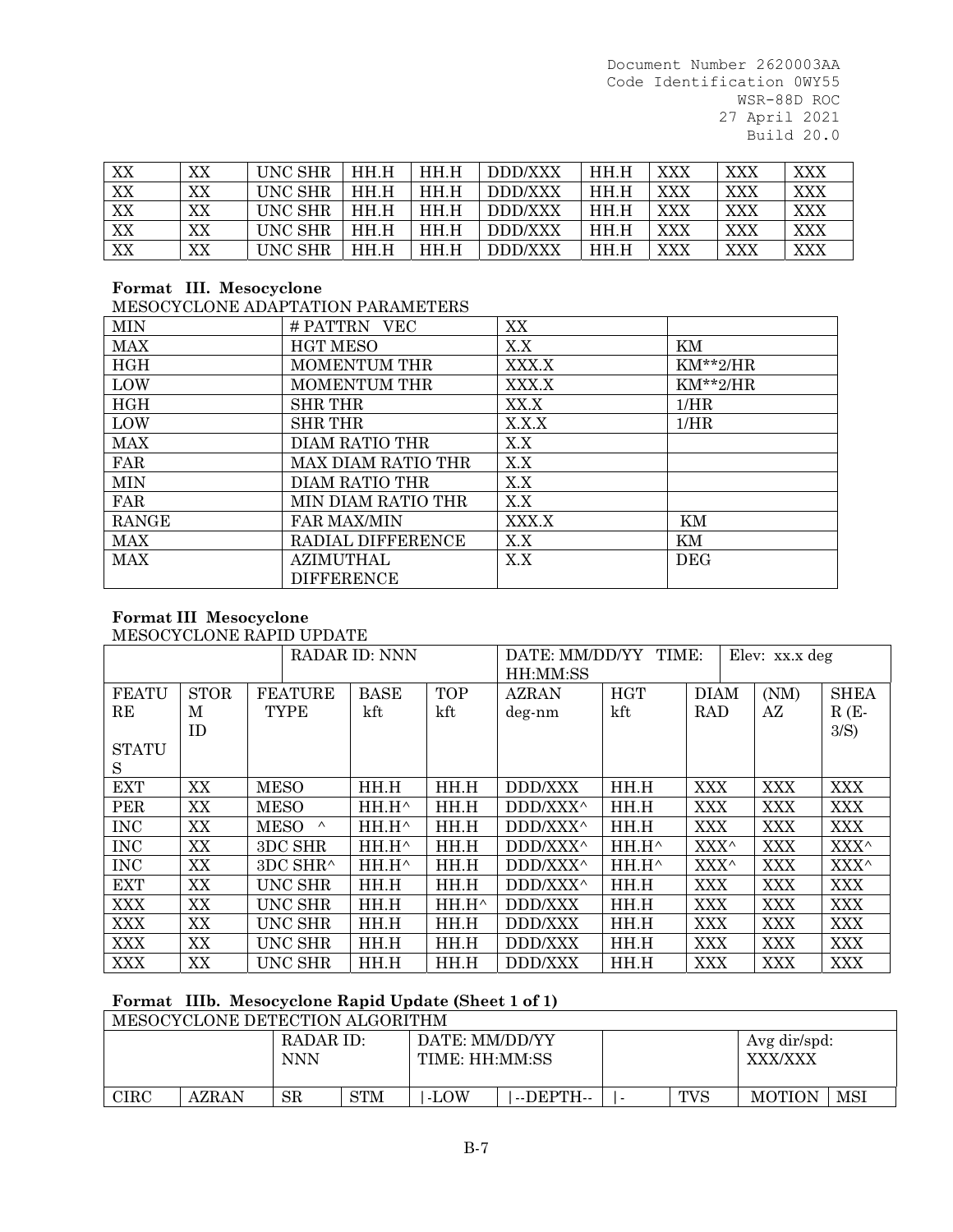| XX | XX | UNC SHR | HH.H | HH.H | DDD/XXX | HH.H | XXX | XXX | XXX |
|---|---|---|---|---|---|---|---|---|---|
| XX | XX | UNC SHR | HH.H | HH.H | DDD/XXX | HH.H | XXX | XXX | XXX |
| XX | XX | UNC SHR | HH.H | HH.H | DDD/XXX | HH.H | XXX | XXX | XXX |
| XX | XX | UNC SHR | HH.H | HH.H | DDD/XXX | HH.H | XXX | XXX | XXX |
| XX | XX | UNC SHR | HH.H | HH.H | DDD/XXX | HH.H | XXX | XXX | XXX |

**Format III. Mesocyclone**

MESOCYCLONE ADAPTATION PARAMETERS

| MIN | # PATTRN VEC | XX | |
|---|---|---|---|
| MAX | HGT MESO | X.X | KM |
| HGH | MOMENTUM THR | XXX.X | KM**2/HR |
| LOW | MOMENTUM THR | XXX.X | KM**2/HR |
| HGH | SHR THR | XX.X | 1/HR |
| LOW | SHR THR | X.X.X | 1/HR |
| MAX | DIAM RATIO THR | X.X | |
| FAR | MAX DIAM RATIO THR | X.X | |
| MIN | DIAM RATIO THR | X.X | |
| FAR | MIN DIAM RATIO THR | X.X | |
| RANGE | FAR MAX/MIN | XXX.X | KM |
| MAX | RADIAL DIFFERENCE | X.X | KM |
| MAX | AZIMUTHAL DIFFERENCE | X.X | DEG |

**Format III Mesocyclone**

MESOCYCLONE RAPID UPDATE

| | | RADAR ID: NNN | | | DATE: MM/DD/YY TIME: HH:MM:SS | | Elev: xx.x deg | | |
|---|---|---|---|---|---|---|---|---|---|
| FEATURE STATUS | STORM ID | FEATURE TYPE | BASE kft | TOP kft | AZRAN deg-nm | HGT kft | DIAM RAD | (NM) AZ | SHEAR (E-3/S) |
| EXT | XX | MESO | HH.H | HH.H | DDD/XXX | HH.H | XXX | XXX | XXX |
| PER | XX | MESO | HH.H^ | HH.H | DDD/XXX^ | HH.H | XXX | XXX | XXX |
| INC | XX | MESO ^ | HH.H^ | HH.H | DDD/XXX^ | HH.H | XXX | XXX | XXX |
| INC | XX | 3DC SHR | HH.H^ | HH.H | DDD/XXX^ | HH.H^ | XXX^ | XXX | XXX^ |
| INC | XX | 3DC SHR^ | HH.H^ | HH.H | DDD/XXX^ | HH.H^ | XXX^ | XXX | XXX^ |
| EXT | XX | UNC SHR | HH.H | HH.H | DDD/XXX^ | HH.H | XXX | XXX | XXX |
| XXX | XX | UNC SHR | HH.H | HH.H^ | DDD/XXX | HH.H | XXX | XXX | XXX |
| XXX | XX | UNC SHR | HH.H | HH.H | DDD/XXX | HH.H | XXX | XXX | XXX |
| XXX | XX | UNC SHR | HH.H | HH.H | DDD/XXX | HH.H | XXX | XXX | XXX |
| XXX | XX | UNC SHR | HH.H | HH.H | DDD/XXX | HH.H | XXX | XXX | XXX |

**Format IIIb. Mesocyclone Rapid Update (Sheet 1 of 1)**

| MESOCYCLONE DETECTION ALGORITHM | | | | | | | | | |
|---|---|---|---|---|---|---|---|---|---|
| | | RADAR ID: NNN | | DATE: MM/DD/YY TIME: HH:MM:SS | | | | Avg dir/spd: XXX/XXX | |
| CIRC | AZRAN | SR | STM | \|-LOW | \|--DEPTH-- | \|- | TVS | MOTION | MSI |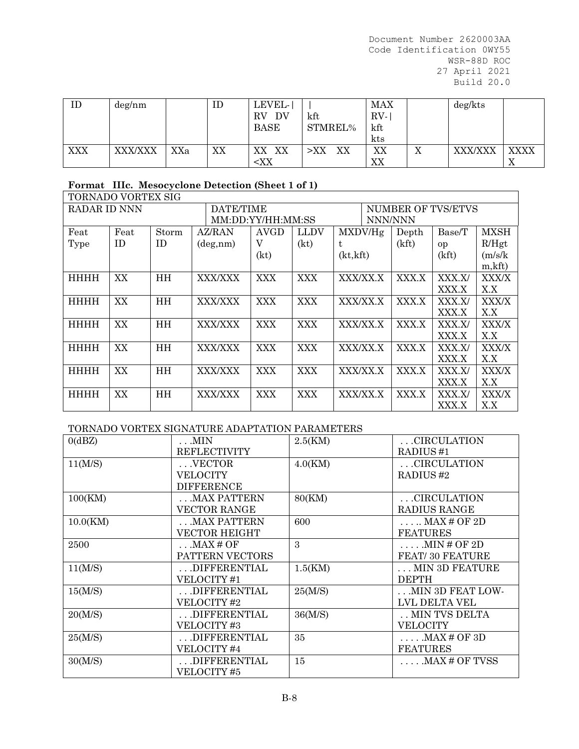| ID | deg/nm | | ID | LEVEL-\| RV DV BASE | \| kft STMREL% | MAX RV-\| kft kts | | deg/kts | |
|---|---|---|---|---|---|---|---|---|---|
| XXX | XXX/XXX | XXa | XX | XX XX <XX | >XX XX | XX XX | X | XXX/XXX | XXXX X |

**Format IIIc. Mesocyclone Detection (Sheet 1 of 1)**

| TORNADO VORTEX SIG | | | | | | | | | |
|---|---|---|---|---|---|---|---|---|---|
| RADAR ID NNN | | | DATE/TIME MM:DD:YY/HH:MM:SS | | | | NUMBER OF TVS/ETVS NNN/NNN | | |
| Feat Type | Feat ID | Storm ID | AZ/RAN (deg,nm) | AVGDV (kt) | LLDV (kt) | MXDV/Hgt (kt,kft) | Depth (kft) | Base/Top (kft) | MXSHR/Hgt (m/s/km,kft) |
| HHHH | XX | HH | XXX/XXX | XXX | XXX | XXX/XX.X | XXX.X | XXX.X/ XXX.X | XXX/XX.X |
| HHHH | XX | HH | XXX/XXX | XXX | XXX | XXX/XX.X | XXX.X | XXX.X/ XXX.X | XXX/XX.X |
| HHHH | XX | HH | XXX/XXX | XXX | XXX | XXX/XX.X | XXX.X | XXX.X/ XXX.X | XXX/XX.X |
| HHHH | XX | HH | XXX/XXX | XXX | XXX | XXX/XX.X | XXX.X | XXX.X/ XXX.X | XXX/XX.X |
| HHHH | XX | HH | XXX/XXX | XXX | XXX | XXX/XX.X | XXX.X | XXX.X/ XXX.X | XXX/XX.X |
| HHHH | XX | HH | XXX/XXX | XXX | XXX | XXX/XX.X | XXX.X | XXX.X/ XXX.X | XXX/XX.X |

TORNADO VORTEX SIGNATURE ADAPTATION PARAMETERS

| | | | |
|---|---|---|---|
| 0(dBZ) | . . .MIN REFLECTIVITY | 2.5(KM) | . . .CIRCULATION RADIUS #1 |
| 11(M/S) | . . .VECTOR VELOCITY DIFFERENCE | 4.0(KM) | . . .CIRCULATION RADIUS #2 |
| 100(KM) | . . .MAX PATTERN VECTOR RANGE | 80(KM) | . . .CIRCULATION RADIUS RANGE |
| 10.0(KM) | . . .MAX PATTERN VECTOR HEIGHT | 600 | . . . . . MAX # OF 2D FEATURES |
| 2500 | . . .MAX # OF PATTERN VECTORS | 3 | . . . . . .MIN # OF 2D FEAT/ 30 FEATURE |
| 11(M/S) | . . .DIFFERENTIAL VELOCITY #1 | 1.5(KM) | . . . MIN 3D FEATURE DEPTH |
| 15(M/S) | . . .DIFFERENTIAL VELOCITY #2 | 25(M/S) | . . .MIN 3D FEAT LOW-LVL DELTA VEL |
| 20(M/S) | . . .DIFFERENTIAL VELOCITY #3 | 36(M/S) | . . MIN TVS DELTA VELOCITY |
| 25(M/S) | . . .DIFFERENTIAL VELOCITY #4 | 35 | . . . . . .MAX # OF 3D FEATURES |
| 30(M/S) | . . .DIFFERENTIAL VELOCITY #5 | 15 | . . . . . .MAX # OF TVSS |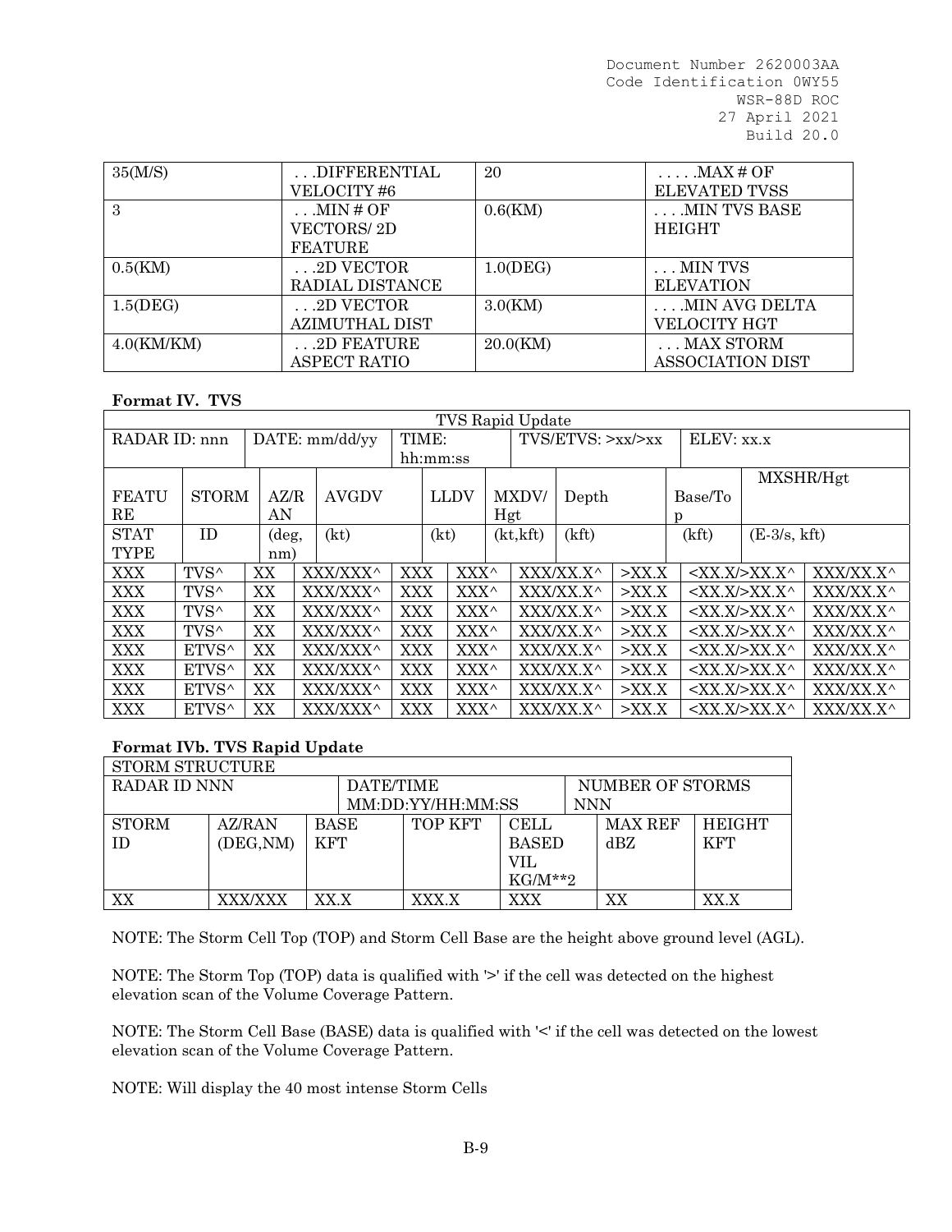| 35(M/S) | . . .DIFFERENTIAL VELOCITY #6 | 20 | . . . . .MAX # OF ELEVATED TVSS |
|---|---|---|---|
| 3 | . . .MIN # OF VECTORS/ 2D FEATURE | 0.6(KM) | . . . .MIN TVS BASE HEIGHT |
| 0.5(KM) | . . .2D VECTOR RADIAL DISTANCE | 1.0(DEG) | . . . MIN TVS ELEVATION |
| 1.5(DEG) | . . .2D VECTOR AZIMUTHAL DIST | 3.0(KM) | . . . .MIN AVG DELTA VELOCITY HGT |
| 4.0(KM/KM) | . . .2D FEATURE ASPECT RATIO | 20.0(KM) | . . . MAX STORM ASSOCIATION DIST |

**Format IV. TVS**

| TVS Rapid Update | | | | | | | | |
|---|---|---|---|---|---|---|---|---|
| RADAR ID: nnn | | DATE: mm/dd/yy | TIME: hh:mm:ss | | TVS/ETVS: >xx/>xx | | ELEV: xx.x | |
| FEATURE | STORM | AZ/RAN | AVGDV | LLDV | MXDV/ Hgt | Depth | Base/Top | MXSHR/Hgt |
| STAT TYPE | ID | (deg, nm) | (kt) | (kt) | (kt,kft) | (kft) | (kft) | (E-3/s, kft) |
| XXX | TVS^ | XX | XXX/XXX^ | XXX | XXX^ | XXX/XX.X^ | >XX.X | <XX.X/>XX.X^ | XXX/XX.X^ |
| XXX | TVS^ | XX | XXX/XXX^ | XXX | XXX^ | XXX/XX.X^ | >XX.X | <XX.X/>XX.X^ | XXX/XX.X^ |
| XXX | TVS^ | XX | XXX/XXX^ | XXX | XXX^ | XXX/XX.X^ | >XX.X | <XX.X/>XX.X^ | XXX/XX.X^ |
| XXX | TVS^ | XX | XXX/XXX^ | XXX | XXX^ | XXX/XX.X^ | >XX.X | <XX.X/>XX.X^ | XXX/XX.X^ |
| XXX | ETVS^ | XX | XXX/XXX^ | XXX | XXX^ | XXX/XX.X^ | >XX.X | <XX.X/>XX.X^ | XXX/XX.X^ |
| XXX | ETVS^ | XX | XXX/XXX^ | XXX | XXX^ | XXX/XX.X^ | >XX.X | <XX.X/>XX.X^ | XXX/XX.X^ |
| XXX | ETVS^ | XX | XXX/XXX^ | XXX | XXX^ | XXX/XX.X^ | >XX.X | <XX.X/>XX.X^ | XXX/XX.X^ |
| XXX | ETVS^ | XX | XXX/XXX^ | XXX | XXX^ | XXX/XX.X^ | >XX.X | <XX.X/>XX.X^ | XXX/XX.X^ |

**Format IVb. TVS Rapid Update**

| STORM STRUCTURE | | | | | | |
|---|---|---|---|---|---|---|
| RADAR ID NNN | | | DATE/TIME MM:DD:YY/HH:MM:SS | | NUMBER OF STORMS NNN | |
| STORM ID | AZ/RAN (DEG,NM) | BASE KFT | TOP KFT | CELL BASED VIL KG/M**2 | MAX REF dBZ | HEIGHT KFT |
| XX | XXX/XXX | XX.X | XXX.X | XXX | XX | XX.X |

NOTE: The Storm Cell Top (TOP) and Storm Cell Base are the height above ground level (AGL).

NOTE: The Storm Top (TOP) data is qualified with '>' if the cell was detected on the highest elevation scan of the Volume Coverage Pattern.

NOTE: The Storm Cell Base (BASE) data is qualified with '<' if the cell was detected on the lowest elevation scan of the Volume Coverage Pattern.

NOTE: Will display the 40 most intense Storm Cells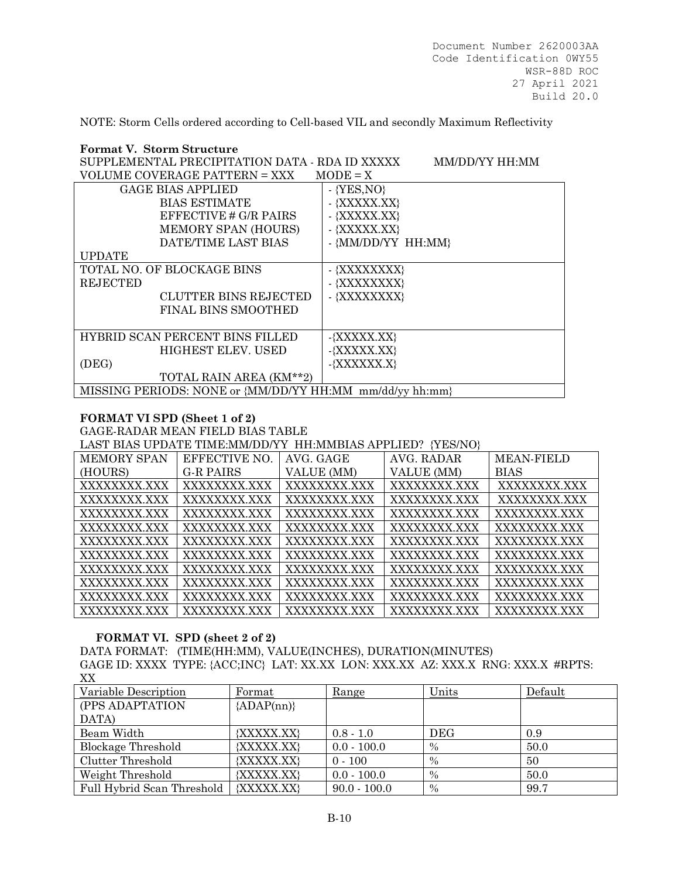NOTE: Storm Cells ordered according to Cell-based VIL and secondly Maximum Reflectivity

**Format V. Storm Structure**

SUPPLEMENTAL PRECIPITATION DATA - RDA ID XXXXX          MM/DD/YY HH:MM
VOLUME COVERAGE PATTERN = XXX     MODE = X

| | |
|---|---|
| GAGE BIAS APPLIED<br>BIAS ESTIMATE<br>EFFECTIVE # G/R PAIRS<br>MEMORY SPAN (HOURS)<br>DATE/TIME LAST BIAS UPDATE | - {YES,NO}<br>- {XXXXX.XX}<br>- {XXXXX.XX}<br>- {XXXXX.XX}<br>- {MM/DD/YY HH:MM} |
| TOTAL NO. OF BLOCKAGE BINS REJECTED<br>CLUTTER BINS REJECTED<br>FINAL BINS SMOOTHED | - {XXXXXXXX}<br>- {XXXXXXXX}<br>- {XXXXXXXX} |
| HYBRID SCAN PERCENT BINS FILLED<br>HIGHEST ELEV. USED (DEG)<br>TOTAL RAIN AREA (KM**2) | -{XXXXX.XX}<br>-{XXXXX.XX}<br>-{XXXXXX.X} |
| MISSING PERIODS: NONE or {MM/DD/YY HH:MM mm/dd/yy hh:mm} | |

**FORMAT VI SPD (Sheet 1 of 2)**

GAGE-RADAR MEAN FIELD BIAS TABLE
LAST BIAS UPDATE TIME:MM/DD/YY HH:MMBIAS APPLIED? {YES/NO}

| MEMORY SPAN (HOURS) | EFFECTIVE NO. G-R PAIRS | AVG. GAGE VALUE (MM) | AVG. RADAR VALUE (MM) | MEAN-FIELD BIAS |
|---|---|---|---|---|
| XXXXXXXX.XXX | XXXXXXXX.XXX | XXXXXXXX.XXX | XXXXXXXX.XXX | XXXXXXXX.XXX |
| XXXXXXXX.XXX | XXXXXXXX.XXX | XXXXXXXX.XXX | XXXXXXXX.XXX | XXXXXXXX.XXX |
| XXXXXXXX.XXX | XXXXXXXX.XXX | XXXXXXXX.XXX | XXXXXXXX.XXX | XXXXXXXX.XXX |
| XXXXXXXX.XXX | XXXXXXXX.XXX | XXXXXXXX.XXX | XXXXXXXX.XXX | XXXXXXXX.XXX |
| XXXXXXXX.XXX | XXXXXXXX.XXX | XXXXXXXX.XXX | XXXXXXXX.XXX | XXXXXXXX.XXX |
| XXXXXXXX.XXX | XXXXXXXX.XXX | XXXXXXXX.XXX | XXXXXXXX.XXX | XXXXXXXX.XXX |
| XXXXXXXX.XXX | XXXXXXXX.XXX | XXXXXXXX.XXX | XXXXXXXX.XXX | XXXXXXXX.XXX |
| XXXXXXXX.XXX | XXXXXXXX.XXX | XXXXXXXX.XXX | XXXXXXXX.XXX | XXXXXXXX.XXX |
| XXXXXXXX.XXX | XXXXXXXX.XXX | XXXXXXXX.XXX | XXXXXXXX.XXX | XXXXXXXX.XXX |
| XXXXXXXX.XXX | XXXXXXXX.XXX | XXXXXXXX.XXX | XXXXXXXX.XXX | XXXXXXXX.XXX |

**FORMAT VI. SPD (sheet 2 of 2)**

DATA FORMAT: (TIME(HH:MM), VALUE(INCHES), DURATION(MINUTES)
GAGE ID: XXXX TYPE: {ACC;INC} LAT: XX.XX LON: XXX.XX AZ: XXX.X RNG: XXX.X #RPTS: XX

| Variable Description | Format | Range | Units | Default |
|---|---|---|---|---|
| (PPS ADAPTATION DATA) | {ADAP(nn)} | | | |
| Beam Width | {XXXXX.XX} | 0.8 - 1.0 | DEG | 0.9 |
| Blockage Threshold | {XXXXX.XX} | 0.0 - 100.0 | % | 50.0 |
| Clutter Threshold | {XXXXX.XX} | 0 - 100 | % | 50 |
| Weight Threshold | {XXXXX.XX} | 0.0 - 100.0 | % | 50.0 |
| Full Hybrid Scan Threshold | {XXXXX.XX} | 90.0 - 100.0 | % | 99.7 |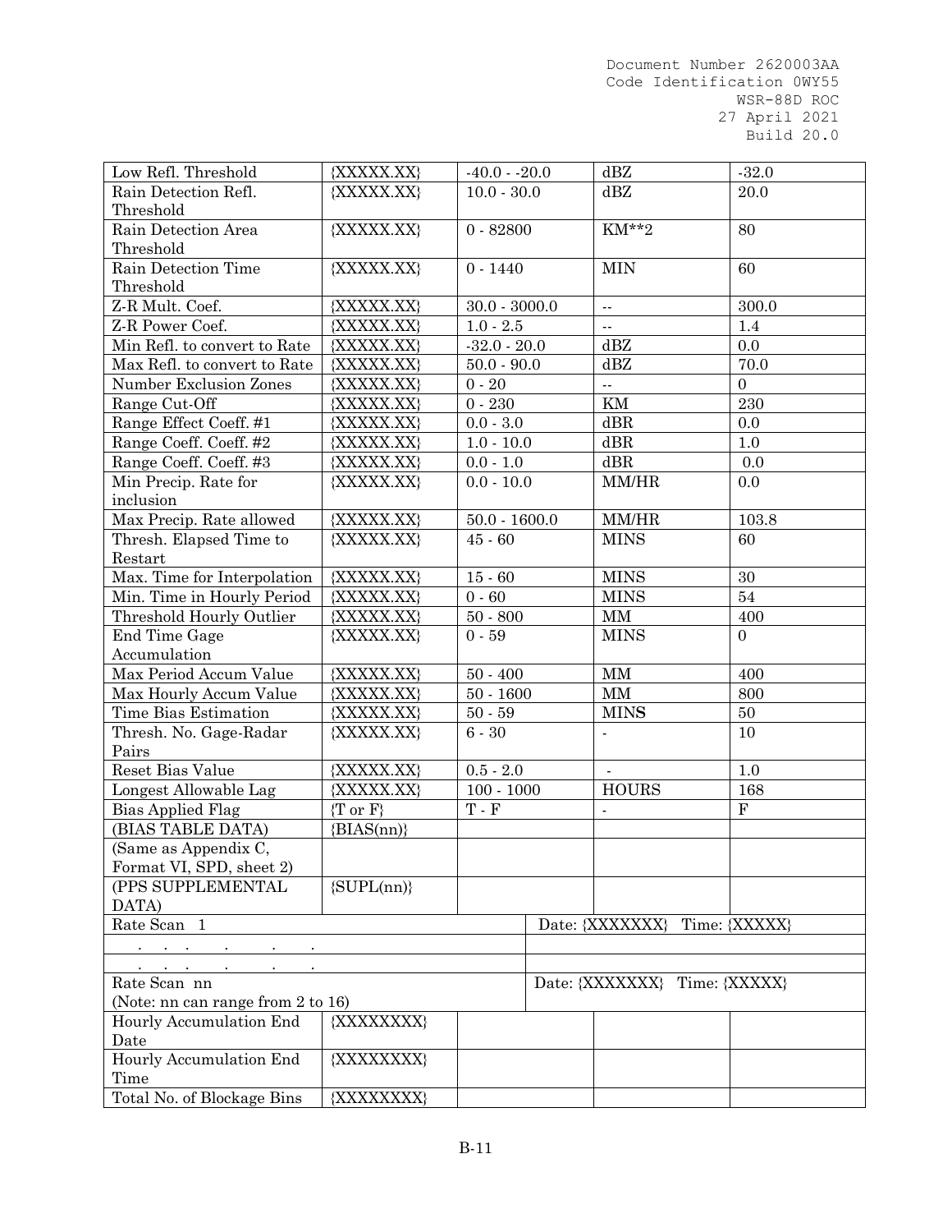| Low Refl. Threshold | {XXXXX.XX} | -40.0 - -20.0 | dBZ | -32.0 |
|---|---|---|---|---|
| Rain Detection Refl. Threshold | {XXXXX.XX} | 10.0 - 30.0 | dBZ | 20.0 |
| Rain Detection Area Threshold | {XXXXX.XX} | 0 - 82800 | KM**2 | 80 |
| Rain Detection Time Threshold | {XXXXX.XX} | 0 - 1440 | MIN | 60 |
| Z-R Mult. Coef. | {XXXXX.XX} | 30.0 - 3000.0 | -- | 300.0 |
| Z-R Power Coef. | {XXXXX.XX} | 1.0 - 2.5 | -- | 1.4 |
| Min Refl. to convert to Rate | {XXXXX.XX} | -32.0 - 20.0 | dBZ | 0.0 |
| Max Refl. to convert to Rate | {XXXXX.XX} | 50.0 - 90.0 | dBZ | 70.0 |
| Number Exclusion Zones | {XXXXX.XX} | 0 - 20 | -- | 0 |
| Range Cut-Off | {XXXXX.XX} | 0 - 230 | KM | 230 |
| Range Effect Coeff. #1 | {XXXXX.XX} | 0.0 - 3.0 | dBR | 0.0 |
| Range Coeff. Coeff. #2 | {XXXXX.XX} | 1.0 - 10.0 | dBR | 1.0 |
| Range Coeff. Coeff. #3 | {XXXXX.XX} | 0.0 - 1.0 | dBR | 0.0 |
| Min Precip. Rate for inclusion | {XXXXX.XX} | 0.0 - 10.0 | MM/HR | 0.0 |
| Max Precip. Rate allowed | {XXXXX.XX} | 50.0 - 1600.0 | MM/HR | 103.8 |
| Thresh. Elapsed Time to Restart | {XXXXX.XX} | 45 - 60 | MINS | 60 |
| Max. Time for Interpolation | {XXXXX.XX} | 15 - 60 | MINS | 30 |
| Min. Time in Hourly Period | {XXXXX.XX} | 0 - 60 | MINS | 54 |
| Threshold Hourly Outlier | {XXXXX.XX} | 50 - 800 | MM | 400 |
| End Time Gage Accumulation | {XXXXX.XX} | 0 - 59 | MINS | 0 |
| Max Period Accum Value | {XXXXX.XX} | 50 - 400 | MM | 400 |
| Max Hourly Accum Value | {XXXXX.XX} | 50 - 1600 | MM | 800 |
| Time Bias Estimation | {XXXXX.XX} | 50 - 59 | MINS | 50 |
| Thresh. No. Gage-Radar Pairs | {XXXXX.XX} | 6 - 30 | - | 10 |
| Reset Bias Value | {XXXXX.XX} | 0.5 - 2.0 | - | 1.0 |
| Longest Allowable Lag | {XXXXX.XX} | 100 - 1000 | HOURS | 168 |
| Bias Applied Flag | {T or F} | T - F | - | F |
| (BIAS TABLE DATA) | {BIAS(nn)} | | | |
| (Same as Appendix C, Format VI, SPD, sheet 2) | | | | |
| (PPS SUPPLEMENTAL DATA) | {SUPL(nn)} | | | |
| Rate Scan 1 | | | Date: {XXXXXXX} | Time: {XXXXX} |
| . . . . . . | | | | |
| . . . . . . | | | | |
| Rate Scan nn (Note: nn can range from 2 to 16) | | | Date: {XXXXXXX} | Time: {XXXXX} |
| Hourly Accumulation End Date | {XXXXXXXX} | | | |
| Hourly Accumulation End Time | {XXXXXXXX} | | | |
| Total No. of Blockage Bins | {XXXXXXXX} | | | |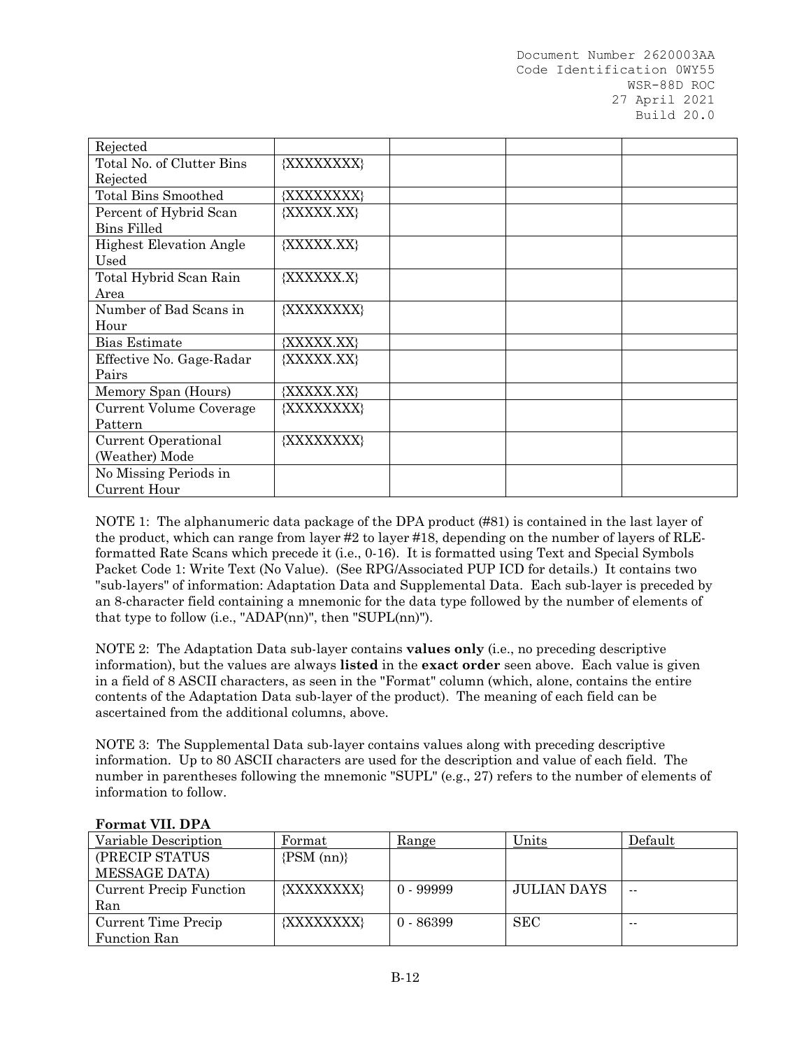| | | | | |
|---|---|---|---|---|
| Rejected | | | | |
| Total No. of Clutter Bins Rejected | {XXXXXXXX} | | | |
| Total Bins Smoothed | {XXXXXXXX} | | | |
| Percent of Hybrid Scan Bins Filled | {XXXXX.XX} | | | |
| Highest Elevation Angle Used | {XXXXX.XX} | | | |
| Total Hybrid Scan Rain Area | {XXXXXX.X} | | | |
| Number of Bad Scans in Hour | {XXXXXXXX} | | | |
| Bias Estimate | {XXXXX.XX} | | | |
| Effective No. Gage-Radar Pairs | {XXXXX.XX} | | | |
| Memory Span (Hours) | {XXXXX.XX} | | | |
| Current Volume Coverage Pattern | {XXXXXXXX} | | | |
| Current Operational (Weather) Mode | {XXXXXXXX} | | | |
| No Missing Periods in Current Hour | | | | |

NOTE 1: The alphanumeric data package of the DPA product (#81) is contained in the last layer of the product, which can range from layer #2 to layer #18, depending on the number of layers of RLE-formatted Rate Scans which precede it (i.e., 0-16). It is formatted using Text and Special Symbols Packet Code 1: Write Text (No Value). (See RPG/Associated PUP ICD for details.) It contains two "sub-layers" of information: Adaptation Data and Supplemental Data. Each sub-layer is preceded by an 8-character field containing a mnemonic for the data type followed by the number of elements of that type to follow (i.e., "ADAP(nn)", then "SUPL(nn)").

NOTE 2: The Adaptation Data sub-layer contains **values only** (i.e., no preceding descriptive information), but the values are always **listed** in the **exact order** seen above. Each value is given in a field of 8 ASCII characters, as seen in the "Format" column (which, alone, contains the entire contents of the Adaptation Data sub-layer of the product). The meaning of each field can be ascertained from the additional columns, above.

NOTE 3: The Supplemental Data sub-layer contains values along with preceding descriptive information. Up to 80 ASCII characters are used for the description and value of each field. The number in parentheses following the mnemonic "SUPL" (e.g., 27) refers to the number of elements of information to follow.

**Format VII. DPA**

| Variable Description | Format | Range | Units | Default |
|---|---|---|---|---|
| (PRECIP STATUS MESSAGE DATA) | {PSM (nn)} | | | |
| Current Precip Function Ran | {XXXXXXXX} | 0 - 99999 | JULIAN DAYS | -- |
| Current Time Precip Function Ran | {XXXXXXXX} | 0 - 86399 | SEC | -- |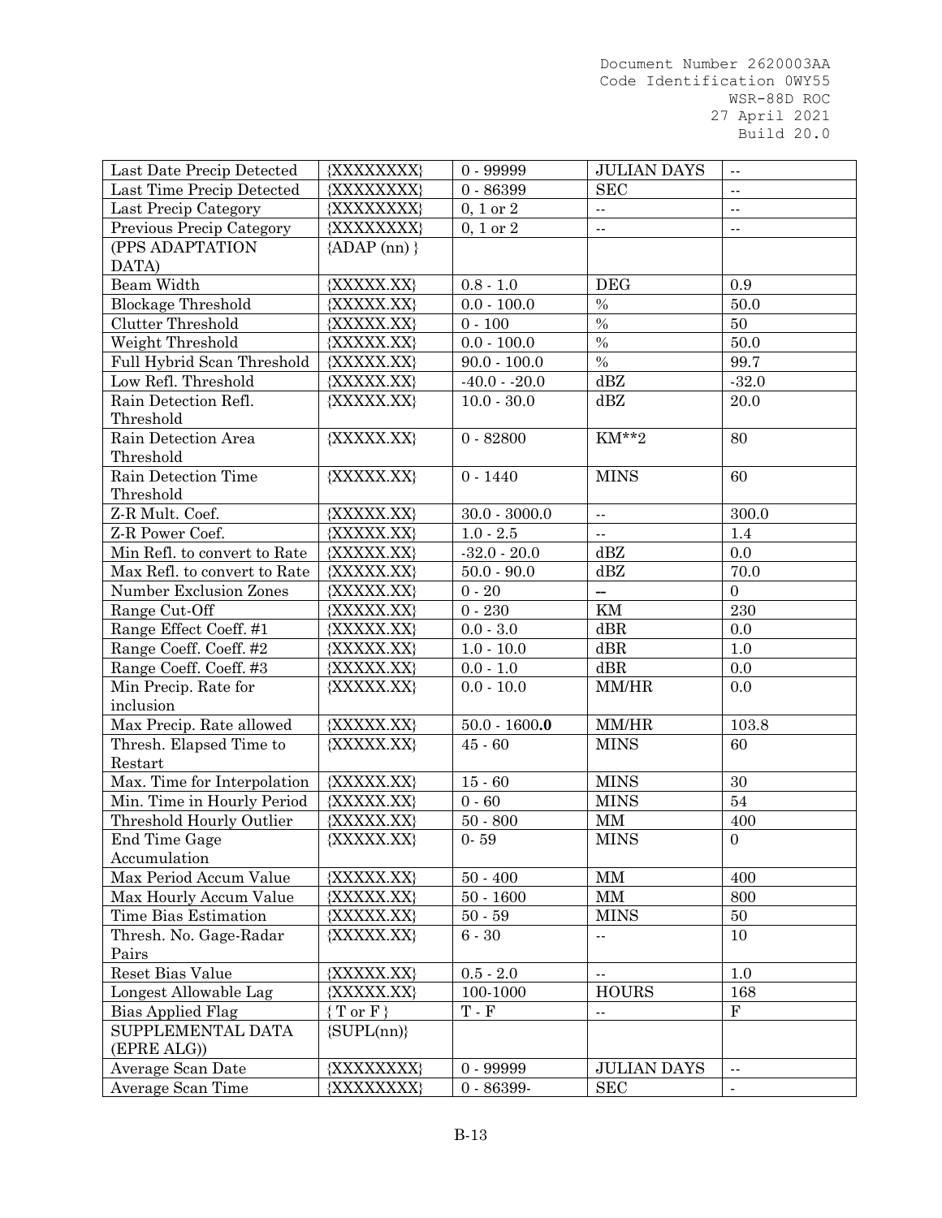| Last Date Precip Detected | {XXXXXXXX} | 0 - 99999 | JULIAN DAYS | -- |
|---|---|---|---|---|
| Last Time Precip Detected | {XXXXXXXX} | 0 - 86399 | SEC | -- |
| Last Precip Category | {XXXXXXXX} | 0, 1 or 2 | -- | -- |
| Previous Precip Category | {XXXXXXXX} | 0, 1 or 2 | -- | -- |
| (PPS ADAPTATION DATA) | {ADAP (nn) } | | | |
| Beam Width | {XXXXX.XX} | 0.8 - 1.0 | DEG | 0.9 |
| Blockage Threshold | {XXXXX.XX} | 0.0 - 100.0 | % | 50.0 |
| Clutter Threshold | {XXXXX.XX} | 0 - 100 | % | 50 |
| Weight Threshold | {XXXXX.XX} | 0.0 - 100.0 | % | 50.0 |
| Full Hybrid Scan Threshold | {XXXXX.XX} | 90.0 - 100.0 | % | 99.7 |
| Low Refl. Threshold | {XXXXX.XX} | -40.0 - -20.0 | dBZ | -32.0 |
| Rain Detection Refl. Threshold | {XXXXX.XX} | 10.0 - 30.0 | dBZ | 20.0 |
| Rain Detection Area Threshold | {XXXXX.XX} | 0 - 82800 | KM**2 | 80 |
| Rain Detection Time Threshold | {XXXXX.XX} | 0 - 1440 | MINS | 60 |
| Z-R Mult. Coef. | {XXXXX.XX} | 30.0 - 3000.0 | -- | 300.0 |
| Z-R Power Coef. | {XXXXX.XX} | 1.0 - 2.5 | -- | 1.4 |
| Min Refl. to convert to Rate | {XXXXX.XX} | -32.0 - 20.0 | dBZ | 0.0 |
| Max Refl. to convert to Rate | {XXXXX.XX} | 50.0 - 90.0 | dBZ | 70.0 |
| Number Exclusion Zones | {XXXXX.XX} | 0 - 20 | -- | 0 |
| Range Cut-Off | {XXXXX.XX} | 0 - 230 | KM | 230 |
| Range Effect Coeff. #1 | {XXXXX.XX} | 0.0 - 3.0 | dBR | 0.0 |
| Range Coeff. Coeff. #2 | {XXXXX.XX} | 1.0 - 10.0 | dBR | 1.0 |
| Range Coeff. Coeff. #3 | {XXXXX.XX} | 0.0 - 1.0 | dBR | 0.0 |
| Min Precip. Rate for inclusion | {XXXXX.XX} | 0.0 - 10.0 | MM/HR | 0.0 |
| Max Precip. Rate allowed | {XXXXX.XX} | 50.0 - 1600.**0** | MM/HR | 103.8 |
| Thresh. Elapsed Time to Restart | {XXXXX.XX} | 45 - 60 | MINS | 60 |
| Max. Time for Interpolation | {XXXXX.XX} | 15 - 60 | MINS | 30 |
| Min. Time in Hourly Period | {XXXXX.XX} | 0 - 60 | MINS | 54 |
| Threshold Hourly Outlier | {XXXXX.XX} | 50 - 800 | MM | 400 |
| End Time Gage Accumulation | {XXXXX.XX} | 0- 59 | MINS | 0 |
| Max Period Accum Value | {XXXXX.XX} | 50 - 400 | MM | 400 |
| Max Hourly Accum Value | {XXXXX.XX} | 50 - 1600 | MM | 800 |
| Time Bias Estimation | {XXXXX.XX} | 50 - 59 | MINS | 50 |
| Thresh. No. Gage-Radar Pairs | {XXXXX.XX} | 6 - 30 | -- | 10 |
| Reset Bias Value | {XXXXX.XX} | 0.5 - 2.0 | -- | 1.0 |
| Longest Allowable Lag | {XXXXX.XX} | 100-1000 | HOURS | 168 |
| Bias Applied Flag | { T or F } | T - F | -- | F |
| SUPPLEMENTAL DATA (EPRE ALG)) | {SUPL(nn)} | | | |
| Average Scan Date | {XXXXXXXX} | 0 - 99999 | JULIAN DAYS | -- |
| Average Scan Time | {XXXXXXXX} | 0 - 86399- | SEC | - |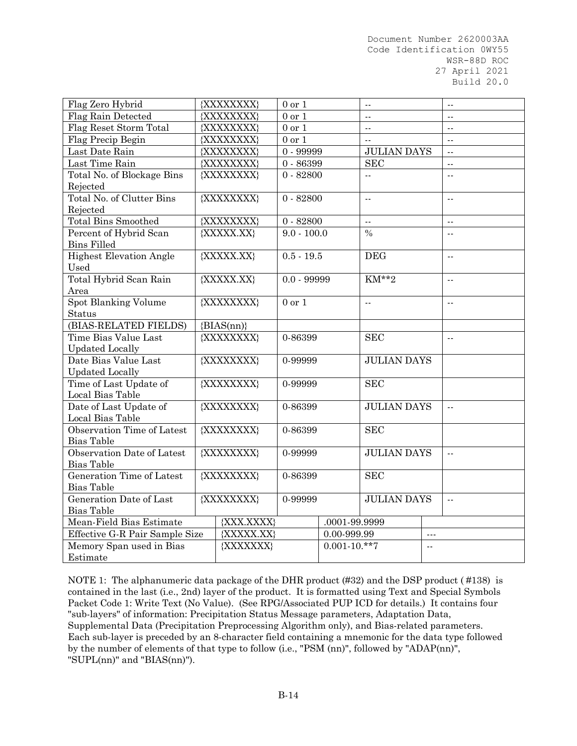| | | | | |
|---|---|---|---|---|
| Flag Zero Hybrid | {XXXXXXXX} | 0 or 1 | -- | -- |
| Flag Rain Detected | {XXXXXXXX} | 0 or 1 | -- | -- |
| Flag Reset Storm Total | {XXXXXXXX} | 0 or 1 | -- | -- |
| Flag Precip Begin | {XXXXXXXX} | 0 or 1 | -- | -- |
| Last Date Rain | {XXXXXXXX} | 0 - 99999 | JULIAN DAYS | -- |
| Last Time Rain | {XXXXXXXX} | 0 - 86399 | SEC | -- |
| Total No. of Blockage Bins Rejected | {XXXXXXXX} | 0 - 82800 | -- | -- |
| Total No. of Clutter Bins Rejected | {XXXXXXXX} | 0 - 82800 | -- | -- |
| Total Bins Smoothed | {XXXXXXXX} | 0 - 82800 | -- | -- |
| Percent of Hybrid Scan Bins Filled | {XXXXX.XX} | 9.0 - 100.0 | % | -- |
| Highest Elevation Angle Used | {XXXXX.XX} | 0.5 - 19.5 | DEG | -- |
| Total Hybrid Scan Rain Area | {XXXXX.XX} | 0.0 - 99999 | KM**2 | -- |
| Spot Blanking Volume Status | {XXXXXXXX} | 0 or 1 | -- | -- |
| (BIAS-RELATED FIELDS) | {BIAS(nn)} | | | |
| Time Bias Value Last Updated Locally | {XXXXXXXX} | 0-86399 | SEC | -- |
| Date Bias Value Last Updated Locally | {XXXXXXXX} | 0-99999 | JULIAN DAYS | |
| Time of Last Update of Local Bias Table | {XXXXXXXX} | 0-99999 | SEC | |
| Date of Last Update of Local Bias Table | {XXXXXXXX} | 0-86399 | JULIAN DAYS | -- |
| Observation Time of Latest Bias Table | {XXXXXXXX} | 0-86399 | SEC | |
| Observation Date of Latest Bias Table | {XXXXXXXX} | 0-99999 | JULIAN DAYS | -- |
| Generation Time of Latest Bias Table | {XXXXXXXX} | 0-86399 | SEC | |
| Generation Date of Last Bias Table | {XXXXXXXX} | 0-99999 | JULIAN DAYS | -- |
| Mean-Field Bias Estimate | {XXX.XXXX} | .0001-99.9999 | | |
| Effective G-R Pair Sample Size | {XXXXX.XX} | 0.00-999.99 | | --- |
| Memory Span used in Bias Estimate | {XXXXXXX} | 0.001-10.**7 | | -- |

NOTE 1: The alphanumeric data package of the DHR product (#32) and the DSP product (#138) is contained in the last (i.e., 2nd) layer of the product. It is formatted using Text and Special Symbols Packet Code 1: Write Text (No Value). (See RPG/Associated PUP ICD for details.) It contains four "sub-layers" of information: Precipitation Status Message parameters, Adaptation Data, Supplemental Data (Precipitation Preprocessing Algorithm only), and Bias-related parameters. Each sub-layer is preceded by an 8-character field containing a mnemonic for the data type followed by the number of elements of that type to follow (i.e., "PSM (nn)", followed by "ADAP(nn)", "SUPL(nn)" and "BIAS(nn)").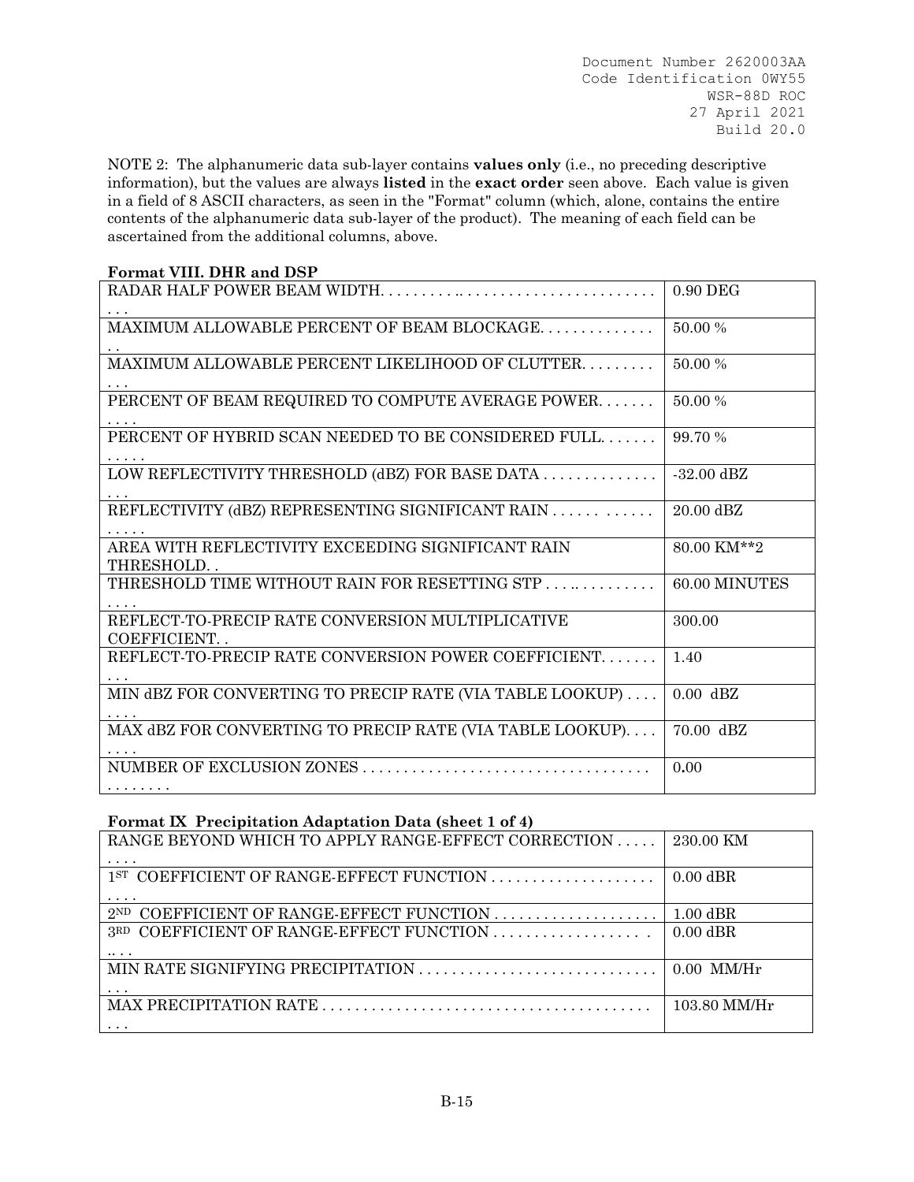NOTE 2: The alphanumeric data sub-layer contains **values only** (i.e., no preceding descriptive information), but the values are always **listed** in the **exact order** seen above. Each value is given in a field of 8 ASCII characters, as seen in the "Format" column (which, alone, contains the entire contents of the alphanumeric data sub-layer of the product). The meaning of each field can be ascertained from the additional columns, above.

**Format VIII. DHR and DSP**

| | |
|---|---|
| RADAR HALF POWER BEAM WIDTH. . . . . . . . . .. . . . . . . . . . . . . . . . . . . . . . . . . . | 0.90 DEG |
| MAXIMUM ALLOWABLE PERCENT OF BEAM BLOCKAGE. . . . . . . . . . . . . . . | 50.00 % |
| MAXIMUM ALLOWABLE PERCENT LIKELIHOOD OF CLUTTER. . . . . . . . . . . | 50.00 % |
| PERCENT OF BEAM REQUIRED TO COMPUTE AVERAGE POWER. . . . . . . . . . . | 50.00 % |
| PERCENT OF HYBRID SCAN NEEDED TO BE CONSIDERED FULL. . . . . . . . . . . . | 99.70 % |
| LOW REFLECTIVITY THRESHOLD (dBZ) FOR BASE DATA . . . . . . . . . . . . . . . . | -32.00 dBZ |
| REFLECTIVITY (dBZ) REPRESENTING SIGNIFICANT RAIN . . . . . . . . . . . . . . . . . | 20.00 dBZ |
| AREA WITH REFLECTIVITY EXCEEDING SIGNIFICANT RAIN THRESHOLD. . | 80.00 KM**2 |
| THRESHOLD TIME WITHOUT RAIN FOR RESETTING STP . . . .. . . . . . . . . . . . . | 60.00 MINUTES |
| REFLECT-TO-PRECIP RATE CONVERSION MULTIPLICATIVE COEFFICIENT. . | 300.00 |
| REFLECT-TO-PRECIP RATE CONVERSION POWER COEFFICIENT. . . . . . . . . . | 1.40 |
| MIN dBZ FOR CONVERTING TO PRECIP RATE (VIA TABLE LOOKUP) . . . . . . . . | 0.00 dBZ |
| MAX dBZ FOR CONVERTING TO PRECIP RATE (VIA TABLE LOOKUP). . . . . . . . | 70.00 dBZ |
| NUMBER OF EXCLUSION ZONES . . . . . . . . . . . . . . . . . . . . . . . . . . . . . . . . . . . . . . . . . . . | 0.00 |

**Format IX Precipitation Adaptation Data (sheet 1 of 4)**

| | |
|---|---|
| RANGE BEYOND WHICH TO APPLY RANGE-EFFECT CORRECTION . . . . . . . . . | 230.00 KM |
| 1ST COEFFICIENT OF RANGE-EFFECT FUNCTION . . . . . . . . . . . . . . . . . . . . . . . . | 0.00 dBR |
| 2ND COEFFICIENT OF RANGE-EFFECT FUNCTION . . . . . . . . . . . . . . . . . . . . . | 1.00 dBR |
| 3RD COEFFICIENT OF RANGE-EFFECT FUNCTION . . . . . . . . . . . . . . . . . . . . . . . | 0.00 dBR |
| MIN RATE SIGNIFYING PRECIPITATION . . . . . . . . . . . . . . . . . . . . . . . . . . . . . . . . . | 0.00 MM/Hr |
| MAX PRECIPITATION RATE . . . . . . . . . . . . . . . . . . . . . . . . . . . . . . . . . . . . . . . . . . . . . | 103.80 MM/Hr |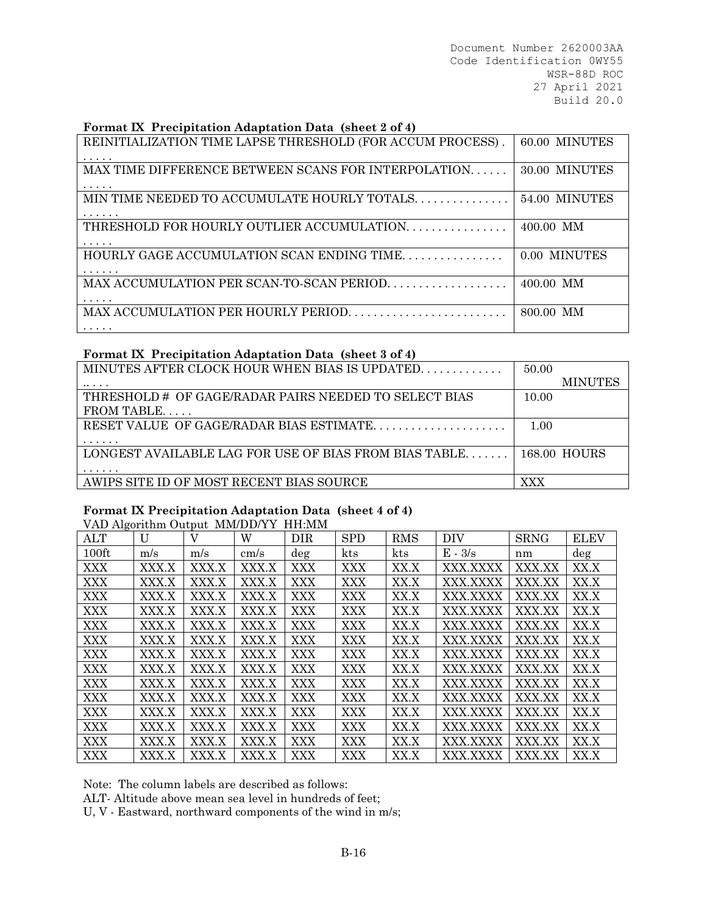**Format IX Precipitation Adaptation Data (sheet 2 of 4)**

| | |
|---|---|
| REINITIALIZATION TIME LAPSE THRESHOLD (FOR ACCUM PROCESS) . . . . . . | 60.00 MINUTES |
| MAX TIME DIFFERENCE BETWEEN SCANS FOR INTERPOLATION. . . . . . . . . . . | 30.00 MINUTES |
| MIN TIME NEEDED TO ACCUMULATE HOURLY TOTALS. . . . . . . . . . . . . . . . . . . . | 54.00 MINUTES |
| THRESHOLD FOR HOURLY OUTLIER ACCUMULATION. . . . . . . . . . . . . . . . . . . . | 400.00 MM |
| HOURLY GAGE ACCUMULATION SCAN ENDING TIME. . . . . . . . . . . . . . . . . . . . . | 0.00 MINUTES |
| MAX ACCUMULATION PER SCAN-TO-SCAN PERIOD. . . . . . . . . . . . . . . . . . . . . . . . | 400.00 MM |
| MAX ACCUMULATION PER HOURLY PERIOD. . . . . . . . . . . . . . . . . . . . . . . . . . . . . . | 800.00 MM |

**Format IX Precipitation Adaptation Data (sheet 3 of 4)**

| | |
|---|---|
| MINUTES AFTER CLOCK HOUR WHEN BIAS IS UPDATED. . . . . . . . . . . . . . . . . . | 50.00 MINUTES |
| THRESHOLD # OF GAGE/RADAR PAIRS NEEDED TO SELECT BIAS FROM TABLE. . . . . | 10.00 |
| RESET VALUE OF GAGE/RADAR BIAS ESTIMATE. . . . . . . . . . . . . . . . . . . . . . . . . . . | 1.00 |
| LONGEST AVAILABLE LAG FOR USE OF BIAS FROM BIAS TABLE. . . . . . . . . . . . . | 168.00 HOURS |
| AWIPS SITE ID OF MOST RECENT BIAS SOURCE | XXX |

**Format IX Precipitation Adaptation Data (sheet 4 of 4)**

VAD Algorithm Output MM/DD/YY HH:MM

| ALT | U | V | W | DIR | SPD | RMS | DIV | SRNG | ELEV |
|---|---|---|---|---|---|---|---|---|---|
| 100ft | m/s | m/s | cm/s | deg | kts | kts | E - 3/s | nm | deg |
| XXX | XXX.X | XXX.X | XXX.X | XXX | XXX | XX.X | XXX.XXXX | XXX.XX | XX.X |
| XXX | XXX.X | XXX.X | XXX.X | XXX | XXX | XX.X | XXX.XXXX | XXX.XX | XX.X |
| XXX | XXX.X | XXX.X | XXX.X | XXX | XXX | XX.X | XXX.XXXX | XXX.XX | XX.X |
| XXX | XXX.X | XXX.X | XXX.X | XXX | XXX | XX.X | XXX.XXXX | XXX.XX | XX.X |
| XXX | XXX.X | XXX.X | XXX.X | XXX | XXX | XX.X | XXX.XXXX | XXX.XX | XX.X |
| XXX | XXX.X | XXX.X | XXX.X | XXX | XXX | XX.X | XXX.XXXX | XXX.XX | XX.X |
| XXX | XXX.X | XXX.X | XXX.X | XXX | XXX | XX.X | XXX.XXXX | XXX.XX | XX.X |
| XXX | XXX.X | XXX.X | XXX.X | XXX | XXX | XX.X | XXX.XXXX | XXX.XX | XX.X |
| XXX | XXX.X | XXX.X | XXX.X | XXX | XXX | XX.X | XXX.XXXX | XXX.XX | XX.X |
| XXX | XXX.X | XXX.X | XXX.X | XXX | XXX | XX.X | XXX.XXXX | XXX.XX | XX.X |
| XXX | XXX.X | XXX.X | XXX.X | XXX | XXX | XX.X | XXX.XXXX | XXX.XX | XX.X |
| XXX | XXX.X | XXX.X | XXX.X | XXX | XXX | XX.X | XXX.XXXX | XXX.XX | XX.X |
| XXX | XXX.X | XXX.X | XXX.X | XXX | XXX | XX.X | XXX.XXXX | XXX.XX | XX.X |
| XXX | XXX.X | XXX.X | XXX.X | XXX | XXX | XX.X | XXX.XXXX | XXX.XX | XX.X |

Note: The column labels are described as follows:

ALT- Altitude above mean sea level in hundreds of feet;

U, V - Eastward, northward components of the wind in m/s;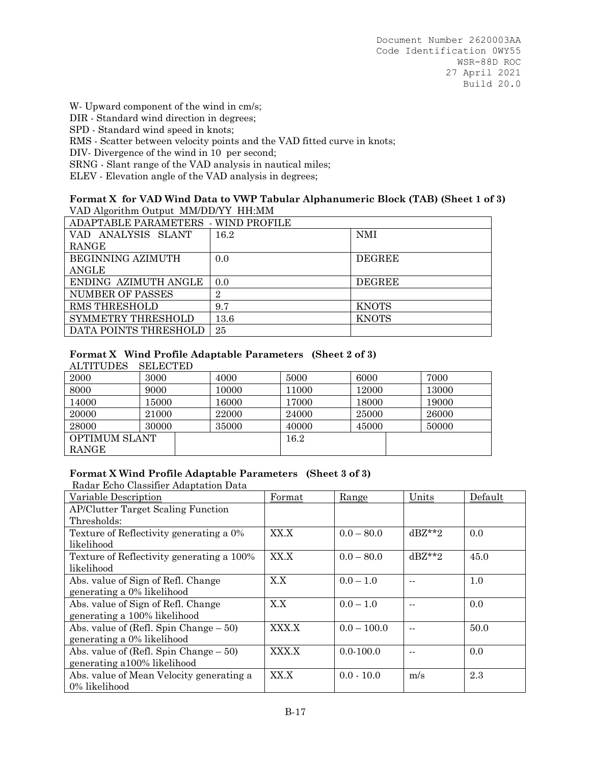W- Upward component of the wind in cm/s;
DIR - Standard wind direction in degrees;
SPD - Standard wind speed in knots;
RMS - Scatter between velocity points and the VAD fitted curve in knots;
DIV- Divergence of the wind in 10 per second;
SRNG - Slant range of the VAD analysis in nautical miles;
ELEV - Elevation angle of the VAD analysis in degrees;

**Format X for VAD Wind Data to VWP Tabular Alphanumeric Block (TAB) (Sheet 1 of 3)**

VAD Algorithm Output MM/DD/YY HH:MM

| ADAPTABLE PARAMETERS - WIND PROFILE | | |
|---|---|---|
| VAD ANALYSIS SLANT RANGE | 16.2 | NMI |
| BEGINNING AZIMUTH ANGLE | 0.0 | DEGREE |
| ENDING AZIMUTH ANGLE | 0.0 | DEGREE |
| NUMBER OF PASSES | 2 | |
| RMS THRESHOLD | 9.7 | KNOTS |
| SYMMETRY THRESHOLD | 13.6 | KNOTS |
| DATA POINTS THRESHOLD | 25 | |

**Format X Wind Profile Adaptable Parameters (Sheet 2 of 3)**

ALTITUDES SELECTED

| 2000 | 3000 | 4000 | 5000 | 6000 | 7000 |
|---|---|---|---|---|---|
| 8000 | 9000 | 10000 | 11000 | 12000 | 13000 |
| 14000 | 15000 | 16000 | 17000 | 18000 | 19000 |
| 20000 | 21000 | 22000 | 24000 | 25000 | 26000 |
| 28000 | 30000 | 35000 | 40000 | 45000 | 50000 |
| OPTIMUM SLANT RANGE | | | 16.2 | | |

**Format X Wind Profile Adaptable Parameters (Sheet 3 of 3)**

Radar Echo Classifier Adaptation Data

| Variable Description | Format | Range | Units | Default |
|---|---|---|---|---|
| AP/Clutter Target Scaling Function Thresholds: | | | | |
| Texture of Reflectivity generating a 0% likelihood | XX.X | 0.0 – 80.0 | dBZ**2 | 0.0 |
| Texture of Reflectivity generating a 100% likelihood | XX.X | 0.0 – 80.0 | dBZ**2 | 45.0 |
| Abs. value of Sign of Refl. Change generating a 0% likelihood | X.X | 0.0 – 1.0 | -- | 1.0 |
| Abs. value of Sign of Refl. Change generating a 100% likelihood | X.X | 0.0 – 1.0 | -- | 0.0 |
| Abs. value of (Refl. Spin Change – 50) generating a 0% likelihood | XXX.X | 0.0 – 100.0 | -- | 50.0 |
| Abs. value of (Refl. Spin Change – 50) generating a100% likelihood | XXX.X | 0.0-100.0 | -- | 0.0 |
| Abs. value of Mean Velocity generating a 0% likelihood | XX.X | 0.0 - 10.0 | m/s | 2.3 |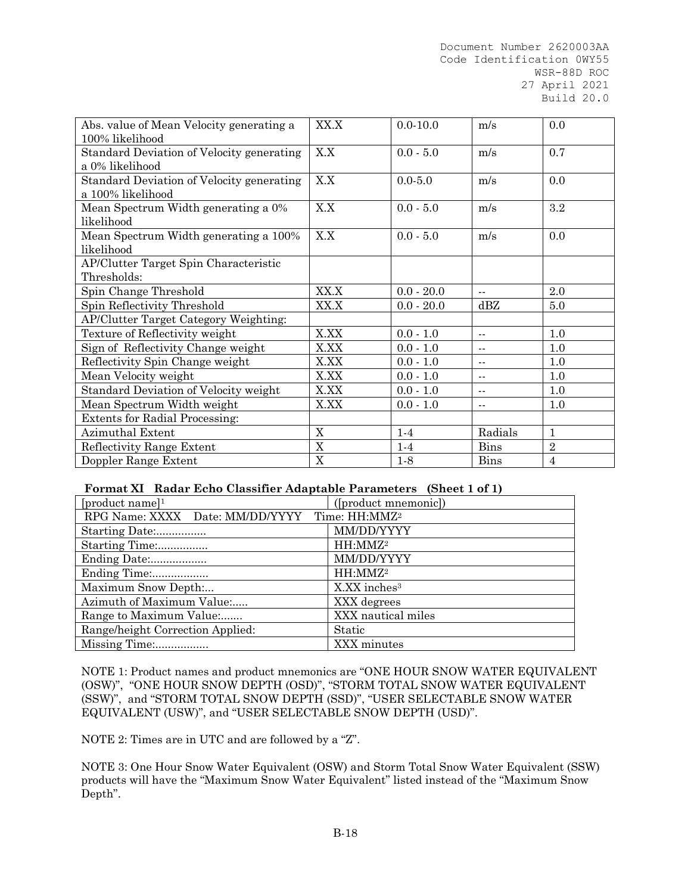| Abs. value of Mean Velocity generating a 100% likelihood | XX.X | 0.0-10.0 | m/s | 0.0 |
|---|---|---|---|---|
| Standard Deviation of Velocity generating a 0% likelihood | X.X | 0.0 - 5.0 | m/s | 0.7 |
| Standard Deviation of Velocity generating a 100% likelihood | X.X | 0.0-5.0 | m/s | 0.0 |
| Mean Spectrum Width generating a 0% likelihood | X.X | 0.0 - 5.0 | m/s | 3.2 |
| Mean Spectrum Width generating a 100% likelihood | X.X | 0.0 - 5.0 | m/s | 0.0 |
| AP/Clutter Target Spin Characteristic Thresholds: | | | | |
| Spin Change Threshold | XX.X | 0.0 - 20.0 | -- | 2.0 |
| Spin Reflectivity Threshold | XX.X | 0.0 - 20.0 | dBZ | 5.0 |
| AP/Clutter Target Category Weighting: | | | | |
| Texture of Reflectivity weight | X.XX | 0.0 - 1.0 | -- | 1.0 |
| Sign of Reflectivity Change weight | X.XX | 0.0 - 1.0 | -- | 1.0 |
| Reflectivity Spin Change weight | X.XX | 0.0 - 1.0 | -- | 1.0 |
| Mean Velocity weight | X.XX | 0.0 - 1.0 | -- | 1.0 |
| Standard Deviation of Velocity weight | X.XX | 0.0 - 1.0 | -- | 1.0 |
| Mean Spectrum Width weight | X.XX | 0.0 - 1.0 | -- | 1.0 |
| Extents for Radial Processing: | | | | |
| Azimuthal Extent | X | 1-4 | Radials | 1 |
| Reflectivity Range Extent | X | 1-4 | Bins | 2 |
| Doppler Range Extent | X | 1-8 | Bins | 4 |

**Format XI Radar Echo Classifier Adaptable Parameters (Sheet 1 of 1)**

| [product name][1] | ([product mnemonic]) |
|---|---|
| RPG Name: XXXX Date: MM/DD/YYYY | Time: HH:MMZ[2] |
| Starting Date:................ | MM/DD/YYYY |
| Starting Time:................ | HH:MMZ[2] |
| Ending Date:.................. | MM/DD/YYYY |
| Ending Time:.................. | HH:MMZ[2] |
| Maximum Snow Depth:... | X.XX inches[3] |
| Azimuth of Maximum Value:..... | XXX degrees |
| Range to Maximum Value:....... | XXX nautical miles |
| Range/height Correction Applied: | Static |
| Missing Time:................. | XXX minutes |

NOTE 1: Product names and product mnemonics are "ONE HOUR SNOW WATER EQUIVALENT (OSW)", "ONE HOUR SNOW DEPTH (OSD)", "STORM TOTAL SNOW WATER EQUIVALENT (SSW)", and "STORM TOTAL SNOW DEPTH (SSD)", "USER SELECTABLE SNOW WATER EQUIVALENT (USW)", and "USER SELECTABLE SNOW DEPTH (USD)".

NOTE 2: Times are in UTC and are followed by a "Z".

NOTE 3: One Hour Snow Water Equivalent (OSW) and Storm Total Snow Water Equivalent (SSW) products will have the "Maximum Snow Water Equivalent" listed instead of the "Maximum Snow Depth".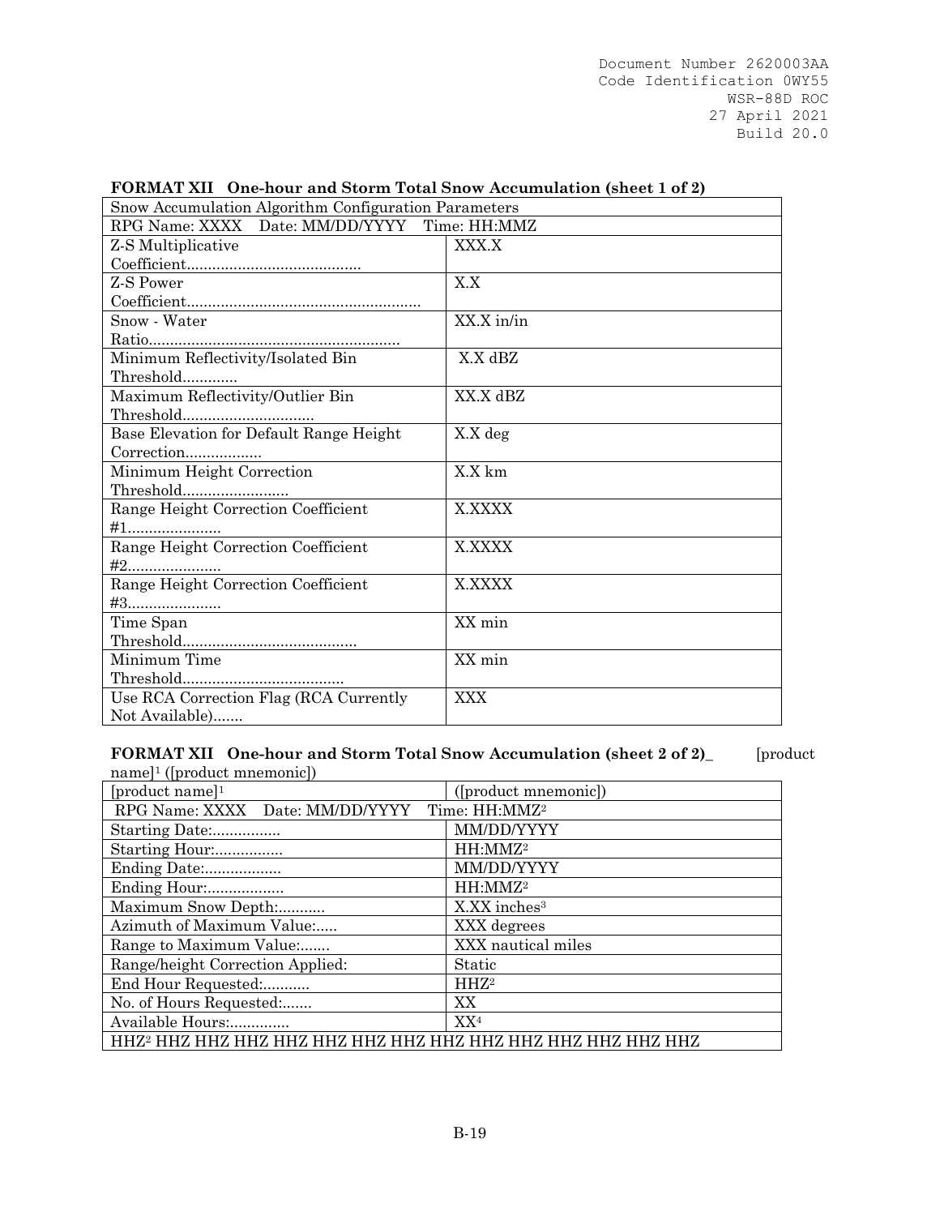**FORMAT XII One-hour and Storm Total Snow Accumulation (sheet 1 of 2)**

| Snow Accumulation Algorithm Configuration Parameters | |
|---|---|
| RPG Name: XXXX Date: MM/DD/YYYY Time: HH:MMZ | |
| Z-S Multiplicative Coefficient......................................... | XXX.X |
| Z-S Power Coefficient....................................................... | X.X |
| Snow - Water Ratio........................................................... | XX.X in/in |
| Minimum Reflectivity/Isolated Bin Threshold............. | X.X dBZ |
| Maximum Reflectivity/Outlier Bin Threshold............................... | XX.X dBZ |
| Base Elevation for Default Range Height Correction.................. | X.X deg |
| Minimum Height Correction Threshold......................... | X.X km |
| Range Height Correction Coefficient #1...................... | X.XXXX |
| Range Height Correction Coefficient #2...................... | X.XXXX |
| Range Height Correction Coefficient #3...................... | X.XXXX |
| Time Span Threshold......................................... | XX min |
| Minimum Time Threshold...................................... | XX min |
| Use RCA Correction Flag (RCA Currently Not Available)....... | XXX |

**FORMAT XII One-hour and Storm Total Snow Accumulation (sheet 2 of 2)_** [product name][1] ([product mnemonic])

| [product name][1] | ([product mnemonic]) |
|---|---|
| RPG Name: XXXX Date: MM/DD/YYYY Time: HH:MMZ[2] | |
| Starting Date:................ | MM/DD/YYYY |
| Starting Hour:................ | HH:MMZ[2] |
| Ending Date:.................. | MM/DD/YYYY |
| Ending Hour:.................. | HH:MMZ[2] |
| Maximum Snow Depth:........... | X.XX inches[3] |
| Azimuth of Maximum Value:..... | XXX degrees |
| Range to Maximum Value:....... | XXX nautical miles |
| Range/height Correction Applied: | Static |
| End Hour Requested:........... | HHZ[2] |
| No. of Hours Requested:....... | XX |
| Available Hours:.............. | XX[4] |
| HHZ[2] HHZ HHZ HHZ HHZ HHZ HHZ HHZ HHZ HHZ HHZ HHZ HHZ HHZ HHZ | |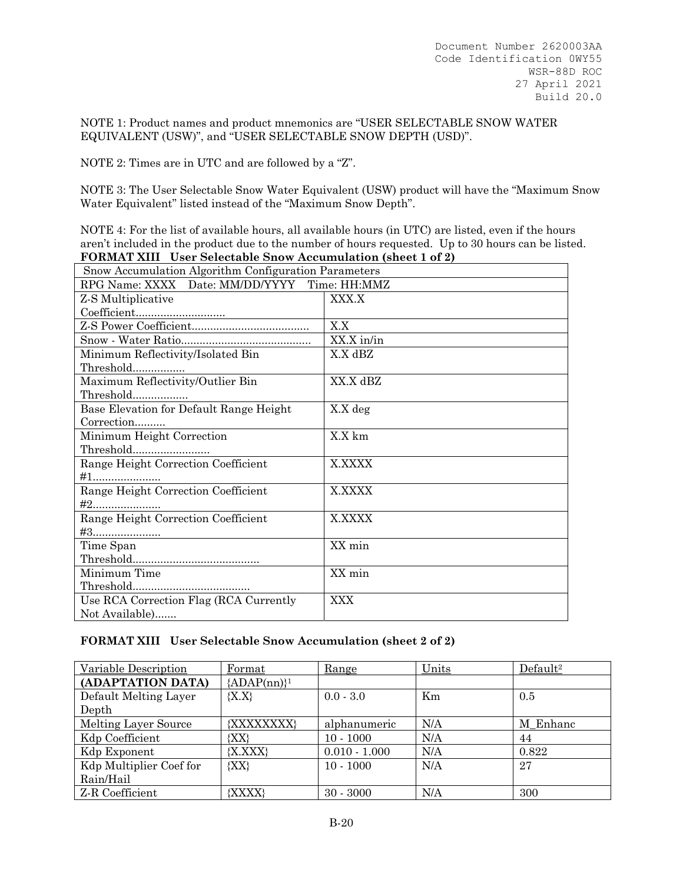NOTE 1: Product names and product mnemonics are "USER SELECTABLE SNOW WATER EQUIVALENT (USW)", and "USER SELECTABLE SNOW DEPTH (USD)".

NOTE 2: Times are in UTC and are followed by a "Z".

NOTE 3: The User Selectable Snow Water Equivalent (USW) product will have the "Maximum Snow Water Equivalent" listed instead of the "Maximum Snow Depth".

NOTE 4: For the list of available hours, all available hours (in UTC) are listed, even if the hours aren't included in the product due to the number of hours requested. Up to 30 hours can be listed.

**FORMAT XIII User Selectable Snow Accumulation (sheet 1 of 2)**

| Snow Accumulation Algorithm Configuration Parameters | |
|---|---|
| RPG Name: XXXX Date: MM/DD/YYYY Time: HH:MMZ | |
| Z-S Multiplicative Coefficient............................ | XXX.X |
| Z-S Power Coefficient...................................... | X.X |
| Snow - Water Ratio.......................................... | XX.X in/in |
| Minimum Reflectivity/Isolated Bin Threshold................. | X.X dBZ |
| Maximum Reflectivity/Outlier Bin Threshold.................. | XX.X dBZ |
| Base Elevation for Default Range Height Correction.......... | X.X deg |
| Minimum Height Correction Threshold......................... | X.X km |
| Range Height Correction Coefficient #1...................... | X.XXXX |
| Range Height Correction Coefficient #2...................... | X.XXXX |
| Range Height Correction Coefficient #3...................... | X.XXXX |
| Time Span Threshold......................................... | XX min |
| Minimum Time Threshold...................................... | XX min |
| Use RCA Correction Flag (RCA Currently Not Available)....... | XXX |

**FORMAT XIII User Selectable Snow Accumulation (sheet 2 of 2)**

| Variable Description | Format | Range | Units | Default[2] |
|---|---|---|---|---|
| **(ADAPTATION DATA)** | {ADAP(nn)}[1] | | | |
| Default Melting Layer Depth | {X.X} | 0.0 - 3.0 | Km | 0.5 |
| Melting Layer Source | {XXXXXXXX} | alphanumeric | N/A | M_Enhanc |
| Kdp Coefficient | {XX} | 10 - 1000 | N/A | 44 |
| Kdp Exponent | {X.XXX} | 0.010 - 1.000 | N/A | 0.822 |
| Kdp Multiplier Coef for Rain/Hail | {XX} | 10 - 1000 | N/A | 27 |
| Z-R Coefficient | {XXXX} | 30 - 3000 | N/A | 300 |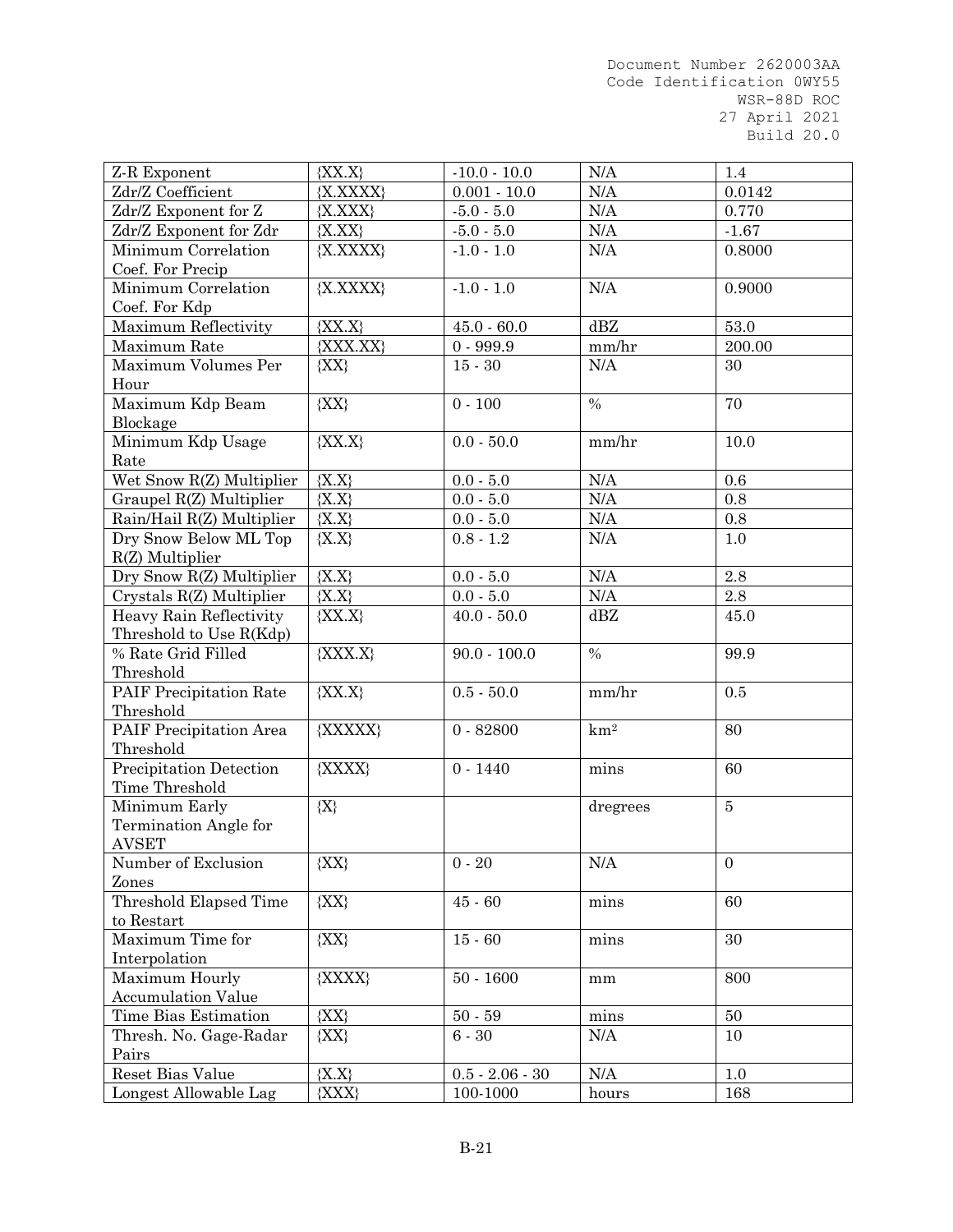| Z-R Exponent | {XX.X} | -10.0 - 10.0 | N/A | 1.4 |
|---|---|---|---|---|
| Zdr/Z Coefficient | {X.XXXX} | 0.001 - 10.0 | N/A | 0.0142 |
| Zdr/Z Exponent for Z | {X.XXX} | -5.0 - 5.0 | N/A | 0.770 |
| Zdr/Z Exponent for Zdr | {X.XX} | -5.0 - 5.0 | N/A | -1.67 |
| Minimum Correlation Coef. For Precip | {X.XXXX} | -1.0 - 1.0 | N/A | 0.8000 |
| Minimum Correlation Coef. For Kdp | {X.XXXX} | -1.0 - 1.0 | N/A | 0.9000 |
| Maximum Reflectivity | {XX.X} | 45.0 - 60.0 | dBZ | 53.0 |
| Maximum Rate | {XXX.XX} | 0 - 999.9 | mm/hr | 200.00 |
| Maximum Volumes Per Hour | {XX} | 15 - 30 | N/A | 30 |
| Maximum Kdp Beam Blockage | {XX} | 0 - 100 | % | 70 |
| Minimum Kdp Usage Rate | {XX.X} | 0.0 - 50.0 | mm/hr | 10.0 |
| Wet Snow R(Z) Multiplier | {X.X} | 0.0 - 5.0 | N/A | 0.6 |
| Graupel R(Z) Multiplier | {X.X} | 0.0 - 5.0 | N/A | 0.8 |
| Rain/Hail R(Z) Multiplier | {X.X} | 0.0 - 5.0 | N/A | 0.8 |
| Dry Snow Below ML Top R(Z) Multiplier | {X.X} | 0.8 - 1.2 | N/A | 1.0 |
| Dry Snow R(Z) Multiplier | {X.X} | 0.0 - 5.0 | N/A | 2.8 |
| Crystals R(Z) Multiplier | {X.X} | 0.0 - 5.0 | N/A | 2.8 |
| Heavy Rain Reflectivity Threshold to Use R(Kdp) | {XX.X} | 40.0 - 50.0 | dBZ | 45.0 |
| % Rate Grid Filled Threshold | {XXX.X} | 90.0 - 100.0 | % | 99.9 |
| PAIF Precipitation Rate Threshold | {XX.X} | 0.5 - 50.0 | mm/hr | 0.5 |
| PAIF Precipitation Area Threshold | {XXXXX} | 0 - 82800 | km$^2$ | 80 |
| Precipitation Detection Time Threshold | {XXXX} | 0 - 1440 | mins | 60 |
| Minimum Early Termination Angle for AVSET | {X} | | dregrees | 5 |
| Number of Exclusion Zones | {XX} | 0 - 20 | N/A | 0 |
| Threshold Elapsed Time to Restart | {XX} | 45 - 60 | mins | 60 |
| Maximum Time for Interpolation | {XX} | 15 - 60 | mins | 30 |
| Maximum Hourly Accumulation Value | {XXXX} | 50 - 1600 | mm | 800 |
| Time Bias Estimation | {XX} | 50 - 59 | mins | 50 |
| Thresh. No. Gage-Radar Pairs | {XX} | 6 - 30 | N/A | 10 |
| Reset Bias Value | {X.X} | 0.5 - 2.06 - 30 | N/A | 1.0 |
| Longest Allowable Lag | {XXX} | 100-1000 | hours | 168 |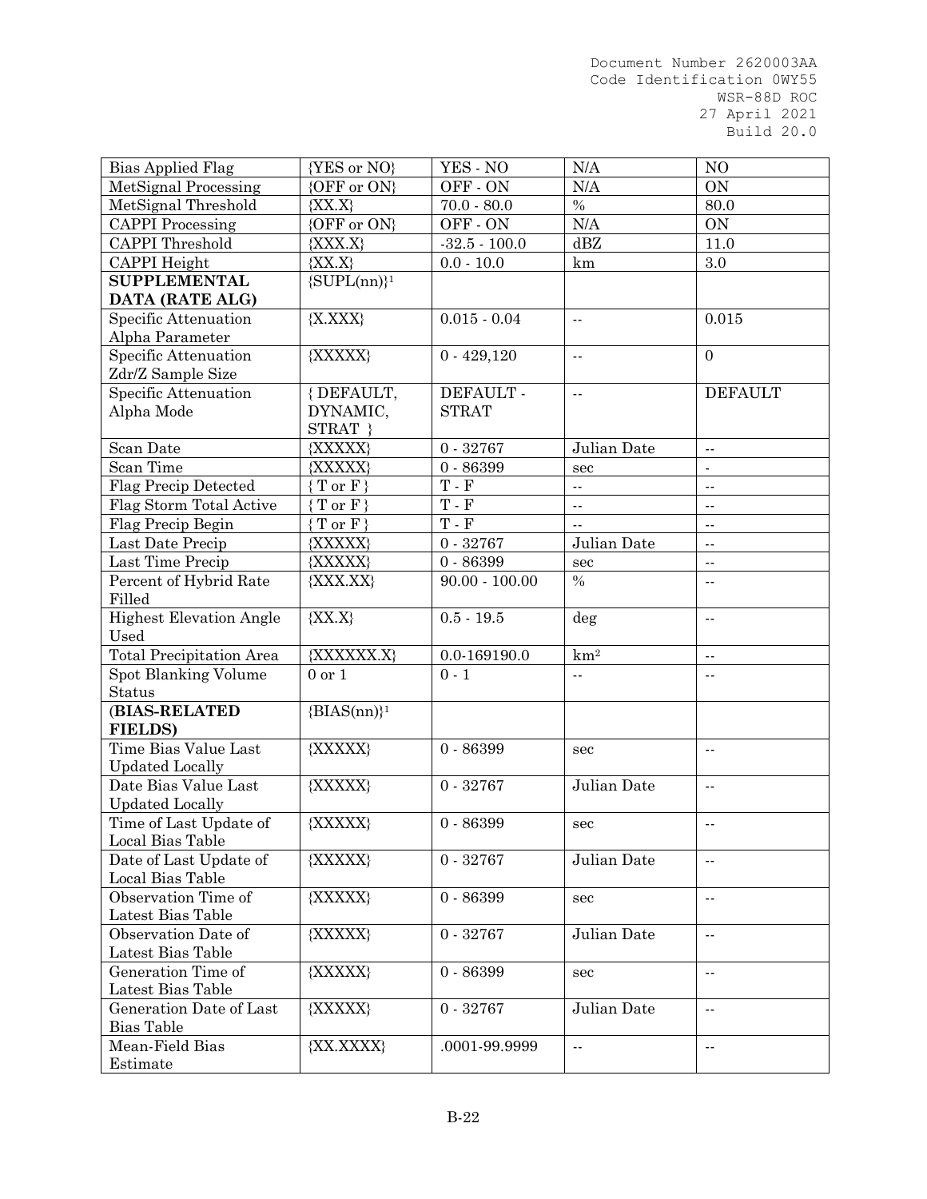| Bias Applied Flag | {YES or NO} | YES - NO | N/A | NO |
|---|---|---|---|---|
| MetSignal Processing | {OFF or ON} | OFF - ON | N/A | ON |
| MetSignal Threshold | {XX.X} | 70.0 - 80.0 | % | 80.0 |
| CAPPI Processing | {OFF or ON} | OFF - ON | N/A | ON |
| CAPPI Threshold | {XXX.X} | -32.5 - 100.0 | dBZ | 11.0 |
| CAPPI Height | {XX.X} | 0.0 - 10.0 | km | 3.0 |
| **SUPPLEMENTAL DATA (RATE ALG)** | {SUPL(nn)}[1] | | | |
| Specific Attenuation Alpha Parameter | {X.XXX} | 0.015 - 0.04 | -- | 0.015 |
| Specific Attenuation Zdr/Z Sample Size | {XXXXX} | 0 - 429,120 | -- | 0 |
| Specific Attenuation Alpha Mode | { DEFAULT, DYNAMIC, STRAT } | DEFAULT - STRAT | -- | DEFAULT |
| Scan Date | {XXXXX} | 0 - 32767 | Julian Date | -- |
| Scan Time | {XXXXX} | 0 - 86399 | sec | - |
| Flag Precip Detected | { T or F } | T - F | -- | -- |
| Flag Storm Total Active | { T or F } | T - F | -- | -- |
| Flag Precip Begin | { T or F } | T - F | -- | -- |
| Last Date Precip | {XXXXX} | 0 - 32767 | Julian Date | -- |
| Last Time Precip | {XXXXX} | 0 - 86399 | sec | -- |
| Percent of Hybrid Rate Filled | {XXX.XX} | 90.00 - 100.00 | % | -- |
| Highest Elevation Angle Used | {XX.X} | 0.5 - 19.5 | deg | -- |
| Total Precipitation Area | {XXXXXX.X} | 0.0-169190.0 | $km^2$ | -- |
| Spot Blanking Volume Status | 0 or 1 | 0 - 1 | -- | -- |
| **(BIAS-RELATED FIELDS)** | {BIAS(nn)}[1] | | | |
| Time Bias Value Last Updated Locally | {XXXXX} | 0 - 86399 | sec | -- |
| Date Bias Value Last Updated Locally | {XXXXX} | 0 - 32767 | Julian Date | -- |
| Time of Last Update of Local Bias Table | {XXXXX} | 0 - 86399 | sec | -- |
| Date of Last Update of Local Bias Table | {XXXXX} | 0 - 32767 | Julian Date | -- |
| Observation Time of Latest Bias Table | {XXXXX} | 0 - 86399 | sec | -- |
| Observation Date of Latest Bias Table | {XXXXX} | 0 - 32767 | Julian Date | -- |
| Generation Time of Latest Bias Table | {XXXXX} | 0 - 86399 | sec | -- |
| Generation Date of Last Bias Table | {XXXXX} | 0 - 32767 | Julian Date | -- |
| Mean-Field Bias Estimate | {XX.XXXX} | .0001-99.9999 | -- | -- |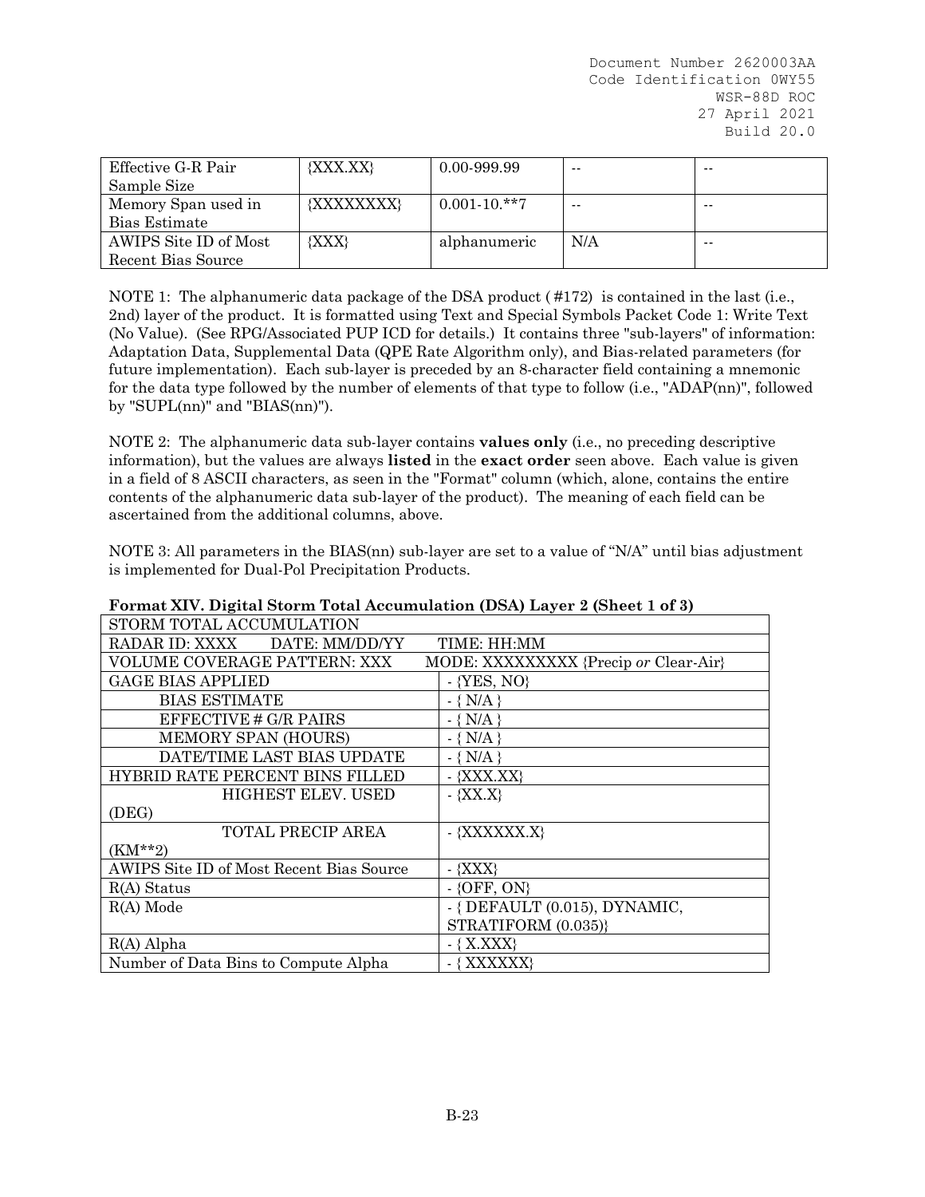| Effective G-R Pair Sample Size | {XXX.XX} | 0.00-999.99 | -- | -- |
|---|---|---|---|---|
| Memory Span used in Bias Estimate | {XXXXXXXX} | 0.001-10.**7 | -- | -- |
| AWIPS Site ID of Most Recent Bias Source | {XXX} | alphanumeric | N/A | -- |

NOTE 1: The alphanumeric data package of the DSA product ( #172) is contained in the last (i.e., 2nd) layer of the product. It is formatted using Text and Special Symbols Packet Code 1: Write Text (No Value). (See RPG/Associated PUP ICD for details.) It contains three "sub-layers" of information: Adaptation Data, Supplemental Data (QPE Rate Algorithm only), and Bias-related parameters (for future implementation). Each sub-layer is preceded by an 8-character field containing a mnemonic for the data type followed by the number of elements of that type to follow (i.e., "ADAP(nn)", followed by "SUPL(nn)" and "BIAS(nn)").

NOTE 2: The alphanumeric data sub-layer contains **values only** (i.e., no preceding descriptive information), but the values are always **listed** in the **exact order** seen above. Each value is given in a field of 8 ASCII characters, as seen in the "Format" column (which, alone, contains the entire contents of the alphanumeric data sub-layer of the product). The meaning of each field can be ascertained from the additional columns, above.

NOTE 3: All parameters in the BIAS(nn) sub-layer are set to a value of "N/A" until bias adjustment is implemented for Dual-Pol Precipitation Products.

**Format XIV. Digital Storm Total Accumulation (DSA) Layer 2 (Sheet 1 of 3)**

| STORM TOTAL ACCUMULATION | |
|---|---|
| RADAR ID: XXXX DATE: MM/DD/YY | TIME: HH:MM |
| VOLUME COVERAGE PATTERN: XXX | MODE: XXXXXXXXX {Precip *or* Clear-Air} |
| GAGE BIAS APPLIED | - {YES, NO} |
| BIAS ESTIMATE | - { N/A } |
| EFFECTIVE # G/R PAIRS | - { N/A } |
| MEMORY SPAN (HOURS) | - { N/A } |
| DATE/TIME LAST BIAS UPDATE | - { N/A } |
| HYBRID RATE PERCENT BINS FILLED | - {XXX.XX} |
| HIGHEST ELEV. USED (DEG) | - {XX.X} |
| TOTAL PRECIP AREA (KM**2) | - {XXXXXX.X} |
| AWIPS Site ID of Most Recent Bias Source | - {XXX} |
| R(A) Status | - {OFF, ON} |
| R(A) Mode | - { DEFAULT (0.015), DYNAMIC, STRATIFORM (0.035)} |
| R(A) Alpha | - { X.XXX} |
| Number of Data Bins to Compute Alpha | - { XXXXXX} |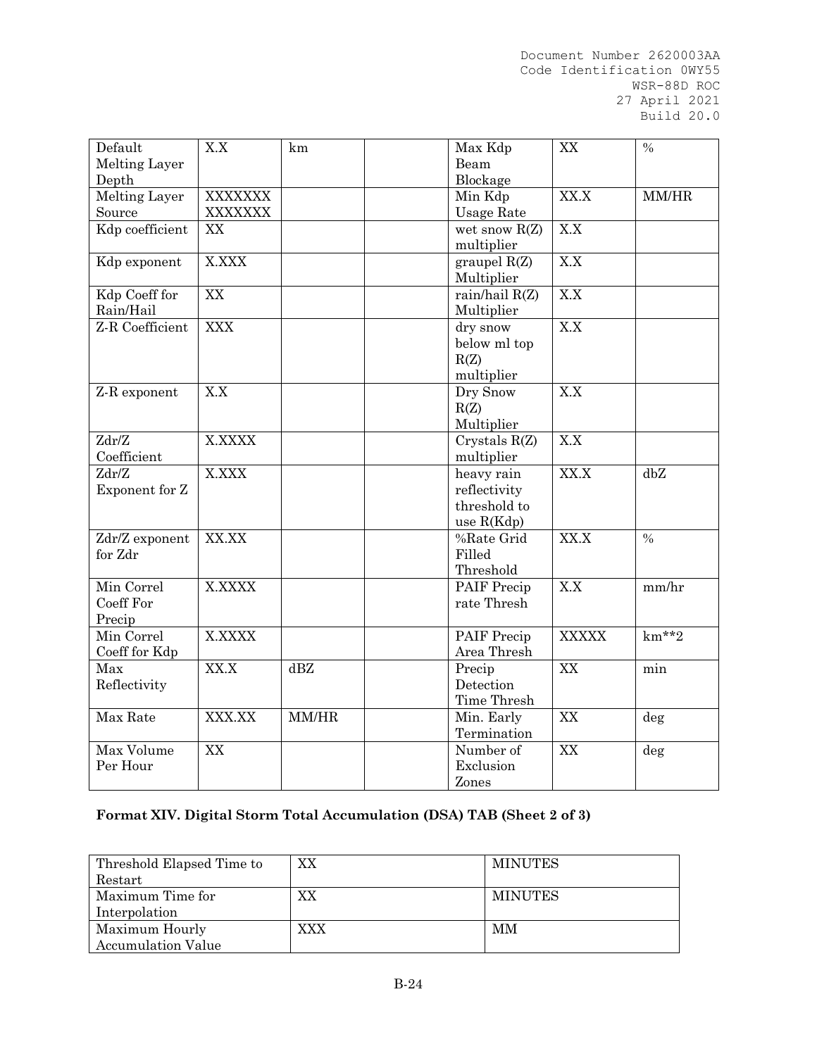| Default Melting Layer Depth | X.X | km | | Max Kdp Beam Blockage | XX | % |
|---|---|---|---|---|---|---|
| Melting Layer Source | XXXXXXX XXXXXXX | | | Min Kdp Usage Rate | XX.X | MM/HR |
| Kdp coefficient | XX | | | wet snow R(Z) multiplier | X.X | |
| Kdp exponent | X.XXX | | | graupel R(Z) Multiplier | X.X | |
| Kdp Coeff for Rain/Hail | XX | | | rain/hail R(Z) Multiplier | X.X | |
| Z-R Coefficient | XXX | | | dry snow below ml top R(Z) multiplier | X.X | |
| Z-R exponent | X.X | | | Dry Snow R(Z) Multiplier | X.X | |
| Zdr/Z Coefficient | X.XXXX | | | Crystals R(Z) multiplier | X.X | |
| Zdr/Z Exponent for Z | X.XXX | | | heavy rain reflectivity threshold to use R(Kdp) | XX.X | dbZ |
| Zdr/Z exponent for Zdr | XX.XX | | | %Rate Grid Filled Threshold | XX.X | % |
| Min Correl Coeff For Precip | X.XXXX | | | PAIF Precip rate Thresh | X.X | mm/hr |
| Min Correl Coeff for Kdp | X.XXXX | | | PAIF Precip Area Thresh | XXXXX | km**2 |
| Max Reflectivity | XX.X | dBZ | | Precip Detection Time Thresh | XX | min |
| Max Rate | XXX.XX | MM/HR | | Min. Early Termination | XX | deg |
| Max Volume Per Hour | XX | | | Number of Exclusion Zones | XX | deg |

**Format XIV. Digital Storm Total Accumulation (DSA) TAB (Sheet 2 of 3)**

| Threshold Elapsed Time to Restart | XX | MINUTES |
|---|---|---|
| Maximum Time for Interpolation | XX | MINUTES |
| Maximum Hourly Accumulation Value | XXX | MM |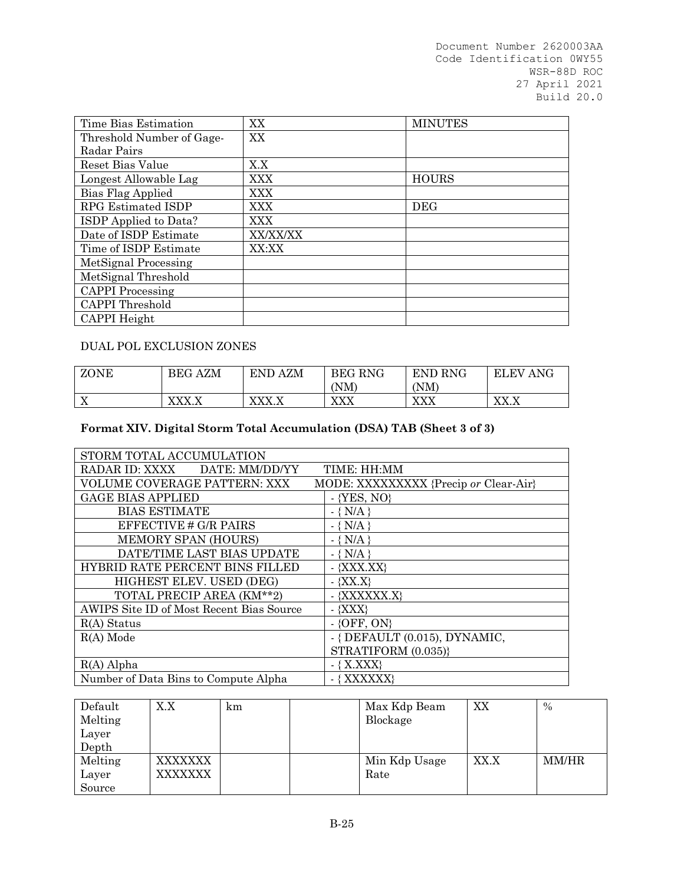| Time Bias Estimation | XX | MINUTES |
|---|---|---|
| Threshold Number of Gage-Radar Pairs | XX | |
| Reset Bias Value | X.X | |
| Longest Allowable Lag | XXX | HOURS |
| Bias Flag Applied | XXX | |
| RPG Estimated ISDP | XXX | DEG |
| ISDP Applied to Data? | XXX | |
| Date of ISDP Estimate | XX/XX/XX | |
| Time of ISDP Estimate | XX:XX | |
| MetSignal Processing | | |
| MetSignal Threshold | | |
| CAPPI Processing | | |
| CAPPI Threshold | | |
| CAPPI Height | | |

DUAL POL EXCLUSION ZONES

| ZONE | BEG AZM | END AZM | BEG RNG (NM) | END RNG (NM) | ELEV ANG |
|---|---|---|---|---|---|
| X | XXX.X | XXX.X | XXX | XXX | XX.X |

**Format XIV. Digital Storm Total Accumulation (DSA) TAB (Sheet 3 of 3)**

| STORM TOTAL ACCUMULATION | |
|---|---|
| RADAR ID: XXXX DATE: MM/DD/YY | TIME: HH:MM |
| VOLUME COVERAGE PATTERN: XXX | MODE: XXXXXXXXX {Precip *or* Clear-Air} |
| GAGE BIAS APPLIED | - {YES, NO} |
| BIAS ESTIMATE | - { N/A } |
| EFFECTIVE # G/R PAIRS | - { N/A } |
| MEMORY SPAN (HOURS) | - { N/A } |
| DATE/TIME LAST BIAS UPDATE | - { N/A } |
| HYBRID RATE PERCENT BINS FILLED | - {XXX.XX} |
| HIGHEST ELEV. USED (DEG) | - {XX.X} |
| TOTAL PRECIP AREA (KM**2) | - {XXXXXX.X} |
| AWIPS Site ID of Most Recent Bias Source | - {XXX} |
| R(A) Status | - {OFF, ON} |
| R(A) Mode | - { DEFAULT (0.015), DYNAMIC, STRATIFORM (0.035)} |
| R(A) Alpha | - { X.XXX} |
| Number of Data Bins to Compute Alpha | - { XXXXXX} |

| Default Melting Layer Depth | X.X | km | | Max Kdp Beam Blockage | XX | % |
|---|---|---|---|---|---|---|
| Melting Layer Source | XXXXXXX XXXXXXX | | | Min Kdp Usage Rate | XX.X | MM/HR |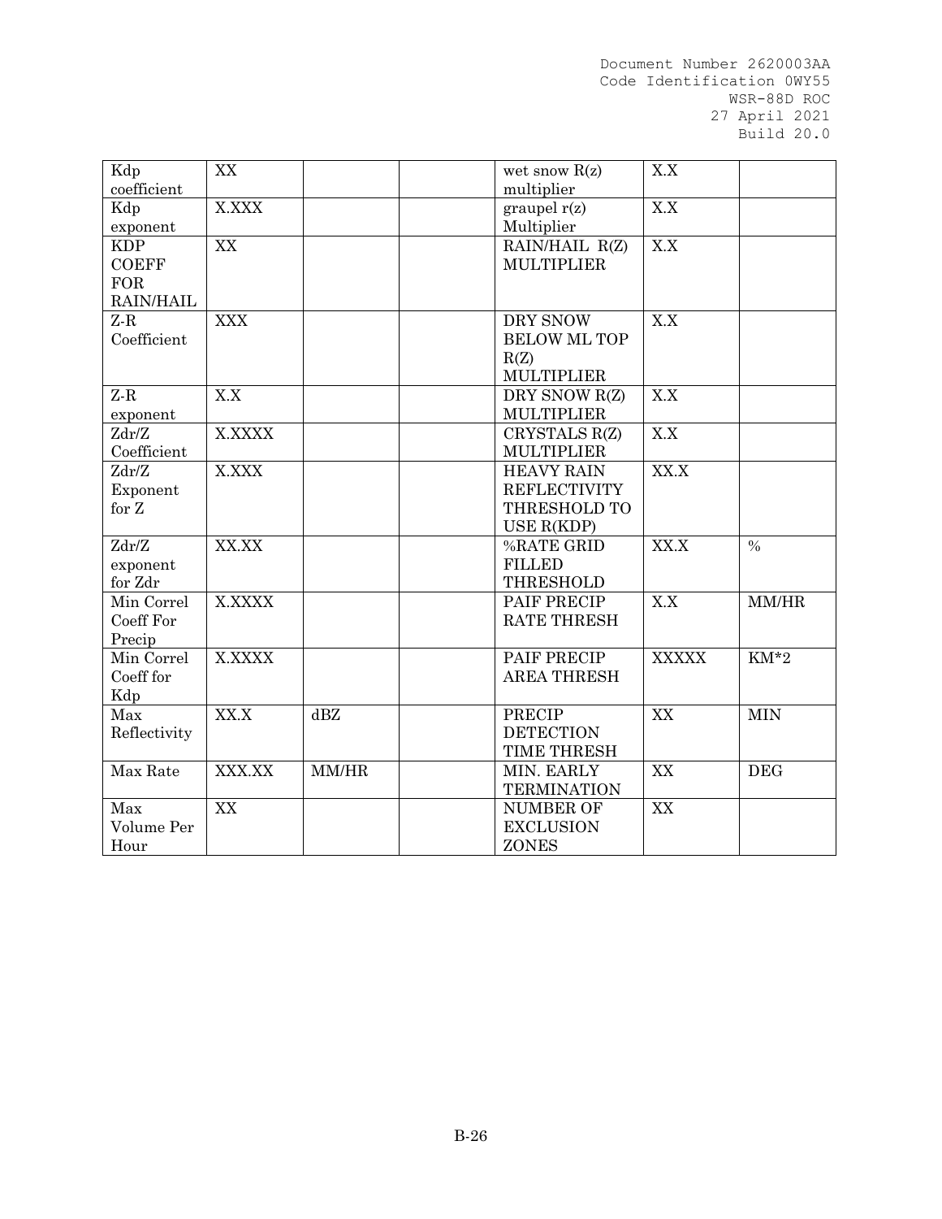| | | | | | | |
|---|---|---|---|---|---|---|
| Kdp coefficient | XX | | | wet snow R(z) multiplier | X.X | |
| Kdp exponent | X.XXX | | | graupel r(z) Multiplier | X.X | |
| KDP COEFF FOR RAIN/HAIL | XX | | | RAIN/HAIL R(Z) MULTIPLIER | X.X | |
| Z-R Coefficient | XXX | | | DRY SNOW BELOW ML TOP R(Z) MULTIPLIER | X.X | |
| Z-R exponent | X.X | | | DRY SNOW R(Z) MULTIPLIER | X.X | |
| Zdr/Z Coefficient | X.XXXX | | | CRYSTALS R(Z) MULTIPLIER | X.X | |
| Zdr/Z Exponent for Z | X.XXX | | | HEAVY RAIN REFLECTIVITY THRESHOLD TO USE R(KDP) | XX.X | |
| Zdr/Z exponent for Zdr | XX.XX | | | %RATE GRID FILLED THRESHOLD | XX.X | % |
| Min Correl Coeff For Precip | X.XXXX | | | PAIF PRECIP RATE THRESH | X.X | MM/HR |
| Min Correl Coeff for Kdp | X.XXXX | | | PAIF PRECIP AREA THRESH | XXXXX | KM*2 |
| Max Reflectivity | XX.X | dBZ | | PRECIP DETECTION TIME THRESH | XX | MIN |
| Max Rate | XXX.XX | MM/HR | | MIN. EARLY TERMINATION | XX | DEG |
| Max Volume Per Hour | XX | | | NUMBER OF EXCLUSION ZONES | XX | |